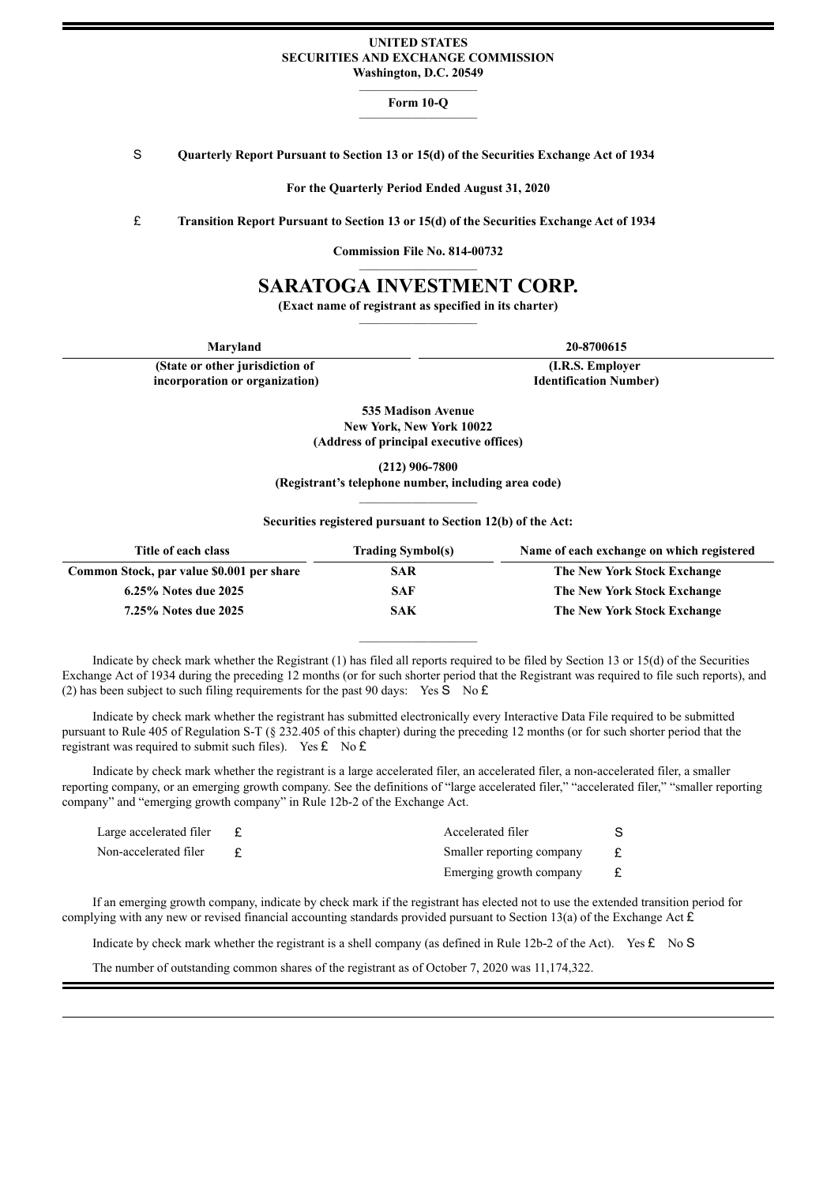**UNITED STATES**
**SECURITIES AND EXCHANGE COMMISSION**
**Washington, D.C. 20549**

**Form 10-Q**

S **Quarterly Report Pursuant to Section 13 or 15(d) of the Securities Exchange Act of 1934**

**For the Quarterly Period Ended August 31, 2020**

£ **Transition Report Pursuant to Section 13 or 15(d) of the Securities Exchange Act of 1934**

**Commission File No. 814-00732**

# SARATOGA INVESTMENT CORP.

**(Exact name of registrant as specified in its charter)**

| **Maryland** | **20-8700615** |
|---|---|
| **(State or other jurisdiction of incorporation or organization)** | **(I.R.S. Employer Identification Number)** |

**535 Madison Avenue**
**New York, New York 10022**
**(Address of principal executive offices)**

**(212) 906-7800**
**(Registrant's telephone number, including area code)**

**Securities registered pursuant to Section 12(b) of the Act:**

| Title of each class | Trading Symbol(s) | Name of each exchange on which registered |
|---|---|---|
| **Common Stock, par value $0.001 per share** | **SAR** | **The New York Stock Exchange** |
| **6.25% Notes due 2025** | **SAF** | **The New York Stock Exchange** |
| **7.25% Notes due 2025** | **SAK** | **The New York Stock Exchange** |

Indicate by check mark whether the Registrant (1) has filed all reports required to be filed by Section 13 or 15(d) of the Securities Exchange Act of 1934 during the preceding 12 months (or for such shorter period that the Registrant was required to file such reports), and (2) has been subject to such filing requirements for the past 90 days: Yes S No £

Indicate by check mark whether the registrant has submitted electronically every Interactive Data File required to be submitted pursuant to Rule 405 of Regulation S-T (§ 232.405 of this chapter) during the preceding 12 months (or for such shorter period that the registrant was required to submit such files). Yes £ No £

Indicate by check mark whether the registrant is a large accelerated filer, an accelerated filer, a non-accelerated filer, a smaller reporting company, or an emerging growth company. See the definitions of "large accelerated filer," "accelerated filer," "smaller reporting company" and "emerging growth company" in Rule 12b-2 of the Exchange Act.

| | | | |
|---|---|---|---|
| Large accelerated filer | £ | Accelerated filer | S |
| Non-accelerated filer | £ | Smaller reporting company | £ |
| | | Emerging growth company | £ |

If an emerging growth company, indicate by check mark if the registrant has elected not to use the extended transition period for complying with any new or revised financial accounting standards provided pursuant to Section 13(a) of the Exchange Act £

Indicate by check mark whether the registrant is a shell company (as defined in Rule 12b-2 of the Act). Yes £ No S

The number of outstanding common shares of the registrant as of October 7, 2020 was 11,174,322.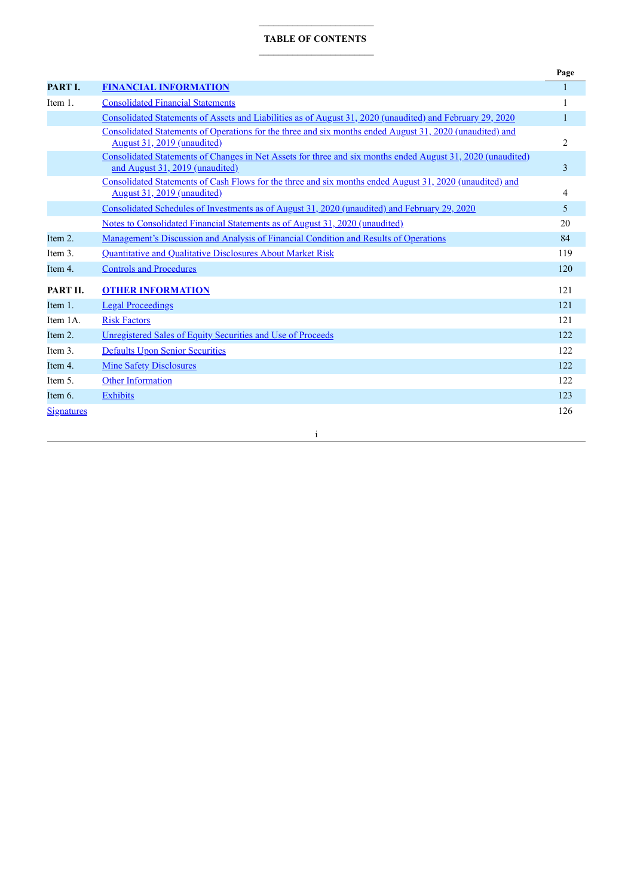# TABLE OF CONTENTS

| | | Page |
|---|---|---|
| **PART I.** | **FINANCIAL INFORMATION** | 1 |
| Item 1. | Consolidated Financial Statements | 1 |
| | Consolidated Statements of Assets and Liabilities as of August 31, 2020 (unaudited) and February 29, 2020 | 1 |
| | Consolidated Statements of Operations for the three and six months ended August 31, 2020 (unaudited) and August 31, 2019 (unaudited) | 2 |
| | Consolidated Statements of Changes in Net Assets for three and six months ended August 31, 2020 (unaudited) and August 31, 2019 (unaudited) | 3 |
| | Consolidated Statements of Cash Flows for the three and six months ended August 31, 2020 (unaudited) and August 31, 2019 (unaudited) | 4 |
| | Consolidated Schedules of Investments as of August 31, 2020 (unaudited) and February 29, 2020 | 5 |
| | Notes to Consolidated Financial Statements as of August 31, 2020 (unaudited) | 20 |
| Item 2. | Management's Discussion and Analysis of Financial Condition and Results of Operations | 84 |
| Item 3. | Quantitative and Qualitative Disclosures About Market Risk | 119 |
| Item 4. | Controls and Procedures | 120 |
| **PART II.** | **OTHER INFORMATION** | 121 |
| Item 1. | Legal Proceedings | 121 |
| Item 1A. | Risk Factors | 121 |
| Item 2. | Unregistered Sales of Equity Securities and Use of Proceeds | 122 |
| Item 3. | Defaults Upon Senior Securities | 122 |
| Item 4. | Mine Safety Disclosures | 122 |
| Item 5. | Other Information | 122 |
| Item 6. | Exhibits | 123 |
| Signatures | | 126 |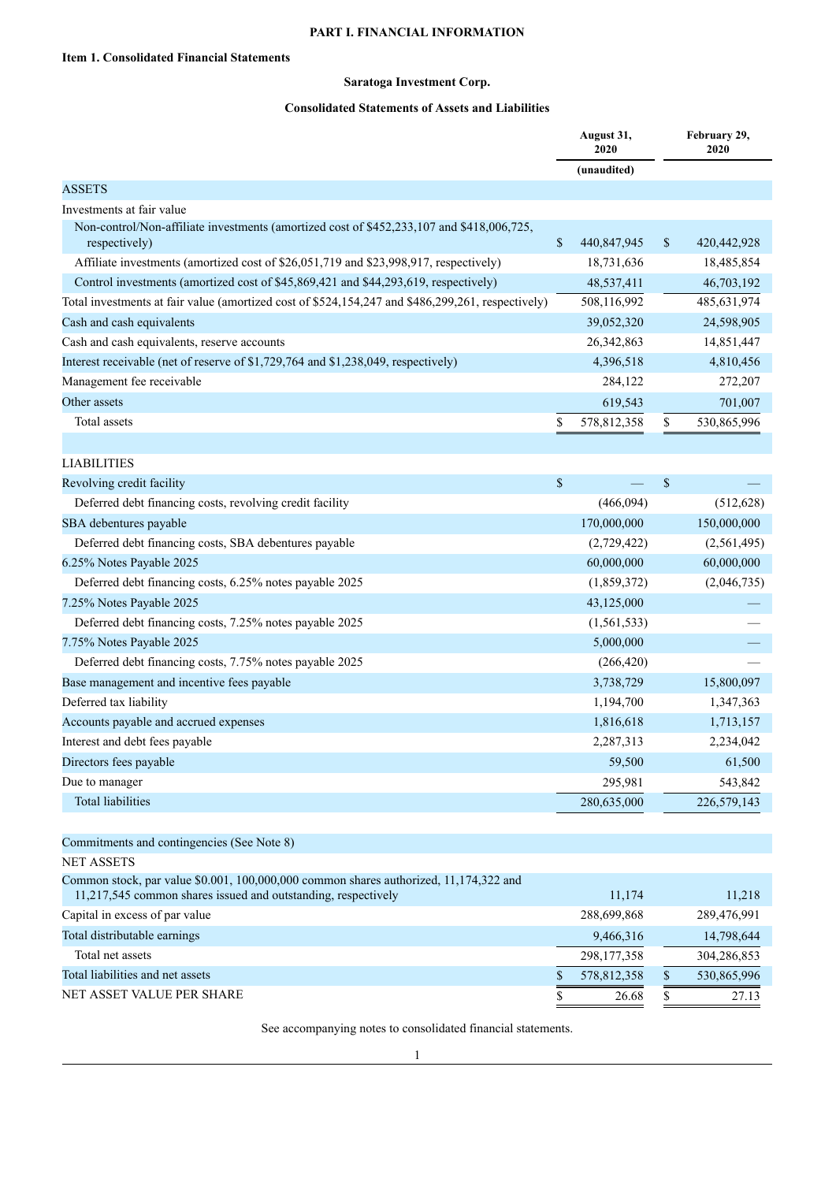**PART I. FINANCIAL INFORMATION**

**Item 1. Consolidated Financial Statements**

**Saratoga Investment Corp.**

**Consolidated Statements of Assets and Liabilities**

| | August 31, 2020 | February 29, 2020 |
|---|---|---|
| | (unaudited) | |
| ASSETS | | |
| Investments at fair value | | |
| Non-control/Non-affiliate investments (amortized cost of $452,233,107 and $418,006,725, respectively) | $ 440,847,945 | $ 420,442,928 |
| Affiliate investments (amortized cost of $26,051,719 and $23,998,917, respectively) | 18,731,636 | 18,485,854 |
| Control investments (amortized cost of $45,869,421 and $44,293,619, respectively) | 48,537,411 | 46,703,192 |
| Total investments at fair value (amortized cost of $524,154,247 and $486,299,261, respectively) | 508,116,992 | 485,631,974 |
| Cash and cash equivalents | 39,052,320 | 24,598,905 |
| Cash and cash equivalents, reserve accounts | 26,342,863 | 14,851,447 |
| Interest receivable (net of reserve of $1,729,764 and $1,238,049, respectively) | 4,396,518 | 4,810,456 |
| Management fee receivable | 284,122 | 272,207 |
| Other assets | 619,543 | 701,007 |
| Total assets | $ 578,812,358 | $ 530,865,996 |
| | | |
| LIABILITIES | | |
| Revolving credit facility | $ — | $ — |
| Deferred debt financing costs, revolving credit facility | (466,094) | (512,628) |
| SBA debentures payable | 170,000,000 | 150,000,000 |
| Deferred debt financing costs, SBA debentures payable | (2,729,422) | (2,561,495) |
| 6.25% Notes Payable 2025 | 60,000,000 | 60,000,000 |
| Deferred debt financing costs, 6.25% notes payable 2025 | (1,859,372) | (2,046,735) |
| 7.25% Notes Payable 2025 | 43,125,000 | — |
| Deferred debt financing costs, 7.25% notes payable 2025 | (1,561,533) | — |
| 7.75% Notes Payable 2025 | 5,000,000 | — |
| Deferred debt financing costs, 7.75% notes payable 2025 | (266,420) | — |
| Base management and incentive fees payable | 3,738,729 | 15,800,097 |
| Deferred tax liability | 1,194,700 | 1,347,363 |
| Accounts payable and accrued expenses | 1,816,618 | 1,713,157 |
| Interest and debt fees payable | 2,287,313 | 2,234,042 |
| Directors fees payable | 59,500 | 61,500 |
| Due to manager | 295,981 | 543,842 |
| Total liabilities | 280,635,000 | 226,579,143 |
| | | |
| Commitments and contingencies (See Note 8) | | |
| NET ASSETS | | |
| Common stock, par value $0.001, 100,000,000 common shares authorized, 11,174,322 and 11,217,545 common shares issued and outstanding, respectively | 11,174 | 11,218 |
| Capital in excess of par value | 288,699,868 | 289,476,991 |
| Total distributable earnings | 9,466,316 | 14,798,644 |
| Total net assets | 298,177,358 | 304,286,853 |
| Total liabilities and net assets | $ 578,812,358 | $ 530,865,996 |
| NET ASSET VALUE PER SHARE | $ 26.68 | $ 27.13 |

See accompanying notes to consolidated financial statements.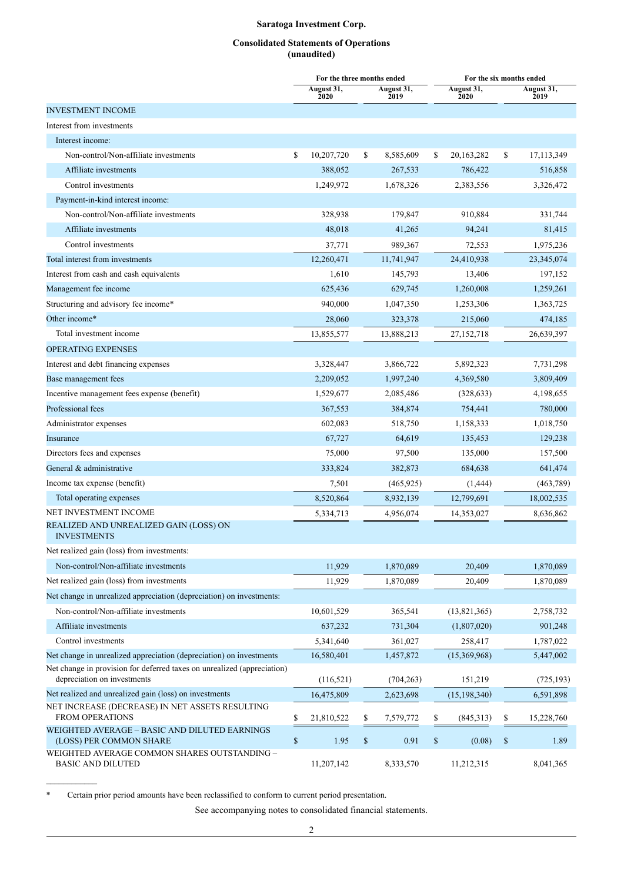**Saratoga Investment Corp.**

**Consolidated Statements of Operations**
**(unaudited)**

| | For the three months ended | | For the six months ended | |
|---|---|---|---|---|
| | August 31, 2020 | August 31, 2019 | August 31, 2020 | August 31, 2019 |
| INVESTMENT INCOME | | | | |
| Interest from investments | | | | |
| Interest income: | | | | |
| Non-control/Non-affiliate investments | $ 10,207,720 | $ 8,585,609 | $ 20,163,282 | $ 17,113,349 |
| Affiliate investments | 388,052 | 267,533 | 786,422 | 516,858 |
| Control investments | 1,249,972 | 1,678,326 | 2,383,556 | 3,326,472 |
| Payment-in-kind interest income: | | | | |
| Non-control/Non-affiliate investments | 328,938 | 179,847 | 910,884 | 331,744 |
| Affiliate investments | 48,018 | 41,265 | 94,241 | 81,415 |
| Control investments | 37,771 | 989,367 | 72,553 | 1,975,236 |
| Total interest from investments | 12,260,471 | 11,741,947 | 24,410,938 | 23,345,074 |
| Interest from cash and cash equivalents | 1,610 | 145,793 | 13,406 | 197,152 |
| Management fee income | 625,436 | 629,745 | 1,260,008 | 1,259,261 |
| Structuring and advisory fee income* | 940,000 | 1,047,350 | 1,253,306 | 1,363,725 |
| Other income* | 28,060 | 323,378 | 215,060 | 474,185 |
| Total investment income | 13,855,577 | 13,888,213 | 27,152,718 | 26,639,397 |
| OPERATING EXPENSES | | | | |
| Interest and debt financing expenses | 3,328,447 | 3,866,722 | 5,892,323 | 7,731,298 |
| Base management fees | 2,209,052 | 1,997,240 | 4,369,580 | 3,809,409 |
| Incentive management fees expense (benefit) | 1,529,677 | 2,085,486 | (328,633) | 4,198,655 |
| Professional fees | 367,553 | 384,874 | 754,441 | 780,000 |
| Administrator expenses | 602,083 | 518,750 | 1,158,333 | 1,018,750 |
| Insurance | 67,727 | 64,619 | 135,453 | 129,238 |
| Directors fees and expenses | 75,000 | 97,500 | 135,000 | 157,500 |
| General & administrative | 333,824 | 382,873 | 684,638 | 641,474 |
| Income tax expense (benefit) | 7,501 | (465,925) | (1,444) | (463,789) |
| Total operating expenses | 8,520,864 | 8,932,139 | 12,799,691 | 18,002,535 |
| NET INVESTMENT INCOME | 5,334,713 | 4,956,074 | 14,353,027 | 8,636,862 |
| REALIZED AND UNREALIZED GAIN (LOSS) ON INVESTMENTS | | | | |
| Net realized gain (loss) from investments: | | | | |
| Non-control/Non-affiliate investments | 11,929 | 1,870,089 | 20,409 | 1,870,089 |
| Net realized gain (loss) from investments | 11,929 | 1,870,089 | 20,409 | 1,870,089 |
| Net change in unrealized appreciation (depreciation) on investments: | | | | |
| Non-control/Non-affiliate investments | 10,601,529 | 365,541 | (13,821,365) | 2,758,732 |
| Affiliate investments | 637,232 | 731,304 | (1,807,020) | 901,248 |
| Control investments | 5,341,640 | 361,027 | 258,417 | 1,787,022 |
| Net change in unrealized appreciation (depreciation) on investments | 16,580,401 | 1,457,872 | (15,369,968) | 5,447,002 |
| Net change in provision for deferred taxes on unrealized (appreciation) depreciation on investments | (116,521) | (704,263) | 151,219 | (725,193) |
| Net realized and unrealized gain (loss) on investments | 16,475,809 | 2,623,698 | (15,198,340) | 6,591,898 |
| NET INCREASE (DECREASE) IN NET ASSETS RESULTING FROM OPERATIONS | $ 21,810,522 | $ 7,579,772 | $ (845,313) | $ 15,228,760 |
| WEIGHTED AVERAGE – BASIC AND DILUTED EARNINGS (LOSS) PER COMMON SHARE | $ 1.95 | $ 0.91 | $ (0.08) | $ 1.89 |
| WEIGHTED AVERAGE COMMON SHARES OUTSTANDING – BASIC AND DILUTED | 11,207,142 | 8,333,570 | 11,212,315 | 8,041,365 |

\* Certain prior period amounts have been reclassified to conform to current period presentation.

See accompanying notes to consolidated financial statements.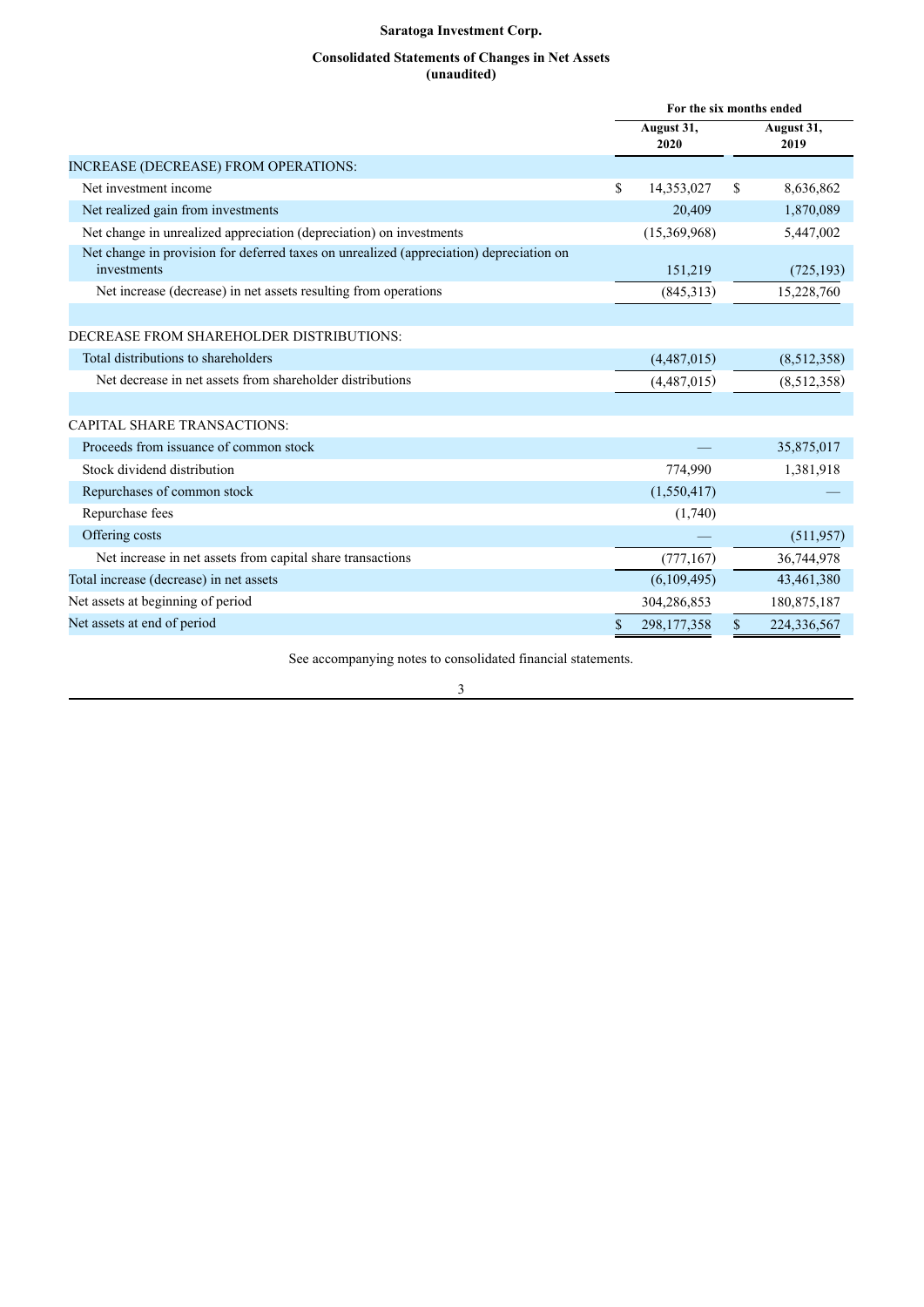**Saratoga Investment Corp.**

**Consolidated Statements of Changes in Net Assets**
**(unaudited)**

| | For the six months ended | |
|---|---|---|
| | August 31, 2020 | August 31, 2019 |
| INCREASE (DECREASE) FROM OPERATIONS: | | |
| Net investment income | $ 14,353,027 | $ 8,636,862 |
| Net realized gain from investments | 20,409 | 1,870,089 |
| Net change in unrealized appreciation (depreciation) on investments | (15,369,968) | 5,447,002 |
| Net change in provision for deferred taxes on unrealized (appreciation) depreciation on investments | 151,219 | (725,193) |
| Net increase (decrease) in net assets resulting from operations | (845,313) | 15,228,760 |
| | | |
| DECREASE FROM SHAREHOLDER DISTRIBUTIONS: | | |
| Total distributions to shareholders | (4,487,015) | (8,512,358) |
| Net decrease in net assets from shareholder distributions | (4,487,015) | (8,512,358) |
| | | |
| CAPITAL SHARE TRANSACTIONS: | | |
| Proceeds from issuance of common stock | — | 35,875,017 |
| Stock dividend distribution | 774,990 | 1,381,918 |
| Repurchases of common stock | (1,550,417) | — |
| Repurchase fees | (1,740) | |
| Offering costs | — | (511,957) |
| Net increase in net assets from capital share transactions | (777,167) | 36,744,978 |
| Total increase (decrease) in net assets | (6,109,495) | 43,461,380 |
| Net assets at beginning of period | 304,286,853 | 180,875,187 |
| Net assets at end of period | $ 298,177,358 | $ 224,336,567 |

See accompanying notes to consolidated financial statements.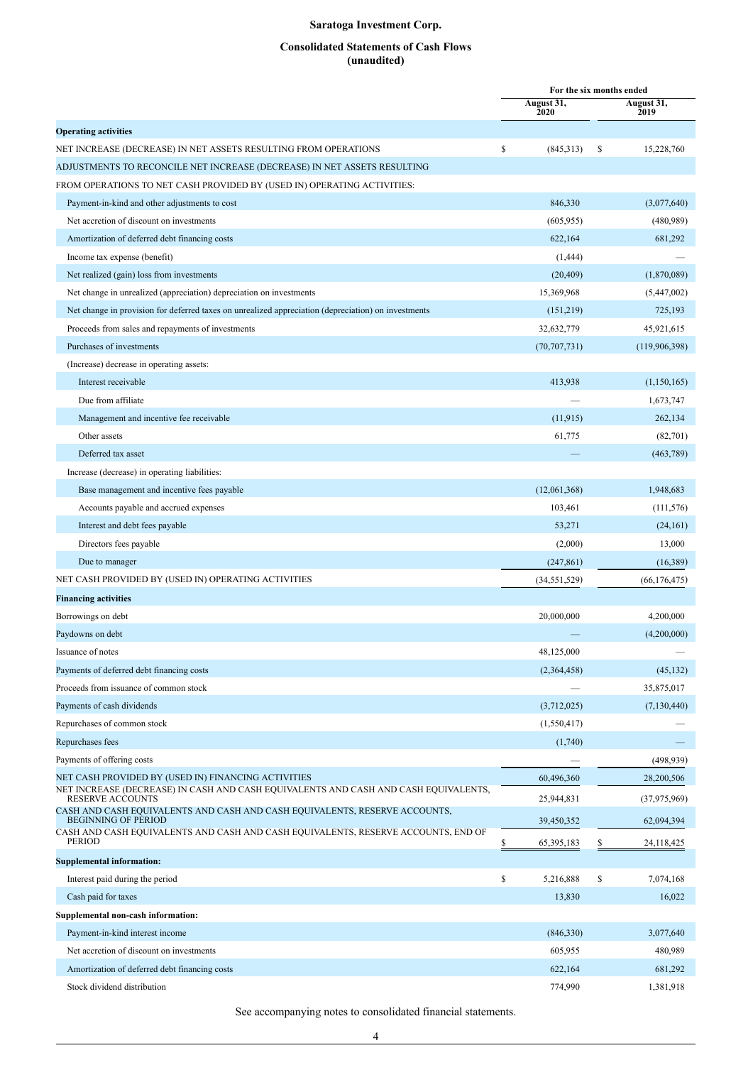# Saratoga Investment Corp.

## Consolidated Statements of Cash Flows
## (unaudited)

| | For the six months ended | |
|---|---|---|
| | August 31, 2020 | August 31, 2019 |
| **Operating activities** | | |
| NET INCREASE (DECREASE) IN NET ASSETS RESULTING FROM OPERATIONS | $ (845,313) | $ 15,228,760 |
| ADJUSTMENTS TO RECONCILE NET INCREASE (DECREASE) IN NET ASSETS RESULTING | | |
| FROM OPERATIONS TO NET CASH PROVIDED BY (USED IN) OPERATING ACTIVITIES: | | |
| Payment-in-kind and other adjustments to cost | 846,330 | (3,077,640) |
| Net accretion of discount on investments | (605,955) | (480,989) |
| Amortization of deferred debt financing costs | 622,164 | 681,292 |
| Income tax expense (benefit) | (1,444) | — |
| Net realized (gain) loss from investments | (20,409) | (1,870,089) |
| Net change in unrealized (appreciation) depreciation on investments | 15,369,968 | (5,447,002) |
| Net change in provision for deferred taxes on unrealized appreciation (depreciation) on investments | (151,219) | 725,193 |
| Proceeds from sales and repayments of investments | 32,632,779 | 45,921,615 |
| Purchases of investments | (70,707,731) | (119,906,398) |
| (Increase) decrease in operating assets: | | |
| Interest receivable | 413,938 | (1,150,165) |
| Due from affiliate | — | 1,673,747 |
| Management and incentive fee receivable | (11,915) | 262,134 |
| Other assets | 61,775 | (82,701) |
| Deferred tax asset | — | (463,789) |
| Increase (decrease) in operating liabilities: | | |
| Base management and incentive fees payable | (12,061,368) | 1,948,683 |
| Accounts payable and accrued expenses | 103,461 | (111,576) |
| Interest and debt fees payable | 53,271 | (24,161) |
| Directors fees payable | (2,000) | 13,000 |
| Due to manager | (247,861) | (16,389) |
| NET CASH PROVIDED BY (USED IN) OPERATING ACTIVITIES | (34,551,529) | (66,176,475) |
| **Financing activities** | | |
| Borrowings on debt | 20,000,000 | 4,200,000 |
| Paydowns on debt | — | (4,200,000) |
| Issuance of notes | 48,125,000 | — |
| Payments of deferred debt financing costs | (2,364,458) | (45,132) |
| Proceeds from issuance of common stock | — | 35,875,017 |
| Payments of cash dividends | (3,712,025) | (7,130,440) |
| Repurchases of common stock | (1,550,417) | — |
| Repurchases fees | (1,740) | — |
| Payments of offering costs | — | (498,939) |
| NET CASH PROVIDED BY (USED IN) FINANCING ACTIVITIES | 60,496,360 | 28,200,506 |
| NET INCREASE (DECREASE) IN CASH AND CASH EQUIVALENTS AND CASH AND CASH EQUIVALENTS, RESERVE ACCOUNTS | 25,944,831 | (37,975,969) |
| CASH AND CASH EQUIVALENTS AND CASH AND CASH EQUIVALENTS, RESERVE ACCOUNTS, BEGINNING OF PERIOD | 39,450,352 | 62,094,394 |
| CASH AND CASH EQUIVALENTS AND CASH AND CASH EQUIVALENTS, RESERVE ACCOUNTS, END OF PERIOD | $ 65,395,183 | $ 24,118,425 |
| **Supplemental information:** | | |
| Interest paid during the period | $ 5,216,888 | $ 7,074,168 |
| Cash paid for taxes | 13,830 | 16,022 |
| **Supplemental non-cash information:** | | |
| Payment-in-kind interest income | (846,330) | 3,077,640 |
| Net accretion of discount on investments | 605,955 | 480,989 |
| Amortization of deferred debt financing costs | 622,164 | 681,292 |
| Stock dividend distribution | 774,990 | 1,381,918 |

See accompanying notes to consolidated financial statements.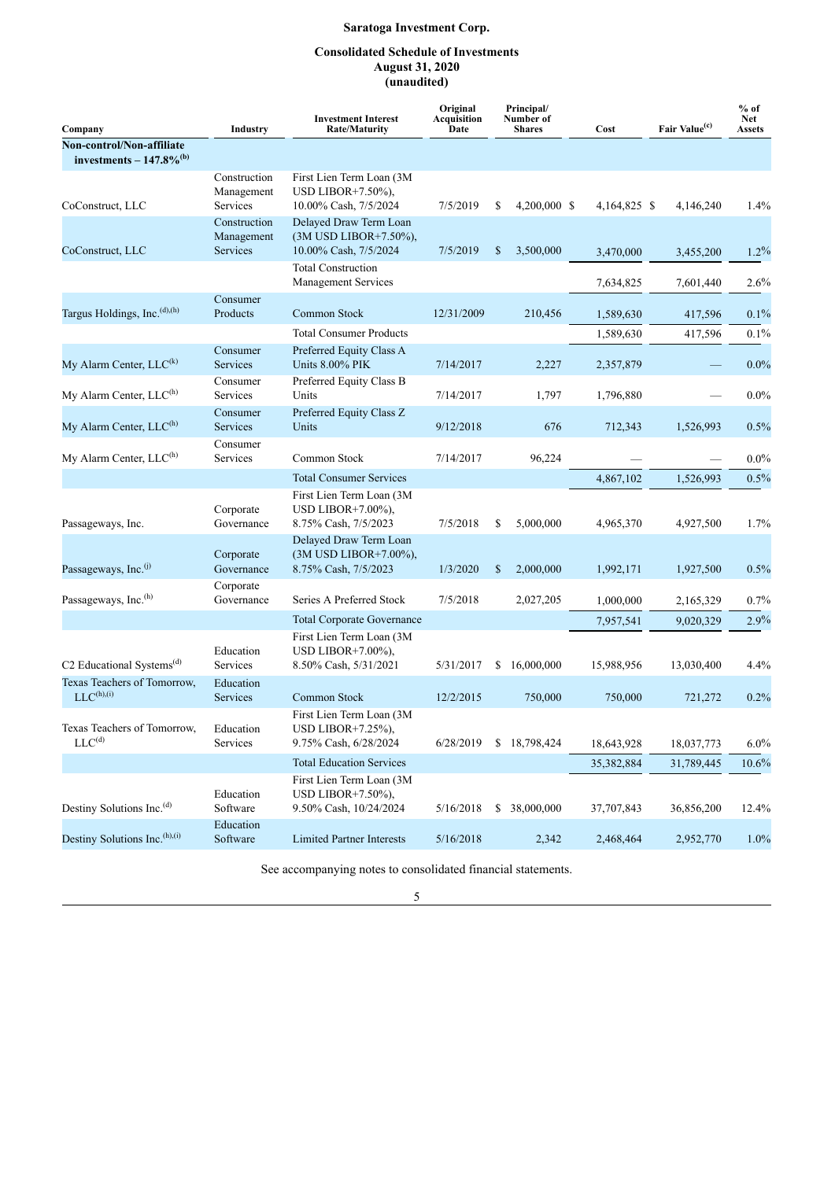# Saratoga Investment Corp.

## Consolidated Schedule of Investments
## August 31, 2020
## (unaudited)

| Company | Industry | Investment Interest Rate/Maturity | Original Acquisition Date | Principal/ Number of Shares | Cost | Fair Value[c] | % of Net Assets |
|---|---|---|---|---|---|---|---|
| **Non-control/Non-affiliate investments – 147.8%[b]** | | | | | | | |
| CoConstruct, LLC | Construction Management Services | First Lien Term Loan (3M USD LIBOR+7.50%), 10.00% Cash, 7/5/2024 | 7/5/2019 | $ 4,200,000 | $ 4,164,825 | $ 4,146,240 | 1.4% |
| CoConstruct, LLC | Construction Management Services | Delayed Draw Term Loan (3M USD LIBOR+7.50%), 10.00% Cash, 7/5/2024 | 7/5/2019 | $ 3,500,000 | 3,470,000 | 3,455,200 | 1.2% |
| | | Total Construction Management Services | | | 7,634,825 | 7,601,440 | 2.6% |
| Targus Holdings, Inc.[d],[h] | Consumer Products | Common Stock | 12/31/2009 | 210,456 | 1,589,630 | 417,596 | 0.1% |
| | | Total Consumer Products | | | 1,589,630 | 417,596 | 0.1% |
| My Alarm Center, LLC[k] | Consumer Services | Preferred Equity Class A Units 8.00% PIK | 7/14/2017 | 2,227 | 2,357,879 | — | 0.0% |
| My Alarm Center, LLC[h] | Consumer Services | Preferred Equity Class B Units | 7/14/2017 | 1,797 | 1,796,880 | — | 0.0% |
| My Alarm Center, LLC[h] | Consumer Services | Preferred Equity Class Z Units | 9/12/2018 | 676 | 712,343 | 1,526,993 | 0.5% |
| My Alarm Center, LLC[h] | Consumer Services | Common Stock | 7/14/2017 | 96,224 | — | — | 0.0% |
| | | Total Consumer Services | | | 4,867,102 | 1,526,993 | 0.5% |
| Passageways, Inc. | Corporate Governance | First Lien Term Loan (3M USD LIBOR+7.00%), 8.75% Cash, 7/5/2023 | 7/5/2018 | $ 5,000,000 | 4,965,370 | 4,927,500 | 1.7% |
| Passageways, Inc.[j] | Corporate Governance | Delayed Draw Term Loan (3M USD LIBOR+7.00%), 8.75% Cash, 7/5/2023 | 1/3/2020 | $ 2,000,000 | 1,992,171 | 1,927,500 | 0.5% |
| Passageways, Inc.[h] | Corporate Governance | Series A Preferred Stock | 7/5/2018 | 2,027,205 | 1,000,000 | 2,165,329 | 0.7% |
| | | Total Corporate Governance | | | 7,957,541 | 9,020,329 | 2.9% |
| C2 Educational Systems[d] | Education Services | First Lien Term Loan (3M USD LIBOR+7.00%), 8.50% Cash, 5/31/2021 | 5/31/2017 | $ 16,000,000 | 15,988,956 | 13,030,400 | 4.4% |
| Texas Teachers of Tomorrow, LLC[h],[i] | Education Services | Common Stock | 12/2/2015 | 750,000 | 750,000 | 721,272 | 0.2% |
| Texas Teachers of Tomorrow, LLC[d] | Education Services | First Lien Term Loan (3M USD LIBOR+7.25%), 9.75% Cash, 6/28/2024 | 6/28/2019 | $ 18,798,424 | 18,643,928 | 18,037,773 | 6.0% |
| | | Total Education Services | | | 35,382,884 | 31,789,445 | 10.6% |
| Destiny Solutions Inc.[d] | Education Software | First Lien Term Loan (3M USD LIBOR+7.50%), 9.50% Cash, 10/24/2024 | 5/16/2018 | $ 38,000,000 | 37,707,843 | 36,856,200 | 12.4% |
| Destiny Solutions Inc.[h],[i] | Education Software | Limited Partner Interests | 5/16/2018 | 2,342 | 2,468,464 | 2,952,770 | 1.0% |

See accompanying notes to consolidated financial statements.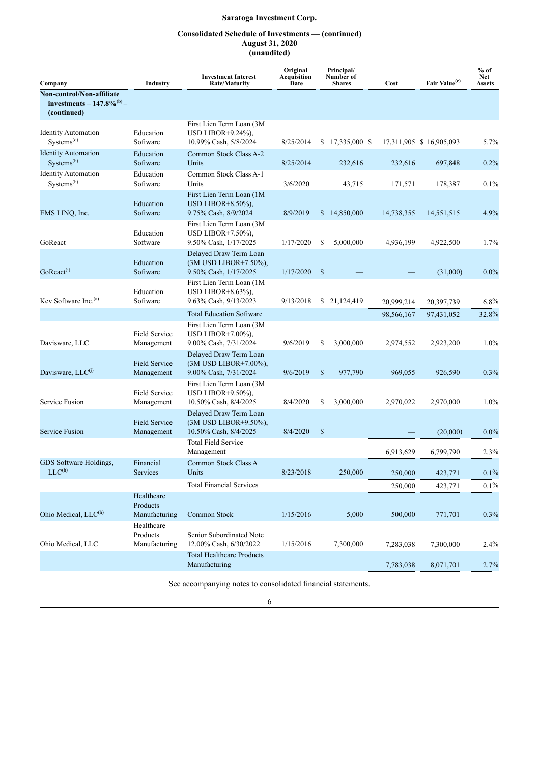# Saratoga Investment Corp.

## Consolidated Schedule of Investments — (continued)
## August 31, 2020
## (unaudited)

| Company | Industry | Investment Interest Rate/Maturity | Original Acquisition Date | Principal/ Number of Shares | Cost | Fair Value[c] | % of Net Assets |
|---|---|---|---|---|---|---|---|
| **Non-control/Non-affiliate investments – 147.8%[b] – (continued)** | | | | | | | |
| Identity Automation Systems[d] | Education Software | First Lien Term Loan (3M USD LIBOR+9.24%), 10.99% Cash, 5/8/2024 | 8/25/2014 | $ 17,335,000 | $ 17,311,905 | $ 16,905,093 | 5.7% |
| Identity Automation Systems[h] | Education Software | Common Stock Class A-2 Units | 8/25/2014 | 232,616 | 232,616 | 697,848 | 0.2% |
| Identity Automation Systems[h] | Education Software | Common Stock Class A-1 Units | 3/6/2020 | 43,715 | 171,571 | 178,387 | 0.1% |
| EMS LINQ, Inc. | Education Software | First Lien Term Loan (1M USD LIBOR+8.50%), 9.75% Cash, 8/9/2024 | 8/9/2019 | $ 14,850,000 | 14,738,355 | 14,551,515 | 4.9% |
| GoReact | Education Software | First Lien Term Loan (3M USD LIBOR+7.50%), 9.50% Cash, 1/17/2025 | 1/17/2020 | $ 5,000,000 | 4,936,199 | 4,922,500 | 1.7% |
| GoReact[j] | Education Software | Delayed Draw Term Loan (3M USD LIBOR+7.50%), 9.50% Cash, 1/17/2025 | 1/17/2020 | $ — | — | (31,000) | 0.0% |
| Kev Software Inc.[a] | Education Software | First Lien Term Loan (1M USD LIBOR+8.63%), 9.63% Cash, 9/13/2023 | 9/13/2018 | $ 21,124,419 | 20,999,214 | 20,397,739 | 6.8% |
| | | Total Education Software | | | 98,566,167 | 97,431,052 | 32.8% |
| Davisware, LLC | Field Service Management | First Lien Term Loan (3M USD LIBOR+7.00%), 9.00% Cash, 7/31/2024 | 9/6/2019 | $ 3,000,000 | 2,974,552 | 2,923,200 | 1.0% |
| Davisware, LLC[j] | Field Service Management | Delayed Draw Term Loan (3M USD LIBOR+7.00%), 9.00% Cash, 7/31/2024 | 9/6/2019 | $ 977,790 | 969,055 | 926,590 | 0.3% |
| Service Fusion | Field Service Management | First Lien Term Loan (3M USD LIBOR+9.50%), 10.50% Cash, 8/4/2025 | 8/4/2020 | $ 3,000,000 | 2,970,022 | 2,970,000 | 1.0% |
| Service Fusion | Field Service Management | Delayed Draw Term Loan (3M USD LIBOR+9.50%), 10.50% Cash, 8/4/2025 | 8/4/2020 | $ — | — | (20,000) | 0.0% |
| | | Total Field Service Management | | | 6,913,629 | 6,799,790 | 2.3% |
| GDS Software Holdings, LLC[h] | Financial Services | Common Stock Class A Units | 8/23/2018 | 250,000 | 250,000 | 423,771 | 0.1% |
| | | Total Financial Services | | | 250,000 | 423,771 | 0.1% |
| Ohio Medical, LLC[h] | Healthcare Products Manufacturing | Common Stock | 1/15/2016 | 5,000 | 500,000 | 771,701 | 0.3% |
| Ohio Medical, LLC | Healthcare Products Manufacturing | Senior Subordinated Note 12.00% Cash, 6/30/2022 | 1/15/2016 | 7,300,000 | 7,283,038 | 7,300,000 | 2.4% |
| | | Total Healthcare Products Manufacturing | | | 7,783,038 | 8,071,701 | 2.7% |

See accompanying notes to consolidated financial statements.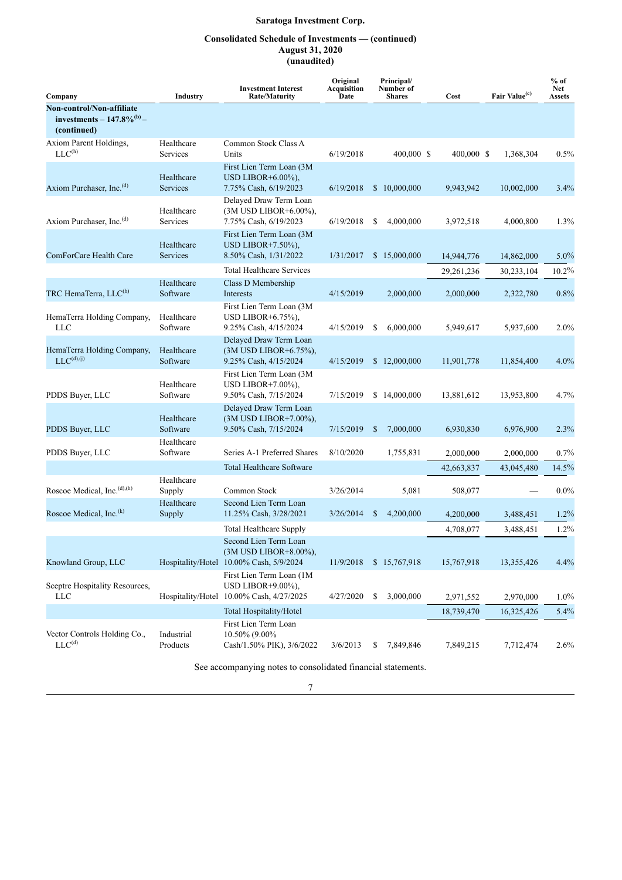**Saratoga Investment Corp.**

**Consolidated Schedule of Investments — (continued)**
**August 31, 2020**
**(unaudited)**

| Company | Industry | Investment Interest Rate/Maturity | Original Acquisition Date | Principal/ Number of Shares | Cost | Fair Value(c) | % of Net Assets |
|---|---|---|---|---|---|---|---|
| **Non-control/Non-affiliate investments – 147.8%(b) – (continued)** | | | | | | | |
| Axiom Parent Holdings, LLC(h) | Healthcare Services | Common Stock Class A Units | 6/19/2018 | 400,000 | $ 400,000 | $ 1,368,304 | 0.5% |
| Axiom Purchaser, Inc.(d) | Healthcare Services | First Lien Term Loan (3M USD LIBOR+6.00%), 7.75% Cash, 6/19/2023 | 6/19/2018 | $ 10,000,000 | 9,943,942 | 10,002,000 | 3.4% |
| Axiom Purchaser, Inc.(d) | Healthcare Services | Delayed Draw Term Loan (3M USD LIBOR+6.00%), 7.75% Cash, 6/19/2023 | 6/19/2018 | $ 4,000,000 | 3,972,518 | 4,000,800 | 1.3% |
| ComForCare Health Care | Healthcare Services | First Lien Term Loan (3M USD LIBOR+7.50%), 8.50% Cash, 1/31/2022 | 1/31/2017 | $ 15,000,000 | 14,944,776 | 14,862,000 | 5.0% |
| | | Total Healthcare Services | | | 29,261,236 | 30,233,104 | 10.2% |
| TRC HemaTerra, LLC(h) | Healthcare Software | Class D Membership Interests | 4/15/2019 | 2,000,000 | 2,000,000 | 2,322,780 | 0.8% |
| HemaTerra Holding Company, LLC | Healthcare Software | First Lien Term Loan (3M USD LIBOR+6.75%), 9.25% Cash, 4/15/2024 | 4/15/2019 | $ 6,000,000 | 5,949,617 | 5,937,600 | 2.0% |
| HemaTerra Holding Company, LLC(d),(j) | Healthcare Software | Delayed Draw Term Loan (3M USD LIBOR+6.75%), 9.25% Cash, 4/15/2024 | 4/15/2019 | $ 12,000,000 | 11,901,778 | 11,854,400 | 4.0% |
| PDDS Buyer, LLC | Healthcare Software | First Lien Term Loan (3M USD LIBOR+7.00%), 9.50% Cash, 7/15/2024 | 7/15/2019 | $ 14,000,000 | 13,881,612 | 13,953,800 | 4.7% |
| PDDS Buyer, LLC | Healthcare Software | Delayed Draw Term Loan (3M USD LIBOR+7.00%), 9.50% Cash, 7/15/2024 | 7/15/2019 | $ 7,000,000 | 6,930,830 | 6,976,900 | 2.3% |
| PDDS Buyer, LLC | Healthcare Software | Series A-1 Preferred Shares | 8/10/2020 | 1,755,831 | 2,000,000 | 2,000,000 | 0.7% |
| | | Total Healthcare Software | | | 42,663,837 | 43,045,480 | 14.5% |
| Roscoe Medical, Inc.(d),(h) | Healthcare Supply | Common Stock | 3/26/2014 | 5,081 | 508,077 | — | 0.0% |
| Roscoe Medical, Inc.(k) | Healthcare Supply | Second Lien Term Loan 11.25% Cash, 3/28/2021 | 3/26/2014 | $ 4,200,000 | 4,200,000 | 3,488,451 | 1.2% |
| | | Total Healthcare Supply | | | 4,708,077 | 3,488,451 | 1.2% |
| Knowland Group, LLC | Hospitality/Hotel | Second Lien Term Loan (3M USD LIBOR+8.00%), 10.00% Cash, 5/9/2024 | 11/9/2018 | $ 15,767,918 | 15,767,918 | 13,355,426 | 4.4% |
| Sceptre Hospitality Resources, LLC | Hospitality/Hotel | First Lien Term Loan (1M USD LIBOR+9.00%), 10.00% Cash, 4/27/2025 | 4/27/2020 | $ 3,000,000 | 2,971,552 | 2,970,000 | 1.0% |
| | | Total Hospitality/Hotel | | | 18,739,470 | 16,325,426 | 5.4% |
| Vector Controls Holding Co., LLC(d) | Industrial Products | First Lien Term Loan 10.50% (9.00% Cash/1.50% PIK), 3/6/2022 | 3/6/2013 | $ 7,849,846 | 7,849,215 | 7,712,474 | 2.6% |

See accompanying notes to consolidated financial statements.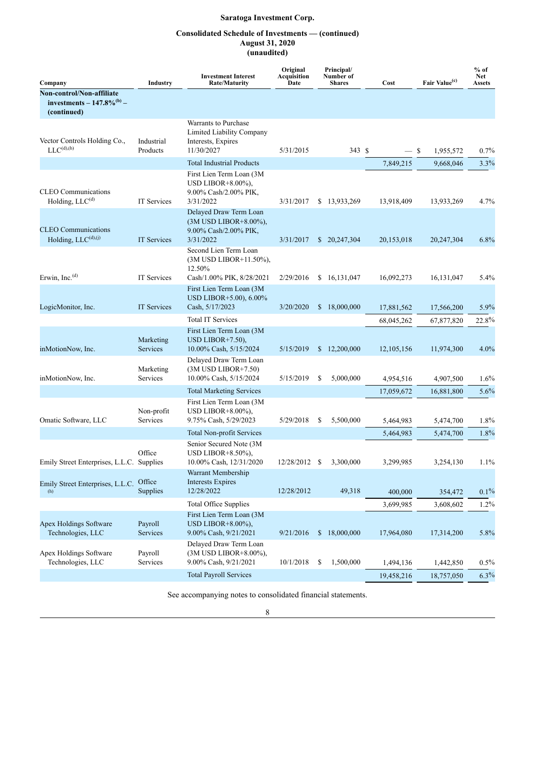# Saratoga Investment Corp.

## Consolidated Schedule of Investments — (continued)
## August 31, 2020
## (unaudited)

| Company | Industry | Investment Interest Rate/Maturity | Original Acquisition Date | Principal/ Number of Shares | Cost | Fair Value[(c)] | % of Net Assets |
|---|---|---|---|---|---|---|---|
| **Non-control/Non-affiliate investments – 147.8%[(b)] – (continued)** | | | | | | | |
| Vector Controls Holding Co., LLC[(d),(h)] | Industrial Products | Warrants to Purchase Limited Liability Company Interests, Expires 11/30/2027 | 5/31/2015 | 343 | $ — | $ 1,955,572 | 0.7% |
| | | Total Industrial Products | | | 7,849,215 | 9,668,046 | 3.3% |
| CLEO Communications Holding, LLC[(d)] | IT Services | First Lien Term Loan (3M USD LIBOR+8.00%), 9.00% Cash/2.00% PIK, 3/31/2022 | 3/31/2017 | $ 13,933,269 | 13,918,409 | 13,933,269 | 4.7% |
| CLEO Communications Holding, LLC[(d),(j)] | IT Services | Delayed Draw Term Loan (3M USD LIBOR+8.00%), 9.00% Cash/2.00% PIK, 3/31/2022 | 3/31/2017 | $ 20,247,304 | 20,153,018 | 20,247,304 | 6.8% |
| Erwin, Inc.[(d)] | IT Services | Second Lien Term Loan (3M USD LIBOR+11.50%), 12.50% Cash/1.00% PIK, 8/28/2021 | 2/29/2016 | $ 16,131,047 | 16,092,273 | 16,131,047 | 5.4% |
| LogicMonitor, Inc. | IT Services | First Lien Term Loan (3M USD LIBOR+5.00), 6.00% Cash, 5/17/2023 | 3/20/2020 | $ 18,000,000 | 17,881,562 | 17,566,200 | 5.9% |
| | | Total IT Services | | | 68,045,262 | 67,877,820 | 22.8% |
| inMotionNow, Inc. | Marketing Services | First Lien Term Loan (3M USD LIBOR+7.50), 10.00% Cash, 5/15/2024 | 5/15/2019 | $ 12,200,000 | 12,105,156 | 11,974,300 | 4.0% |
| inMotionNow, Inc. | Marketing Services | Delayed Draw Term Loan (3M USD LIBOR+7.50) 10.00% Cash, 5/15/2024 | 5/15/2019 | $ 5,000,000 | 4,954,516 | 4,907,500 | 1.6% |
| | | Total Marketing Services | | | 17,059,672 | 16,881,800 | 5.6% |
| Omatic Software, LLC | Non-profit Services | First Lien Term Loan (3M USD LIBOR+8.00%), 9.75% Cash, 5/29/2023 | 5/29/2018 | $ 5,500,000 | 5,464,983 | 5,474,700 | 1.8% |
| | | Total Non-profit Services | | | 5,464,983 | 5,474,700 | 1.8% |
| Emily Street Enterprises, L.L.C. | Office Supplies | Senior Secured Note (3M USD LIBOR+8.50%), 10.00% Cash, 12/31/2020 | 12/28/2012 | $ 3,300,000 | 3,299,985 | 3,254,130 | 1.1% |
| Emily Street Enterprises, L.L.C.[(h)] | Office Supplies | Warrant Membership Interests Expires 12/28/2022 | 12/28/2012 | 49,318 | 400,000 | 354,472 | 0.1% |
| | | Total Office Supplies | | | 3,699,985 | 3,608,602 | 1.2% |
| Apex Holdings Software Technologies, LLC | Payroll Services | First Lien Term Loan (3M USD LIBOR+8.00%), 9.00% Cash, 9/21/2021 | 9/21/2016 | $ 18,000,000 | 17,964,080 | 17,314,200 | 5.8% |
| Apex Holdings Software Technologies, LLC | Payroll Services | Delayed Draw Term Loan (3M USD LIBOR+8.00%), 9.00% Cash, 9/21/2021 | 10/1/2018 | $ 1,500,000 | 1,494,136 | 1,442,850 | 0.5% |
| | | Total Payroll Services | | | 19,458,216 | 18,757,050 | 6.3% |

See accompanying notes to consolidated financial statements.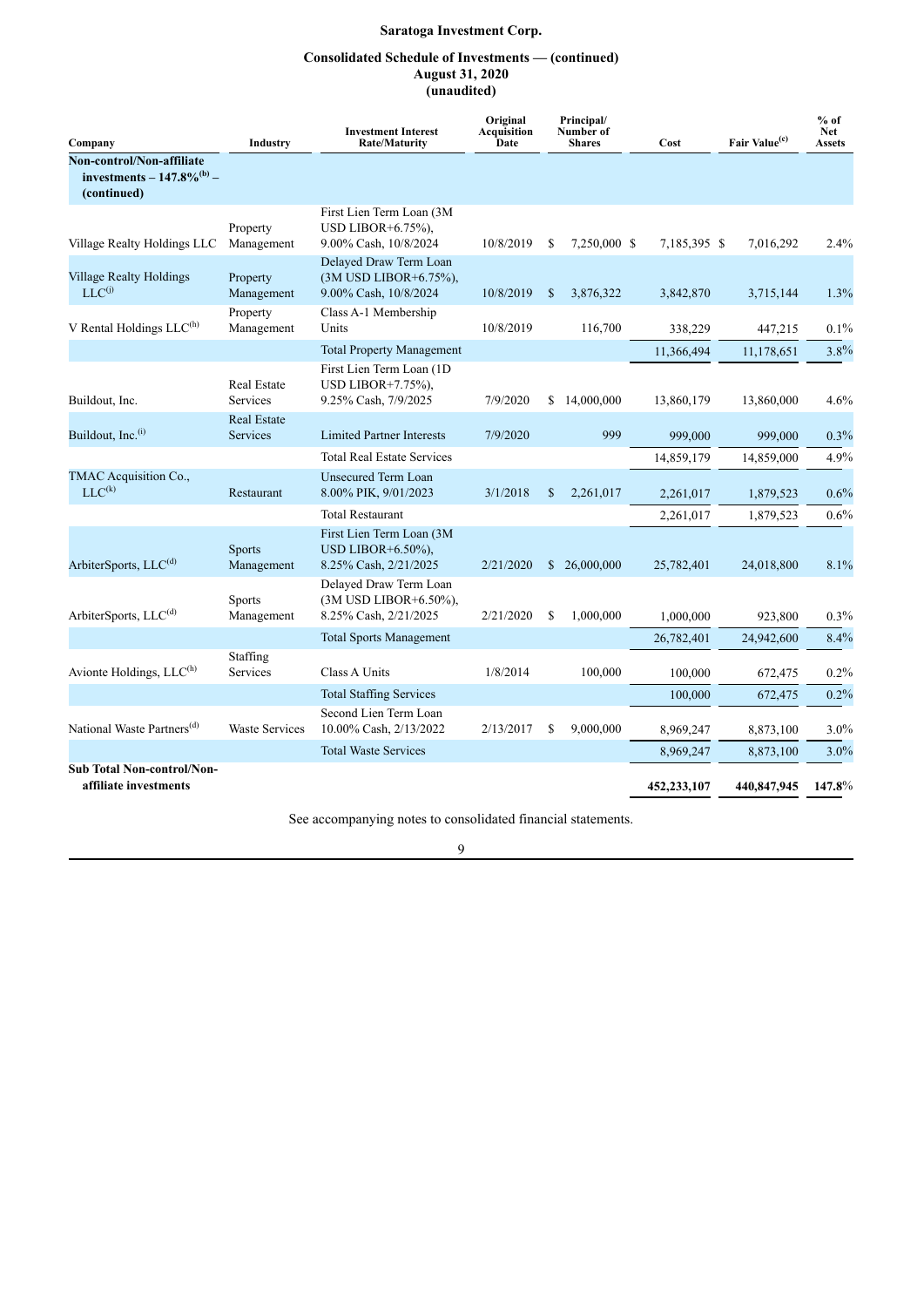**Saratoga Investment Corp.**

**Consolidated Schedule of Investments — (continued)**
**August 31, 2020**
**(unaudited)**

| Company | Industry | Investment Interest Rate/Maturity | Original Acquisition Date | Principal/ Number of Shares | Cost | Fair Value[c] | % of Net Assets |
|---|---|---|---|---|---|---|---|
| **Non-control/Non-affiliate investments – 147.8%[b] – (continued)** | | | | | | | |
| Village Realty Holdings LLC | Property Management | First Lien Term Loan (3M USD LIBOR+6.75%), 9.00% Cash, 10/8/2024 | 10/8/2019 | $ 7,250,000 | $ 7,185,395 | $ 7,016,292 | 2.4% |
| Village Realty Holdings LLC[j] | Property Management | Delayed Draw Term Loan (3M USD LIBOR+6.75%), 9.00% Cash, 10/8/2024 | 10/8/2019 | $ 3,876,322 | 3,842,870 | 3,715,144 | 1.3% |
| V Rental Holdings LLC[h] | Property Management | Class A-1 Membership Units | 10/8/2019 | 116,700 | 338,229 | 447,215 | 0.1% |
| | | Total Property Management | | | 11,366,494 | 11,178,651 | 3.8% |
| Buildout, Inc. | Real Estate Services | First Lien Term Loan (1D USD LIBOR+7.75%), 9.25% Cash, 7/9/2025 | 7/9/2020 | $ 14,000,000 | 13,860,179 | 13,860,000 | 4.6% |
| Buildout, Inc.[i] | Real Estate Services | Limited Partner Interests | 7/9/2020 | 999 | 999,000 | 999,000 | 0.3% |
| | | Total Real Estate Services | | | 14,859,179 | 14,859,000 | 4.9% |
| TMAC Acquisition Co., LLC[k] | Restaurant | Unsecured Term Loan 8.00% PIK, 9/01/2023 | 3/1/2018 | $ 2,261,017 | 2,261,017 | 1,879,523 | 0.6% |
| | | Total Restaurant | | | 2,261,017 | 1,879,523 | 0.6% |
| ArbiterSports, LLC[d] | Sports Management | First Lien Term Loan (3M USD LIBOR+6.50%), 8.25% Cash, 2/21/2025 | 2/21/2020 | $ 26,000,000 | 25,782,401 | 24,018,800 | 8.1% |
| ArbiterSports, LLC[d] | Sports Management | Delayed Draw Term Loan (3M USD LIBOR+6.50%), 8.25% Cash, 2/21/2025 | 2/21/2020 | $ 1,000,000 | 1,000,000 | 923,800 | 0.3% |
| | | Total Sports Management | | | 26,782,401 | 24,942,600 | 8.4% |
| Avionte Holdings, LLC[h] | Staffing Services | Class A Units | 1/8/2014 | 100,000 | 100,000 | 672,475 | 0.2% |
| | | Total Staffing Services | | | 100,000 | 672,475 | 0.2% |
| National Waste Partners[d] | Waste Services | Second Lien Term Loan 10.00% Cash, 2/13/2022 | 2/13/2017 | $ 9,000,000 | 8,969,247 | 8,873,100 | 3.0% |
| | | Total Waste Services | | | 8,969,247 | 8,873,100 | 3.0% |
| **Sub Total Non-control/Non-affiliate investments** | | | | | **452,233,107** | **440,847,945** | **147.8%** |

See accompanying notes to consolidated financial statements.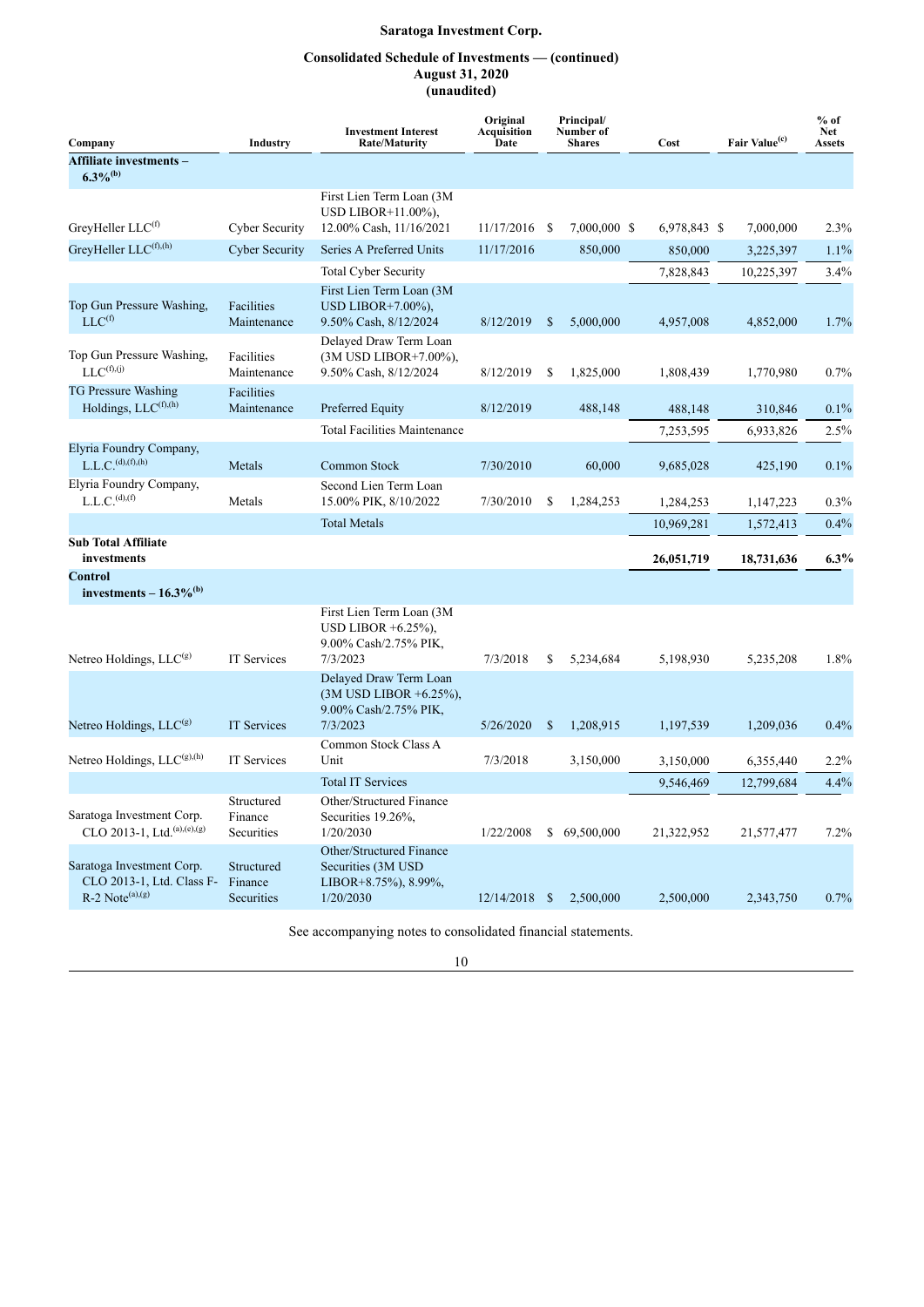# Saratoga Investment Corp.

## Consolidated Schedule of Investments — (continued)
## August 31, 2020
## (unaudited)

| Company | Industry | Investment Interest Rate/Maturity | Original Acquisition Date | Principal/ Number of Shares | Cost | Fair Value[(c)] | % of Net Assets |
|---|---|---|---|---|---|---|---|
| **Affiliate investments – 6.3%[(b)]** | | | | | | | |
| GreyHeller LLC[(f)] | Cyber Security | First Lien Term Loan (3M USD LIBOR+11.00%), 12.00% Cash, 11/16/2021 | 11/17/2016 | $ 7,000,000 | $ 6,978,843 | $ 7,000,000 | 2.3% |
| GreyHeller LLC[(f),(h)] | Cyber Security | Series A Preferred Units | 11/17/2016 | 850,000 | 850,000 | 3,225,397 | 1.1% |
| | | Total Cyber Security | | | 7,828,843 | 10,225,397 | 3.4% |
| Top Gun Pressure Washing, LLC[(f)] | Facilities Maintenance | First Lien Term Loan (3M USD LIBOR+7.00%), 9.50% Cash, 8/12/2024 | 8/12/2019 | $ 5,000,000 | 4,957,008 | 4,852,000 | 1.7% |
| Top Gun Pressure Washing, LLC[(f),(j)] | Facilities Maintenance | Delayed Draw Term Loan (3M USD LIBOR+7.00%), 9.50% Cash, 8/12/2024 | 8/12/2019 | $ 1,825,000 | 1,808,439 | 1,770,980 | 0.7% |
| TG Pressure Washing Holdings, LLC[(f),(h)] | Facilities Maintenance | Preferred Equity | 8/12/2019 | 488,148 | 488,148 | 310,846 | 0.1% |
| | | Total Facilities Maintenance | | | 7,253,595 | 6,933,826 | 2.5% |
| Elyria Foundry Company, L.L.C.[(d),(f),(h)] | Metals | Common Stock | 7/30/2010 | 60,000 | 9,685,028 | 425,190 | 0.1% |
| Elyria Foundry Company, L.L.C.[(d),(f)] | Metals | Second Lien Term Loan 15.00% PIK, 8/10/2022 | 7/30/2010 | $ 1,284,253 | 1,284,253 | 1,147,223 | 0.3% |
| | | Total Metals | | | 10,969,281 | 1,572,413 | 0.4% |
| **Sub Total Affiliate investments** | | | | | **26,051,719** | **18,731,636** | **6.3%** |
| **Control investments – 16.3%[(b)]** | | | | | | | |
| Netreo Holdings, LLC[(g)] | IT Services | First Lien Term Loan (3M USD LIBOR +6.25%), 9.00% Cash/2.75% PIK, 7/3/2023 | 7/3/2018 | $ 5,234,684 | 5,198,930 | 5,235,208 | 1.8% |
| Netreo Holdings, LLC[(g)] | IT Services | Delayed Draw Term Loan (3M USD LIBOR +6.25%), 9.00% Cash/2.75% PIK, 7/3/2023 | 5/26/2020 | $ 1,208,915 | 1,197,539 | 1,209,036 | 0.4% |
| Netreo Holdings, LLC[(g),(h)] | IT Services | Common Stock Class A Unit | 7/3/2018 | 3,150,000 | 3,150,000 | 6,355,440 | 2.2% |
| | | Total IT Services | | | 9,546,469 | 12,799,684 | 4.4% |
| Saratoga Investment Corp. CLO 2013-1, Ltd.[(a),(e),(g)] | Structured Finance Securities | Other/Structured Finance Securities 19.26%, 1/20/2030 | 1/22/2008 | $ 69,500,000 | 21,322,952 | 21,577,477 | 7.2% |
| Saratoga Investment Corp. CLO 2013-1, Ltd. Class F-R-2 Note[(a),(g)] | Structured Finance Securities | Other/Structured Finance Securities (3M USD LIBOR+8.75%), 8.99%, 1/20/2030 | 12/14/2018 | $ 2,500,000 | 2,500,000 | 2,343,750 | 0.7% |

See accompanying notes to consolidated financial statements.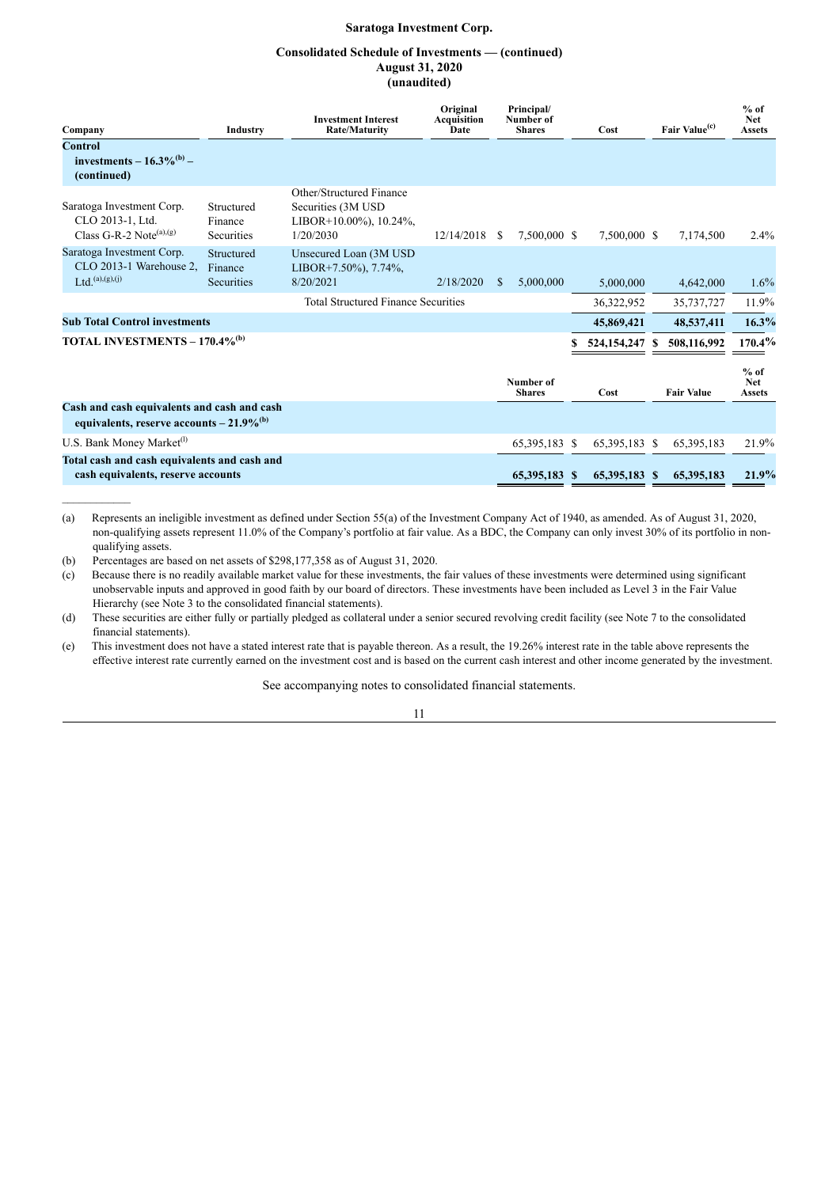**Saratoga Investment Corp.**

**Consolidated Schedule of Investments — (continued)**
**August 31, 2020**
**(unaudited)**

| Company | Industry | Investment Interest Rate/Maturity | Original Acquisition Date | Principal/ Number of Shares | Cost | Fair Value[(c)] | % of Net Assets |
|---|---|---|---|---|---|---|---|
| **Control investments – 16.3%[(b)] – (continued)** | | | | | | | |
| Saratoga Investment Corp. CLO 2013-1, Ltd. Class G-R-2 Note[(a),(g)] | Structured Finance Securities | Other/Structured Finance Securities (3M USD LIBOR+10.00%), 10.24%, 1/20/2030 | 12/14/2018 | $ 7,500,000 | $ 7,500,000 | $ 7,174,500 | 2.4% |
| Saratoga Investment Corp. CLO 2013-1 Warehouse 2, Ltd.[(a),(g),(j)] | Structured Finance Securities | Unsecured Loan (3M USD LIBOR+7.50%), 7.74%, 8/20/2021 | 2/18/2020 | $ 5,000,000 | 5,000,000 | 4,642,000 | 1.6% |
| | | Total Structured Finance Securities | | | 36,322,952 | 35,737,727 | 11.9% |
| **Sub Total Control investments** | | | | | **45,869,421** | **48,537,411** | **16.3%** |
| **TOTAL INVESTMENTS – 170.4%[(b)]** | | | | | **$ 524,154,247** | **$ 508,116,992** | **170.4%** |

| | Number of Shares | Cost | Fair Value | % of Net Assets |
|---|---|---|---|---|
| **Cash and cash equivalents and cash and cash equivalents, reserve accounts – 21.9%[(b)]** | | | | |
| U.S. Bank Money Market[(l)] | 65,395,183 | $ 65,395,183 | $ 65,395,183 | 21.9% |
| **Total cash and cash equivalents and cash and cash equivalents, reserve accounts** | **65,395,183** | **$ 65,395,183** | **$ 65,395,183** | **21.9%** |

(a) Represents an ineligible investment as defined under Section 55(a) of the Investment Company Act of 1940, as amended. As of August 31, 2020, non-qualifying assets represent 11.0% of the Company's portfolio at fair value. As a BDC, the Company can only invest 30% of its portfolio in non-qualifying assets.

(b) Percentages are based on net assets of $298,177,358 as of August 31, 2020.

(c) Because there is no readily available market value for these investments, the fair values of these investments were determined using significant unobservable inputs and approved in good faith by our board of directors. These investments have been included as Level 3 in the Fair Value Hierarchy (see Note 3 to the consolidated financial statements).

(d) These securities are either fully or partially pledged as collateral under a senior secured revolving credit facility (see Note 7 to the consolidated financial statements).

(e) This investment does not have a stated interest rate that is payable thereon. As a result, the 19.26% interest rate in the table above represents the effective interest rate currently earned on the investment cost and is based on the current cash interest and other income generated by the investment.

See accompanying notes to consolidated financial statements.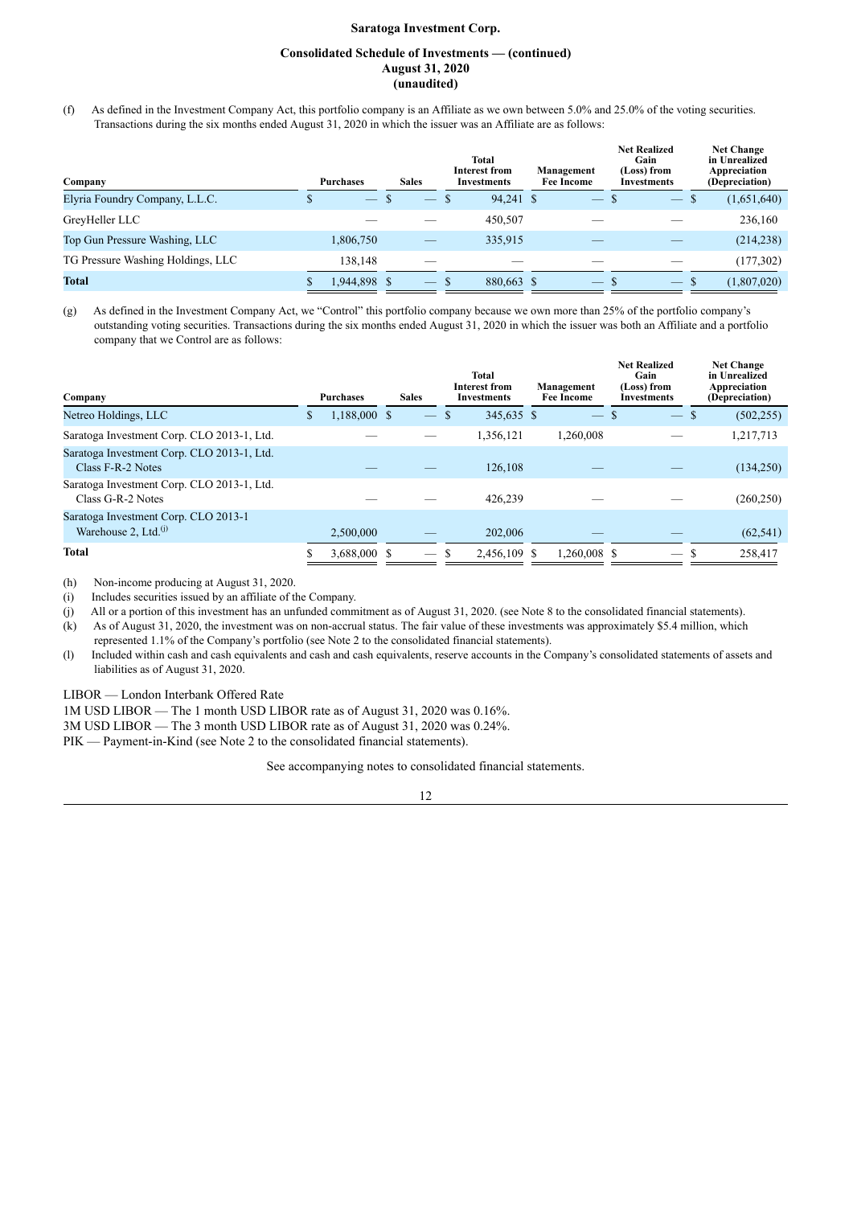**Saratoga Investment Corp.**

**Consolidated Schedule of Investments — (continued)**
**August 31, 2020**
**(unaudited)**

(f) As defined in the Investment Company Act, this portfolio company is an Affiliate as we own between 5.0% and 25.0% of the voting securities. Transactions during the six months ended August 31, 2020 in which the issuer was an Affiliate are as follows:

| Company | Purchases | Sales | Total Interest from Investments | Management Fee Income | Net Realized Gain (Loss) from Investments | Net Change in Unrealized Appreciation (Depreciation) |
|---|---|---|---|---|---|---|
| Elyria Foundry Company, L.L.C. | $ — | $ — | $ 94,241 | $ — | $ — | $ (1,651,640) |
| GreyHeller LLC | — | — | 450,507 | — | — | 236,160 |
| Top Gun Pressure Washing, LLC | 1,806,750 | — | 335,915 | — | — | (214,238) |
| TG Pressure Washing Holdings, LLC | 138,148 | — | — | — | — | (177,302) |
| **Total** | $ 1,944,898 | $ — | $ 880,663 | $ — | $ — | $ (1,807,020) |

(g) As defined in the Investment Company Act, we "Control" this portfolio company because we own more than 25% of the portfolio company's outstanding voting securities. Transactions during the six months ended August 31, 2020 in which the issuer was both an Affiliate and a portfolio company that we Control are as follows:

| Company | Purchases | Sales | Total Interest from Investments | Management Fee Income | Net Realized Gain (Loss) from Investments | Net Change in Unrealized Appreciation (Depreciation) |
|---|---|---|---|---|---|---|
| Netreo Holdings, LLC | $ 1,188,000 | $ — | $ 345,635 | $ — | $ — | $ (502,255) |
| Saratoga Investment Corp. CLO 2013-1, Ltd. | — | — | 1,356,121 | 1,260,008 | — | 1,217,713 |
| Saratoga Investment Corp. CLO 2013-1, Ltd. Class F-R-2 Notes | — | — | 126,108 | — | — | (134,250) |
| Saratoga Investment Corp. CLO 2013-1, Ltd. Class G-R-2 Notes | — | — | 426,239 | — | — | (260,250) |
| Saratoga Investment Corp. CLO 2013-1 Warehouse 2, Ltd.[(j)] | 2,500,000 | — | 202,006 | — | — | (62,541) |
| **Total** | $ 3,688,000 | $ — | $ 2,456,109 | $ 1,260,008 | $ — | $ 258,417 |

(h) Non-income producing at August 31, 2020.

(i) Includes securities issued by an affiliate of the Company.

(j) All or a portion of this investment has an unfunded commitment as of August 31, 2020. (see Note 8 to the consolidated financial statements).

(k) As of August 31, 2020, the investment was on non-accrual status. The fair value of these investments was approximately $5.4 million, which represented 1.1% of the Company's portfolio (see Note 2 to the consolidated financial statements).

(l) Included within cash and cash equivalents and cash and cash equivalents, reserve accounts in the Company's consolidated statements of assets and liabilities as of August 31, 2020.

LIBOR — London Interbank Offered Rate

1M USD LIBOR — The 1 month USD LIBOR rate as of August 31, 2020 was 0.16%.

3M USD LIBOR — The 3 month USD LIBOR rate as of August 31, 2020 was 0.24%.

PIK — Payment-in-Kind (see Note 2 to the consolidated financial statements).

See accompanying notes to consolidated financial statements.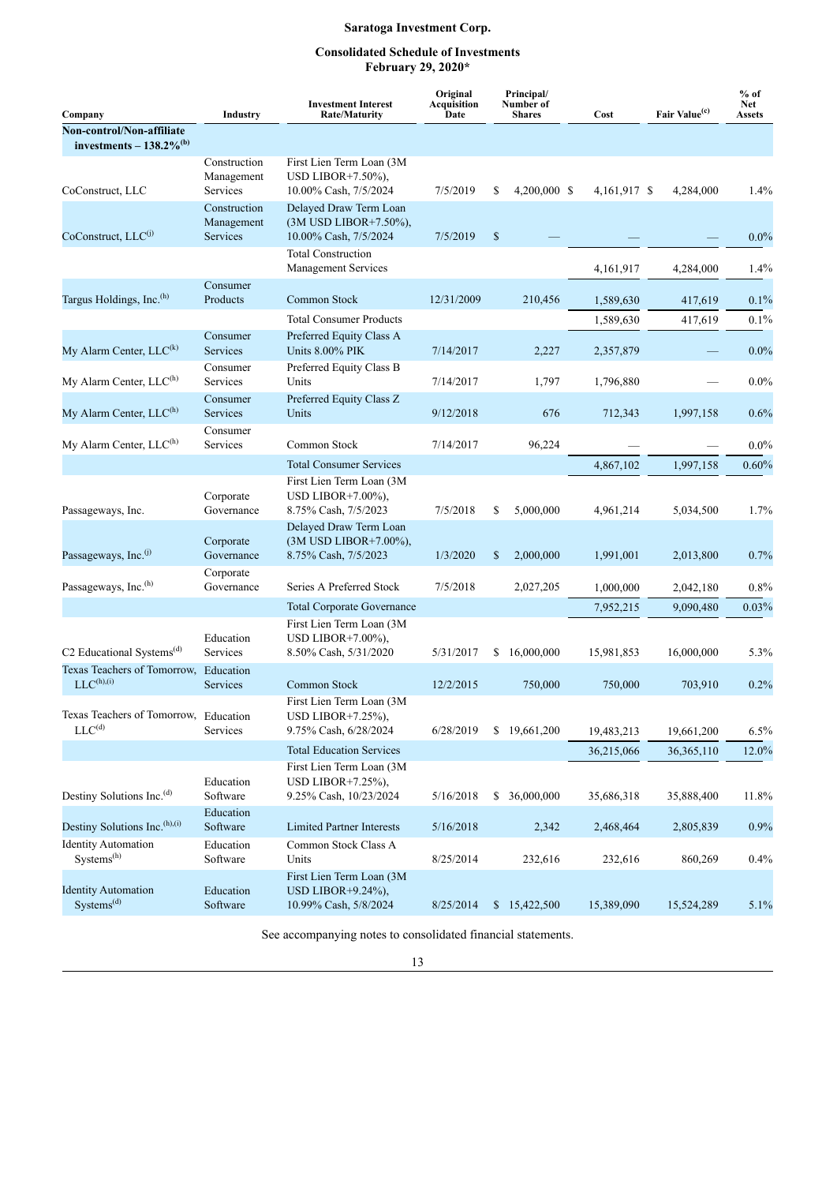# Saratoga Investment Corp.

## Consolidated Schedule of Investments
## February 29, 2020*

| Company | Industry | Investment Interest Rate/Maturity | Original Acquisition Date | Principal/ Number of Shares | Cost | Fair Value[(c)] | % of Net Assets |
|---|---|---|---|---|---|---|---|
| **Non-control/Non-affiliate investments – 138.2%[(b)]** | | | | | | | |
| CoConstruct, LLC | Construction Management Services | First Lien Term Loan (3M USD LIBOR+7.50%), 10.00% Cash, 7/5/2024 | 7/5/2019 | $ 4,200,000 | $ 4,161,917 | $ 4,284,000 | 1.4% |
| CoConstruct, LLC[(j)] | Construction Management Services | Delayed Draw Term Loan (3M USD LIBOR+7.50%), 10.00% Cash, 7/5/2024 | 7/5/2019 | $ — | — | — | 0.0% |
| | | Total Construction Management Services | | | 4,161,917 | 4,284,000 | 1.4% |
| Targus Holdings, Inc.[(h)] | Consumer Products | Common Stock | 12/31/2009 | 210,456 | 1,589,630 | 417,619 | 0.1% |
| | | Total Consumer Products | | | 1,589,630 | 417,619 | 0.1% |
| My Alarm Center, LLC[(k)] | Consumer Services | Preferred Equity Class A Units 8.00% PIK | 7/14/2017 | 2,227 | 2,357,879 | — | 0.0% |
| My Alarm Center, LLC[(h)] | Consumer Services | Preferred Equity Class B Units | 7/14/2017 | 1,797 | 1,796,880 | — | 0.0% |
| My Alarm Center, LLC[(h)] | Consumer Services | Preferred Equity Class Z Units | 9/12/2018 | 676 | 712,343 | 1,997,158 | 0.6% |
| My Alarm Center, LLC[(h)] | Consumer Services | Common Stock | 7/14/2017 | 96,224 | — | — | 0.0% |
| | | Total Consumer Services | | | 4,867,102 | 1,997,158 | 0.60% |
| Passageways, Inc. | Corporate Governance | First Lien Term Loan (3M USD LIBOR+7.00%), 8.75% Cash, 7/5/2023 | 7/5/2018 | $ 5,000,000 | 4,961,214 | 5,034,500 | 1.7% |
| Passageways, Inc.[(j)] | Corporate Governance | Delayed Draw Term Loan (3M USD LIBOR+7.00%), 8.75% Cash, 7/5/2023 | 1/3/2020 | $ 2,000,000 | 1,991,001 | 2,013,800 | 0.7% |
| Passageways, Inc.[(h)] | Corporate Governance | Series A Preferred Stock | 7/5/2018 | 2,027,205 | 1,000,000 | 2,042,180 | 0.8% |
| | | Total Corporate Governance | | | 7,952,215 | 9,090,480 | 0.03% |
| C2 Educational Systems[(d)] | Education Services | First Lien Term Loan (3M USD LIBOR+7.00%), 8.50% Cash, 5/31/2020 | 5/31/2017 | $ 16,000,000 | 15,981,853 | 16,000,000 | 5.3% |
| Texas Teachers of Tomorrow, LLC[(h),(i)] | Education Services | Common Stock | 12/2/2015 | 750,000 | 750,000 | 703,910 | 0.2% |
| Texas Teachers of Tomorrow, LLC[(d)] | Education Services | First Lien Term Loan (3M USD LIBOR+7.25%), 9.75% Cash, 6/28/2024 | 6/28/2019 | $ 19,661,200 | 19,483,213 | 19,661,200 | 6.5% |
| | | Total Education Services | | | 36,215,066 | 36,365,110 | 12.0% |
| Destiny Solutions Inc.[(d)] | Education Software | First Lien Term Loan (3M USD LIBOR+7.25%), 9.25% Cash, 10/23/2024 | 5/16/2018 | $ 36,000,000 | 35,686,318 | 35,888,400 | 11.8% |
| Destiny Solutions Inc.[(h),(i)] | Education Software | Limited Partner Interests | 5/16/2018 | 2,342 | 2,468,464 | 2,805,839 | 0.9% |
| Identity Automation Systems[(h)] | Education Software | Common Stock Class A Units | 8/25/2014 | 232,616 | 232,616 | 860,269 | 0.4% |
| Identity Automation Systems[(d)] | Education Software | First Lien Term Loan (3M USD LIBOR+9.24%), 10.99% Cash, 5/8/2024 | 8/25/2014 | $ 15,422,500 | 15,389,090 | 15,524,289 | 5.1% |

See accompanying notes to consolidated financial statements.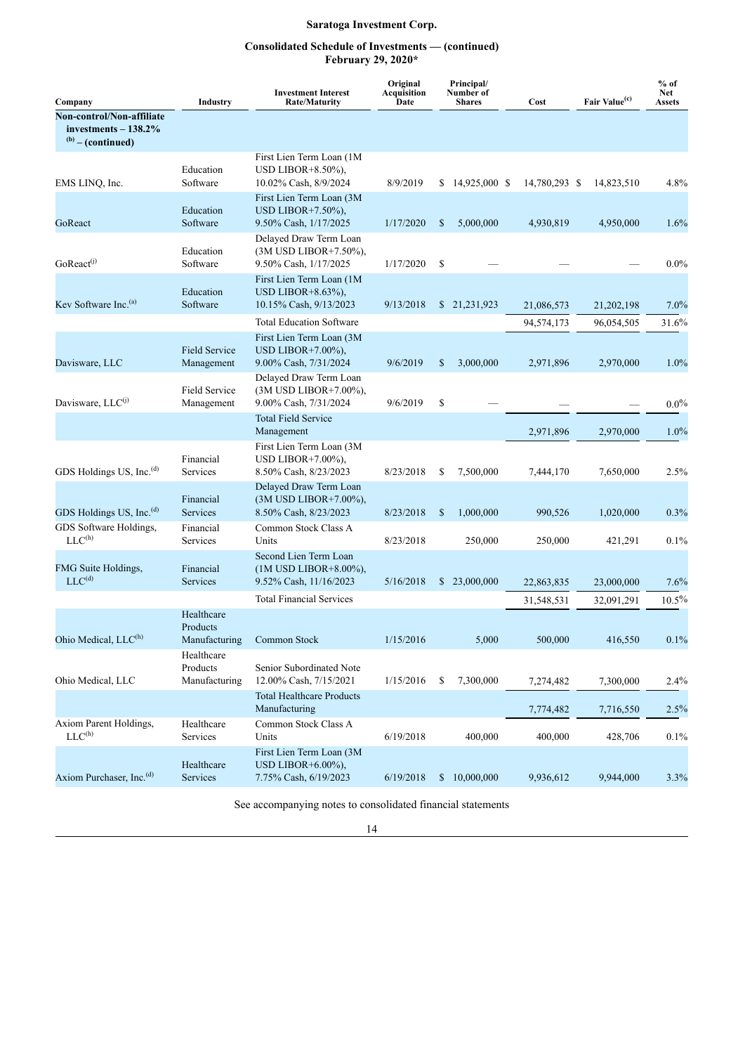**Saratoga Investment Corp.**

**Consolidated Schedule of Investments — (continued)**
**February 29, 2020***

| Company | Industry | Investment Interest Rate/Maturity | Original Acquisition Date | Principal/ Number of Shares | Cost | Fair Value[(c)] | % of Net Assets |
|---|---|---|---|---|---|---|---|
| **Non-control/Non-affiliate investments – 138.2% [(b)] – (continued)** | | | | | | | |
| EMS LINQ, Inc. | Education Software | First Lien Term Loan (1M USD LIBOR+8.50%), 10.02% Cash, 8/9/2024 | 8/9/2019 | $ 14,925,000 | $ 14,780,293 | $ 14,823,510 | 4.8% |
| GoReact | Education Software | First Lien Term Loan (3M USD LIBOR+7.50%), 9.50% Cash, 1/17/2025 | 1/17/2020 | $ 5,000,000 | 4,930,819 | 4,950,000 | 1.6% |
| GoReact[(j)] | Education Software | Delayed Draw Term Loan (3M USD LIBOR+7.50%), 9.50% Cash, 1/17/2025 | 1/17/2020 | $ — | — | — | 0.0% |
| Kev Software Inc.[(a)] | Education Software | First Lien Term Loan (1M USD LIBOR+8.63%), 10.15% Cash, 9/13/2023 | 9/13/2018 | $ 21,231,923 | 21,086,573 | 21,202,198 | 7.0% |
| | | Total Education Software | | | 94,574,173 | 96,054,505 | 31.6% |
| Davisware, LLC | Field Service Management | First Lien Term Loan (3M USD LIBOR+7.00%), 9.00% Cash, 7/31/2024 | 9/6/2019 | $ 3,000,000 | 2,971,896 | 2,970,000 | 1.0% |
| Davisware, LLC[(j)] | Field Service Management | Delayed Draw Term Loan (3M USD LIBOR+7.00%), 9.00% Cash, 7/31/2024 | 9/6/2019 | $ — | — | — | 0.0% |
| | | Total Field Service Management | | | 2,971,896 | 2,970,000 | 1.0% |
| GDS Holdings US, Inc.[(d)] | Financial Services | First Lien Term Loan (3M USD LIBOR+7.00%), 8.50% Cash, 8/23/2023 | 8/23/2018 | $ 7,500,000 | 7,444,170 | 7,650,000 | 2.5% |
| GDS Holdings US, Inc.[(d)] | Financial Services | Delayed Draw Term Loan (3M USD LIBOR+7.00%), 8.50% Cash, 8/23/2023 | 8/23/2018 | $ 1,000,000 | 990,526 | 1,020,000 | 0.3% |
| GDS Software Holdings, LLC[(h)] | Financial Services | Common Stock Class A Units | 8/23/2018 | 250,000 | 250,000 | 421,291 | 0.1% |
| FMG Suite Holdings, LLC[(d)] | Financial Services | Second Lien Term Loan (1M USD LIBOR+8.00%), 9.52% Cash, 11/16/2023 | 5/16/2018 | $ 23,000,000 | 22,863,835 | 23,000,000 | 7.6% |
| | | Total Financial Services | | | 31,548,531 | 32,091,291 | 10.5% |
| Ohio Medical, LLC[(h)] | Healthcare Products Manufacturing | Common Stock | 1/15/2016 | 5,000 | 500,000 | 416,550 | 0.1% |
| Ohio Medical, LLC | Healthcare Products Manufacturing | Senior Subordinated Note 12.00% Cash, 7/15/2021 | 1/15/2016 | $ 7,300,000 | 7,274,482 | 7,300,000 | 2.4% |
| | | Total Healthcare Products Manufacturing | | | 7,774,482 | 7,716,550 | 2.5% |
| Axiom Parent Holdings, LLC[(h)] | Healthcare Services | Common Stock Class A Units | 6/19/2018 | 400,000 | 400,000 | 428,706 | 0.1% |
| Axiom Purchaser, Inc.[(d)] | Healthcare Services | First Lien Term Loan (3M USD LIBOR+6.00%), 7.75% Cash, 6/19/2023 | 6/19/2018 | $ 10,000,000 | 9,936,612 | 9,944,000 | 3.3% |

See accompanying notes to consolidated financial statements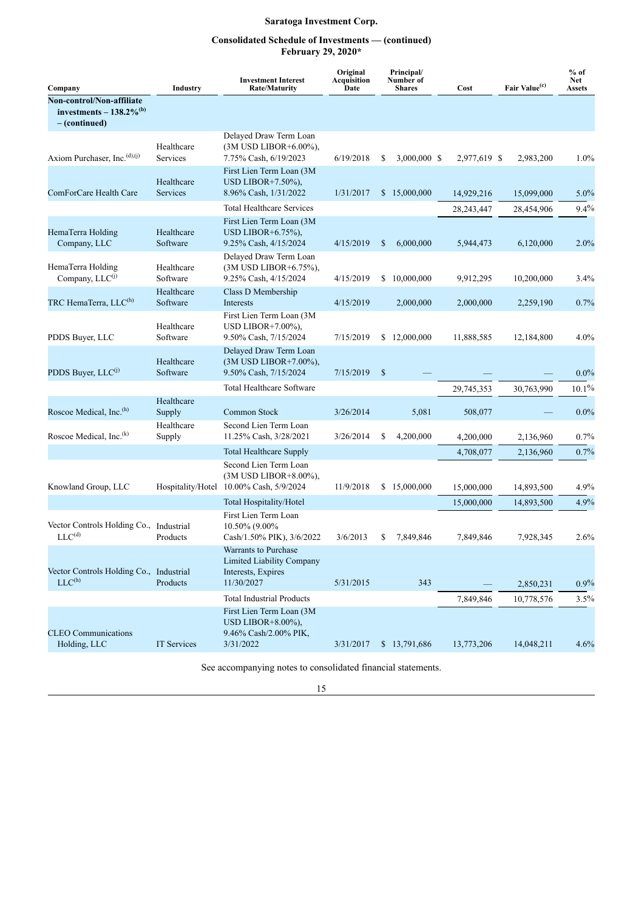**Saratoga Investment Corp.**

**Consolidated Schedule of Investments — (continued)**
**February 29, 2020***

| Company | Industry | Investment Interest Rate/Maturity | Original Acquisition Date | Principal/ Number of Shares | Cost | Fair Value[(c)] | % of Net Assets |
|---|---|---|---|---|---|---|---|
| **Non-control/Non-affiliate investments – 138.2%[(b)] – (continued)** | | | | | | | |
| Axiom Purchaser, Inc.[(d),(j)] | Healthcare Services | Delayed Draw Term Loan (3M USD LIBOR+6.00%), 7.75% Cash, 6/19/2023 | 6/19/2018 | $ 3,000,000 | $ 2,977,619 | $ 2,983,200 | 1.0% |
| ComForCare Health Care | Healthcare Services | First Lien Term Loan (3M USD LIBOR+7.50%), 8.96% Cash, 1/31/2022 | 1/31/2017 | $ 15,000,000 | 14,929,216 | 15,099,000 | 5.0% |
| | | Total Healthcare Services | | | 28,243,447 | 28,454,906 | 9.4% |
| HemaTerra Holding Company, LLC | Healthcare Software | First Lien Term Loan (3M USD LIBOR+6.75%), 9.25% Cash, 4/15/2024 | 4/15/2019 | $ 6,000,000 | 5,944,473 | 6,120,000 | 2.0% |
| HemaTerra Holding Company, LLC[(j)] | Healthcare Software | Delayed Draw Term Loan (3M USD LIBOR+6.75%), 9.25% Cash, 4/15/2024 | 4/15/2019 | $ 10,000,000 | 9,912,295 | 10,200,000 | 3.4% |
| TRC HemaTerra, LLC[(h)] | Healthcare Software | Class D Membership Interests | 4/15/2019 | 2,000,000 | 2,000,000 | 2,259,190 | 0.7% |
| PDDS Buyer, LLC | Healthcare Software | First Lien Term Loan (3M USD LIBOR+7.00%), 9.50% Cash, 7/15/2024 | 7/15/2019 | $ 12,000,000 | 11,888,585 | 12,184,800 | 4.0% |
| PDDS Buyer, LLC[(j)] | Healthcare Software | Delayed Draw Term Loan (3M USD LIBOR+7.00%), 9.50% Cash, 7/15/2024 | 7/15/2019 | $ — | — | — | 0.0% |
| | | Total Healthcare Software | | | 29,745,353 | 30,763,990 | 10.1% |
| Roscoe Medical, Inc.[(h)] | Healthcare Supply | Common Stock | 3/26/2014 | 5,081 | 508,077 | — | 0.0% |
| Roscoe Medical, Inc.[(k)] | Healthcare Supply | Second Lien Term Loan 11.25% Cash, 3/28/2021 | 3/26/2014 | $ 4,200,000 | 4,200,000 | 2,136,960 | 0.7% |
| | | Total Healthcare Supply | | | 4,708,077 | 2,136,960 | 0.7% |
| Knowland Group, LLC | Hospitality/Hotel | Second Lien Term Loan (3M USD LIBOR+8.00%), 10.00% Cash, 5/9/2024 | 11/9/2018 | $ 15,000,000 | 15,000,000 | 14,893,500 | 4.9% |
| | | Total Hospitality/Hotel | | | 15,000,000 | 14,893,500 | 4.9% |
| Vector Controls Holding Co., LLC[(d)] | Industrial Products | First Lien Term Loan 10.50% (9.00% Cash/1.50% PIK), 3/6/2022 | 3/6/2013 | $ 7,849,846 | 7,849,846 | 7,928,345 | 2.6% |
| Vector Controls Holding Co., LLC[(h)] | Industrial Products | Warrants to Purchase Limited Liability Company Interests, Expires 11/30/2027 | 5/31/2015 | 343 | — | 2,850,231 | 0.9% |
| | | Total Industrial Products | | | 7,849,846 | 10,778,576 | 3.5% |
| CLEO Communications Holding, LLC | IT Services | First Lien Term Loan (3M USD LIBOR+8.00%), 9.46% Cash/2.00% PIK, 3/31/2022 | 3/31/2017 | $ 13,791,686 | 13,773,206 | 14,048,211 | 4.6% |

See accompanying notes to consolidated financial statements.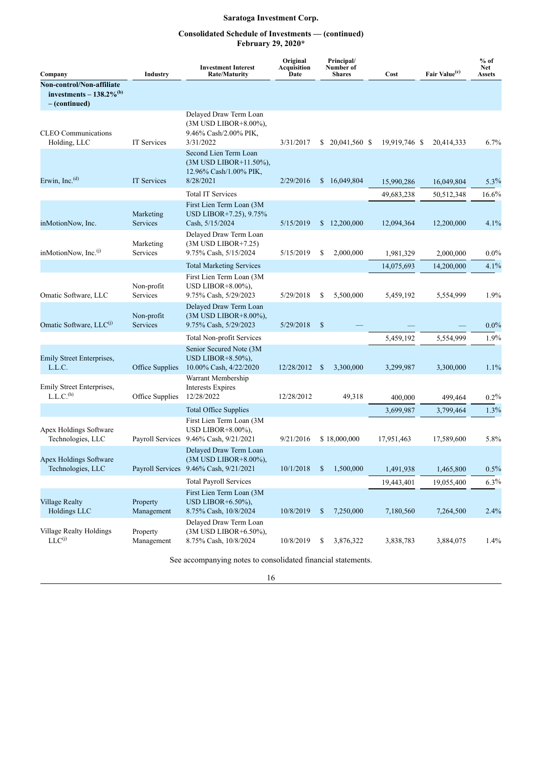# Saratoga Investment Corp.

## Consolidated Schedule of Investments — (continued)
## February 29, 2020*

| Company | Industry | Investment Interest Rate/Maturity | Original Acquisition Date | Principal/ Number of Shares | Cost | Fair Value[(c)] | % of Net Assets |
|---|---|---|---|---|---|---|---|
| **Non-control/Non-affiliate investments – 138.2%[(b)] – (continued)** | | | | | | | |
| CLEO Communications Holding, LLC | IT Services | Delayed Draw Term Loan (3M USD LIBOR+8.00%), 9.46% Cash/2.00% PIK, 3/31/2022 | 3/31/2017 | $ 20,041,560 | $ 19,919,746 | $ 20,414,333 | 6.7% |
| Erwin, Inc.[(d)] | IT Services | Second Lien Term Loan (3M USD LIBOR+11.50%), 12.96% Cash/1.00% PIK, 8/28/2021 | 2/29/2016 | $ 16,049,804 | 15,990,286 | 16,049,804 | 5.3% |
| | | Total IT Services | | | 49,683,238 | 50,512,348 | 16.6% |
| inMotionNow, Inc. | Marketing Services | First Lien Term Loan (3M USD LIBOR+7.25), 9.75% Cash, 5/15/2024 | 5/15/2019 | $ 12,200,000 | 12,094,364 | 12,200,000 | 4.1% |
| inMotionNow, Inc.[(j)] | Marketing Services | Delayed Draw Term Loan (3M USD LIBOR+7.25) 9.75% Cash, 5/15/2024 | 5/15/2019 | $ 2,000,000 | 1,981,329 | 2,000,000 | 0.0% |
| | | Total Marketing Services | | | 14,075,693 | 14,200,000 | 4.1% |
| Omatic Software, LLC | Non-profit Services | First Lien Term Loan (3M USD LIBOR+8.00%), 9.75% Cash, 5/29/2023 | 5/29/2018 | $ 5,500,000 | 5,459,192 | 5,554,999 | 1.9% |
| Omatic Software, LLC[(j)] | Non-profit Services | Delayed Draw Term Loan (3M USD LIBOR+8.00%), 9.75% Cash, 5/29/2023 | 5/29/2018 | $ — | — | — | 0.0% |
| | | Total Non-profit Services | | | 5,459,192 | 5,554,999 | 1.9% |
| Emily Street Enterprises, L.L.C. | Office Supplies | Senior Secured Note (3M USD LIBOR+8.50%), 10.00% Cash, 4/22/2020 | 12/28/2012 | $ 3,300,000 | 3,299,987 | 3,300,000 | 1.1% |
| Emily Street Enterprises, L.L.C.[(h)] | Office Supplies | Warrant Membership Interests Expires 12/28/2022 | 12/28/2012 | 49,318 | 400,000 | 499,464 | 0.2% |
| | | Total Office Supplies | | | 3,699,987 | 3,799,464 | 1.3% |
| Apex Holdings Software Technologies, LLC | Payroll Services | First Lien Term Loan (3M USD LIBOR+8.00%), 9.46% Cash, 9/21/2021 | 9/21/2016 | $ 18,000,000 | 17,951,463 | 17,589,600 | 5.8% |
| Apex Holdings Software Technologies, LLC | Payroll Services | Delayed Draw Term Loan (3M USD LIBOR+8.00%), 9.46% Cash, 9/21/2021 | 10/1/2018 | $ 1,500,000 | 1,491,938 | 1,465,800 | 0.5% |
| | | Total Payroll Services | | | 19,443,401 | 19,055,400 | 6.3% |
| Village Realty Holdings LLC | Property Management | First Lien Term Loan (3M USD LIBOR+6.50%), 8.75% Cash, 10/8/2024 | 10/8/2019 | $ 7,250,000 | 7,180,560 | 7,264,500 | 2.4% |
| Village Realty Holdings LLC[(j)] | Property Management | Delayed Draw Term Loan (3M USD LIBOR+6.50%), 8.75% Cash, 10/8/2024 | 10/8/2019 | $ 3,876,322 | 3,838,783 | 3,884,075 | 1.4% |

See accompanying notes to consolidated financial statements.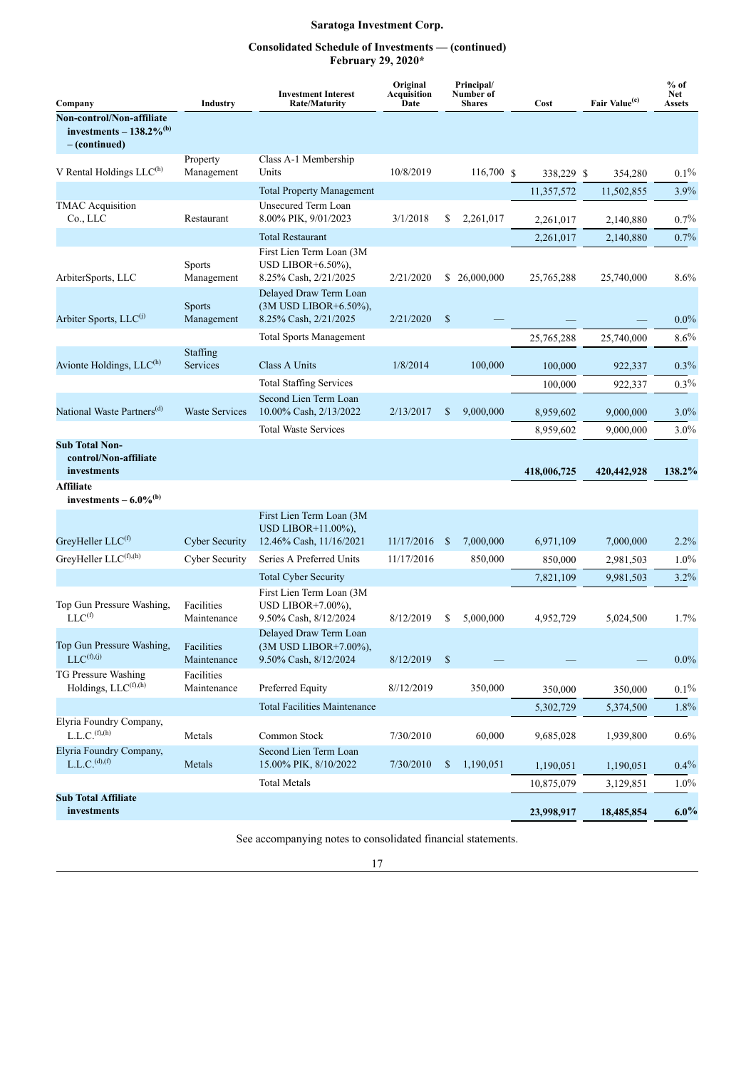**Saratoga Investment Corp.**

**Consolidated Schedule of Investments — (continued)**
**February 29, 2020***

| Company | Industry | Investment Interest Rate/Maturity | Original Acquisition Date | Principal/ Number of Shares | Cost | Fair Value[(c)] | % of Net Assets |
|---|---|---|---|---|---|---|---|
| **Non-control/Non-affiliate investments – 138.2%[(b)] – (continued)** | | | | | | | |
| V Rental Holdings LLC[(h)] | Property Management | Class A-1 Membership Units | 10/8/2019 | 116,700 | $ 338,229 | $ 354,280 | 0.1% |
| | | Total Property Management | | | 11,357,572 | 11,502,855 | 3.9% |
| TMAC Acquisition Co., LLC | Restaurant | Unsecured Term Loan 8.00% PIK, 9/01/2023 | 3/1/2018 | $ 2,261,017 | 2,261,017 | 2,140,880 | 0.7% |
| | | Total Restaurant | | | 2,261,017 | 2,140,880 | 0.7% |
| ArbiterSports, LLC | Sports Management | First Lien Term Loan (3M USD LIBOR+6.50%), 8.25% Cash, 2/21/2025 | 2/21/2020 | $ 26,000,000 | 25,765,288 | 25,740,000 | 8.6% |
| Arbiter Sports, LLC[(j)] | Sports Management | Delayed Draw Term Loan (3M USD LIBOR+6.50%), 8.25% Cash, 2/21/2025 | 2/21/2020 | $ — | — | — | 0.0% |
| | | Total Sports Management | | | 25,765,288 | 25,740,000 | 8.6% |
| Avionte Holdings, LLC[(h)] | Staffing Services | Class A Units | 1/8/2014 | 100,000 | 100,000 | 922,337 | 0.3% |
| | | Total Staffing Services | | | 100,000 | 922,337 | 0.3% |
| National Waste Partners[(d)] | Waste Services | Second Lien Term Loan 10.00% Cash, 2/13/2022 | 2/13/2017 | $ 9,000,000 | 8,959,602 | 9,000,000 | 3.0% |
| | | Total Waste Services | | | 8,959,602 | 9,000,000 | 3.0% |
| **Sub Total Non-control/Non-affiliate investments** | | | | | **418,006,725** | **420,442,928** | **138.2%** |
| **Affiliate investments – 6.0%[(b)]** | | | | | | | |
| GreyHeller LLC[(f)] | Cyber Security | First Lien Term Loan (3M USD LIBOR+11.00%), 12.46% Cash, 11/16/2021 | 11/17/2016 | $ 7,000,000 | 6,971,109 | 7,000,000 | 2.2% |
| GreyHeller LLC[(f),(h)] | Cyber Security | Series A Preferred Units | 11/17/2016 | 850,000 | 850,000 | 2,981,503 | 1.0% |
| | | Total Cyber Security | | | 7,821,109 | 9,981,503 | 3.2% |
| Top Gun Pressure Washing, LLC[(f)] | Facilities Maintenance | First Lien Term Loan (3M USD LIBOR+7.00%), 9.50% Cash, 8/12/2024 | 8/12/2019 | $ 5,000,000 | 4,952,729 | 5,024,500 | 1.7% |
| Top Gun Pressure Washing, LLC[(f),(j)] | Facilities Maintenance | Delayed Draw Term Loan (3M USD LIBOR+7.00%), 9.50% Cash, 8/12/2024 | 8/12/2019 | $ — | — | — | 0.0% |
| TG Pressure Washing Holdings, LLC[(f),(h)] | Facilities Maintenance | Preferred Equity | 8//12/2019 | 350,000 | 350,000 | 350,000 | 0.1% |
| | | Total Facilities Maintenance | | | 5,302,729 | 5,374,500 | 1.8% |
| Elyria Foundry Company, L.L.C.[(f),(h)] | Metals | Common Stock | 7/30/2010 | 60,000 | 9,685,028 | 1,939,800 | 0.6% |
| Elyria Foundry Company, L.L.C.[(d),(f)] | Metals | Second Lien Term Loan 15.00% PIK, 8/10/2022 | 7/30/2010 | $ 1,190,051 | 1,190,051 | 1,190,051 | 0.4% |
| | | Total Metals | | | 10,875,079 | 3,129,851 | 1.0% |
| **Sub Total Affiliate investments** | | | | | **23,998,917** | **18,485,854** | **6.0%** |

See accompanying notes to consolidated financial statements.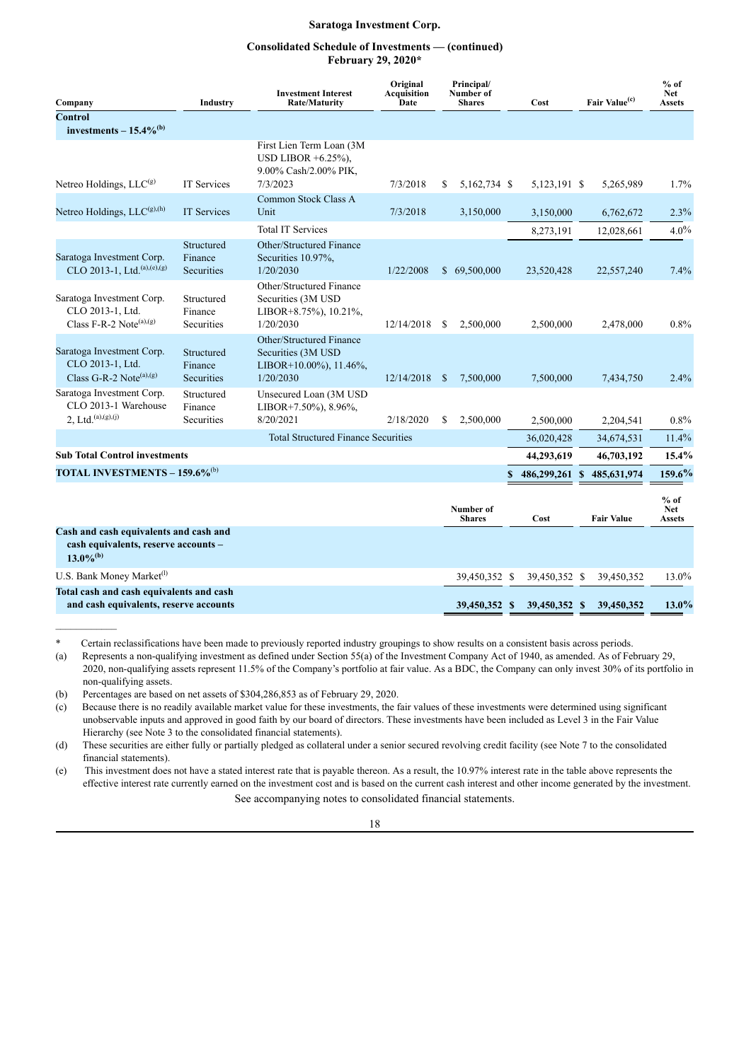**Saratoga Investment Corp.**

**Consolidated Schedule of Investments — (continued)**
**February 29, 2020***

| Company | Industry | Investment Interest Rate/Maturity | Original Acquisition Date | Principal/ Number of Shares | Cost | Fair Value[(c)] | % of Net Assets |
|---|---|---|---|---|---|---|---|
| **Control investments – 15.4%[(b)]** | | | | | | | |
| Netreo Holdings, LLC[(g)] | IT Services | First Lien Term Loan (3M USD LIBOR +6.25%), 9.00% Cash/2.00% PIK, 7/3/2023 | 7/3/2018 | $ 5,162,734 | $ 5,123,191 | $ 5,265,989 | 1.7% |
| Netreo Holdings, LLC[(g),(h)] | IT Services | Common Stock Class A Unit | 7/3/2018 | 3,150,000 | 3,150,000 | 6,762,672 | 2.3% |
| | | Total IT Services | | | 8,273,191 | 12,028,661 | 4.0% |
| Saratoga Investment Corp. CLO 2013-1, Ltd.[(a),(e),(g)] | Structured Finance Securities | Other/Structured Finance Securities 10.97%, 1/20/2030 | 1/22/2008 | $ 69,500,000 | 23,520,428 | 22,557,240 | 7.4% |
| Saratoga Investment Corp. CLO 2013-1, Ltd. Class F-R-2 Note[(a),(g)] | Structured Finance Securities | Other/Structured Finance Securities (3M USD LIBOR+8.75%), 10.21%, 1/20/2030 | 12/14/2018 | $ 2,500,000 | 2,500,000 | 2,478,000 | 0.8% |
| Saratoga Investment Corp. CLO 2013-1, Ltd. Class G-R-2 Note[(a),(g)] | Structured Finance Securities | Other/Structured Finance Securities (3M USD LIBOR+10.00%), 11.46%, 1/20/2030 | 12/14/2018 | $ 7,500,000 | 7,500,000 | 7,434,750 | 2.4% |
| Saratoga Investment Corp. CLO 2013-1 Warehouse 2, Ltd.[(a),(g),(j)] | Structured Finance Securities | Unsecured Loan (3M USD LIBOR+7.50%), 8.96%, 8/20/2021 | 2/18/2020 | $ 2,500,000 | 2,500,000 | 2,204,541 | 0.8% |
| | | Total Structured Finance Securities | | | 36,020,428 | 34,674,531 | 11.4% |
| **Sub Total Control investments** | | | | | **44,293,619** | **46,703,192** | **15.4%** |
| **TOTAL INVESTMENTS – 159.6%[(b)]** | | | | | **$ 486,299,261** | **$ 485,631,974** | **159.6%** |

| | Number of Shares | Cost | Fair Value | % of Net Assets |
|---|---|---|---|---|
| **Cash and cash equivalents and cash and cash equivalents, reserve accounts – 13.0%[(b)]** | | | | |
| U.S. Bank Money Market[(l)] | 39,450,352 | $ 39,450,352 | $ 39,450,352 | 13.0% |
| **Total cash and cash equivalents and cash and cash equivalents, reserve accounts** | **39,450,352** | **$ 39,450,352** | **$ 39,450,352** | **13.0%** |

\* Certain reclassifications have been made to previously reported industry groupings to show results on a consistent basis across periods.

(a) Represents a non-qualifying investment as defined under Section 55(a) of the Investment Company Act of 1940, as amended. As of February 29, 2020, non-qualifying assets represent 11.5% of the Company's portfolio at fair value. As a BDC, the Company can only invest 30% of its portfolio in non-qualifying assets.

(b) Percentages are based on net assets of $304,286,853 as of February 29, 2020.

(c) Because there is no readily available market value for these investments, the fair values of these investments were determined using significant unobservable inputs and approved in good faith by our board of directors. These investments have been included as Level 3 in the Fair Value Hierarchy (see Note 3 to the consolidated financial statements).

(d) These securities are either fully or partially pledged as collateral under a senior secured revolving credit facility (see Note 7 to the consolidated financial statements).

(e) This investment does not have a stated interest rate that is payable thereon. As a result, the 10.97% interest rate in the table above represents the effective interest rate currently earned on the investment cost and is based on the current cash interest and other income generated by the investment.

See accompanying notes to consolidated financial statements.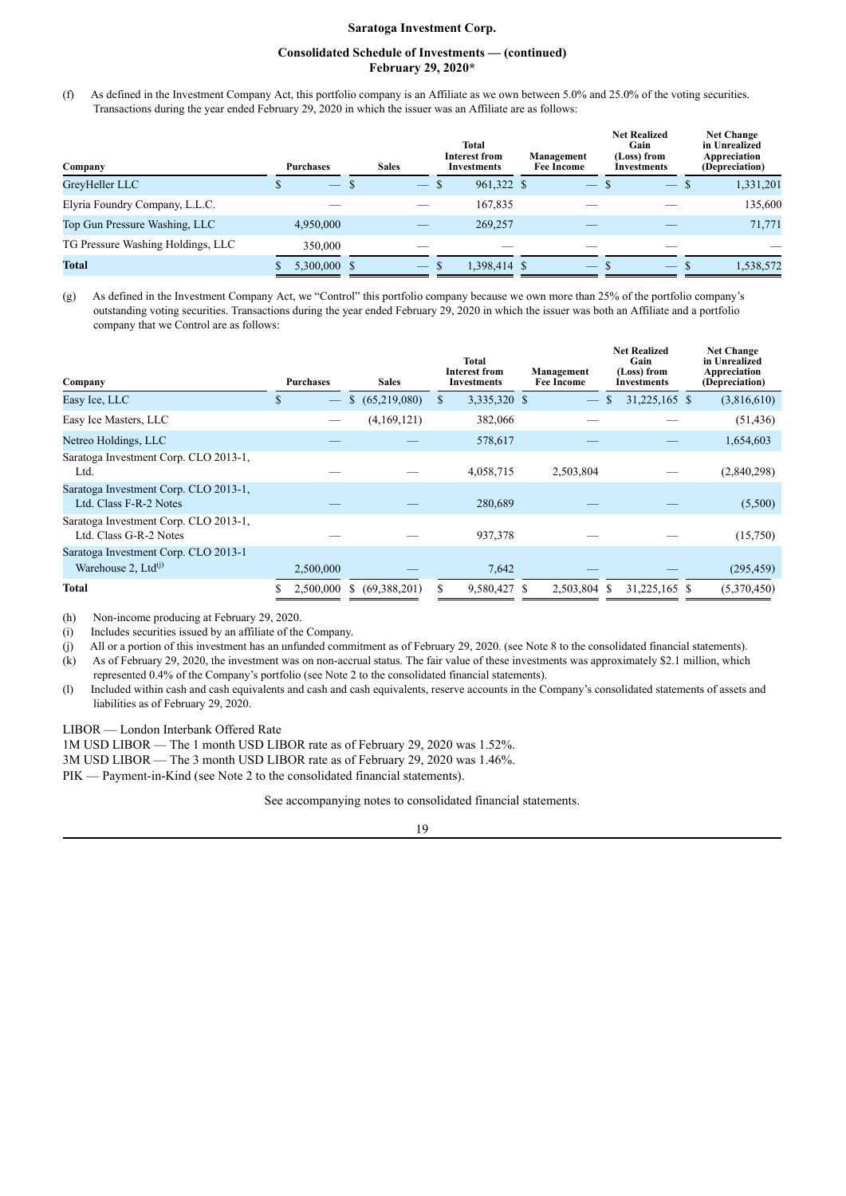**Saratoga Investment Corp.**

**Consolidated Schedule of Investments — (continued)**
**February 29, 2020***

(f) As defined in the Investment Company Act, this portfolio company is an Affiliate as we own between 5.0% and 25.0% of the voting securities. Transactions during the year ended February 29, 2020 in which the issuer was an Affiliate are as follows:

| Company | Purchases | Sales | Total Interest from Investments | Management Fee Income | Net Realized Gain (Loss) from Investments | Net Change in Unrealized Appreciation (Depreciation) |
|---|---|---|---|---|---|---|
| GreyHeller LLC | $ — | $ — | $ 961,322 | $ — | $ — | $ 1,331,201 |
| Elyria Foundry Company, L.L.C. | — | — | 167,835 | — | — | 135,600 |
| Top Gun Pressure Washing, LLC | 4,950,000 | — | 269,257 | — | — | 71,771 |
| TG Pressure Washing Holdings, LLC | 350,000 | — | — | — | — | — |
| **Total** | $ 5,300,000 | $ — | $ 1,398,414 | $ — | $ — | $ 1,538,572 |

(g) As defined in the Investment Company Act, we "Control" this portfolio company because we own more than 25% of the portfolio company's outstanding voting securities. Transactions during the year ended February 29, 2020 in which the issuer was both an Affiliate and a portfolio company that we Control are as follows:

| Company | Purchases | Sales | Total Interest from Investments | Management Fee Income | Net Realized Gain (Loss) from Investments | Net Change in Unrealized Appreciation (Depreciation) |
|---|---|---|---|---|---|---|
| Easy Ice, LLC | $ — | $ (65,219,080) | $ 3,335,320 | $ — | $ 31,225,165 | $ (3,816,610) |
| Easy Ice Masters, LLC | — | (4,169,121) | 382,066 | — | — | (51,436) |
| Netreo Holdings, LLC | — | — | 578,617 | — | — | 1,654,603 |
| Saratoga Investment Corp. CLO 2013-1, Ltd. | — | — | 4,058,715 | 2,503,804 | — | (2,840,298) |
| Saratoga Investment Corp. CLO 2013-1, Ltd. Class F-R-2 Notes | — | — | 280,689 | — | — | (5,500) |
| Saratoga Investment Corp. CLO 2013-1, Ltd. Class G-R-2 Notes | — | — | 937,378 | — | — | (15,750) |
| Saratoga Investment Corp. CLO 2013-1 Warehouse 2, Ltd[(j)] | 2,500,000 | — | 7,642 | — | — | (295,459) |
| **Total** | $ 2,500,000 | $ (69,388,201) | $ 9,580,427 | $ 2,503,804 | $ 31,225,165 | $ (5,370,450) |

(h) Non-income producing at February 29, 2020.

(i) Includes securities issued by an affiliate of the Company.

(j) All or a portion of this investment has an unfunded commitment as of February 29, 2020. (see Note 8 to the consolidated financial statements).

(k) As of February 29, 2020, the investment was on non-accrual status. The fair value of these investments was approximately $2.1 million, which represented 0.4% of the Company's portfolio (see Note 2 to the consolidated financial statements).

(l) Included within cash and cash equivalents and cash and cash equivalents, reserve accounts in the Company's consolidated statements of assets and liabilities as of February 29, 2020.

LIBOR — London Interbank Offered Rate

1M USD LIBOR — The 1 month USD LIBOR rate as of February 29, 2020 was 1.52%.

3M USD LIBOR — The 3 month USD LIBOR rate as of February 29, 2020 was 1.46%.

PIK — Payment-in-Kind (see Note 2 to the consolidated financial statements).

See accompanying notes to consolidated financial statements.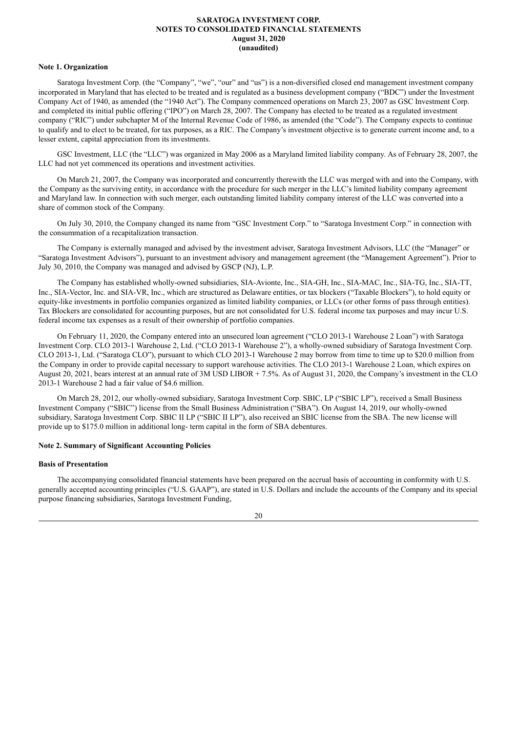**SARATOGA INVESTMENT CORP.**
**NOTES TO CONSOLIDATED FINANCIAL STATEMENTS**
**August 31, 2020**
**(unaudited)**

**Note 1. Organization**

Saratoga Investment Corp. (the "Company", "we", "our" and "us") is a non-diversified closed end management investment company incorporated in Maryland that has elected to be treated and is regulated as a business development company ("BDC") under the Investment Company Act of 1940, as amended (the "1940 Act"). The Company commenced operations on March 23, 2007 as GSC Investment Corp. and completed its initial public offering ("IPO") on March 28, 2007. The Company has elected to be treated as a regulated investment company ("RIC") under subchapter M of the Internal Revenue Code of 1986, as amended (the "Code"). The Company expects to continue to qualify and to elect to be treated, for tax purposes, as a RIC. The Company's investment objective is to generate current income and, to a lesser extent, capital appreciation from its investments.

GSC Investment, LLC (the "LLC") was organized in May 2006 as a Maryland limited liability company. As of February 28, 2007, the LLC had not yet commenced its operations and investment activities.

On March 21, 2007, the Company was incorporated and concurrently therewith the LLC was merged with and into the Company, with the Company as the surviving entity, in accordance with the procedure for such merger in the LLC's limited liability company agreement and Maryland law. In connection with such merger, each outstanding limited liability company interest of the LLC was converted into a share of common stock of the Company.

On July 30, 2010, the Company changed its name from "GSC Investment Corp." to "Saratoga Investment Corp." in connection with the consummation of a recapitalization transaction.

The Company is externally managed and advised by the investment adviser, Saratoga Investment Advisors, LLC (the "Manager" or "Saratoga Investment Advisors"), pursuant to an investment advisory and management agreement (the "Management Agreement"). Prior to July 30, 2010, the Company was managed and advised by GSCP (NJ), L.P.

The Company has established wholly-owned subsidiaries, SIA-Avionte, Inc., SIA-GH, Inc., SIA-MAC, Inc., SIA-TG, Inc., SIA-TT, Inc., SIA-Vector, Inc. and SIA-VR, Inc., which are structured as Delaware entities, or tax blockers ("Taxable Blockers"), to hold equity or equity-like investments in portfolio companies organized as limited liability companies, or LLCs (or other forms of pass through entities). Tax Blockers are consolidated for accounting purposes, but are not consolidated for U.S. federal income tax purposes and may incur U.S. federal income tax expenses as a result of their ownership of portfolio companies.

On February 11, 2020, the Company entered into an unsecured loan agreement ("CLO 2013-1 Warehouse 2 Loan") with Saratoga Investment Corp. CLO 2013-1 Warehouse 2, Ltd. ("CLO 2013-1 Warehouse 2"), a wholly-owned subsidiary of Saratoga Investment Corp. CLO 2013-1, Ltd. ("Saratoga CLO"), pursuant to which CLO 2013-1 Warehouse 2 may borrow from time to time up to \$20.0 million from the Company in order to provide capital necessary to support warehouse activities. The CLO 2013-1 Warehouse 2 Loan, which expires on August 20, 2021, bears interest at an annual rate of 3M USD LIBOR + 7.5%. As of August 31, 2020, the Company's investment in the CLO 2013-1 Warehouse 2 had a fair value of \$4.6 million.

On March 28, 2012, our wholly-owned subsidiary, Saratoga Investment Corp. SBIC, LP ("SBIC LP"), received a Small Business Investment Company ("SBIC") license from the Small Business Administration ("SBA"). On August 14, 2019, our wholly-owned subsidiary, Saratoga Investment Corp. SBIC II LP ("SBIC II LP"), also received an SBIC license from the SBA. The new license will provide up to \$175.0 million in additional long- term capital in the form of SBA debentures.

**Note 2. Summary of Significant Accounting Policies**

**Basis of Presentation**

The accompanying consolidated financial statements have been prepared on the accrual basis of accounting in conformity with U.S. generally accepted accounting principles ("U.S. GAAP"), are stated in U.S. Dollars and include the accounts of the Company and its special purpose financing subsidiaries, Saratoga Investment Funding,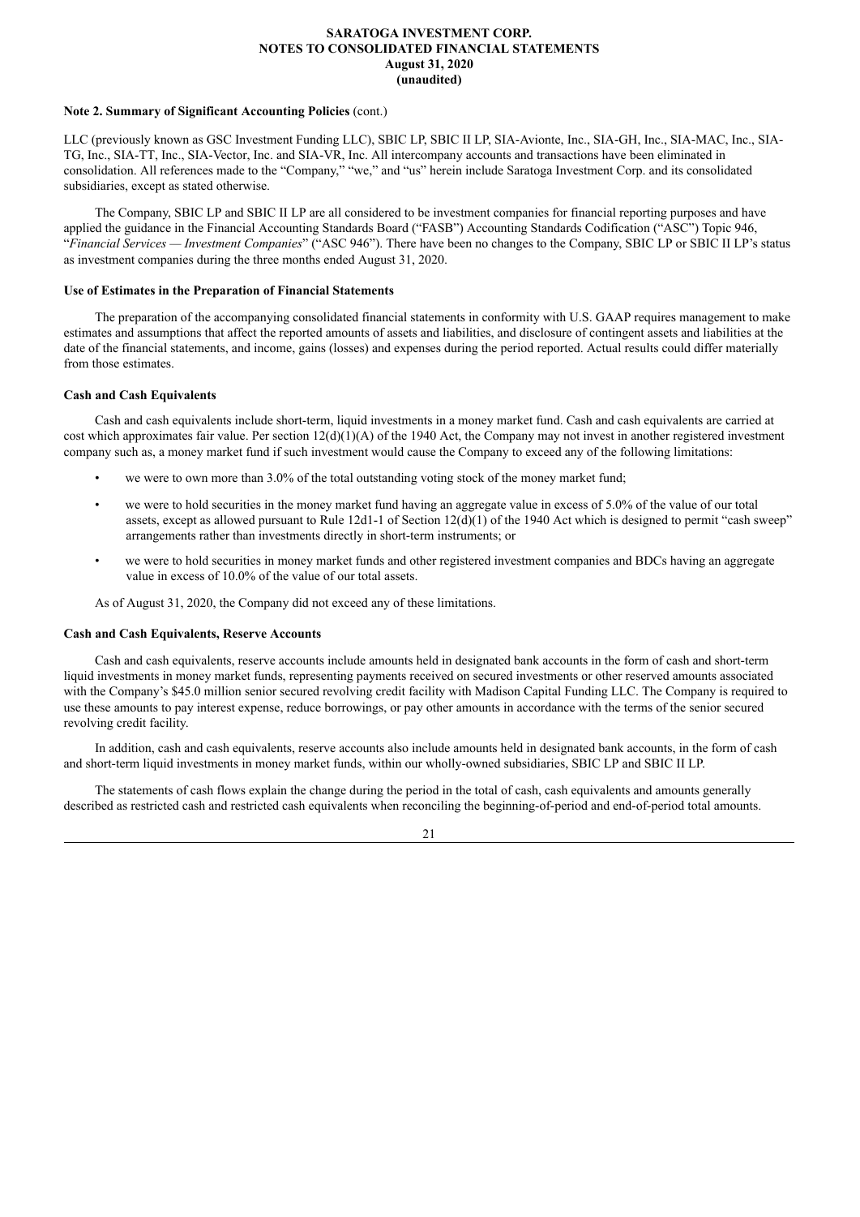**Note 2. Summary of Significant Accounting Policies** (cont.)

LLC (previously known as GSC Investment Funding LLC), SBIC LP, SBIC II LP, SIA-Avionte, Inc., SIA-GH, Inc., SIA-MAC, Inc., SIA-TG, Inc., SIA-TT, Inc., SIA-Vector, Inc. and SIA-VR, Inc. All intercompany accounts and transactions have been eliminated in consolidation. All references made to the "Company," "we," and "us" herein include Saratoga Investment Corp. and its consolidated subsidiaries, except as stated otherwise.

The Company, SBIC LP and SBIC II LP are all considered to be investment companies for financial reporting purposes and have applied the guidance in the Financial Accounting Standards Board ("FASB") Accounting Standards Codification ("ASC") Topic 946, "*Financial Services — Investment Companies*" ("ASC 946"). There have been no changes to the Company, SBIC LP or SBIC II LP's status as investment companies during the three months ended August 31, 2020.

**Use of Estimates in the Preparation of Financial Statements**

The preparation of the accompanying consolidated financial statements in conformity with U.S. GAAP requires management to make estimates and assumptions that affect the reported amounts of assets and liabilities, and disclosure of contingent assets and liabilities at the date of the financial statements, and income, gains (losses) and expenses during the period reported. Actual results could differ materially from those estimates.

**Cash and Cash Equivalents**

Cash and cash equivalents include short-term, liquid investments in a money market fund. Cash and cash equivalents are carried at cost which approximates fair value. Per section 12(d)(1)(A) of the 1940 Act, the Company may not invest in another registered investment company such as, a money market fund if such investment would cause the Company to exceed any of the following limitations:

- we were to own more than 3.0% of the total outstanding voting stock of the money market fund;
- we were to hold securities in the money market fund having an aggregate value in excess of 5.0% of the value of our total assets, except as allowed pursuant to Rule 12d1-1 of Section 12(d)(1) of the 1940 Act which is designed to permit "cash sweep" arrangements rather than investments directly in short-term instruments; or
- we were to hold securities in money market funds and other registered investment companies and BDCs having an aggregate value in excess of 10.0% of the value of our total assets.

As of August 31, 2020, the Company did not exceed any of these limitations.

**Cash and Cash Equivalents, Reserve Accounts**

Cash and cash equivalents, reserve accounts include amounts held in designated bank accounts in the form of cash and short-term liquid investments in money market funds, representing payments received on secured investments or other reserved amounts associated with the Company's $45.0 million senior secured revolving credit facility with Madison Capital Funding LLC. The Company is required to use these amounts to pay interest expense, reduce borrowings, or pay other amounts in accordance with the terms of the senior secured revolving credit facility.

In addition, cash and cash equivalents, reserve accounts also include amounts held in designated bank accounts, in the form of cash and short-term liquid investments in money market funds, within our wholly-owned subsidiaries, SBIC LP and SBIC II LP.

The statements of cash flows explain the change during the period in the total of cash, cash equivalents and amounts generally described as restricted cash and restricted cash equivalents when reconciling the beginning-of-period and end-of-period total amounts.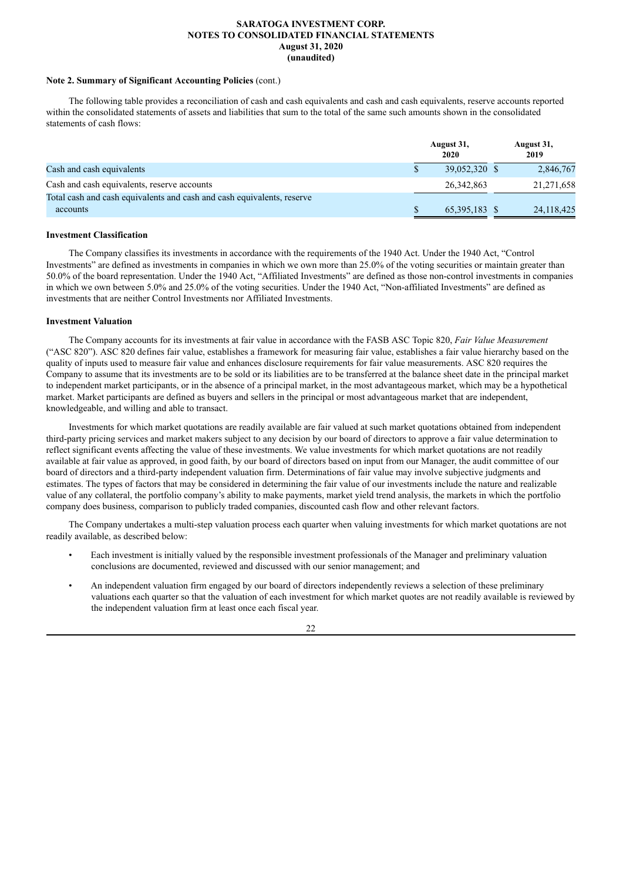**Note 2. Summary of Significant Accounting Policies** (cont.)

The following table provides a reconciliation of cash and cash equivalents and cash and cash equivalents, reserve accounts reported within the consolidated statements of assets and liabilities that sum to the total of the same such amounts shown in the consolidated statements of cash flows:

| | August 31, 2020 | August 31, 2019 |
|---|---|---|
| Cash and cash equivalents | $ 39,052,320 | $ 2,846,767 |
| Cash and cash equivalents, reserve accounts | 26,342,863 | 21,271,658 |
| Total cash and cash equivalents and cash and cash equivalents, reserve accounts | $ 65,395,183 | $ 24,118,425 |

**Investment Classification**

The Company classifies its investments in accordance with the requirements of the 1940 Act. Under the 1940 Act, "Control Investments" are defined as investments in companies in which we own more than 25.0% of the voting securities or maintain greater than 50.0% of the board representation. Under the 1940 Act, "Affiliated Investments" are defined as those non-control investments in companies in which we own between 5.0% and 25.0% of the voting securities. Under the 1940 Act, "Non-affiliated Investments" are defined as investments that are neither Control Investments nor Affiliated Investments.

**Investment Valuation**

The Company accounts for its investments at fair value in accordance with the FASB ASC Topic 820, *Fair Value Measurement* ("ASC 820"). ASC 820 defines fair value, establishes a framework for measuring fair value, establishes a fair value hierarchy based on the quality of inputs used to measure fair value and enhances disclosure requirements for fair value measurements. ASC 820 requires the Company to assume that its investments are to be sold or its liabilities are to be transferred at the balance sheet date in the principal market to independent market participants, or in the absence of a principal market, in the most advantageous market, which may be a hypothetical market. Market participants are defined as buyers and sellers in the principal or most advantageous market that are independent, knowledgeable, and willing and able to transact.

Investments for which market quotations are readily available are fair valued at such market quotations obtained from independent third-party pricing services and market makers subject to any decision by our board of directors to approve a fair value determination to reflect significant events affecting the value of these investments. We value investments for which market quotations are not readily available at fair value as approved, in good faith, by our board of directors based on input from our Manager, the audit committee of our board of directors and a third-party independent valuation firm. Determinations of fair value may involve subjective judgments and estimates. The types of factors that may be considered in determining the fair value of our investments include the nature and realizable value of any collateral, the portfolio company's ability to make payments, market yield trend analysis, the markets in which the portfolio company does business, comparison to publicly traded companies, discounted cash flow and other relevant factors.

The Company undertakes a multi-step valuation process each quarter when valuing investments for which market quotations are not readily available, as described below:

- Each investment is initially valued by the responsible investment professionals of the Manager and preliminary valuation conclusions are documented, reviewed and discussed with our senior management; and
- An independent valuation firm engaged by our board of directors independently reviews a selection of these preliminary valuations each quarter so that the valuation of each investment for which market quotes are not readily available is reviewed by the independent valuation firm at least once each fiscal year.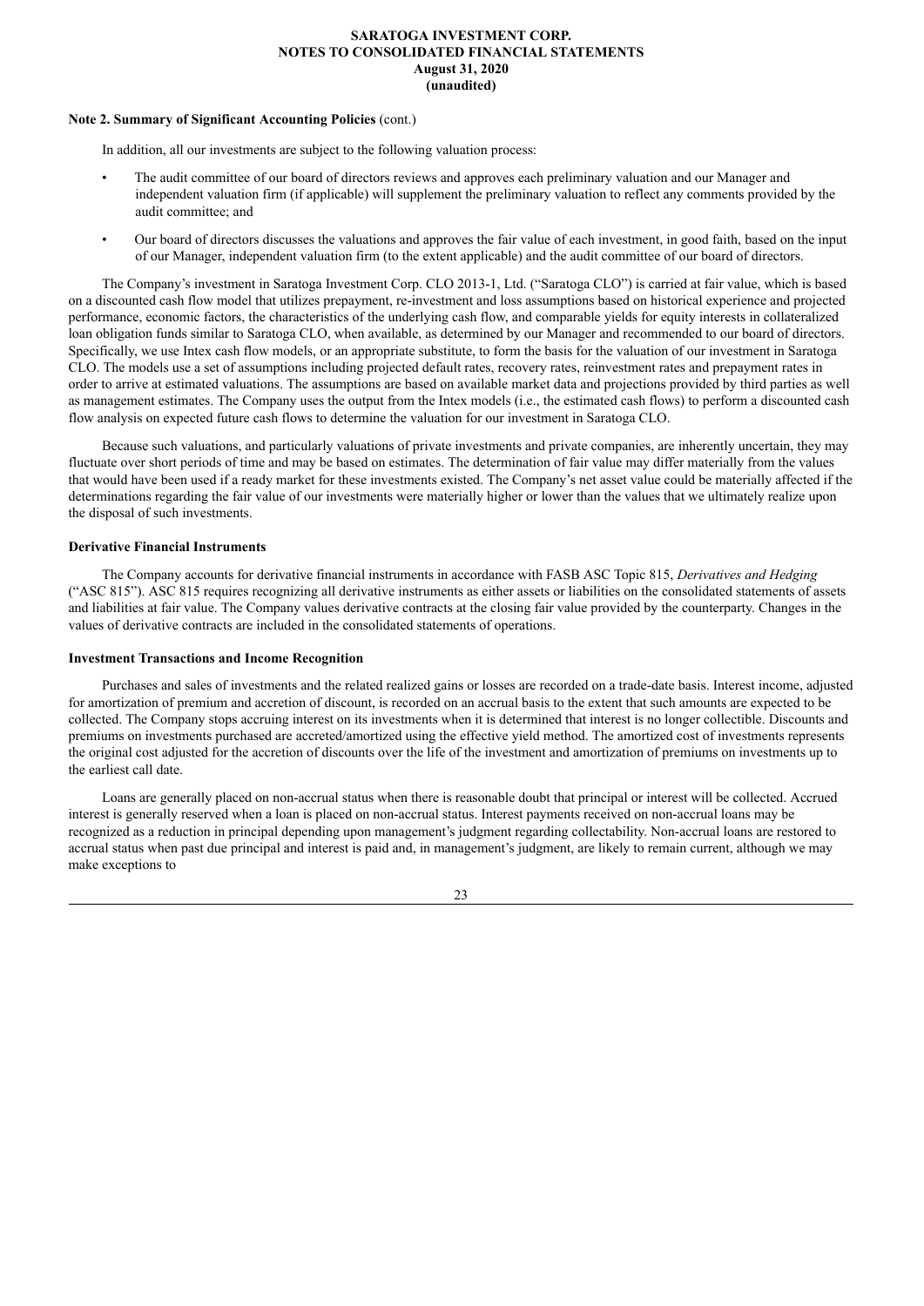**Note 2. Summary of Significant Accounting Policies** (cont.)

In addition, all our investments are subject to the following valuation process:

- The audit committee of our board of directors reviews and approves each preliminary valuation and our Manager and independent valuation firm (if applicable) will supplement the preliminary valuation to reflect any comments provided by the audit committee; and
- Our board of directors discusses the valuations and approves the fair value of each investment, in good faith, based on the input of our Manager, independent valuation firm (to the extent applicable) and the audit committee of our board of directors.

The Company's investment in Saratoga Investment Corp. CLO 2013-1, Ltd. ("Saratoga CLO") is carried at fair value, which is based on a discounted cash flow model that utilizes prepayment, re-investment and loss assumptions based on historical experience and projected performance, economic factors, the characteristics of the underlying cash flow, and comparable yields for equity interests in collateralized loan obligation funds similar to Saratoga CLO, when available, as determined by our Manager and recommended to our board of directors. Specifically, we use Intex cash flow models, or an appropriate substitute, to form the basis for the valuation of our investment in Saratoga CLO. The models use a set of assumptions including projected default rates, recovery rates, reinvestment rates and prepayment rates in order to arrive at estimated valuations. The assumptions are based on available market data and projections provided by third parties as well as management estimates. The Company uses the output from the Intex models (i.e., the estimated cash flows) to perform a discounted cash flow analysis on expected future cash flows to determine the valuation for our investment in Saratoga CLO.

Because such valuations, and particularly valuations of private investments and private companies, are inherently uncertain, they may fluctuate over short periods of time and may be based on estimates. The determination of fair value may differ materially from the values that would have been used if a ready market for these investments existed. The Company's net asset value could be materially affected if the determinations regarding the fair value of our investments were materially higher or lower than the values that we ultimately realize upon the disposal of such investments.

**Derivative Financial Instruments**

The Company accounts for derivative financial instruments in accordance with FASB ASC Topic 815, *Derivatives and Hedging* ("ASC 815"). ASC 815 requires recognizing all derivative instruments as either assets or liabilities on the consolidated statements of assets and liabilities at fair value. The Company values derivative contracts at the closing fair value provided by the counterparty. Changes in the values of derivative contracts are included in the consolidated statements of operations.

**Investment Transactions and Income Recognition**

Purchases and sales of investments and the related realized gains or losses are recorded on a trade-date basis. Interest income, adjusted for amortization of premium and accretion of discount, is recorded on an accrual basis to the extent that such amounts are expected to be collected. The Company stops accruing interest on its investments when it is determined that interest is no longer collectible. Discounts and premiums on investments purchased are accreted/amortized using the effective yield method. The amortized cost of investments represents the original cost adjusted for the accretion of discounts over the life of the investment and amortization of premiums on investments up to the earliest call date.

Loans are generally placed on non-accrual status when there is reasonable doubt that principal or interest will be collected. Accrued interest is generally reserved when a loan is placed on non-accrual status. Interest payments received on non-accrual loans may be recognized as a reduction in principal depending upon management's judgment regarding collectability. Non-accrual loans are restored to accrual status when past due principal and interest is paid and, in management's judgment, are likely to remain current, although we may make exceptions to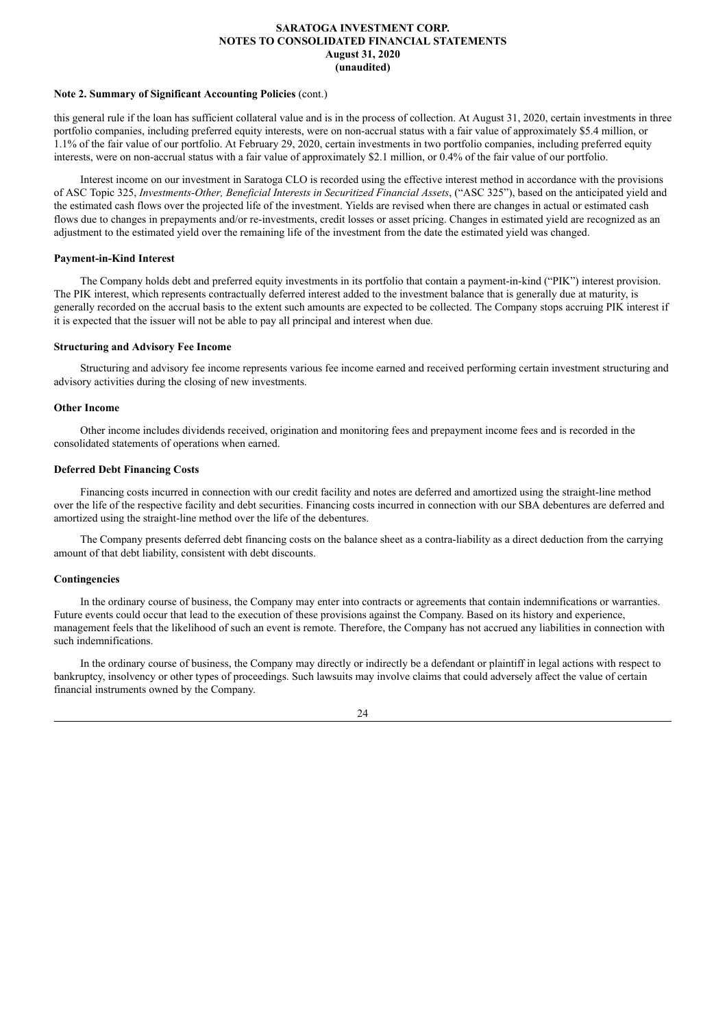**Note 2. Summary of Significant Accounting Policies** (cont.)

this general rule if the loan has sufficient collateral value and is in the process of collection. At August 31, 2020, certain investments in three portfolio companies, including preferred equity interests, were on non-accrual status with a fair value of approximately $5.4 million, or 1.1% of the fair value of our portfolio. At February 29, 2020, certain investments in two portfolio companies, including preferred equity interests, were on non-accrual status with a fair value of approximately $2.1 million, or 0.4% of the fair value of our portfolio.

Interest income on our investment in Saratoga CLO is recorded using the effective interest method in accordance with the provisions of ASC Topic 325, *Investments-Other, Beneficial Interests in Securitized Financial Assets*, ("ASC 325"), based on the anticipated yield and the estimated cash flows over the projected life of the investment. Yields are revised when there are changes in actual or estimated cash flows due to changes in prepayments and/or re-investments, credit losses or asset pricing. Changes in estimated yield are recognized as an adjustment to the estimated yield over the remaining life of the investment from the date the estimated yield was changed.

**Payment-in-Kind Interest**

The Company holds debt and preferred equity investments in its portfolio that contain a payment-in-kind ("PIK") interest provision. The PIK interest, which represents contractually deferred interest added to the investment balance that is generally due at maturity, is generally recorded on the accrual basis to the extent such amounts are expected to be collected. The Company stops accruing PIK interest if it is expected that the issuer will not be able to pay all principal and interest when due.

**Structuring and Advisory Fee Income**

Structuring and advisory fee income represents various fee income earned and received performing certain investment structuring and advisory activities during the closing of new investments.

**Other Income**

Other income includes dividends received, origination and monitoring fees and prepayment income fees and is recorded in the consolidated statements of operations when earned.

**Deferred Debt Financing Costs**

Financing costs incurred in connection with our credit facility and notes are deferred and amortized using the straight-line method over the life of the respective facility and debt securities. Financing costs incurred in connection with our SBA debentures are deferred and amortized using the straight-line method over the life of the debentures.

The Company presents deferred debt financing costs on the balance sheet as a contra-liability as a direct deduction from the carrying amount of that debt liability, consistent with debt discounts.

**Contingencies**

In the ordinary course of business, the Company may enter into contracts or agreements that contain indemnifications or warranties. Future events could occur that lead to the execution of these provisions against the Company. Based on its history and experience, management feels that the likelihood of such an event is remote. Therefore, the Company has not accrued any liabilities in connection with such indemnifications.

In the ordinary course of business, the Company may directly or indirectly be a defendant or plaintiff in legal actions with respect to bankruptcy, insolvency or other types of proceedings. Such lawsuits may involve claims that could adversely affect the value of certain financial instruments owned by the Company.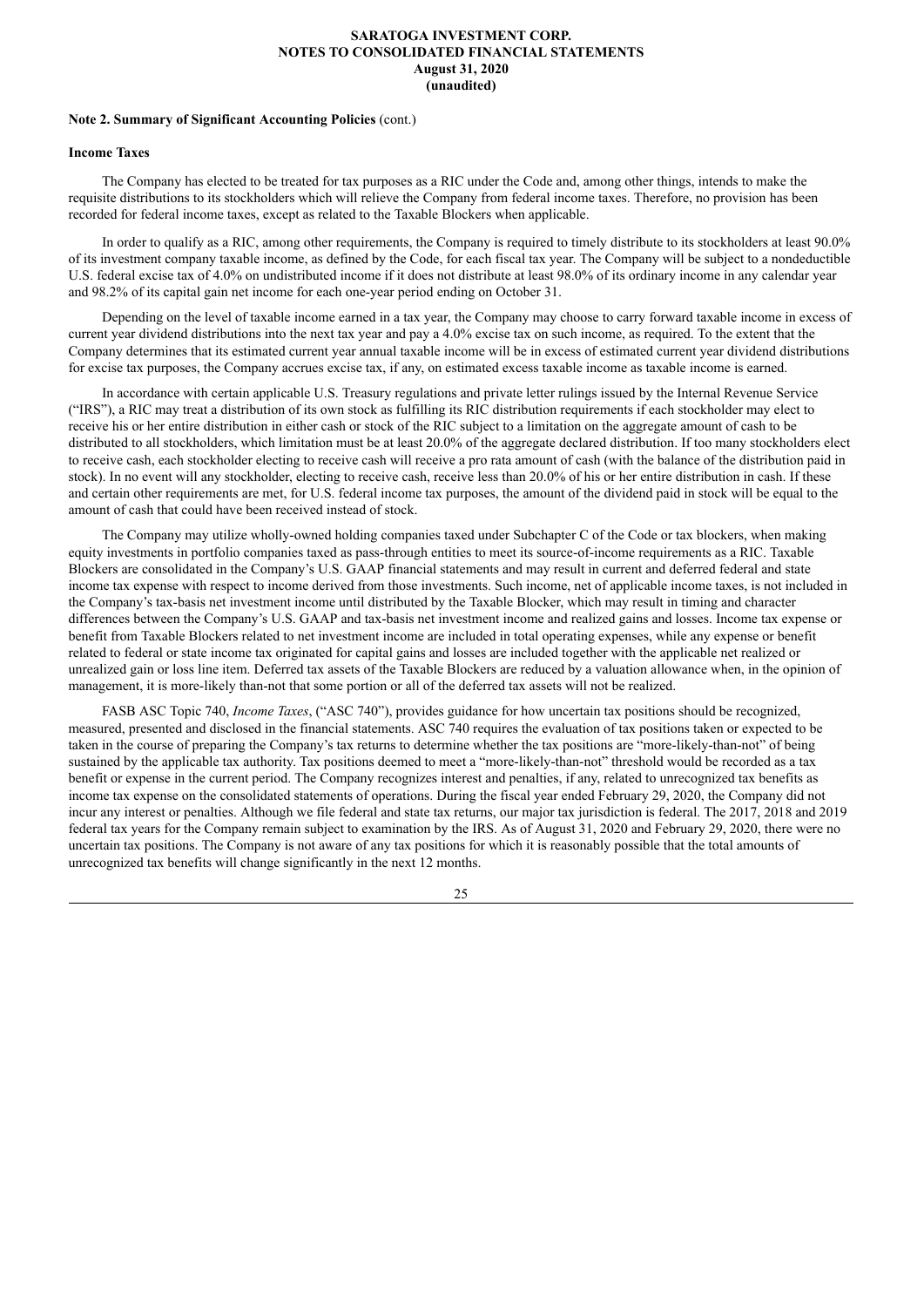**Note 2. Summary of Significant Accounting Policies** (cont.)

**Income Taxes**

The Company has elected to be treated for tax purposes as a RIC under the Code and, among other things, intends to make the requisite distributions to its stockholders which will relieve the Company from federal income taxes. Therefore, no provision has been recorded for federal income taxes, except as related to the Taxable Blockers when applicable.

In order to qualify as a RIC, among other requirements, the Company is required to timely distribute to its stockholders at least 90.0% of its investment company taxable income, as defined by the Code, for each fiscal tax year. The Company will be subject to a nondeductible U.S. federal excise tax of 4.0% on undistributed income if it does not distribute at least 98.0% of its ordinary income in any calendar year and 98.2% of its capital gain net income for each one-year period ending on October 31.

Depending on the level of taxable income earned in a tax year, the Company may choose to carry forward taxable income in excess of current year dividend distributions into the next tax year and pay a 4.0% excise tax on such income, as required. To the extent that the Company determines that its estimated current year annual taxable income will be in excess of estimated current year dividend distributions for excise tax purposes, the Company accrues excise tax, if any, on estimated excess taxable income as taxable income is earned.

In accordance with certain applicable U.S. Treasury regulations and private letter rulings issued by the Internal Revenue Service ("IRS"), a RIC may treat a distribution of its own stock as fulfilling its RIC distribution requirements if each stockholder may elect to receive his or her entire distribution in either cash or stock of the RIC subject to a limitation on the aggregate amount of cash to be distributed to all stockholders, which limitation must be at least 20.0% of the aggregate declared distribution. If too many stockholders elect to receive cash, each stockholder electing to receive cash will receive a pro rata amount of cash (with the balance of the distribution paid in stock). In no event will any stockholder, electing to receive cash, receive less than 20.0% of his or her entire distribution in cash. If these and certain other requirements are met, for U.S. federal income tax purposes, the amount of the dividend paid in stock will be equal to the amount of cash that could have been received instead of stock.

The Company may utilize wholly-owned holding companies taxed under Subchapter C of the Code or tax blockers, when making equity investments in portfolio companies taxed as pass-through entities to meet its source-of-income requirements as a RIC. Taxable Blockers are consolidated in the Company's U.S. GAAP financial statements and may result in current and deferred federal and state income tax expense with respect to income derived from those investments. Such income, net of applicable income taxes, is not included in the Company's tax-basis net investment income until distributed by the Taxable Blocker, which may result in timing and character differences between the Company's U.S. GAAP and tax-basis net investment income and realized gains and losses. Income tax expense or benefit from Taxable Blockers related to net investment income are included in total operating expenses, while any expense or benefit related to federal or state income tax originated for capital gains and losses are included together with the applicable net realized or unrealized gain or loss line item. Deferred tax assets of the Taxable Blockers are reduced by a valuation allowance when, in the opinion of management, it is more-likely than-not that some portion or all of the deferred tax assets will not be realized.

FASB ASC Topic 740, *Income Taxes*, ("ASC 740"), provides guidance for how uncertain tax positions should be recognized, measured, presented and disclosed in the financial statements. ASC 740 requires the evaluation of tax positions taken or expected to be taken in the course of preparing the Company's tax returns to determine whether the tax positions are "more-likely-than-not" of being sustained by the applicable tax authority. Tax positions deemed to meet a "more-likely-than-not" threshold would be recorded as a tax benefit or expense in the current period. The Company recognizes interest and penalties, if any, related to unrecognized tax benefits as income tax expense on the consolidated statements of operations. During the fiscal year ended February 29, 2020, the Company did not incur any interest or penalties. Although we file federal and state tax returns, our major tax jurisdiction is federal. The 2017, 2018 and 2019 federal tax years for the Company remain subject to examination by the IRS. As of August 31, 2020 and February 29, 2020, there were no uncertain tax positions. The Company is not aware of any tax positions for which it is reasonably possible that the total amounts of unrecognized tax benefits will change significantly in the next 12 months.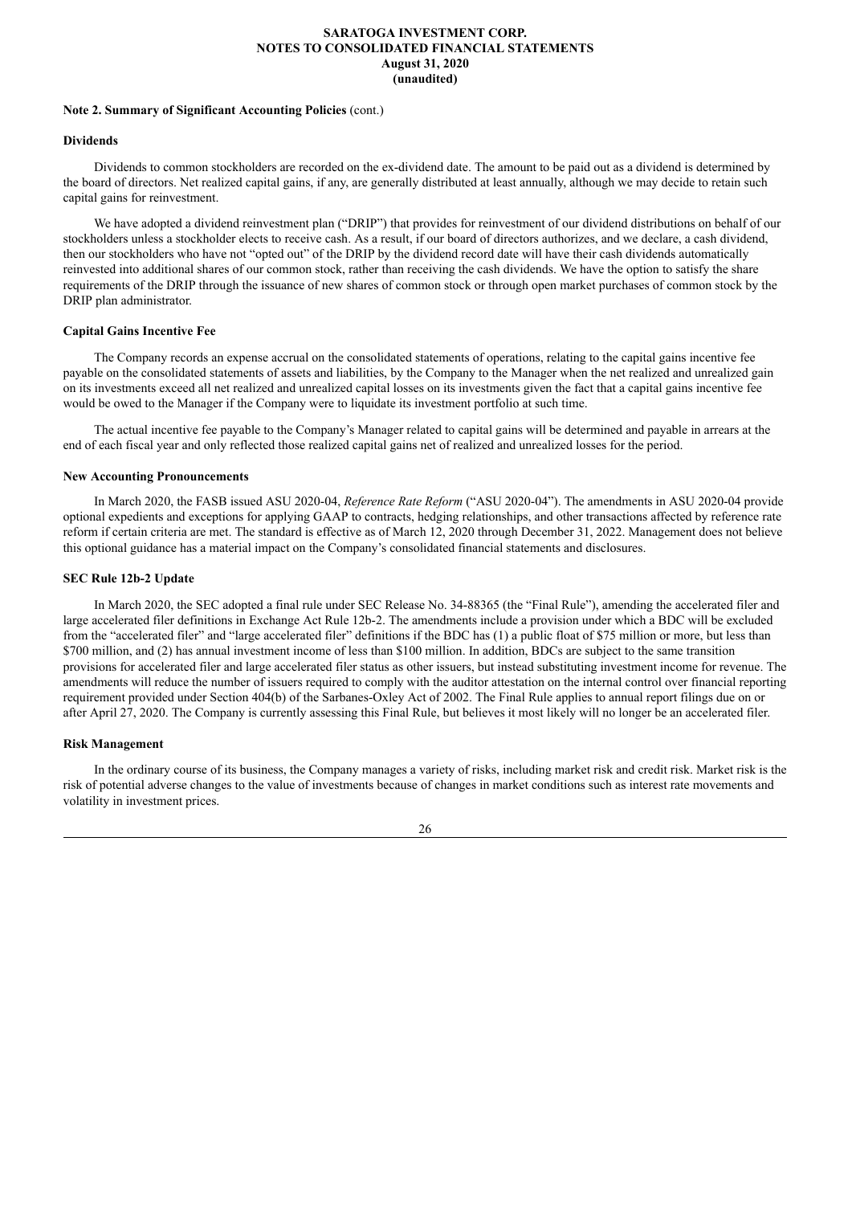## Note 2. Summary of Significant Accounting Policies (cont.)

### Dividends

Dividends to common stockholders are recorded on the ex-dividend date. The amount to be paid out as a dividend is determined by the board of directors. Net realized capital gains, if any, are generally distributed at least annually, although we may decide to retain such capital gains for reinvestment.

We have adopted a dividend reinvestment plan ("DRIP") that provides for reinvestment of our dividend distributions on behalf of our stockholders unless a stockholder elects to receive cash. As a result, if our board of directors authorizes, and we declare, a cash dividend, then our stockholders who have not "opted out" of the DRIP by the dividend record date will have their cash dividends automatically reinvested into additional shares of our common stock, rather than receiving the cash dividends. We have the option to satisfy the share requirements of the DRIP through the issuance of new shares of common stock or through open market purchases of common stock by the DRIP plan administrator.

### Capital Gains Incentive Fee

The Company records an expense accrual on the consolidated statements of operations, relating to the capital gains incentive fee payable on the consolidated statements of assets and liabilities, by the Company to the Manager when the net realized and unrealized gain on its investments exceed all net realized and unrealized capital losses on its investments given the fact that a capital gains incentive fee would be owed to the Manager if the Company were to liquidate its investment portfolio at such time.

The actual incentive fee payable to the Company's Manager related to capital gains will be determined and payable in arrears at the end of each fiscal year and only reflected those realized capital gains net of realized and unrealized losses for the period.

### New Accounting Pronouncements

In March 2020, the FASB issued ASU 2020-04, *Reference Rate Reform* ("ASU 2020-04"). The amendments in ASU 2020-04 provide optional expedients and exceptions for applying GAAP to contracts, hedging relationships, and other transactions affected by reference rate reform if certain criteria are met. The standard is effective as of March 12, 2020 through December 31, 2022. Management does not believe this optional guidance has a material impact on the Company's consolidated financial statements and disclosures.

### SEC Rule 12b-2 Update

In March 2020, the SEC adopted a final rule under SEC Release No. 34-88365 (the "Final Rule"), amending the accelerated filer and large accelerated filer definitions in Exchange Act Rule 12b-2. The amendments include a provision under which a BDC will be excluded from the "accelerated filer" and "large accelerated filer" definitions if the BDC has (1) a public float of $75 million or more, but less than $700 million, and (2) has annual investment income of less than $100 million. In addition, BDCs are subject to the same transition provisions for accelerated filer and large accelerated filer status as other issuers, but instead substituting investment income for revenue. The amendments will reduce the number of issuers required to comply with the auditor attestation on the internal control over financial reporting requirement provided under Section 404(b) of the Sarbanes-Oxley Act of 2002. The Final Rule applies to annual report filings due on or after April 27, 2020. The Company is currently assessing this Final Rule, but believes it most likely will no longer be an accelerated filer.

### Risk Management

In the ordinary course of its business, the Company manages a variety of risks, including market risk and credit risk. Market risk is the risk of potential adverse changes to the value of investments because of changes in market conditions such as interest rate movements and volatility in investment prices.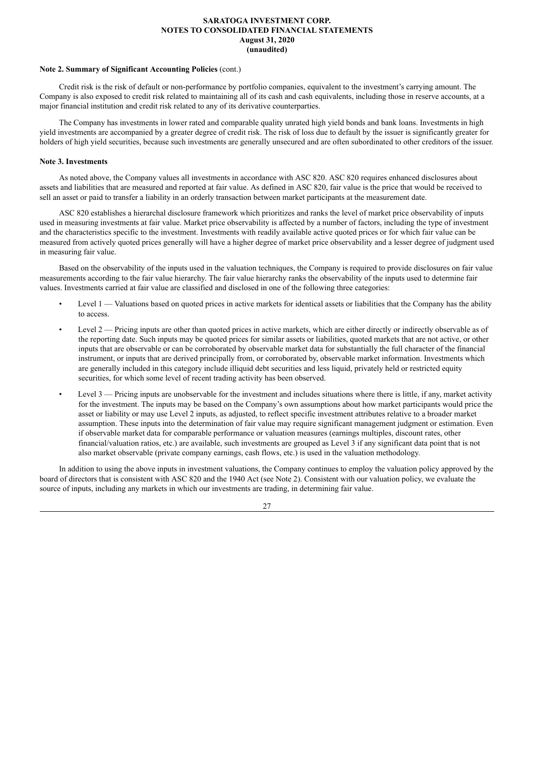**Note 2. Summary of Significant Accounting Policies** (cont.)

Credit risk is the risk of default or non-performance by portfolio companies, equivalent to the investment's carrying amount. The Company is also exposed to credit risk related to maintaining all of its cash and cash equivalents, including those in reserve accounts, at a major financial institution and credit risk related to any of its derivative counterparties.

The Company has investments in lower rated and comparable quality unrated high yield bonds and bank loans. Investments in high yield investments are accompanied by a greater degree of credit risk. The risk of loss due to default by the issuer is significantly greater for holders of high yield securities, because such investments are generally unsecured and are often subordinated to other creditors of the issuer.

**Note 3. Investments**

As noted above, the Company values all investments in accordance with ASC 820. ASC 820 requires enhanced disclosures about assets and liabilities that are measured and reported at fair value. As defined in ASC 820, fair value is the price that would be received to sell an asset or paid to transfer a liability in an orderly transaction between market participants at the measurement date.

ASC 820 establishes a hierarchal disclosure framework which prioritizes and ranks the level of market price observability of inputs used in measuring investments at fair value. Market price observability is affected by a number of factors, including the type of investment and the characteristics specific to the investment. Investments with readily available active quoted prices or for which fair value can be measured from actively quoted prices generally will have a higher degree of market price observability and a lesser degree of judgment used in measuring fair value.

Based on the observability of the inputs used in the valuation techniques, the Company is required to provide disclosures on fair value measurements according to the fair value hierarchy. The fair value hierarchy ranks the observability of the inputs used to determine fair values. Investments carried at fair value are classified and disclosed in one of the following three categories:

- Level 1 — Valuations based on quoted prices in active markets for identical assets or liabilities that the Company has the ability to access.
- Level 2 — Pricing inputs are other than quoted prices in active markets, which are either directly or indirectly observable as of the reporting date. Such inputs may be quoted prices for similar assets or liabilities, quoted markets that are not active, or other inputs that are observable or can be corroborated by observable market data for substantially the full character of the financial instrument, or inputs that are derived principally from, or corroborated by, observable market information. Investments which are generally included in this category include illiquid debt securities and less liquid, privately held or restricted equity securities, for which some level of recent trading activity has been observed.
- Level 3 — Pricing inputs are unobservable for the investment and includes situations where there is little, if any, market activity for the investment. The inputs may be based on the Company's own assumptions about how market participants would price the asset or liability or may use Level 2 inputs, as adjusted, to reflect specific investment attributes relative to a broader market assumption. These inputs into the determination of fair value may require significant management judgment or estimation. Even if observable market data for comparable performance or valuation measures (earnings multiples, discount rates, other financial/valuation ratios, etc.) are available, such investments are grouped as Level 3 if any significant data point that is not also market observable (private company earnings, cash flows, etc.) is used in the valuation methodology.

In addition to using the above inputs in investment valuations, the Company continues to employ the valuation policy approved by the board of directors that is consistent with ASC 820 and the 1940 Act (see Note 2). Consistent with our valuation policy, we evaluate the source of inputs, including any markets in which our investments are trading, in determining fair value.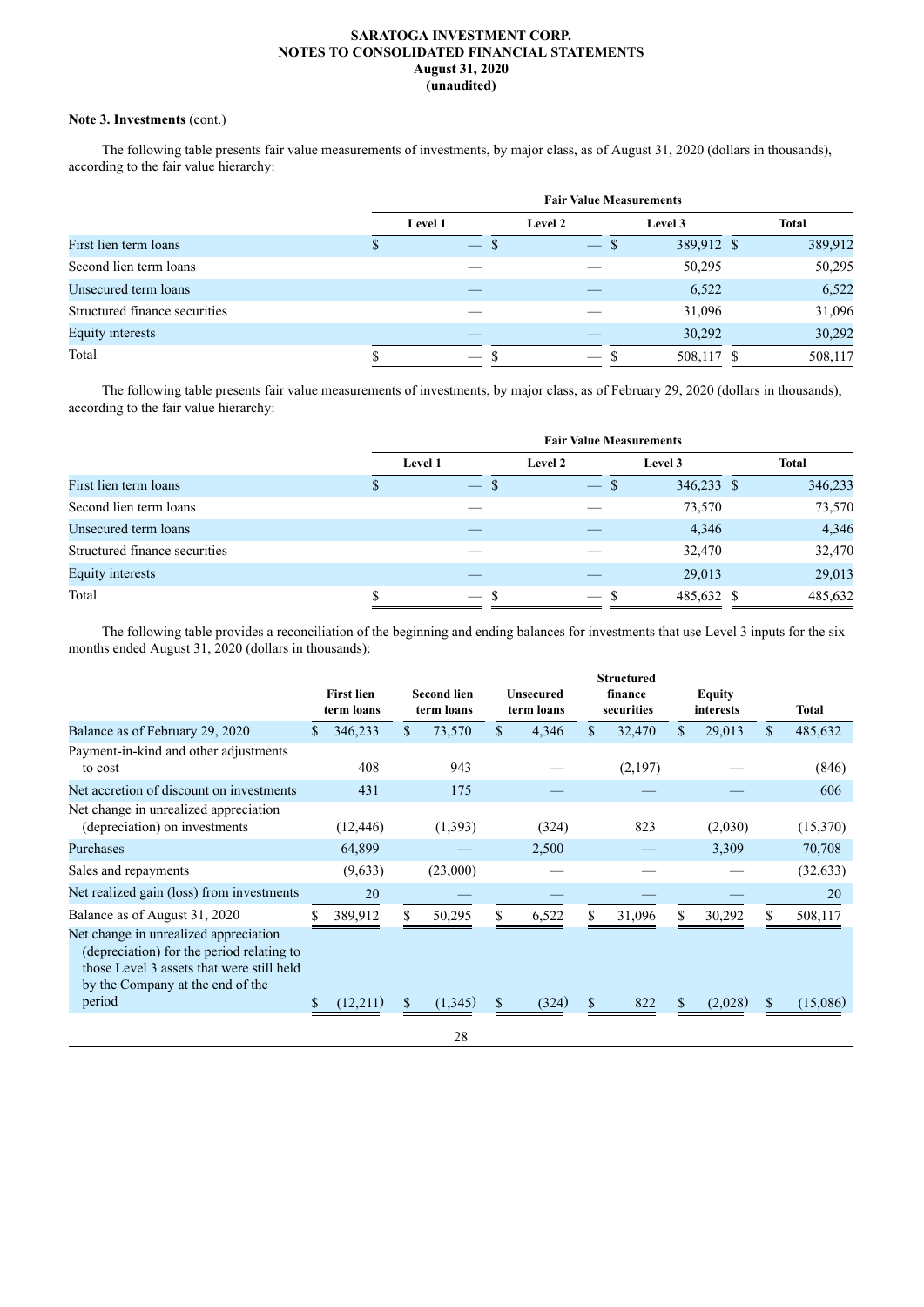**Note 3. Investments** (cont.)

The following table presents fair value measurements of investments, by major class, as of August 31, 2020 (dollars in thousands), according to the fair value hierarchy:

| | Fair Value Measurements | | | |
|---|---|---|---|---|
| | Level 1 | Level 2 | Level 3 | Total |
| First lien term loans | $ — | $ — | $ 389,912 | $ 389,912 |
| Second lien term loans | — | — | 50,295 | 50,295 |
| Unsecured term loans | — | — | 6,522 | 6,522 |
| Structured finance securities | — | — | 31,096 | 31,096 |
| Equity interests | — | — | 30,292 | 30,292 |
| Total | $ — | $ — | $ 508,117 | $ 508,117 |

The following table presents fair value measurements of investments, by major class, as of February 29, 2020 (dollars in thousands), according to the fair value hierarchy:

| | Fair Value Measurements | | | |
|---|---|---|---|---|
| | Level 1 | Level 2 | Level 3 | Total |
| First lien term loans | $ — | $ — | $ 346,233 | $ 346,233 |
| Second lien term loans | — | — | 73,570 | 73,570 |
| Unsecured term loans | — | — | 4,346 | 4,346 |
| Structured finance securities | — | — | 32,470 | 32,470 |
| Equity interests | — | — | 29,013 | 29,013 |
| Total | $ — | $ — | $ 485,632 | $ 485,632 |

The following table provides a reconciliation of the beginning and ending balances for investments that use Level 3 inputs for the six months ended August 31, 2020 (dollars in thousands):

| | First lien term loans | Second lien term loans | Unsecured term loans | Structured finance securities | Equity interests | Total |
|---|---|---|---|---|---|---|
| Balance as of February 29, 2020 | $ 346,233 | $ 73,570 | $ 4,346 | $ 32,470 | $ 29,013 | $ 485,632 |
| Payment-in-kind and other adjustments to cost | 408 | 943 | — | (2,197) | — | (846) |
| Net accretion of discount on investments | 431 | 175 | — | — | — | 606 |
| Net change in unrealized appreciation (depreciation) on investments | (12,446) | (1,393) | (324) | 823 | (2,030) | (15,370) |
| Purchases | 64,899 | — | 2,500 | — | 3,309 | 70,708 |
| Sales and repayments | (9,633) | (23,000) | — | — | — | (32,633) |
| Net realized gain (loss) from investments | 20 | — | — | — | — | 20 |
| Balance as of August 31, 2020 | $ 389,912 | $ 50,295 | $ 6,522 | $ 31,096 | $ 30,292 | $ 508,117 |
| Net change in unrealized appreciation (depreciation) for the period relating to those Level 3 assets that were still held by the Company at the end of the period | $ (12,211) | $ (1,345) | $ (324) | $ 822 | $ (2,028) | $ (15,086) |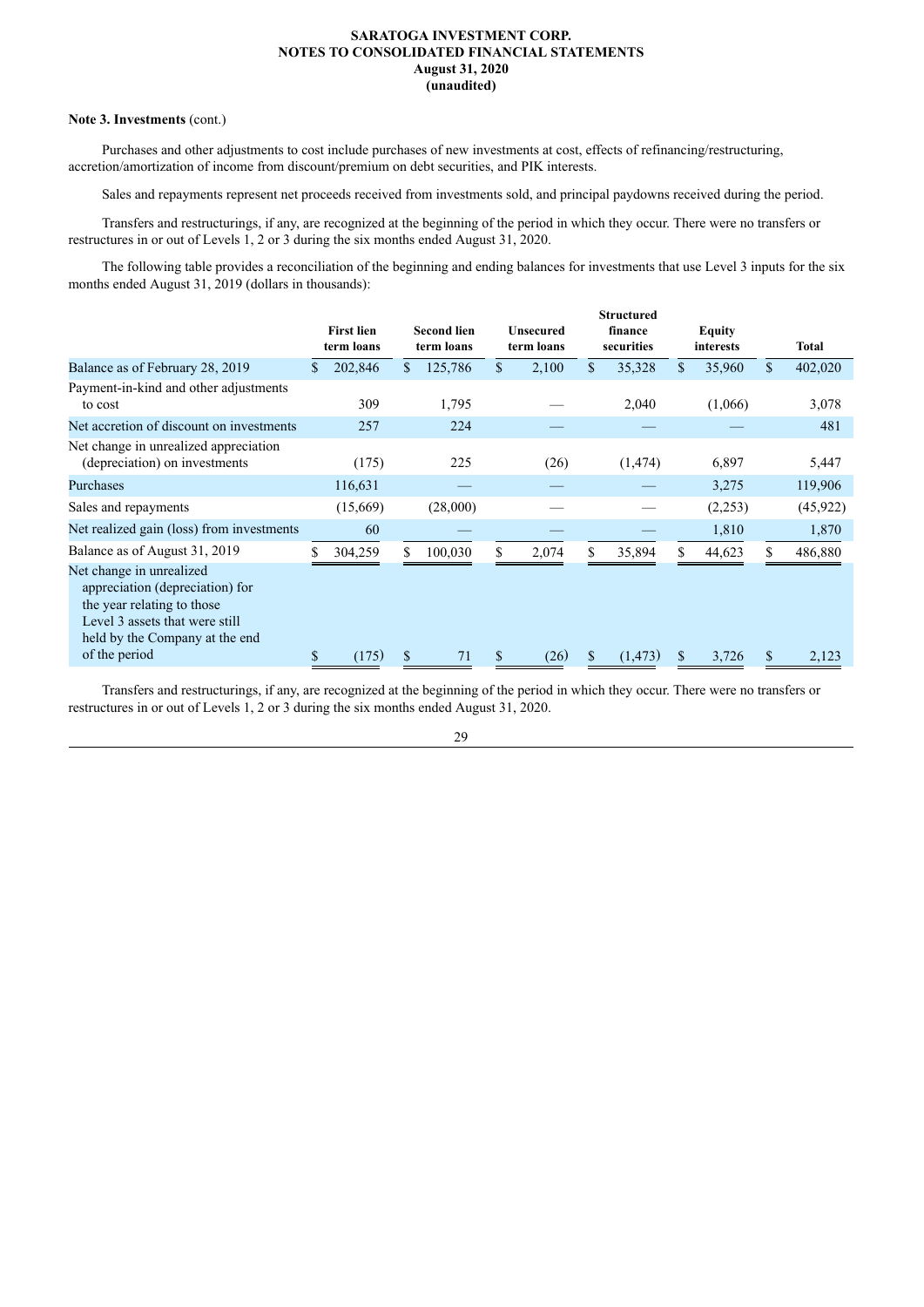**Note 3. Investments** (cont.)

Purchases and other adjustments to cost include purchases of new investments at cost, effects of refinancing/restructuring, accretion/amortization of income from discount/premium on debt securities, and PIK interests.

Sales and repayments represent net proceeds received from investments sold, and principal paydowns received during the period.

Transfers and restructurings, if any, are recognized at the beginning of the period in which they occur. There were no transfers or restructures in or out of Levels 1, 2 or 3 during the six months ended August 31, 2020.

The following table provides a reconciliation of the beginning and ending balances for investments that use Level 3 inputs for the six months ended August 31, 2019 (dollars in thousands):

| | First lien term loans | Second lien term loans | Unsecured term loans | Structured finance securities | Equity interests | Total |
|---|---|---|---|---|---|---|
| Balance as of February 28, 2019 | $ 202,846 | $ 125,786 | $ 2,100 | $ 35,328 | $ 35,960 | $ 402,020 |
| Payment-in-kind and other adjustments to cost | 309 | 1,795 | — | 2,040 | (1,066) | 3,078 |
| Net accretion of discount on investments | 257 | 224 | — | — | — | 481 |
| Net change in unrealized appreciation (depreciation) on investments | (175) | 225 | (26) | (1,474) | 6,897 | 5,447 |
| Purchases | 116,631 | — | — | — | 3,275 | 119,906 |
| Sales and repayments | (15,669) | (28,000) | — | — | (2,253) | (45,922) |
| Net realized gain (loss) from investments | 60 | — | — | — | 1,810 | 1,870 |
| Balance as of August 31, 2019 | $ 304,259 | $ 100,030 | $ 2,074 | $ 35,894 | $ 44,623 | $ 486,880 |
| Net change in unrealized appreciation (depreciation) for the year relating to those Level 3 assets that were still held by the Company at the end of the period | $ (175) | $ 71 | $ (26) | $ (1,473) | $ 3,726 | $ 2,123 |

Transfers and restructurings, if any, are recognized at the beginning of the period in which they occur. There were no transfers or restructures in or out of Levels 1, 2 or 3 during the six months ended August 31, 2020.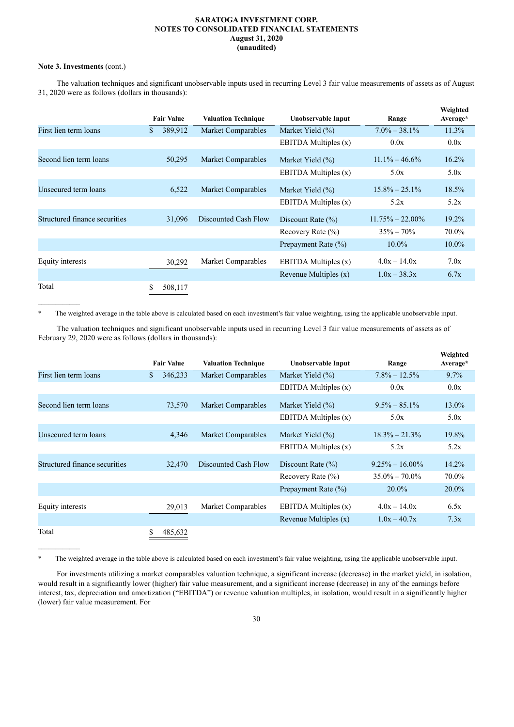**Note 3. Investments** (cont.)

The valuation techniques and significant unobservable inputs used in recurring Level 3 fair value measurements of assets as of August 31, 2020 were as follows (dollars in thousands):

| | Fair Value | Valuation Technique | Unobservable Input | Range | Weighted Average* |
|---|---|---|---|---|---|
| First lien term loans | $ 389,912 | Market Comparables | Market Yield (%) | 7.0% – 38.1% | 11.3% |
| | | | EBITDA Multiples (x) | 0.0x | 0.0x |
| Second lien term loans | 50,295 | Market Comparables | Market Yield (%) | 11.1% – 46.6% | 16.2% |
| | | | EBITDA Multiples (x) | 5.0x | 5.0x |
| Unsecured term loans | 6,522 | Market Comparables | Market Yield (%) | 15.8% – 25.1% | 18.5% |
| | | | EBITDA Multiples (x) | 5.2x | 5.2x |
| Structured finance securities | 31,096 | Discounted Cash Flow | Discount Rate (%) | 11.75% – 22.00% | 19.2% |
| | | | Recovery Rate (%) | 35% – 70% | 70.0% |
| | | | Prepayment Rate (%) | 10.0% | 10.0% |
| Equity interests | 30,292 | Market Comparables | EBITDA Multiples (x) | 4.0x – 14.0x | 7.0x |
| | | | Revenue Multiples (x) | 1.0x – 38.3x | 6.7x |
| Total | $ 508,117 | | | | |

\* The weighted average in the table above is calculated based on each investment's fair value weighting, using the applicable unobservable input.

The valuation techniques and significant unobservable inputs used in recurring Level 3 fair value measurements of assets as of February 29, 2020 were as follows (dollars in thousands):

| | Fair Value | Valuation Technique | Unobservable Input | Range | Weighted Average* |
|---|---|---|---|---|---|
| First lien term loans | $ 346,233 | Market Comparables | Market Yield (%) | 7.8% – 12.5% | 9.7% |
| | | | EBITDA Multiples (x) | 0.0x | 0.0x |
| Second lien term loans | 73,570 | Market Comparables | Market Yield (%) | 9.5% – 85.1% | 13.0% |
| | | | EBITDA Multiples (x) | 5.0x | 5.0x |
| Unsecured term loans | 4,346 | Market Comparables | Market Yield (%) | 18.3% – 21.3% | 19.8% |
| | | | EBITDA Multiples (x) | 5.2x | 5.2x |
| Structured finance securities | 32,470 | Discounted Cash Flow | Discount Rate (%) | 9.25% – 16.00% | 14.2% |
| | | | Recovery Rate (%) | 35.0% – 70.0% | 70.0% |
| | | | Prepayment Rate (%) | 20.0% | 20.0% |
| Equity interests | 29,013 | Market Comparables | EBITDA Multiples (x) | 4.0x – 14.0x | 6.5x |
| | | | Revenue Multiples (x) | 1.0x – 40.7x | 7.3x |
| Total | $ 485,632 | | | | |

\* The weighted average in the table above is calculated based on each investment's fair value weighting, using the applicable unobservable input.

For investments utilizing a market comparables valuation technique, a significant increase (decrease) in the market yield, in isolation, would result in a significantly lower (higher) fair value measurement, and a significant increase (decrease) in any of the earnings before interest, tax, depreciation and amortization ("EBITDA") or revenue valuation multiples, in isolation, would result in a significantly higher (lower) fair value measurement. For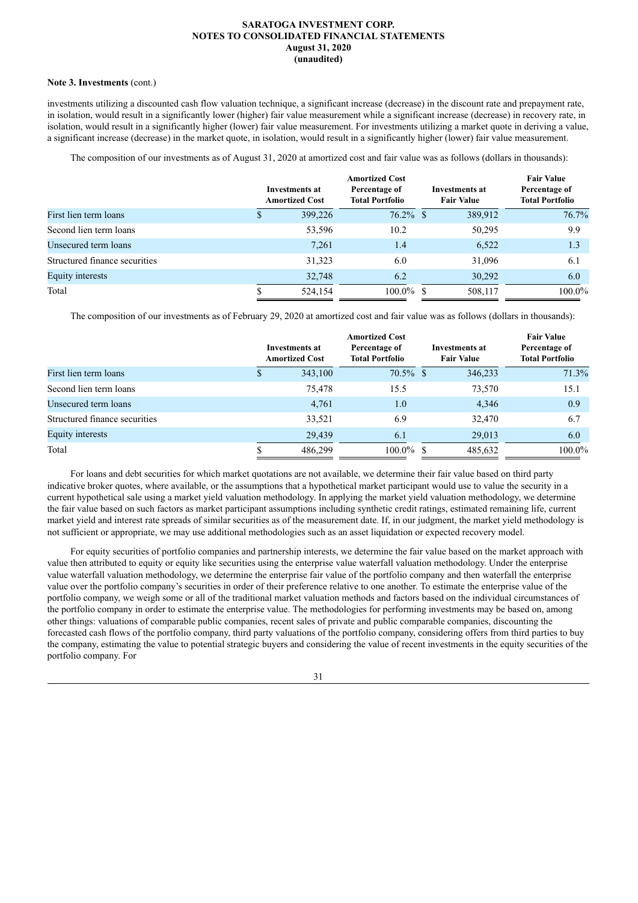**Note 3. Investments** (cont.)

investments utilizing a discounted cash flow valuation technique, a significant increase (decrease) in the discount rate and prepayment rate, in isolation, would result in a significantly lower (higher) fair value measurement while a significant increase (decrease) in recovery rate, in isolation, would result in a significantly higher (lower) fair value measurement. For investments utilizing a market quote in deriving a value, a significant increase (decrease) in the market quote, in isolation, would result in a significantly higher (lower) fair value measurement.

The composition of our investments as of August 31, 2020 at amortized cost and fair value was as follows (dollars in thousands):

| | Investments at Amortized Cost | Amortized Cost Percentage of Total Portfolio | Investments at Fair Value | Fair Value Percentage of Total Portfolio |
|---|---|---|---|---|
| First lien term loans | $ 399,226 | 76.2% | $ 389,912 | 76.7% |
| Second lien term loans | 53,596 | 10.2 | 50,295 | 9.9 |
| Unsecured term loans | 7,261 | 1.4 | 6,522 | 1.3 |
| Structured finance securities | 31,323 | 6.0 | 31,096 | 6.1 |
| Equity interests | 32,748 | 6.2 | 30,292 | 6.0 |
| Total | $ 524,154 | 100.0% | $ 508,117 | 100.0% |

The composition of our investments as of February 29, 2020 at amortized cost and fair value was as follows (dollars in thousands):

| | Investments at Amortized Cost | Amortized Cost Percentage of Total Portfolio | Investments at Fair Value | Fair Value Percentage of Total Portfolio |
|---|---|---|---|---|
| First lien term loans | $ 343,100 | 70.5% | $ 346,233 | 71.3% |
| Second lien term loans | 75,478 | 15.5 | 73,570 | 15.1 |
| Unsecured term loans | 4,761 | 1.0 | 4,346 | 0.9 |
| Structured finance securities | 33,521 | 6.9 | 32,470 | 6.7 |
| Equity interests | 29,439 | 6.1 | 29,013 | 6.0 |
| Total | $ 486,299 | 100.0% | $ 485,632 | 100.0% |

For loans and debt securities for which market quotations are not available, we determine their fair value based on third party indicative broker quotes, where available, or the assumptions that a hypothetical market participant would use to value the security in a current hypothetical sale using a market yield valuation methodology. In applying the market yield valuation methodology, we determine the fair value based on such factors as market participant assumptions including synthetic credit ratings, estimated remaining life, current market yield and interest rate spreads of similar securities as of the measurement date. If, in our judgment, the market yield methodology is not sufficient or appropriate, we may use additional methodologies such as an asset liquidation or expected recovery model.

For equity securities of portfolio companies and partnership interests, we determine the fair value based on the market approach with value then attributed to equity or equity like securities using the enterprise value waterfall valuation methodology. Under the enterprise value waterfall valuation methodology, we determine the enterprise fair value of the portfolio company and then waterfall the enterprise value over the portfolio company's securities in order of their preference relative to one another. To estimate the enterprise value of the portfolio company, we weigh some or all of the traditional market valuation methods and factors based on the individual circumstances of the portfolio company in order to estimate the enterprise value. The methodologies for performing investments may be based on, among other things: valuations of comparable public companies, recent sales of private and public comparable companies, discounting the forecasted cash flows of the portfolio company, third party valuations of the portfolio company, considering offers from third parties to buy the company, estimating the value to potential strategic buyers and considering the value of recent investments in the equity securities of the portfolio company. For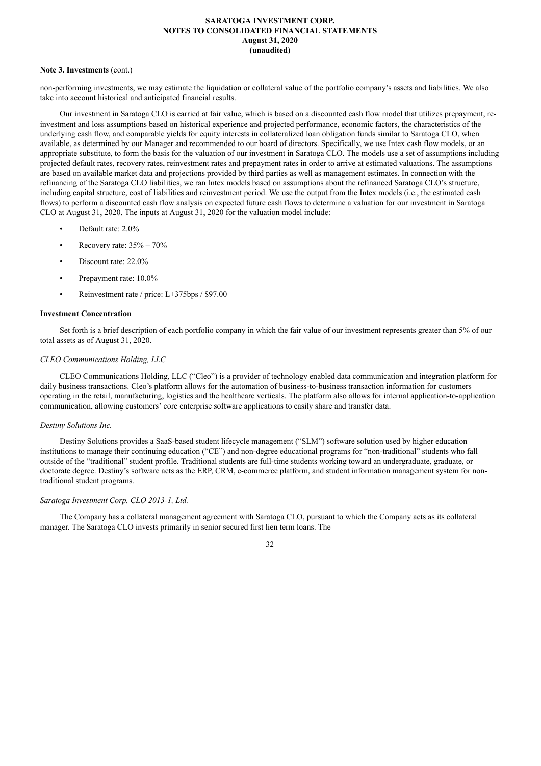**Note 3. Investments** (cont.)

non-performing investments, we may estimate the liquidation or collateral value of the portfolio company's assets and liabilities. We also take into account historical and anticipated financial results.

Our investment in Saratoga CLO is carried at fair value, which is based on a discounted cash flow model that utilizes prepayment, re-investment and loss assumptions based on historical experience and projected performance, economic factors, the characteristics of the underlying cash flow, and comparable yields for equity interests in collateralized loan obligation funds similar to Saratoga CLO, when available, as determined by our Manager and recommended to our board of directors. Specifically, we use Intex cash flow models, or an appropriate substitute, to form the basis for the valuation of our investment in Saratoga CLO. The models use a set of assumptions including projected default rates, recovery rates, reinvestment rates and prepayment rates in order to arrive at estimated valuations. The assumptions are based on available market data and projections provided by third parties as well as management estimates. In connection with the refinancing of the Saratoga CLO liabilities, we ran Intex models based on assumptions about the refinanced Saratoga CLO's structure, including capital structure, cost of liabilities and reinvestment period. We use the output from the Intex models (i.e., the estimated cash flows) to perform a discounted cash flow analysis on expected future cash flows to determine a valuation for our investment in Saratoga CLO at August 31, 2020. The inputs at August 31, 2020 for the valuation model include:

- Default rate: 2.0%
- Recovery rate: 35% – 70%
- Discount rate: 22.0%
- Prepayment rate: 10.0%
- Reinvestment rate / price: L+375bps / $97.00

**Investment Concentration**

Set forth is a brief description of each portfolio company in which the fair value of our investment represents greater than 5% of our total assets as of August 31, 2020.

*CLEO Communications Holding, LLC*

CLEO Communications Holding, LLC ("Cleo") is a provider of technology enabled data communication and integration platform for daily business transactions. Cleo's platform allows for the automation of business-to-business transaction information for customers operating in the retail, manufacturing, logistics and the healthcare verticals. The platform also allows for internal application-to-application communication, allowing customers' core enterprise software applications to easily share and transfer data.

*Destiny Solutions Inc.*

Destiny Solutions provides a SaaS-based student lifecycle management ("SLM") software solution used by higher education institutions to manage their continuing education ("CE") and non-degree educational programs for "non-traditional" students who fall outside of the "traditional" student profile. Traditional students are full-time students working toward an undergraduate, graduate, or doctorate degree. Destiny's software acts as the ERP, CRM, e-commerce platform, and student information management system for non-traditional student programs.

*Saratoga Investment Corp. CLO 2013-1, Ltd.*

The Company has a collateral management agreement with Saratoga CLO, pursuant to which the Company acts as its collateral manager. The Saratoga CLO invests primarily in senior secured first lien term loans. The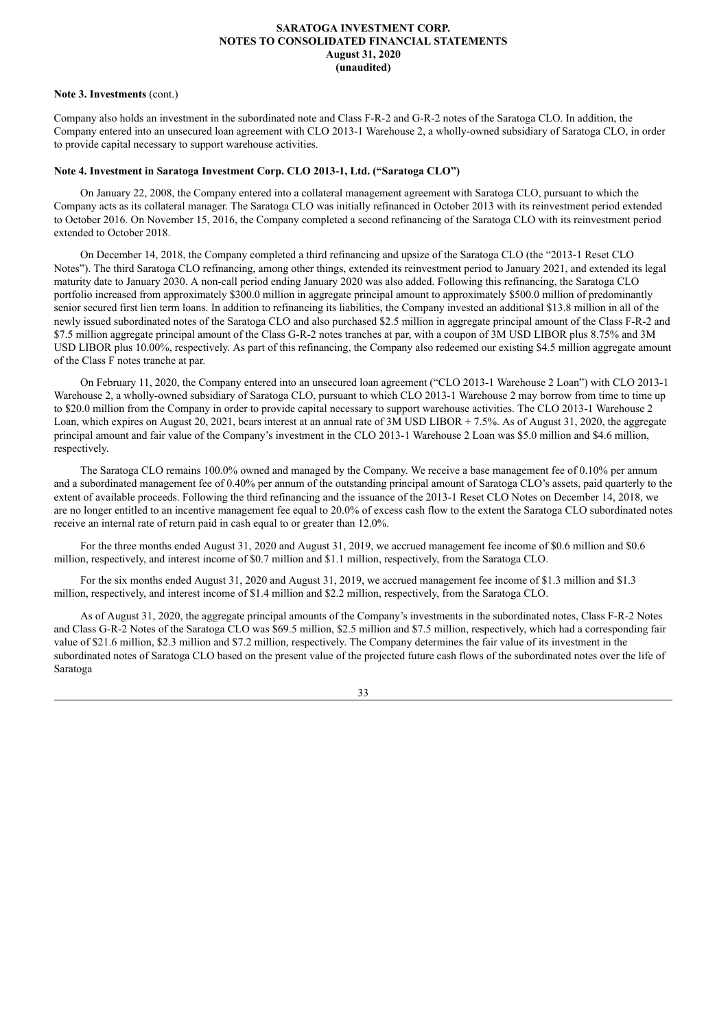**Note 3. Investments** (cont.)

Company also holds an investment in the subordinated note and Class F-R-2 and G-R-2 notes of the Saratoga CLO. In addition, the Company entered into an unsecured loan agreement with CLO 2013-1 Warehouse 2, a wholly-owned subsidiary of Saratoga CLO, in order to provide capital necessary to support warehouse activities.

**Note 4. Investment in Saratoga Investment Corp. CLO 2013-1, Ltd. ("Saratoga CLO")**

On January 22, 2008, the Company entered into a collateral management agreement with Saratoga CLO, pursuant to which the Company acts as its collateral manager. The Saratoga CLO was initially refinanced in October 2013 with its reinvestment period extended to October 2016. On November 15, 2016, the Company completed a second refinancing of the Saratoga CLO with its reinvestment period extended to October 2018.

On December 14, 2018, the Company completed a third refinancing and upsize of the Saratoga CLO (the "2013-1 Reset CLO Notes"). The third Saratoga CLO refinancing, among other things, extended its reinvestment period to January 2021, and extended its legal maturity date to January 2030. A non-call period ending January 2020 was also added. Following this refinancing, the Saratoga CLO portfolio increased from approximately $300.0 million in aggregate principal amount to approximately $500.0 million of predominantly senior secured first lien term loans. In addition to refinancing its liabilities, the Company invested an additional $13.8 million in all of the newly issued subordinated notes of the Saratoga CLO and also purchased $2.5 million in aggregate principal amount of the Class F-R-2 and $7.5 million aggregate principal amount of the Class G-R-2 notes tranches at par, with a coupon of 3M USD LIBOR plus 8.75% and 3M USD LIBOR plus 10.00%, respectively. As part of this refinancing, the Company also redeemed our existing $4.5 million aggregate amount of the Class F notes tranche at par.

On February 11, 2020, the Company entered into an unsecured loan agreement ("CLO 2013-1 Warehouse 2 Loan") with CLO 2013-1 Warehouse 2, a wholly-owned subsidiary of Saratoga CLO, pursuant to which CLO 2013-1 Warehouse 2 may borrow from time to time up to $20.0 million from the Company in order to provide capital necessary to support warehouse activities. The CLO 2013-1 Warehouse 2 Loan, which expires on August 20, 2021, bears interest at an annual rate of 3M USD LIBOR + 7.5%. As of August 31, 2020, the aggregate principal amount and fair value of the Company's investment in the CLO 2013-1 Warehouse 2 Loan was $5.0 million and $4.6 million, respectively.

The Saratoga CLO remains 100.0% owned and managed by the Company. We receive a base management fee of 0.10% per annum and a subordinated management fee of 0.40% per annum of the outstanding principal amount of Saratoga CLO's assets, paid quarterly to the extent of available proceeds. Following the third refinancing and the issuance of the 2013-1 Reset CLO Notes on December 14, 2018, we are no longer entitled to an incentive management fee equal to 20.0% of excess cash flow to the extent the Saratoga CLO subordinated notes receive an internal rate of return paid in cash equal to or greater than 12.0%.

For the three months ended August 31, 2020 and August 31, 2019, we accrued management fee income of $0.6 million and $0.6 million, respectively, and interest income of $0.7 million and $1.1 million, respectively, from the Saratoga CLO.

For the six months ended August 31, 2020 and August 31, 2019, we accrued management fee income of $1.3 million and $1.3 million, respectively, and interest income of $1.4 million and $2.2 million, respectively, from the Saratoga CLO.

As of August 31, 2020, the aggregate principal amounts of the Company's investments in the subordinated notes, Class F-R-2 Notes and Class G-R-2 Notes of the Saratoga CLO was $69.5 million, $2.5 million and $7.5 million, respectively, which had a corresponding fair value of $21.6 million, $2.3 million and $7.2 million, respectively. The Company determines the fair value of its investment in the subordinated notes of Saratoga CLO based on the present value of the projected future cash flows of the subordinated notes over the life of Saratoga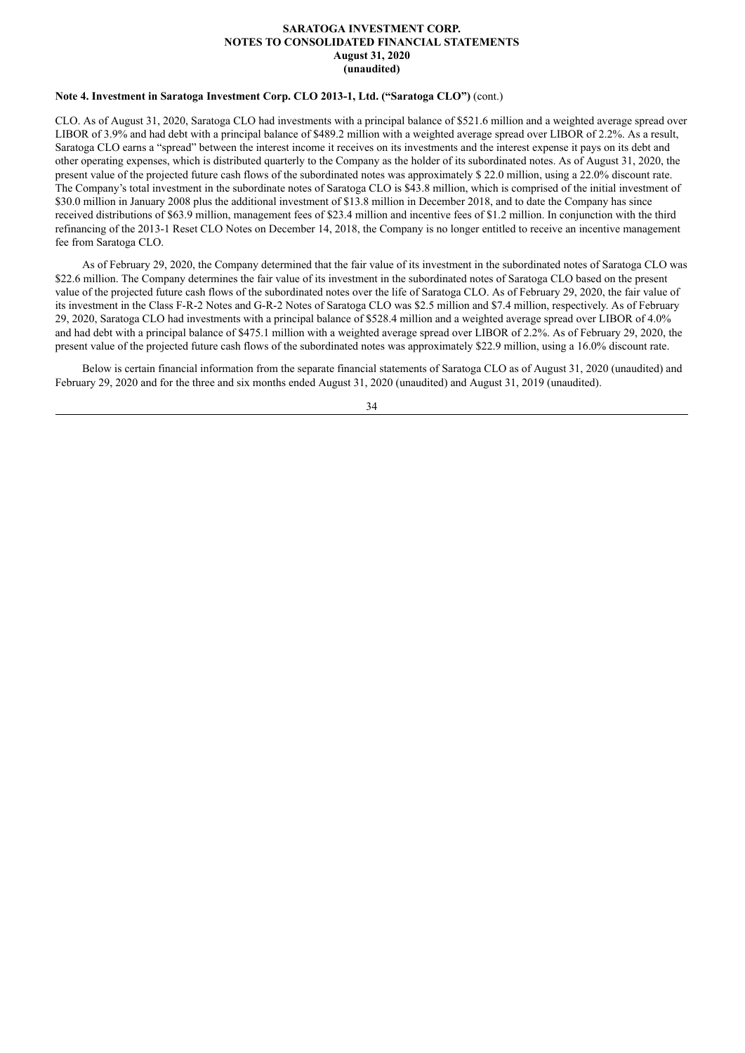**Note 4. Investment in Saratoga Investment Corp. CLO 2013-1, Ltd. ("Saratoga CLO")** (cont.)

CLO. As of August 31, 2020, Saratoga CLO had investments with a principal balance of $521.6 million and a weighted average spread over LIBOR of 3.9% and had debt with a principal balance of $489.2 million with a weighted average spread over LIBOR of 2.2%. As a result, Saratoga CLO earns a "spread" between the interest income it receives on its investments and the interest expense it pays on its debt and other operating expenses, which is distributed quarterly to the Company as the holder of its subordinated notes. As of August 31, 2020, the present value of the projected future cash flows of the subordinated notes was approximately $ 22.0 million, using a 22.0% discount rate. The Company's total investment in the subordinate notes of Saratoga CLO is $43.8 million, which is comprised of the initial investment of $30.0 million in January 2008 plus the additional investment of $13.8 million in December 2018, and to date the Company has since received distributions of $63.9 million, management fees of $23.4 million and incentive fees of $1.2 million. In conjunction with the third refinancing of the 2013-1 Reset CLO Notes on December 14, 2018, the Company is no longer entitled to receive an incentive management fee from Saratoga CLO.

As of February 29, 2020, the Company determined that the fair value of its investment in the subordinated notes of Saratoga CLO was $22.6 million. The Company determines the fair value of its investment in the subordinated notes of Saratoga CLO based on the present value of the projected future cash flows of the subordinated notes over the life of Saratoga CLO. As of February 29, 2020, the fair value of its investment in the Class F-R-2 Notes and G-R-2 Notes of Saratoga CLO was $2.5 million and $7.4 million, respectively. As of February 29, 2020, Saratoga CLO had investments with a principal balance of $528.4 million and a weighted average spread over LIBOR of 4.0% and had debt with a principal balance of $475.1 million with a weighted average spread over LIBOR of 2.2%. As of February 29, 2020, the present value of the projected future cash flows of the subordinated notes was approximately $22.9 million, using a 16.0% discount rate.

Below is certain financial information from the separate financial statements of Saratoga CLO as of August 31, 2020 (unaudited) and February 29, 2020 and for the three and six months ended August 31, 2020 (unaudited) and August 31, 2019 (unaudited).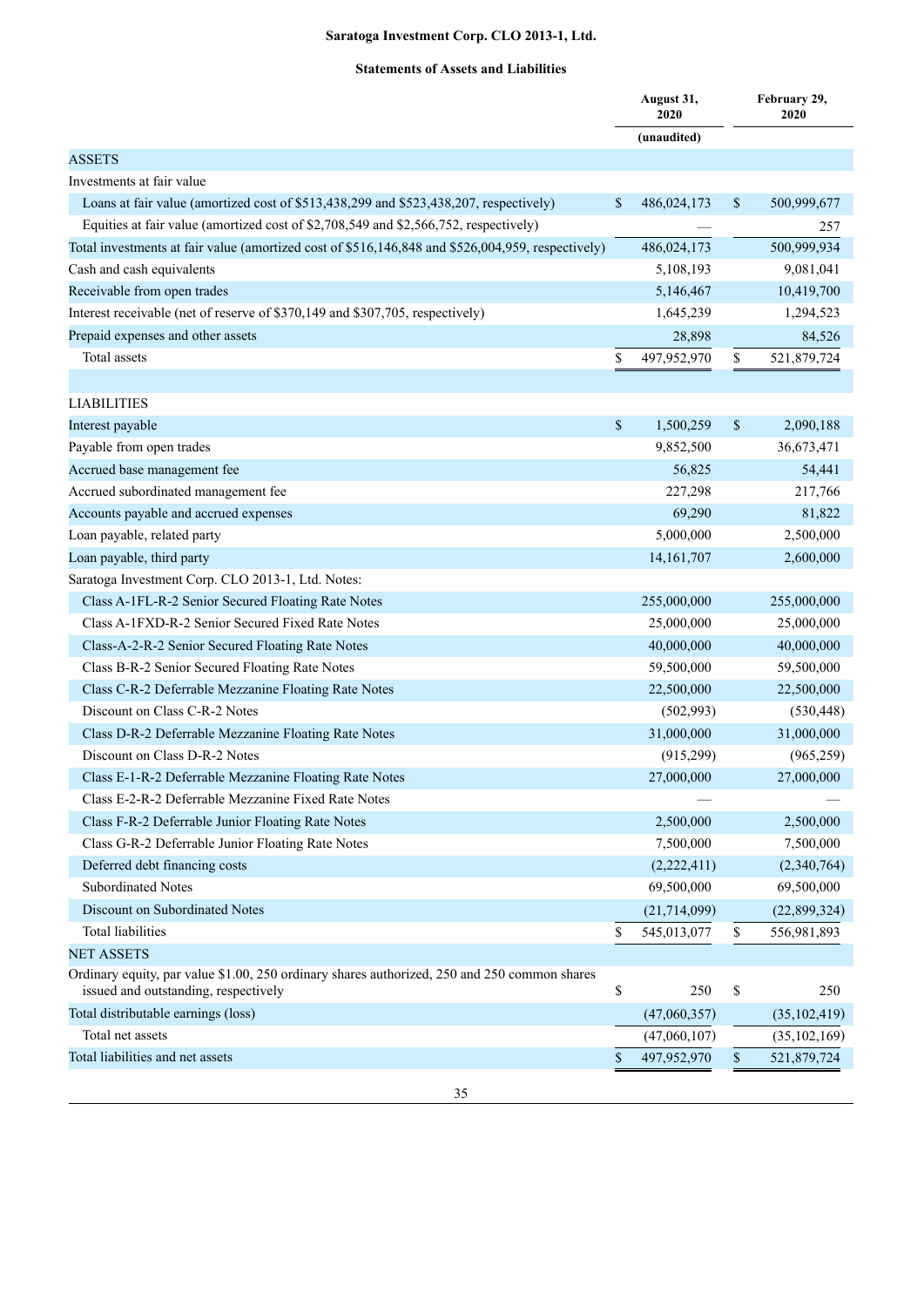**Saratoga Investment Corp. CLO 2013-1, Ltd.**

**Statements of Assets and Liabilities**

| | August 31, 2020 | February 29, 2020 |
|---|---|---|
| | (unaudited) | |
| ASSETS | | |
| Investments at fair value | | |
| Loans at fair value (amortized cost of $513,438,299 and $523,438,207, respectively) | $ 486,024,173 | $ 500,999,677 |
| Equities at fair value (amortized cost of $2,708,549 and $2,566,752, respectively) | — | 257 |
| Total investments at fair value (amortized cost of $516,146,848 and $526,004,959, respectively) | 486,024,173 | 500,999,934 |
| Cash and cash equivalents | 5,108,193 | 9,081,041 |
| Receivable from open trades | 5,146,467 | 10,419,700 |
| Interest receivable (net of reserve of $370,149 and $307,705, respectively) | 1,645,239 | 1,294,523 |
| Prepaid expenses and other assets | 28,898 | 84,526 |
| Total assets | $ 497,952,970 | $ 521,879,724 |
| | | |
| LIABILITIES | | |
| Interest payable | $ 1,500,259 | $ 2,090,188 |
| Payable from open trades | 9,852,500 | 36,673,471 |
| Accrued base management fee | 56,825 | 54,441 |
| Accrued subordinated management fee | 227,298 | 217,766 |
| Accounts payable and accrued expenses | 69,290 | 81,822 |
| Loan payable, related party | 5,000,000 | 2,500,000 |
| Loan payable, third party | 14,161,707 | 2,600,000 |
| Saratoga Investment Corp. CLO 2013-1, Ltd. Notes: | | |
| Class A-1FL-R-2 Senior Secured Floating Rate Notes | 255,000,000 | 255,000,000 |
| Class A-1FXD-R-2 Senior Secured Fixed Rate Notes | 25,000,000 | 25,000,000 |
| Class-A-2-R-2 Senior Secured Floating Rate Notes | 40,000,000 | 40,000,000 |
| Class B-R-2 Senior Secured Floating Rate Notes | 59,500,000 | 59,500,000 |
| Class C-R-2 Deferrable Mezzanine Floating Rate Notes | 22,500,000 | 22,500,000 |
| Discount on Class C-R-2 Notes | (502,993) | (530,448) |
| Class D-R-2 Deferrable Mezzanine Floating Rate Notes | 31,000,000 | 31,000,000 |
| Discount on Class D-R-2 Notes | (915,299) | (965,259) |
| Class E-1-R-2 Deferrable Mezzanine Floating Rate Notes | 27,000,000 | 27,000,000 |
| Class E-2-R-2 Deferrable Mezzanine Fixed Rate Notes | — | — |
| Class F-R-2 Deferrable Junior Floating Rate Notes | 2,500,000 | 2,500,000 |
| Class G-R-2 Deferrable Junior Floating Rate Notes | 7,500,000 | 7,500,000 |
| Deferred debt financing costs | (2,222,411) | (2,340,764) |
| Subordinated Notes | 69,500,000 | 69,500,000 |
| Discount on Subordinated Notes | (21,714,099) | (22,899,324) |
| Total liabilities | $ 545,013,077 | $ 556,981,893 |
| NET ASSETS | | |
| Ordinary equity, par value $1.00, 250 ordinary shares authorized, 250 and 250 common shares issued and outstanding, respectively | $ 250 | $ 250 |
| Total distributable earnings (loss) | (47,060,357) | (35,102,419) |
| Total net assets | (47,060,107) | (35,102,169) |
| Total liabilities and net assets | $ 497,952,970 | $ 521,879,724 |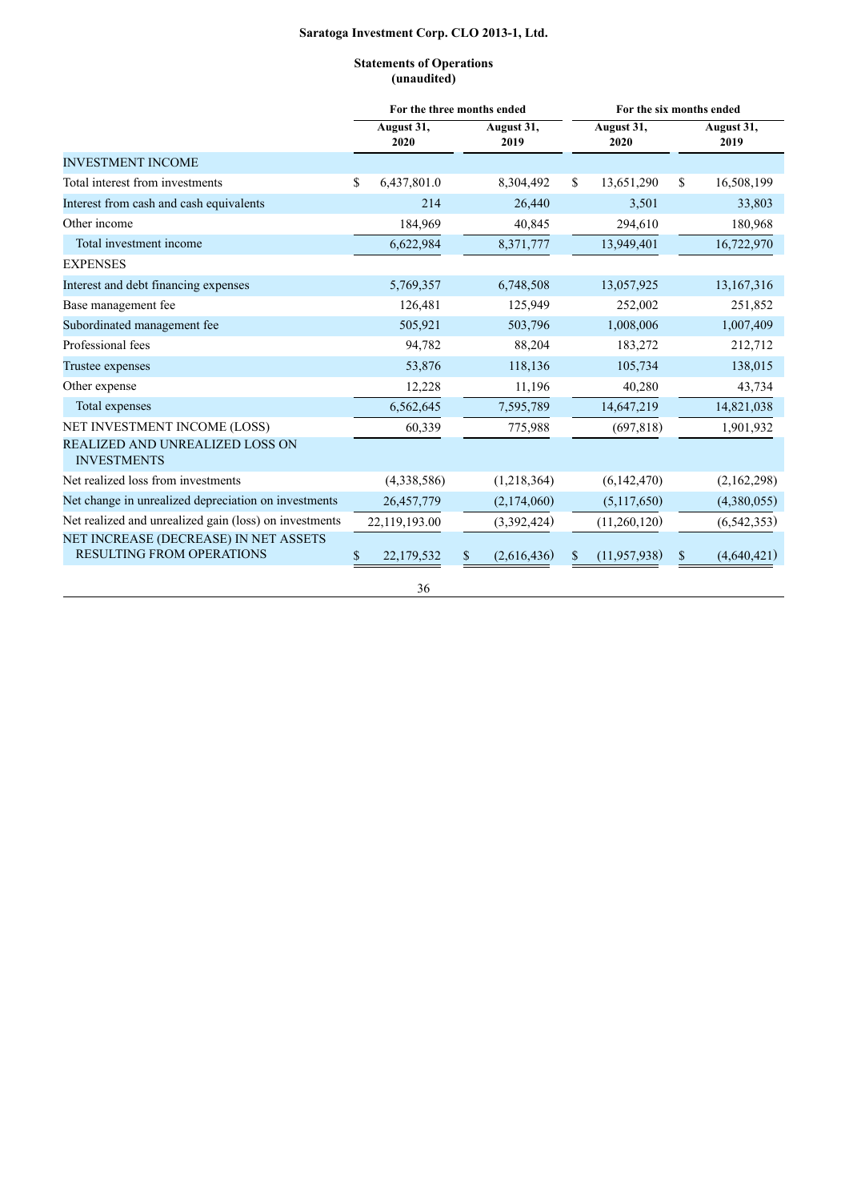**Saratoga Investment Corp. CLO 2013-1, Ltd.**

**Statements of Operations**
**(unaudited)**

| | For the three months ended | | For the six months ended | |
|---|---|---|---|---|
| | August 31, 2020 | August 31, 2019 | August 31, 2020 | August 31, 2019 |
| INVESTMENT INCOME | | | | |
| Total interest from investments | $ 6,437,801.0 | 8,304,492 | $ 13,651,290 | $ 16,508,199 |
| Interest from cash and cash equivalents | 214 | 26,440 | 3,501 | 33,803 |
| Other income | 184,969 | 40,845 | 294,610 | 180,968 |
| Total investment income | 6,622,984 | 8,371,777 | 13,949,401 | 16,722,970 |
| EXPENSES | | | | |
| Interest and debt financing expenses | 5,769,357 | 6,748,508 | 13,057,925 | 13,167,316 |
| Base management fee | 126,481 | 125,949 | 252,002 | 251,852 |
| Subordinated management fee | 505,921 | 503,796 | 1,008,006 | 1,007,409 |
| Professional fees | 94,782 | 88,204 | 183,272 | 212,712 |
| Trustee expenses | 53,876 | 118,136 | 105,734 | 138,015 |
| Other expense | 12,228 | 11,196 | 40,280 | 43,734 |
| Total expenses | 6,562,645 | 7,595,789 | 14,647,219 | 14,821,038 |
| NET INVESTMENT INCOME (LOSS) | 60,339 | 775,988 | (697,818) | 1,901,932 |
| REALIZED AND UNREALIZED LOSS ON INVESTMENTS | | | | |
| Net realized loss from investments | (4,338,586) | (1,218,364) | (6,142,470) | (2,162,298) |
| Net change in unrealized depreciation on investments | 26,457,779 | (2,174,060) | (5,117,650) | (4,380,055) |
| Net realized and unrealized gain (loss) on investments | 22,119,193.00 | (3,392,424) | (11,260,120) | (6,542,353) |
| NET INCREASE (DECREASE) IN NET ASSETS RESULTING FROM OPERATIONS | $ 22,179,532 | $ (2,616,436) | $ (11,957,938) | $ (4,640,421) |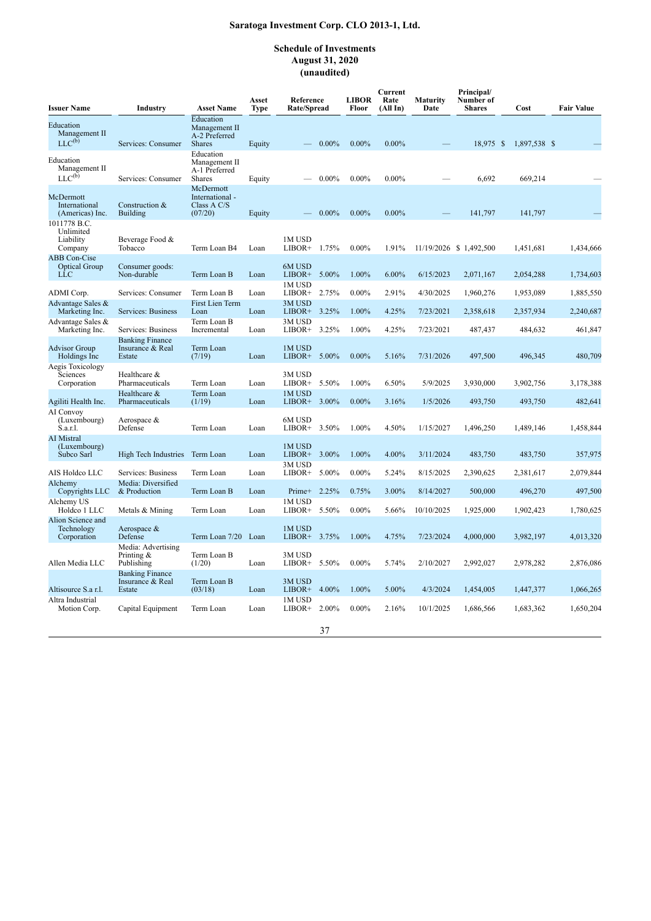# Saratoga Investment Corp. CLO 2013-1, Ltd.

## Schedule of Investments
## August 31, 2020
## (unaudited)

| Issuer Name | Industry | Asset Name | Asset Type | Reference Rate/Spread | | LIBOR Floor | Current Rate (All In) | Maturity Date | Principal/ Number of Shares | Cost | Fair Value |
|---|---|---|---|---|---|---|---|---|---|---|---|
| Education Management II LLC[(b)] | Services: Consumer | Education Management II A-2 Preferred Shares | Equity | — | 0.00% | 0.00% | 0.00% | — | 18,975 | $ 1,897,538 | $ — |
| Education Management II LLC[(b)] | Services: Consumer | Education Management II A-1 Preferred Shares | Equity | — | 0.00% | 0.00% | 0.00% | — | 6,692 | 669,214 | — |
| McDermott International (Americas) Inc. | Construction & Building | McDermott International - Class A C/S (07/20) | Equity | — | 0.00% | 0.00% | 0.00% | — | 141,797 | 141,797 | — |
| 1011778 B.C. Unlimited Liability Company | Beverage Food & Tobacco | Term Loan B4 | Loan | 1M USD LIBOR+ | 1.75% | 0.00% | 1.91% | 11/19/2026 | $ 1,492,500 | 1,451,681 | 1,434,666 |
| ABB Con-Cise Optical Group LLC | Consumer goods: Non-durable | Term Loan B | Loan | 6M USD LIBOR+ | 5.00% | 1.00% | 6.00% | 6/15/2023 | 2,071,167 | 2,054,288 | 1,734,603 |
| ADMI Corp. | Services: Consumer | Term Loan B | Loan | 1M USD LIBOR+ | 2.75% | 0.00% | 2.91% | 4/30/2025 | 1,960,276 | 1,953,089 | 1,885,550 |
| Advantage Sales & Marketing Inc. | Services: Business | First Lien Term Loan | Loan | 3M USD LIBOR+ | 3.25% | 1.00% | 4.25% | 7/23/2021 | 2,358,618 | 2,357,934 | 2,240,687 |
| Advantage Sales & Marketing Inc. | Services: Business | Term Loan B Incremental | Loan | 3M USD LIBOR+ | 3.25% | 1.00% | 4.25% | 7/23/2021 | 487,437 | 484,632 | 461,847 |
| Advisor Group Holdings Inc | Banking Finance Insurance & Real Estate | Term Loan (7/19) | Loan | 1M USD LIBOR+ | 5.00% | 0.00% | 5.16% | 7/31/2026 | 497,500 | 496,345 | 480,709 |
| Aegis Toxicology Sciences Corporation | Healthcare & Pharmaceuticals | Term Loan | Loan | 3M USD LIBOR+ | 5.50% | 1.00% | 6.50% | 5/9/2025 | 3,930,000 | 3,902,756 | 3,178,388 |
| Agiliti Health Inc. | Healthcare & Pharmaceuticals | Term Loan (1/19) | Loan | 1M USD LIBOR+ | 3.00% | 0.00% | 3.16% | 1/5/2026 | 493,750 | 493,750 | 482,641 |
| AI Convoy (Luxembourg) S.a.r.l. | Aerospace & Defense | Term Loan | Loan | 6M USD LIBOR+ | 3.50% | 1.00% | 4.50% | 1/15/2027 | 1,496,250 | 1,489,146 | 1,458,844 |
| AI Mistral (Luxembourg) Subco Sarl | High Tech Industries | Term Loan | Loan | 1M USD LIBOR+ | 3.00% | 1.00% | 4.00% | 3/11/2024 | 483,750 | 483,750 | 357,975 |
| AIS Holdco LLC | Services: Business | Term Loan | Loan | 3M USD LIBOR+ | 5.00% | 0.00% | 5.24% | 8/15/2025 | 2,390,625 | 2,381,617 | 2,079,844 |
| Alchemy Copyrights LLC | Media: Diversified & Production | Term Loan B | Loan | Prime+ | 2.25% | 0.75% | 3.00% | 8/14/2027 | 500,000 | 496,270 | 497,500 |
| Alchemy US Holdco 1 LLC | Metals & Mining | Term Loan | Loan | 1M USD LIBOR+ | 5.50% | 0.00% | 5.66% | 10/10/2025 | 1,925,000 | 1,902,423 | 1,780,625 |
| Alion Science and Technology Corporation | Aerospace & Defense | Term Loan 7/20 | Loan | 1M USD LIBOR+ | 3.75% | 1.00% | 4.75% | 7/23/2024 | 4,000,000 | 3,982,197 | 4,013,320 |
| Allen Media LLC | Media: Advertising Printing & Publishing | Term Loan B (1/20) | Loan | 3M USD LIBOR+ | 5.50% | 0.00% | 5.74% | 2/10/2027 | 2,992,027 | 2,978,282 | 2,876,086 |
| Altisource S.a r.l. | Banking Finance Insurance & Real Estate | Term Loan B (03/18) | Loan | 3M USD LIBOR+ | 4.00% | 1.00% | 5.00% | 4/3/2024 | 1,454,005 | 1,447,377 | 1,066,265 |
| Altra Industrial Motion Corp. | Capital Equipment | Term Loan | Loan | 1M USD LIBOR+ | 2.00% | 0.00% | 2.16% | 10/1/2025 | 1,686,566 | 1,683,362 | 1,650,204 |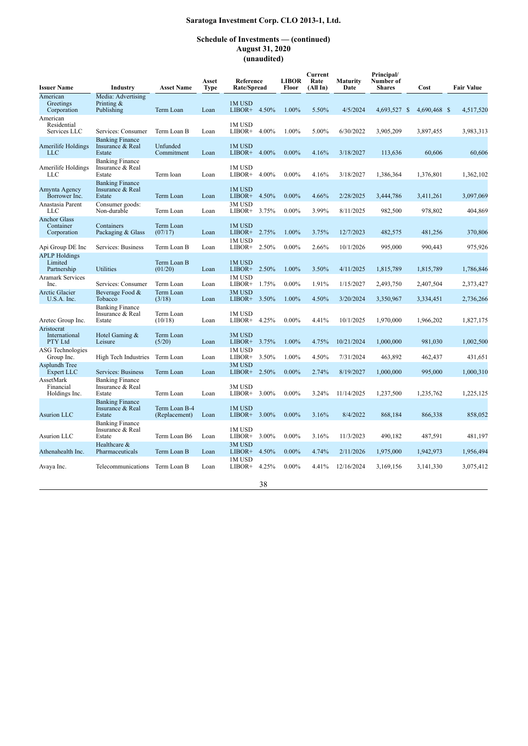# Saratoga Investment Corp. CLO 2013-1, Ltd.

## Schedule of Investments — (continued)
## August 31, 2020
## (unaudited)

| Issuer Name | Industry | Asset Name | Asset Type | Reference Rate/Spread | | LIBOR Floor | Current Rate (All In) | Maturity Date | Principal/ Number of Shares | Cost | Fair Value |
|---|---|---|---|---|---|---|---|---|---|---|---|
| American Greetings Corporation | Media: Advertising Printing & Publishing | Term Loan | Loan | 1M USD LIBOR+ | 4.50% | 1.00% | 5.50% | 4/5/2024 | 4,693,527 | $ 4,690,468 | $ 4,517,520 |
| American Residential Services LLC | Services: Consumer | Term Loan B | Loan | 1M USD LIBOR+ | 4.00% | 1.00% | 5.00% | 6/30/2022 | 3,905,209 | 3,897,455 | 3,983,313 |
| Amerilife Holdings LLC | Banking Finance Insurance & Real Estate | Unfunded Commitment | Loan | 1M USD LIBOR+ | 4.00% | 0.00% | 4.16% | 3/18/2027 | 113,636 | 60,606 | 60,606 |
| Amerilife Holdings LLC | Banking Finance Insurance & Real Estate | Term loan | Loan | 1M USD LIBOR+ | 4.00% | 0.00% | 4.16% | 3/18/2027 | 1,386,364 | 1,376,801 | 1,362,102 |
| Amynta Agency Borrower Inc. | Banking Finance Insurance & Real Estate | Term Loan | Loan | 1M USD LIBOR+ | 4.50% | 0.00% | 4.66% | 2/28/2025 | 3,444,786 | 3,411,261 | 3,097,069 |
| Anastasia Parent LLC | Consumer goods: Non-durable | Term Loan | Loan | 3M USD LIBOR+ | 3.75% | 0.00% | 3.99% | 8/11/2025 | 982,500 | 978,802 | 404,869 |
| Anchor Glass Container Corporation | Containers Packaging & Glass | Term Loan (07/17) | Loan | 1M USD LIBOR+ | 2.75% | 1.00% | 3.75% | 12/7/2023 | 482,575 | 481,256 | 370,806 |
| Api Group DE Inc | Services: Business | Term Loan B | Loan | 1M USD LIBOR+ | 2.50% | 0.00% | 2.66% | 10/1/2026 | 995,000 | 990,443 | 975,926 |
| APLP Holdings Limited Partnership | Utilities | Term Loan B (01/20) | Loan | 1M USD LIBOR+ | 2.50% | 1.00% | 3.50% | 4/11/2025 | 1,815,789 | 1,815,789 | 1,786,846 |
| Aramark Services Inc. | Services: Consumer | Term Loan | Loan | 1M USD LIBOR+ | 1.75% | 0.00% | 1.91% | 1/15/2027 | 2,493,750 | 2,407,504 | 2,373,427 |
| Arctic Glacier U.S.A. Inc. | Beverage Food & Tobacco | Term Loan (3/18) | Loan | 3M USD LIBOR+ | 3.50% | 1.00% | 4.50% | 3/20/2024 | 3,350,967 | 3,334,451 | 2,736,266 |
| Aretec Group Inc. | Banking Finance Insurance & Real Estate | Term Loan (10/18) | Loan | 1M USD LIBOR+ | 4.25% | 0.00% | 4.41% | 10/1/2025 | 1,970,000 | 1,966,202 | 1,827,175 |
| Aristocrat International PTY Ltd | Hotel Gaming & Leisure | Term Loan (5/20) | Loan | 3M USD LIBOR+ | 3.75% | 1.00% | 4.75% | 10/21/2024 | 1,000,000 | 981,030 | 1,002,500 |
| ASG Technologies Group Inc. | High Tech Industries | Term Loan | Loan | 1M USD LIBOR+ | 3.50% | 1.00% | 4.50% | 7/31/2024 | 463,892 | 462,437 | 431,651 |
| Asplundh Tree Expert LLC | Services: Business | Term Loan | Loan | 3M USD LIBOR+ | 2.50% | 0.00% | 2.74% | 8/19/2027 | 1,000,000 | 995,000 | 1,000,310 |
| AssetMark Financial Holdings Inc. | Banking Finance Insurance & Real Estate | Term Loan | Loan | 3M USD LIBOR+ | 3.00% | 0.00% | 3.24% | 11/14/2025 | 1,237,500 | 1,235,762 | 1,225,125 |
| Asurion LLC | Banking Finance Insurance & Real Estate | Term Loan B-4 (Replacement) | Loan | 1M USD LIBOR+ | 3.00% | 0.00% | 3.16% | 8/4/2022 | 868,184 | 866,338 | 858,052 |
| Asurion LLC | Banking Finance Insurance & Real Estate | Term Loan B6 | Loan | 1M USD LIBOR+ | 3.00% | 0.00% | 3.16% | 11/3/2023 | 490,182 | 487,591 | 481,197 |
| Athenahealth Inc. | Healthcare & Pharmaceuticals | Term Loan B | Loan | 3M USD LIBOR+ | 4.50% | 0.00% | 4.74% | 2/11/2026 | 1,975,000 | 1,942,973 | 1,956,494 |
| Avaya Inc. | Telecommunications | Term Loan B | Loan | 1M USD LIBOR+ | 4.25% | 0.00% | 4.41% | 12/16/2024 | 3,169,156 | 3,141,330 | 3,075,412 |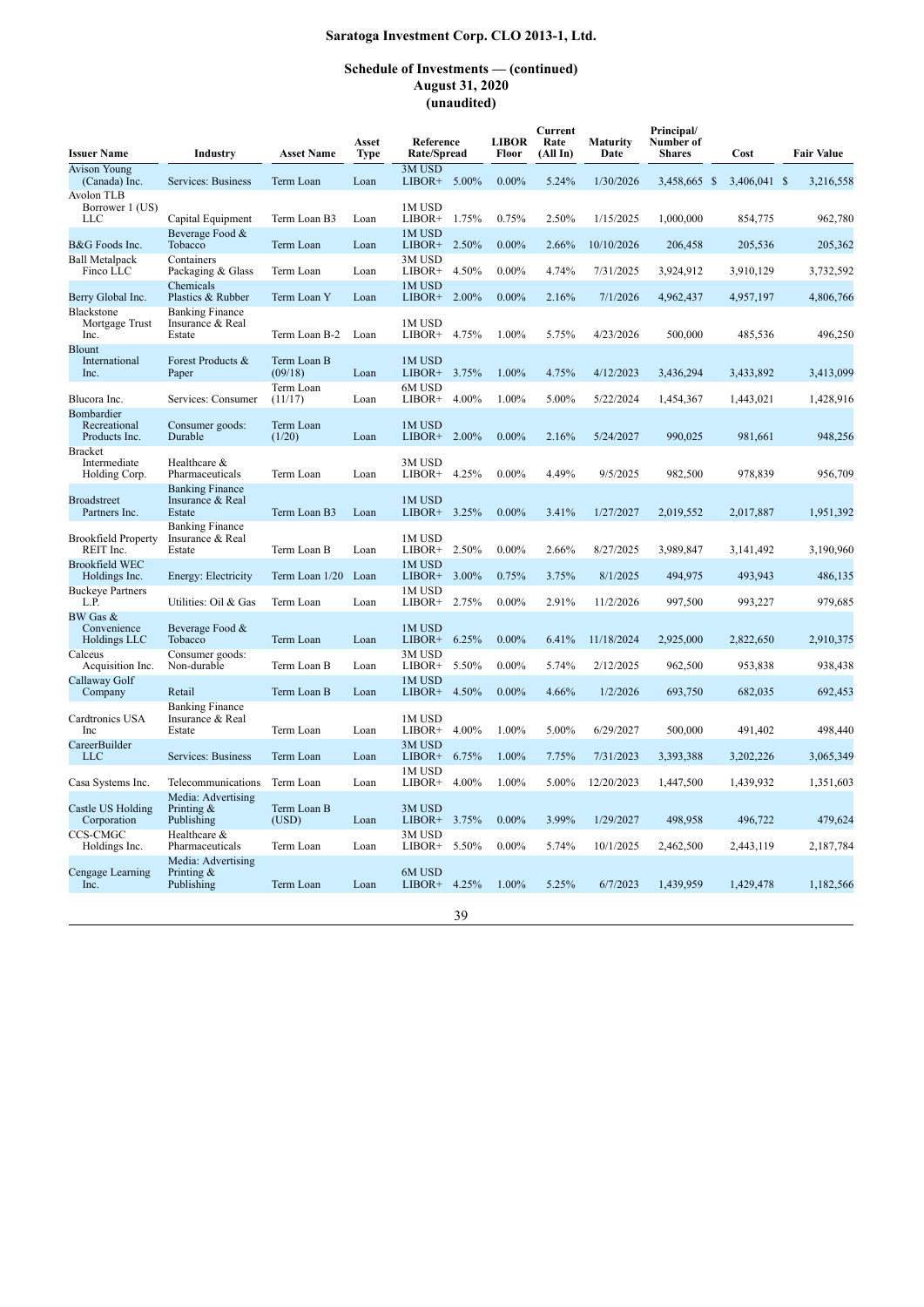# Saratoga Investment Corp. CLO 2013-1, Ltd.

## Schedule of Investments — (continued)
## August 31, 2020
## (unaudited)

| Issuer Name | Industry | Asset Name | Asset Type | Reference Rate/Spread | | LIBOR Floor | Current Rate (All In) | Maturity Date | Principal/ Number of Shares | Cost | Fair Value |
|---|---|---|---|---|---|---|---|---|---|---|---|
| Avison Young (Canada) Inc. | Services: Business | Term Loan | Loan | 3M USD LIBOR+ | 5.00% | 0.00% | 5.24% | 1/30/2026 | 3,458,665 | $ 3,406,041 | $ 3,216,558 |
| Avolon TLB Borrower 1 (US) LLC | Capital Equipment | Term Loan B3 | Loan | 1M USD LIBOR+ | 1.75% | 0.75% | 2.50% | 1/15/2025 | 1,000,000 | 854,775 | 962,780 |
| B&G Foods Inc. | Beverage Food & Tobacco | Term Loan | Loan | 1M USD LIBOR+ | 2.50% | 0.00% | 2.66% | 10/10/2026 | 206,458 | 205,536 | 205,362 |
| Ball Metalpack Finco LLC | Containers Packaging & Glass | Term Loan | Loan | 3M USD LIBOR+ | 4.50% | 0.00% | 4.74% | 7/31/2025 | 3,924,912 | 3,910,129 | 3,732,592 |
| Berry Global Inc. | Chemicals Plastics & Rubber | Term Loan Y | Loan | 1M USD LIBOR+ | 2.00% | 0.00% | 2.16% | 7/1/2026 | 4,962,437 | 4,957,197 | 4,806,766 |
| Blackstone Mortgage Trust Inc. | Banking Finance Insurance & Real Estate | Term Loan B-2 | Loan | 1M USD LIBOR+ | 4.75% | 1.00% | 5.75% | 4/23/2026 | 500,000 | 485,536 | 496,250 |
| Blount International Inc. | Forest Products & Paper | Term Loan B (09/18) | Loan | 1M USD LIBOR+ | 3.75% | 1.00% | 4.75% | 4/12/2023 | 3,436,294 | 3,433,892 | 3,413,099 |
| Blucora Inc. | Services: Consumer | Term Loan (11/17) | Loan | 6M USD LIBOR+ | 4.00% | 1.00% | 5.00% | 5/22/2024 | 1,454,367 | 1,443,021 | 1,428,916 |
| Bombardier Recreational Products Inc. | Consumer goods: Durable | Term Loan (1/20) | Loan | 1M USD LIBOR+ | 2.00% | 0.00% | 2.16% | 5/24/2027 | 990,025 | 981,661 | 948,256 |
| Bracket Intermediate Holding Corp. | Healthcare & Pharmaceuticals | Term Loan | Loan | 3M USD LIBOR+ | 4.25% | 0.00% | 4.49% | 9/5/2025 | 982,500 | 978,839 | 956,709 |
| Broadstreet Partners Inc. | Banking Finance Insurance & Real Estate | Term Loan B3 | Loan | 1M USD LIBOR+ | 3.25% | 0.00% | 3.41% | 1/27/2027 | 2,019,552 | 2,017,887 | 1,951,392 |
| Brookfield Property REIT Inc. | Banking Finance Insurance & Real Estate | Term Loan B | Loan | 1M USD LIBOR+ | 2.50% | 0.00% | 2.66% | 8/27/2025 | 3,989,847 | 3,141,492 | 3,190,960 |
| Brookfield WEC Holdings Inc. | Energy: Electricity | Term Loan 1/20 | Loan | 1M USD LIBOR+ | 3.00% | 0.75% | 3.75% | 8/1/2025 | 494,975 | 493,943 | 486,135 |
| Buckeye Partners L.P. | Utilities: Oil & Gas | Term Loan | Loan | 1M USD LIBOR+ | 2.75% | 0.00% | 2.91% | 11/2/2026 | 997,500 | 993,227 | 979,685 |
| BW Gas & Convenience Holdings LLC | Beverage Food & Tobacco | Term Loan | Loan | 1M USD LIBOR+ | 6.25% | 0.00% | 6.41% | 11/18/2024 | 2,925,000 | 2,822,650 | 2,910,375 |
| Calceus Acquisition Inc. | Consumer goods: Non-durable | Term Loan B | Loan | 3M USD LIBOR+ | 5.50% | 0.00% | 5.74% | 2/12/2025 | 962,500 | 953,838 | 938,438 |
| Callaway Golf Company | Retail | Term Loan B | Loan | 1M USD LIBOR+ | 4.50% | 0.00% | 4.66% | 1/2/2026 | 693,750 | 682,035 | 692,453 |
| Cardtronics USA Inc | Banking Finance Insurance & Real Estate | Term Loan | Loan | 1M USD LIBOR+ | 4.00% | 1.00% | 5.00% | 6/29/2027 | 500,000 | 491,402 | 498,440 |
| CareerBuilder LLC | Services: Business | Term Loan | Loan | 3M USD LIBOR+ | 6.75% | 1.00% | 7.75% | 7/31/2023 | 3,393,388 | 3,202,226 | 3,065,349 |
| Casa Systems Inc. | Telecommunications | Term Loan | Loan | 1M USD LIBOR+ | 4.00% | 1.00% | 5.00% | 12/20/2023 | 1,447,500 | 1,439,932 | 1,351,603 |
| Castle US Holding Corporation | Media: Advertising Printing & Publishing | Term Loan B (USD) | Loan | 3M USD LIBOR+ | 3.75% | 0.00% | 3.99% | 1/29/2027 | 498,958 | 496,722 | 479,624 |
| CCS-CMGC Holdings Inc. | Healthcare & Pharmaceuticals | Term Loan | Loan | 3M USD LIBOR+ | 5.50% | 0.00% | 5.74% | 10/1/2025 | 2,462,500 | 2,443,119 | 2,187,784 |
| Cengage Learning Inc. | Media: Advertising Printing & Publishing | Term Loan | Loan | 6M USD LIBOR+ | 4.25% | 1.00% | 5.25% | 6/7/2023 | 1,439,959 | 1,429,478 | 1,182,566 |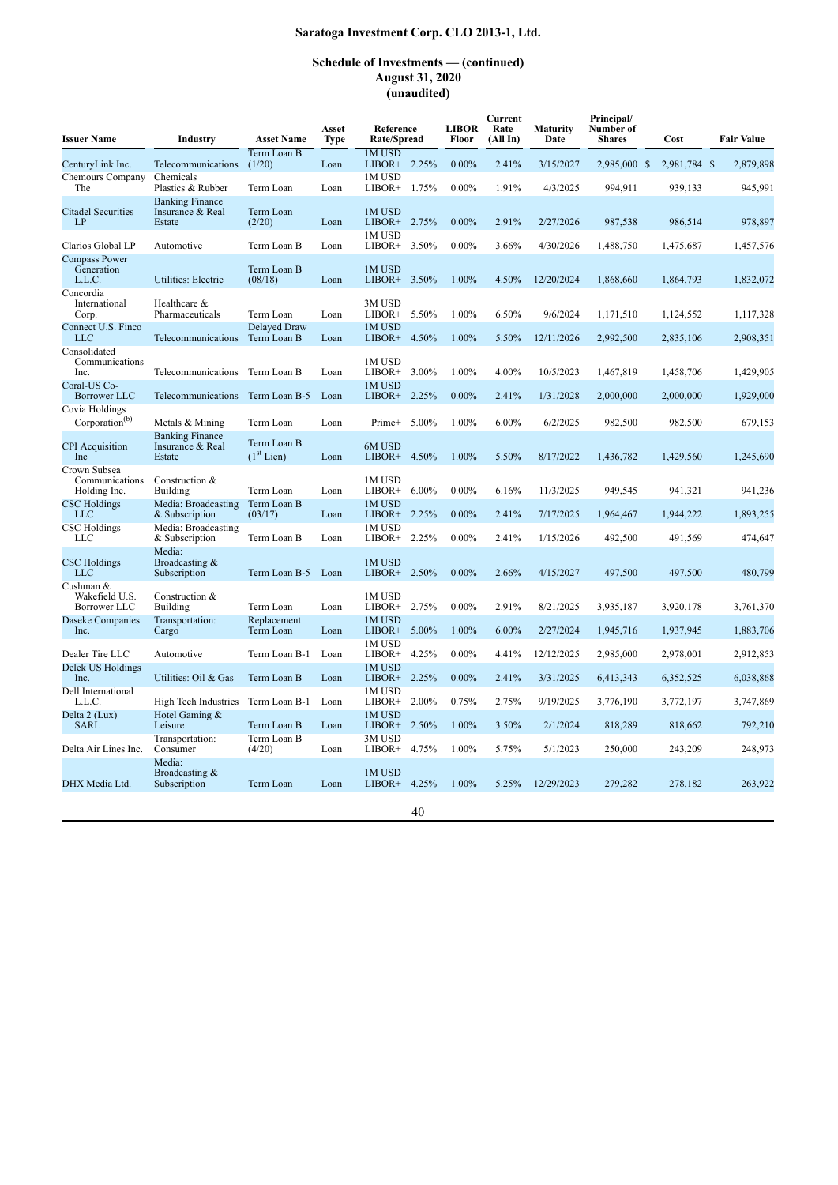**Saratoga Investment Corp. CLO 2013-1, Ltd.**

**Schedule of Investments — (continued)**
**August 31, 2020**
**(unaudited)**

| Issuer Name | Industry | Asset Name | Asset Type | Reference Rate/Spread | | LIBOR Floor | Current Rate (All In) | Maturity Date | Principal/ Number of Shares | Cost | Fair Value |
|---|---|---|---|---|---|---|---|---|---|---|---|
| CenturyLink Inc. | Telecommunications | Term Loan B (1/20) | Loan | 1M USD LIBOR+ | 2.25% | 0.00% | 2.41% | 3/15/2027 | 2,985,000 | $ 2,981,784 | $ 2,879,898 |
| Chemours Company The | Chemicals Plastics & Rubber | Term Loan | Loan | 1M USD LIBOR+ | 1.75% | 0.00% | 1.91% | 4/3/2025 | 994,911 | 939,133 | 945,991 |
| Citadel Securities LP | Banking Finance Insurance & Real Estate | Term Loan (2/20) | Loan | 1M USD LIBOR+ | 2.75% | 0.00% | 2.91% | 2/27/2026 | 987,538 | 986,514 | 978,897 |
| Clarios Global LP | Automotive | Term Loan B | Loan | 1M USD LIBOR+ | 3.50% | 0.00% | 3.66% | 4/30/2026 | 1,488,750 | 1,475,687 | 1,457,576 |
| Compass Power Generation L.L.C. | Utilities: Electric | Term Loan B (08/18) | Loan | 1M USD LIBOR+ | 3.50% | 1.00% | 4.50% | 12/20/2024 | 1,868,660 | 1,864,793 | 1,832,072 |
| Concordia International Corp. | Healthcare & Pharmaceuticals | Term Loan | Loan | 3M USD LIBOR+ | 5.50% | 1.00% | 6.50% | 9/6/2024 | 1,171,510 | 1,124,552 | 1,117,328 |
| Connect U.S. Finco LLC | Telecommunications | Delayed Draw Term Loan B | Loan | 1M USD LIBOR+ | 4.50% | 1.00% | 5.50% | 12/11/2026 | 2,992,500 | 2,835,106 | 2,908,351 |
| Consolidated Communications Inc. | Telecommunications | Term Loan B | Loan | 1M USD LIBOR+ | 3.00% | 1.00% | 4.00% | 10/5/2023 | 1,467,819 | 1,458,706 | 1,429,905 |
| Coral-US Co-Borrower LLC | Telecommunications | Term Loan B-5 | Loan | 1M USD LIBOR+ | 2.25% | 0.00% | 2.41% | 1/31/2028 | 2,000,000 | 2,000,000 | 1,929,000 |
| Covia Holdings Corporation[(b)] | Metals & Mining | Term Loan | Loan | Prime+ | 5.00% | 1.00% | 6.00% | 6/2/2025 | 982,500 | 982,500 | 679,153 |
| CPI Acquisition Inc | Banking Finance Insurance & Real Estate | Term Loan B (1[st] Lien) | Loan | 6M USD LIBOR+ | 4.50% | 1.00% | 5.50% | 8/17/2022 | 1,436,782 | 1,429,560 | 1,245,690 |
| Crown Subsea Communications Holding Inc. | Construction & Building | Term Loan | Loan | 1M USD LIBOR+ | 6.00% | 0.00% | 6.16% | 11/3/2025 | 949,545 | 941,321 | 941,236 |
| CSC Holdings LLC | Media: Broadcasting & Subscription | Term Loan B (03/17) | Loan | 1M USD LIBOR+ | 2.25% | 0.00% | 2.41% | 7/17/2025 | 1,964,467 | 1,944,222 | 1,893,255 |
| CSC Holdings LLC | Media: Broadcasting & Subscription | Term Loan B | Loan | 1M USD LIBOR+ | 2.25% | 0.00% | 2.41% | 1/15/2026 | 492,500 | 491,569 | 474,647 |
| CSC Holdings LLC | Media: Broadcasting & Subscription | Term Loan B-5 | Loan | 1M USD LIBOR+ | 2.50% | 0.00% | 2.66% | 4/15/2027 | 497,500 | 497,500 | 480,799 |
| Cushman & Wakefield U.S. Borrower LLC | Construction & Building | Term Loan | Loan | 1M USD LIBOR+ | 2.75% | 0.00% | 2.91% | 8/21/2025 | 3,935,187 | 3,920,178 | 3,761,370 |
| Daseke Companies Inc. | Transportation: Cargo | Replacement Term Loan | Loan | 1M USD LIBOR+ | 5.00% | 1.00% | 6.00% | 2/27/2024 | 1,945,716 | 1,937,945 | 1,883,706 |
| Dealer Tire LLC | Automotive | Term Loan B-1 | Loan | 1M USD LIBOR+ | 4.25% | 0.00% | 4.41% | 12/12/2025 | 2,985,000 | 2,978,001 | 2,912,853 |
| Delek US Holdings Inc. | Utilities: Oil & Gas | Term Loan B | Loan | 1M USD LIBOR+ | 2.25% | 0.00% | 2.41% | 3/31/2025 | 6,413,343 | 6,352,525 | 6,038,868 |
| Dell International L.L.C. | High Tech Industries | Term Loan B-1 | Loan | 1M USD LIBOR+ | 2.00% | 0.75% | 2.75% | 9/19/2025 | 3,776,190 | 3,772,197 | 3,747,869 |
| Delta 2 (Lux) SARL | Hotel Gaming & Leisure | Term Loan B | Loan | 1M USD LIBOR+ | 2.50% | 1.00% | 3.50% | 2/1/2024 | 818,289 | 818,662 | 792,210 |
| Delta Air Lines Inc. | Transportation: Consumer | Term Loan B (4/20) | Loan | 3M USD LIBOR+ | 4.75% | 1.00% | 5.75% | 5/1/2023 | 250,000 | 243,209 | 248,973 |
| DHX Media Ltd. | Media: Broadcasting & Subscription | Term Loan | Loan | 1M USD LIBOR+ | 4.25% | 1.00% | 5.25% | 12/29/2023 | 279,282 | 278,182 | 263,922 |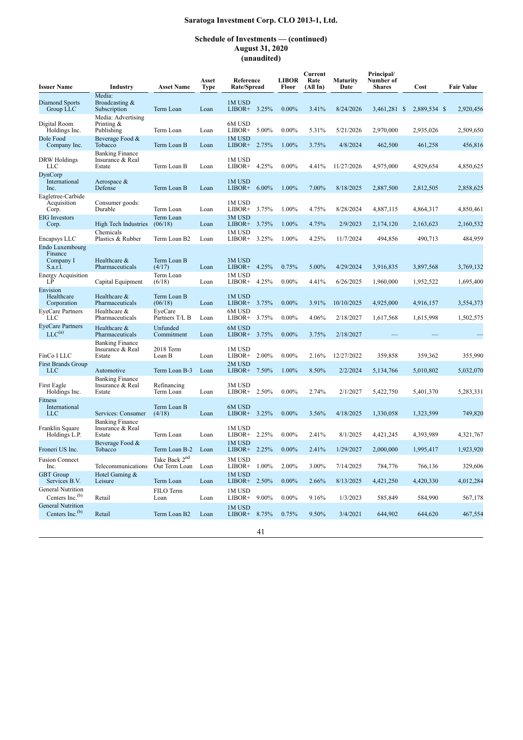**Saratoga Investment Corp. CLO 2013-1, Ltd.**

**Schedule of Investments — (continued)**
**August 31, 2020**
**(unaudited)**

| Issuer Name | Industry | Asset Name | Asset Type | Reference Rate/Spread | | LIBOR Floor | Current Rate (All In) | Maturity Date | Principal/ Number of Shares | Cost | Fair Value |
|---|---|---|---|---|---|---|---|---|---|---|---|
| Diamond Sports Group LLC | Media: Broadcasting & Subscription | Term Loan | Loan | 1M USD LIBOR+ | 3.25% | 0.00% | 3.41% | 8/24/2026 | 3,461,281 | $ 2,889,534 | $ 2,920,456 |
| Digital Room Holdings Inc. | Media: Advertising Printing & Publishing | Term Loan | Loan | 6M USD LIBOR+ | 5.00% | 0.00% | 5.31% | 5/21/2026 | 2,970,000 | 2,935,026 | 2,509,650 |
| Dole Food Company Inc. | Beverage Food & Tobacco | Term Loan B | Loan | 1M USD LIBOR+ | 2.75% | 1.00% | 3.75% | 4/8/2024 | 462,500 | 461,258 | 456,816 |
| DRW Holdings LLC | Banking Finance Insurance & Real Estate | Term Loan B | Loan | 1M USD LIBOR+ | 4.25% | 0.00% | 4.41% | 11/27/2026 | 4,975,000 | 4,929,654 | 4,850,625 |
| DynCorp International Inc. | Aerospace & Defense | Term Loan B | Loan | 1M USD LIBOR+ | 6.00% | 1.00% | 7.00% | 8/18/2025 | 2,887,500 | 2,812,505 | 2,858,625 |
| Eagletree-Carbide Acquisition Corp. | Consumer goods: Durable | Term Loan | Loan | 1M USD LIBOR+ | 3.75% | 1.00% | 4.75% | 8/28/2024 | 4,887,115 | 4,864,317 | 4,850,461 |
| EIG Investors Corp. | High Tech Industries | Term Loan (06/18) | Loan | 3M USD LIBOR+ | 3.75% | 1.00% | 4.75% | 2/9/2023 | 2,174,120 | 2,163,623 | 2,160,532 |
| Encapsys LLC | Chemicals Plastics & Rubber | Term Loan B2 | Loan | 1M USD LIBOR+ | 3.25% | 1.00% | 4.25% | 11/7/2024 | 494,856 | 490,713 | 484,959 |
| Endo Luxembourg Finance Company I S.a.r.l. | Healthcare & Pharmaceuticals | Term Loan B (4/17) | Loan | 3M USD LIBOR+ | 4.25% | 0.75% | 5.00% | 4/29/2024 | 3,916,835 | 3,897,568 | 3,769,132 |
| Energy Acquisition LP | Capital Equipment | Term Loan (6/18) | Loan | 1M USD LIBOR+ | 4.25% | 0.00% | 4.41% | 6/26/2025 | 1,960,000 | 1,952,522 | 1,695,400 |
| Envision Healthcare Corporation | Healthcare & Pharmaceuticals | Term Loan B (06/18) | Loan | 1M USD LIBOR+ | 3.75% | 0.00% | 3.91% | 10/10/2025 | 4,925,000 | 4,916,157 | 3,554,373 |
| EyeCare Partners LLC | Healthcare & Pharmaceuticals | EyeCare Partners T/L B | Loan | 6M USD LIBOR+ | 3.75% | 0.00% | 4.06% | 2/18/2027 | 1,617,568 | 1,615,998 | 1,502,575 |
| EyeCare Partners LLC[(a)] | Healthcare & Pharmaceuticals | Unfunded Commitment | Loan | 6M USD LIBOR+ | 3.75% | 0.00% | 3.75% | 2/18/2027 | — | — | — |
| FinCo I LLC | Banking Finance Insurance & Real Estate | 2018 Term Loan B | Loan | 1M USD LIBOR+ | 2.00% | 0.00% | 2.16% | 12/27/2022 | 359,858 | 359,362 | 355,990 |
| First Brands Group LLC | Automotive | Term Loan B-3 | Loan | 2M USD LIBOR+ | 7.50% | 1.00% | 8.50% | 2/2/2024 | 5,134,766 | 5,010,802 | 5,032,070 |
| First Eagle Holdings Inc. | Banking Finance Insurance & Real Estate | Refinancing Term Loan | Loan | 3M USD LIBOR+ | 2.50% | 0.00% | 2.74% | 2/1/2027 | 5,422,750 | 5,401,370 | 5,283,331 |
| Fitness International LLC | Services: Consumer | Term Loan B (4/18) | Loan | 6M USD LIBOR+ | 3.25% | 0.00% | 3.56% | 4/18/2025 | 1,330,058 | 1,323,599 | 749,820 |
| Franklin Square Holdings L.P. | Banking Finance Insurance & Real Estate | Term Loan | Loan | 1M USD LIBOR+ | 2.25% | 0.00% | 2.41% | 8/1/2025 | 4,421,245 | 4,393,989 | 4,321,767 |
| Froneri US Inc. | Beverage Food & Tobacco | Term Loan B-2 | Loan | 1M USD LIBOR+ | 2.25% | 0.00% | 2.41% | 1/29/2027 | 2,000,000 | 1,995,417 | 1,923,920 |
| Fusion Connect Inc. | Telecommunications | Take Back 2nd Out Term Loan | Loan | 3M USD LIBOR+ | 1.00% | 2.00% | 3.00% | 7/14/2025 | 784,776 | 766,136 | 329,606 |
| GBT Group Services B.V. | Hotel Gaming & Leisure | Term Loan | Loan | 1M USD LIBOR+ | 2.50% | 0.00% | 2.66% | 8/13/2025 | 4,421,250 | 4,420,330 | 4,012,284 |
| General Nutrition Centers Inc.[(b)] | Retail | FILO Term Loan | Loan | 1M USD LIBOR+ | 9.00% | 0.00% | 9.16% | 1/3/2023 | 585,849 | 584,990 | 567,178 |
| General Nutrition Centers Inc.[(b)] | Retail | Term Loan B2 | Loan | 1M USD LIBOR+ | 8.75% | 0.75% | 9.50% | 3/4/2021 | 644,902 | 644,620 | 467,554 |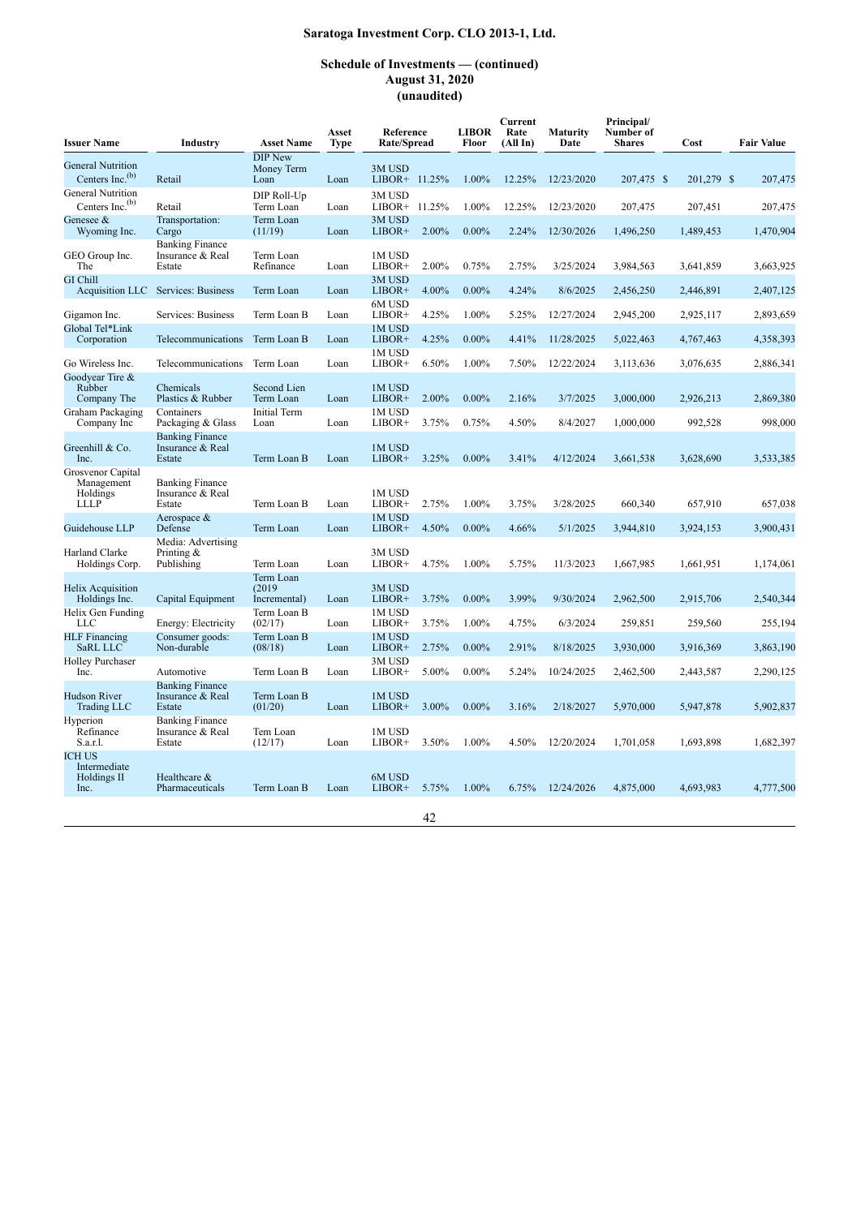# Saratoga Investment Corp. CLO 2013-1, Ltd.

## Schedule of Investments — (continued)
## August 31, 2020
## (unaudited)

| Issuer Name | Industry | Asset Name | Asset Type | Reference Rate/Spread | | LIBOR Floor | Current Rate (All In) | Maturity Date | Principal/ Number of Shares | Cost | Fair Value |
|---|---|---|---|---|---|---|---|---|---|---|---|
| General Nutrition Centers Inc.[(b)] | Retail | DIP New Money Term Loan | Loan | 3M USD LIBOR+ | 11.25% | 1.00% | 12.25% | 12/23/2020 | 207,475 | $ 201,279 | $ 207,475 |
| General Nutrition Centers Inc.[(b)] | Retail | DIP Roll-Up Term Loan | Loan | 3M USD LIBOR+ | 11.25% | 1.00% | 12.25% | 12/23/2020 | 207,475 | 207,451 | 207,475 |
| Genesee & Wyoming Inc. | Transportation: Cargo | Term Loan (11/19) | Loan | 3M USD LIBOR+ | 2.00% | 0.00% | 2.24% | 12/30/2026 | 1,496,250 | 1,489,453 | 1,470,904 |
| GEO Group Inc. The | Banking Finance Insurance & Real Estate | Term Loan Refinance | Loan | 1M USD LIBOR+ | 2.00% | 0.75% | 2.75% | 3/25/2024 | 3,984,563 | 3,641,859 | 3,663,925 |
| GI Chill Acquisition LLC | Services: Business | Term Loan | Loan | 3M USD LIBOR+ | 4.00% | 0.00% | 4.24% | 8/6/2025 | 2,456,250 | 2,446,891 | 2,407,125 |
| Gigamon Inc. | Services: Business | Term Loan B | Loan | 6M USD LIBOR+ | 4.25% | 1.00% | 5.25% | 12/27/2024 | 2,945,200 | 2,925,117 | 2,893,659 |
| Global Tel*Link Corporation | Telecommunications | Term Loan B | Loan | 1M USD LIBOR+ | 4.25% | 0.00% | 4.41% | 11/28/2025 | 5,022,463 | 4,767,463 | 4,358,393 |
| Go Wireless Inc. | Telecommunications | Term Loan | Loan | 1M USD LIBOR+ | 6.50% | 1.00% | 7.50% | 12/22/2024 | 3,113,636 | 3,076,635 | 2,886,341 |
| Goodyear Tire & Rubber Company The | Chemicals Plastics & Rubber | Second Lien Term Loan | Loan | 1M USD LIBOR+ | 2.00% | 0.00% | 2.16% | 3/7/2025 | 3,000,000 | 2,926,213 | 2,869,380 |
| Graham Packaging Company Inc | Containers Packaging & Glass | Initial Term Loan | Loan | 1M USD LIBOR+ | 3.75% | 0.75% | 4.50% | 8/4/2027 | 1,000,000 | 992,528 | 998,000 |
| Greenhill & Co. Inc. | Banking Finance Insurance & Real Estate | Term Loan B | Loan | 1M USD LIBOR+ | 3.25% | 0.00% | 3.41% | 4/12/2024 | 3,661,538 | 3,628,690 | 3,533,385 |
| Grosvenor Capital Management Holdings LLLP | Banking Finance Insurance & Real Estate | Term Loan B | Loan | 1M USD LIBOR+ | 2.75% | 1.00% | 3.75% | 3/28/2025 | 660,340 | 657,910 | 657,038 |
| Guidehouse LLP | Aerospace & Defense | Term Loan | Loan | 1M USD LIBOR+ | 4.50% | 0.00% | 4.66% | 5/1/2025 | 3,944,810 | 3,924,153 | 3,900,431 |
| Harland Clarke Holdings Corp. | Media: Advertising Printing & Publishing | Term Loan | Loan | 3M USD LIBOR+ | 4.75% | 1.00% | 5.75% | 11/3/2023 | 1,667,985 | 1,661,951 | 1,174,061 |
| Helix Acquisition Holdings Inc. | Capital Equipment | Term Loan (2019 Incremental) | Loan | 3M USD LIBOR+ | 3.75% | 0.00% | 3.99% | 9/30/2024 | 2,962,500 | 2,915,706 | 2,540,344 |
| Helix Gen Funding LLC | Energy: Electricity | Term Loan B (02/17) | Loan | 1M USD LIBOR+ | 3.75% | 1.00% | 4.75% | 6/3/2024 | 259,851 | 259,560 | 255,194 |
| HLF Financing SaRL LLC | Consumer goods: Non-durable | Term Loan B (08/18) | Loan | 1M USD LIBOR+ | 2.75% | 0.00% | 2.91% | 8/18/2025 | 3,930,000 | 3,916,369 | 3,863,190 |
| Holley Purchaser Inc. | Automotive | Term Loan B | Loan | 3M USD LIBOR+ | 5.00% | 0.00% | 5.24% | 10/24/2025 | 2,462,500 | 2,443,587 | 2,290,125 |
| Hudson River Trading LLC | Banking Finance Insurance & Real Estate | Term Loan B (01/20) | Loan | 1M USD LIBOR+ | 3.00% | 0.00% | 3.16% | 2/18/2027 | 5,970,000 | 5,947,878 | 5,902,837 |
| Hyperion Refinance S.a.r.l. | Banking Finance Insurance & Real Estate | Tem Loan (12/17) | Loan | 1M USD LIBOR+ | 3.50% | 1.00% | 4.50% | 12/20/2024 | 1,701,058 | 1,693,898 | 1,682,397 |
| ICH US Intermediate Holdings II Inc. | Healthcare & Pharmaceuticals | Term Loan B | Loan | 6M USD LIBOR+ | 5.75% | 1.00% | 6.75% | 12/24/2026 | 4,875,000 | 4,693,983 | 4,777,500 |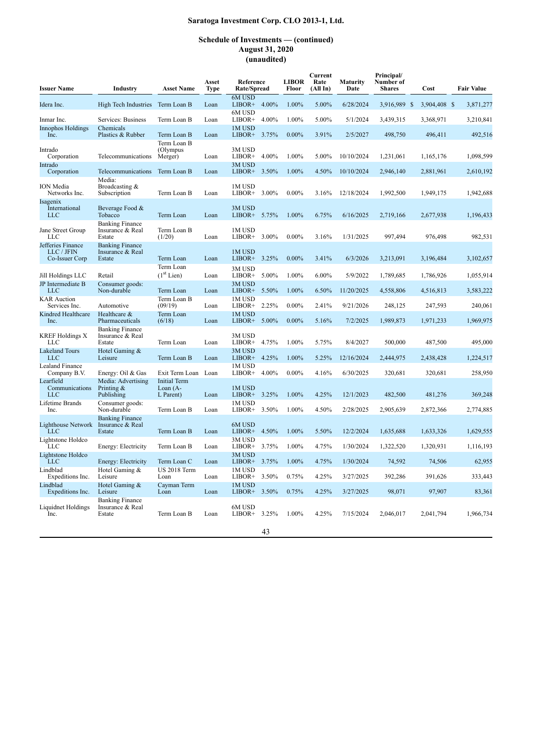# Saratoga Investment Corp. CLO 2013-1, Ltd.

## Schedule of Investments — (continued)
## August 31, 2020
## (unaudited)

| Issuer Name | Industry | Asset Name | Asset Type | Reference Rate/Spread | | LIBOR Floor | Current Rate (All In) | Maturity Date | Principal/ Number of Shares | Cost | Fair Value |
|---|---|---|---|---|---|---|---|---|---|---|---|
| Idera Inc. | High Tech Industries | Term Loan B | Loan | 6M USD LIBOR+ | 4.00% | 1.00% | 5.00% | 6/28/2024 | 3,916,989 | $ 3,904,408 | $ 3,871,277 |
| Inmar Inc. | Services: Business | Term Loan B | Loan | 6M USD LIBOR+ | 4.00% | 1.00% | 5.00% | 5/1/2024 | 3,439,315 | 3,368,971 | 3,210,841 |
| Innophos Holdings Inc. | Chemicals Plastics & Rubber | Term Loan B | Loan | 1M USD LIBOR+ | 3.75% | 0.00% | 3.91% | 2/5/2027 | 498,750 | 496,411 | 492,516 |
| Intrado Corporation | Telecommunications | Term Loan B (Olympus Merger) | Loan | 3M USD LIBOR+ | 4.00% | 1.00% | 5.00% | 10/10/2024 | 1,231,061 | 1,165,176 | 1,098,599 |
| Intrado Corporation | Telecommunications | Term Loan B | Loan | 3M USD LIBOR+ | 3.50% | 1.00% | 4.50% | 10/10/2024 | 2,946,140 | 2,881,961 | 2,610,192 |
| ION Media Networks Inc. | Media: Broadcasting & Subscription | Term Loan B | Loan | 1M USD LIBOR+ | 3.00% | 0.00% | 3.16% | 12/18/2024 | 1,992,500 | 1,949,175 | 1,942,688 |
| Isagenix International LLC | Beverage Food & Tobacco | Term Loan | Loan | 3M USD LIBOR+ | 5.75% | 1.00% | 6.75% | 6/16/2025 | 2,719,166 | 2,677,938 | 1,196,433 |
| Jane Street Group LLC | Banking Finance Insurance & Real Estate | Term Loan B (1/20) | Loan | 1M USD LIBOR+ | 3.00% | 0.00% | 3.16% | 1/31/2025 | 997,494 | 976,498 | 982,531 |
| Jefferies Finance LLC / JFIN Co-Issuer Corp | Banking Finance Insurance & Real Estate | Term Loan | Loan | 1M USD LIBOR+ | 3.25% | 0.00% | 3.41% | 6/3/2026 | 3,213,091 | 3,196,484 | 3,102,657 |
| Jill Holdings LLC | Retail | Term Loan (1st Lien) | Loan | 3M USD LIBOR+ | 5.00% | 1.00% | 6.00% | 5/9/2022 | 1,789,685 | 1,786,926 | 1,055,914 |
| JP Intermediate B LLC | Consumer goods: Non-durable | Term Loan | Loan | 3M USD LIBOR+ | 5.50% | 1.00% | 6.50% | 11/20/2025 | 4,558,806 | 4,516,813 | 3,583,222 |
| KAR Auction Services Inc. | Automotive | Term Loan B (09/19) | Loan | 1M USD LIBOR+ | 2.25% | 0.00% | 2.41% | 9/21/2026 | 248,125 | 247,593 | 240,061 |
| Kindred Healthcare Inc. | Healthcare & Pharmaceuticals | Term Loan (6/18) | Loan | 1M USD LIBOR+ | 5.00% | 0.00% | 5.16% | 7/2/2025 | 1,989,873 | 1,971,233 | 1,969,975 |
| KREF Holdings X LLC | Banking Finance Insurance & Real Estate | Term Loan | Loan | 3M USD LIBOR+ | 4.75% | 1.00% | 5.75% | 8/4/2027 | 500,000 | 487,500 | 495,000 |
| Lakeland Tours LLC | Hotel Gaming & Leisure | Term Loan B | Loan | 3M USD LIBOR+ | 4.25% | 1.00% | 5.25% | 12/16/2024 | 2,444,975 | 2,438,428 | 1,224,517 |
| Lealand Finance Company B.V. | Energy: Oil & Gas | Exit Term Loan | Loan | 1M USD LIBOR+ | 4.00% | 0.00% | 4.16% | 6/30/2025 | 320,681 | 320,681 | 258,950 |
| Learfield Communications LLC | Media: Advertising Printing & Publishing | Initial Term Loan (A-L Parent) | Loan | 1M USD LIBOR+ | 3.25% | 1.00% | 4.25% | 12/1/2023 | 482,500 | 481,276 | 369,248 |
| Lifetime Brands Inc. | Consumer goods: Non-durable | Term Loan B | Loan | 1M USD LIBOR+ | 3.50% | 1.00% | 4.50% | 2/28/2025 | 2,905,639 | 2,872,366 | 2,774,885 |
| Lighthouse Network LLC | Banking Finance Insurance & Real Estate | Term Loan B | Loan | 6M USD LIBOR+ | 4.50% | 1.00% | 5.50% | 12/2/2024 | 1,635,688 | 1,633,326 | 1,629,555 |
| Lightstone Holdco LLC | Energy: Electricity | Term Loan B | Loan | 3M USD LIBOR+ | 3.75% | 1.00% | 4.75% | 1/30/2024 | 1,322,520 | 1,320,931 | 1,116,193 |
| Lightstone Holdco LLC | Energy: Electricity | Term Loan C | Loan | 3M USD LIBOR+ | 3.75% | 1.00% | 4.75% | 1/30/2024 | 74,592 | 74,506 | 62,955 |
| Lindblad Expeditions Inc. | Hotel Gaming & Leisure | US 2018 Term Loan | Loan | 1M USD LIBOR+ | 3.50% | 0.75% | 4.25% | 3/27/2025 | 392,286 | 391,626 | 333,443 |
| Lindblad Expeditions Inc. | Hotel Gaming & Leisure | Cayman Term Loan | Loan | 1M USD LIBOR+ | 3.50% | 0.75% | 4.25% | 3/27/2025 | 98,071 | 97,907 | 83,361 |
| Liquidnet Holdings Inc. | Banking Finance Insurance & Real Estate | Term Loan B | Loan | 6M USD LIBOR+ | 3.25% | 1.00% | 4.25% | 7/15/2024 | 2,046,017 | 2,041,794 | 1,966,734 |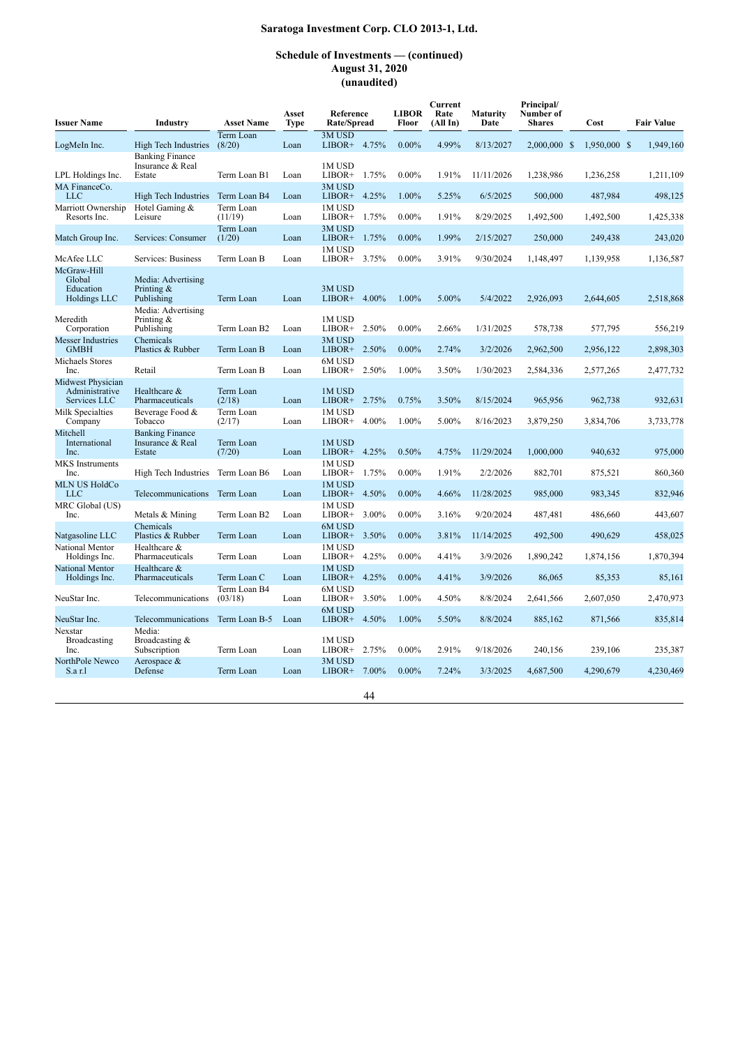**Saratoga Investment Corp. CLO 2013-1, Ltd.**

**Schedule of Investments — (continued)**
**August 31, 2020**
**(unaudited)**

| Issuer Name | Industry | Asset Name | Asset Type | Reference Rate/Spread | | LIBOR Floor | Current Rate (All In) | Maturity Date | Principal/ Number of Shares | Cost | Fair Value |
|---|---|---|---|---|---|---|---|---|---|---|---|
| LogMeIn Inc. | High Tech Industries | Term Loan (8/20) | Loan | 3M USD LIBOR+ | 4.75% | 0.00% | 4.99% | 8/13/2027 | 2,000,000 | $ 1,950,000 | $ 1,949,160 |
| LPL Holdings Inc. | Banking Finance Insurance & Real Estate | Term Loan B1 | Loan | 1M USD LIBOR+ | 1.75% | 0.00% | 1.91% | 11/11/2026 | 1,238,986 | 1,236,258 | 1,211,109 |
| MA FinanceCo. LLC | High Tech Industries | Term Loan B4 | Loan | 3M USD LIBOR+ | 4.25% | 1.00% | 5.25% | 6/5/2025 | 500,000 | 487,984 | 498,125 |
| Marriott Ownership Resorts Inc. | Hotel Gaming & Leisure | Term Loan (11/19) | Loan | 1M USD LIBOR+ | 1.75% | 0.00% | 1.91% | 8/29/2025 | 1,492,500 | 1,492,500 | 1,425,338 |
| Match Group Inc. | Services: Consumer | Term Loan (1/20) | Loan | 3M USD LIBOR+ | 1.75% | 0.00% | 1.99% | 2/15/2027 | 250,000 | 249,438 | 243,020 |
| McAfee LLC | Services: Business | Term Loan B | Loan | 1M USD LIBOR+ | 3.75% | 0.00% | 3.91% | 9/30/2024 | 1,148,497 | 1,139,958 | 1,136,587 |
| McGraw-Hill Global Education Holdings LLC | Media: Advertising Printing & Publishing | Term Loan | Loan | 3M USD LIBOR+ | 4.00% | 1.00% | 5.00% | 5/4/2022 | 2,926,093 | 2,644,605 | 2,518,868 |
| Meredith Corporation | Media: Advertising Printing & Publishing | Term Loan B2 | Loan | 1M USD LIBOR+ | 2.50% | 0.00% | 2.66% | 1/31/2025 | 578,738 | 577,795 | 556,219 |
| Messer Industries GMBH | Chemicals Plastics & Rubber | Term Loan B | Loan | 3M USD LIBOR+ | 2.50% | 0.00% | 2.74% | 3/2/2026 | 2,962,500 | 2,956,122 | 2,898,303 |
| Michaels Stores Inc. | Retail | Term Loan B | Loan | 6M USD LIBOR+ | 2.50% | 1.00% | 3.50% | 1/30/2023 | 2,584,336 | 2,577,265 | 2,477,732 |
| Midwest Physician Administrative Services LLC | Healthcare & Pharmaceuticals | Term Loan (2/18) | Loan | 1M USD LIBOR+ | 2.75% | 0.75% | 3.50% | 8/15/2024 | 965,956 | 962,738 | 932,631 |
| Milk Specialties Company | Beverage Food & Tobacco | Term Loan (2/17) | Loan | 1M USD LIBOR+ | 4.00% | 1.00% | 5.00% | 8/16/2023 | 3,879,250 | 3,834,706 | 3,733,778 |
| Mitchell International Inc. | Banking Finance Insurance & Real Estate | Term Loan (7/20) | Loan | 1M USD LIBOR+ | 4.25% | 0.50% | 4.75% | 11/29/2024 | 1,000,000 | 940,632 | 975,000 |
| MKS Instruments Inc. | High Tech Industries | Term Loan B6 | Loan | 1M USD LIBOR+ | 1.75% | 0.00% | 1.91% | 2/2/2026 | 882,701 | 875,521 | 860,360 |
| MLN US HoldCo LLC | Telecommunications | Term Loan | Loan | 1M USD LIBOR+ | 4.50% | 0.00% | 4.66% | 11/28/2025 | 985,000 | 983,345 | 832,946 |
| MRC Global (US) Inc. | Metals & Mining | Term Loan B2 | Loan | 1M USD LIBOR+ | 3.00% | 0.00% | 3.16% | 9/20/2024 | 487,481 | 486,660 | 443,607 |
| Natgasoline LLC | Chemicals Plastics & Rubber | Term Loan | Loan | 6M USD LIBOR+ | 3.50% | 0.00% | 3.81% | 11/14/2025 | 492,500 | 490,629 | 458,025 |
| National Mentor Holdings Inc. | Healthcare & Pharmaceuticals | Term Loan | Loan | 1M USD LIBOR+ | 4.25% | 0.00% | 4.41% | 3/9/2026 | 1,890,242 | 1,874,156 | 1,870,394 |
| National Mentor Holdings Inc. | Healthcare & Pharmaceuticals | Term Loan C | Loan | 1M USD LIBOR+ | 4.25% | 0.00% | 4.41% | 3/9/2026 | 86,065 | 85,353 | 85,161 |
| NeuStar Inc. | Telecommunications | Term Loan B4 (03/18) | Loan | 6M USD LIBOR+ | 3.50% | 1.00% | 4.50% | 8/8/2024 | 2,641,566 | 2,607,050 | 2,470,973 |
| NeuStar Inc. | Telecommunications | Term Loan B-5 | Loan | 6M USD LIBOR+ | 4.50% | 1.00% | 5.50% | 8/8/2024 | 885,162 | 871,566 | 835,814 |
| Nexstar Broadcasting Inc. | Media: Broadcasting & Subscription | Term Loan | Loan | 1M USD LIBOR+ | 2.75% | 0.00% | 2.91% | 9/18/2026 | 240,156 | 239,106 | 235,387 |
| NorthPole Newco S.a r.l | Aerospace & Defense | Term Loan | Loan | 3M USD LIBOR+ | 7.00% | 0.00% | 7.24% | 3/3/2025 | 4,687,500 | 4,290,679 | 4,230,469 |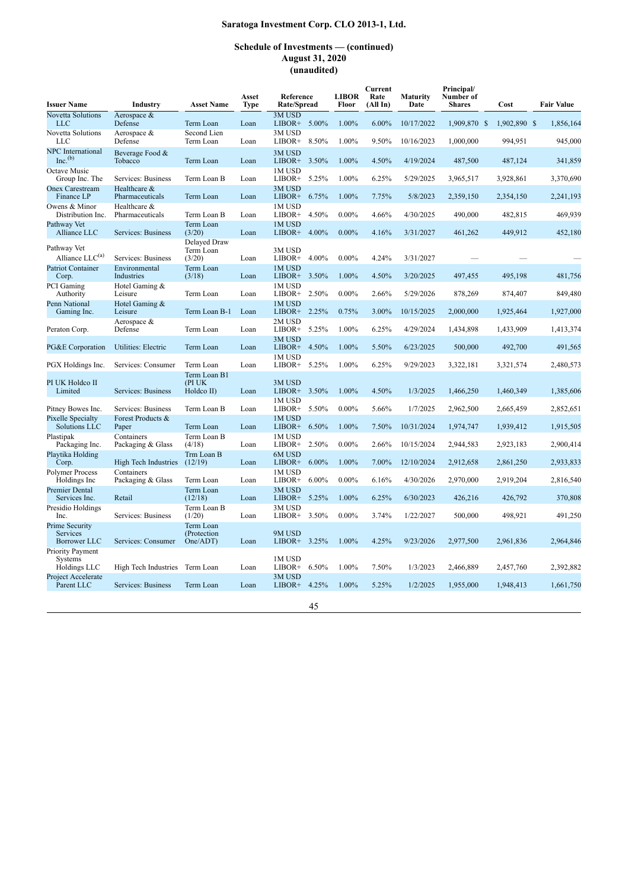# Saratoga Investment Corp. CLO 2013-1, Ltd.

## Schedule of Investments — (continued)
## August 31, 2020
## (unaudited)

| Issuer Name | Industry | Asset Name | Asset Type | Reference Rate/Spread | | LIBOR Floor | Current Rate (All In) | Maturity Date | Principal/ Number of Shares | Cost | Fair Value |
|---|---|---|---|---|---|---|---|---|---|---|---|
| Novetta Solutions LLC | Aerospace & Defense | Term Loan | Loan | 3M USD LIBOR+ | 5.00% | 1.00% | 6.00% | 10/17/2022 | 1,909,870 | $ 1,902,890 | $ 1,856,164 |
| Novetta Solutions LLC | Aerospace & Defense | Second Lien Term Loan | Loan | 3M USD LIBOR+ | 8.50% | 1.00% | 9.50% | 10/16/2023 | 1,000,000 | 994,951 | 945,000 |
| NPC International Inc.[(b)] | Beverage Food & Tobacco | Term Loan | Loan | 3M USD LIBOR+ | 3.50% | 1.00% | 4.50% | 4/19/2024 | 487,500 | 487,124 | 341,859 |
| Octave Music Group Inc. The | Services: Business | Term Loan B | Loan | 1M USD LIBOR+ | 5.25% | 1.00% | 6.25% | 5/29/2025 | 3,965,517 | 3,928,861 | 3,370,690 |
| Onex Carestream Finance LP | Healthcare & Pharmaceuticals | Term Loan | Loan | 3M USD LIBOR+ | 6.75% | 1.00% | 7.75% | 5/8/2023 | 2,359,150 | 2,354,150 | 2,241,193 |
| Owens & Minor Distribution Inc. | Healthcare & Pharmaceuticals | Term Loan B | Loan | 1M USD LIBOR+ | 4.50% | 0.00% | 4.66% | 4/30/2025 | 490,000 | 482,815 | 469,939 |
| Pathway Vet Alliance LLC | Services: Business | Term Loan (3/20) | Loan | 1M USD LIBOR+ | 4.00% | 0.00% | 4.16% | 3/31/2027 | 461,262 | 449,912 | 452,180 |
| Pathway Vet Alliance LLC[(a)] | Services: Business | Delayed Draw Term Loan (3/20) | Loan | 3M USD LIBOR+ | 4.00% | 0.00% | 4.24% | 3/31/2027 | — | — | — |
| Patriot Container Corp. | Environmental Industries | Term Loan (3/18) | Loan | 1M USD LIBOR+ | 3.50% | 1.00% | 4.50% | 3/20/2025 | 497,455 | 495,198 | 481,756 |
| PCI Gaming Authority | Hotel Gaming & Leisure | Term Loan | Loan | 1M USD LIBOR+ | 2.50% | 0.00% | 2.66% | 5/29/2026 | 878,269 | 874,407 | 849,480 |
| Penn National Gaming Inc. | Hotel Gaming & Leisure | Term Loan B-1 | Loan | 1M USD LIBOR+ | 2.25% | 0.75% | 3.00% | 10/15/2025 | 2,000,000 | 1,925,464 | 1,927,000 |
| Peraton Corp. | Aerospace & Defense | Term Loan | Loan | 2M USD LIBOR+ | 5.25% | 1.00% | 6.25% | 4/29/2024 | 1,434,898 | 1,433,909 | 1,413,374 |
| PG&E Corporation | Utilities: Electric | Term Loan | Loan | 3M USD LIBOR+ | 4.50% | 1.00% | 5.50% | 6/23/2025 | 500,000 | 492,700 | 491,565 |
| PGX Holdings Inc. | Services: Consumer | Term Loan | Loan | 1M USD LIBOR+ | 5.25% | 1.00% | 6.25% | 9/29/2023 | 3,322,181 | 3,321,574 | 2,480,573 |
| PI UK Holdco II Limited | Services: Business | Term Loan B1 (PI UK Holdco II) | Loan | 3M USD LIBOR+ | 3.50% | 1.00% | 4.50% | 1/3/2025 | 1,466,250 | 1,460,349 | 1,385,606 |
| Pitney Bowes Inc. | Services: Business | Term Loan B | Loan | 1M USD LIBOR+ | 5.50% | 0.00% | 5.66% | 1/7/2025 | 2,962,500 | 2,665,459 | 2,852,651 |
| Pixelle Specialty Solutions LLC | Forest Products & Paper | Term Loan | Loan | 1M USD LIBOR+ | 6.50% | 1.00% | 7.50% | 10/31/2024 | 1,974,747 | 1,939,412 | 1,915,505 |
| Plastipak Packaging Inc. | Containers Packaging & Glass | Term Loan B (4/18) | Loan | 1M USD LIBOR+ | 2.50% | 0.00% | 2.66% | 10/15/2024 | 2,944,583 | 2,923,183 | 2,900,414 |
| Playtika Holding Corp. | High Tech Industries | Trm Loan B (12/19) | Loan | 6M USD LIBOR+ | 6.00% | 1.00% | 7.00% | 12/10/2024 | 2,912,658 | 2,861,250 | 2,933,833 |
| Polymer Process Holdings Inc | Containers Packaging & Glass | Term Loan | Loan | 1M USD LIBOR+ | 6.00% | 0.00% | 6.16% | 4/30/2026 | 2,970,000 | 2,919,204 | 2,816,540 |
| Premier Dental Services Inc. | Retail | Term Loan (12/18) | Loan | 3M USD LIBOR+ | 5.25% | 1.00% | 6.25% | 6/30/2023 | 426,216 | 426,792 | 370,808 |
| Presidio Holdings Inc. | Services: Business | Term Loan B (1/20) | Loan | 3M USD LIBOR+ | 3.50% | 0.00% | 3.74% | 1/22/2027 | 500,000 | 498,921 | 491,250 |
| Prime Security Services Borrower LLC | Services: Consumer | Term Loan (Protection One/ADT) | Loan | 9M USD LIBOR+ | 3.25% | 1.00% | 4.25% | 9/23/2026 | 2,977,500 | 2,961,836 | 2,964,846 |
| Priority Payment Systems Holdings LLC | High Tech Industries | Term Loan | Loan | 1M USD LIBOR+ | 6.50% | 1.00% | 7.50% | 1/3/2023 | 2,466,889 | 2,457,760 | 2,392,882 |
| Project Accelerate Parent LLC | Services: Business | Term Loan | Loan | 3M USD LIBOR+ | 4.25% | 1.00% | 5.25% | 1/2/2025 | 1,955,000 | 1,948,413 | 1,661,750 |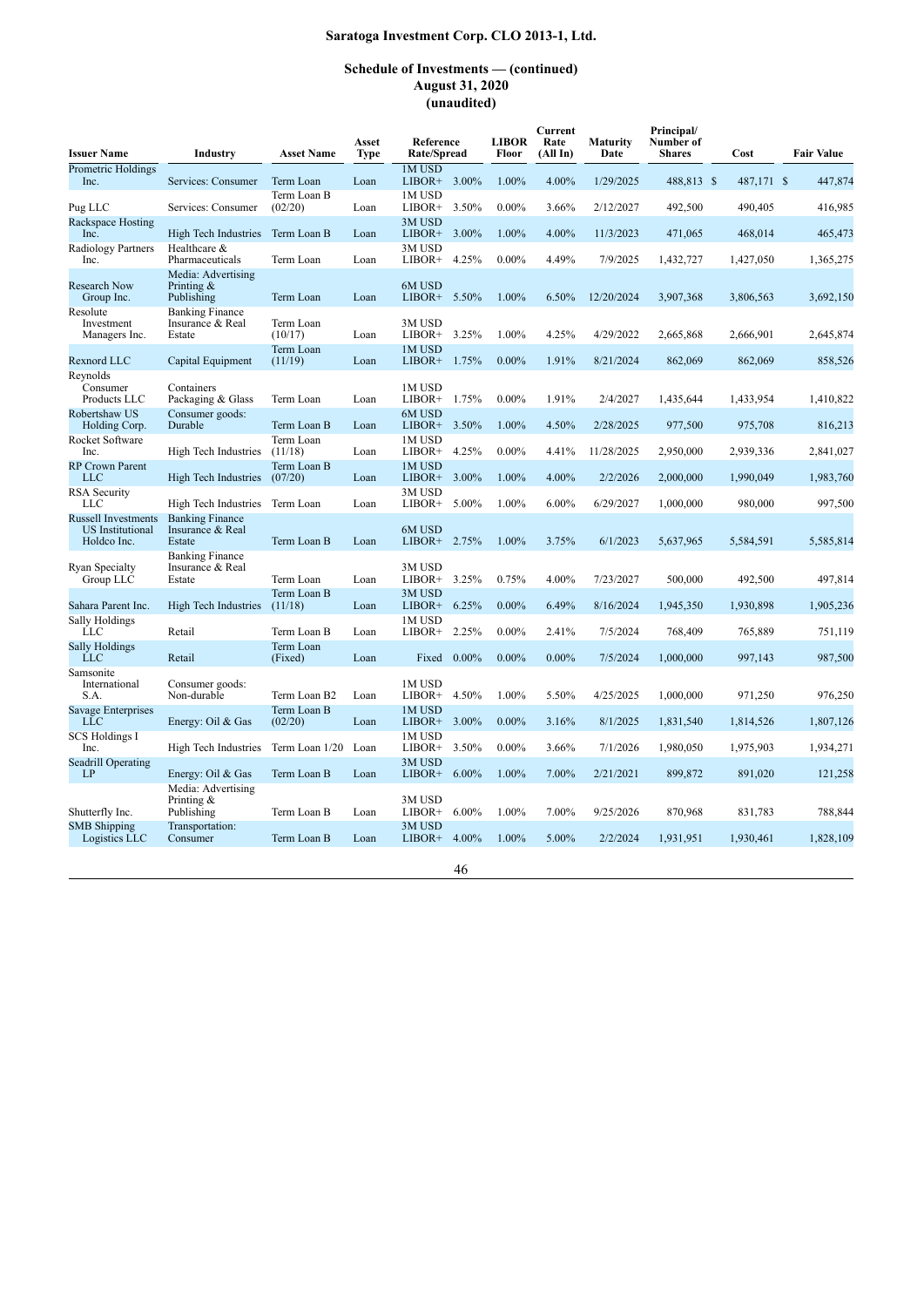**Saratoga Investment Corp. CLO 2013-1, Ltd.**

**Schedule of Investments — (continued)**
**August 31, 2020**
**(unaudited)**

| Issuer Name | Industry | Asset Name | Asset Type | Reference Rate/Spread | | LIBOR Floor | Current Rate (All In) | Maturity Date | Principal/ Number of Shares | Cost | Fair Value |
|---|---|---|---|---|---|---|---|---|---|---|---|
| Prometric Holdings Inc. | Services: Consumer | Term Loan | Loan | 1M USD LIBOR+ | 3.00% | 1.00% | 4.00% | 1/29/2025 | 488,813 | $ 487,171 | $ 447,874 |
| Pug LLC | Services: Consumer | Term Loan B (02/20) | Loan | 1M USD LIBOR+ | 3.50% | 0.00% | 3.66% | 2/12/2027 | 492,500 | 490,405 | 416,985 |
| Rackspace Hosting Inc. | High Tech Industries | Term Loan B | Loan | 3M USD LIBOR+ | 3.00% | 1.00% | 4.00% | 11/3/2023 | 471,065 | 468,014 | 465,473 |
| Radiology Partners Inc. | Healthcare & Pharmaceuticals | Term Loan | Loan | 3M USD LIBOR+ | 4.25% | 0.00% | 4.49% | 7/9/2025 | 1,432,727 | 1,427,050 | 1,365,275 |
| Research Now Group Inc. | Media: Advertising Printing & Publishing | Term Loan | Loan | 6M USD LIBOR+ | 5.50% | 1.00% | 6.50% | 12/20/2024 | 3,907,368 | 3,806,563 | 3,692,150 |
| Resolute Investment Managers Inc. | Banking Finance Insurance & Real Estate | Term Loan (10/17) | Loan | 3M USD LIBOR+ | 3.25% | 1.00% | 4.25% | 4/29/2022 | 2,665,868 | 2,666,901 | 2,645,874 |
| Rexnord LLC | Capital Equipment | Term Loan (11/19) | Loan | 1M USD LIBOR+ | 1.75% | 0.00% | 1.91% | 8/21/2024 | 862,069 | 862,069 | 858,526 |
| Reynolds Consumer Products LLC | Containers Packaging & Glass | Term Loan | Loan | 1M USD LIBOR+ | 1.75% | 0.00% | 1.91% | 2/4/2027 | 1,435,644 | 1,433,954 | 1,410,822 |
| Robertshaw US Holding Corp. | Consumer goods: Durable | Term Loan B | Loan | 6M USD LIBOR+ | 3.50% | 1.00% | 4.50% | 2/28/2025 | 977,500 | 975,708 | 816,213 |
| Rocket Software Inc. | High Tech Industries | Term Loan (11/18) | Loan | 1M USD LIBOR+ | 4.25% | 0.00% | 4.41% | 11/28/2025 | 2,950,000 | 2,939,336 | 2,841,027 |
| RP Crown Parent LLC | High Tech Industries | Term Loan B (07/20) | Loan | 1M USD LIBOR+ | 3.00% | 1.00% | 4.00% | 2/2/2026 | 2,000,000 | 1,990,049 | 1,983,760 |
| RSA Security LLC | High Tech Industries | Term Loan | Loan | 3M USD LIBOR+ | 5.00% | 1.00% | 6.00% | 6/29/2027 | 1,000,000 | 980,000 | 997,500 |
| Russell Investments US Institutional Holdco Inc. | Banking Finance Insurance & Real Estate | Term Loan B | Loan | 6M USD LIBOR+ | 2.75% | 1.00% | 3.75% | 6/1/2023 | 5,637,965 | 5,584,591 | 5,585,814 |
| Ryan Specialty Group LLC | Banking Finance Insurance & Real Estate | Term Loan | Loan | 3M USD LIBOR+ | 3.25% | 0.75% | 4.00% | 7/23/2027 | 500,000 | 492,500 | 497,814 |
| Sahara Parent Inc. | High Tech Industries | Term Loan B (11/18) | Loan | 3M USD LIBOR+ | 6.25% | 0.00% | 6.49% | 8/16/2024 | 1,945,350 | 1,930,898 | 1,905,236 |
| Sally Holdings LLC | Retail | Term Loan B | Loan | 1M USD LIBOR+ | 2.25% | 0.00% | 2.41% | 7/5/2024 | 768,409 | 765,889 | 751,119 |
| Sally Holdings LLC | Retail | Term Loan (Fixed) | Loan | Fixed | 0.00% | 0.00% | 0.00% | 7/5/2024 | 1,000,000 | 997,143 | 987,500 |
| Samsonite International S.A. | Consumer goods: Non-durable | Term Loan B2 | Loan | 1M USD LIBOR+ | 4.50% | 1.00% | 5.50% | 4/25/2025 | 1,000,000 | 971,250 | 976,250 |
| Savage Enterprises LLC | Energy: Oil & Gas | Term Loan B (02/20) | Loan | 1M USD LIBOR+ | 3.00% | 0.00% | 3.16% | 8/1/2025 | 1,831,540 | 1,814,526 | 1,807,126 |
| SCS Holdings I Inc. | High Tech Industries | Term Loan 1/20 | Loan | 1M USD LIBOR+ | 3.50% | 0.00% | 3.66% | 7/1/2026 | 1,980,050 | 1,975,903 | 1,934,271 |
| Seadrill Operating LP | Energy: Oil & Gas | Term Loan B | Loan | 3M USD LIBOR+ | 6.00% | 1.00% | 7.00% | 2/21/2021 | 899,872 | 891,020 | 121,258 |
| Shutterfly Inc. | Media: Advertising Printing & Publishing | Term Loan B | Loan | 3M USD LIBOR+ | 6.00% | 1.00% | 7.00% | 9/25/2026 | 870,968 | 831,783 | 788,844 |
| SMB Shipping Logistics LLC | Transportation: Consumer | Term Loan B | Loan | 3M USD LIBOR+ | 4.00% | 1.00% | 5.00% | 2/2/2024 | 1,931,951 | 1,930,461 | 1,828,109 |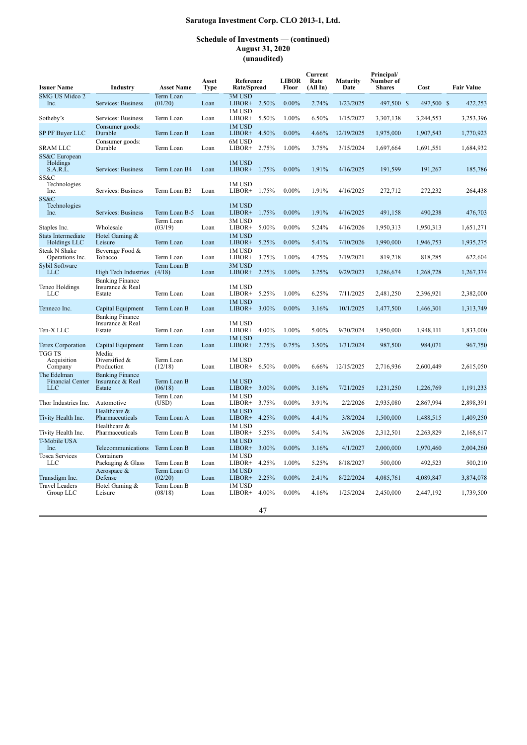## Saratoga Investment Corp. CLO 2013-1, Ltd.

### Schedule of Investments — (continued)
### August 31, 2020
### (unaudited)

| Issuer Name | Industry | Asset Name | Asset Type | Reference Rate/Spread | | LIBOR Floor | Current Rate (All In) | Maturity Date | Principal/ Number of Shares | Cost | Fair Value |
|---|---|---|---|---|---|---|---|---|---|---|---|
| SMG US Midco 2 Inc. | Services: Business | Term Loan (01/20) | Loan | 3M USD LIBOR+ | 2.50% | 0.00% | 2.74% | 1/23/2025 | 497,500 | $ 497,500 | $ 422,253 |
| Sotheby's | Services: Business | Term Loan | Loan | 1M USD LIBOR+ | 5.50% | 1.00% | 6.50% | 1/15/2027 | 3,307,138 | 3,244,553 | 3,253,396 |
| SP PF Buyer LLC | Consumer goods: Durable | Term Loan B | Loan | 1M USD LIBOR+ | 4.50% | 0.00% | 4.66% | 12/19/2025 | 1,975,000 | 1,907,543 | 1,770,923 |
| SRAM LLC | Consumer goods: Durable | Term Loan | Loan | 6M USD LIBOR+ | 2.75% | 1.00% | 3.75% | 3/15/2024 | 1,697,664 | 1,691,551 | 1,684,932 |
| SS&C European Holdings S.A.R.L. | Services: Business | Term Loan B4 | Loan | 1M USD LIBOR+ | 1.75% | 0.00% | 1.91% | 4/16/2025 | 191,599 | 191,267 | 185,786 |
| SS&C Technologies Inc. | Services: Business | Term Loan B3 | Loan | 1M USD LIBOR+ | 1.75% | 0.00% | 1.91% | 4/16/2025 | 272,712 | 272,232 | 264,438 |
| SS&C Technologies Inc. | Services: Business | Term Loan B-5 | Loan | 1M USD LIBOR+ | 1.75% | 0.00% | 1.91% | 4/16/2025 | 491,158 | 490,238 | 476,703 |
| Staples Inc. | Wholesale | Term Loan (03/19) | Loan | 3M USD LIBOR+ | 5.00% | 0.00% | 5.24% | 4/16/2026 | 1,950,313 | 1,950,313 | 1,651,271 |
| Stats Intermediate Holdings LLC | Hotel Gaming & Leisure | Term Loan | Loan | 1M USD LIBOR+ | 5.25% | 0.00% | 5.41% | 7/10/2026 | 1,990,000 | 1,946,753 | 1,935,275 |
| Steak N Shake Operations Inc. | Beverage Food & Tobacco | Term Loan | Loan | 1M USD LIBOR+ | 3.75% | 1.00% | 4.75% | 3/19/2021 | 819,218 | 818,285 | 622,604 |
| Sybil Software LLC | High Tech Industries | Term Loan B (4/18) | Loan | 3M USD LIBOR+ | 2.25% | 1.00% | 3.25% | 9/29/2023 | 1,286,674 | 1,268,728 | 1,267,374 |
| Teneo Holdings LLC | Banking Finance Insurance & Real Estate | Term Loan | Loan | 1M USD LIBOR+ | 5.25% | 1.00% | 6.25% | 7/11/2025 | 2,481,250 | 2,396,921 | 2,382,000 |
| Tenneco Inc. | Capital Equipment | Term Loan B | Loan | 1M USD LIBOR+ | 3.00% | 0.00% | 3.16% | 10/1/2025 | 1,477,500 | 1,466,301 | 1,313,749 |
| Ten-X LLC | Banking Finance Insurance & Real Estate | Term Loan | Loan | 1M USD LIBOR+ | 4.00% | 1.00% | 5.00% | 9/30/2024 | 1,950,000 | 1,948,111 | 1,833,000 |
| Terex Corporation | Capital Equipment | Term Loan | Loan | 1M USD LIBOR+ | 2.75% | 0.75% | 3.50% | 1/31/2024 | 987,500 | 984,071 | 967,750 |
| TGG TS Acquisition Company | Media: Diversified & Production | Term Loan (12/18) | Loan | 1M USD LIBOR+ | 6.50% | 0.00% | 6.66% | 12/15/2025 | 2,716,936 | 2,600,449 | 2,615,050 |
| The Edelman Financial Center LLC | Banking Finance Insurance & Real Estate | Term Loan B (06/18) | Loan | 1M USD LIBOR+ | 3.00% | 0.00% | 3.16% | 7/21/2025 | 1,231,250 | 1,226,769 | 1,191,233 |
| Thor Industries Inc. | Automotive | Term Loan (USD) | Loan | 1M USD LIBOR+ | 3.75% | 0.00% | 3.91% | 2/2/2026 | 2,935,080 | 2,867,994 | 2,898,391 |
| Tivity Health Inc. | Healthcare & Pharmaceuticals | Term Loan A | Loan | 1M USD LIBOR+ | 4.25% | 0.00% | 4.41% | 3/8/2024 | 1,500,000 | 1,488,515 | 1,409,250 |
| Tivity Health Inc. | Healthcare & Pharmaceuticals | Term Loan B | Loan | 1M USD LIBOR+ | 5.25% | 0.00% | 5.41% | 3/6/2026 | 2,312,501 | 2,263,829 | 2,168,617 |
| T-Mobile USA Inc. | Telecommunications | Term Loan B | Loan | 1M USD LIBOR+ | 3.00% | 0.00% | 3.16% | 4/1/2027 | 2,000,000 | 1,970,460 | 2,004,260 |
| Tosca Services LLC | Containers Packaging & Glass | Term Loan B | Loan | 1M USD LIBOR+ | 4.25% | 1.00% | 5.25% | 8/18/2027 | 500,000 | 492,523 | 500,210 |
| Transdigm Inc. | Aerospace & Defense | Term Loan G (02/20) | Loan | 1M USD LIBOR+ | 2.25% | 0.00% | 2.41% | 8/22/2024 | 4,085,761 | 4,089,847 | 3,874,078 |
| Travel Leaders Group LLC | Hotel Gaming & Leisure | Term Loan B (08/18) | Loan | 1M USD LIBOR+ | 4.00% | 0.00% | 4.16% | 1/25/2024 | 2,450,000 | 2,447,192 | 1,739,500 |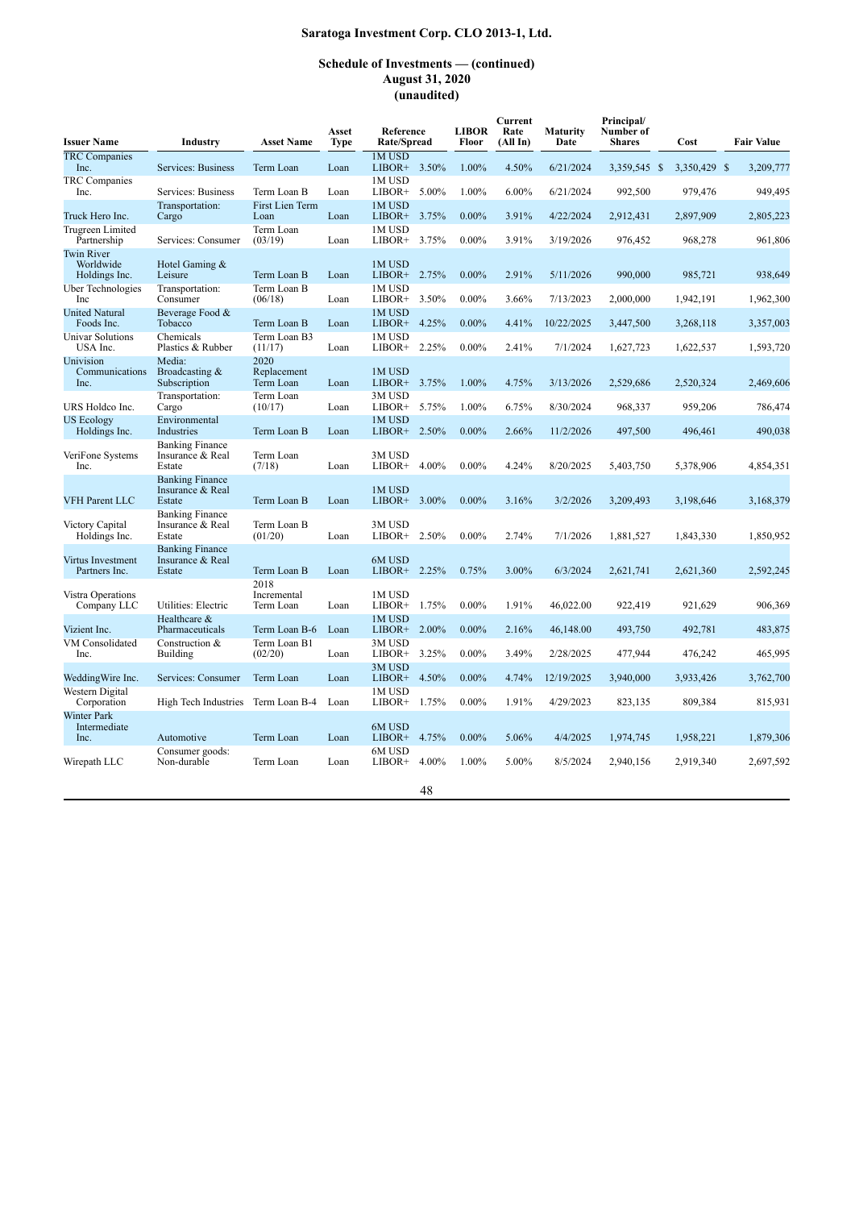**Saratoga Investment Corp. CLO 2013-1, Ltd.**

**Schedule of Investments — (continued)**
**August 31, 2020**
**(unaudited)**

| Issuer Name | Industry | Asset Name | Asset Type | Reference Rate/Spread | | LIBOR Floor | Current Rate (All In) | Maturity Date | Principal/ Number of Shares | Cost | Fair Value |
|---|---|---|---|---|---|---|---|---|---|---|---|
| TRC Companies Inc. | Services: Business | Term Loan | Loan | 1M USD LIBOR+ | 3.50% | 1.00% | 4.50% | 6/21/2024 | 3,359,545 | $ 3,350,429 | $ 3,209,777 |
| TRC Companies Inc. | Services: Business | Term Loan B | Loan | 1M USD LIBOR+ | 5.00% | 1.00% | 6.00% | 6/21/2024 | 992,500 | 979,476 | 949,495 |
| Truck Hero Inc. | Transportation: Cargo | First Lien Term Loan | Loan | 1M USD LIBOR+ | 3.75% | 0.00% | 3.91% | 4/22/2024 | 2,912,431 | 2,897,909 | 2,805,223 |
| Trugreen Limited Partnership | Services: Consumer | Term Loan (03/19) | Loan | 1M USD LIBOR+ | 3.75% | 0.00% | 3.91% | 3/19/2026 | 976,452 | 968,278 | 961,806 |
| Twin River Worldwide Holdings Inc. | Hotel Gaming & Leisure | Term Loan B | Loan | 1M USD LIBOR+ | 2.75% | 0.00% | 2.91% | 5/11/2026 | 990,000 | 985,721 | 938,649 |
| Uber Technologies Inc | Transportation: Consumer | Term Loan B (06/18) | Loan | 1M USD LIBOR+ | 3.50% | 0.00% | 3.66% | 7/13/2023 | 2,000,000 | 1,942,191 | 1,962,300 |
| United Natural Foods Inc. | Beverage Food & Tobacco | Term Loan B | Loan | 1M USD LIBOR+ | 4.25% | 0.00% | 4.41% | 10/22/2025 | 3,447,500 | 3,268,118 | 3,357,003 |
| Univar Solutions USA Inc. | Chemicals Plastics & Rubber | Term Loan B3 (11/17) | Loan | 1M USD LIBOR+ | 2.25% | 0.00% | 2.41% | 7/1/2024 | 1,627,723 | 1,622,537 | 1,593,720 |
| Univision Communications Inc. | Media: Broadcasting & Subscription | 2020 Replacement Term Loan | Loan | 1M USD LIBOR+ | 3.75% | 1.00% | 4.75% | 3/13/2026 | 2,529,686 | 2,520,324 | 2,469,606 |
| URS Holdco Inc. | Transportation: Cargo | Term Loan (10/17) | Loan | 3M USD LIBOR+ | 5.75% | 1.00% | 6.75% | 8/30/2024 | 968,337 | 959,206 | 786,474 |
| US Ecology Holdings Inc. | Environmental Industries | Term Loan B | Loan | 1M USD LIBOR+ | 2.50% | 0.00% | 2.66% | 11/2/2026 | 497,500 | 496,461 | 490,038 |
| VeriFone Systems Inc. | Banking Finance Insurance & Real Estate | Term Loan (7/18) | Loan | 3M USD LIBOR+ | 4.00% | 0.00% | 4.24% | 8/20/2025 | 5,403,750 | 5,378,906 | 4,854,351 |
| VFH Parent LLC | Banking Finance Insurance & Real Estate | Term Loan B | Loan | 1M USD LIBOR+ | 3.00% | 0.00% | 3.16% | 3/2/2026 | 3,209,493 | 3,198,646 | 3,168,379 |
| Victory Capital Holdings Inc. | Banking Finance Insurance & Real Estate | Term Loan B (01/20) | Loan | 3M USD LIBOR+ | 2.50% | 0.00% | 2.74% | 7/1/2026 | 1,881,527 | 1,843,330 | 1,850,952 |
| Virtus Investment Partners Inc. | Banking Finance Insurance & Real Estate | Term Loan B | Loan | 6M USD LIBOR+ | 2.25% | 0.75% | 3.00% | 6/3/2024 | 2,621,741 | 2,621,360 | 2,592,245 |
| Vistra Operations Company LLC | Utilities: Electric | 2018 Incremental Term Loan | Loan | 1M USD LIBOR+ | 1.75% | 0.00% | 1.91% | 46,022.00 | 922,419 | 921,629 | 906,369 |
| Vizient Inc. | Healthcare & Pharmaceuticals | Term Loan B-6 | Loan | 1M USD LIBOR+ | 2.00% | 0.00% | 2.16% | 46,148.00 | 493,750 | 492,781 | 483,875 |
| VM Consolidated Inc. | Construction & Building | Term Loan B1 (02/20) | Loan | 3M USD LIBOR+ | 3.25% | 0.00% | 3.49% | 2/28/2025 | 477,944 | 476,242 | 465,995 |
| WeddingWire Inc. | Services: Consumer | Term Loan | Loan | 3M USD LIBOR+ | 4.50% | 0.00% | 4.74% | 12/19/2025 | 3,940,000 | 3,933,426 | 3,762,700 |
| Western Digital Corporation | High Tech Industries | Term Loan B-4 | Loan | 1M USD LIBOR+ | 1.75% | 0.00% | 1.91% | 4/29/2023 | 823,135 | 809,384 | 815,931 |
| Winter Park Intermediate Inc. | Automotive | Term Loan | Loan | 6M USD LIBOR+ | 4.75% | 0.00% | 5.06% | 4/4/2025 | 1,974,745 | 1,958,221 | 1,879,306 |
| Wirepath LLC | Consumer goods: Non-durable | Term Loan | Loan | 6M USD LIBOR+ | 4.00% | 1.00% | 5.00% | 8/5/2024 | 2,940,156 | 2,919,340 | 2,697,592 |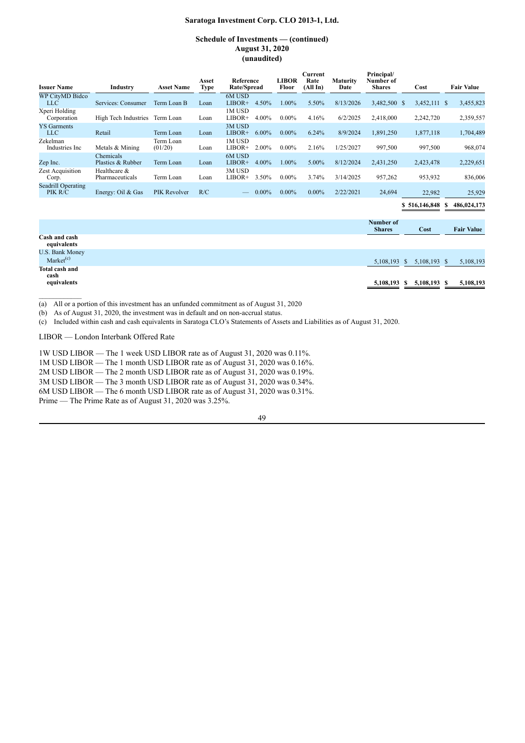# Saratoga Investment Corp. CLO 2013-1, Ltd.

## Schedule of Investments — (continued)
## August 31, 2020
## (unaudited)

| Issuer Name | Industry | Asset Name | Asset Type | Reference Rate/Spread | | LIBOR Floor | Current Rate (All In) | Maturity Date | Principal/ Number of Shares | Cost | Fair Value |
|---|---|---|---|---|---|---|---|---|---|---|---|
| WP CityMD Bidco LLC | Services: Consumer | Term Loan B | Loan | 6M USD LIBOR+ | 4.50% | 1.00% | 5.50% | 8/13/2026 | 3,482,500 | $ 3,452,111 | $ 3,455,823 |
| Xperi Holding Corporation | High Tech Industries | Term Loan | Loan | 1M USD LIBOR+ | 4.00% | 0.00% | 4.16% | 6/2/2025 | 2,418,000 | 2,242,720 | 2,359,557 |
| YS Garments LLC | Retail | Term Loan | Loan | 3M USD LIBOR+ | 6.00% | 0.00% | 6.24% | 8/9/2024 | 1,891,250 | 1,877,118 | 1,704,489 |
| Zekelman Industries Inc | Metals & Mining | Term Loan (01/20) | Loan | 1M USD LIBOR+ | 2.00% | 0.00% | 2.16% | 1/25/2027 | 997,500 | 997,500 | 968,074 |
| Zep Inc. | Chemicals Plastics & Rubber | Term Loan | Loan | 6M USD LIBOR+ | 4.00% | 1.00% | 5.00% | 8/12/2024 | 2,431,250 | 2,423,478 | 2,229,651 |
| Zest Acquisition Corp. | Healthcare & Pharmaceuticals | Term Loan | Loan | 3M USD LIBOR+ | 3.50% | 0.00% | 3.74% | 3/14/2025 | 957,262 | 953,932 | 836,006 |
| Seadrill Operating PIK R/C | Energy: Oil & Gas | PIK Revolver | R/C | — | 0.00% | 0.00% | 0.00% | 2/22/2021 | 24,694 | 22,982 | 25,929 |
| | | | | | | | | | | **$ 516,146,848** | **$ 486,024,173** |

| | Number of Shares | Cost | Fair Value |
|---|---|---|---|
| **Cash and cash equivalents** | | | |
| U.S. Bank Money Market[(c)] | 5,108,193 | $ 5,108,193 | $ 5,108,193 |
| **Total cash and cash equivalents** | **5,108,193** | **$ 5,108,193** | **$ 5,108,193** |

(a) All or a portion of this investment has an unfunded commitment as of August 31, 2020

(b) As of August 31, 2020, the investment was in default and on non-accrual status.

(c) Included within cash and cash equivalents in Saratoga CLO's Statements of Assets and Liabilities as of August 31, 2020.

LIBOR — London Interbank Offered Rate

1W USD LIBOR — The 1 week USD LIBOR rate as of August 31, 2020 was 0.11%.
1M USD LIBOR — The 1 month USD LIBOR rate as of August 31, 2020 was 0.16%.
2M USD LIBOR — The 2 month USD LIBOR rate as of August 31, 2020 was 0.19%.
3M USD LIBOR — The 3 month USD LIBOR rate as of August 31, 2020 was 0.34%.
6M USD LIBOR — The 6 month USD LIBOR rate as of August 31, 2020 was 0.31%.
Prime — The Prime Rate as of August 31, 2020 was 3.25%.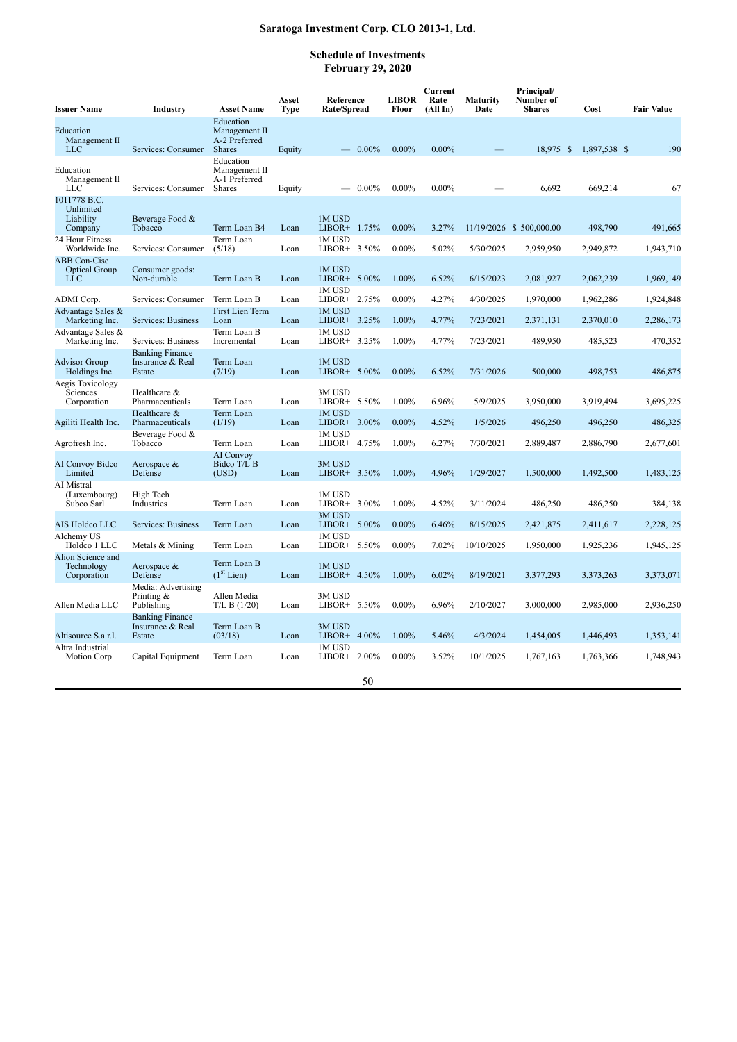## Saratoga Investment Corp. CLO 2013-1, Ltd.

### Schedule of Investments
### February 29, 2020

| Issuer Name | Industry | Asset Name | Asset Type | Reference Rate/Spread | | LIBOR Floor | Current Rate (All In) | Maturity Date | Principal/ Number of Shares | Cost | Fair Value |
|---|---|---|---|---|---|---|---|---|---|---|---|
| Education Management II LLC | Services: Consumer | Education Management II A-2 Preferred Shares | Equity | — | 0.00% | 0.00% | 0.00% | — | 18,975 | $ 1,897,538 | $ 190 |
| Education Management II LLC | Services: Consumer | Education Management II A-1 Preferred Shares | Equity | — | 0.00% | 0.00% | 0.00% | — | 6,692 | 669,214 | 67 |
| 1011778 B.C. Unlimited Liability Company | Beverage Food & Tobacco | Term Loan B4 | Loan | 1M USD LIBOR+ | 1.75% | 0.00% | 3.27% | 11/19/2026 | $ 500,000.00 | 498,790 | 491,665 |
| 24 Hour Fitness Worldwide Inc. | Services: Consumer | Term Loan (5/18) | Loan | 1M USD LIBOR+ | 3.50% | 0.00% | 5.02% | 5/30/2025 | 2,959,950 | 2,949,872 | 1,943,710 |
| ABB Con-Cise Optical Group LLC | Consumer goods: Non-durable | Term Loan B | Loan | 1M USD LIBOR+ | 5.00% | 1.00% | 6.52% | 6/15/2023 | 2,081,927 | 2,062,239 | 1,969,149 |
| ADMI Corp. | Services: Consumer | Term Loan B | Loan | 1M USD LIBOR+ | 2.75% | 0.00% | 4.27% | 4/30/2025 | 1,970,000 | 1,962,286 | 1,924,848 |
| Advantage Sales & Marketing Inc. | Services: Business | First Lien Term Loan | Loan | 1M USD LIBOR+ | 3.25% | 1.00% | 4.77% | 7/23/2021 | 2,371,131 | 2,370,010 | 2,286,173 |
| Advantage Sales & Marketing Inc. | Services: Business | Term Loan B Incremental | Loan | 1M USD LIBOR+ | 3.25% | 1.00% | 4.77% | 7/23/2021 | 489,950 | 485,523 | 470,352 |
| Advisor Group Holdings Inc | Banking Finance Insurance & Real Estate | Term Loan (7/19) | Loan | 1M USD LIBOR+ | 5.00% | 0.00% | 6.52% | 7/31/2026 | 500,000 | 498,753 | 486,875 |
| Aegis Toxicology Sciences Corporation | Healthcare & Pharmaceuticals | Term Loan | Loan | 3M USD LIBOR+ | 5.50% | 1.00% | 6.96% | 5/9/2025 | 3,950,000 | 3,919,494 | 3,695,225 |
| Agiliti Health Inc. | Healthcare & Pharmaceuticals | Term Loan (1/19) | Loan | 1M USD LIBOR+ | 3.00% | 0.00% | 4.52% | 1/5/2026 | 496,250 | 496,250 | 486,325 |
| Agrofresh Inc. | Beverage Food & Tobacco | Term Loan | Loan | 1M USD LIBOR+ | 4.75% | 1.00% | 6.27% | 7/30/2021 | 2,889,487 | 2,886,790 | 2,677,601 |
| AI Convoy Bidco Limited | Aerospace & Defense | AI Convoy Bidco T/L B (USD) | Loan | 3M USD LIBOR+ | 3.50% | 1.00% | 4.96% | 1/29/2027 | 1,500,000 | 1,492,500 | 1,483,125 |
| AI Mistral (Luxembourg) Subco Sarl | High Tech Industries | Term Loan | Loan | 1M USD LIBOR+ | 3.00% | 1.00% | 4.52% | 3/11/2024 | 486,250 | 486,250 | 384,138 |
| AIS Holdco LLC | Services: Business | Term Loan | Loan | 3M USD LIBOR+ | 5.00% | 0.00% | 6.46% | 8/15/2025 | 2,421,875 | 2,411,617 | 2,228,125 |
| Alchemy US Holdco 1 LLC | Metals & Mining | Term Loan | Loan | 1M USD LIBOR+ | 5.50% | 0.00% | 7.02% | 10/10/2025 | 1,950,000 | 1,925,236 | 1,945,125 |
| Alion Science and Technology Corporation | Aerospace & Defense | Term Loan B (1st Lien) | Loan | 1M USD LIBOR+ | 4.50% | 1.00% | 6.02% | 8/19/2021 | 3,377,293 | 3,373,263 | 3,373,071 |
| Allen Media LLC | Media: Advertising Printing & Publishing | Allen Media T/L B (1/20) | Loan | 3M USD LIBOR+ | 5.50% | 0.00% | 6.96% | 2/10/2027 | 3,000,000 | 2,985,000 | 2,936,250 |
| Altisource S.a r.l. | Banking Finance Insurance & Real Estate | Term Loan B (03/18) | Loan | 3M USD LIBOR+ | 4.00% | 1.00% | 5.46% | 4/3/2024 | 1,454,005 | 1,446,493 | 1,353,141 |
| Altra Industrial Motion Corp. | Capital Equipment | Term Loan | Loan | 1M USD LIBOR+ | 2.00% | 0.00% | 3.52% | 10/1/2025 | 1,767,163 | 1,763,366 | 1,748,943 |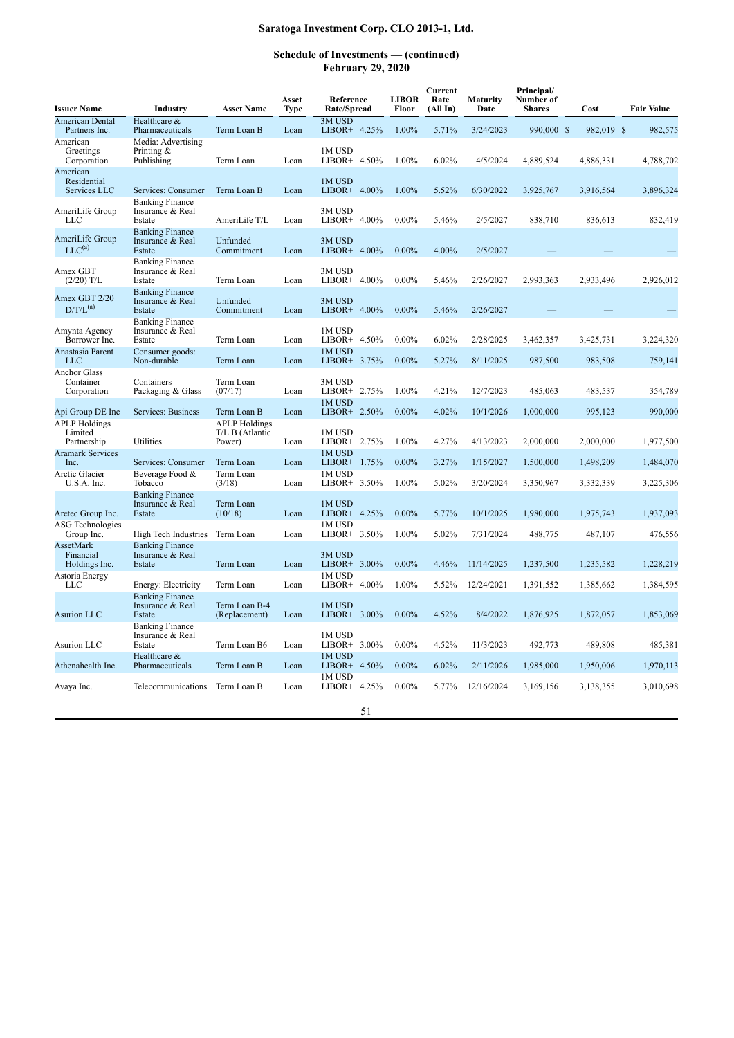# Saratoga Investment Corp. CLO 2013-1, Ltd.

## Schedule of Investments — (continued)
## February 29, 2020

| Issuer Name | Industry | Asset Name | Asset Type | Reference Rate/Spread | LIBOR Floor | Current Rate (All In) | Maturity Date | Principal/ Number of Shares | Cost | Fair Value |
|---|---|---|---|---|---|---|---|---|---|---|
| American Dental Partners Inc. | Healthcare & Pharmaceuticals | Term Loan B | Loan | 3M USD LIBOR+ 4.25% | 1.00% | 5.71% | 3/24/2023 | 990,000 | $ 982,019 | $ 982,575 |
| American Greetings Corporation | Media: Advertising Printing & Publishing | Term Loan | Loan | 1M USD LIBOR+ 4.50% | 1.00% | 6.02% | 4/5/2024 | 4,889,524 | 4,886,331 | 4,788,702 |
| American Residential Services LLC | Services: Consumer | Term Loan B | Loan | 1M USD LIBOR+ 4.00% | 1.00% | 5.52% | 6/30/2022 | 3,925,767 | 3,916,564 | 3,896,324 |
| AmeriLife Group LLC | Banking Finance Insurance & Real Estate | AmeriLife T/L | Loan | 3M USD LIBOR+ 4.00% | 0.00% | 5.46% | 2/5/2027 | 838,710 | 836,613 | 832,419 |
| AmeriLife Group LLC[(a)] | Banking Finance Insurance & Real Estate | Unfunded Commitment | Loan | 3M USD LIBOR+ 4.00% | 0.00% | 4.00% | 2/5/2027 | — | — | — |
| Amex GBT (2/20) T/L | Banking Finance Insurance & Real Estate | Term Loan | Loan | 3M USD LIBOR+ 4.00% | 0.00% | 5.46% | 2/26/2027 | 2,993,363 | 2,933,496 | 2,926,012 |
| Amex GBT 2/20 D/T/L[(a)] | Banking Finance Insurance & Real Estate | Unfunded Commitment | Loan | 3M USD LIBOR+ 4.00% | 0.00% | 5.46% | 2/26/2027 | — | — | — |
| Amynta Agency Borrower Inc. | Banking Finance Insurance & Real Estate | Term Loan | Loan | 1M USD LIBOR+ 4.50% | 0.00% | 6.02% | 2/28/2025 | 3,462,357 | 3,425,731 | 3,224,320 |
| Anastasia Parent LLC | Consumer goods: Non-durable | Term Loan | Loan | 1M USD LIBOR+ 3.75% | 0.00% | 5.27% | 8/11/2025 | 987,500 | 983,508 | 759,141 |
| Anchor Glass Container Corporation | Containers Packaging & Glass | Term Loan (07/17) | Loan | 3M USD LIBOR+ 2.75% | 1.00% | 4.21% | 12/7/2023 | 485,063 | 483,537 | 354,789 |
| Api Group DE Inc | Services: Business | Term Loan B | Loan | 1M USD LIBOR+ 2.50% | 0.00% | 4.02% | 10/1/2026 | 1,000,000 | 995,123 | 990,000 |
| APLP Holdings Limited Partnership | Utilities | APLP Holdings T/L B (Atlantic Power) | Loan | 1M USD LIBOR+ 2.75% | 1.00% | 4.27% | 4/13/2023 | 2,000,000 | 2,000,000 | 1,977,500 |
| Aramark Services Inc. | Services: Consumer | Term Loan | Loan | 1M USD LIBOR+ 1.75% | 0.00% | 3.27% | 1/15/2027 | 1,500,000 | 1,498,209 | 1,484,070 |
| Arctic Glacier U.S.A. Inc. | Beverage Food & Tobacco | Term Loan (3/18) | Loan | 1M USD LIBOR+ 3.50% | 1.00% | 5.02% | 3/20/2024 | 3,350,967 | 3,332,339 | 3,225,306 |
| Aretec Group Inc. | Banking Finance Insurance & Real Estate | Term Loan (10/18) | Loan | 1M USD LIBOR+ 4.25% | 0.00% | 5.77% | 10/1/2025 | 1,980,000 | 1,975,743 | 1,937,093 |
| ASG Technologies Group Inc. | High Tech Industries | Term Loan | Loan | 1M USD LIBOR+ 3.50% | 1.00% | 5.02% | 7/31/2024 | 488,775 | 487,107 | 476,556 |
| AssetMark Financial Holdings Inc. | Banking Finance Insurance & Real Estate | Term Loan | Loan | 3M USD LIBOR+ 3.00% | 0.00% | 4.46% | 11/14/2025 | 1,237,500 | 1,235,582 | 1,228,219 |
| Astoria Energy LLC | Energy: Electricity | Term Loan | Loan | 1M USD LIBOR+ 4.00% | 1.00% | 5.52% | 12/24/2021 | 1,391,552 | 1,385,662 | 1,384,595 |
| Asurion LLC | Banking Finance Insurance & Real Estate | Term Loan B-4 (Replacement) | Loan | 1M USD LIBOR+ 3.00% | 0.00% | 4.52% | 8/4/2022 | 1,876,925 | 1,872,057 | 1,853,069 |
| Asurion LLC | Banking Finance Insurance & Real Estate | Term Loan B6 | Loan | 1M USD LIBOR+ 3.00% | 0.00% | 4.52% | 11/3/2023 | 492,773 | 489,808 | 485,381 |
| Athenahealth Inc. | Healthcare & Pharmaceuticals | Term Loan B | Loan | 1M USD LIBOR+ 4.50% | 0.00% | 6.02% | 2/11/2026 | 1,985,000 | 1,950,006 | 1,970,113 |
| Avaya Inc. | Telecommunications | Term Loan B | Loan | 1M USD LIBOR+ 4.25% | 0.00% | 5.77% | 12/16/2024 | 3,169,156 | 3,138,355 | 3,010,698 |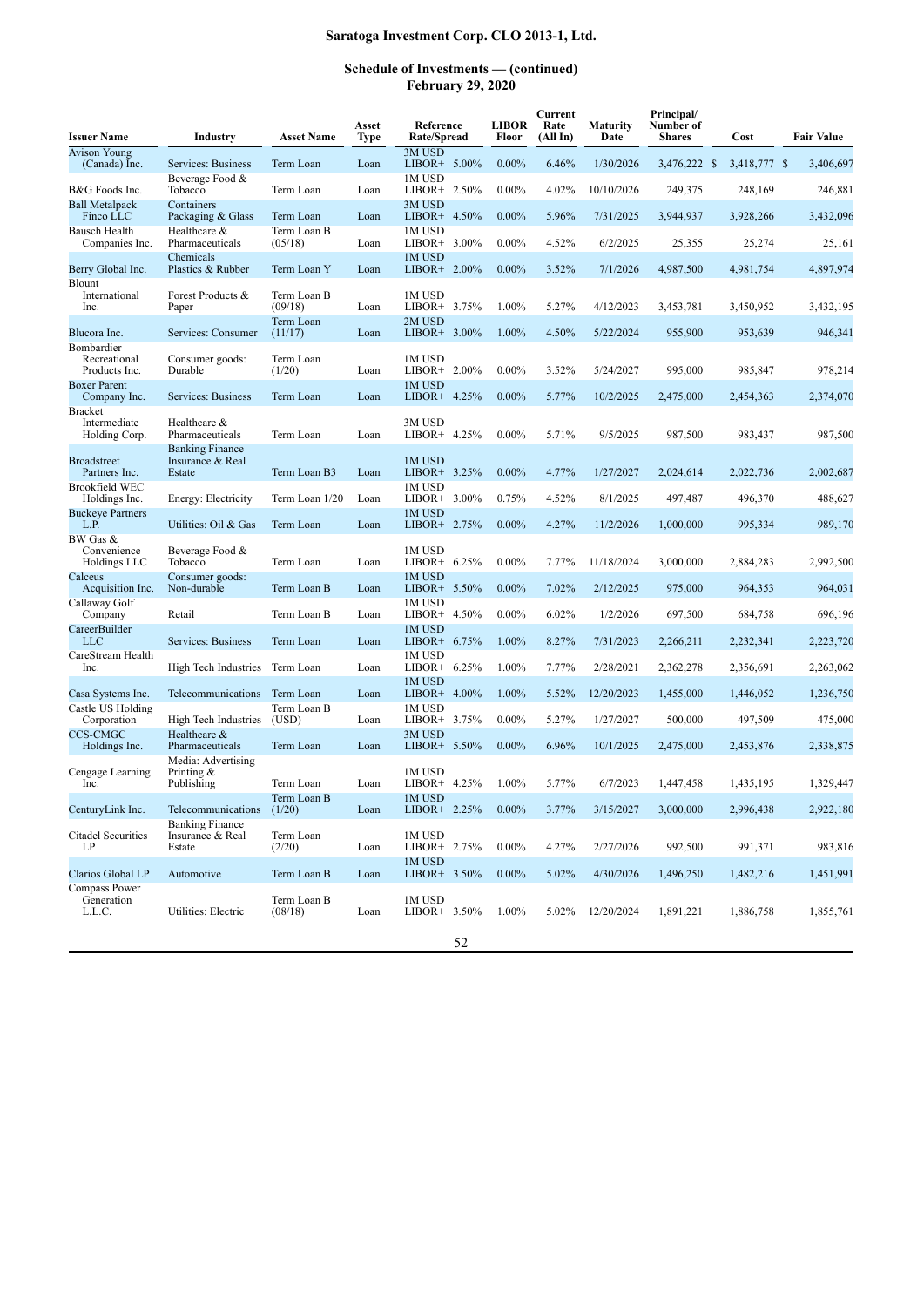## Saratoga Investment Corp. CLO 2013-1, Ltd.

### Schedule of Investments — (continued)
### February 29, 2020

| Issuer Name | Industry | Asset Name | Asset Type | Reference Rate/Spread | LIBOR Floor | Current Rate (All In) | Maturity Date | Principal/ Number of Shares | Cost | Fair Value |
|---|---|---|---|---|---|---|---|---|---|---|
| Avison Young (Canada) Inc. | Services: Business | Term Loan | Loan | 3M USD LIBOR+ 5.00% | 0.00% | 6.46% | 1/30/2026 | 3,476,222 | $ 3,418,777 | $ 3,406,697 |
| B&G Foods Inc. | Beverage Food & Tobacco | Term Loan | Loan | 1M USD LIBOR+ 2.50% | 0.00% | 4.02% | 10/10/2026 | 249,375 | 248,169 | 246,881 |
| Ball Metalpack Finco LLC | Containers Packaging & Glass | Term Loan | Loan | 3M USD LIBOR+ 4.50% | 0.00% | 5.96% | 7/31/2025 | 3,944,937 | 3,928,266 | 3,432,096 |
| Bausch Health Companies Inc. | Healthcare & Pharmaceuticals | Term Loan B (05/18) | Loan | 1M USD LIBOR+ 3.00% | 0.00% | 4.52% | 6/2/2025 | 25,355 | 25,274 | 25,161 |
| Berry Global Inc. | Chemicals Plastics & Rubber | Term Loan Y | Loan | 1M USD LIBOR+ 2.00% | 0.00% | 3.52% | 7/1/2026 | 4,987,500 | 4,981,754 | 4,897,974 |
| Blount International Inc. | Forest Products & Paper | Term Loan B (09/18) | Loan | 1M USD LIBOR+ 3.75% | 1.00% | 5.27% | 4/12/2023 | 3,453,781 | 3,450,952 | 3,432,195 |
| Blucora Inc. | Services: Consumer | Term Loan (11/17) | Loan | 2M USD LIBOR+ 3.00% | 1.00% | 4.50% | 5/22/2024 | 955,900 | 953,639 | 946,341 |
| Bombardier Recreational Products Inc. | Consumer goods: Durable | Term Loan (1/20) | Loan | 1M USD LIBOR+ 2.00% | 0.00% | 3.52% | 5/24/2027 | 995,000 | 985,847 | 978,214 |
| Boxer Parent Company Inc. | Services: Business | Term Loan | Loan | 1M USD LIBOR+ 4.25% | 0.00% | 5.77% | 10/2/2025 | 2,475,000 | 2,454,363 | 2,374,070 |
| Bracket Intermediate Holding Corp. | Healthcare & Pharmaceuticals | Term Loan | Loan | 3M USD LIBOR+ 4.25% | 0.00% | 5.71% | 9/5/2025 | 987,500 | 983,437 | 987,500 |
| Broadstreet Partners Inc. | Banking Finance Insurance & Real Estate | Term Loan B3 | Loan | 1M USD LIBOR+ 3.25% | 0.00% | 4.77% | 1/27/2027 | 2,024,614 | 2,022,736 | 2,002,687 |
| Brookfield WEC Holdings Inc. | Energy: Electricity | Term Loan 1/20 | Loan | 1M USD LIBOR+ 3.00% | 0.75% | 4.52% | 8/1/2025 | 497,487 | 496,370 | 488,627 |
| Buckeye Partners L.P. | Utilities: Oil & Gas | Term Loan | Loan | 1M USD LIBOR+ 2.75% | 0.00% | 4.27% | 11/2/2026 | 1,000,000 | 995,334 | 989,170 |
| BW Gas & Convenience Holdings LLC | Beverage Food & Tobacco | Term Loan | Loan | 1M USD LIBOR+ 6.25% | 0.00% | 7.77% | 11/18/2024 | 3,000,000 | 2,884,283 | 2,992,500 |
| Calceus Acquisition Inc. | Consumer goods: Non-durable | Term Loan B | Loan | 1M USD LIBOR+ 5.50% | 0.00% | 7.02% | 2/12/2025 | 975,000 | 964,353 | 964,031 |
| Callaway Golf Company | Retail | Term Loan B | Loan | 1M USD LIBOR+ 4.50% | 0.00% | 6.02% | 1/2/2026 | 697,500 | 684,758 | 696,196 |
| CareerBuilder LLC | Services: Business | Term Loan | Loan | 1M USD LIBOR+ 6.75% | 1.00% | 8.27% | 7/31/2023 | 2,266,211 | 2,232,341 | 2,223,720 |
| CareStream Health Inc. | High Tech Industries | Term Loan | Loan | 1M USD LIBOR+ 6.25% | 1.00% | 7.77% | 2/28/2021 | 2,362,278 | 2,356,691 | 2,263,062 |
| Casa Systems Inc. | Telecommunications | Term Loan | Loan | 1M USD LIBOR+ 4.00% | 1.00% | 5.52% | 12/20/2023 | 1,455,000 | 1,446,052 | 1,236,750 |
| Castle US Holding Corporation | High Tech Industries | Term Loan B (USD) | Loan | 1M USD LIBOR+ 3.75% | 0.00% | 5.27% | 1/27/2027 | 500,000 | 497,509 | 475,000 |
| CCS-CMGC Holdings Inc. | Healthcare & Pharmaceuticals | Term Loan | Loan | 3M USD LIBOR+ 5.50% | 0.00% | 6.96% | 10/1/2025 | 2,475,000 | 2,453,876 | 2,338,875 |
| Cengage Learning Inc. | Media: Advertising Printing & Publishing | Term Loan | Loan | 1M USD LIBOR+ 4.25% | 1.00% | 5.77% | 6/7/2023 | 1,447,458 | 1,435,195 | 1,329,447 |
| CenturyLink Inc. | Telecommunications | Term Loan B (1/20) | Loan | 1M USD LIBOR+ 2.25% | 0.00% | 3.77% | 3/15/2027 | 3,000,000 | 2,996,438 | 2,922,180 |
| Citadel Securities LP | Banking Finance Insurance & Real Estate | Term Loan (2/20) | Loan | 1M USD LIBOR+ 2.75% | 0.00% | 4.27% | 2/27/2026 | 992,500 | 991,371 | 983,816 |
| Clarios Global LP | Automotive | Term Loan B | Loan | 1M USD LIBOR+ 3.50% | 0.00% | 5.02% | 4/30/2026 | 1,496,250 | 1,482,216 | 1,451,991 |
| Compass Power Generation L.L.C. | Utilities: Electric | Term Loan B (08/18) | Loan | 1M USD LIBOR+ 3.50% | 1.00% | 5.02% | 12/20/2024 | 1,891,221 | 1,886,758 | 1,855,761 |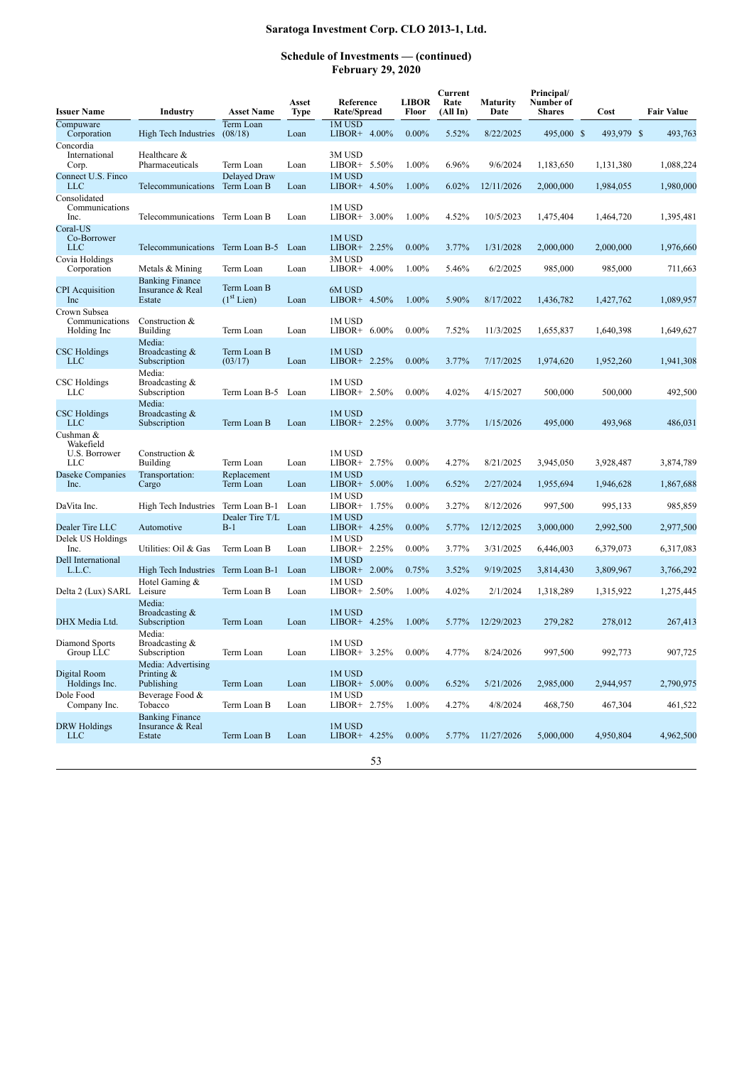# Saratoga Investment Corp. CLO 2013-1, Ltd.

## Schedule of Investments — (continued)
## February 29, 2020

| Issuer Name | Industry | Asset Name | Asset Type | Reference Rate/Spread | LIBOR Floor | Current Rate (All In) | Maturity Date | Principal/ Number of Shares | Cost | Fair Value |
|---|---|---|---|---|---|---|---|---|---|---|
| Compuware Corporation | High Tech Industries | Term Loan (08/18) | Loan | 1M USD LIBOR+ 4.00% | 0.00% | 5.52% | 8/22/2025 | 495,000 | $ 493,979 | $ 493,763 |
| Concordia International Corp. | Healthcare & Pharmaceuticals | Term Loan | Loan | 3M USD LIBOR+ 5.50% | 1.00% | 6.96% | 9/6/2024 | 1,183,650 | 1,131,380 | 1,088,224 |
| Connect U.S. Finco LLC | Telecommunications | Delayed Draw Term Loan B | Loan | 1M USD LIBOR+ 4.50% | 1.00% | 6.02% | 12/11/2026 | 2,000,000 | 1,984,055 | 1,980,000 |
| Consolidated Communications Inc. | Telecommunications | Term Loan B | Loan | 1M USD LIBOR+ 3.00% | 1.00% | 4.52% | 10/5/2023 | 1,475,404 | 1,464,720 | 1,395,481 |
| Coral-US Co-Borrower LLC | Telecommunications | Term Loan B-5 | Loan | 1M USD LIBOR+ 2.25% | 0.00% | 3.77% | 1/31/2028 | 2,000,000 | 2,000,000 | 1,976,660 |
| Covia Holdings Corporation | Metals & Mining | Term Loan | Loan | 3M USD LIBOR+ 4.00% | 1.00% | 5.46% | 6/2/2025 | 985,000 | 985,000 | 711,663 |
| CPI Acquisition Inc | Banking Finance Insurance & Real Estate | Term Loan B (1st Lien) | Loan | 6M USD LIBOR+ 4.50% | 1.00% | 5.90% | 8/17/2022 | 1,436,782 | 1,427,762 | 1,089,957 |
| Crown Subsea Communications Holding Inc | Construction & Building | Term Loan | Loan | 1M USD LIBOR+ 6.00% | 0.00% | 7.52% | 11/3/2025 | 1,655,837 | 1,640,398 | 1,649,627 |
| CSC Holdings LLC | Media: Broadcasting & Subscription | Term Loan B (03/17) | Loan | 1M USD LIBOR+ 2.25% | 0.00% | 3.77% | 7/17/2025 | 1,974,620 | 1,952,260 | 1,941,308 |
| CSC Holdings LLC | Media: Broadcasting & Subscription | Term Loan B-5 | Loan | 1M USD LIBOR+ 2.50% | 0.00% | 4.02% | 4/15/2027 | 500,000 | 500,000 | 492,500 |
| CSC Holdings LLC | Media: Broadcasting & Subscription | Term Loan B | Loan | 1M USD LIBOR+ 2.25% | 0.00% | 3.77% | 1/15/2026 | 495,000 | 493,968 | 486,031 |
| Cushman & Wakefield U.S. Borrower LLC | Construction & Building | Term Loan | Loan | 1M USD LIBOR+ 2.75% | 0.00% | 4.27% | 8/21/2025 | 3,945,050 | 3,928,487 | 3,874,789 |
| Daseke Companies Inc. | Transportation: Cargo | Replacement Term Loan | Loan | 1M USD LIBOR+ 5.00% | 1.00% | 6.52% | 2/27/2024 | 1,955,694 | 1,946,628 | 1,867,688 |
| DaVita Inc. | High Tech Industries | Term Loan B-1 | Loan | 1M USD LIBOR+ 1.75% | 0.00% | 3.27% | 8/12/2026 | 997,500 | 995,133 | 985,859 |
| Dealer Tire LLC | Automotive | Dealer Tire T/L B-1 | Loan | 1M USD LIBOR+ 4.25% | 0.00% | 5.77% | 12/12/2025 | 3,000,000 | 2,992,500 | 2,977,500 |
| Delek US Holdings Inc. | Utilities: Oil & Gas | Term Loan B | Loan | 1M USD LIBOR+ 2.25% | 0.00% | 3.77% | 3/31/2025 | 6,446,003 | 6,379,073 | 6,317,083 |
| Dell International L.L.C. | High Tech Industries | Term Loan B-1 | Loan | 1M USD LIBOR+ 2.00% | 0.75% | 3.52% | 9/19/2025 | 3,814,430 | 3,809,967 | 3,766,292 |
| Delta 2 (Lux) SARL | Hotel Gaming & Leisure | Term Loan B | Loan | 1M USD LIBOR+ 2.50% | 1.00% | 4.02% | 2/1/2024 | 1,318,289 | 1,315,922 | 1,275,445 |
| DHX Media Ltd. | Media: Broadcasting & Subscription | Term Loan | Loan | 1M USD LIBOR+ 4.25% | 1.00% | 5.77% | 12/29/2023 | 279,282 | 278,012 | 267,413 |
| Diamond Sports Group LLC | Media: Broadcasting & Subscription | Term Loan | Loan | 1M USD LIBOR+ 3.25% | 0.00% | 4.77% | 8/24/2026 | 997,500 | 992,773 | 907,725 |
| Digital Room Holdings Inc. | Media: Advertising Printing & Publishing | Term Loan | Loan | 1M USD LIBOR+ 5.00% | 0.00% | 6.52% | 5/21/2026 | 2,985,000 | 2,944,957 | 2,790,975 |
| Dole Food Company Inc. | Beverage Food & Tobacco | Term Loan B | Loan | 1M USD LIBOR+ 2.75% | 1.00% | 4.27% | 4/8/2024 | 468,750 | 467,304 | 461,522 |
| DRW Holdings LLC | Banking Finance Insurance & Real Estate | Term Loan B | Loan | 1M USD LIBOR+ 4.25% | 0.00% | 5.77% | 11/27/2026 | 5,000,000 | 4,950,804 | 4,962,500 |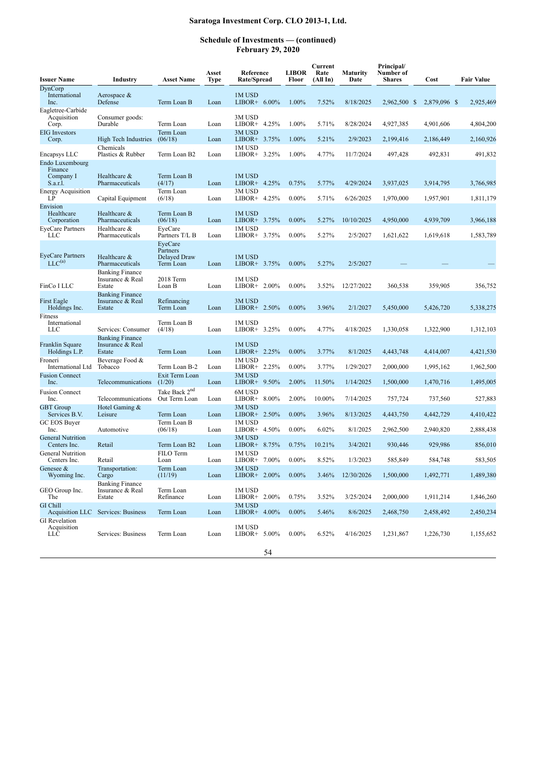## Saratoga Investment Corp. CLO 2013-1, Ltd.

### Schedule of Investments — (continued)
### February 29, 2020

| Issuer Name | Industry | Asset Name | Asset Type | Reference Rate/Spread | | LIBOR Floor | Current Rate (All In) | Maturity Date | Principal/ Number of Shares | Cost | Fair Value |
|---|---|---|---|---|---|---|---|---|---|---|---|
| DynCorp International Inc. | Aerospace & Defense | Term Loan B | Loan | 1M USD LIBOR+ | 6.00% | 1.00% | 7.52% | 8/18/2025 | 2,962,500 | $ 2,879,096 | $ 2,925,469 |
| Eagletree-Carbide Acquisition Corp. | Consumer goods: Durable | Term Loan | Loan | 3M USD LIBOR+ | 4.25% | 1.00% | 5.71% | 8/28/2024 | 4,927,385 | 4,901,606 | 4,804,200 |
| EIG Investors Corp. | High Tech Industries | Term Loan (06/18) | Loan | 3M USD LIBOR+ | 3.75% | 1.00% | 5.21% | 2/9/2023 | 2,199,416 | 2,186,449 | 2,160,926 |
| Encapsys LLC | Chemicals Plastics & Rubber | Term Loan B2 | Loan | 1M USD LIBOR+ | 3.25% | 1.00% | 4.77% | 11/7/2024 | 497,428 | 492,831 | 491,832 |
| Endo Luxembourg Finance Company I S.a.r.l. | Healthcare & Pharmaceuticals | Term Loan B (4/17) | Loan | 1M USD LIBOR+ | 4.25% | 0.75% | 5.77% | 4/29/2024 | 3,937,025 | 3,914,795 | 3,766,985 |
| Energy Acquisition LP | Capital Equipment | Term Loan (6/18) | Loan | 3M USD LIBOR+ | 4.25% | 0.00% | 5.71% | 6/26/2025 | 1,970,000 | 1,957,901 | 1,811,179 |
| Envision Healthcare Corporation | Healthcare & Pharmaceuticals | Term Loan B (06/18) | Loan | 1M USD LIBOR+ | 3.75% | 0.00% | 5.27% | 10/10/2025 | 4,950,000 | 4,939,709 | 3,966,188 |
| EyeCare Partners LLC | Healthcare & Pharmaceuticals | EyeCare Partners T/L B | Loan | 1M USD LIBOR+ | 3.75% | 0.00% | 5.27% | 2/5/2027 | 1,621,622 | 1,619,618 | 1,583,789 |
| EyeCare Partners LLC[(a)] | Healthcare & Pharmaceuticals | EyeCare Partners Delayed Draw Term Loan | Loan | 1M USD LIBOR+ | 3.75% | 0.00% | 5.27% | 2/5/2027 | — | — | — |
| FinCo I LLC | Banking Finance Insurance & Real Estate | 2018 Term Loan B | Loan | 1M USD LIBOR+ | 2.00% | 0.00% | 3.52% | 12/27/2022 | 360,538 | 359,905 | 356,752 |
| First Eagle Holdings Inc. | Banking Finance Insurance & Real Estate | Refinancing Term Loan | Loan | 3M USD LIBOR+ | 2.50% | 0.00% | 3.96% | 2/1/2027 | 5,450,000 | 5,426,720 | 5,338,275 |
| Fitness International LLC | Services: Consumer | Term Loan B (4/18) | Loan | 1M USD LIBOR+ | 3.25% | 0.00% | 4.77% | 4/18/2025 | 1,330,058 | 1,322,900 | 1,312,103 |
| Franklin Square Holdings L.P. | Banking Finance Insurance & Real Estate | Term Loan | Loan | 1M USD LIBOR+ | 2.25% | 0.00% | 3.77% | 8/1/2025 | 4,443,748 | 4,414,007 | 4,421,530 |
| Froneri International Ltd | Beverage Food & Tobacco | Term Loan B-2 | Loan | 1M USD LIBOR+ | 2.25% | 0.00% | 3.77% | 1/29/2027 | 2,000,000 | 1,995,162 | 1,962,500 |
| Fusion Connect Inc. | Telecommunications | Exit Term Loan (1/20) | Loan | 3M USD LIBOR+ | 9.50% | 2.00% | 11.50% | 1/14/2025 | 1,500,000 | 1,470,716 | 1,495,005 |
| Fusion Connect Inc. | Telecommunications | Take Back 2nd Out Term Loan | Loan | 6M USD LIBOR+ | 8.00% | 2.00% | 10.00% | 7/14/2025 | 757,724 | 737,560 | 527,883 |
| GBT Group Services B.V. | Hotel Gaming & Leisure | Term Loan | Loan | 3M USD LIBOR+ | 2.50% | 0.00% | 3.96% | 8/13/2025 | 4,443,750 | 4,442,729 | 4,410,422 |
| GC EOS Buyer Inc. | Automotive | Term Loan B (06/18) | Loan | 1M USD LIBOR+ | 4.50% | 0.00% | 6.02% | 8/1/2025 | 2,962,500 | 2,940,820 | 2,888,438 |
| General Nutrition Centers Inc. | Retail | Term Loan B2 | Loan | 3M USD LIBOR+ | 8.75% | 0.75% | 10.21% | 3/4/2021 | 930,446 | 929,986 | 856,010 |
| General Nutrition Centers Inc. | Retail | FILO Term Loan | Loan | 1M USD LIBOR+ | 7.00% | 0.00% | 8.52% | 1/3/2023 | 585,849 | 584,748 | 583,505 |
| Genesee & Wyoming Inc. | Transportation: Cargo | Term Loan (11/19) | Loan | 3M USD LIBOR+ | 2.00% | 0.00% | 3.46% | 12/30/2026 | 1,500,000 | 1,492,771 | 1,489,380 |
| GEO Group Inc. The | Banking Finance Insurance & Real Estate | Term Loan Refinance | Loan | 1M USD LIBOR+ | 2.00% | 0.75% | 3.52% | 3/25/2024 | 2,000,000 | 1,911,214 | 1,846,260 |
| GI Chill Acquisition LLC | Services: Business | Term Loan | Loan | 3M USD LIBOR+ | 4.00% | 0.00% | 5.46% | 8/6/2025 | 2,468,750 | 2,458,492 | 2,450,234 |
| GI Revelation Acquisition LLC | Services: Business | Term Loan | Loan | 1M USD LIBOR+ | 5.00% | 0.00% | 6.52% | 4/16/2025 | 1,231,867 | 1,226,730 | 1,155,652 |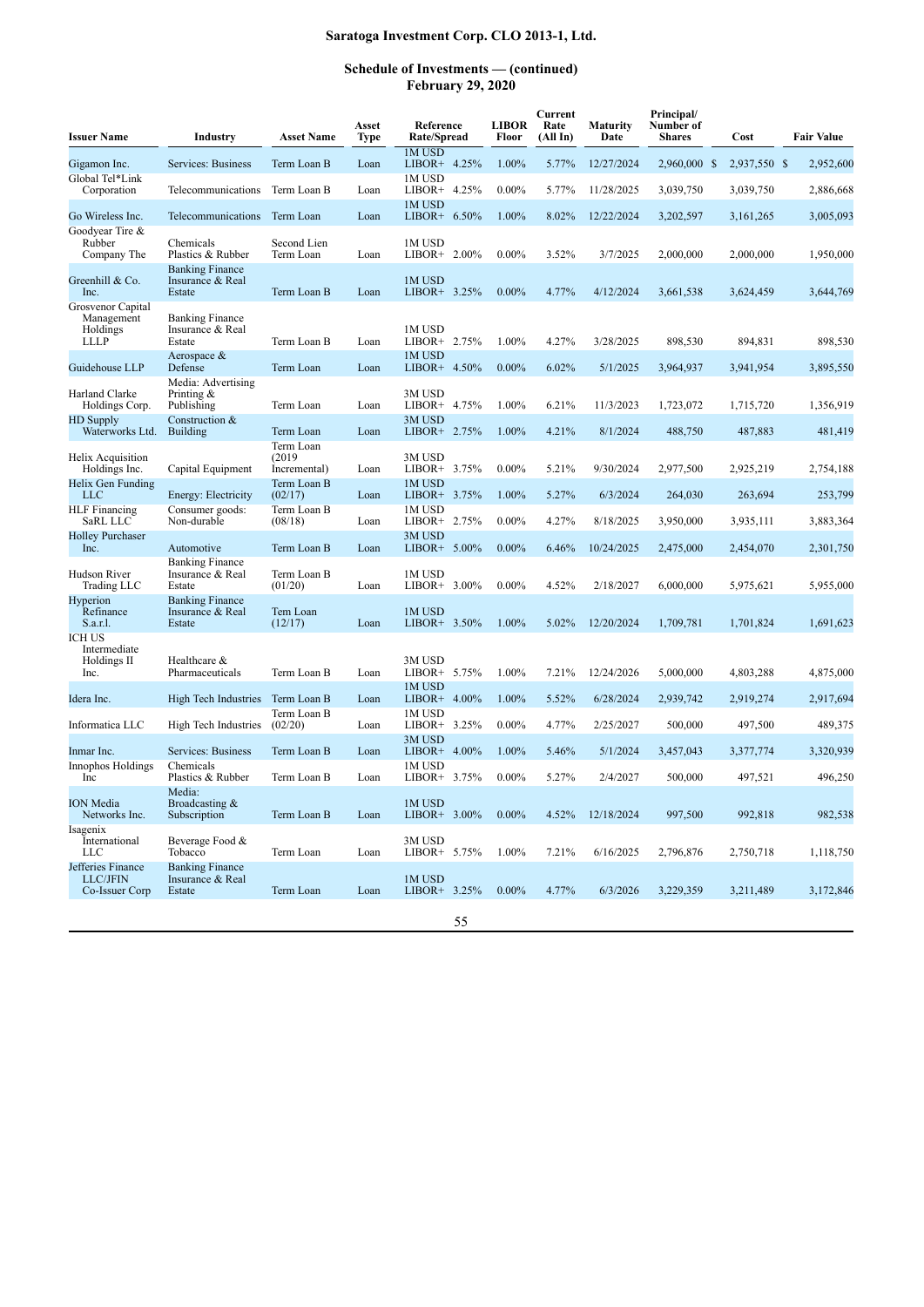# Saratoga Investment Corp. CLO 2013-1, Ltd.

## Schedule of Investments — (continued)
## February 29, 2020

| Issuer Name | Industry | Asset Name | Asset Type | Reference Rate/Spread | | LIBOR Floor | Current Rate (All In) | Maturity Date | Principal/ Number of Shares | Cost | Fair Value |
|---|---|---|---|---|---|---|---|---|---|---|---|
| Gigamon Inc. | Services: Business | Term Loan B | Loan | 1M USD LIBOR+ | 4.25% | 1.00% | 5.77% | 12/27/2024 | 2,960,000 | $ 2,937,550 | $ 2,952,600 |
| Global Tel*Link Corporation | Telecommunications | Term Loan B | Loan | 1M USD LIBOR+ | 4.25% | 0.00% | 5.77% | 11/28/2025 | 3,039,750 | 3,039,750 | 2,886,668 |
| Go Wireless Inc. | Telecommunications | Term Loan | Loan | 1M USD LIBOR+ | 6.50% | 1.00% | 8.02% | 12/22/2024 | 3,202,597 | 3,161,265 | 3,005,093 |
| Goodyear Tire & Rubber Company The | Chemicals Plastics & Rubber | Second Lien Term Loan | Loan | 1M USD LIBOR+ | 2.00% | 0.00% | 3.52% | 3/7/2025 | 2,000,000 | 2,000,000 | 1,950,000 |
| Greenhill & Co. Inc. | Banking Finance Insurance & Real Estate | Term Loan B | Loan | 1M USD LIBOR+ | 3.25% | 0.00% | 4.77% | 4/12/2024 | 3,661,538 | 3,624,459 | 3,644,769 |
| Grosvenor Capital Management Holdings LLLP | Banking Finance Insurance & Real Estate | Term Loan B | Loan | 1M USD LIBOR+ | 2.75% | 1.00% | 4.27% | 3/28/2025 | 898,530 | 894,831 | 898,530 |
| Guidehouse LLP | Aerospace & Defense | Term Loan | Loan | 1M USD LIBOR+ | 4.50% | 0.00% | 6.02% | 5/1/2025 | 3,964,937 | 3,941,954 | 3,895,550 |
| Harland Clarke Holdings Corp. | Media: Advertising Printing & Publishing | Term Loan | Loan | 3M USD LIBOR+ | 4.75% | 1.00% | 6.21% | 11/3/2023 | 1,723,072 | 1,715,720 | 1,356,919 |
| HD Supply Waterworks Ltd. | Construction & Building | Term Loan | Loan | 3M USD LIBOR+ | 2.75% | 1.00% | 4.21% | 8/1/2024 | 488,750 | 487,883 | 481,419 |
| Helix Acquisition Holdings Inc. | Capital Equipment | Term Loan (2019 Incremental) | Loan | 3M USD LIBOR+ | 3.75% | 0.00% | 5.21% | 9/30/2024 | 2,977,500 | 2,925,219 | 2,754,188 |
| Helix Gen Funding LLC | Energy: Electricity | Term Loan B (02/17) | Loan | 1M USD LIBOR+ | 3.75% | 1.00% | 5.27% | 6/3/2024 | 264,030 | 263,694 | 253,799 |
| HLF Financing SaRL LLC | Consumer goods: Non-durable | Term Loan B (08/18) | Loan | 1M USD LIBOR+ | 2.75% | 0.00% | 4.27% | 8/18/2025 | 3,950,000 | 3,935,111 | 3,883,364 |
| Holley Purchaser Inc. | Automotive | Term Loan B | Loan | 3M USD LIBOR+ | 5.00% | 0.00% | 6.46% | 10/24/2025 | 2,475,000 | 2,454,070 | 2,301,750 |
| Hudson River Trading LLC | Banking Finance Insurance & Real Estate | Term Loan B (01/20) | Loan | 1M USD LIBOR+ | 3.00% | 0.00% | 4.52% | 2/18/2027 | 6,000,000 | 5,975,621 | 5,955,000 |
| Hyperion Refinance S.a.r.l. | Banking Finance Insurance & Real Estate | Tem Loan (12/17) | Loan | 1M USD LIBOR+ | 3.50% | 1.00% | 5.02% | 12/20/2024 | 1,709,781 | 1,701,824 | 1,691,623 |
| ICH US Intermediate Holdings II Inc. | Healthcare & Pharmaceuticals | Term Loan B | Loan | 3M USD LIBOR+ | 5.75% | 1.00% | 7.21% | 12/24/2026 | 5,000,000 | 4,803,288 | 4,875,000 |
| Idera Inc. | High Tech Industries | Term Loan B | Loan | 1M USD LIBOR+ | 4.00% | 1.00% | 5.52% | 6/28/2024 | 2,939,742 | 2,919,274 | 2,917,694 |
| Informatica LLC | High Tech Industries | Term Loan B (02/20) | Loan | 1M USD LIBOR+ | 3.25% | 0.00% | 4.77% | 2/25/2027 | 500,000 | 497,500 | 489,375 |
| Inmar Inc. | Services: Business | Term Loan B | Loan | 3M USD LIBOR+ | 4.00% | 1.00% | 5.46% | 5/1/2024 | 3,457,043 | 3,377,774 | 3,320,939 |
| Innophos Holdings Inc | Chemicals Plastics & Rubber | Term Loan B | Loan | 1M USD LIBOR+ | 3.75% | 0.00% | 5.27% | 2/4/2027 | 500,000 | 497,521 | 496,250 |
| ION Media Networks Inc. | Media: Broadcasting & Subscription | Term Loan B | Loan | 1M USD LIBOR+ | 3.00% | 0.00% | 4.52% | 12/18/2024 | 997,500 | 992,818 | 982,538 |
| Isagenix International LLC | Beverage Food & Tobacco | Term Loan | Loan | 3M USD LIBOR+ | 5.75% | 1.00% | 7.21% | 6/16/2025 | 2,796,876 | 2,750,718 | 1,118,750 |
| Jefferies Finance LLC/JFIN Co-Issuer Corp | Banking Finance Insurance & Real Estate | Term Loan | Loan | 1M USD LIBOR+ | 3.25% | 0.00% | 4.77% | 6/3/2026 | 3,229,359 | 3,211,489 | 3,172,846 |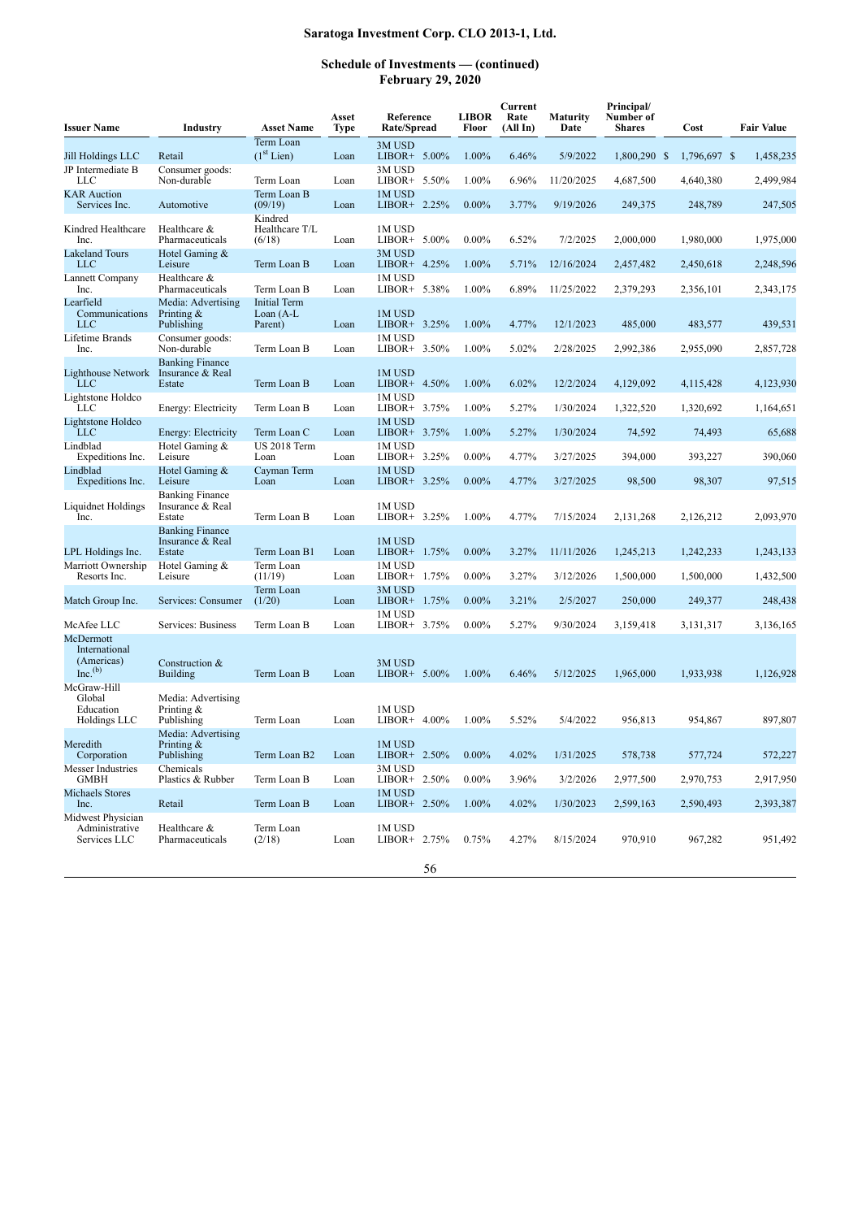## Saratoga Investment Corp. CLO 2013-1, Ltd.

### Schedule of Investments — (continued)
### February 29, 2020

| Issuer Name | Industry | Asset Name | Asset Type | Reference Rate/Spread | | LIBOR Floor | Current Rate (All In) | Maturity Date | Principal/ Number of Shares | Cost | Fair Value |
|---|---|---|---|---|---|---|---|---|---|---|---|
| Jill Holdings LLC | Retail | Term Loan (1st Lien) | Loan | 3M USD LIBOR+ | 5.00% | 1.00% | 6.46% | 5/9/2022 | 1,800,290 | $ 1,796,697 | $ 1,458,235 |
| JP Intermediate B LLC | Consumer goods: Non-durable | Term Loan | Loan | 3M USD LIBOR+ | 5.50% | 1.00% | 6.96% | 11/20/2025 | 4,687,500 | 4,640,380 | 2,499,984 |
| KAR Auction Services Inc. | Automotive | Term Loan B (09/19) | Loan | 1M USD LIBOR+ | 2.25% | 0.00% | 3.77% | 9/19/2026 | 249,375 | 248,789 | 247,505 |
| Kindred Healthcare Inc. | Healthcare & Pharmaceuticals | Kindred Healthcare T/L (6/18) | Loan | 1M USD LIBOR+ | 5.00% | 0.00% | 6.52% | 7/2/2025 | 2,000,000 | 1,980,000 | 1,975,000 |
| Lakeland Tours LLC | Hotel Gaming & Leisure | Term Loan B | Loan | 3M USD LIBOR+ | 4.25% | 1.00% | 5.71% | 12/16/2024 | 2,457,482 | 2,450,618 | 2,248,596 |
| Lannett Company Inc. | Healthcare & Pharmaceuticals | Term Loan B | Loan | 1M USD LIBOR+ | 5.38% | 1.00% | 6.89% | 11/25/2022 | 2,379,293 | 2,356,101 | 2,343,175 |
| Learfield Communications LLC | Media: Advertising Printing & Publishing | Initial Term Loan (A-L Parent) | Loan | 1M USD LIBOR+ | 3.25% | 1.00% | 4.77% | 12/1/2023 | 485,000 | 483,577 | 439,531 |
| Lifetime Brands Inc. | Consumer goods: Non-durable | Term Loan B | Loan | 1M USD LIBOR+ | 3.50% | 1.00% | 5.02% | 2/28/2025 | 2,992,386 | 2,955,090 | 2,857,728 |
| Lighthouse Network LLC | Banking Finance Insurance & Real Estate | Term Loan B | Loan | 1M USD LIBOR+ | 4.50% | 1.00% | 6.02% | 12/2/2024 | 4,129,092 | 4,115,428 | 4,123,930 |
| Lightstone Holdco LLC | Energy: Electricity | Term Loan B | Loan | 1M USD LIBOR+ | 3.75% | 1.00% | 5.27% | 1/30/2024 | 1,322,520 | 1,320,692 | 1,164,651 |
| Lightstone Holdco LLC | Energy: Electricity | Term Loan C | Loan | 1M USD LIBOR+ | 3.75% | 1.00% | 5.27% | 1/30/2024 | 74,592 | 74,493 | 65,688 |
| Lindblad Expeditions Inc. | Hotel Gaming & Leisure | US 2018 Term Loan | Loan | 1M USD LIBOR+ | 3.25% | 0.00% | 4.77% | 3/27/2025 | 394,000 | 393,227 | 390,060 |
| Lindblad Expeditions Inc. | Hotel Gaming & Leisure | Cayman Term Loan | Loan | 1M USD LIBOR+ | 3.25% | 0.00% | 4.77% | 3/27/2025 | 98,500 | 98,307 | 97,515 |
| Liquidnet Holdings Inc. | Banking Finance Insurance & Real Estate | Term Loan B | Loan | 1M USD LIBOR+ | 3.25% | 1.00% | 4.77% | 7/15/2024 | 2,131,268 | 2,126,212 | 2,093,970 |
| LPL Holdings Inc. | Banking Finance Insurance & Real Estate | Term Loan B1 | Loan | 1M USD LIBOR+ | 1.75% | 0.00% | 3.27% | 11/11/2026 | 1,245,213 | 1,242,233 | 1,243,133 |
| Marriott Ownership Resorts Inc. | Hotel Gaming & Leisure | Term Loan (11/19) | Loan | 1M USD LIBOR+ | 1.75% | 0.00% | 3.27% | 3/12/2026 | 1,500,000 | 1,500,000 | 1,432,500 |
| Match Group Inc. | Services: Consumer | Term Loan (1/20) | Loan | 3M USD LIBOR+ | 1.75% | 0.00% | 3.21% | 2/5/2027 | 250,000 | 249,377 | 248,438 |
| McAfee LLC | Services: Business | Term Loan B | Loan | 1M USD LIBOR+ | 3.75% | 0.00% | 5.27% | 9/30/2024 | 3,159,418 | 3,131,317 | 3,136,165 |
| McDermott International (Americas) Inc.[(b)] | Construction & Building | Term Loan B | Loan | 3M USD LIBOR+ | 5.00% | 1.00% | 6.46% | 5/12/2025 | 1,965,000 | 1,933,938 | 1,126,928 |
| McGraw-Hill Global Education Holdings LLC | Media: Advertising Printing & Publishing | Term Loan | Loan | 1M USD LIBOR+ | 4.00% | 1.00% | 5.52% | 5/4/2022 | 956,813 | 954,867 | 897,807 |
| Meredith Corporation | Media: Advertising Printing & Publishing | Term Loan B2 | Loan | 1M USD LIBOR+ | 2.50% | 0.00% | 4.02% | 1/31/2025 | 578,738 | 577,724 | 572,227 |
| Messer Industries GMBH | Chemicals Plastics & Rubber | Term Loan B | Loan | 3M USD LIBOR+ | 2.50% | 0.00% | 3.96% | 3/2/2026 | 2,977,500 | 2,970,753 | 2,917,950 |
| Michaels Stores Inc. | Retail | Term Loan B | Loan | 1M USD LIBOR+ | 2.50% | 1.00% | 4.02% | 1/30/2023 | 2,599,163 | 2,590,493 | 2,393,387 |
| Midwest Physician Administrative Services LLC | Healthcare & Pharmaceuticals | Term Loan (2/18) | Loan | 1M USD LIBOR+ | 2.75% | 0.75% | 4.27% | 8/15/2024 | 970,910 | 967,282 | 951,492 |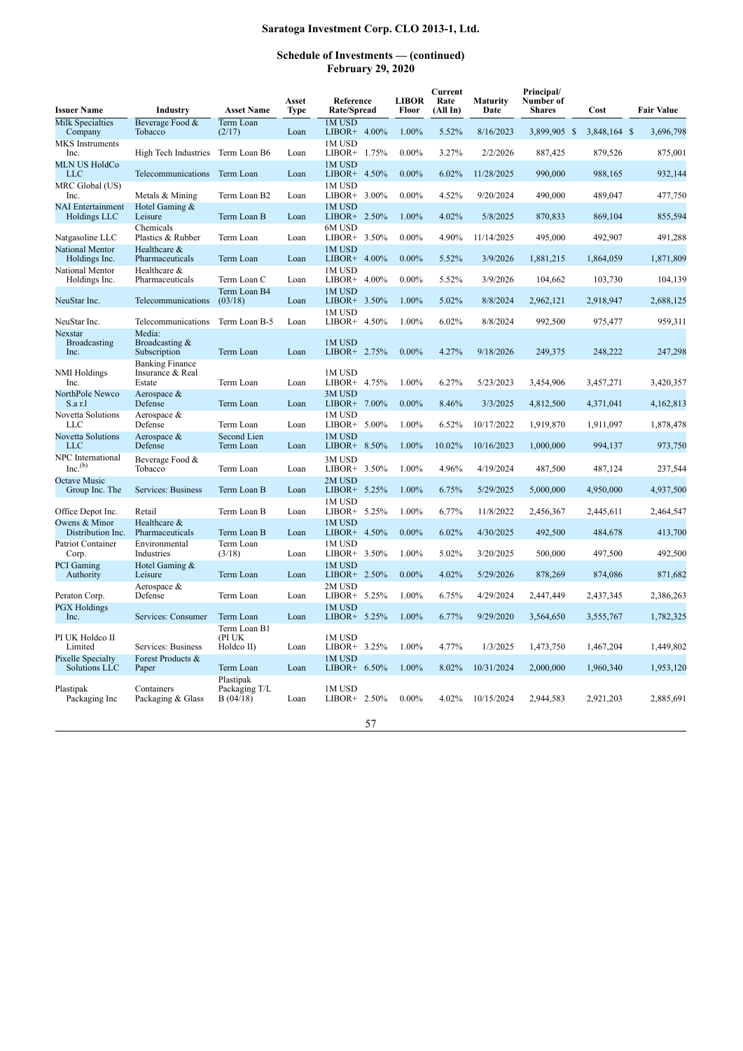# Saratoga Investment Corp. CLO 2013-1, Ltd.

## Schedule of Investments — (continued)
## February 29, 2020

| Issuer Name | Industry | Asset Name | Asset Type | Reference Rate/Spread | LIBOR Floor | Current Rate (All In) | Maturity Date | Principal/ Number of Shares | Cost | Fair Value |
|---|---|---|---|---|---|---|---|---|---|---|
| Milk Specialties Company | Beverage Food & Tobacco | Term Loan (2/17) | Loan | 1M USD LIBOR+ 4.00% | 1.00% | 5.52% | 8/16/2023 | 3,899,905 | $ 3,848,164 | $ 3,696,798 |
| MKS Instruments Inc. | High Tech Industries | Term Loan B6 | Loan | 1M USD LIBOR+ 1.75% | 0.00% | 3.27% | 2/2/2026 | 887,425 | 879,526 | 875,001 |
| MLN US HoldCo LLC | Telecommunications | Term Loan | Loan | 1M USD LIBOR+ 4.50% | 0.00% | 6.02% | 11/28/2025 | 990,000 | 988,165 | 932,144 |
| MRC Global (US) Inc. | Metals & Mining | Term Loan B2 | Loan | 1M USD LIBOR+ 3.00% | 0.00% | 4.52% | 9/20/2024 | 490,000 | 489,047 | 477,750 |
| NAI Entertainment Holdings LLC | Hotel Gaming & Leisure | Term Loan B | Loan | 1M USD LIBOR+ 2.50% | 1.00% | 4.02% | 5/8/2025 | 870,833 | 869,104 | 855,594 |
| Natgasoline LLC | Chemicals Plastics & Rubber | Term Loan | Loan | 6M USD LIBOR+ 3.50% | 0.00% | 4.90% | 11/14/2025 | 495,000 | 492,907 | 491,288 |
| National Mentor Holdings Inc. | Healthcare & Pharmaceuticals | Term Loan | Loan | 1M USD LIBOR+ 4.00% | 0.00% | 5.52% | 3/9/2026 | 1,881,215 | 1,864,059 | 1,871,809 |
| National Mentor Holdings Inc. | Healthcare & Pharmaceuticals | Term Loan C | Loan | 1M USD LIBOR+ 4.00% | 0.00% | 5.52% | 3/9/2026 | 104,662 | 103,730 | 104,139 |
| NeuStar Inc. | Telecommunications | Term Loan B4 (03/18) | Loan | 1M USD LIBOR+ 3.50% | 1.00% | 5.02% | 8/8/2024 | 2,962,121 | 2,918,947 | 2,688,125 |
| NeuStar Inc. | Telecommunications | Term Loan B-5 | Loan | 1M USD LIBOR+ 4.50% | 1.00% | 6.02% | 8/8/2024 | 992,500 | 975,477 | 959,311 |
| Nexstar Broadcasting Inc. | Media: Broadcasting & Subscription | Term Loan | Loan | 1M USD LIBOR+ 2.75% | 0.00% | 4.27% | 9/18/2026 | 249,375 | 248,222 | 247,298 |
| NMI Holdings Inc. | Banking Finance Insurance & Real Estate | Term Loan | Loan | 1M USD LIBOR+ 4.75% | 1.00% | 6.27% | 5/23/2023 | 3,454,906 | 3,457,271 | 3,420,357 |
| NorthPole Newco S.a r.l | Aerospace & Defense | Term Loan | Loan | 3M USD LIBOR+ 7.00% | 0.00% | 8.46% | 3/3/2025 | 4,812,500 | 4,371,041 | 4,162,813 |
| Novetta Solutions LLC | Aerospace & Defense | Term Loan | Loan | 1M USD LIBOR+ 5.00% | 1.00% | 6.52% | 10/17/2022 | 1,919,870 | 1,911,097 | 1,878,478 |
| Novetta Solutions LLC | Aerospace & Defense | Second Lien Term Loan | Loan | 1M USD LIBOR+ 8.50% | 1.00% | 10.02% | 10/16/2023 | 1,000,000 | 994,137 | 973,750 |
| NPC International Inc.[(b)] | Beverage Food & Tobacco | Term Loan | Loan | 3M USD LIBOR+ 3.50% | 1.00% | 4.96% | 4/19/2024 | 487,500 | 487,124 | 237,544 |
| Octave Music Group Inc. The | Services: Business | Term Loan B | Loan | 2M USD LIBOR+ 5.25% | 1.00% | 6.75% | 5/29/2025 | 5,000,000 | 4,950,000 | 4,937,500 |
| Office Depot Inc. | Retail | Term Loan B | Loan | 1M USD LIBOR+ 5.25% | 1.00% | 6.77% | 11/8/2022 | 2,456,367 | 2,445,611 | 2,464,547 |
| Owens & Minor Distribution Inc. | Healthcare & Pharmaceuticals | Term Loan B | Loan | 1M USD LIBOR+ 4.50% | 0.00% | 6.02% | 4/30/2025 | 492,500 | 484,678 | 413,700 |
| Patriot Container Corp. | Environmental Industries | Term Loan (3/18) | Loan | 1M USD LIBOR+ 3.50% | 1.00% | 5.02% | 3/20/2025 | 500,000 | 497,500 | 492,500 |
| PCI Gaming Authority | Hotel Gaming & Leisure | Term Loan | Loan | 1M USD LIBOR+ 2.50% | 0.00% | 4.02% | 5/29/2026 | 878,269 | 874,086 | 871,682 |
| Peraton Corp. | Aerospace & Defense | Term Loan | Loan | 2M USD LIBOR+ 5.25% | 1.00% | 6.75% | 4/29/2024 | 2,447,449 | 2,437,345 | 2,386,263 |
| PGX Holdings Inc. | Services: Consumer | Term Loan | Loan | 1M USD LIBOR+ 5.25% | 1.00% | 6.77% | 9/29/2020 | 3,564,650 | 3,555,767 | 1,782,325 |
| PI UK Holdco II Limited | Services: Business | Term Loan B1 (PI UK Holdco II) | Loan | 1M USD LIBOR+ 3.25% | 1.00% | 4.77% | 1/3/2025 | 1,473,750 | 1,467,204 | 1,449,802 |
| Pixelle Specialty Solutions LLC | Forest Products & Paper | Term Loan | Loan | 1M USD LIBOR+ 6.50% | 1.00% | 8.02% | 10/31/2024 | 2,000,000 | 1,960,340 | 1,953,120 |
| Plastipak Packaging Inc | Containers Packaging & Glass | Plastipak Packaging T/L B (04/18) | Loan | 1M USD LIBOR+ 2.50% | 0.00% | 4.02% | 10/15/2024 | 2,944,583 | 2,921,203 | 2,885,691 |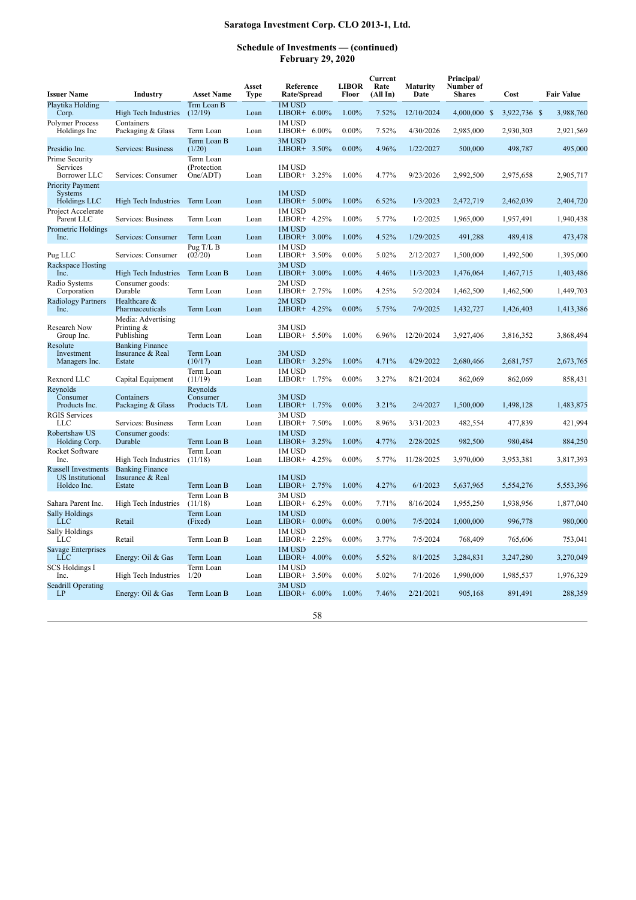# Saratoga Investment Corp. CLO 2013-1, Ltd.

## Schedule of Investments — (continued)
## February 29, 2020

| Issuer Name | Industry | Asset Name | Asset Type | Reference Rate/Spread | | LIBOR Floor | Current Rate (All In) | Maturity Date | Principal/ Number of Shares | Cost | Fair Value |
|---|---|---|---|---|---|---|---|---|---|---|---|
| Playtika Holding Corp. | High Tech Industries | Trm Loan B (12/19) | Loan | 1M USD LIBOR+ | 6.00% | 1.00% | 7.52% | 12/10/2024 | 4,000,000 | $ 3,922,736 | $ 3,988,760 |
| Polymer Process Holdings Inc | Containers Packaging & Glass | Term Loan | Loan | 1M USD LIBOR+ | 6.00% | 0.00% | 7.52% | 4/30/2026 | 2,985,000 | 2,930,303 | 2,921,569 |
| Presidio Inc. | Services: Business | Term Loan B (1/20) | Loan | 3M USD LIBOR+ | 3.50% | 0.00% | 4.96% | 1/22/2027 | 500,000 | 498,787 | 495,000 |
| Prime Security Services Borrower LLC | Services: Consumer | Term Loan (Protection One/ADT) | Loan | 1M USD LIBOR+ | 3.25% | 1.00% | 4.77% | 9/23/2026 | 2,992,500 | 2,975,658 | 2,905,717 |
| Priority Payment Systems Holdings LLC | High Tech Industries | Term Loan | Loan | 1M USD LIBOR+ | 5.00% | 1.00% | 6.52% | 1/3/2023 | 2,472,719 | 2,462,039 | 2,404,720 |
| Project Accelerate Parent LLC | Services: Business | Term Loan | Loan | 1M USD LIBOR+ | 4.25% | 1.00% | 5.77% | 1/2/2025 | 1,965,000 | 1,957,491 | 1,940,438 |
| Prometric Holdings Inc. | Services: Consumer | Term Loan | Loan | 1M USD LIBOR+ | 3.00% | 1.00% | 4.52% | 1/29/2025 | 491,288 | 489,418 | 473,478 |
| Pug LLC | Services: Consumer | Pug T/L B (02/20) | Loan | 1M USD LIBOR+ | 3.50% | 0.00% | 5.02% | 2/12/2027 | 1,500,000 | 1,492,500 | 1,395,000 |
| Rackspace Hosting Inc. | High Tech Industries | Term Loan B | Loan | 3M USD LIBOR+ | 3.00% | 1.00% | 4.46% | 11/3/2023 | 1,476,064 | 1,467,715 | 1,403,486 |
| Radio Systems Corporation | Consumer goods: Durable | Term Loan | Loan | 2M USD LIBOR+ | 2.75% | 1.00% | 4.25% | 5/2/2024 | 1,462,500 | 1,462,500 | 1,449,703 |
| Radiology Partners Inc. | Healthcare & Pharmaceuticals | Term Loan | Loan | 2M USD LIBOR+ | 4.25% | 0.00% | 5.75% | 7/9/2025 | 1,432,727 | 1,426,403 | 1,413,386 |
| Research Now Group Inc. | Media: Advertising Printing & Publishing | Term Loan | Loan | 3M USD LIBOR+ | 5.50% | 1.00% | 6.96% | 12/20/2024 | 3,927,406 | 3,816,352 | 3,868,494 |
| Resolute Investment Managers Inc. | Banking Finance Insurance & Real Estate | Term Loan (10/17) | Loan | 3M USD LIBOR+ | 3.25% | 1.00% | 4.71% | 4/29/2022 | 2,680,466 | 2,681,757 | 2,673,765 |
| Rexnord LLC | Capital Equipment | Term Loan (11/19) | Loan | 1M USD LIBOR+ | 1.75% | 0.00% | 3.27% | 8/21/2024 | 862,069 | 862,069 | 858,431 |
| Reynolds Consumer Products Inc. | Containers Packaging & Glass | Reynolds Consumer Products T/L | Loan | 3M USD LIBOR+ | 1.75% | 0.00% | 3.21% | 2/4/2027 | 1,500,000 | 1,498,128 | 1,483,875 |
| RGIS Services LLC | Services: Business | Term Loan | Loan | 3M USD LIBOR+ | 7.50% | 1.00% | 8.96% | 3/31/2023 | 482,554 | 477,839 | 421,994 |
| Robertshaw US Holding Corp. | Consumer goods: Durable | Term Loan B | Loan | 1M USD LIBOR+ | 3.25% | 1.00% | 4.77% | 2/28/2025 | 982,500 | 980,484 | 884,250 |
| Rocket Software Inc. | High Tech Industries | Term Loan (11/18) | Loan | 1M USD LIBOR+ | 4.25% | 0.00% | 5.77% | 11/28/2025 | 3,970,000 | 3,953,381 | 3,817,393 |
| Russell Investments US Institutional Holdco Inc. | Banking Finance Insurance & Real Estate | Term Loan B | Loan | 1M USD LIBOR+ | 2.75% | 1.00% | 4.27% | 6/1/2023 | 5,637,965 | 5,554,276 | 5,553,396 |
| Sahara Parent Inc. | High Tech Industries | Term Loan B (11/18) | Loan | 3M USD LIBOR+ | 6.25% | 0.00% | 7.71% | 8/16/2024 | 1,955,250 | 1,938,956 | 1,877,040 |
| Sally Holdings LLC | Retail | Term Loan (Fixed) | Loan | 1M USD LIBOR+ | 0.00% | 0.00% | 0.00% | 7/5/2024 | 1,000,000 | 996,778 | 980,000 |
| Sally Holdings LLC | Retail | Term Loan B | Loan | 1M USD LIBOR+ | 2.25% | 0.00% | 3.77% | 7/5/2024 | 768,409 | 765,606 | 753,041 |
| Savage Enterprises LLC | Energy: Oil & Gas | Term Loan | Loan | 1M USD LIBOR+ | 4.00% | 0.00% | 5.52% | 8/1/2025 | 3,284,831 | 3,247,280 | 3,270,049 |
| SCS Holdings I Inc. | High Tech Industries | Term Loan 1/20 | Loan | 1M USD LIBOR+ | 3.50% | 0.00% | 5.02% | 7/1/2026 | 1,990,000 | 1,985,537 | 1,976,329 |
| Seadrill Operating LP | Energy: Oil & Gas | Term Loan B | Loan | 3M USD LIBOR+ | 6.00% | 1.00% | 7.46% | 2/21/2021 | 905,168 | 891,491 | 288,359 |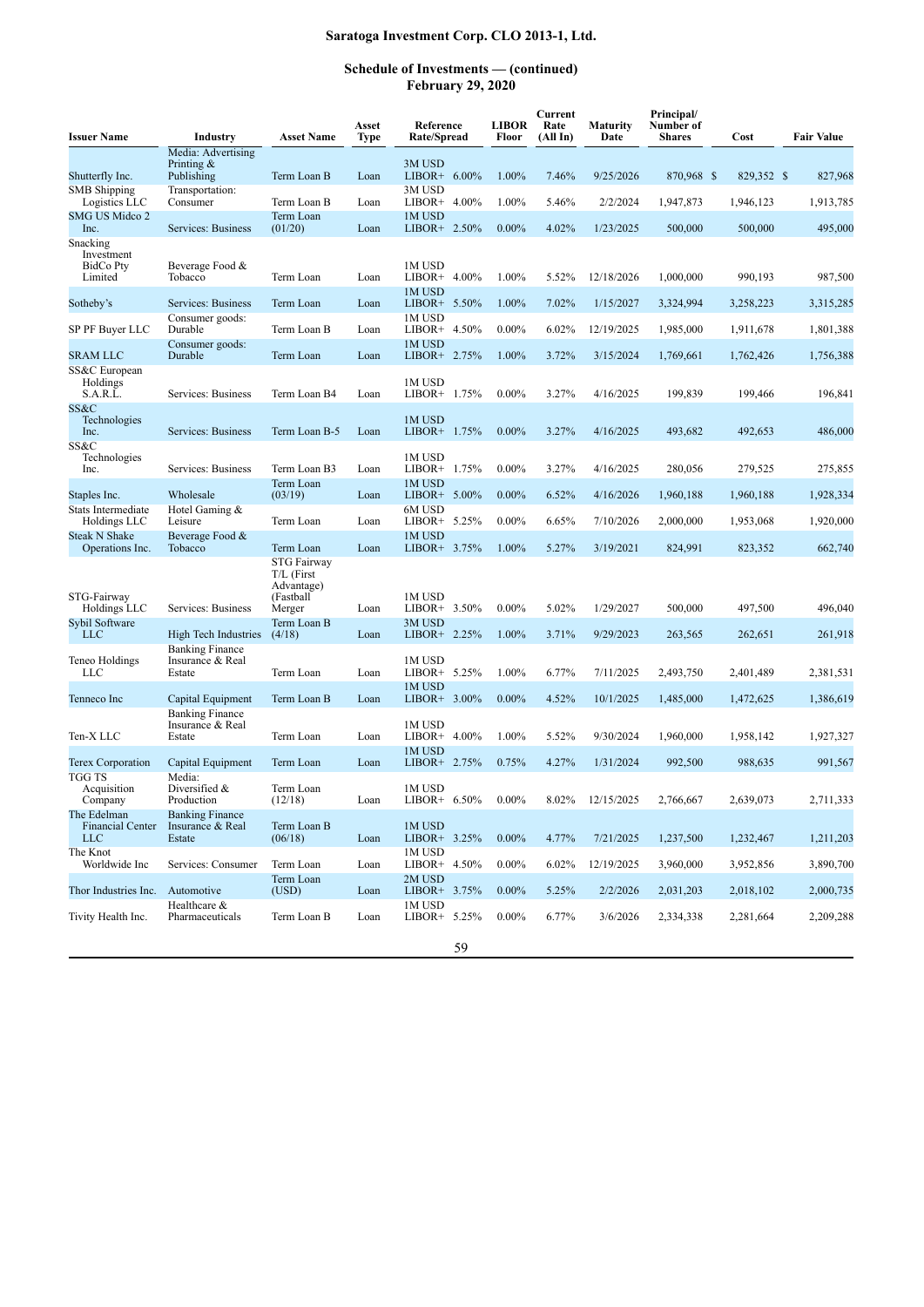# Saratoga Investment Corp. CLO 2013-1, Ltd.

## Schedule of Investments — (continued)
## February 29, 2020

| Issuer Name | Industry | Asset Name | Asset Type | Reference Rate/Spread | | LIBOR Floor | Current Rate (All In) | Maturity Date | Principal/ Number of Shares | Cost | Fair Value |
|---|---|---|---|---|---|---|---|---|---|---|---|
| Shutterfly Inc. | Media: Advertising Printing & Publishing | Term Loan B | Loan | 3M USD LIBOR+ | 6.00% | 1.00% | 7.46% | 9/25/2026 | 870,968 | $ 829,352 | $ 827,968 |
| SMB Shipping Logistics LLC | Transportation: Consumer | Term Loan B | Loan | 3M USD LIBOR+ | 4.00% | 1.00% | 5.46% | 2/2/2024 | 1,947,873 | 1,946,123 | 1,913,785 |
| SMG US Midco 2 Inc. | Services: Business | Term Loan (01/20) | Loan | 1M USD LIBOR+ | 2.50% | 0.00% | 4.02% | 1/23/2025 | 500,000 | 500,000 | 495,000 |
| Snacking Investment BidCo Pty Limited | Beverage Food & Tobacco | Term Loan | Loan | 1M USD LIBOR+ | 4.00% | 1.00% | 5.52% | 12/18/2026 | 1,000,000 | 990,193 | 987,500 |
| Sotheby's | Services: Business | Term Loan | Loan | 1M USD LIBOR+ | 5.50% | 1.00% | 7.02% | 1/15/2027 | 3,324,994 | 3,258,223 | 3,315,285 |
| SP PF Buyer LLC | Consumer goods: Durable | Term Loan B | Loan | 1M USD LIBOR+ | 4.50% | 0.00% | 6.02% | 12/19/2025 | 1,985,000 | 1,911,678 | 1,801,388 |
| SRAM LLC | Consumer goods: Durable | Term Loan | Loan | 1M USD LIBOR+ | 2.75% | 1.00% | 3.72% | 3/15/2024 | 1,769,661 | 1,762,426 | 1,756,388 |
| SS&C European Holdings S.A.R.L. | Services: Business | Term Loan B4 | Loan | 1M USD LIBOR+ | 1.75% | 0.00% | 3.27% | 4/16/2025 | 199,839 | 199,466 | 196,841 |
| SS&C Technologies Inc. | Services: Business | Term Loan B-5 | Loan | 1M USD LIBOR+ | 1.75% | 0.00% | 3.27% | 4/16/2025 | 493,682 | 492,653 | 486,000 |
| SS&C Technologies Inc. | Services: Business | Term Loan B3 | Loan | 1M USD LIBOR+ | 1.75% | 0.00% | 3.27% | 4/16/2025 | 280,056 | 279,525 | 275,855 |
| Staples Inc. | Wholesale | Term Loan (03/19) | Loan | 1M USD LIBOR+ | 5.00% | 0.00% | 6.52% | 4/16/2026 | 1,960,188 | 1,960,188 | 1,928,334 |
| Stats Intermediate Holdings LLC | Hotel Gaming & Leisure | Term Loan | Loan | 6M USD LIBOR+ | 5.25% | 0.00% | 6.65% | 7/10/2026 | 2,000,000 | 1,953,068 | 1,920,000 |
| Steak N Shake Operations Inc. | Beverage Food & Tobacco | Term Loan | Loan | 1M USD LIBOR+ | 3.75% | 1.00% | 5.27% | 3/19/2021 | 824,991 | 823,352 | 662,740 |
| STG-Fairway Holdings LLC | Services: Business | STG Fairway T/L (First Advantage) (Fastball Merger | Loan | 1M USD LIBOR+ | 3.50% | 0.00% | 5.02% | 1/29/2027 | 500,000 | 497,500 | 496,040 |
| Sybil Software LLC | High Tech Industries | Term Loan B (4/18) | Loan | 3M USD LIBOR+ | 2.25% | 1.00% | 3.71% | 9/29/2023 | 263,565 | 262,651 | 261,918 |
| Teneo Holdings LLC | Banking Finance Insurance & Real Estate | Term Loan | Loan | 1M USD LIBOR+ | 5.25% | 1.00% | 6.77% | 7/11/2025 | 2,493,750 | 2,401,489 | 2,381,531 |
| Tenneco Inc | Capital Equipment | Term Loan B | Loan | 1M USD LIBOR+ | 3.00% | 0.00% | 4.52% | 10/1/2025 | 1,485,000 | 1,472,625 | 1,386,619 |
| Ten-X LLC | Banking Finance Insurance & Real Estate | Term Loan | Loan | 1M USD LIBOR+ | 4.00% | 1.00% | 5.52% | 9/30/2024 | 1,960,000 | 1,958,142 | 1,927,327 |
| Terex Corporation | Capital Equipment | Term Loan | Loan | 1M USD LIBOR+ | 2.75% | 0.75% | 4.27% | 1/31/2024 | 992,500 | 988,635 | 991,567 |
| TGG TS Acquisition Company | Media: Diversified & Production | Term Loan (12/18) | Loan | 1M USD LIBOR+ | 6.50% | 0.00% | 8.02% | 12/15/2025 | 2,766,667 | 2,639,073 | 2,711,333 |
| The Edelman Financial Center LLC | Banking Finance Insurance & Real Estate | Term Loan B (06/18) | Loan | 1M USD LIBOR+ | 3.25% | 0.00% | 4.77% | 7/21/2025 | 1,237,500 | 1,232,467 | 1,211,203 |
| The Knot Worldwide Inc | Services: Consumer | Term Loan | Loan | 1M USD LIBOR+ | 4.50% | 0.00% | 6.02% | 12/19/2025 | 3,960,000 | 3,952,856 | 3,890,700 |
| Thor Industries Inc. | Automotive | Term Loan (USD) | Loan | 2M USD LIBOR+ | 3.75% | 0.00% | 5.25% | 2/2/2026 | 2,031,203 | 2,018,102 | 2,000,735 |
| Tivity Health Inc. | Healthcare & Pharmaceuticals | Term Loan B | Loan | 1M USD LIBOR+ | 5.25% | 0.00% | 6.77% | 3/6/2026 | 2,334,338 | 2,281,664 | 2,209,288 |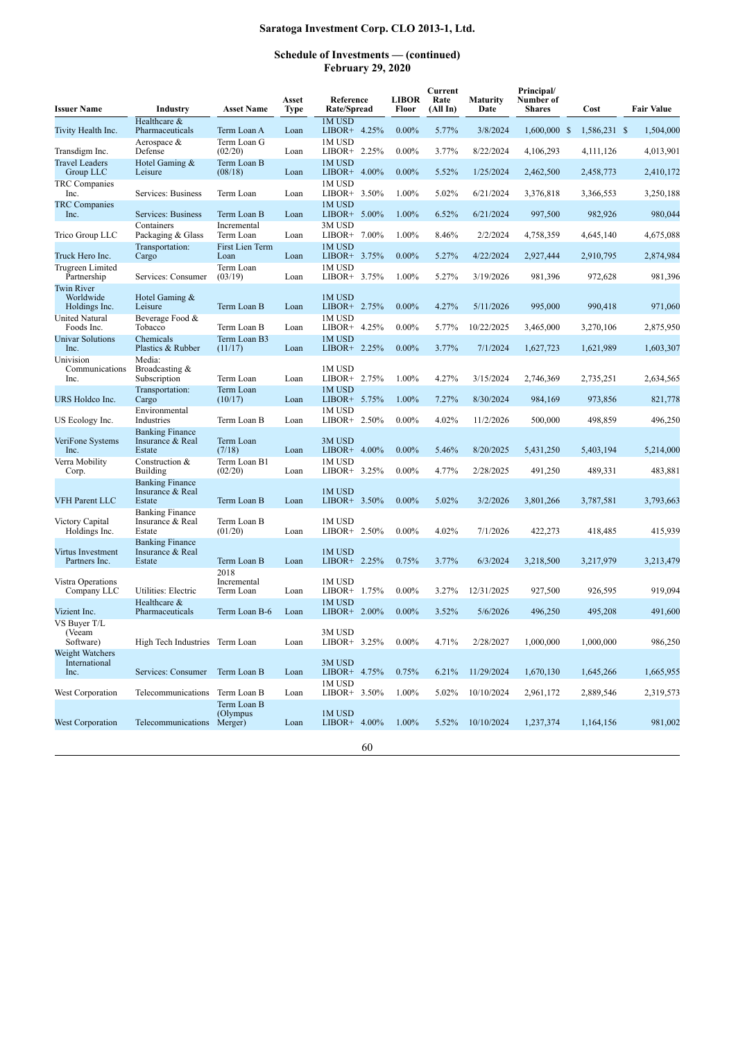## Saratoga Investment Corp. CLO 2013-1, Ltd.

### Schedule of Investments — (continued)
### February 29, 2020

| Issuer Name | Industry | Asset Name | Asset Type | Reference Rate/Spread | LIBOR Floor | Current Rate (All In) | Maturity Date | Principal/ Number of Shares | Cost | Fair Value |
|---|---|---|---|---|---|---|---|---|---|---|
| Tivity Health Inc. | Healthcare & Pharmaceuticals | Term Loan A | Loan | 1M USD LIBOR+ 4.25% | 0.00% | 5.77% | 3/8/2024 | 1,600,000 | $ 1,586,231 | $ 1,504,000 |
| Transdigm Inc. | Aerospace & Defense | Term Loan G (02/20) | Loan | 1M USD LIBOR+ 2.25% | 0.00% | 3.77% | 8/22/2024 | 4,106,293 | 4,111,126 | 4,013,901 |
| Travel Leaders Group LLC | Hotel Gaming & Leisure | Term Loan B (08/18) | Loan | 1M USD LIBOR+ 4.00% | 0.00% | 5.52% | 1/25/2024 | 2,462,500 | 2,458,773 | 2,410,172 |
| TRC Companies Inc. | Services: Business | Term Loan | Loan | 1M USD LIBOR+ 3.50% | 1.00% | 5.02% | 6/21/2024 | 3,376,818 | 3,366,553 | 3,250,188 |
| TRC Companies Inc. | Services: Business | Term Loan B | Loan | 1M USD LIBOR+ 5.00% | 1.00% | 6.52% | 6/21/2024 | 997,500 | 982,926 | 980,044 |
| Trico Group LLC | Containers Packaging & Glass | Incremental Term Loan | Loan | 3M USD LIBOR+ 7.00% | 1.00% | 8.46% | 2/2/2024 | 4,758,359 | 4,645,140 | 4,675,088 |
| Truck Hero Inc. | Transportation: Cargo | First Lien Term Loan | Loan | 1M USD LIBOR+ 3.75% | 0.00% | 5.27% | 4/22/2024 | 2,927,444 | 2,910,795 | 2,874,984 |
| Trugreen Limited Partnership | Services: Consumer | Term Loan (03/19) | Loan | 1M USD LIBOR+ 3.75% | 1.00% | 5.27% | 3/19/2026 | 981,396 | 972,628 | 981,396 |
| Twin River Worldwide Holdings Inc. | Hotel Gaming & Leisure | Term Loan B | Loan | 1M USD LIBOR+ 2.75% | 0.00% | 4.27% | 5/11/2026 | 995,000 | 990,418 | 971,060 |
| United Natural Foods Inc. | Beverage Food & Tobacco | Term Loan B | Loan | 1M USD LIBOR+ 4.25% | 0.00% | 5.77% | 10/22/2025 | 3,465,000 | 3,270,106 | 2,875,950 |
| Univar Solutions Inc. | Chemicals Plastics & Rubber | Term Loan B3 (11/17) | Loan | 1M USD LIBOR+ 2.25% | 0.00% | 3.77% | 7/1/2024 | 1,627,723 | 1,621,989 | 1,603,307 |
| Univision Communications Inc. | Media: Broadcasting & Subscription | Term Loan | Loan | 1M USD LIBOR+ 2.75% | 1.00% | 4.27% | 3/15/2024 | 2,746,369 | 2,735,251 | 2,634,565 |
| URS Holdco Inc. | Transportation: Cargo | Term Loan (10/17) | Loan | 1M USD LIBOR+ 5.75% | 1.00% | 7.27% | 8/30/2024 | 984,169 | 973,856 | 821,778 |
| US Ecology Inc. | Environmental Industries | Term Loan B | Loan | 1M USD LIBOR+ 2.50% | 0.00% | 4.02% | 11/2/2026 | 500,000 | 498,859 | 496,250 |
| VeriFone Systems Inc. | Banking Finance Insurance & Real Estate | Term Loan (7/18) | Loan | 3M USD LIBOR+ 4.00% | 0.00% | 5.46% | 8/20/2025 | 5,431,250 | 5,403,194 | 5,214,000 |
| Verra Mobility Corp. | Construction & Building | Term Loan B1 (02/20) | Loan | 1M USD LIBOR+ 3.25% | 0.00% | 4.77% | 2/28/2025 | 491,250 | 489,331 | 483,881 |
| VFH Parent LLC | Banking Finance Insurance & Real Estate | Term Loan B | Loan | 1M USD LIBOR+ 3.50% | 0.00% | 5.02% | 3/2/2026 | 3,801,266 | 3,787,581 | 3,793,663 |
| Victory Capital Holdings Inc. | Banking Finance Insurance & Real Estate | Term Loan B (01/20) | Loan | 1M USD LIBOR+ 2.50% | 0.00% | 4.02% | 7/1/2026 | 422,273 | 418,485 | 415,939 |
| Virtus Investment Partners Inc. | Banking Finance Insurance & Real Estate | Term Loan B | Loan | 1M USD LIBOR+ 2.25% | 0.75% | 3.77% | 6/3/2024 | 3,218,500 | 3,217,979 | 3,213,479 |
| Vistra Operations Company LLC | Utilities: Electric | 2018 Incremental Term Loan | Loan | 1M USD LIBOR+ 1.75% | 0.00% | 3.27% | 12/31/2025 | 927,500 | 926,595 | 919,094 |
| Vizient Inc. | Healthcare & Pharmaceuticals | Term Loan B-6 | Loan | 1M USD LIBOR+ 2.00% | 0.00% | 3.52% | 5/6/2026 | 496,250 | 495,208 | 491,600 |
| VS Buyer T/L (Veeam Software) | High Tech Industries | Term Loan | Loan | 3M USD LIBOR+ 3.25% | 0.00% | 4.71% | 2/28/2027 | 1,000,000 | 1,000,000 | 986,250 |
| Weight Watchers International Inc. | Services: Consumer | Term Loan B | Loan | 3M USD LIBOR+ 4.75% | 0.75% | 6.21% | 11/29/2024 | 1,670,130 | 1,645,266 | 1,665,955 |
| West Corporation | Telecommunications | Term Loan B | Loan | 1M USD LIBOR+ 3.50% | 1.00% | 5.02% | 10/10/2024 | 2,961,172 | 2,889,546 | 2,319,573 |
| West Corporation | Telecommunications | Term Loan B (Olympus Merger) | Loan | 1M USD LIBOR+ 4.00% | 1.00% | 5.52% | 10/10/2024 | 1,237,374 | 1,164,156 | 981,002 |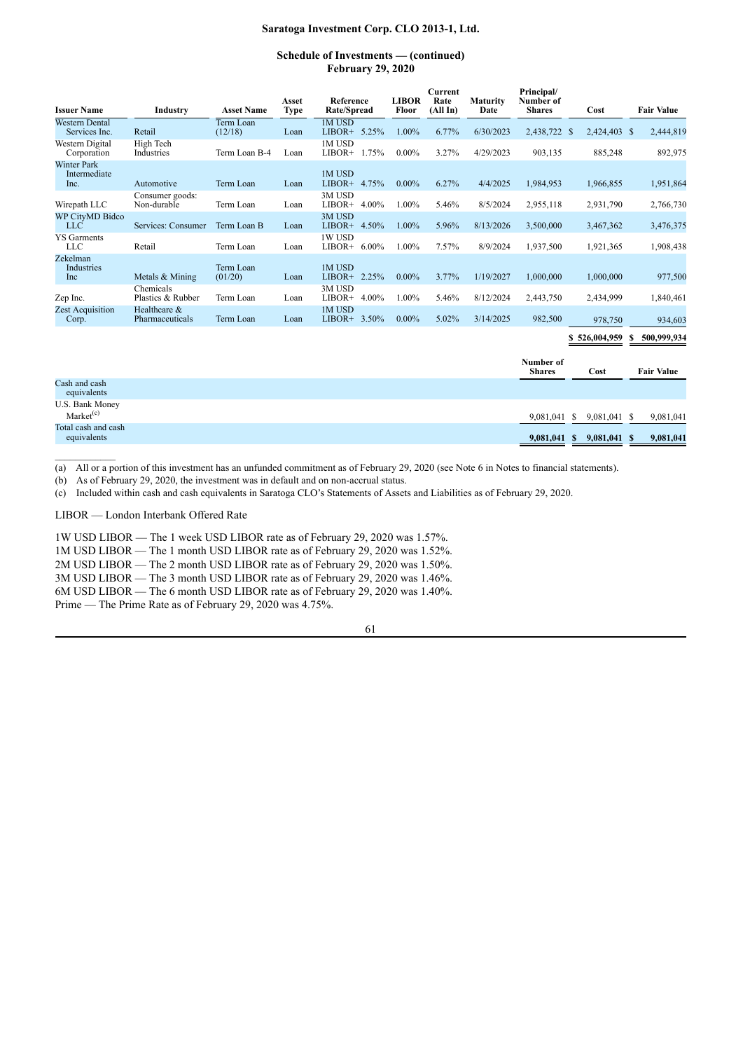**Saratoga Investment Corp. CLO 2013-1, Ltd.**

**Schedule of Investments — (continued)**
**February 29, 2020**

| Issuer Name | Industry | Asset Name | Asset Type | Reference Rate/Spread | | LIBOR Floor | Current Rate (All In) | Maturity Date | Principal/ Number of Shares | Cost | Fair Value |
|---|---|---|---|---|---|---|---|---|---|---|---|
| Western Dental Services Inc. | Retail | Term Loan (12/18) | Loan | 1M USD LIBOR+ | 5.25% | 1.00% | 6.77% | 6/30/2023 | 2,438,722 | $ 2,424,403 | $ 2,444,819 |
| Western Digital Corporation | High Tech Industries | Term Loan B-4 | Loan | 1M USD LIBOR+ | 1.75% | 0.00% | 3.27% | 4/29/2023 | 903,135 | 885,248 | 892,975 |
| Winter Park Intermediate Inc. | Automotive | Term Loan | Loan | 1M USD LIBOR+ | 4.75% | 0.00% | 6.27% | 4/4/2025 | 1,984,953 | 1,966,855 | 1,951,864 |
| Wirepath LLC | Consumer goods: Non-durable | Term Loan | Loan | 3M USD LIBOR+ | 4.00% | 1.00% | 5.46% | 8/5/2024 | 2,955,118 | 2,931,790 | 2,766,730 |
| WP CityMD Bidco LLC | Services: Consumer | Term Loan B | Loan | 3M USD LIBOR+ | 4.50% | 1.00% | 5.96% | 8/13/2026 | 3,500,000 | 3,467,362 | 3,476,375 |
| YS Garments LLC | Retail | Term Loan | Loan | 1W USD LIBOR+ | 6.00% | 1.00% | 7.57% | 8/9/2024 | 1,937,500 | 1,921,365 | 1,908,438 |
| Zekelman Industries Inc | Metals & Mining | Term Loan (01/20) | Loan | 1M USD LIBOR+ | 2.25% | 0.00% | 3.77% | 1/19/2027 | 1,000,000 | 1,000,000 | 977,500 |
| Zep Inc. | Chemicals Plastics & Rubber | Term Loan | Loan | 3M USD LIBOR+ | 4.00% | 1.00% | 5.46% | 8/12/2024 | 2,443,750 | 2,434,999 | 1,840,461 |
| Zest Acquisition Corp. | Healthcare & Pharmaceuticals | Term Loan | Loan | 1M USD LIBOR+ | 3.50% | 0.00% | 5.02% | 3/14/2025 | 982,500 | 978,750 | 934,603 |
| | | | | | | | | | | **$ 526,004,959** | **$ 500,999,934** |

| | Number of Shares | Cost | Fair Value |
|---|---|---|---|
| Cash and cash equivalents | | | |
| U.S. Bank Money Market[(c)] | 9,081,041 | $ 9,081,041 | $ 9,081,041 |
| Total cash and cash equivalents | **9,081,041** | **$ 9,081,041** | **$ 9,081,041** |

(a) All or a portion of this investment has an unfunded commitment as of February 29, 2020 (see Note 6 in Notes to financial statements).

(b) As of February 29, 2020, the investment was in default and on non-accrual status.

(c) Included within cash and cash equivalents in Saratoga CLO's Statements of Assets and Liabilities as of February 29, 2020.

LIBOR — London Interbank Offered Rate

1W USD LIBOR — The 1 week USD LIBOR rate as of February 29, 2020 was 1.57%.
1M USD LIBOR — The 1 month USD LIBOR rate as of February 29, 2020 was 1.52%.
2M USD LIBOR — The 2 month USD LIBOR rate as of February 29, 2020 was 1.50%.
3M USD LIBOR — The 3 month USD LIBOR rate as of February 29, 2020 was 1.46%.
6M USD LIBOR — The 6 month USD LIBOR rate as of February 29, 2020 was 1.40%.
Prime — The Prime Rate as of February 29, 2020 was 4.75%.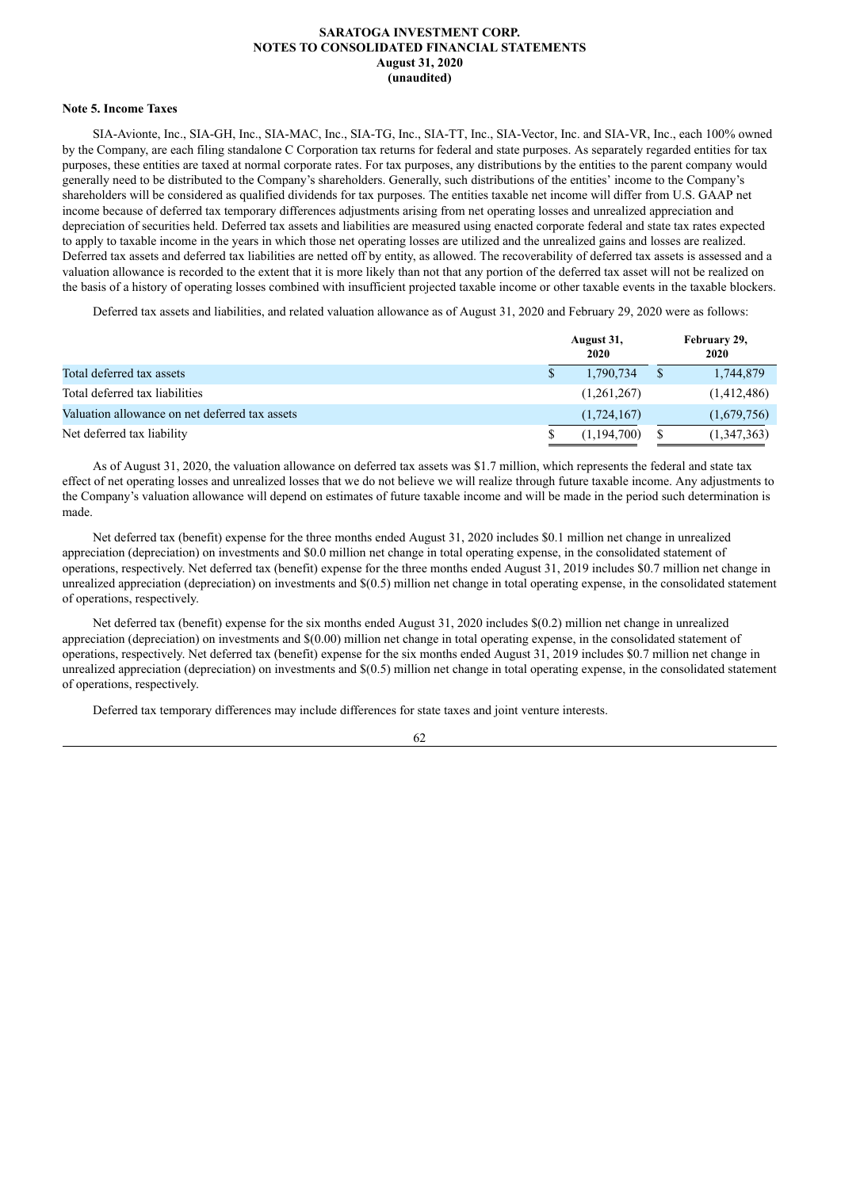**Note 5. Income Taxes**

SIA-Avionte, Inc., SIA-GH, Inc., SIA-MAC, Inc., SIA-TG, Inc., SIA-TT, Inc., SIA-Vector, Inc. and SIA-VR, Inc., each 100% owned by the Company, are each filing standalone C Corporation tax returns for federal and state purposes. As separately regarded entities for tax purposes, these entities are taxed at normal corporate rates. For tax purposes, any distributions by the entities to the parent company would generally need to be distributed to the Company's shareholders. Generally, such distributions of the entities' income to the Company's shareholders will be considered as qualified dividends for tax purposes. The entities taxable net income will differ from U.S. GAAP net income because of deferred tax temporary differences adjustments arising from net operating losses and unrealized appreciation and depreciation of securities held. Deferred tax assets and liabilities are measured using enacted corporate federal and state tax rates expected to apply to taxable income in the years in which those net operating losses are utilized and the unrealized gains and losses are realized. Deferred tax assets and deferred tax liabilities are netted off by entity, as allowed. The recoverability of deferred tax assets is assessed and a valuation allowance is recorded to the extent that it is more likely than not that any portion of the deferred tax asset will not be realized on the basis of a history of operating losses combined with insufficient projected taxable income or other taxable events in the taxable blockers.

Deferred tax assets and liabilities, and related valuation allowance as of August 31, 2020 and February 29, 2020 were as follows:

| | August 31, 2020 | February 29, 2020 |
|---|---|---|
| Total deferred tax assets | $ 1,790,734 | $ 1,744,879 |
| Total deferred tax liabilities | (1,261,267) | (1,412,486) |
| Valuation allowance on net deferred tax assets | (1,724,167) | (1,679,756) |
| Net deferred tax liability | $ (1,194,700) | $ (1,347,363) |

As of August 31, 2020, the valuation allowance on deferred tax assets was $1.7 million, which represents the federal and state tax effect of net operating losses and unrealized losses that we do not believe we will realize through future taxable income. Any adjustments to the Company's valuation allowance will depend on estimates of future taxable income and will be made in the period such determination is made.

Net deferred tax (benefit) expense for the three months ended August 31, 2020 includes $0.1 million net change in unrealized appreciation (depreciation) on investments and $0.0 million net change in total operating expense, in the consolidated statement of operations, respectively. Net deferred tax (benefit) expense for the three months ended August 31, 2019 includes $0.7 million net change in unrealized appreciation (depreciation) on investments and $(0.5) million net change in total operating expense, in the consolidated statement of operations, respectively.

Net deferred tax (benefit) expense for the six months ended August 31, 2020 includes $(0.2) million net change in unrealized appreciation (depreciation) on investments and $(0.00) million net change in total operating expense, in the consolidated statement of operations, respectively. Net deferred tax (benefit) expense for the six months ended August 31, 2019 includes $0.7 million net change in unrealized appreciation (depreciation) on investments and $(0.5) million net change in total operating expense, in the consolidated statement of operations, respectively.

Deferred tax temporary differences may include differences for state taxes and joint venture interests.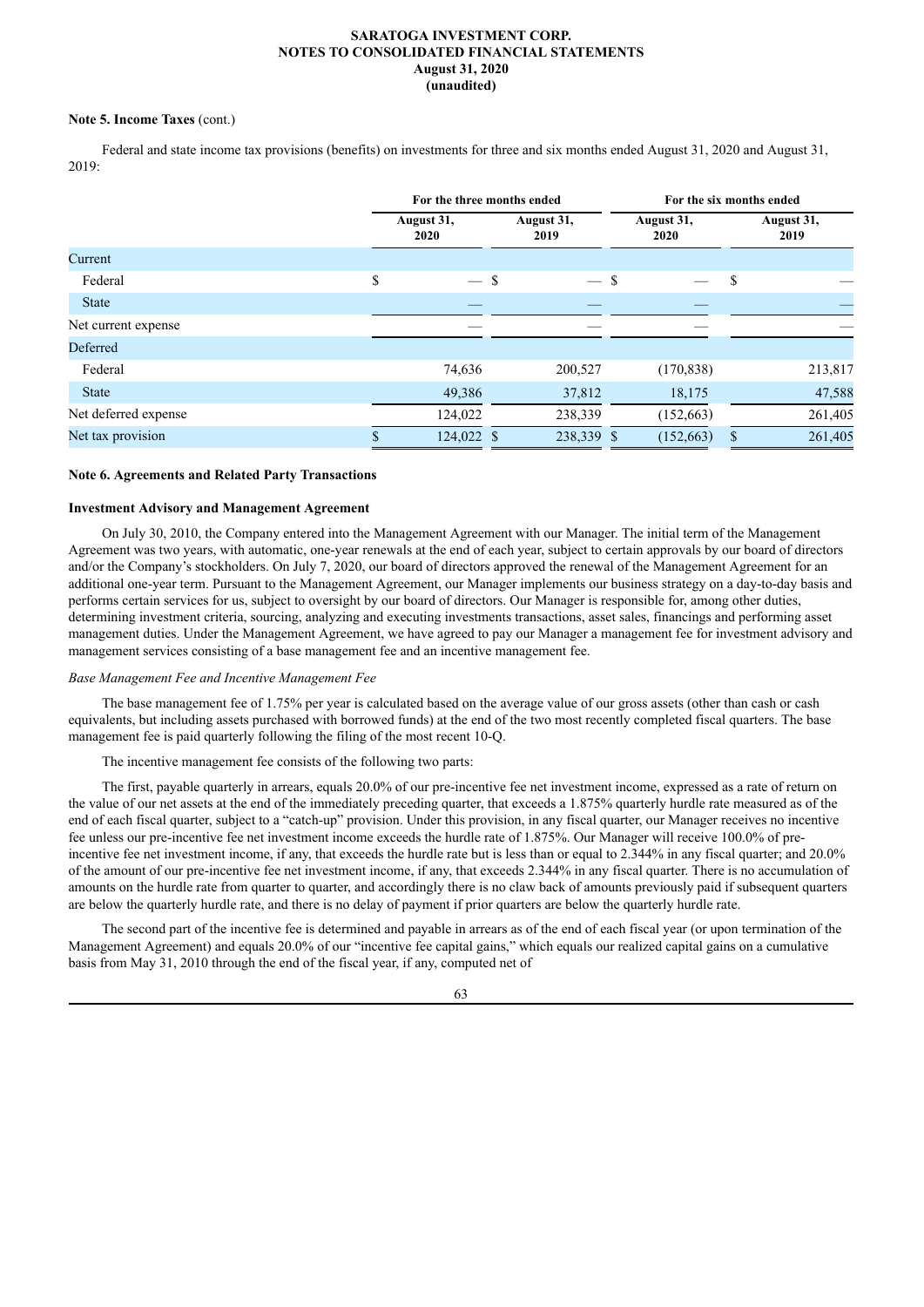**Note 5. Income Taxes** (cont.)

Federal and state income tax provisions (benefits) on investments for three and six months ended August 31, 2020 and August 31, 2019:

| | For the three months ended | | For the six months ended | |
|---|---|---|---|---|
| | August 31, 2020 | August 31, 2019 | August 31, 2020 | August 31, 2019 |
| Current | | | | |
| Federal | $ — | $ — | $ — | $ — |
| State | — | — | — | — |
| Net current expense | — | — | — | — |
| Deferred | | | | |
| Federal | 74,636 | 200,527 | (170,838) | 213,817 |
| State | 49,386 | 37,812 | 18,175 | 47,588 |
| Net deferred expense | 124,022 | 238,339 | (152,663) | 261,405 |
| Net tax provision | $ 124,022 | $ 238,339 | $ (152,663) | $ 261,405 |

**Note 6. Agreements and Related Party Transactions**

**Investment Advisory and Management Agreement**

On July 30, 2010, the Company entered into the Management Agreement with our Manager. The initial term of the Management Agreement was two years, with automatic, one-year renewals at the end of each year, subject to certain approvals by our board of directors and/or the Company's stockholders. On July 7, 2020, our board of directors approved the renewal of the Management Agreement for an additional one-year term. Pursuant to the Management Agreement, our Manager implements our business strategy on a day-to-day basis and performs certain services for us, subject to oversight by our board of directors. Our Manager is responsible for, among other duties, determining investment criteria, sourcing, analyzing and executing investments transactions, asset sales, financings and performing asset management duties. Under the Management Agreement, we have agreed to pay our Manager a management fee for investment advisory and management services consisting of a base management fee and an incentive management fee.

*Base Management Fee and Incentive Management Fee*

The base management fee of 1.75% per year is calculated based on the average value of our gross assets (other than cash or cash equivalents, but including assets purchased with borrowed funds) at the end of the two most recently completed fiscal quarters. The base management fee is paid quarterly following the filing of the most recent 10-Q.

The incentive management fee consists of the following two parts:

The first, payable quarterly in arrears, equals 20.0% of our pre-incentive fee net investment income, expressed as a rate of return on the value of our net assets at the end of the immediately preceding quarter, that exceeds a 1.875% quarterly hurdle rate measured as of the end of each fiscal quarter, subject to a "catch-up" provision. Under this provision, in any fiscal quarter, our Manager receives no incentive fee unless our pre-incentive fee net investment income exceeds the hurdle rate of 1.875%. Our Manager will receive 100.0% of pre-incentive fee net investment income, if any, that exceeds the hurdle rate but is less than or equal to 2.344% in any fiscal quarter; and 20.0% of the amount of our pre-incentive fee net investment income, if any, that exceeds 2.344% in any fiscal quarter. There is no accumulation of amounts on the hurdle rate from quarter to quarter, and accordingly there is no claw back of amounts previously paid if subsequent quarters are below the quarterly hurdle rate, and there is no delay of payment if prior quarters are below the quarterly hurdle rate.

The second part of the incentive fee is determined and payable in arrears as of the end of each fiscal year (or upon termination of the Management Agreement) and equals 20.0% of our "incentive fee capital gains," which equals our realized capital gains on a cumulative basis from May 31, 2010 through the end of the fiscal year, if any, computed net of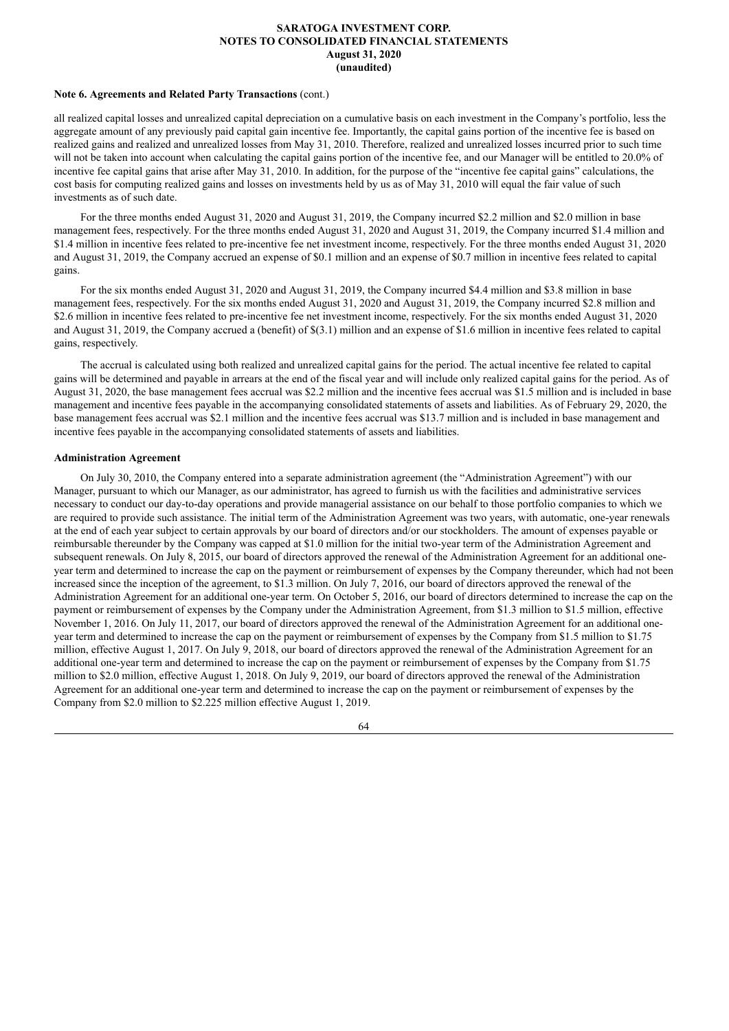**Note 6. Agreements and Related Party Transactions** (cont.)

all realized capital losses and unrealized capital depreciation on a cumulative basis on each investment in the Company's portfolio, less the aggregate amount of any previously paid capital gain incentive fee. Importantly, the capital gains portion of the incentive fee is based on realized gains and realized and unrealized losses from May 31, 2010. Therefore, realized and unrealized losses incurred prior to such time will not be taken into account when calculating the capital gains portion of the incentive fee, and our Manager will be entitled to 20.0% of incentive fee capital gains that arise after May 31, 2010. In addition, for the purpose of the "incentive fee capital gains" calculations, the cost basis for computing realized gains and losses on investments held by us as of May 31, 2010 will equal the fair value of such investments as of such date.

For the three months ended August 31, 2020 and August 31, 2019, the Company incurred $2.2 million and $2.0 million in base management fees, respectively. For the three months ended August 31, 2020 and August 31, 2019, the Company incurred $1.4 million and $1.4 million in incentive fees related to pre-incentive fee net investment income, respectively. For the three months ended August 31, 2020 and August 31, 2019, the Company accrued an expense of $0.1 million and an expense of $0.7 million in incentive fees related to capital gains.

For the six months ended August 31, 2020 and August 31, 2019, the Company incurred $4.4 million and $3.8 million in base management fees, respectively. For the six months ended August 31, 2020 and August 31, 2019, the Company incurred $2.8 million and $2.6 million in incentive fees related to pre-incentive fee net investment income, respectively. For the six months ended August 31, 2020 and August 31, 2019, the Company accrued a (benefit) of $(3.1) million and an expense of $1.6 million in incentive fees related to capital gains, respectively.

The accrual is calculated using both realized and unrealized capital gains for the period. The actual incentive fee related to capital gains will be determined and payable in arrears at the end of the fiscal year and will include only realized capital gains for the period. As of August 31, 2020, the base management fees accrual was $2.2 million and the incentive fees accrual was $1.5 million and is included in base management and incentive fees payable in the accompanying consolidated statements of assets and liabilities. As of February 29, 2020, the base management fees accrual was $2.1 million and the incentive fees accrual was $13.7 million and is included in base management and incentive fees payable in the accompanying consolidated statements of assets and liabilities.

**Administration Agreement**

On July 30, 2010, the Company entered into a separate administration agreement (the "Administration Agreement") with our Manager, pursuant to which our Manager, as our administrator, has agreed to furnish us with the facilities and administrative services necessary to conduct our day-to-day operations and provide managerial assistance on our behalf to those portfolio companies to which we are required to provide such assistance. The initial term of the Administration Agreement was two years, with automatic, one-year renewals at the end of each year subject to certain approvals by our board of directors and/or our stockholders. The amount of expenses payable or reimbursable thereunder by the Company was capped at $1.0 million for the initial two-year term of the Administration Agreement and subsequent renewals. On July 8, 2015, our board of directors approved the renewal of the Administration Agreement for an additional one-year term and determined to increase the cap on the payment or reimbursement of expenses by the Company thereunder, which had not been increased since the inception of the agreement, to $1.3 million. On July 7, 2016, our board of directors approved the renewal of the Administration Agreement for an additional one-year term. On October 5, 2016, our board of directors determined to increase the cap on the payment or reimbursement of expenses by the Company under the Administration Agreement, from $1.3 million to $1.5 million, effective November 1, 2016. On July 11, 2017, our board of directors approved the renewal of the Administration Agreement for an additional one-year term and determined to increase the cap on the payment or reimbursement of expenses by the Company from $1.5 million to $1.75 million, effective August 1, 2017. On July 9, 2018, our board of directors approved the renewal of the Administration Agreement for an additional one-year term and determined to increase the cap on the payment or reimbursement of expenses by the Company from $1.75 million to $2.0 million, effective August 1, 2018. On July 9, 2019, our board of directors approved the renewal of the Administration Agreement for an additional one-year term and determined to increase the cap on the payment or reimbursement of expenses by the Company from $2.0 million to $2.225 million effective August 1, 2019.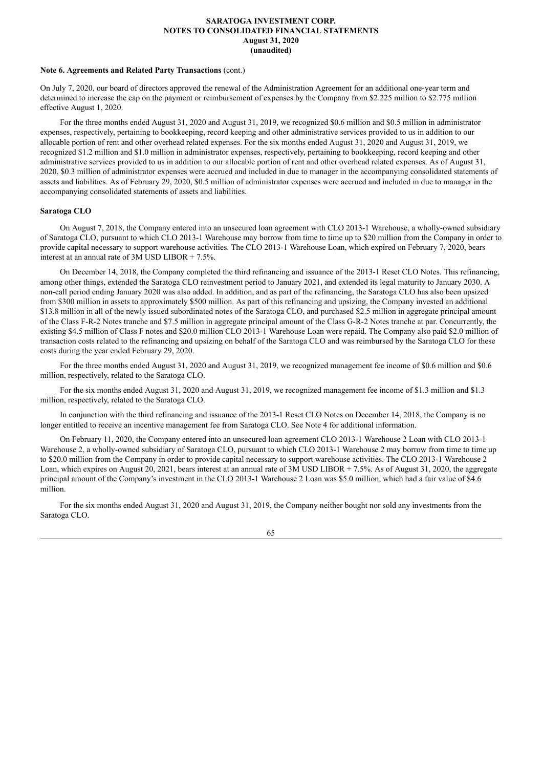**Note 6. Agreements and Related Party Transactions** (cont.)

On July 7, 2020, our board of directors approved the renewal of the Administration Agreement for an additional one-year term and determined to increase the cap on the payment or reimbursement of expenses by the Company from $2.225 million to $2.775 million effective August 1, 2020.

For the three months ended August 31, 2020 and August 31, 2019, we recognized $0.6 million and $0.5 million in administrator expenses, respectively, pertaining to bookkeeping, record keeping and other administrative services provided to us in addition to our allocable portion of rent and other overhead related expenses. For the six months ended August 31, 2020 and August 31, 2019, we recognized $1.2 million and $1.0 million in administrator expenses, respectively, pertaining to bookkeeping, record keeping and other administrative services provided to us in addition to our allocable portion of rent and other overhead related expenses. As of August 31, 2020, $0.3 million of administrator expenses were accrued and included in due to manager in the accompanying consolidated statements of assets and liabilities. As of February 29, 2020, $0.5 million of administrator expenses were accrued and included in due to manager in the accompanying consolidated statements of assets and liabilities.

**Saratoga CLO**

On August 7, 2018, the Company entered into an unsecured loan agreement with CLO 2013-1 Warehouse, a wholly-owned subsidiary of Saratoga CLO, pursuant to which CLO 2013-1 Warehouse may borrow from time to time up to $20 million from the Company in order to provide capital necessary to support warehouse activities. The CLO 2013-1 Warehouse Loan, which expired on February 7, 2020, bears interest at an annual rate of 3M USD LIBOR + 7.5%.

On December 14, 2018, the Company completed the third refinancing and issuance of the 2013-1 Reset CLO Notes. This refinancing, among other things, extended the Saratoga CLO reinvestment period to January 2021, and extended its legal maturity to January 2030. A non-call period ending January 2020 was also added. In addition, and as part of the refinancing, the Saratoga CLO has also been upsized from $300 million in assets to approximately $500 million. As part of this refinancing and upsizing, the Company invested an additional $13.8 million in all of the newly issued subordinated notes of the Saratoga CLO, and purchased $2.5 million in aggregate principal amount of the Class F-R-2 Notes tranche and $7.5 million in aggregate principal amount of the Class G-R-2 Notes tranche at par. Concurrently, the existing $4.5 million of Class F notes and $20.0 million CLO 2013-1 Warehouse Loan were repaid. The Company also paid $2.0 million of transaction costs related to the refinancing and upsizing on behalf of the Saratoga CLO and was reimbursed by the Saratoga CLO for these costs during the year ended February 29, 2020.

For the three months ended August 31, 2020 and August 31, 2019, we recognized management fee income of $0.6 million and $0.6 million, respectively, related to the Saratoga CLO.

For the six months ended August 31, 2020 and August 31, 2019, we recognized management fee income of $1.3 million and $1.3 million, respectively, related to the Saratoga CLO.

In conjunction with the third refinancing and issuance of the 2013-1 Reset CLO Notes on December 14, 2018, the Company is no longer entitled to receive an incentive management fee from Saratoga CLO. See Note 4 for additional information.

On February 11, 2020, the Company entered into an unsecured loan agreement CLO 2013-1 Warehouse 2 Loan with CLO 2013-1 Warehouse 2, a wholly-owned subsidiary of Saratoga CLO, pursuant to which CLO 2013-1 Warehouse 2 may borrow from time to time up to $20.0 million from the Company in order to provide capital necessary to support warehouse activities. The CLO 2013-1 Warehouse 2 Loan, which expires on August 20, 2021, bears interest at an annual rate of 3M USD LIBOR + 7.5%. As of August 31, 2020, the aggregate principal amount of the Company's investment in the CLO 2013-1 Warehouse 2 Loan was $5.0 million, which had a fair value of $4.6 million.

For the six months ended August 31, 2020 and August 31, 2019, the Company neither bought nor sold any investments from the Saratoga CLO.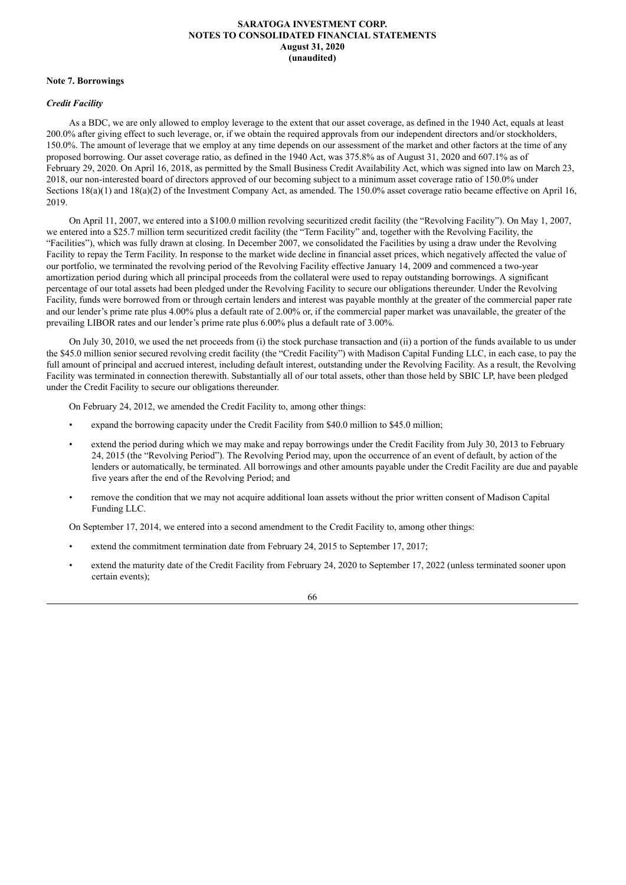**Note 7. Borrowings**

***Credit Facility***

As a BDC, we are only allowed to employ leverage to the extent that our asset coverage, as defined in the 1940 Act, equals at least 200.0% after giving effect to such leverage, or, if we obtain the required approvals from our independent directors and/or stockholders, 150.0%. The amount of leverage that we employ at any time depends on our assessment of the market and other factors at the time of any proposed borrowing. Our asset coverage ratio, as defined in the 1940 Act, was 375.8% as of August 31, 2020 and 607.1% as of February 29, 2020. On April 16, 2018, as permitted by the Small Business Credit Availability Act, which was signed into law on March 23, 2018, our non-interested board of directors approved of our becoming subject to a minimum asset coverage ratio of 150.0% under Sections 18(a)(1) and 18(a)(2) of the Investment Company Act, as amended. The 150.0% asset coverage ratio became effective on April 16, 2019.

On April 11, 2007, we entered into a $100.0 million revolving securitized credit facility (the "Revolving Facility"). On May 1, 2007, we entered into a $25.7 million term securitized credit facility (the "Term Facility" and, together with the Revolving Facility, the "Facilities"), which was fully drawn at closing. In December 2007, we consolidated the Facilities by using a draw under the Revolving Facility to repay the Term Facility. In response to the market wide decline in financial asset prices, which negatively affected the value of our portfolio, we terminated the revolving period of the Revolving Facility effective January 14, 2009 and commenced a two-year amortization period during which all principal proceeds from the collateral were used to repay outstanding borrowings. A significant percentage of our total assets had been pledged under the Revolving Facility to secure our obligations thereunder. Under the Revolving Facility, funds were borrowed from or through certain lenders and interest was payable monthly at the greater of the commercial paper rate and our lender's prime rate plus 4.00% plus a default rate of 2.00% or, if the commercial paper market was unavailable, the greater of the prevailing LIBOR rates and our lender's prime rate plus 6.00% plus a default rate of 3.00%.

On July 30, 2010, we used the net proceeds from (i) the stock purchase transaction and (ii) a portion of the funds available to us under the $45.0 million senior secured revolving credit facility (the "Credit Facility") with Madison Capital Funding LLC, in each case, to pay the full amount of principal and accrued interest, including default interest, outstanding under the Revolving Facility. As a result, the Revolving Facility was terminated in connection therewith. Substantially all of our total assets, other than those held by SBIC LP, have been pledged under the Credit Facility to secure our obligations thereunder.

On February 24, 2012, we amended the Credit Facility to, among other things:

- expand the borrowing capacity under the Credit Facility from $40.0 million to $45.0 million;
- extend the period during which we may make and repay borrowings under the Credit Facility from July 30, 2013 to February 24, 2015 (the "Revolving Period"). The Revolving Period may, upon the occurrence of an event of default, by action of the lenders or automatically, be terminated. All borrowings and other amounts payable under the Credit Facility are due and payable five years after the end of the Revolving Period; and
- remove the condition that we may not acquire additional loan assets without the prior written consent of Madison Capital Funding LLC.

On September 17, 2014, we entered into a second amendment to the Credit Facility to, among other things:

- extend the commitment termination date from February 24, 2015 to September 17, 2017;
- extend the maturity date of the Credit Facility from February 24, 2020 to September 17, 2022 (unless terminated sooner upon certain events);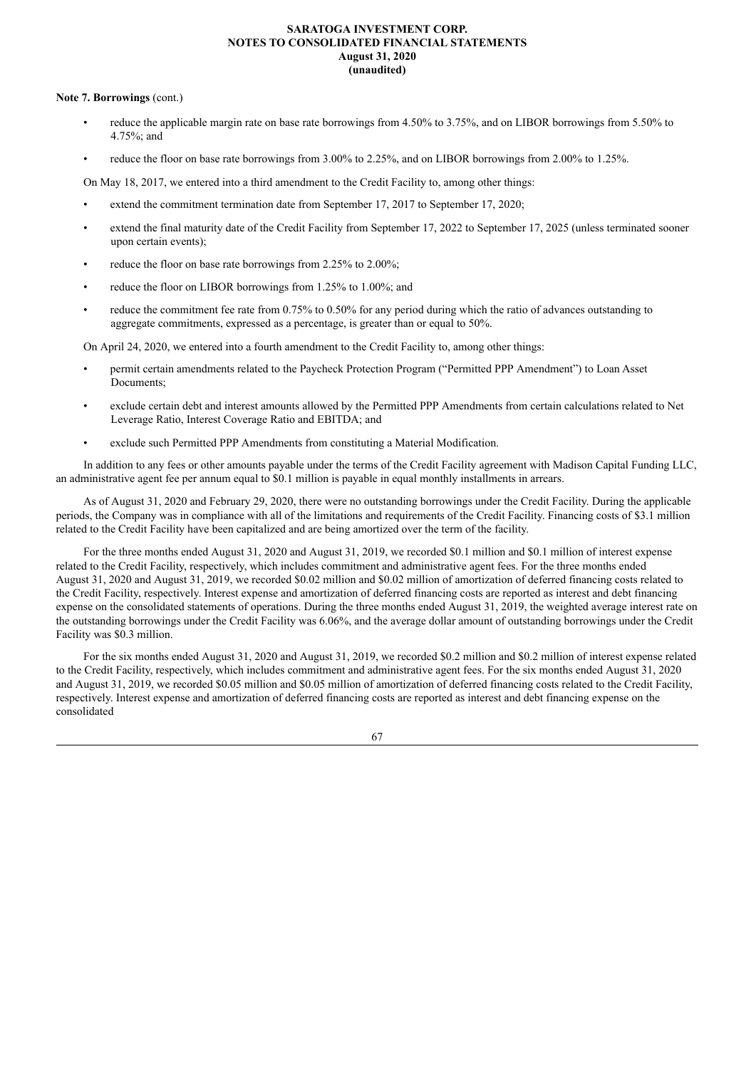**Note 7. Borrowings** (cont.)

- reduce the applicable margin rate on base rate borrowings from 4.50% to 3.75%, and on LIBOR borrowings from 5.50% to 4.75%; and
- reduce the floor on base rate borrowings from 3.00% to 2.25%, and on LIBOR borrowings from 2.00% to 1.25%.

On May 18, 2017, we entered into a third amendment to the Credit Facility to, among other things:

- extend the commitment termination date from September 17, 2017 to September 17, 2020;
- extend the final maturity date of the Credit Facility from September 17, 2022 to September 17, 2025 (unless terminated sooner upon certain events);
- reduce the floor on base rate borrowings from 2.25% to 2.00%;
- reduce the floor on LIBOR borrowings from 1.25% to 1.00%; and
- reduce the commitment fee rate from 0.75% to 0.50% for any period during which the ratio of advances outstanding to aggregate commitments, expressed as a percentage, is greater than or equal to 50%.

On April 24, 2020, we entered into a fourth amendment to the Credit Facility to, among other things:

- permit certain amendments related to the Paycheck Protection Program ("Permitted PPP Amendment") to Loan Asset Documents;
- exclude certain debt and interest amounts allowed by the Permitted PPP Amendments from certain calculations related to Net Leverage Ratio, Interest Coverage Ratio and EBITDA; and
- exclude such Permitted PPP Amendments from constituting a Material Modification.

In addition to any fees or other amounts payable under the terms of the Credit Facility agreement with Madison Capital Funding LLC, an administrative agent fee per annum equal to $0.1 million is payable in equal monthly installments in arrears.

As of August 31, 2020 and February 29, 2020, there were no outstanding borrowings under the Credit Facility. During the applicable periods, the Company was in compliance with all of the limitations and requirements of the Credit Facility. Financing costs of $3.1 million related to the Credit Facility have been capitalized and are being amortized over the term of the facility.

For the three months ended August 31, 2020 and August 31, 2019, we recorded $0.1 million and $0.1 million of interest expense related to the Credit Facility, respectively, which includes commitment and administrative agent fees. For the three months ended August 31, 2020 and August 31, 2019, we recorded $0.02 million and $0.02 million of amortization of deferred financing costs related to the Credit Facility, respectively. Interest expense and amortization of deferred financing costs are reported as interest and debt financing expense on the consolidated statements of operations. During the three months ended August 31, 2019, the weighted average interest rate on the outstanding borrowings under the Credit Facility was 6.06%, and the average dollar amount of outstanding borrowings under the Credit Facility was $0.3 million.

For the six months ended August 31, 2020 and August 31, 2019, we recorded $0.2 million and $0.2 million of interest expense related to the Credit Facility, respectively, which includes commitment and administrative agent fees. For the six months ended August 31, 2020 and August 31, 2019, we recorded $0.05 million and $0.05 million of amortization of deferred financing costs related to the Credit Facility, respectively. Interest expense and amortization of deferred financing costs are reported as interest and debt financing expense on the consolidated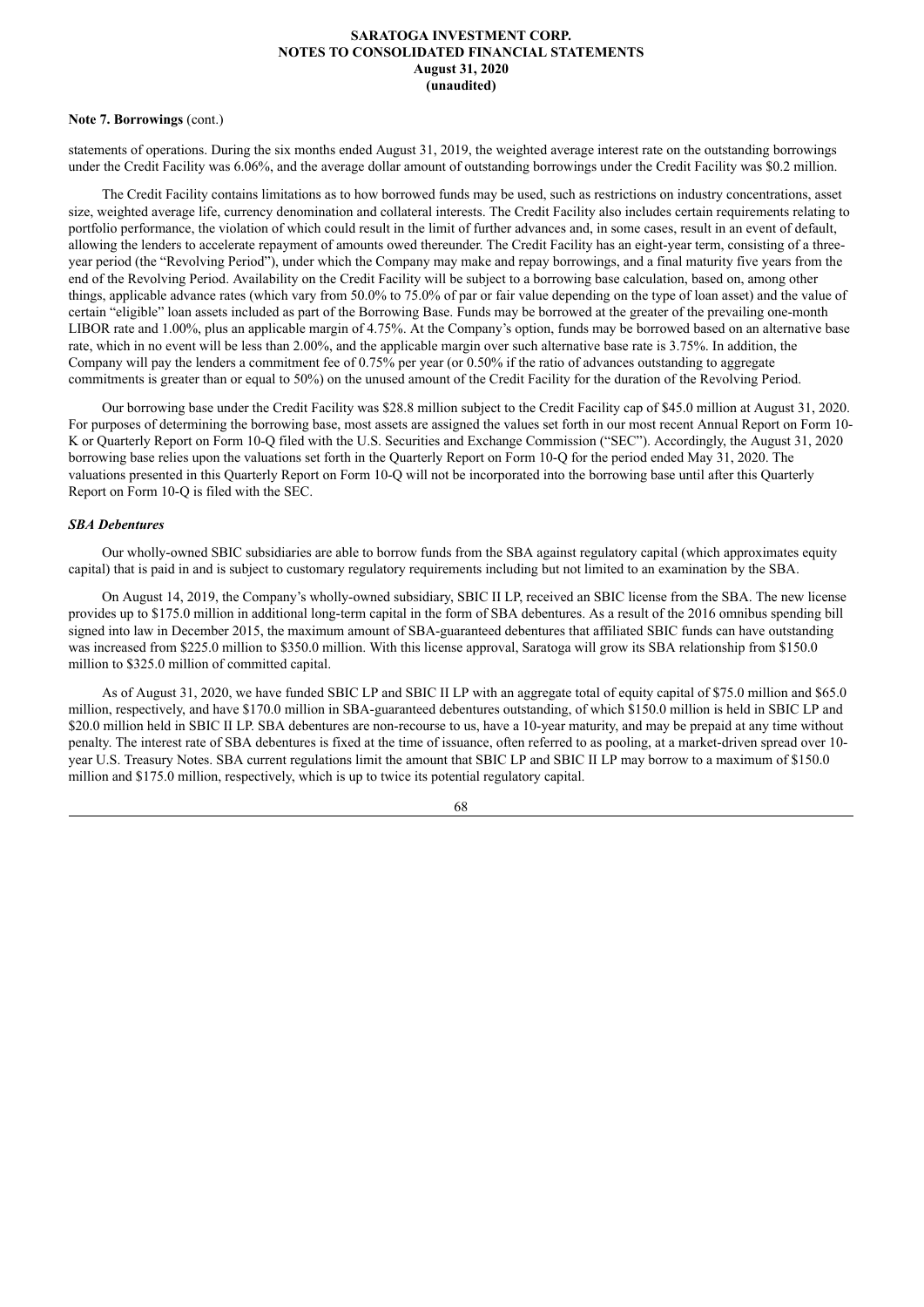**Note 7. Borrowings** (cont.)

statements of operations. During the six months ended August 31, 2019, the weighted average interest rate on the outstanding borrowings under the Credit Facility was 6.06%, and the average dollar amount of outstanding borrowings under the Credit Facility was $0.2 million.

The Credit Facility contains limitations as to how borrowed funds may be used, such as restrictions on industry concentrations, asset size, weighted average life, currency denomination and collateral interests. The Credit Facility also includes certain requirements relating to portfolio performance, the violation of which could result in the limit of further advances and, in some cases, result in an event of default, allowing the lenders to accelerate repayment of amounts owed thereunder. The Credit Facility has an eight-year term, consisting of a three-year period (the "Revolving Period"), under which the Company may make and repay borrowings, and a final maturity five years from the end of the Revolving Period. Availability on the Credit Facility will be subject to a borrowing base calculation, based on, among other things, applicable advance rates (which vary from 50.0% to 75.0% of par or fair value depending on the type of loan asset) and the value of certain "eligible" loan assets included as part of the Borrowing Base. Funds may be borrowed at the greater of the prevailing one-month LIBOR rate and 1.00%, plus an applicable margin of 4.75%. At the Company's option, funds may be borrowed based on an alternative base rate, which in no event will be less than 2.00%, and the applicable margin over such alternative base rate is 3.75%. In addition, the Company will pay the lenders a commitment fee of 0.75% per year (or 0.50% if the ratio of advances outstanding to aggregate commitments is greater than or equal to 50%) on the unused amount of the Credit Facility for the duration of the Revolving Period.

Our borrowing base under the Credit Facility was $28.8 million subject to the Credit Facility cap of $45.0 million at August 31, 2020. For purposes of determining the borrowing base, most assets are assigned the values set forth in our most recent Annual Report on Form 10-K or Quarterly Report on Form 10-Q filed with the U.S. Securities and Exchange Commission ("SEC"). Accordingly, the August 31, 2020 borrowing base relies upon the valuations set forth in the Quarterly Report on Form 10-Q for the period ended May 31, 2020. The valuations presented in this Quarterly Report on Form 10-Q will not be incorporated into the borrowing base until after this Quarterly Report on Form 10-Q is filed with the SEC.

***SBA Debentures***

Our wholly-owned SBIC subsidiaries are able to borrow funds from the SBA against regulatory capital (which approximates equity capital) that is paid in and is subject to customary regulatory requirements including but not limited to an examination by the SBA.

On August 14, 2019, the Company's wholly-owned subsidiary, SBIC II LP, received an SBIC license from the SBA. The new license provides up to $175.0 million in additional long-term capital in the form of SBA debentures. As a result of the 2016 omnibus spending bill signed into law in December 2015, the maximum amount of SBA-guaranteed debentures that affiliated SBIC funds can have outstanding was increased from $225.0 million to $350.0 million. With this license approval, Saratoga will grow its SBA relationship from $150.0 million to $325.0 million of committed capital.

As of August 31, 2020, we have funded SBIC LP and SBIC II LP with an aggregate total of equity capital of $75.0 million and $65.0 million, respectively, and have $170.0 million in SBA-guaranteed debentures outstanding, of which $150.0 million is held in SBIC LP and $20.0 million held in SBIC II LP. SBA debentures are non-recourse to us, have a 10-year maturity, and may be prepaid at any time without penalty. The interest rate of SBA debentures is fixed at the time of issuance, often referred to as pooling, at a market-driven spread over 10-year U.S. Treasury Notes. SBA current regulations limit the amount that SBIC LP and SBIC II LP may borrow to a maximum of $150.0 million and $175.0 million, respectively, which is up to twice its potential regulatory capital.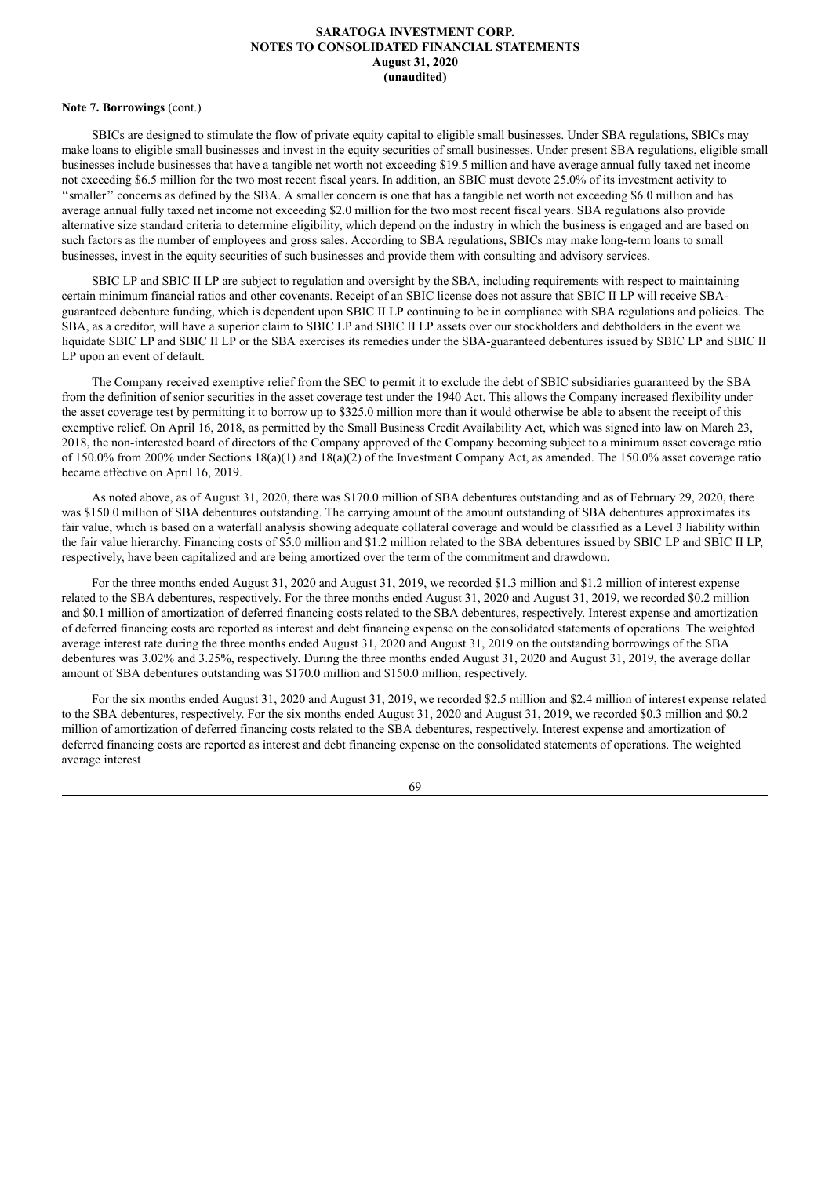**Note 7. Borrowings** (cont.)

SBICs are designed to stimulate the flow of private equity capital to eligible small businesses. Under SBA regulations, SBICs may make loans to eligible small businesses and invest in the equity securities of small businesses. Under present SBA regulations, eligible small businesses include businesses that have a tangible net worth not exceeding $19.5 million and have average annual fully taxed net income not exceeding $6.5 million for the two most recent fiscal years. In addition, an SBIC must devote 25.0% of its investment activity to "smaller" concerns as defined by the SBA. A smaller concern is one that has a tangible net worth not exceeding $6.0 million and has average annual fully taxed net income not exceeding $2.0 million for the two most recent fiscal years. SBA regulations also provide alternative size standard criteria to determine eligibility, which depend on the industry in which the business is engaged and are based on such factors as the number of employees and gross sales. According to SBA regulations, SBICs may make long-term loans to small businesses, invest in the equity securities of such businesses and provide them with consulting and advisory services.

SBIC LP and SBIC II LP are subject to regulation and oversight by the SBA, including requirements with respect to maintaining certain minimum financial ratios and other covenants. Receipt of an SBIC license does not assure that SBIC II LP will receive SBA-guaranteed debenture funding, which is dependent upon SBIC II LP continuing to be in compliance with SBA regulations and policies. The SBA, as a creditor, will have a superior claim to SBIC LP and SBIC II LP assets over our stockholders and debtholders in the event we liquidate SBIC LP and SBIC II LP or the SBA exercises its remedies under the SBA-guaranteed debentures issued by SBIC LP and SBIC II LP upon an event of default.

The Company received exemptive relief from the SEC to permit it to exclude the debt of SBIC subsidiaries guaranteed by the SBA from the definition of senior securities in the asset coverage test under the 1940 Act. This allows the Company increased flexibility under the asset coverage test by permitting it to borrow up to $325.0 million more than it would otherwise be able to absent the receipt of this exemptive relief. On April 16, 2018, as permitted by the Small Business Credit Availability Act, which was signed into law on March 23, 2018, the non-interested board of directors of the Company approved of the Company becoming subject to a minimum asset coverage ratio of 150.0% from 200% under Sections 18(a)(1) and 18(a)(2) of the Investment Company Act, as amended. The 150.0% asset coverage ratio became effective on April 16, 2019.

As noted above, as of August 31, 2020, there was $170.0 million of SBA debentures outstanding and as of February 29, 2020, there was $150.0 million of SBA debentures outstanding. The carrying amount of the amount outstanding of SBA debentures approximates its fair value, which is based on a waterfall analysis showing adequate collateral coverage and would be classified as a Level 3 liability within the fair value hierarchy. Financing costs of $5.0 million and $1.2 million related to the SBA debentures issued by SBIC LP and SBIC II LP, respectively, have been capitalized and are being amortized over the term of the commitment and drawdown.

For the three months ended August 31, 2020 and August 31, 2019, we recorded $1.3 million and $1.2 million of interest expense related to the SBA debentures, respectively. For the three months ended August 31, 2020 and August 31, 2019, we recorded $0.2 million and $0.1 million of amortization of deferred financing costs related to the SBA debentures, respectively. Interest expense and amortization of deferred financing costs are reported as interest and debt financing expense on the consolidated statements of operations. The weighted average interest rate during the three months ended August 31, 2020 and August 31, 2019 on the outstanding borrowings of the SBA debentures was 3.02% and 3.25%, respectively. During the three months ended August 31, 2020 and August 31, 2019, the average dollar amount of SBA debentures outstanding was $170.0 million and $150.0 million, respectively.

For the six months ended August 31, 2020 and August 31, 2019, we recorded $2.5 million and $2.4 million of interest expense related to the SBA debentures, respectively. For the six months ended August 31, 2020 and August 31, 2019, we recorded $0.3 million and $0.2 million of amortization of deferred financing costs related to the SBA debentures, respectively. Interest expense and amortization of deferred financing costs are reported as interest and debt financing expense on the consolidated statements of operations. The weighted average interest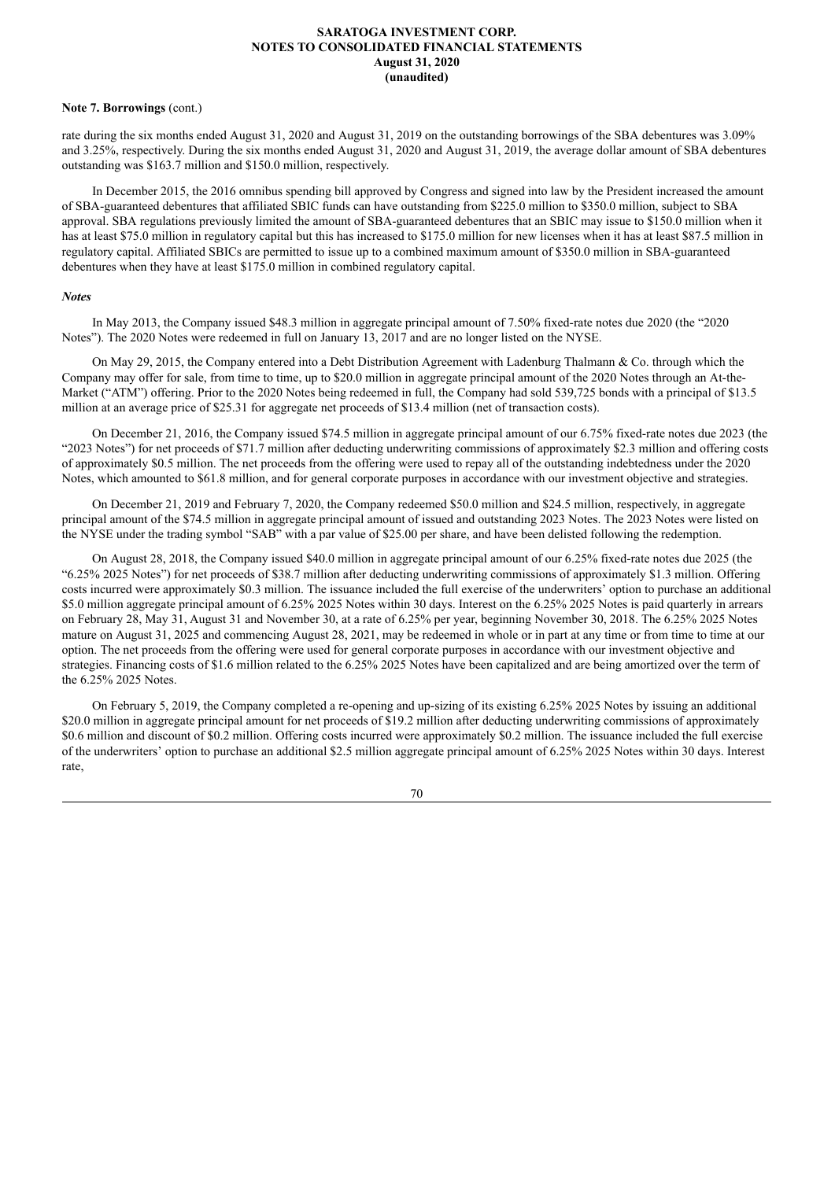**Note 7. Borrowings** (cont.)

rate during the six months ended August 31, 2020 and August 31, 2019 on the outstanding borrowings of the SBA debentures was 3.09% and 3.25%, respectively. During the six months ended August 31, 2020 and August 31, 2019, the average dollar amount of SBA debentures outstanding was $163.7 million and $150.0 million, respectively.

In December 2015, the 2016 omnibus spending bill approved by Congress and signed into law by the President increased the amount of SBA-guaranteed debentures that affiliated SBIC funds can have outstanding from $225.0 million to $350.0 million, subject to SBA approval. SBA regulations previously limited the amount of SBA-guaranteed debentures that an SBIC may issue to $150.0 million when it has at least $75.0 million in regulatory capital but this has increased to $175.0 million for new licenses when it has at least $87.5 million in regulatory capital. Affiliated SBICs are permitted to issue up to a combined maximum amount of $350.0 million in SBA-guaranteed debentures when they have at least $175.0 million in combined regulatory capital.

***Notes***

In May 2013, the Company issued $48.3 million in aggregate principal amount of 7.50% fixed-rate notes due 2020 (the "2020 Notes"). The 2020 Notes were redeemed in full on January 13, 2017 and are no longer listed on the NYSE.

On May 29, 2015, the Company entered into a Debt Distribution Agreement with Ladenburg Thalmann & Co. through which the Company may offer for sale, from time to time, up to $20.0 million in aggregate principal amount of the 2020 Notes through an At-the-Market ("ATM") offering. Prior to the 2020 Notes being redeemed in full, the Company had sold 539,725 bonds with a principal of $13.5 million at an average price of $25.31 for aggregate net proceeds of $13.4 million (net of transaction costs).

On December 21, 2016, the Company issued $74.5 million in aggregate principal amount of our 6.75% fixed-rate notes due 2023 (the "2023 Notes") for net proceeds of $71.7 million after deducting underwriting commissions of approximately $2.3 million and offering costs of approximately $0.5 million. The net proceeds from the offering were used to repay all of the outstanding indebtedness under the 2020 Notes, which amounted to $61.8 million, and for general corporate purposes in accordance with our investment objective and strategies.

On December 21, 2019 and February 7, 2020, the Company redeemed $50.0 million and $24.5 million, respectively, in aggregate principal amount of the $74.5 million in aggregate principal amount of issued and outstanding 2023 Notes. The 2023 Notes were listed on the NYSE under the trading symbol "SAB" with a par value of $25.00 per share, and have been delisted following the redemption.

On August 28, 2018, the Company issued $40.0 million in aggregate principal amount of our 6.25% fixed-rate notes due 2025 (the "6.25% 2025 Notes") for net proceeds of $38.7 million after deducting underwriting commissions of approximately $1.3 million. Offering costs incurred were approximately $0.3 million. The issuance included the full exercise of the underwriters' option to purchase an additional $5.0 million aggregate principal amount of 6.25% 2025 Notes within 30 days. Interest on the 6.25% 2025 Notes is paid quarterly in arrears on February 28, May 31, August 31 and November 30, at a rate of 6.25% per year, beginning November 30, 2018. The 6.25% 2025 Notes mature on August 31, 2025 and commencing August 28, 2021, may be redeemed in whole or in part at any time or from time to time at our option. The net proceeds from the offering were used for general corporate purposes in accordance with our investment objective and strategies. Financing costs of $1.6 million related to the 6.25% 2025 Notes have been capitalized and are being amortized over the term of the 6.25% 2025 Notes.

On February 5, 2019, the Company completed a re-opening and up-sizing of its existing 6.25% 2025 Notes by issuing an additional $20.0 million in aggregate principal amount for net proceeds of $19.2 million after deducting underwriting commissions of approximately $0.6 million and discount of $0.2 million. Offering costs incurred were approximately $0.2 million. The issuance included the full exercise of the underwriters' option to purchase an additional $2.5 million aggregate principal amount of 6.25% 2025 Notes within 30 days. Interest rate,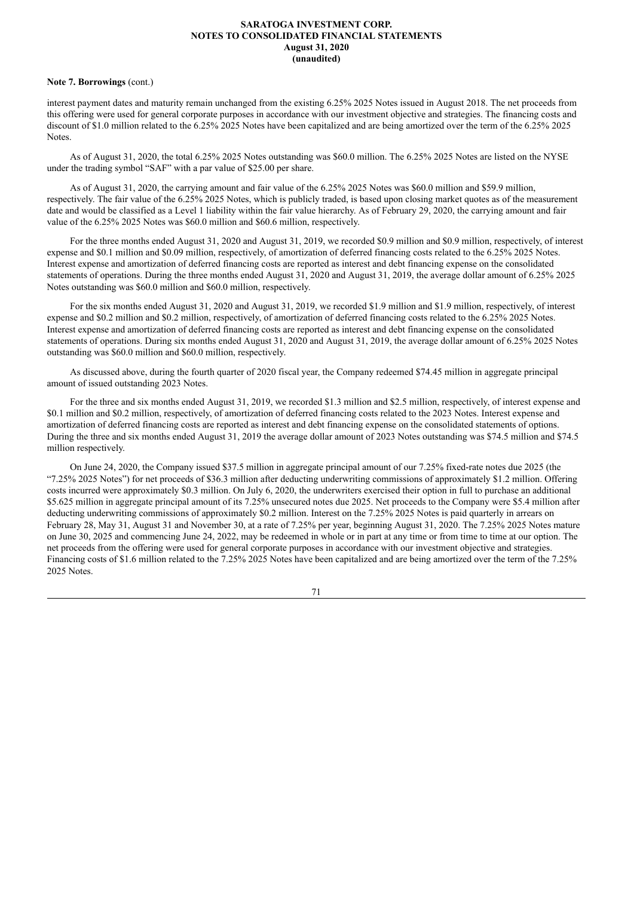**Note 7. Borrowings** (cont.)

interest payment dates and maturity remain unchanged from the existing 6.25% 2025 Notes issued in August 2018. The net proceeds from this offering were used for general corporate purposes in accordance with our investment objective and strategies. The financing costs and discount of $1.0 million related to the 6.25% 2025 Notes have been capitalized and are being amortized over the term of the 6.25% 2025 Notes.

As of August 31, 2020, the total 6.25% 2025 Notes outstanding was $60.0 million. The 6.25% 2025 Notes are listed on the NYSE under the trading symbol "SAF" with a par value of $25.00 per share.

As of August 31, 2020, the carrying amount and fair value of the 6.25% 2025 Notes was $60.0 million and $59.9 million, respectively. The fair value of the 6.25% 2025 Notes, which is publicly traded, is based upon closing market quotes as of the measurement date and would be classified as a Level 1 liability within the fair value hierarchy. As of February 29, 2020, the carrying amount and fair value of the 6.25% 2025 Notes was $60.0 million and $60.6 million, respectively.

For the three months ended August 31, 2020 and August 31, 2019, we recorded $0.9 million and $0.9 million, respectively, of interest expense and $0.1 million and $0.09 million, respectively, of amortization of deferred financing costs related to the 6.25% 2025 Notes. Interest expense and amortization of deferred financing costs are reported as interest and debt financing expense on the consolidated statements of operations. During the three months ended August 31, 2020 and August 31, 2019, the average dollar amount of 6.25% 2025 Notes outstanding was $60.0 million and $60.0 million, respectively.

For the six months ended August 31, 2020 and August 31, 2019, we recorded $1.9 million and $1.9 million, respectively, of interest expense and $0.2 million and $0.2 million, respectively, of amortization of deferred financing costs related to the 6.25% 2025 Notes. Interest expense and amortization of deferred financing costs are reported as interest and debt financing expense on the consolidated statements of operations. During six months ended August 31, 2020 and August 31, 2019, the average dollar amount of 6.25% 2025 Notes outstanding was $60.0 million and $60.0 million, respectively.

As discussed above, during the fourth quarter of 2020 fiscal year, the Company redeemed $74.45 million in aggregate principal amount of issued outstanding 2023 Notes.

For the three and six months ended August 31, 2019, we recorded $1.3 million and $2.5 million, respectively, of interest expense and $0.1 million and $0.2 million, respectively, of amortization of deferred financing costs related to the 2023 Notes. Interest expense and amortization of deferred financing costs are reported as interest and debt financing expense on the consolidated statements of options. During the three and six months ended August 31, 2019 the average dollar amount of 2023 Notes outstanding was $74.5 million and $74.5 million respectively.

On June 24, 2020, the Company issued $37.5 million in aggregate principal amount of our 7.25% fixed-rate notes due 2025 (the "7.25% 2025 Notes") for net proceeds of $36.3 million after deducting underwriting commissions of approximately $1.2 million. Offering costs incurred were approximately $0.3 million. On July 6, 2020, the underwriters exercised their option in full to purchase an additional $5.625 million in aggregate principal amount of its 7.25% unsecured notes due 2025. Net proceeds to the Company were $5.4 million after deducting underwriting commissions of approximately $0.2 million. Interest on the 7.25% 2025 Notes is paid quarterly in arrears on February 28, May 31, August 31 and November 30, at a rate of 7.25% per year, beginning August 31, 2020. The 7.25% 2025 Notes mature on June 30, 2025 and commencing June 24, 2022, may be redeemed in whole or in part at any time or from time to time at our option. The net proceeds from the offering were used for general corporate purposes in accordance with our investment objective and strategies. Financing costs of $1.6 million related to the 7.25% 2025 Notes have been capitalized and are being amortized over the term of the 7.25% 2025 Notes.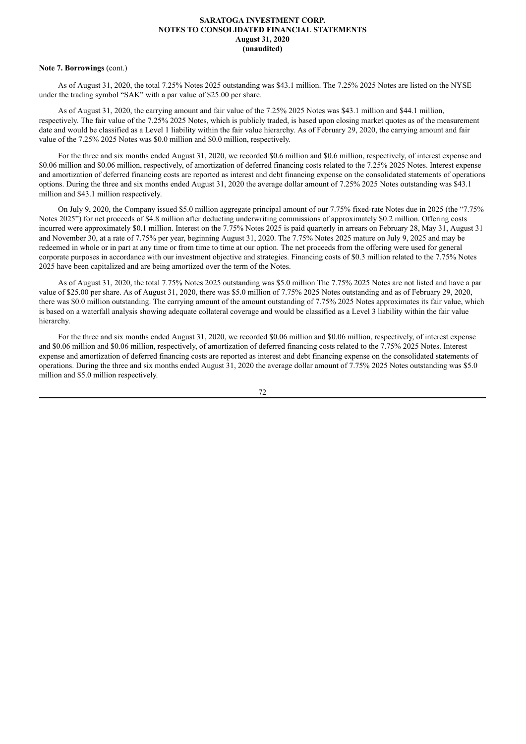**Note 7. Borrowings** (cont.)

As of August 31, 2020, the total 7.25% Notes 2025 outstanding was $43.1 million. The 7.25% 2025 Notes are listed on the NYSE under the trading symbol "SAK" with a par value of $25.00 per share.

As of August 31, 2020, the carrying amount and fair value of the 7.25% 2025 Notes was $43.1 million and $44.1 million, respectively. The fair value of the 7.25% 2025 Notes, which is publicly traded, is based upon closing market quotes as of the measurement date and would be classified as a Level 1 liability within the fair value hierarchy. As of February 29, 2020, the carrying amount and fair value of the 7.25% 2025 Notes was $0.0 million and $0.0 million, respectively.

For the three and six months ended August 31, 2020, we recorded $0.6 million and $0.6 million, respectively, of interest expense and $0.06 million and $0.06 million, respectively, of amortization of deferred financing costs related to the 7.25% 2025 Notes. Interest expense and amortization of deferred financing costs are reported as interest and debt financing expense on the consolidated statements of operations options. During the three and six months ended August 31, 2020 the average dollar amount of 7.25% 2025 Notes outstanding was $43.1 million and $43.1 million respectively.

On July 9, 2020, the Company issued $5.0 million aggregate principal amount of our 7.75% fixed-rate Notes due in 2025 (the "7.75% Notes 2025") for net proceeds of $4.8 million after deducting underwriting commissions of approximately $0.2 million. Offering costs incurred were approximately $0.1 million. Interest on the 7.75% Notes 2025 is paid quarterly in arrears on February 28, May 31, August 31 and November 30, at a rate of 7.75% per year, beginning August 31, 2020. The 7.75% Notes 2025 mature on July 9, 2025 and may be redeemed in whole or in part at any time or from time to time at our option. The net proceeds from the offering were used for general corporate purposes in accordance with our investment objective and strategies. Financing costs of $0.3 million related to the 7.75% Notes 2025 have been capitalized and are being amortized over the term of the Notes.

As of August 31, 2020, the total 7.75% Notes 2025 outstanding was $5.0 million The 7.75% 2025 Notes are not listed and have a par value of $25.00 per share. As of August 31, 2020, there was $5.0 million of 7.75% 2025 Notes outstanding and as of February 29, 2020, there was $0.0 million outstanding. The carrying amount of the amount outstanding of 7.75% 2025 Notes approximates its fair value, which is based on a waterfall analysis showing adequate collateral coverage and would be classified as a Level 3 liability within the fair value hierarchy.

For the three and six months ended August 31, 2020, we recorded $0.06 million and $0.06 million, respectively, of interest expense and $0.06 million and $0.06 million, respectively, of amortization of deferred financing costs related to the 7.75% 2025 Notes. Interest expense and amortization of deferred financing costs are reported as interest and debt financing expense on the consolidated statements of operations. During the three and six months ended August 31, 2020 the average dollar amount of 7.75% 2025 Notes outstanding was $5.0 million and $5.0 million respectively.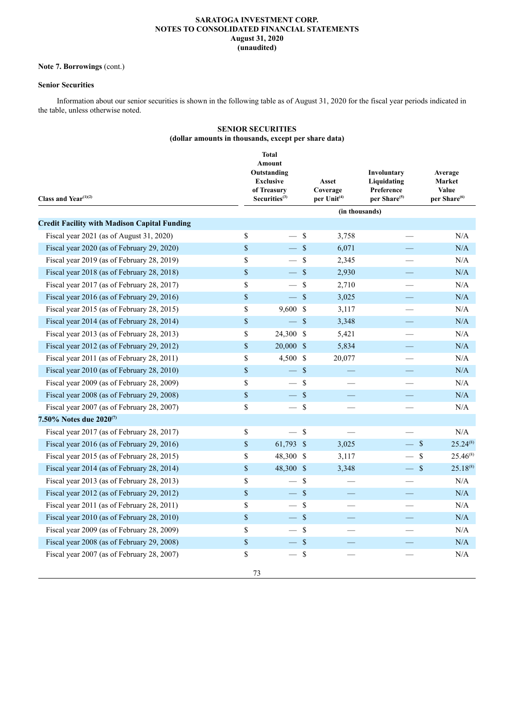**SARATOGA INVESTMENT CORP.**
**NOTES TO CONSOLIDATED FINANCIAL STATEMENTS**
**August 31, 2020**
**(unaudited)**

**Note 7. Borrowings** (cont.)

**Senior Securities**

Information about our senior securities is shown in the following table as of August 31, 2020 for the fiscal year periods indicated in the table, unless otherwise noted.

**SENIOR SECURITIES**
**(dollar amounts in thousands, except per share data)**

| Class and Year[(1)(2)] | Total Amount Outstanding Exclusive of Treasury Securities[(3)] | Asset Coverage per Unit[(4)] | Involuntary Liquidating Preference per Share[(5)] | Average Market Value per Share[(6)] |
|---|---|---|---|---|
| | | (in thousands) | | |
| **Credit Facility with Madison Capital Funding** | | | | |
| Fiscal year 2021 (as of August 31, 2020) | $ — | $ 3,758 | — | N/A |
| Fiscal year 2020 (as of February 29, 2020) | $ — | $ 6,071 | — | N/A |
| Fiscal year 2019 (as of February 28, 2019) | $ — | $ 2,345 | — | N/A |
| Fiscal year 2018 (as of February 28, 2018) | $ — | $ 2,930 | — | N/A |
| Fiscal year 2017 (as of February 28, 2017) | $ — | $ 2,710 | — | N/A |
| Fiscal year 2016 (as of February 29, 2016) | $ — | $ 3,025 | — | N/A |
| Fiscal year 2015 (as of February 28, 2015) | $ 9,600 | $ 3,117 | — | N/A |
| Fiscal year 2014 (as of February 28, 2014) | $ — | $ 3,348 | — | N/A |
| Fiscal year 2013 (as of February 28, 2013) | $ 24,300 | $ 5,421 | — | N/A |
| Fiscal year 2012 (as of February 29, 2012) | $ 20,000 | $ 5,834 | — | N/A |
| Fiscal year 2011 (as of February 28, 2011) | $ 4,500 | $ 20,077 | — | N/A |
| Fiscal year 2010 (as of February 28, 2010) | $ — | $ — | — | N/A |
| Fiscal year 2009 (as of February 28, 2009) | $ — | $ — | — | N/A |
| Fiscal year 2008 (as of February 29, 2008) | $ — | $ — | — | N/A |
| Fiscal year 2007 (as of February 28, 2007) | $ — | $ — | — | N/A |
| **7.50% Notes due 2020[(7)]** | | | | |
| Fiscal year 2017 (as of February 28, 2017) | $ — | $ — | — | N/A |
| Fiscal year 2016 (as of February 29, 2016) | $ 61,793 | $ 3,025 | — | $ 25.24[(8)] |
| Fiscal year 2015 (as of February 28, 2015) | $ 48,300 | $ 3,117 | — | $ 25.46[(8)] |
| Fiscal year 2014 (as of February 28, 2014) | $ 48,300 | $ 3,348 | — | $ 25.18[(8)] |
| Fiscal year 2013 (as of February 28, 2013) | $ — | $ — | — | N/A |
| Fiscal year 2012 (as of February 29, 2012) | $ — | $ — | — | N/A |
| Fiscal year 2011 (as of February 28, 2011) | $ — | $ — | — | N/A |
| Fiscal year 2010 (as of February 28, 2010) | $ — | $ — | — | N/A |
| Fiscal year 2009 (as of February 28, 2009) | $ — | $ — | — | N/A |
| Fiscal year 2008 (as of February 29, 2008) | $ — | $ — | — | N/A |
| Fiscal year 2007 (as of February 28, 2007) | $ — | $ — | — | N/A |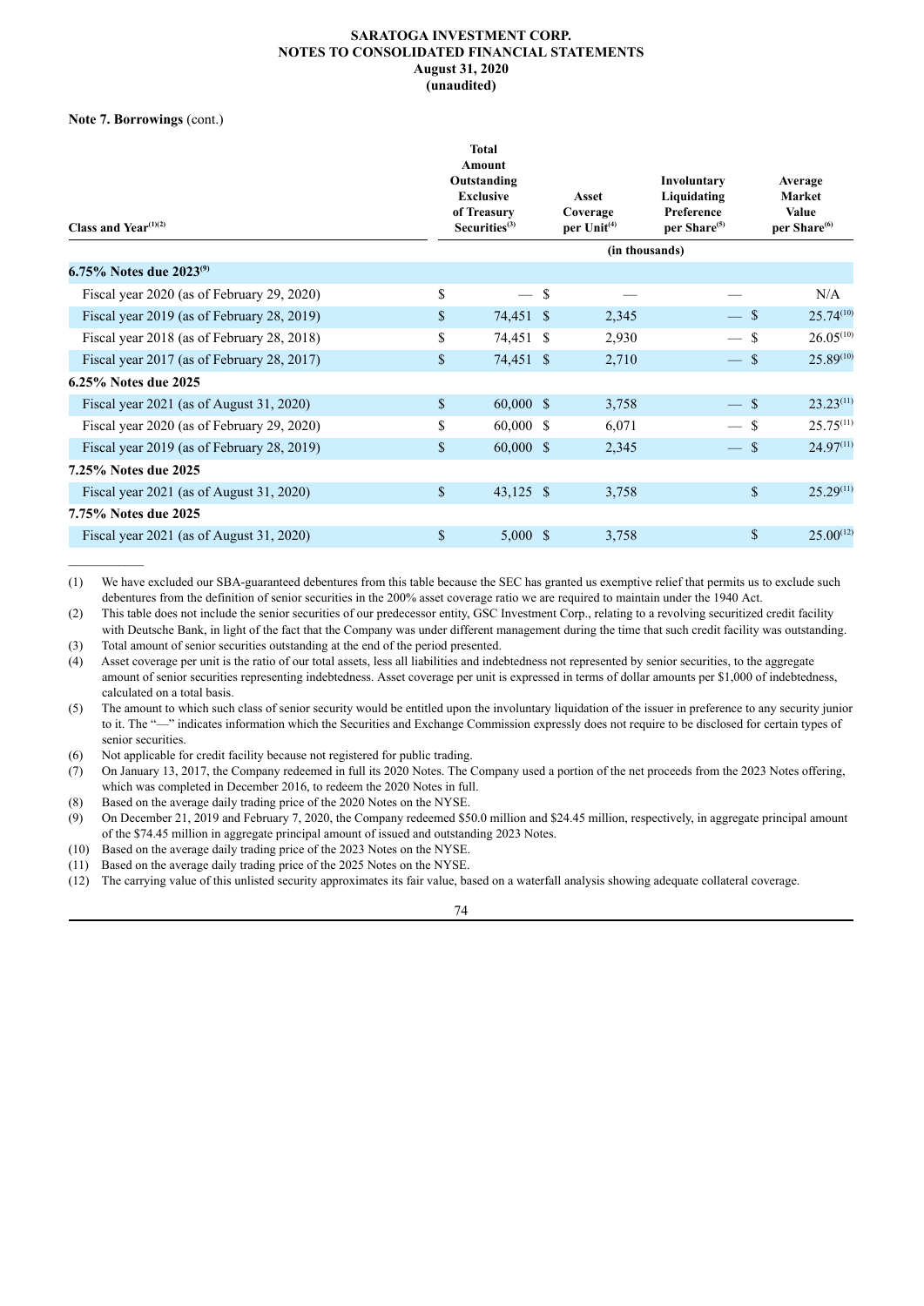**SARATOGA INVESTMENT CORP.**
**NOTES TO CONSOLIDATED FINANCIAL STATEMENTS**
**August 31, 2020**
**(unaudited)**

**Note 7. Borrowings** (cont.)

| Class and Year[(1)(2)] | Total Amount Outstanding Exclusive of Treasury Securities[(3)] | Asset Coverage per Unit[(4)] | Involuntary Liquidating Preference per Share[(5)] | Average Market Value per Share[(6)] |
|---|---|---|---|---|
| | (in thousands) | | | |
| **6.75% Notes due 2023[(9)]** | | | | |
| Fiscal year 2020 (as of February 29, 2020) | $ — | $ — | — | N/A |
| Fiscal year 2019 (as of February 28, 2019) | $ 74,451 | $ 2,345 | — | $ 25.74[(10)] |
| Fiscal year 2018 (as of February 28, 2018) | $ 74,451 | $ 2,930 | — | $ 26.05[(10)] |
| Fiscal year 2017 (as of February 28, 2017) | $ 74,451 | $ 2,710 | — | $ 25.89[(10)] |
| **6.25% Notes due 2025** | | | | |
| Fiscal year 2021 (as of August 31, 2020) | $ 60,000 | $ 3,758 | — | $ 23.23[(11)] |
| Fiscal year 2020 (as of February 29, 2020) | $ 60,000 | $ 6,071 | — | $ 25.75[(11)] |
| Fiscal year 2019 (as of February 28, 2019) | $ 60,000 | $ 2,345 | — | $ 24.97[(11)] |
| **7.25% Notes due 2025** | | | | |
| Fiscal year 2021 (as of August 31, 2020) | $ 43,125 | $ 3,758 | | $ 25.29[(11)] |
| **7.75% Notes due 2025** | | | | |
| Fiscal year 2021 (as of August 31, 2020) | $ 5,000 | $ 3,758 | | $ 25.00[(12)] |

(1) We have excluded our SBA-guaranteed debentures from this table because the SEC has granted us exemptive relief that permits us to exclude such debentures from the definition of senior securities in the 200% asset coverage ratio we are required to maintain under the 1940 Act.

(2) This table does not include the senior securities of our predecessor entity, GSC Investment Corp., relating to a revolving securitized credit facility with Deutsche Bank, in light of the fact that the Company was under different management during the time that such credit facility was outstanding.

(3) Total amount of senior securities outstanding at the end of the period presented.

(4) Asset coverage per unit is the ratio of our total assets, less all liabilities and indebtedness not represented by senior securities, to the aggregate amount of senior securities representing indebtedness. Asset coverage per unit is expressed in terms of dollar amounts per $1,000 of indebtedness, calculated on a total basis.

(5) The amount to which such class of senior security would be entitled upon the involuntary liquidation of the issuer in preference to any security junior to it. The "—" indicates information which the Securities and Exchange Commission expressly does not require to be disclosed for certain types of senior securities.

(6) Not applicable for credit facility because not registered for public trading.

(7) On January 13, 2017, the Company redeemed in full its 2020 Notes. The Company used a portion of the net proceeds from the 2023 Notes offering, which was completed in December 2016, to redeem the 2020 Notes in full.

(8) Based on the average daily trading price of the 2020 Notes on the NYSE.

(9) On December 21, 2019 and February 7, 2020, the Company redeemed $50.0 million and $24.45 million, respectively, in aggregate principal amount of the $74.45 million in aggregate principal amount of issued and outstanding 2023 Notes.

(10) Based on the average daily trading price of the 2023 Notes on the NYSE.

(11) Based on the average daily trading price of the 2025 Notes on the NYSE.

(12) The carrying value of this unlisted security approximates its fair value, based on a waterfall analysis showing adequate collateral coverage.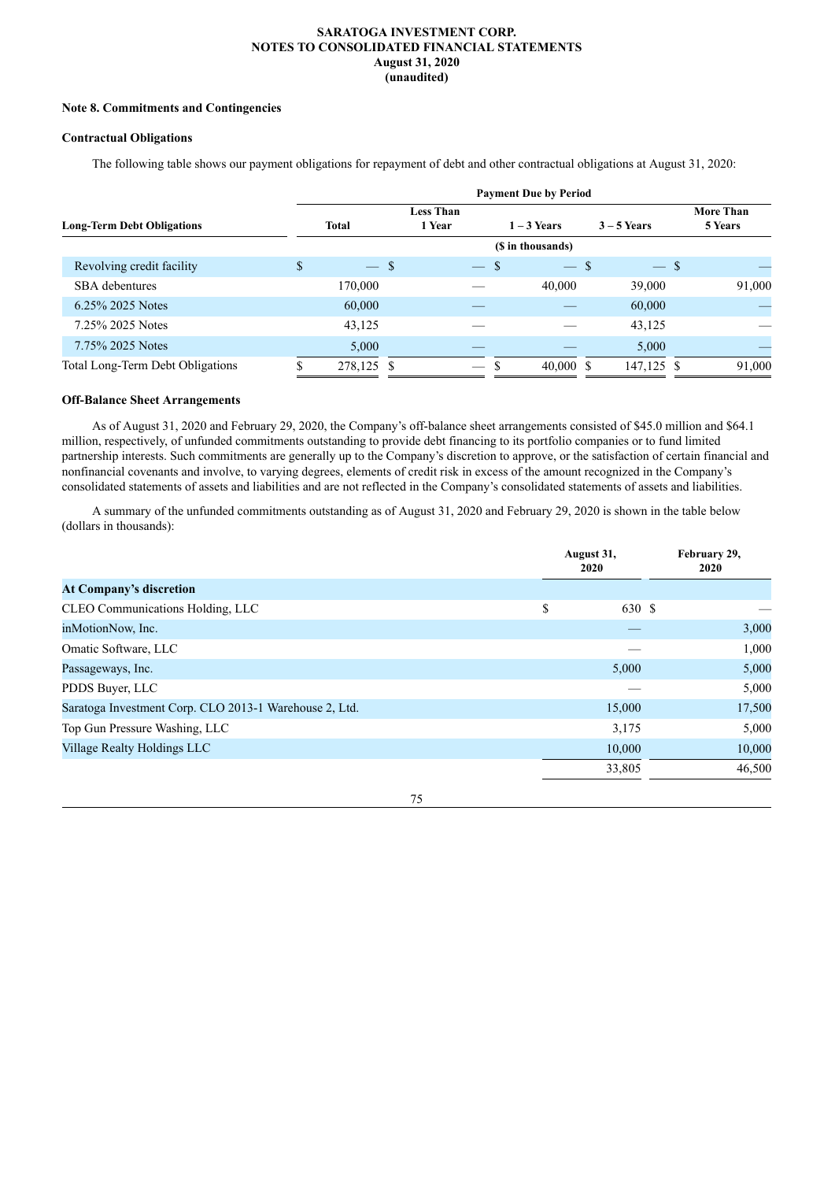**SARATOGA INVESTMENT CORP.**
**NOTES TO CONSOLIDATED FINANCIAL STATEMENTS**
**August 31, 2020**
**(unaudited)**

**Note 8. Commitments and Contingencies**

**Contractual Obligations**

The following table shows our payment obligations for repayment of debt and other contractual obligations at August 31, 2020:

| | Payment Due by Period | | | | |
|---|---|---|---|---|---|
| **Long-Term Debt Obligations** | **Total** | **Less Than 1 Year** | **1 – 3 Years** | **3 – 5 Years** | **More Than 5 Years** |
| | ($ in thousands) | | | | |
| Revolving credit facility | $ — | $ — | $ — | $ — | $ — |
| SBA debentures | 170,000 | — | 40,000 | 39,000 | 91,000 |
| 6.25% 2025 Notes | 60,000 | — | — | 60,000 | — |
| 7.25% 2025 Notes | 43,125 | — | — | 43,125 | — |
| 7.75% 2025 Notes | 5,000 | — | — | 5,000 | — |
| Total Long-Term Debt Obligations | $ 278,125 | $ — | $ 40,000 | $ 147,125 | $ 91,000 |

**Off-Balance Sheet Arrangements**

As of August 31, 2020 and February 29, 2020, the Company's off-balance sheet arrangements consisted of $45.0 million and $64.1 million, respectively, of unfunded commitments outstanding to provide debt financing to its portfolio companies or to fund limited partnership interests. Such commitments are generally up to the Company's discretion to approve, or the satisfaction of certain financial and nonfinancial covenants and involve, to varying degrees, elements of credit risk in excess of the amount recognized in the Company's consolidated statements of assets and liabilities and are not reflected in the Company's consolidated statements of assets and liabilities.

A summary of the unfunded commitments outstanding as of August 31, 2020 and February 29, 2020 is shown in the table below (dollars in thousands):

| | August 31, 2020 | February 29, 2020 |
|---|---|---|
| **At Company's discretion** | | |
| CLEO Communications Holding, LLC | $ 630 | $ — |
| inMotionNow, Inc. | — | 3,000 |
| Omatic Software, LLC | — | 1,000 |
| Passageways, Inc. | 5,000 | 5,000 |
| PDDS Buyer, LLC | — | 5,000 |
| Saratoga Investment Corp. CLO 2013-1 Warehouse 2, Ltd. | 15,000 | 17,500 |
| Top Gun Pressure Washing, LLC | 3,175 | 5,000 |
| Village Realty Holdings LLC | 10,000 | 10,000 |
| | 33,805 | 46,500 |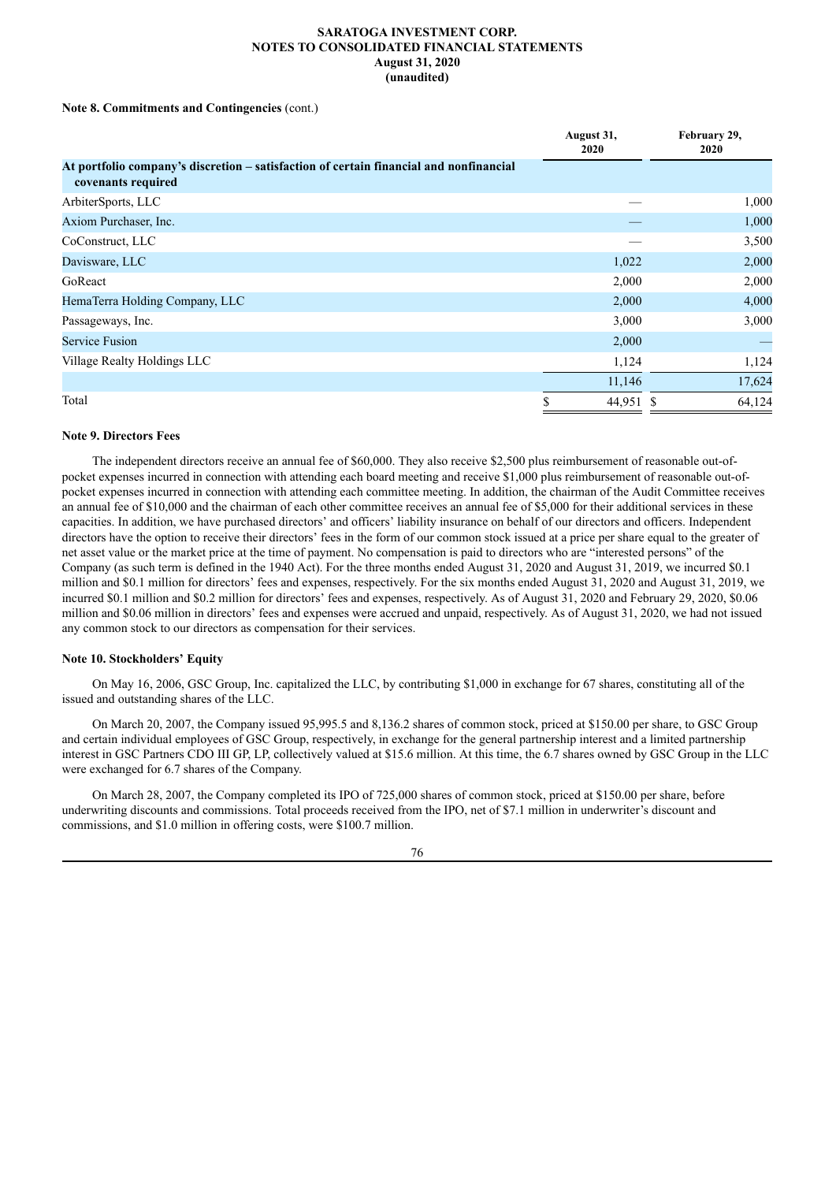**Note 8. Commitments and Contingencies** (cont.)

| | August 31, 2020 | February 29, 2020 |
|---|---|---|
| **At portfolio company's discretion – satisfaction of certain financial and nonfinancial covenants required** | | |
| ArbiterSports, LLC | — | 1,000 |
| Axiom Purchaser, Inc. | — | 1,000 |
| CoConstruct, LLC | — | 3,500 |
| Davisware, LLC | 1,022 | 2,000 |
| GoReact | 2,000 | 2,000 |
| HemaTerra Holding Company, LLC | 2,000 | 4,000 |
| Passageways, Inc. | 3,000 | 3,000 |
| Service Fusion | 2,000 | — |
| Village Realty Holdings LLC | 1,124 | 1,124 |
| | 11,146 | 17,624 |
| Total | $ 44,951 | $ 64,124 |

**Note 9. Directors Fees**

The independent directors receive an annual fee of $60,000. They also receive $2,500 plus reimbursement of reasonable out-of-pocket expenses incurred in connection with attending each board meeting and receive $1,000 plus reimbursement of reasonable out-of-pocket expenses incurred in connection with attending each committee meeting. In addition, the chairman of the Audit Committee receives an annual fee of $10,000 and the chairman of each other committee receives an annual fee of $5,000 for their additional services in these capacities. In addition, we have purchased directors' and officers' liability insurance on behalf of our directors and officers. Independent directors have the option to receive their directors' fees in the form of our common stock issued at a price per share equal to the greater of net asset value or the market price at the time of payment. No compensation is paid to directors who are "interested persons" of the Company (as such term is defined in the 1940 Act). For the three months ended August 31, 2020 and August 31, 2019, we incurred $0.1 million and $0.1 million for directors' fees and expenses, respectively. For the six months ended August 31, 2020 and August 31, 2019, we incurred $0.1 million and $0.2 million for directors' fees and expenses, respectively. As of August 31, 2020 and February 29, 2020, $0.06 million and $0.06 million in directors' fees and expenses were accrued and unpaid, respectively. As of August 31, 2020, we had not issued any common stock to our directors as compensation for their services.

**Note 10. Stockholders' Equity**

On May 16, 2006, GSC Group, Inc. capitalized the LLC, by contributing $1,000 in exchange for 67 shares, constituting all of the issued and outstanding shares of the LLC.

On March 20, 2007, the Company issued 95,995.5 and 8,136.2 shares of common stock, priced at $150.00 per share, to GSC Group and certain individual employees of GSC Group, respectively, in exchange for the general partnership interest and a limited partnership interest in GSC Partners CDO III GP, LP, collectively valued at $15.6 million. At this time, the 6.7 shares owned by GSC Group in the LLC were exchanged for 6.7 shares of the Company.

On March 28, 2007, the Company completed its IPO of 725,000 shares of common stock, priced at $150.00 per share, before underwriting discounts and commissions. Total proceeds received from the IPO, net of $7.1 million in underwriter's discount and commissions, and $1.0 million in offering costs, were $100.7 million.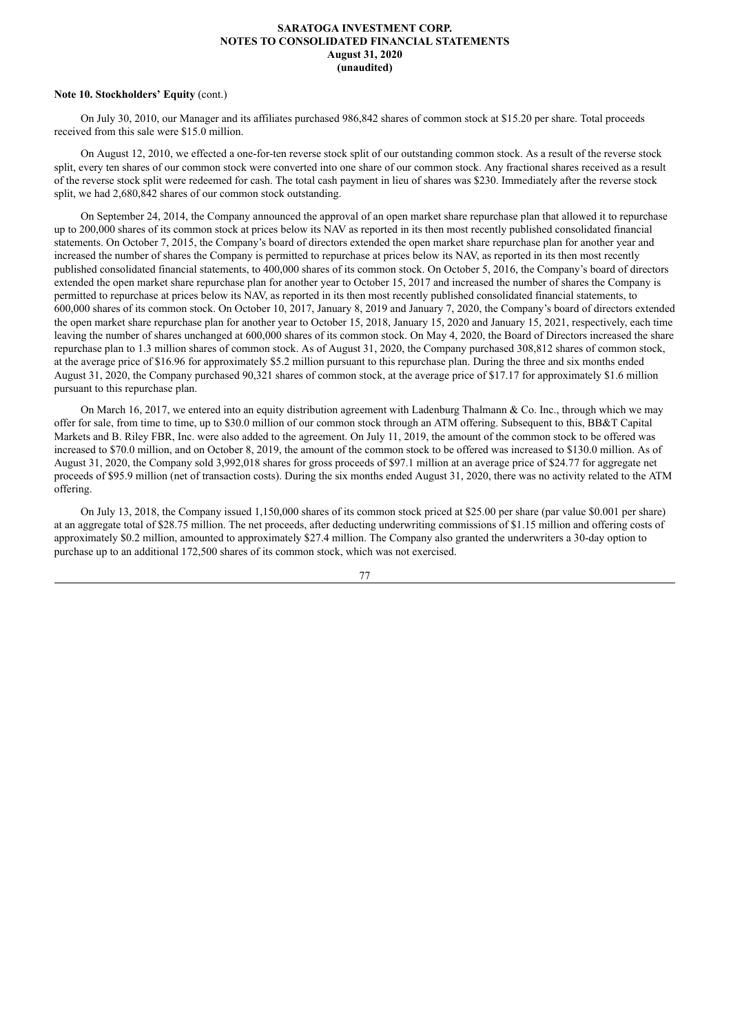**Note 10. Stockholders' Equity** (cont.)

On July 30, 2010, our Manager and its affiliates purchased 986,842 shares of common stock at $15.20 per share. Total proceeds received from this sale were $15.0 million.

On August 12, 2010, we effected a one-for-ten reverse stock split of our outstanding common stock. As a result of the reverse stock split, every ten shares of our common stock were converted into one share of our common stock. Any fractional shares received as a result of the reverse stock split were redeemed for cash. The total cash payment in lieu of shares was $230. Immediately after the reverse stock split, we had 2,680,842 shares of our common stock outstanding.

On September 24, 2014, the Company announced the approval of an open market share repurchase plan that allowed it to repurchase up to 200,000 shares of its common stock at prices below its NAV as reported in its then most recently published consolidated financial statements. On October 7, 2015, the Company's board of directors extended the open market share repurchase plan for another year and increased the number of shares the Company is permitted to repurchase at prices below its NAV, as reported in its then most recently published consolidated financial statements, to 400,000 shares of its common stock. On October 5, 2016, the Company's board of directors extended the open market share repurchase plan for another year to October 15, 2017 and increased the number of shares the Company is permitted to repurchase at prices below its NAV, as reported in its then most recently published consolidated financial statements, to 600,000 shares of its common stock. On October 10, 2017, January 8, 2019 and January 7, 2020, the Company's board of directors extended the open market share repurchase plan for another year to October 15, 2018, January 15, 2020 and January 15, 2021, respectively, each time leaving the number of shares unchanged at 600,000 shares of its common stock. On May 4, 2020, the Board of Directors increased the share repurchase plan to 1.3 million shares of common stock. As of August 31, 2020, the Company purchased 308,812 shares of common stock, at the average price of $16.96 for approximately $5.2 million pursuant to this repurchase plan. During the three and six months ended August 31, 2020, the Company purchased 90,321 shares of common stock, at the average price of $17.17 for approximately $1.6 million pursuant to this repurchase plan.

On March 16, 2017, we entered into an equity distribution agreement with Ladenburg Thalmann & Co. Inc., through which we may offer for sale, from time to time, up to $30.0 million of our common stock through an ATM offering. Subsequent to this, BB&T Capital Markets and B. Riley FBR, Inc. were also added to the agreement. On July 11, 2019, the amount of the common stock to be offered was increased to $70.0 million, and on October 8, 2019, the amount of the common stock to be offered was increased to $130.0 million. As of August 31, 2020, the Company sold 3,992,018 shares for gross proceeds of $97.1 million at an average price of $24.77 for aggregate net proceeds of $95.9 million (net of transaction costs). During the six months ended August 31, 2020, there was no activity related to the ATM offering.

On July 13, 2018, the Company issued 1,150,000 shares of its common stock priced at $25.00 per share (par value $0.001 per share) at an aggregate total of $28.75 million. The net proceeds, after deducting underwriting commissions of $1.15 million and offering costs of approximately $0.2 million, amounted to approximately $27.4 million. The Company also granted the underwriters a 30-day option to purchase up to an additional 172,500 shares of its common stock, which was not exercised.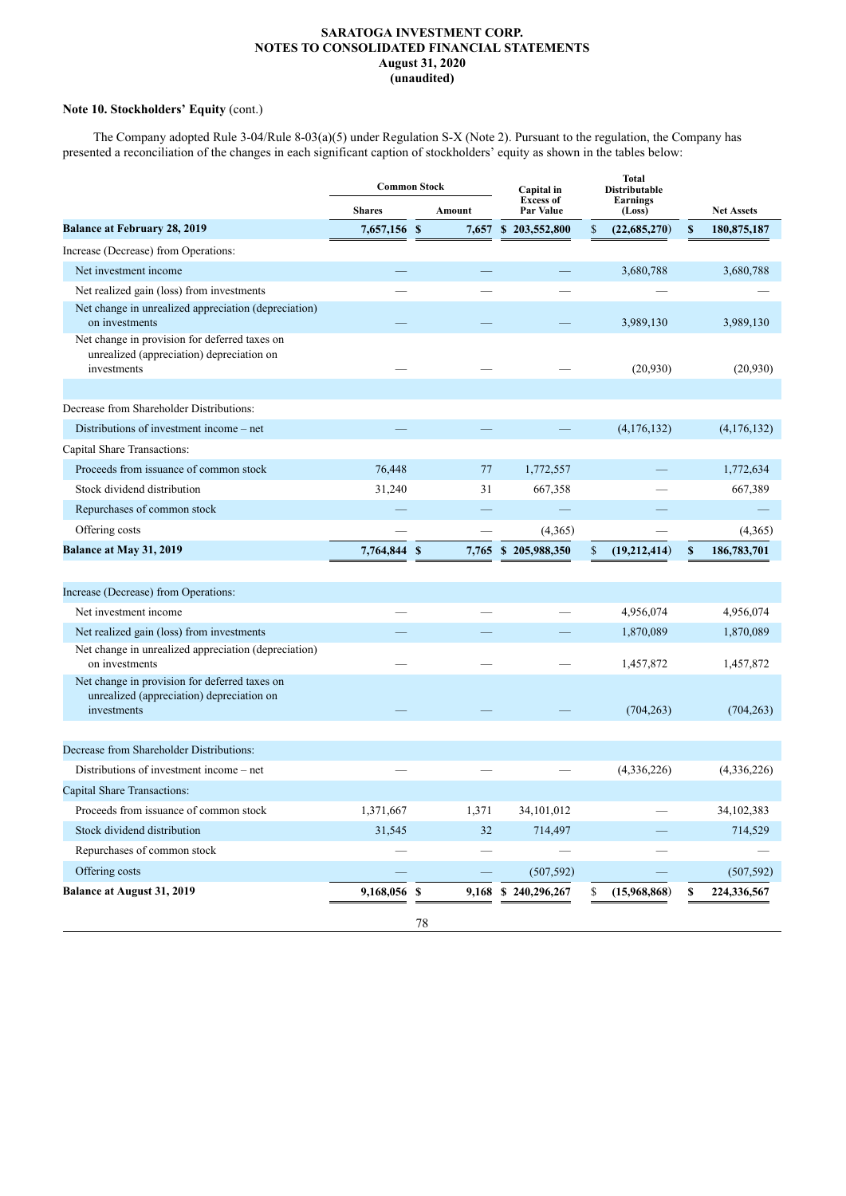**Note 10. Stockholders' Equity** (cont.)

The Company adopted Rule 3-04/Rule 8-03(a)(5) under Regulation S-X (Note 2). Pursuant to the regulation, the Company has presented a reconciliation of the changes in each significant caption of stockholders' equity as shown in the tables below:

| | Common Stock | | Capital in Excess of Par Value | Total Distributable Earnings (Loss) | Net Assets |
|---|---|---|---|---|---|
| | Shares | Amount | | | |
| **Balance at February 28, 2019** | **7,657,156** | **$ 7,657** | **$ 203,552,800** | **$ (22,685,270)** | **$ 180,875,187** |
| Increase (Decrease) from Operations: | | | | | |
| Net investment income | — | — | — | 3,680,788 | 3,680,788 |
| Net realized gain (loss) from investments | — | — | — | — | — |
| Net change in unrealized appreciation (depreciation) on investments | — | — | — | 3,989,130 | 3,989,130 |
| Net change in provision for deferred taxes on unrealized (appreciation) depreciation on investments | — | — | — | (20,930) | (20,930) |
| Decrease from Shareholder Distributions: | | | | | |
| Distributions of investment income – net | — | — | — | (4,176,132) | (4,176,132) |
| Capital Share Transactions: | | | | | |
| Proceeds from issuance of common stock | 76,448 | 77 | 1,772,557 | — | 1,772,634 |
| Stock dividend distribution | 31,240 | 31 | 667,358 | — | 667,389 |
| Repurchases of common stock | — | — | — | — | — |
| Offering costs | — | — | (4,365) | — | (4,365) |
| **Balance at May 31, 2019** | **7,764,844** | **$ 7,765** | **$ 205,988,350** | **$ (19,212,414)** | **$ 186,783,701** |
| Increase (Decrease) from Operations: | | | | | |
| Net investment income | — | — | — | 4,956,074 | 4,956,074 |
| Net realized gain (loss) from investments | — | — | — | 1,870,089 | 1,870,089 |
| Net change in unrealized appreciation (depreciation) on investments | — | — | — | 1,457,872 | 1,457,872 |
| Net change in provision for deferred taxes on unrealized (appreciation) depreciation on investments | — | — | — | (704,263) | (704,263) |
| Decrease from Shareholder Distributions: | | | | | |
| Distributions of investment income – net | — | — | — | (4,336,226) | (4,336,226) |
| Capital Share Transactions: | | | | | |
| Proceeds from issuance of common stock | 1,371,667 | 1,371 | 34,101,012 | — | 34,102,383 |
| Stock dividend distribution | 31,545 | 32 | 714,497 | — | 714,529 |
| Repurchases of common stock | — | — | — | — | — |
| Offering costs | — | — | (507,592) | — | (507,592) |
| **Balance at August 31, 2019** | **9,168,056** | **$ 9,168** | **$ 240,296,267** | **$ (15,968,868)** | **$ 224,336,567** |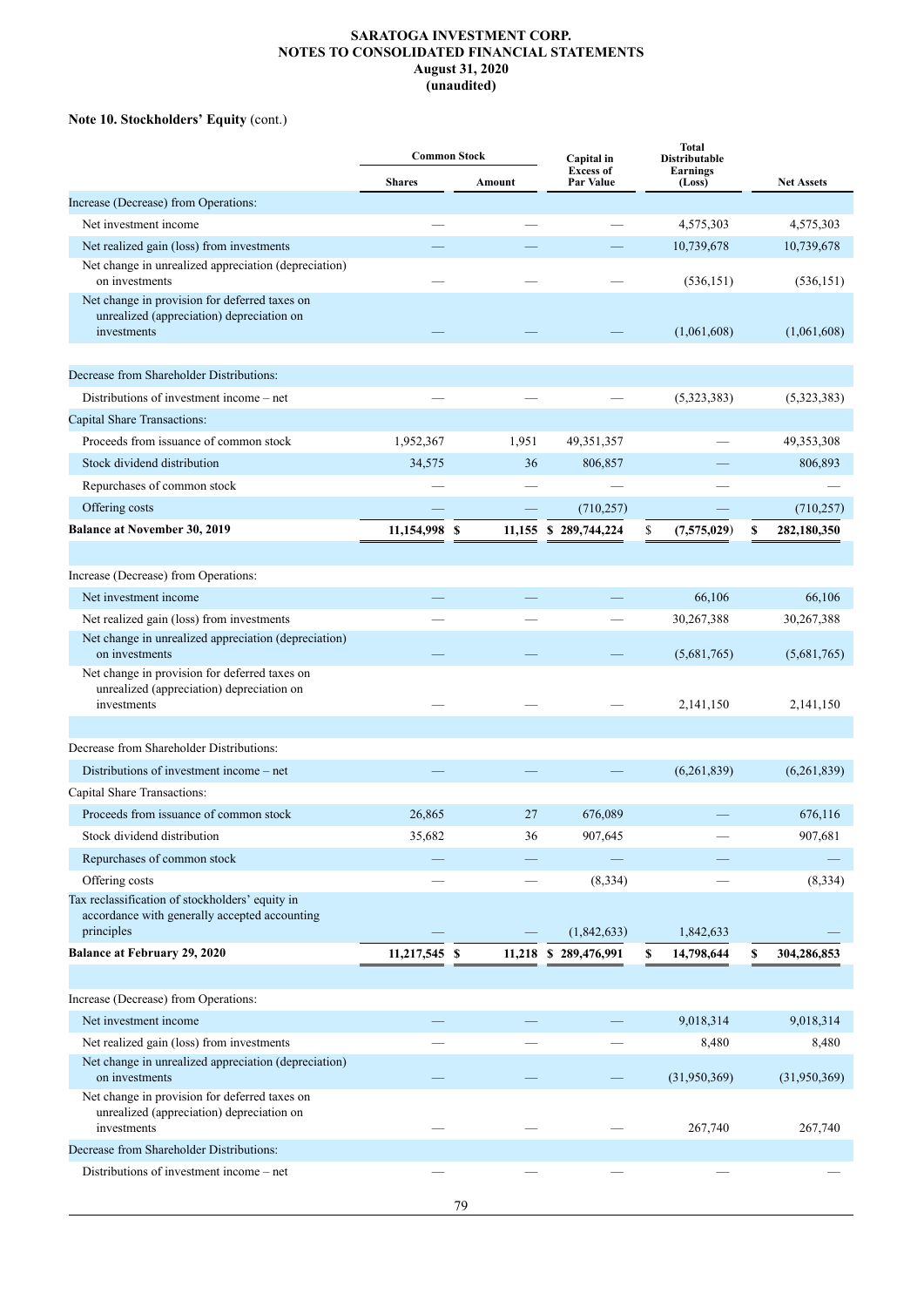**SARATOGA INVESTMENT CORP.**
**NOTES TO CONSOLIDATED FINANCIAL STATEMENTS**
**August 31, 2020**
**(unaudited)**

**Note 10. Stockholders' Equity** (cont.)

| | Common Stock | | Capital in Excess of Par Value | Total Distributable Earnings (Loss) | Net Assets |
|---|---|---|---|---|---|
| | Shares | Amount | | | |
| Increase (Decrease) from Operations: | | | | | |
| Net investment income | — | — | — | 4,575,303 | 4,575,303 |
| Net realized gain (loss) from investments | — | — | — | 10,739,678 | 10,739,678 |
| Net change in unrealized appreciation (depreciation) on investments | — | — | — | (536,151) | (536,151) |
| Net change in provision for deferred taxes on unrealized (appreciation) depreciation on investments | — | — | — | (1,061,608) | (1,061,608) |
| Decrease from Shareholder Distributions: | | | | | |
| Distributions of investment income – net | — | — | — | (5,323,383) | (5,323,383) |
| Capital Share Transactions: | | | | | |
| Proceeds from issuance of common stock | 1,952,367 | 1,951 | 49,351,357 | — | 49,353,308 |
| Stock dividend distribution | 34,575 | 36 | 806,857 | — | 806,893 |
| Repurchases of common stock | — | — | — | — | — |
| Offering costs | — | — | (710,257) | — | (710,257) |
| **Balance at November 30, 2019** | **11,154,998** | **$ 11,155** | **$ 289,744,224** | **$ (7,575,029)** | **$ 282,180,350** |
| Increase (Decrease) from Operations: | | | | | |
| Net investment income | — | — | — | 66,106 | 66,106 |
| Net realized gain (loss) from investments | — | — | — | 30,267,388 | 30,267,388 |
| Net change in unrealized appreciation (depreciation) on investments | — | — | — | (5,681,765) | (5,681,765) |
| Net change in provision for deferred taxes on unrealized (appreciation) depreciation on investments | — | — | — | 2,141,150 | 2,141,150 |
| Decrease from Shareholder Distributions: | | | | | |
| Distributions of investment income – net | — | — | — | (6,261,839) | (6,261,839) |
| Capital Share Transactions: | | | | | |
| Proceeds from issuance of common stock | 26,865 | 27 | 676,089 | — | 676,116 |
| Stock dividend distribution | 35,682 | 36 | 907,645 | — | 907,681 |
| Repurchases of common stock | — | — | — | — | — |
| Offering costs | — | — | (8,334) | — | (8,334) |
| Tax reclassification of stockholders' equity in accordance with generally accepted accounting principles | — | — | (1,842,633) | 1,842,633 | — |
| **Balance at February 29, 2020** | **11,217,545** | **$ 11,218** | **$ 289,476,991** | **$ 14,798,644** | **$ 304,286,853** |
| Increase (Decrease) from Operations: | | | | | |
| Net investment income | — | — | — | 9,018,314 | 9,018,314 |
| Net realized gain (loss) from investments | — | — | — | 8,480 | 8,480 |
| Net change in unrealized appreciation (depreciation) on investments | — | — | — | (31,950,369) | (31,950,369) |
| Net change in provision for deferred taxes on unrealized (appreciation) depreciation on investments | — | — | — | 267,740 | 267,740 |
| Decrease from Shareholder Distributions: | | | | | |
| Distributions of investment income – net | — | — | — | — | — |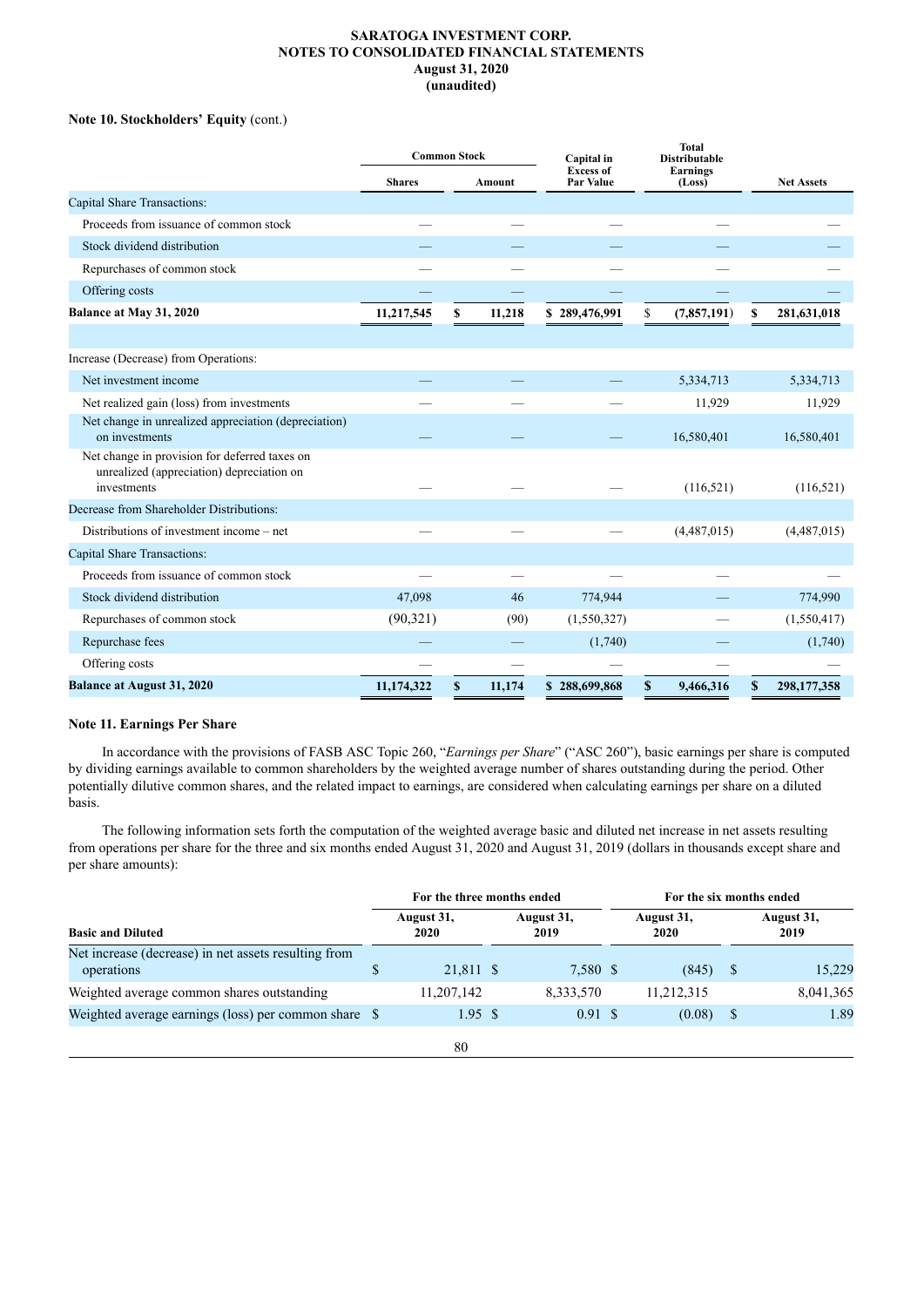**SARATOGA INVESTMENT CORP.**
**NOTES TO CONSOLIDATED FINANCIAL STATEMENTS**
**August 31, 2020**
**(unaudited)**

**Note 10. Stockholders' Equity** (cont.)

| | Common Stock | | Capital in Excess of Par Value | Total Distributable Earnings (Loss) | Net Assets |
|---|---|---|---|---|---|
| | Shares | Amount | | | |
| Capital Share Transactions: | | | | | |
| Proceeds from issuance of common stock | — | — | — | — | — |
| Stock dividend distribution | — | — | — | — | — |
| Repurchases of common stock | — | — | — | — | — |
| Offering costs | — | — | — | — | — |
| **Balance at May 31, 2020** | **11,217,545** | **$ 11,218** | **$ 289,476,991** | **$ (7,857,191)** | **$ 281,631,018** |
| | | | | | |
| Increase (Decrease) from Operations: | | | | | |
| Net investment income | — | — | — | 5,334,713 | 5,334,713 |
| Net realized gain (loss) from investments | — | — | — | 11,929 | 11,929 |
| Net change in unrealized appreciation (depreciation) on investments | — | — | — | 16,580,401 | 16,580,401 |
| Net change in provision for deferred taxes on unrealized (appreciation) depreciation on investments | — | — | — | (116,521) | (116,521) |
| Decrease from Shareholder Distributions: | | | | | |
| Distributions of investment income – net | — | — | — | (4,487,015) | (4,487,015) |
| Capital Share Transactions: | | | | | |
| Proceeds from issuance of common stock | — | — | — | — | — |
| Stock dividend distribution | 47,098 | 46 | 774,944 | — | 774,990 |
| Repurchases of common stock | (90,321) | (90) | (1,550,327) | — | (1,550,417) |
| Repurchase fees | — | — | (1,740) | — | (1,740) |
| Offering costs | — | — | — | — | — |
| **Balance at August 31, 2020** | **11,174,322** | **$ 11,174** | **$ 288,699,868** | **$ 9,466,316** | **$ 298,177,358** |

**Note 11. Earnings Per Share**

In accordance with the provisions of FASB ASC Topic 260, "*Earnings per Share*" ("ASC 260"), basic earnings per share is computed by dividing earnings available to common shareholders by the weighted average number of shares outstanding during the period. Other potentially dilutive common shares, and the related impact to earnings, are considered when calculating earnings per share on a diluted basis.

The following information sets forth the computation of the weighted average basic and diluted net increase in net assets resulting from operations per share for the three and six months ended August 31, 2020 and August 31, 2019 (dollars in thousands except share and per share amounts):

| | For the three months ended | | For the six months ended | |
|---|---|---|---|---|
| **Basic and Diluted** | August 31, 2020 | August 31, 2019 | August 31, 2020 | August 31, 2019 |
| Net increase (decrease) in net assets resulting from operations | $ 21,811 | $ 7,580 | $ (845) | $ 15,229 |
| Weighted average common shares outstanding | 11,207,142 | 8,333,570 | 11,212,315 | 8,041,365 |
| Weighted average earnings (loss) per common share | $ 1.95 | $ 0.91 | $ (0.08) | $ 1.89 |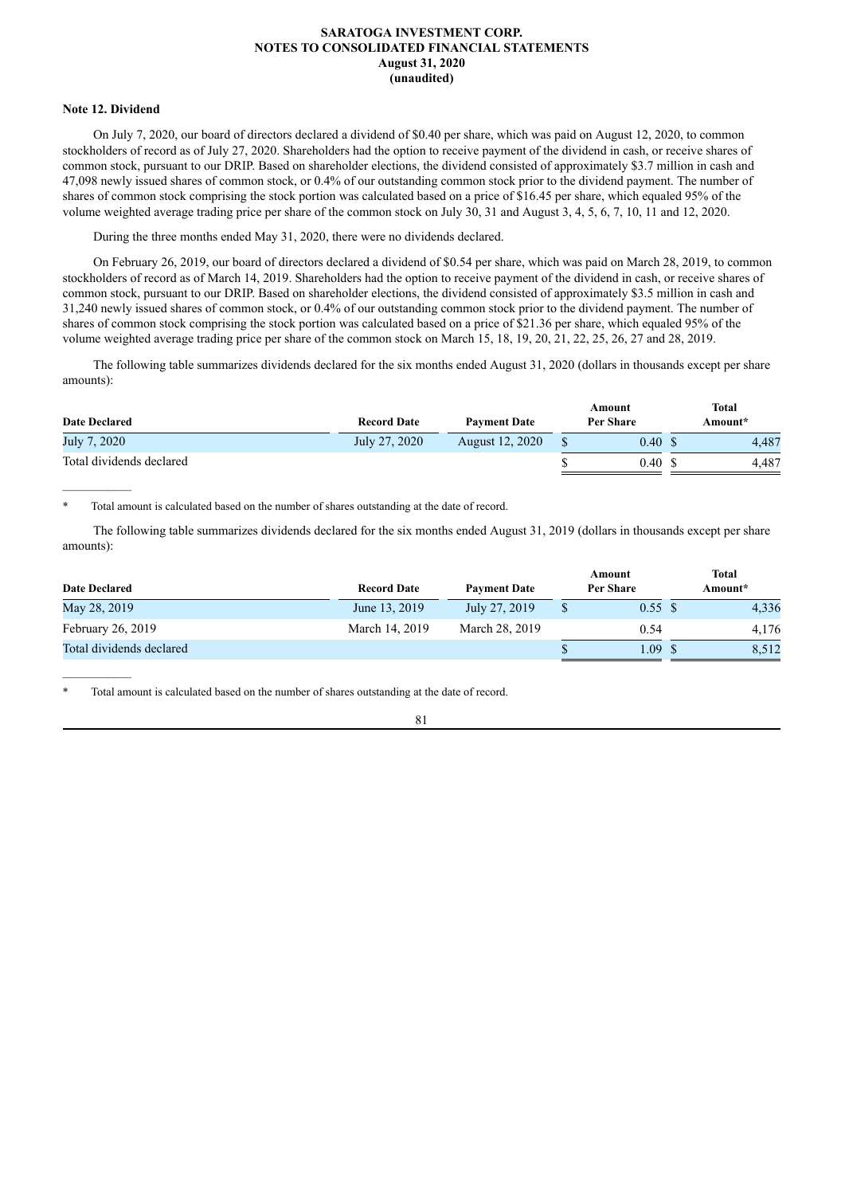**SARATOGA INVESTMENT CORP.**
**NOTES TO CONSOLIDATED FINANCIAL STATEMENTS**
**August 31, 2020**
**(unaudited)**

**Note 12. Dividend**

On July 7, 2020, our board of directors declared a dividend of $0.40 per share, which was paid on August 12, 2020, to common stockholders of record as of July 27, 2020. Shareholders had the option to receive payment of the dividend in cash, or receive shares of common stock, pursuant to our DRIP. Based on shareholder elections, the dividend consisted of approximately $3.7 million in cash and 47,098 newly issued shares of common stock, or 0.4% of our outstanding common stock prior to the dividend payment. The number of shares of common stock comprising the stock portion was calculated based on a price of $16.45 per share, which equaled 95% of the volume weighted average trading price per share of the common stock on July 30, 31 and August 3, 4, 5, 6, 7, 10, 11 and 12, 2020.

During the three months ended May 31, 2020, there were no dividends declared.

On February 26, 2019, our board of directors declared a dividend of $0.54 per share, which was paid on March 28, 2019, to common stockholders of record as of March 14, 2019. Shareholders had the option to receive payment of the dividend in cash, or receive shares of common stock, pursuant to our DRIP. Based on shareholder elections, the dividend consisted of approximately $3.5 million in cash and 31,240 newly issued shares of common stock, or 0.4% of our outstanding common stock prior to the dividend payment. The number of shares of common stock comprising the stock portion was calculated based on a price of $21.36 per share, which equaled 95% of the volume weighted average trading price per share of the common stock on March 15, 18, 19, 20, 21, 22, 25, 26, 27 and 28, 2019.

The following table summarizes dividends declared for the six months ended August 31, 2020 (dollars in thousands except per share amounts):

| Date Declared | Record Date | Payment Date | Amount Per Share | Total Amount* |
|---|---|---|---|---|
| July 7, 2020 | July 27, 2020 | August 12, 2020 | $ 0.40 | $ 4,487 |
| Total dividends declared | | | $ 0.40 | $ 4,487 |

\* Total amount is calculated based on the number of shares outstanding at the date of record.

The following table summarizes dividends declared for the six months ended August 31, 2019 (dollars in thousands except per share amounts):

| Date Declared | Record Date | Payment Date | Amount Per Share | Total Amount* |
|---|---|---|---|---|
| May 28, 2019 | June 13, 2019 | July 27, 2019 | $ 0.55 | $ 4,336 |
| February 26, 2019 | March 14, 2019 | March 28, 2019 | 0.54 | 4,176 |
| Total dividends declared | | | $ 1.09 | $ 8,512 |

\* Total amount is calculated based on the number of shares outstanding at the date of record.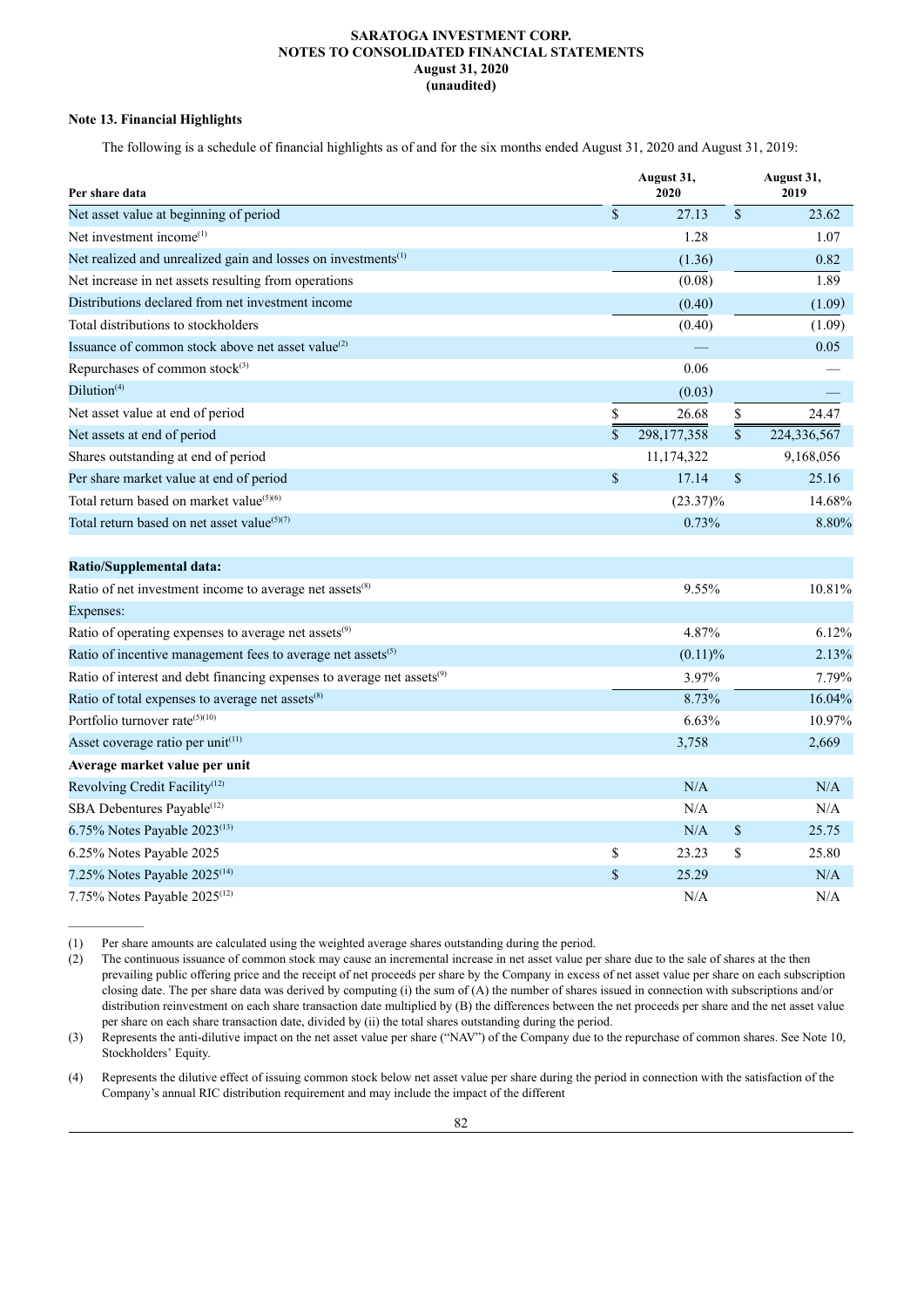**SARATOGA INVESTMENT CORP.**
**NOTES TO CONSOLIDATED FINANCIAL STATEMENTS**
**August 31, 2020**
**(unaudited)**

**Note 13. Financial Highlights**

The following is a schedule of financial highlights as of and for the six months ended August 31, 2020 and August 31, 2019:

| Per share data | August 31, 2020 | August 31, 2019 |
|---|---|---|
| Net asset value at beginning of period | $ 27.13 | $ 23.62 |
| Net investment income[1] | 1.28 | 1.07 |
| Net realized and unrealized gain and losses on investments[1] | (1.36) | 0.82 |
| Net increase in net assets resulting from operations | (0.08) | 1.89 |
| Distributions declared from net investment income | (0.40) | (1.09) |
| Total distributions to stockholders | (0.40) | (1.09) |
| Issuance of common stock above net asset value[2] | — | 0.05 |
| Repurchases of common stock[3] | 0.06 | — |
| Dilution[4] | (0.03) | — |
| Net asset value at end of period | $ 26.68 | $ 24.47 |
| Net assets at end of period | $ 298,177,358 | $ 224,336,567 |
| Shares outstanding at end of period | 11,174,322 | 9,168,056 |
| Per share market value at end of period | $ 17.14 | $ 25.16 |
| Total return based on market value[5][6] | (23.37)% | 14.68% |
| Total return based on net asset value[5][7] | 0.73% | 8.80% |
| | | |
| **Ratio/Supplemental data:** | | |
| Ratio of net investment income to average net assets[8] | 9.55% | 10.81% |
| Expenses: | | |
| Ratio of operating expenses to average net assets[9] | 4.87% | 6.12% |
| Ratio of incentive management fees to average net assets[5] | (0.11)% | 2.13% |
| Ratio of interest and debt financing expenses to average net assets[9] | 3.97% | 7.79% |
| Ratio of total expenses to average net assets[8] | 8.73% | 16.04% |
| Portfolio turnover rate[5][10] | 6.63% | 10.97% |
| Asset coverage ratio per unit[11] | 3,758 | 2,669 |
| **Average market value per unit** | | |
| Revolving Credit Facility[12] | N/A | N/A |
| SBA Debentures Payable[12] | N/A | N/A |
| 6.75% Notes Payable 2023[13] | N/A | $ 25.75 |
| 6.25% Notes Payable 2025 | $ 23.23 | $ 25.80 |
| 7.25% Notes Payable 2025[14] | $ 25.29 | N/A |
| 7.75% Notes Payable 2025[12] | N/A | N/A |

(1) Per share amounts are calculated using the weighted average shares outstanding during the period.

(2) The continuous issuance of common stock may cause an incremental increase in net asset value per share due to the sale of shares at the then prevailing public offering price and the receipt of net proceeds per share by the Company in excess of net asset value per share on each subscription closing date. The per share data was derived by computing (i) the sum of (A) the number of shares issued in connection with subscriptions and/or distribution reinvestment on each share transaction date multiplied by (B) the differences between the net proceeds per share and the net asset value per share on each share transaction date, divided by (ii) the total shares outstanding during the period.

(3) Represents the anti-dilutive impact on the net asset value per share ("NAV") of the Company due to the repurchase of common shares. See Note 10, Stockholders' Equity.

(4) Represents the dilutive effect of issuing common stock below net asset value per share during the period in connection with the satisfaction of the Company's annual RIC distribution requirement and may include the impact of the different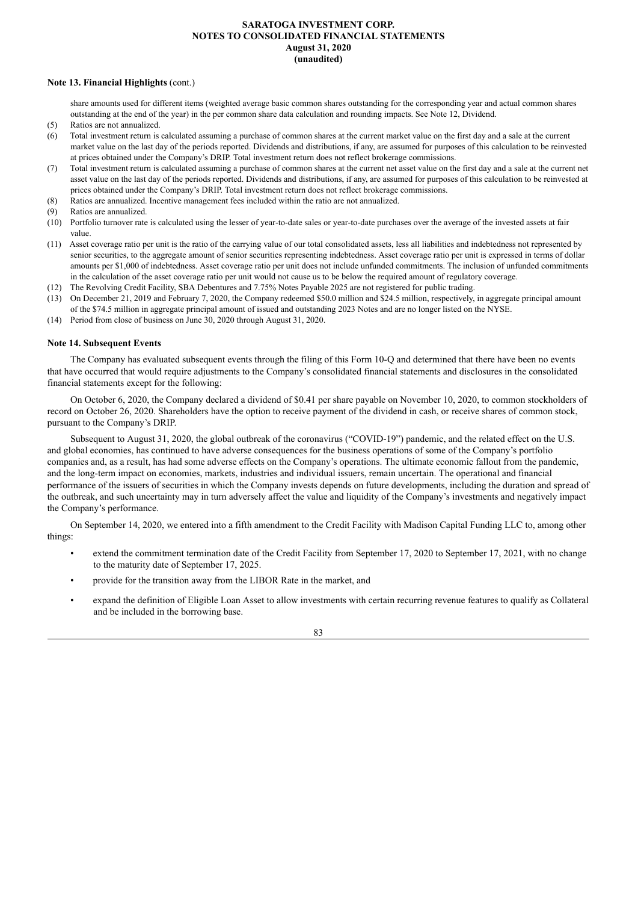**Note 13. Financial Highlights** (cont.)

share amounts used for different items (weighted average basic common shares outstanding for the corresponding year and actual common shares outstanding at the end of the year) in the per common share data calculation and rounding impacts. See Note 12, Dividend.

(5) Ratios are not annualized.

(6) Total investment return is calculated assuming a purchase of common shares at the current market value on the first day and a sale at the current market value on the last day of the periods reported. Dividends and distributions, if any, are assumed for purposes of this calculation to be reinvested at prices obtained under the Company's DRIP. Total investment return does not reflect brokerage commissions.

(7) Total investment return is calculated assuming a purchase of common shares at the current net asset value on the first day and a sale at the current net asset value on the last day of the periods reported. Dividends and distributions, if any, are assumed for purposes of this calculation to be reinvested at prices obtained under the Company's DRIP. Total investment return does not reflect brokerage commissions.

(8) Ratios are annualized. Incentive management fees included within the ratio are not annualized.

(9) Ratios are annualized.

(10) Portfolio turnover rate is calculated using the lesser of year-to-date sales or year-to-date purchases over the average of the invested assets at fair value.

(11) Asset coverage ratio per unit is the ratio of the carrying value of our total consolidated assets, less all liabilities and indebtedness not represented by senior securities, to the aggregate amount of senior securities representing indebtedness. Asset coverage ratio per unit is expressed in terms of dollar amounts per $1,000 of indebtedness. Asset coverage ratio per unit does not include unfunded commitments. The inclusion of unfunded commitments in the calculation of the asset coverage ratio per unit would not cause us to be below the required amount of regulatory coverage.

(12) The Revolving Credit Facility, SBA Debentures and 7.75% Notes Payable 2025 are not registered for public trading.

(13) On December 21, 2019 and February 7, 2020, the Company redeemed $50.0 million and $24.5 million, respectively, in aggregate principal amount of the $74.5 million in aggregate principal amount of issued and outstanding 2023 Notes and are no longer listed on the NYSE.

(14) Period from close of business on June 30, 2020 through August 31, 2020.

**Note 14. Subsequent Events**

The Company has evaluated subsequent events through the filing of this Form 10-Q and determined that there have been no events that have occurred that would require adjustments to the Company's consolidated financial statements and disclosures in the consolidated financial statements except for the following:

On October 6, 2020, the Company declared a dividend of $0.41 per share payable on November 10, 2020, to common stockholders of record on October 26, 2020. Shareholders have the option to receive payment of the dividend in cash, or receive shares of common stock, pursuant to the Company's DRIP.

Subsequent to August 31, 2020, the global outbreak of the coronavirus ("COVID-19") pandemic, and the related effect on the U.S. and global economies, has continued to have adverse consequences for the business operations of some of the Company's portfolio companies and, as a result, has had some adverse effects on the Company's operations. The ultimate economic fallout from the pandemic, and the long-term impact on economies, markets, industries and individual issuers, remain uncertain. The operational and financial performance of the issuers of securities in which the Company invests depends on future developments, including the duration and spread of the outbreak, and such uncertainty may in turn adversely affect the value and liquidity of the Company's investments and negatively impact the Company's performance.

On September 14, 2020, we entered into a fifth amendment to the Credit Facility with Madison Capital Funding LLC to, among other things:

- extend the commitment termination date of the Credit Facility from September 17, 2020 to September 17, 2021, with no change to the maturity date of September 17, 2025.
- provide for the transition away from the LIBOR Rate in the market, and
- expand the definition of Eligible Loan Asset to allow investments with certain recurring revenue features to qualify as Collateral and be included in the borrowing base.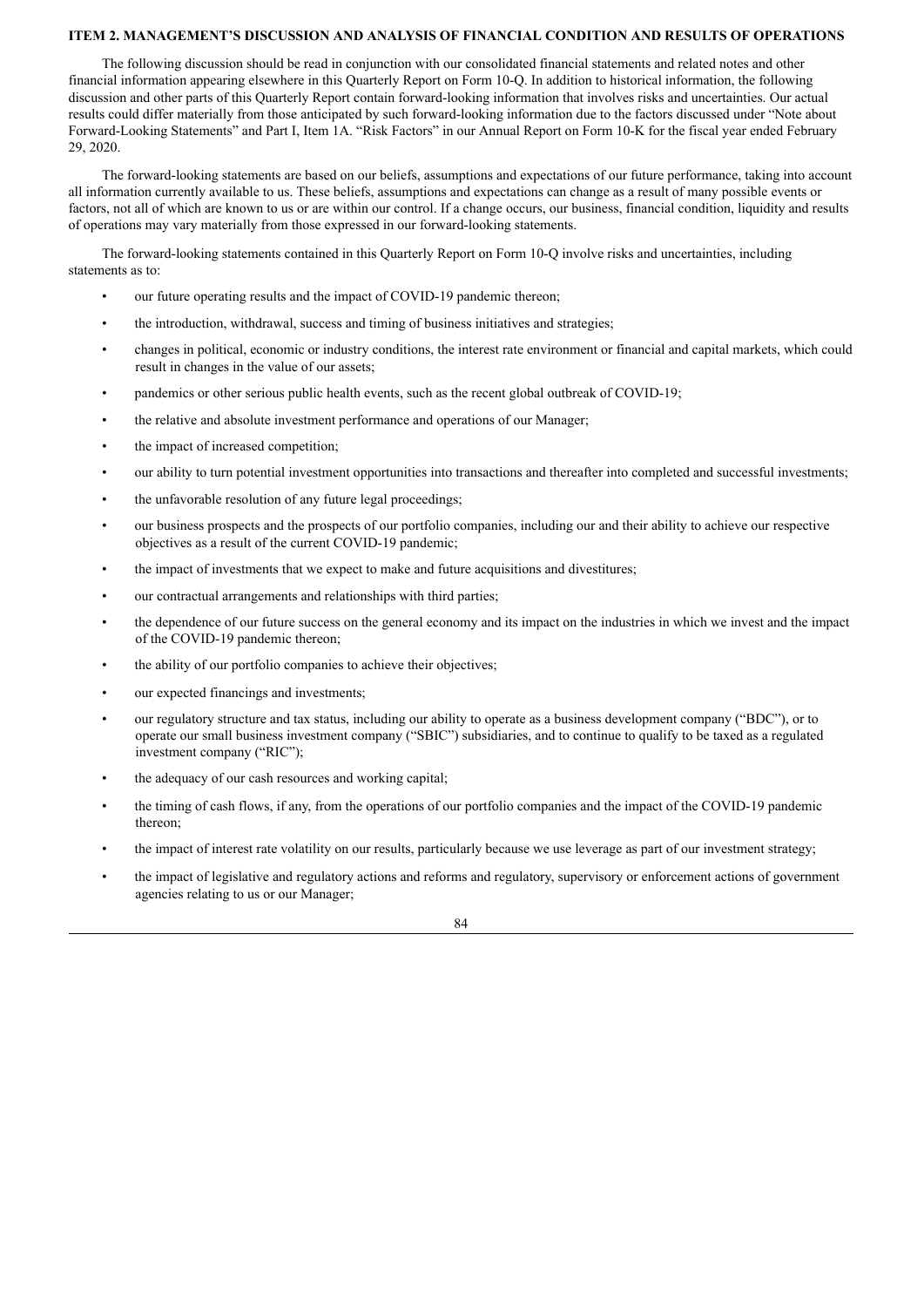## ITEM 2. MANAGEMENT'S DISCUSSION AND ANALYSIS OF FINANCIAL CONDITION AND RESULTS OF OPERATIONS

The following discussion should be read in conjunction with our consolidated financial statements and related notes and other financial information appearing elsewhere in this Quarterly Report on Form 10-Q. In addition to historical information, the following discussion and other parts of this Quarterly Report contain forward-looking information that involves risks and uncertainties. Our actual results could differ materially from those anticipated by such forward-looking information due to the factors discussed under "Note about Forward-Looking Statements" and Part I, Item 1A. "Risk Factors" in our Annual Report on Form 10-K for the fiscal year ended February 29, 2020.

The forward-looking statements are based on our beliefs, assumptions and expectations of our future performance, taking into account all information currently available to us. These beliefs, assumptions and expectations can change as a result of many possible events or factors, not all of which are known to us or are within our control. If a change occurs, our business, financial condition, liquidity and results of operations may vary materially from those expressed in our forward-looking statements.

The forward-looking statements contained in this Quarterly Report on Form 10-Q involve risks and uncertainties, including statements as to:

- our future operating results and the impact of COVID-19 pandemic thereon;
- the introduction, withdrawal, success and timing of business initiatives and strategies;
- changes in political, economic or industry conditions, the interest rate environment or financial and capital markets, which could result in changes in the value of our assets;
- pandemics or other serious public health events, such as the recent global outbreak of COVID-19;
- the relative and absolute investment performance and operations of our Manager;
- the impact of increased competition;
- our ability to turn potential investment opportunities into transactions and thereafter into completed and successful investments;
- the unfavorable resolution of any future legal proceedings;
- our business prospects and the prospects of our portfolio companies, including our and their ability to achieve our respective objectives as a result of the current COVID-19 pandemic;
- the impact of investments that we expect to make and future acquisitions and divestitures;
- our contractual arrangements and relationships with third parties;
- the dependence of our future success on the general economy and its impact on the industries in which we invest and the impact of the COVID-19 pandemic thereon;
- the ability of our portfolio companies to achieve their objectives;
- our expected financings and investments;
- our regulatory structure and tax status, including our ability to operate as a business development company ("BDC"), or to operate our small business investment company ("SBIC") subsidiaries, and to continue to qualify to be taxed as a regulated investment company ("RIC");
- the adequacy of our cash resources and working capital;
- the timing of cash flows, if any, from the operations of our portfolio companies and the impact of the COVID-19 pandemic thereon;
- the impact of interest rate volatility on our results, particularly because we use leverage as part of our investment strategy;
- the impact of legislative and regulatory actions and reforms and regulatory, supervisory or enforcement actions of government agencies relating to us or our Manager;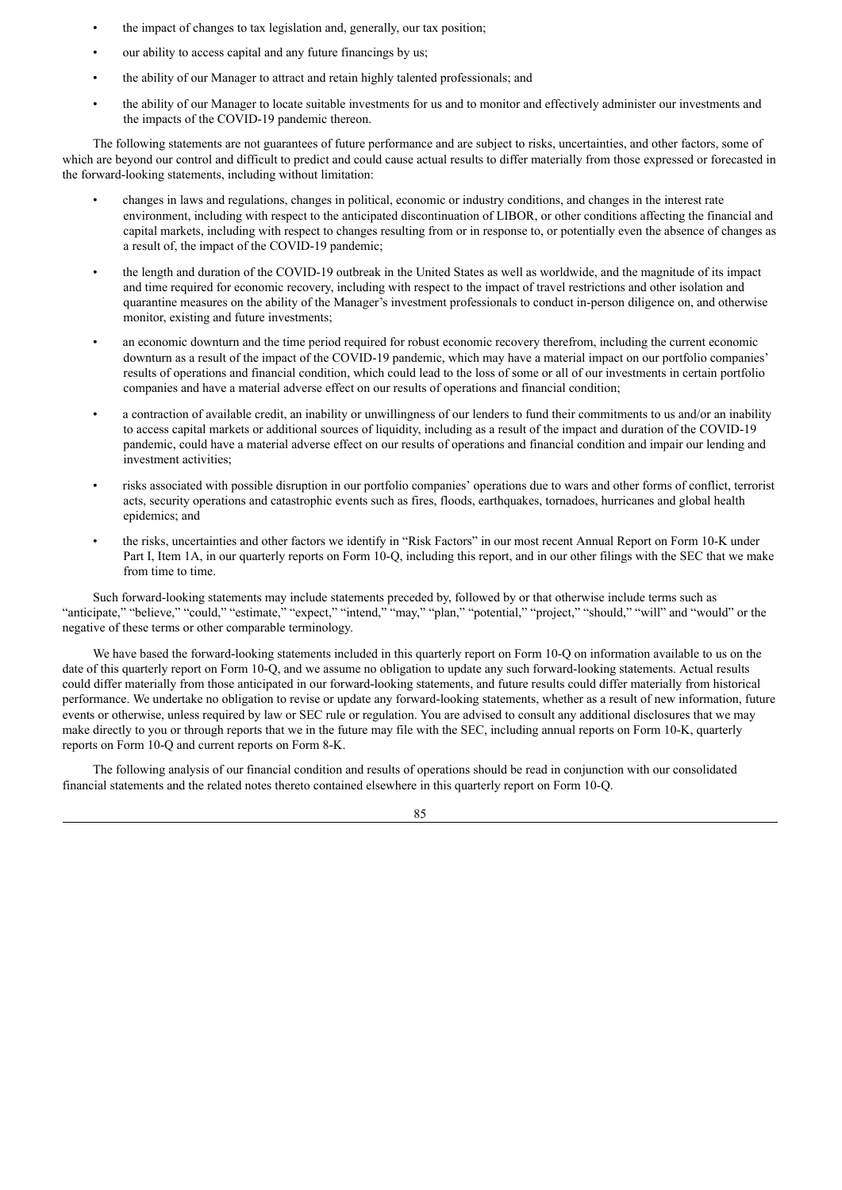- the impact of changes to tax legislation and, generally, our tax position;
- our ability to access capital and any future financings by us;
- the ability of our Manager to attract and retain highly talented professionals; and
- the ability of our Manager to locate suitable investments for us and to monitor and effectively administer our investments and the impacts of the COVID-19 pandemic thereon.

The following statements are not guarantees of future performance and are subject to risks, uncertainties, and other factors, some of which are beyond our control and difficult to predict and could cause actual results to differ materially from those expressed or forecasted in the forward-looking statements, including without limitation:

- changes in laws and regulations, changes in political, economic or industry conditions, and changes in the interest rate environment, including with respect to the anticipated discontinuation of LIBOR, or other conditions affecting the financial and capital markets, including with respect to changes resulting from or in response to, or potentially even the absence of changes as a result of, the impact of the COVID-19 pandemic;
- the length and duration of the COVID-19 outbreak in the United States as well as worldwide, and the magnitude of its impact and time required for economic recovery, including with respect to the impact of travel restrictions and other isolation and quarantine measures on the ability of the Manager's investment professionals to conduct in-person diligence on, and otherwise monitor, existing and future investments;
- an economic downturn and the time period required for robust economic recovery therefrom, including the current economic downturn as a result of the impact of the COVID-19 pandemic, which may have a material impact on our portfolio companies' results of operations and financial condition, which could lead to the loss of some or all of our investments in certain portfolio companies and have a material adverse effect on our results of operations and financial condition;
- a contraction of available credit, an inability or unwillingness of our lenders to fund their commitments to us and/or an inability to access capital markets or additional sources of liquidity, including as a result of the impact and duration of the COVID-19 pandemic, could have a material adverse effect on our results of operations and financial condition and impair our lending and investment activities;
- risks associated with possible disruption in our portfolio companies' operations due to wars and other forms of conflict, terrorist acts, security operations and catastrophic events such as fires, floods, earthquakes, tornadoes, hurricanes and global health epidemics; and
- the risks, uncertainties and other factors we identify in "Risk Factors" in our most recent Annual Report on Form 10-K under Part I, Item 1A, in our quarterly reports on Form 10-Q, including this report, and in our other filings with the SEC that we make from time to time.

Such forward-looking statements may include statements preceded by, followed by or that otherwise include terms such as "anticipate," "believe," "could," "estimate," "expect," "intend," "may," "plan," "potential," "project," "should," "will" and "would" or the negative of these terms or other comparable terminology.

We have based the forward-looking statements included in this quarterly report on Form 10-Q on information available to us on the date of this quarterly report on Form 10-Q, and we assume no obligation to update any such forward-looking statements. Actual results could differ materially from those anticipated in our forward-looking statements, and future results could differ materially from historical performance. We undertake no obligation to revise or update any forward-looking statements, whether as a result of new information, future events or otherwise, unless required by law or SEC rule or regulation. You are advised to consult any additional disclosures that we may make directly to you or through reports that we in the future may file with the SEC, including annual reports on Form 10-K, quarterly reports on Form 10-Q and current reports on Form 8-K.

The following analysis of our financial condition and results of operations should be read in conjunction with our consolidated financial statements and the related notes thereto contained elsewhere in this quarterly report on Form 10-Q.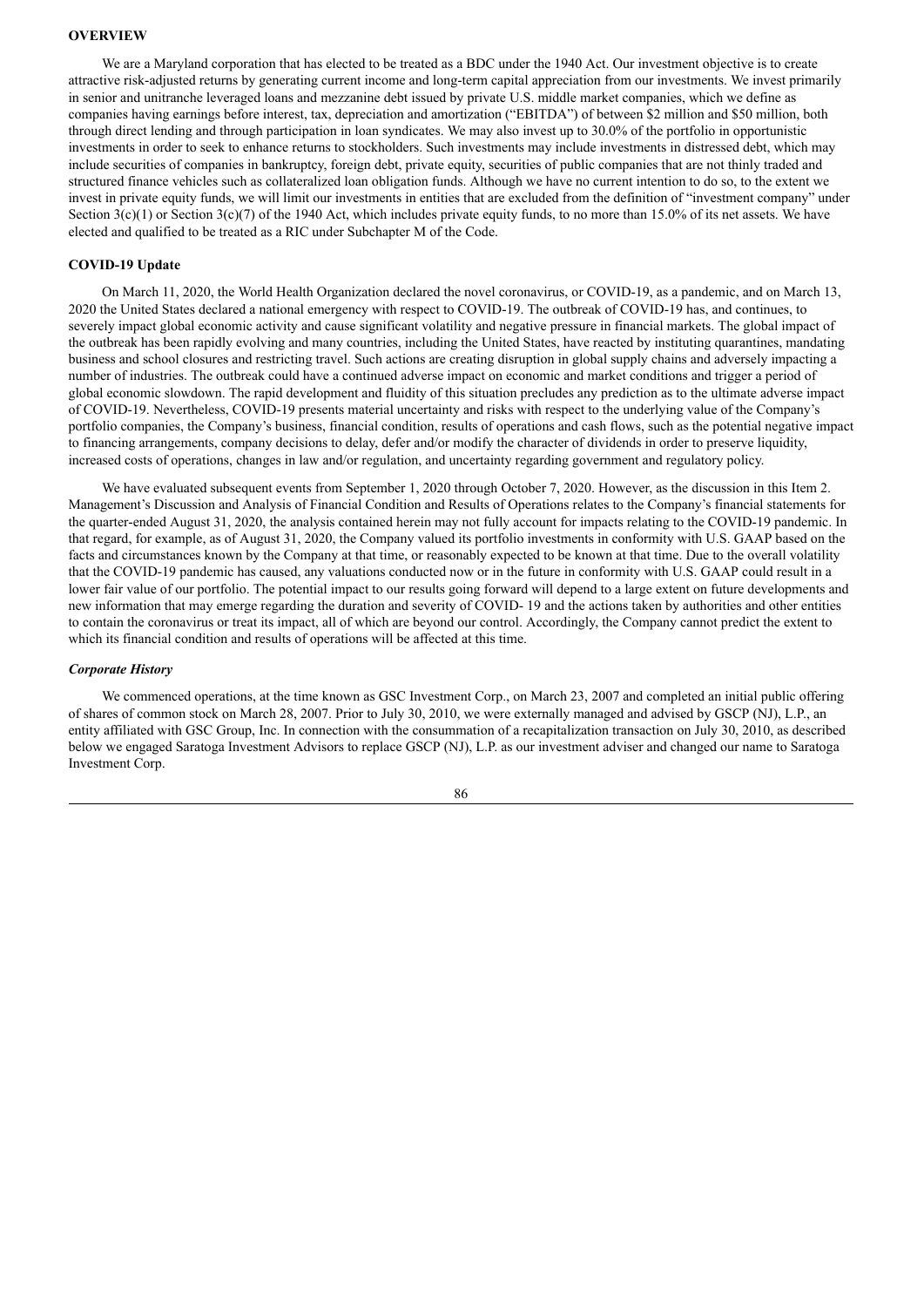## OVERVIEW

We are a Maryland corporation that has elected to be treated as a BDC under the 1940 Act. Our investment objective is to create attractive risk-adjusted returns by generating current income and long-term capital appreciation from our investments. We invest primarily in senior and unitranche leveraged loans and mezzanine debt issued by private U.S. middle market companies, which we define as companies having earnings before interest, tax, depreciation and amortization ("EBITDA") of between $2 million and $50 million, both through direct lending and through participation in loan syndicates. We may also invest up to 30.0% of the portfolio in opportunistic investments in order to seek to enhance returns to stockholders. Such investments may include investments in distressed debt, which may include securities of companies in bankruptcy, foreign debt, private equity, securities of public companies that are not thinly traded and structured finance vehicles such as collateralized loan obligation funds. Although we have no current intention to do so, to the extent we invest in private equity funds, we will limit our investments in entities that are excluded from the definition of "investment company" under Section 3(c)(1) or Section 3(c)(7) of the 1940 Act, which includes private equity funds, to no more than 15.0% of its net assets. We have elected and qualified to be treated as a RIC under Subchapter M of the Code.

### COVID-19 Update

On March 11, 2020, the World Health Organization declared the novel coronavirus, or COVID-19, as a pandemic, and on March 13, 2020 the United States declared a national emergency with respect to COVID-19. The outbreak of COVID-19 has, and continues, to severely impact global economic activity and cause significant volatility and negative pressure in financial markets. The global impact of the outbreak has been rapidly evolving and many countries, including the United States, have reacted by instituting quarantines, mandating business and school closures and restricting travel. Such actions are creating disruption in global supply chains and adversely impacting a number of industries. The outbreak could have a continued adverse impact on economic and market conditions and trigger a period of global economic slowdown. The rapid development and fluidity of this situation precludes any prediction as to the ultimate adverse impact of COVID-19. Nevertheless, COVID-19 presents material uncertainty and risks with respect to the underlying value of the Company's portfolio companies, the Company's business, financial condition, results of operations and cash flows, such as the potential negative impact to financing arrangements, company decisions to delay, defer and/or modify the character of dividends in order to preserve liquidity, increased costs of operations, changes in law and/or regulation, and uncertainty regarding government and regulatory policy.

We have evaluated subsequent events from September 1, 2020 through October 7, 2020. However, as the discussion in this Item 2. Management's Discussion and Analysis of Financial Condition and Results of Operations relates to the Company's financial statements for the quarter-ended August 31, 2020, the analysis contained herein may not fully account for impacts relating to the COVID-19 pandemic. In that regard, for example, as of August 31, 2020, the Company valued its portfolio investments in conformity with U.S. GAAP based on the facts and circumstances known by the Company at that time, or reasonably expected to be known at that time. Due to the overall volatility that the COVID-19 pandemic has caused, any valuations conducted now or in the future in conformity with U.S. GAAP could result in a lower fair value of our portfolio. The potential impact to our results going forward will depend to a large extent on future developments and new information that may emerge regarding the duration and severity of COVID- 19 and the actions taken by authorities and other entities to contain the coronavirus or treat its impact, all of which are beyond our control. Accordingly, the Company cannot predict the extent to which its financial condition and results of operations will be affected at this time.

### *Corporate History*

We commenced operations, at the time known as GSC Investment Corp., on March 23, 2007 and completed an initial public offering of shares of common stock on March 28, 2007. Prior to July 30, 2010, we were externally managed and advised by GSCP (NJ), L.P., an entity affiliated with GSC Group, Inc. In connection with the consummation of a recapitalization transaction on July 30, 2010, as described below we engaged Saratoga Investment Advisors to replace GSCP (NJ), L.P. as our investment adviser and changed our name to Saratoga Investment Corp.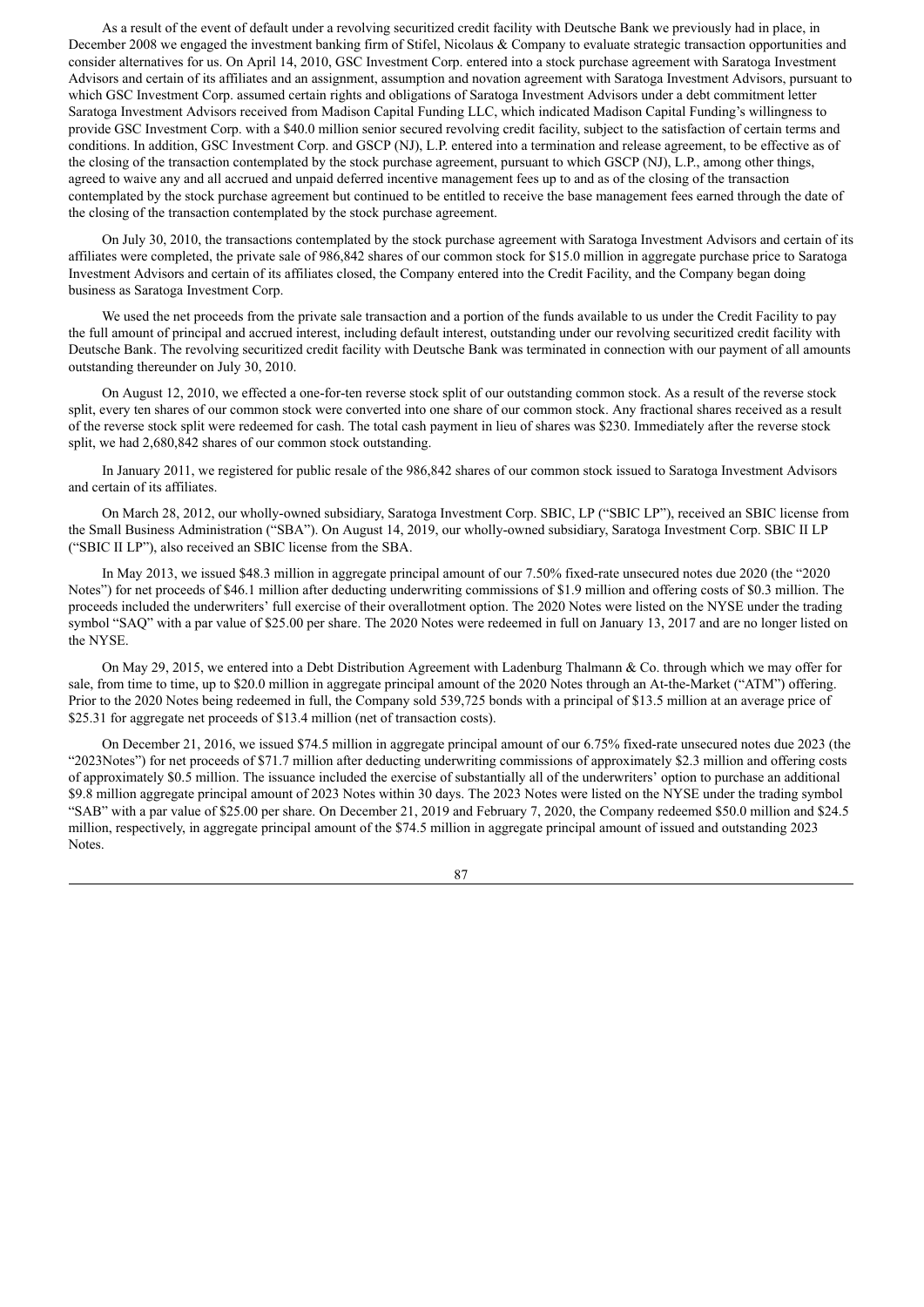As a result of the event of default under a revolving securitized credit facility with Deutsche Bank we previously had in place, in December 2008 we engaged the investment banking firm of Stifel, Nicolaus & Company to evaluate strategic transaction opportunities and consider alternatives for us. On April 14, 2010, GSC Investment Corp. entered into a stock purchase agreement with Saratoga Investment Advisors and certain of its affiliates and an assignment, assumption and novation agreement with Saratoga Investment Advisors, pursuant to which GSC Investment Corp. assumed certain rights and obligations of Saratoga Investment Advisors under a debt commitment letter Saratoga Investment Advisors received from Madison Capital Funding LLC, which indicated Madison Capital Funding's willingness to provide GSC Investment Corp. with a $40.0 million senior secured revolving credit facility, subject to the satisfaction of certain terms and conditions. In addition, GSC Investment Corp. and GSCP (NJ), L.P. entered into a termination and release agreement, to be effective as of the closing of the transaction contemplated by the stock purchase agreement, pursuant to which GSCP (NJ), L.P., among other things, agreed to waive any and all accrued and unpaid deferred incentive management fees up to and as of the closing of the transaction contemplated by the stock purchase agreement but continued to be entitled to receive the base management fees earned through the date of the closing of the transaction contemplated by the stock purchase agreement.

On July 30, 2010, the transactions contemplated by the stock purchase agreement with Saratoga Investment Advisors and certain of its affiliates were completed, the private sale of 986,842 shares of our common stock for $15.0 million in aggregate purchase price to Saratoga Investment Advisors and certain of its affiliates closed, the Company entered into the Credit Facility, and the Company began doing business as Saratoga Investment Corp.

We used the net proceeds from the private sale transaction and a portion of the funds available to us under the Credit Facility to pay the full amount of principal and accrued interest, including default interest, outstanding under our revolving securitized credit facility with Deutsche Bank. The revolving securitized credit facility with Deutsche Bank was terminated in connection with our payment of all amounts outstanding thereunder on July 30, 2010.

On August 12, 2010, we effected a one-for-ten reverse stock split of our outstanding common stock. As a result of the reverse stock split, every ten shares of our common stock were converted into one share of our common stock. Any fractional shares received as a result of the reverse stock split were redeemed for cash. The total cash payment in lieu of shares was $230. Immediately after the reverse stock split, we had 2,680,842 shares of our common stock outstanding.

In January 2011, we registered for public resale of the 986,842 shares of our common stock issued to Saratoga Investment Advisors and certain of its affiliates.

On March 28, 2012, our wholly-owned subsidiary, Saratoga Investment Corp. SBIC, LP ("SBIC LP"), received an SBIC license from the Small Business Administration ("SBA"). On August 14, 2019, our wholly-owned subsidiary, Saratoga Investment Corp. SBIC II LP ("SBIC II LP"), also received an SBIC license from the SBA.

In May 2013, we issued $48.3 million in aggregate principal amount of our 7.50% fixed-rate unsecured notes due 2020 (the "2020 Notes") for net proceeds of $46.1 million after deducting underwriting commissions of $1.9 million and offering costs of $0.3 million. The proceeds included the underwriters' full exercise of their overallotment option. The 2020 Notes were listed on the NYSE under the trading symbol "SAQ" with a par value of $25.00 per share. The 2020 Notes were redeemed in full on January 13, 2017 and are no longer listed on the NYSE.

On May 29, 2015, we entered into a Debt Distribution Agreement with Ladenburg Thalmann & Co. through which we may offer for sale, from time to time, up to $20.0 million in aggregate principal amount of the 2020 Notes through an At-the-Market ("ATM") offering. Prior to the 2020 Notes being redeemed in full, the Company sold 539,725 bonds with a principal of $13.5 million at an average price of $25.31 for aggregate net proceeds of $13.4 million (net of transaction costs).

On December 21, 2016, we issued $74.5 million in aggregate principal amount of our 6.75% fixed-rate unsecured notes due 2023 (the "2023Notes") for net proceeds of $71.7 million after deducting underwriting commissions of approximately $2.3 million and offering costs of approximately $0.5 million. The issuance included the exercise of substantially all of the underwriters' option to purchase an additional $9.8 million aggregate principal amount of 2023 Notes within 30 days. The 2023 Notes were listed on the NYSE under the trading symbol "SAB" with a par value of $25.00 per share. On December 21, 2019 and February 7, 2020, the Company redeemed $50.0 million and $24.5 million, respectively, in aggregate principal amount of the $74.5 million in aggregate principal amount of issued and outstanding 2023 Notes.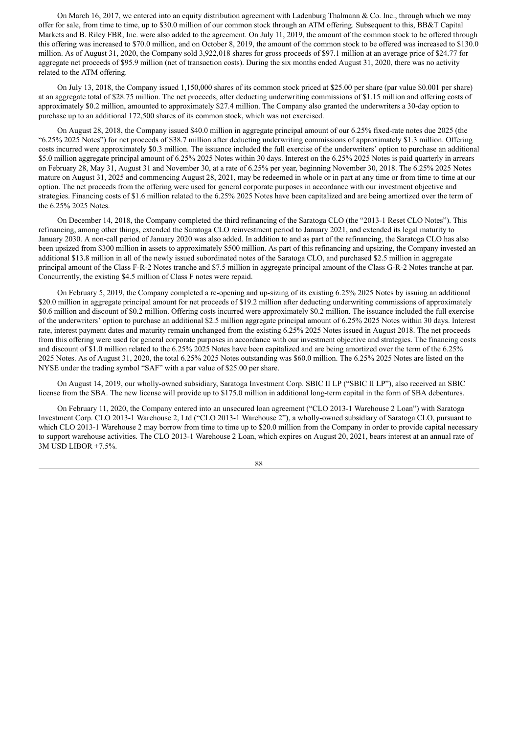On March 16, 2017, we entered into an equity distribution agreement with Ladenburg Thalmann & Co. Inc., through which we may offer for sale, from time to time, up to $30.0 million of our common stock through an ATM offering. Subsequent to this, BB&T Capital Markets and B. Riley FBR, Inc. were also added to the agreement. On July 11, 2019, the amount of the common stock to be offered through this offering was increased to $70.0 million, and on October 8, 2019, the amount of the common stock to be offered was increased to $130.0 million. As of August 31, 2020, the Company sold 3,922,018 shares for gross proceeds of $97.1 million at an average price of $24.77 for aggregate net proceeds of $95.9 million (net of transaction costs). During the six months ended August 31, 2020, there was no activity related to the ATM offering.

On July 13, 2018, the Company issued 1,150,000 shares of its common stock priced at $25.00 per share (par value $0.001 per share) at an aggregate total of $28.75 million. The net proceeds, after deducting underwriting commissions of $1.15 million and offering costs of approximately $0.2 million, amounted to approximately $27.4 million. The Company also granted the underwriters a 30-day option to purchase up to an additional 172,500 shares of its common stock, which was not exercised.

On August 28, 2018, the Company issued $40.0 million in aggregate principal amount of our 6.25% fixed-rate notes due 2025 (the "6.25% 2025 Notes") for net proceeds of $38.7 million after deducting underwriting commissions of approximately $1.3 million. Offering costs incurred were approximately $0.3 million. The issuance included the full exercise of the underwriters' option to purchase an additional $5.0 million aggregate principal amount of 6.25% 2025 Notes within 30 days. Interest on the 6.25% 2025 Notes is paid quarterly in arrears on February 28, May 31, August 31 and November 30, at a rate of 6.25% per year, beginning November 30, 2018. The 6.25% 2025 Notes mature on August 31, 2025 and commencing August 28, 2021, may be redeemed in whole or in part at any time or from time to time at our option. The net proceeds from the offering were used for general corporate purposes in accordance with our investment objective and strategies. Financing costs of $1.6 million related to the 6.25% 2025 Notes have been capitalized and are being amortized over the term of the 6.25% 2025 Notes.

On December 14, 2018, the Company completed the third refinancing of the Saratoga CLO (the "2013-1 Reset CLO Notes"). This refinancing, among other things, extended the Saratoga CLO reinvestment period to January 2021, and extended its legal maturity to January 2030. A non-call period of January 2020 was also added. In addition to and as part of the refinancing, the Saratoga CLO has also been upsized from $300 million in assets to approximately $500 million. As part of this refinancing and upsizing, the Company invested an additional $13.8 million in all of the newly issued subordinated notes of the Saratoga CLO, and purchased $2.5 million in aggregate principal amount of the Class F-R-2 Notes tranche and $7.5 million in aggregate principal amount of the Class G-R-2 Notes tranche at par. Concurrently, the existing $4.5 million of Class F notes were repaid.

On February 5, 2019, the Company completed a re-opening and up-sizing of its existing 6.25% 2025 Notes by issuing an additional $20.0 million in aggregate principal amount for net proceeds of $19.2 million after deducting underwriting commissions of approximately $0.6 million and discount of $0.2 million. Offering costs incurred were approximately $0.2 million. The issuance included the full exercise of the underwriters' option to purchase an additional $2.5 million aggregate principal amount of 6.25% 2025 Notes within 30 days. Interest rate, interest payment dates and maturity remain unchanged from the existing 6.25% 2025 Notes issued in August 2018. The net proceeds from this offering were used for general corporate purposes in accordance with our investment objective and strategies. The financing costs and discount of $1.0 million related to the 6.25% 2025 Notes have been capitalized and are being amortized over the term of the 6.25% 2025 Notes. As of August 31, 2020, the total 6.25% 2025 Notes outstanding was $60.0 million. The 6.25% 2025 Notes are listed on the NYSE under the trading symbol "SAF" with a par value of $25.00 per share.

On August 14, 2019, our wholly-owned subsidiary, Saratoga Investment Corp. SBIC II LP ("SBIC II LP"), also received an SBIC license from the SBA. The new license will provide up to $175.0 million in additional long-term capital in the form of SBA debentures.

On February 11, 2020, the Company entered into an unsecured loan agreement ("CLO 2013-1 Warehouse 2 Loan") with Saratoga Investment Corp. CLO 2013-1 Warehouse 2, Ltd ("CLO 2013-1 Warehouse 2"), a wholly-owned subsidiary of Saratoga CLO, pursuant to which CLO 2013-1 Warehouse 2 may borrow from time to time up to $20.0 million from the Company in order to provide capital necessary to support warehouse activities. The CLO 2013-1 Warehouse 2 Loan, which expires on August 20, 2021, bears interest at an annual rate of 3M USD LIBOR +7.5%.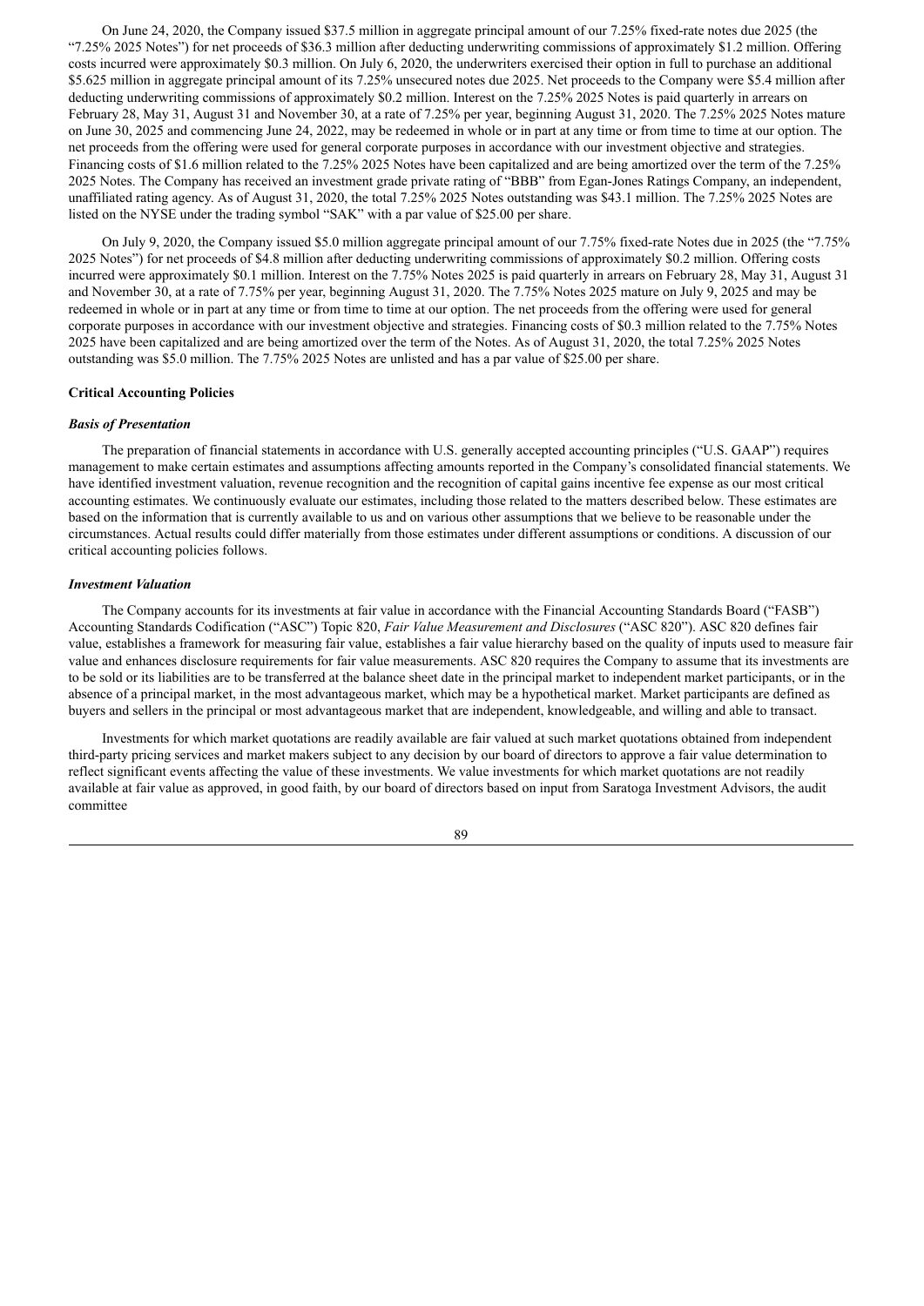On June 24, 2020, the Company issued $37.5 million in aggregate principal amount of our 7.25% fixed-rate notes due 2025 (the "7.25% 2025 Notes") for net proceeds of $36.3 million after deducting underwriting commissions of approximately $1.2 million. Offering costs incurred were approximately $0.3 million. On July 6, 2020, the underwriters exercised their option in full to purchase an additional $5.625 million in aggregate principal amount of its 7.25% unsecured notes due 2025. Net proceeds to the Company were $5.4 million after deducting underwriting commissions of approximately $0.2 million. Interest on the 7.25% 2025 Notes is paid quarterly in arrears on February 28, May 31, August 31 and November 30, at a rate of 7.25% per year, beginning August 31, 2020. The 7.25% 2025 Notes mature on June 30, 2025 and commencing June 24, 2022, may be redeemed in whole or in part at any time or from time to time at our option. The net proceeds from the offering were used for general corporate purposes in accordance with our investment objective and strategies. Financing costs of $1.6 million related to the 7.25% 2025 Notes have been capitalized and are being amortized over the term of the 7.25% 2025 Notes. The Company has received an investment grade private rating of "BBB" from Egan-Jones Ratings Company, an independent, unaffiliated rating agency. As of August 31, 2020, the total 7.25% 2025 Notes outstanding was $43.1 million. The 7.25% 2025 Notes are listed on the NYSE under the trading symbol "SAK" with a par value of $25.00 per share.

On July 9, 2020, the Company issued $5.0 million aggregate principal amount of our 7.75% fixed-rate Notes due in 2025 (the "7.75% 2025 Notes") for net proceeds of $4.8 million after deducting underwriting commissions of approximately $0.2 million. Offering costs incurred were approximately $0.1 million. Interest on the 7.75% Notes 2025 is paid quarterly in arrears on February 28, May 31, August 31 and November 30, at a rate of 7.75% per year, beginning August 31, 2020. The 7.75% Notes 2025 mature on July 9, 2025 and may be redeemed in whole or in part at any time or from time to time at our option. The net proceeds from the offering were used for general corporate purposes in accordance with our investment objective and strategies. Financing costs of $0.3 million related to the 7.75% Notes 2025 have been capitalized and are being amortized over the term of the Notes. As of August 31, 2020, the total 7.25% 2025 Notes outstanding was $5.0 million. The 7.75% 2025 Notes are unlisted and has a par value of $25.00 per share.

**Critical Accounting Policies**

***Basis of Presentation***

The preparation of financial statements in accordance with U.S. generally accepted accounting principles ("U.S. GAAP") requires management to make certain estimates and assumptions affecting amounts reported in the Company's consolidated financial statements. We have identified investment valuation, revenue recognition and the recognition of capital gains incentive fee expense as our most critical accounting estimates. We continuously evaluate our estimates, including those related to the matters described below. These estimates are based on the information that is currently available to us and on various other assumptions that we believe to be reasonable under the circumstances. Actual results could differ materially from those estimates under different assumptions or conditions. A discussion of our critical accounting policies follows.

***Investment Valuation***

The Company accounts for its investments at fair value in accordance with the Financial Accounting Standards Board ("FASB") Accounting Standards Codification ("ASC") Topic 820, *Fair Value Measurement and Disclosures* ("ASC 820"). ASC 820 defines fair value, establishes a framework for measuring fair value, establishes a fair value hierarchy based on the quality of inputs used to measure fair value and enhances disclosure requirements for fair value measurements. ASC 820 requires the Company to assume that its investments are to be sold or its liabilities are to be transferred at the balance sheet date in the principal market to independent market participants, or in the absence of a principal market, in the most advantageous market, which may be a hypothetical market. Market participants are defined as buyers and sellers in the principal or most advantageous market that are independent, knowledgeable, and willing and able to transact.

Investments for which market quotations are readily available are fair valued at such market quotations obtained from independent third-party pricing services and market makers subject to any decision by our board of directors to approve a fair value determination to reflect significant events affecting the value of these investments. We value investments for which market quotations are not readily available at fair value as approved, in good faith, by our board of directors based on input from Saratoga Investment Advisors, the audit committee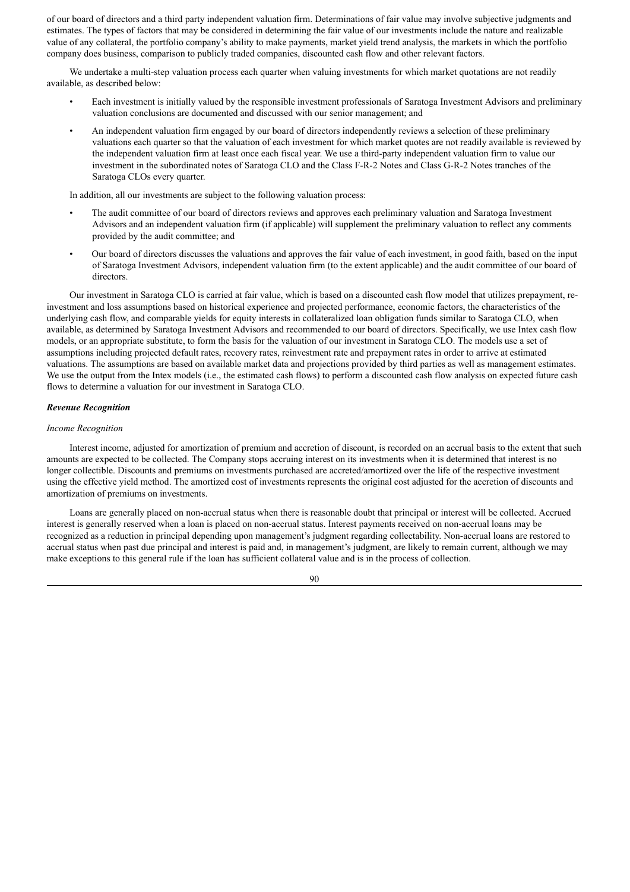of our board of directors and a third party independent valuation firm. Determinations of fair value may involve subjective judgments and estimates. The types of factors that may be considered in determining the fair value of our investments include the nature and realizable value of any collateral, the portfolio company's ability to make payments, market yield trend analysis, the markets in which the portfolio company does business, comparison to publicly traded companies, discounted cash flow and other relevant factors.

We undertake a multi-step valuation process each quarter when valuing investments for which market quotations are not readily available, as described below:

- Each investment is initially valued by the responsible investment professionals of Saratoga Investment Advisors and preliminary valuation conclusions are documented and discussed with our senior management; and
- An independent valuation firm engaged by our board of directors independently reviews a selection of these preliminary valuations each quarter so that the valuation of each investment for which market quotes are not readily available is reviewed by the independent valuation firm at least once each fiscal year. We use a third-party independent valuation firm to value our investment in the subordinated notes of Saratoga CLO and the Class F-R-2 Notes and Class G-R-2 Notes tranches of the Saratoga CLOs every quarter.

In addition, all our investments are subject to the following valuation process:

- The audit committee of our board of directors reviews and approves each preliminary valuation and Saratoga Investment Advisors and an independent valuation firm (if applicable) will supplement the preliminary valuation to reflect any comments provided by the audit committee; and
- Our board of directors discusses the valuations and approves the fair value of each investment, in good faith, based on the input of Saratoga Investment Advisors, independent valuation firm (to the extent applicable) and the audit committee of our board of directors.

Our investment in Saratoga CLO is carried at fair value, which is based on a discounted cash flow model that utilizes prepayment, re-investment and loss assumptions based on historical experience and projected performance, economic factors, the characteristics of the underlying cash flow, and comparable yields for equity interests in collateralized loan obligation funds similar to Saratoga CLO, when available, as determined by Saratoga Investment Advisors and recommended to our board of directors. Specifically, we use Intex cash flow models, or an appropriate substitute, to form the basis for the valuation of our investment in Saratoga CLO. The models use a set of assumptions including projected default rates, recovery rates, reinvestment rate and prepayment rates in order to arrive at estimated valuations. The assumptions are based on available market data and projections provided by third parties as well as management estimates. We use the output from the Intex models (i.e., the estimated cash flows) to perform a discounted cash flow analysis on expected future cash flows to determine a valuation for our investment in Saratoga CLO.

***Revenue Recognition***

*Income Recognition*

Interest income, adjusted for amortization of premium and accretion of discount, is recorded on an accrual basis to the extent that such amounts are expected to be collected. The Company stops accruing interest on its investments when it is determined that interest is no longer collectible. Discounts and premiums on investments purchased are accreted/amortized over the life of the respective investment using the effective yield method. The amortized cost of investments represents the original cost adjusted for the accretion of discounts and amortization of premiums on investments.

Loans are generally placed on non-accrual status when there is reasonable doubt that principal or interest will be collected. Accrued interest is generally reserved when a loan is placed on non-accrual status. Interest payments received on non-accrual loans may be recognized as a reduction in principal depending upon management's judgment regarding collectability. Non-accrual loans are restored to accrual status when past due principal and interest is paid and, in management's judgment, are likely to remain current, although we may make exceptions to this general rule if the loan has sufficient collateral value and is in the process of collection.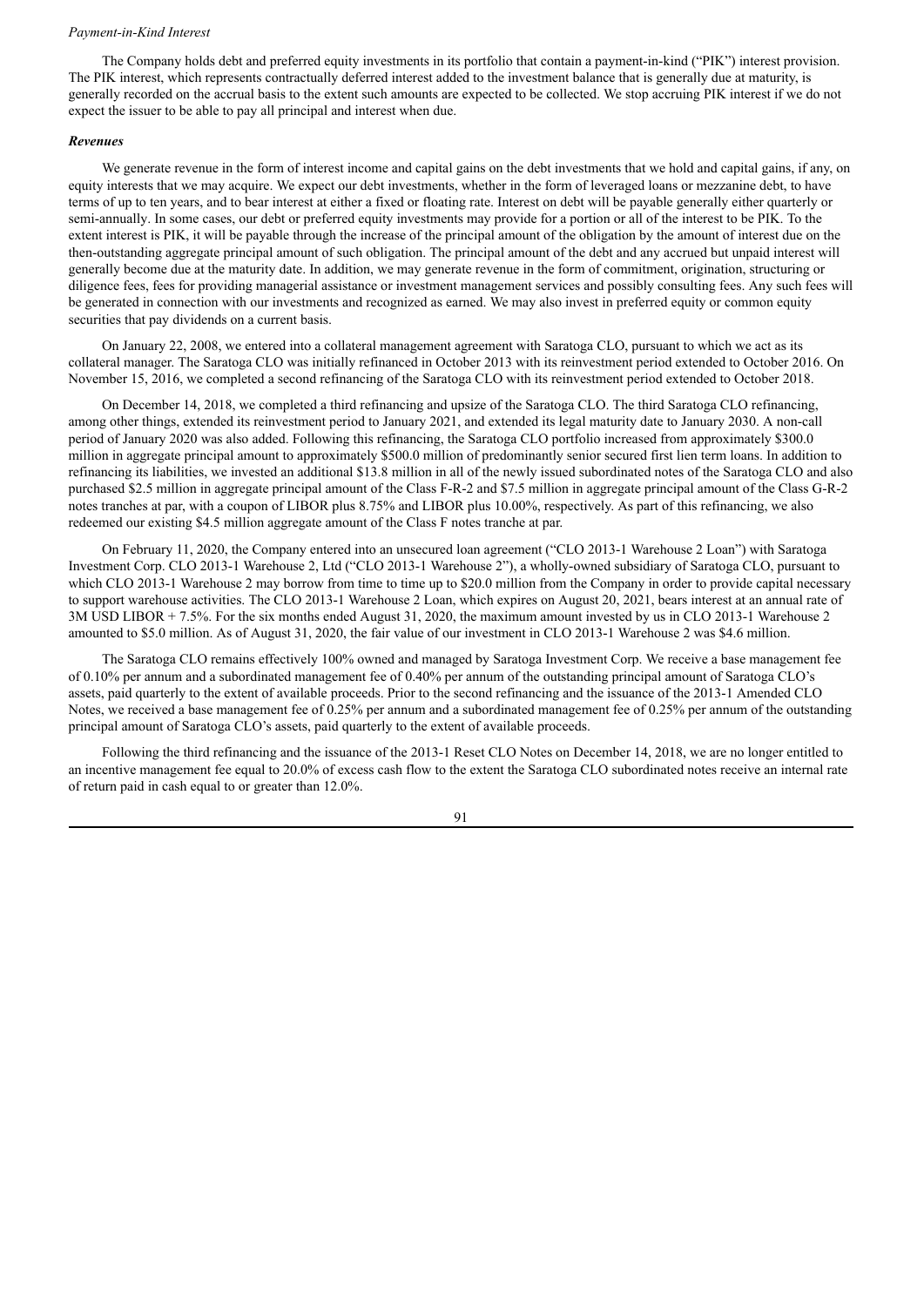*Payment-in-Kind Interest*

The Company holds debt and preferred equity investments in its portfolio that contain a payment-in-kind ("PIK") interest provision. The PIK interest, which represents contractually deferred interest added to the investment balance that is generally due at maturity, is generally recorded on the accrual basis to the extent such amounts are expected to be collected. We stop accruing PIK interest if we do not expect the issuer to be able to pay all principal and interest when due.

***Revenues***

We generate revenue in the form of interest income and capital gains on the debt investments that we hold and capital gains, if any, on equity interests that we may acquire. We expect our debt investments, whether in the form of leveraged loans or mezzanine debt, to have terms of up to ten years, and to bear interest at either a fixed or floating rate. Interest on debt will be payable generally either quarterly or semi-annually. In some cases, our debt or preferred equity investments may provide for a portion or all of the interest to be PIK. To the extent interest is PIK, it will be payable through the increase of the principal amount of the obligation by the amount of interest due on the then-outstanding aggregate principal amount of such obligation. The principal amount of the debt and any accrued but unpaid interest will generally become due at the maturity date. In addition, we may generate revenue in the form of commitment, origination, structuring or diligence fees, fees for providing managerial assistance or investment management services and possibly consulting fees. Any such fees will be generated in connection with our investments and recognized as earned. We may also invest in preferred equity or common equity securities that pay dividends on a current basis.

On January 22, 2008, we entered into a collateral management agreement with Saratoga CLO, pursuant to which we act as its collateral manager. The Saratoga CLO was initially refinanced in October 2013 with its reinvestment period extended to October 2016. On November 15, 2016, we completed a second refinancing of the Saratoga CLO with its reinvestment period extended to October 2018.

On December 14, 2018, we completed a third refinancing and upsize of the Saratoga CLO. The third Saratoga CLO refinancing, among other things, extended its reinvestment period to January 2021, and extended its legal maturity date to January 2030. A non-call period of January 2020 was also added. Following this refinancing, the Saratoga CLO portfolio increased from approximately $300.0 million in aggregate principal amount to approximately $500.0 million of predominantly senior secured first lien term loans. In addition to refinancing its liabilities, we invested an additional $13.8 million in all of the newly issued subordinated notes of the Saratoga CLO and also purchased $2.5 million in aggregate principal amount of the Class F-R-2 and $7.5 million in aggregate principal amount of the Class G-R-2 notes tranches at par, with a coupon of LIBOR plus 8.75% and LIBOR plus 10.00%, respectively. As part of this refinancing, we also redeemed our existing $4.5 million aggregate amount of the Class F notes tranche at par.

On February 11, 2020, the Company entered into an unsecured loan agreement ("CLO 2013-1 Warehouse 2 Loan") with Saratoga Investment Corp. CLO 2013-1 Warehouse 2, Ltd ("CLO 2013-1 Warehouse 2"), a wholly-owned subsidiary of Saratoga CLO, pursuant to which CLO 2013-1 Warehouse 2 may borrow from time to time up to $20.0 million from the Company in order to provide capital necessary to support warehouse activities. The CLO 2013-1 Warehouse 2 Loan, which expires on August 20, 2021, bears interest at an annual rate of 3M USD LIBOR + 7.5%. For the six months ended August 31, 2020, the maximum amount invested by us in CLO 2013-1 Warehouse 2 amounted to $5.0 million. As of August 31, 2020, the fair value of our investment in CLO 2013-1 Warehouse 2 was $4.6 million.

The Saratoga CLO remains effectively 100% owned and managed by Saratoga Investment Corp. We receive a base management fee of 0.10% per annum and a subordinated management fee of 0.40% per annum of the outstanding principal amount of Saratoga CLO's assets, paid quarterly to the extent of available proceeds. Prior to the second refinancing and the issuance of the 2013-1 Amended CLO Notes, we received a base management fee of 0.25% per annum and a subordinated management fee of 0.25% per annum of the outstanding principal amount of Saratoga CLO's assets, paid quarterly to the extent of available proceeds.

Following the third refinancing and the issuance of the 2013-1 Reset CLO Notes on December 14, 2018, we are no longer entitled to an incentive management fee equal to 20.0% of excess cash flow to the extent the Saratoga CLO subordinated notes receive an internal rate of return paid in cash equal to or greater than 12.0%.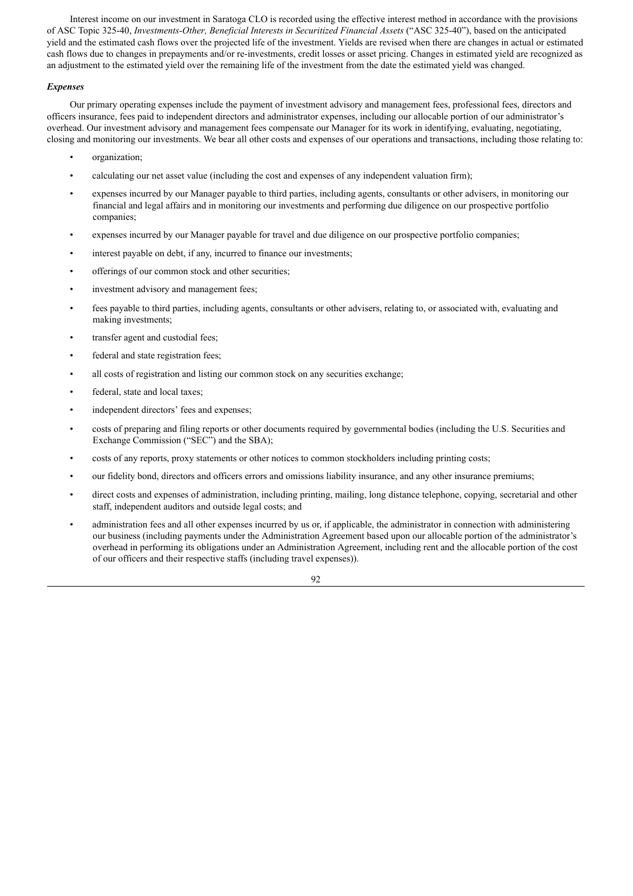Interest income on our investment in Saratoga CLO is recorded using the effective interest method in accordance with the provisions of ASC Topic 325-40, *Investments-Other, Beneficial Interests in Securitized Financial Assets* ("ASC 325-40"), based on the anticipated yield and the estimated cash flows over the projected life of the investment. Yields are revised when there are changes in actual or estimated cash flows due to changes in prepayments and/or re-investments, credit losses or asset pricing. Changes in estimated yield are recognized as an adjustment to the estimated yield over the remaining life of the investment from the date the estimated yield was changed.

***Expenses***

Our primary operating expenses include the payment of investment advisory and management fees, professional fees, directors and officers insurance, fees paid to independent directors and administrator expenses, including our allocable portion of our administrator's overhead. Our investment advisory and management fees compensate our Manager for its work in identifying, evaluating, negotiating, closing and monitoring our investments. We bear all other costs and expenses of our operations and transactions, including those relating to:

- organization;
- calculating our net asset value (including the cost and expenses of any independent valuation firm);
- expenses incurred by our Manager payable to third parties, including agents, consultants or other advisers, in monitoring our financial and legal affairs and in monitoring our investments and performing due diligence on our prospective portfolio companies;
- expenses incurred by our Manager payable for travel and due diligence on our prospective portfolio companies;
- interest payable on debt, if any, incurred to finance our investments;
- offerings of our common stock and other securities;
- investment advisory and management fees;
- fees payable to third parties, including agents, consultants or other advisers, relating to, or associated with, evaluating and making investments;
- transfer agent and custodial fees;
- federal and state registration fees;
- all costs of registration and listing our common stock on any securities exchange;
- federal, state and local taxes;
- independent directors' fees and expenses;
- costs of preparing and filing reports or other documents required by governmental bodies (including the U.S. Securities and Exchange Commission ("SEC") and the SBA);
- costs of any reports, proxy statements or other notices to common stockholders including printing costs;
- our fidelity bond, directors and officers errors and omissions liability insurance, and any other insurance premiums;
- direct costs and expenses of administration, including printing, mailing, long distance telephone, copying, secretarial and other staff, independent auditors and outside legal costs; and
- administration fees and all other expenses incurred by us or, if applicable, the administrator in connection with administering our business (including payments under the Administration Agreement based upon our allocable portion of the administrator's overhead in performing its obligations under an Administration Agreement, including rent and the allocable portion of the cost of our officers and their respective staffs (including travel expenses)).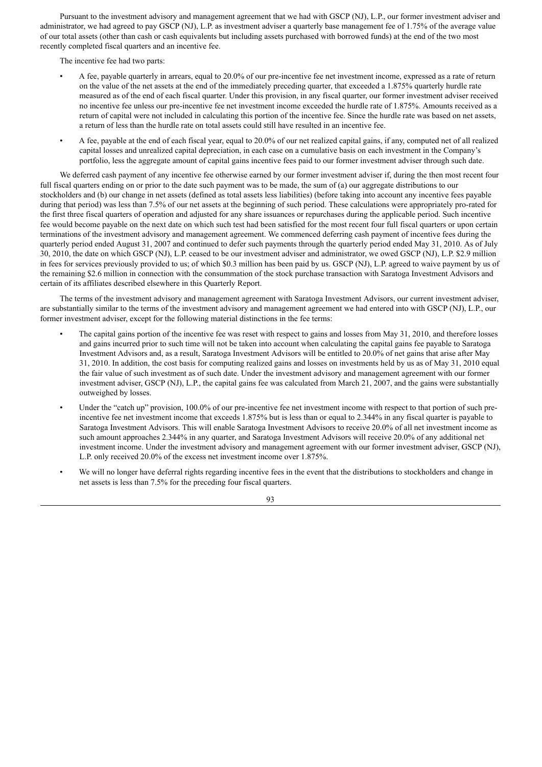Pursuant to the investment advisory and management agreement that we had with GSCP (NJ), L.P., our former investment adviser and administrator, we had agreed to pay GSCP (NJ), L.P. as investment adviser a quarterly base management fee of 1.75% of the average value of our total assets (other than cash or cash equivalents but including assets purchased with borrowed funds) at the end of the two most recently completed fiscal quarters and an incentive fee.

The incentive fee had two parts:

- A fee, payable quarterly in arrears, equal to 20.0% of our pre-incentive fee net investment income, expressed as a rate of return on the value of the net assets at the end of the immediately preceding quarter, that exceeded a 1.875% quarterly hurdle rate measured as of the end of each fiscal quarter. Under this provision, in any fiscal quarter, our former investment adviser received no incentive fee unless our pre-incentive fee net investment income exceeded the hurdle rate of 1.875%. Amounts received as a return of capital were not included in calculating this portion of the incentive fee. Since the hurdle rate was based on net assets, a return of less than the hurdle rate on total assets could still have resulted in an incentive fee.
- A fee, payable at the end of each fiscal year, equal to 20.0% of our net realized capital gains, if any, computed net of all realized capital losses and unrealized capital depreciation, in each case on a cumulative basis on each investment in the Company's portfolio, less the aggregate amount of capital gains incentive fees paid to our former investment adviser through such date.

We deferred cash payment of any incentive fee otherwise earned by our former investment adviser if, during the then most recent four full fiscal quarters ending on or prior to the date such payment was to be made, the sum of (a) our aggregate distributions to our stockholders and (b) our change in net assets (defined as total assets less liabilities) (before taking into account any incentive fees payable during that period) was less than 7.5% of our net assets at the beginning of such period. These calculations were appropriately pro-rated for the first three fiscal quarters of operation and adjusted for any share issuances or repurchases during the applicable period. Such incentive fee would become payable on the next date on which such test had been satisfied for the most recent four full fiscal quarters or upon certain terminations of the investment advisory and management agreement. We commenced deferring cash payment of incentive fees during the quarterly period ended August 31, 2007 and continued to defer such payments through the quarterly period ended May 31, 2010. As of July 30, 2010, the date on which GSCP (NJ), L.P. ceased to be our investment adviser and administrator, we owed GSCP (NJ), L.P. $2.9 million in fees for services previously provided to us; of which $0.3 million has been paid by us. GSCP (NJ), L.P. agreed to waive payment by us of the remaining $2.6 million in connection with the consummation of the stock purchase transaction with Saratoga Investment Advisors and certain of its affiliates described elsewhere in this Quarterly Report.

The terms of the investment advisory and management agreement with Saratoga Investment Advisors, our current investment adviser, are substantially similar to the terms of the investment advisory and management agreement we had entered into with GSCP (NJ), L.P., our former investment adviser, except for the following material distinctions in the fee terms:

- The capital gains portion of the incentive fee was reset with respect to gains and losses from May 31, 2010, and therefore losses and gains incurred prior to such time will not be taken into account when calculating the capital gains fee payable to Saratoga Investment Advisors and, as a result, Saratoga Investment Advisors will be entitled to 20.0% of net gains that arise after May 31, 2010. In addition, the cost basis for computing realized gains and losses on investments held by us as of May 31, 2010 equal the fair value of such investment as of such date. Under the investment advisory and management agreement with our former investment adviser, GSCP (NJ), L.P., the capital gains fee was calculated from March 21, 2007, and the gains were substantially outweighed by losses.
- Under the "catch up" provision, 100.0% of our pre-incentive fee net investment income with respect to that portion of such pre-incentive fee net investment income that exceeds 1.875% but is less than or equal to 2.344% in any fiscal quarter is payable to Saratoga Investment Advisors. This will enable Saratoga Investment Advisors to receive 20.0% of all net investment income as such amount approaches 2.344% in any quarter, and Saratoga Investment Advisors will receive 20.0% of any additional net investment income. Under the investment advisory and management agreement with our former investment adviser, GSCP (NJ), L.P. only received 20.0% of the excess net investment income over 1.875%.
- We will no longer have deferral rights regarding incentive fees in the event that the distributions to stockholders and change in net assets is less than 7.5% for the preceding four fiscal quarters.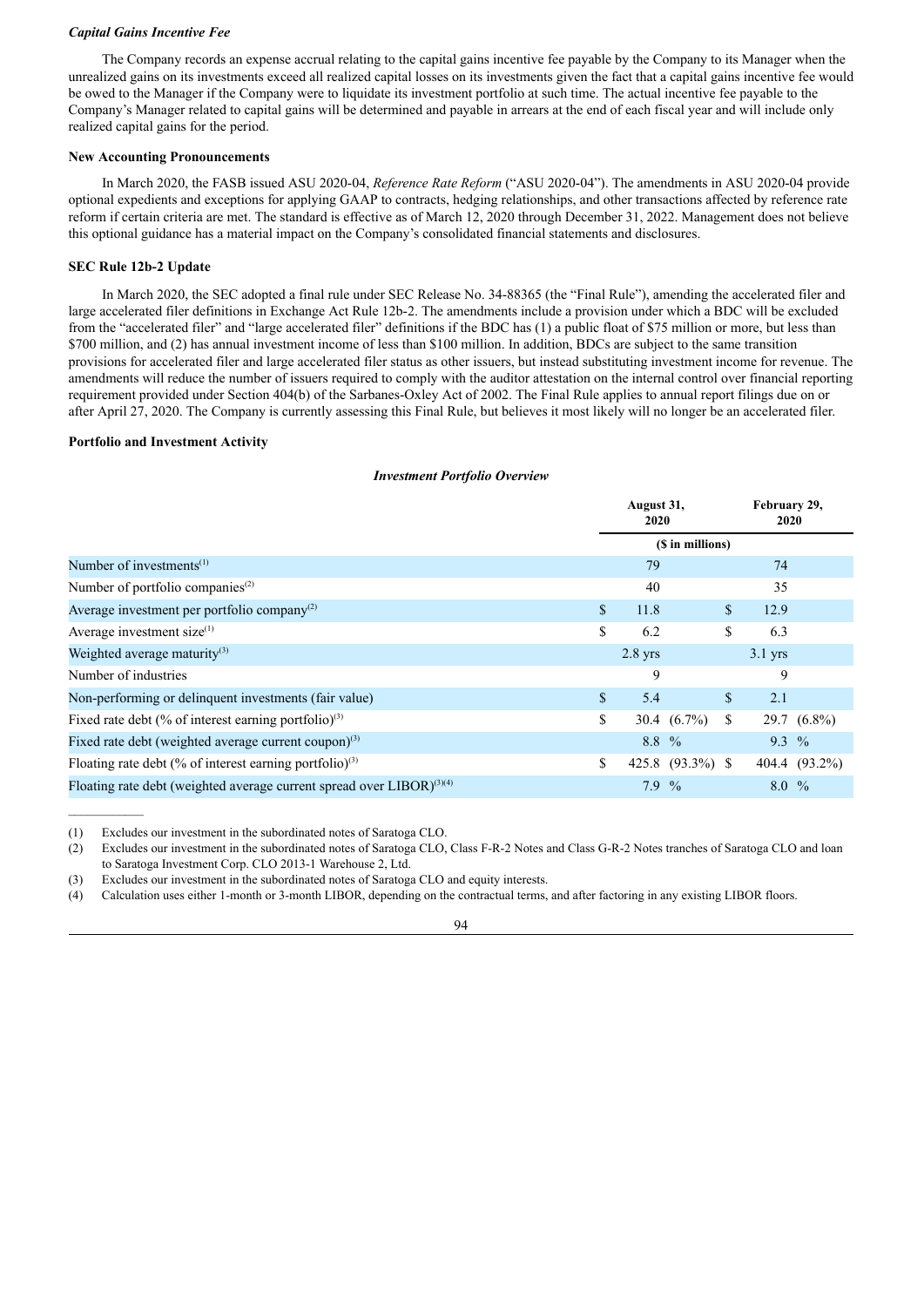*Capital Gains Incentive Fee*

The Company records an expense accrual relating to the capital gains incentive fee payable by the Company to its Manager when the unrealized gains on its investments exceed all realized capital losses on its investments given the fact that a capital gains incentive fee would be owed to the Manager if the Company were to liquidate its investment portfolio at such time. The actual incentive fee payable to the Company's Manager related to capital gains will be determined and payable in arrears at the end of each fiscal year and will include only realized capital gains for the period.

**New Accounting Pronouncements**

In March 2020, the FASB issued ASU 2020-04, *Reference Rate Reform* ("ASU 2020-04"). The amendments in ASU 2020-04 provide optional expedients and exceptions for applying GAAP to contracts, hedging relationships, and other transactions affected by reference rate reform if certain criteria are met. The standard is effective as of March 12, 2020 through December 31, 2022. Management does not believe this optional guidance has a material impact on the Company's consolidated financial statements and disclosures.

**SEC Rule 12b-2 Update**

In March 2020, the SEC adopted a final rule under SEC Release No. 34-88365 (the "Final Rule"), amending the accelerated filer and large accelerated filer definitions in Exchange Act Rule 12b-2. The amendments include a provision under which a BDC will be excluded from the "accelerated filer" and "large accelerated filer" definitions if the BDC has (1) a public float of $75 million or more, but less than $700 million, and (2) has annual investment income of less than $100 million. In addition, BDCs are subject to the same transition provisions for accelerated filer and large accelerated filer status as other issuers, but instead substituting investment income for revenue. The amendments will reduce the number of issuers required to comply with the auditor attestation on the internal control over financial reporting requirement provided under Section 404(b) of the Sarbanes-Oxley Act of 2002. The Final Rule applies to annual report filings due on or after April 27, 2020. The Company is currently assessing this Final Rule, but believes it most likely will no longer be an accelerated filer.

**Portfolio and Investment Activity**

***Investment Portfolio Overview***

| | August 31, 2020 | February 29, 2020 |
|---|---|---|
| | ($ in millions) | |
| Number of investments[1] | 79 | 74 |
| Number of portfolio companies[2] | 40 | 35 |
| Average investment per portfolio company[2] | $ 11.8 | $ 12.9 |
| Average investment size[1] | $ 6.2 | $ 6.3 |
| Weighted average maturity[3] | 2.8 yrs | 3.1 yrs |
| Number of industries | 9 | 9 |
| Non-performing or delinquent investments (fair value) | $ 5.4 | $ 2.1 |
| Fixed rate debt (% of interest earning portfolio)[3] | $ 30.4 (6.7%) | $ 29.7 (6.8%) |
| Fixed rate debt (weighted average current coupon)[3] | 8.8 % | 9.3 % |
| Floating rate debt (% of interest earning portfolio)[3] | $ 425.8 (93.3%) | $ 404.4 (93.2%) |
| Floating rate debt (weighted average current spread over LIBOR)[3][4] | 7.9 % | 8.0 % |

(1) Excludes our investment in the subordinated notes of Saratoga CLO.

(2) Excludes our investment in the subordinated notes of Saratoga CLO, Class F-R-2 Notes and Class G-R-2 Notes tranches of Saratoga CLO and loan to Saratoga Investment Corp. CLO 2013-1 Warehouse 2, Ltd.

(3) Excludes our investment in the subordinated notes of Saratoga CLO and equity interests.

(4) Calculation uses either 1-month or 3-month LIBOR, depending on the contractual terms, and after factoring in any existing LIBOR floors.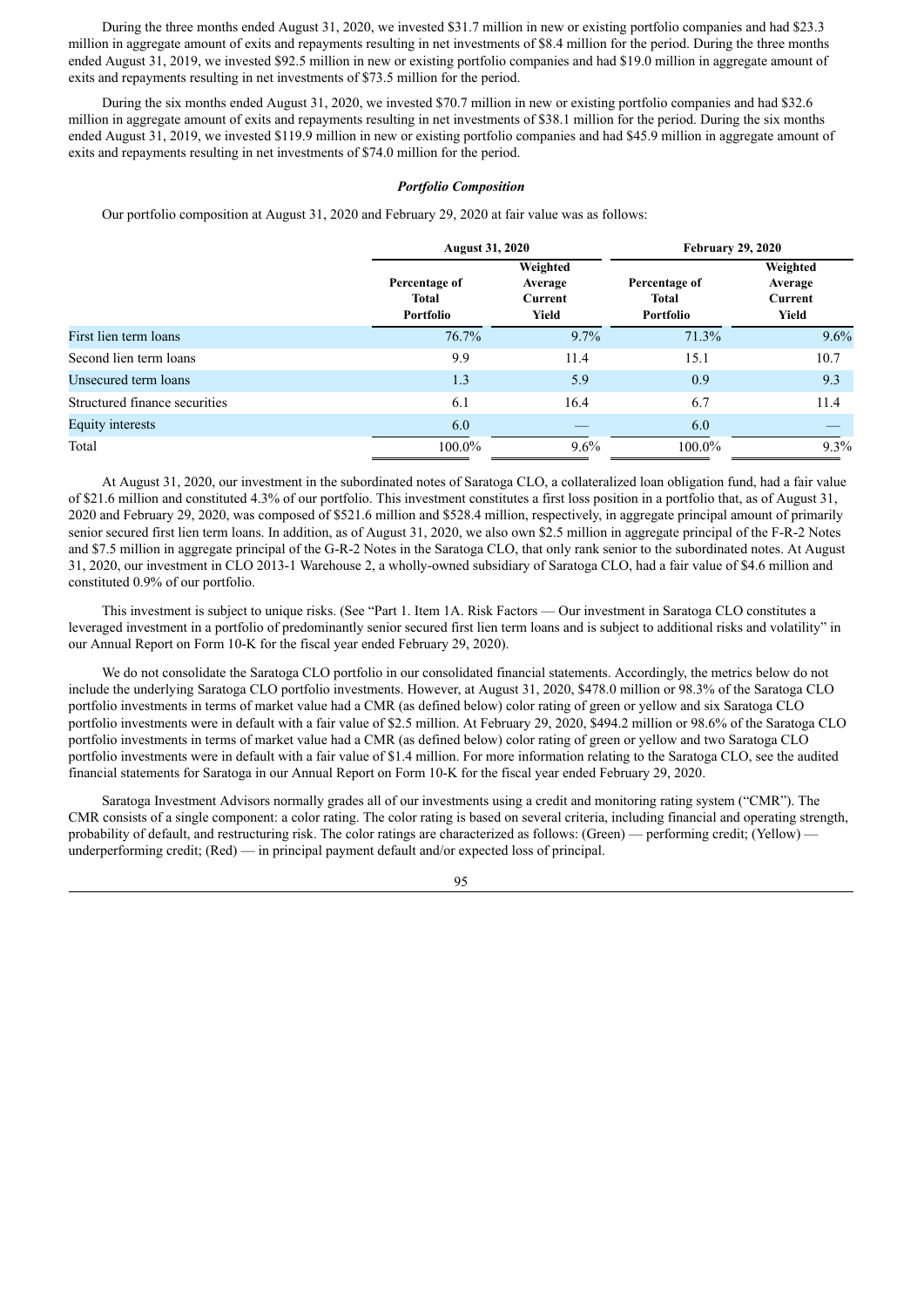During the three months ended August 31, 2020, we invested $31.7 million in new or existing portfolio companies and had $23.3 million in aggregate amount of exits and repayments resulting in net investments of $8.4 million for the period. During the three months ended August 31, 2019, we invested $92.5 million in new or existing portfolio companies and had $19.0 million in aggregate amount of exits and repayments resulting in net investments of $73.5 million for the period.

During the six months ended August 31, 2020, we invested $70.7 million in new or existing portfolio companies and had $32.6 million in aggregate amount of exits and repayments resulting in net investments of $38.1 million for the period. During the six months ended August 31, 2019, we invested $119.9 million in new or existing portfolio companies and had $45.9 million in aggregate amount of exits and repayments resulting in net investments of $74.0 million for the period.

***Portfolio Composition***

Our portfolio composition at August 31, 2020 and February 29, 2020 at fair value was as follows:

| | August 31, 2020 | | February 29, 2020 | |
|---|---|---|---|---|
| | Percentage of Total Portfolio | Weighted Average Current Yield | Percentage of Total Portfolio | Weighted Average Current Yield |
| First lien term loans | 76.7% | 9.7% | 71.3% | 9.6% |
| Second lien term loans | 9.9 | 11.4 | 15.1 | 10.7 |
| Unsecured term loans | 1.3 | 5.9 | 0.9 | 9.3 |
| Structured finance securities | 6.1 | 16.4 | 6.7 | 11.4 |
| Equity interests | 6.0 | — | 6.0 | — |
| Total | 100.0% | 9.6% | 100.0% | 9.3% |

At August 31, 2020, our investment in the subordinated notes of Saratoga CLO, a collateralized loan obligation fund, had a fair value of $21.6 million and constituted 4.3% of our portfolio. This investment constitutes a first loss position in a portfolio that, as of August 31, 2020 and February 29, 2020, was composed of $521.6 million and $528.4 million, respectively, in aggregate principal amount of primarily senior secured first lien term loans. In addition, as of August 31, 2020, we also own $2.5 million in aggregate principal of the F-R-2 Notes and $7.5 million in aggregate principal of the G-R-2 Notes in the Saratoga CLO, that only rank senior to the subordinated notes. At August 31, 2020, our investment in CLO 2013-1 Warehouse 2, a wholly-owned subsidiary of Saratoga CLO, had a fair value of $4.6 million and constituted 0.9% of our portfolio.

This investment is subject to unique risks. (See "Part 1. Item 1A. Risk Factors — Our investment in Saratoga CLO constitutes a leveraged investment in a portfolio of predominantly senior secured first lien term loans and is subject to additional risks and volatility" in our Annual Report on Form 10-K for the fiscal year ended February 29, 2020).

We do not consolidate the Saratoga CLO portfolio in our consolidated financial statements. Accordingly, the metrics below do not include the underlying Saratoga CLO portfolio investments. However, at August 31, 2020, $478.0 million or 98.3% of the Saratoga CLO portfolio investments in terms of market value had a CMR (as defined below) color rating of green or yellow and six Saratoga CLO portfolio investments were in default with a fair value of $2.5 million. At February 29, 2020, $494.2 million or 98.6% of the Saratoga CLO portfolio investments in terms of market value had a CMR (as defined below) color rating of green or yellow and two Saratoga CLO portfolio investments were in default with a fair value of $1.4 million. For more information relating to the Saratoga CLO, see the audited financial statements for Saratoga in our Annual Report on Form 10-K for the fiscal year ended February 29, 2020.

Saratoga Investment Advisors normally grades all of our investments using a credit and monitoring rating system ("CMR"). The CMR consists of a single component: a color rating. The color rating is based on several criteria, including financial and operating strength, probability of default, and restructuring risk. The color ratings are characterized as follows: (Green) — performing credit; (Yellow) — underperforming credit; (Red) — in principal payment default and/or expected loss of principal.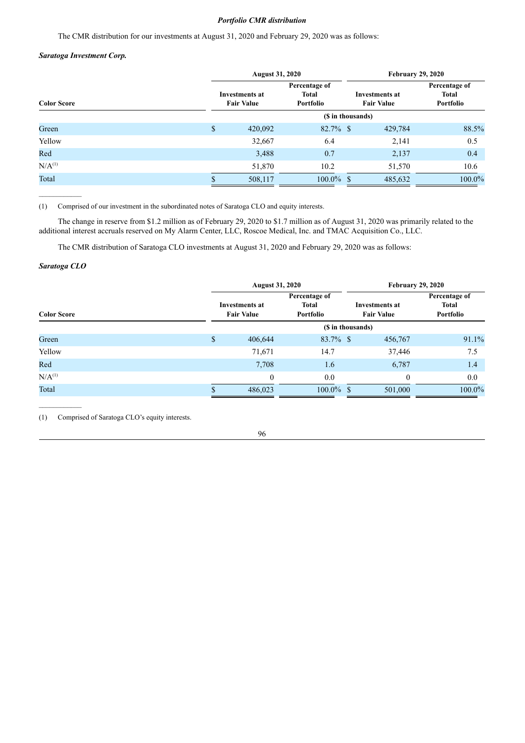***Portfolio CMR distribution***

The CMR distribution for our investments at August 31, 2020 and February 29, 2020 was as follows:

***Saratoga Investment Corp.***

| | August 31, 2020 | | February 29, 2020 | |
|---|---|---|---|---|
| **Color Score** | **Investments at Fair Value** | **Percentage of Total Portfolio** | **Investments at Fair Value** | **Percentage of Total Portfolio** |
| | ($ in thousands) | | | |
| Green | $ 420,092 | 82.7% | $ 429,784 | 88.5% |
| Yellow | 32,667 | 6.4 | 2,141 | 0.5 |
| Red | 3,488 | 0.7 | 2,137 | 0.4 |
| N/A[(1)] | 51,870 | 10.2 | 51,570 | 10.6 |
| Total | $ 508,117 | 100.0% | $ 485,632 | 100.0% |

(1) Comprised of our investment in the subordinated notes of Saratoga CLO and equity interests.

The change in reserve from $1.2 million as of February 29, 2020 to $1.7 million as of August 31, 2020 was primarily related to the additional interest accruals reserved on My Alarm Center, LLC, Roscoe Medical, Inc. and TMAC Acquisition Co., LLC.

The CMR distribution of Saratoga CLO investments at August 31, 2020 and February 29, 2020 was as follows:

***Saratoga CLO***

| | August 31, 2020 | | February 29, 2020 | |
|---|---|---|---|---|
| **Color Score** | **Investments at Fair Value** | **Percentage of Total Portfolio** | **Investments at Fair Value** | **Percentage of Total Portfolio** |
| | ($ in thousands) | | | |
| Green | $ 406,644 | 83.7% | $ 456,767 | 91.1% |
| Yellow | 71,671 | 14.7 | 37,446 | 7.5 |
| Red | 7,708 | 1.6 | 6,787 | 1.4 |
| N/A[(1)] | 0 | 0.0 | 0 | 0.0 |
| Total | $ 486,023 | 100.0% | $ 501,000 | 100.0% |

(1) Comprised of Saratoga CLO's equity interests.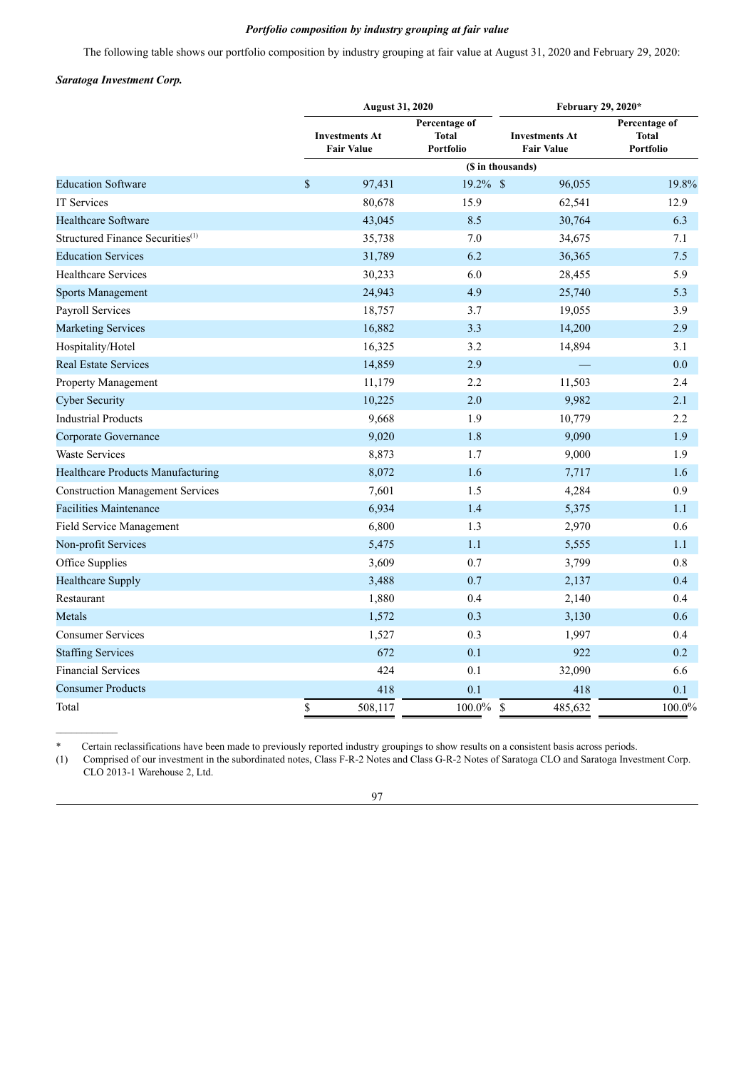*Portfolio composition by industry grouping at fair value*

The following table shows our portfolio composition by industry grouping at fair value at August 31, 2020 and February 29, 2020:

***Saratoga Investment Corp.***

| | August 31, 2020 | | February 29, 2020* | |
|---|---|---|---|---|
| | Investments At Fair Value | Percentage of Total Portfolio | Investments At Fair Value | Percentage of Total Portfolio |
| | ($ in thousands) | | | |
| Education Software | $ 97,431 | 19.2% | $ 96,055 | 19.8% |
| IT Services | 80,678 | 15.9 | 62,541 | 12.9 |
| Healthcare Software | 43,045 | 8.5 | 30,764 | 6.3 |
| Structured Finance Securities[(1)] | 35,738 | 7.0 | 34,675 | 7.1 |
| Education Services | 31,789 | 6.2 | 36,365 | 7.5 |
| Healthcare Services | 30,233 | 6.0 | 28,455 | 5.9 |
| Sports Management | 24,943 | 4.9 | 25,740 | 5.3 |
| Payroll Services | 18,757 | 3.7 | 19,055 | 3.9 |
| Marketing Services | 16,882 | 3.3 | 14,200 | 2.9 |
| Hospitality/Hotel | 16,325 | 3.2 | 14,894 | 3.1 |
| Real Estate Services | 14,859 | 2.9 | — | 0.0 |
| Property Management | 11,179 | 2.2 | 11,503 | 2.4 |
| Cyber Security | 10,225 | 2.0 | 9,982 | 2.1 |
| Industrial Products | 9,668 | 1.9 | 10,779 | 2.2 |
| Corporate Governance | 9,020 | 1.8 | 9,090 | 1.9 |
| Waste Services | 8,873 | 1.7 | 9,000 | 1.9 |
| Healthcare Products Manufacturing | 8,072 | 1.6 | 7,717 | 1.6 |
| Construction Management Services | 7,601 | 1.5 | 4,284 | 0.9 |
| Facilities Maintenance | 6,934 | 1.4 | 5,375 | 1.1 |
| Field Service Management | 6,800 | 1.3 | 2,970 | 0.6 |
| Non-profit Services | 5,475 | 1.1 | 5,555 | 1.1 |
| Office Supplies | 3,609 | 0.7 | 3,799 | 0.8 |
| Healthcare Supply | 3,488 | 0.7 | 2,137 | 0.4 |
| Restaurant | 1,880 | 0.4 | 2,140 | 0.4 |
| Metals | 1,572 | 0.3 | 3,130 | 0.6 |
| Consumer Services | 1,527 | 0.3 | 1,997 | 0.4 |
| Staffing Services | 672 | 0.1 | 922 | 0.2 |
| Financial Services | 424 | 0.1 | 32,090 | 6.6 |
| Consumer Products | 418 | 0.1 | 418 | 0.1 |
| Total | $ 508,117 | 100.0% | $ 485,632 | 100.0% |

\* Certain reclassifications have been made to previously reported industry groupings to show results on a consistent basis across periods.

(1) Comprised of our investment in the subordinated notes, Class F-R-2 Notes and Class G-R-2 Notes of Saratoga CLO and Saratoga Investment Corp. CLO 2013-1 Warehouse 2, Ltd.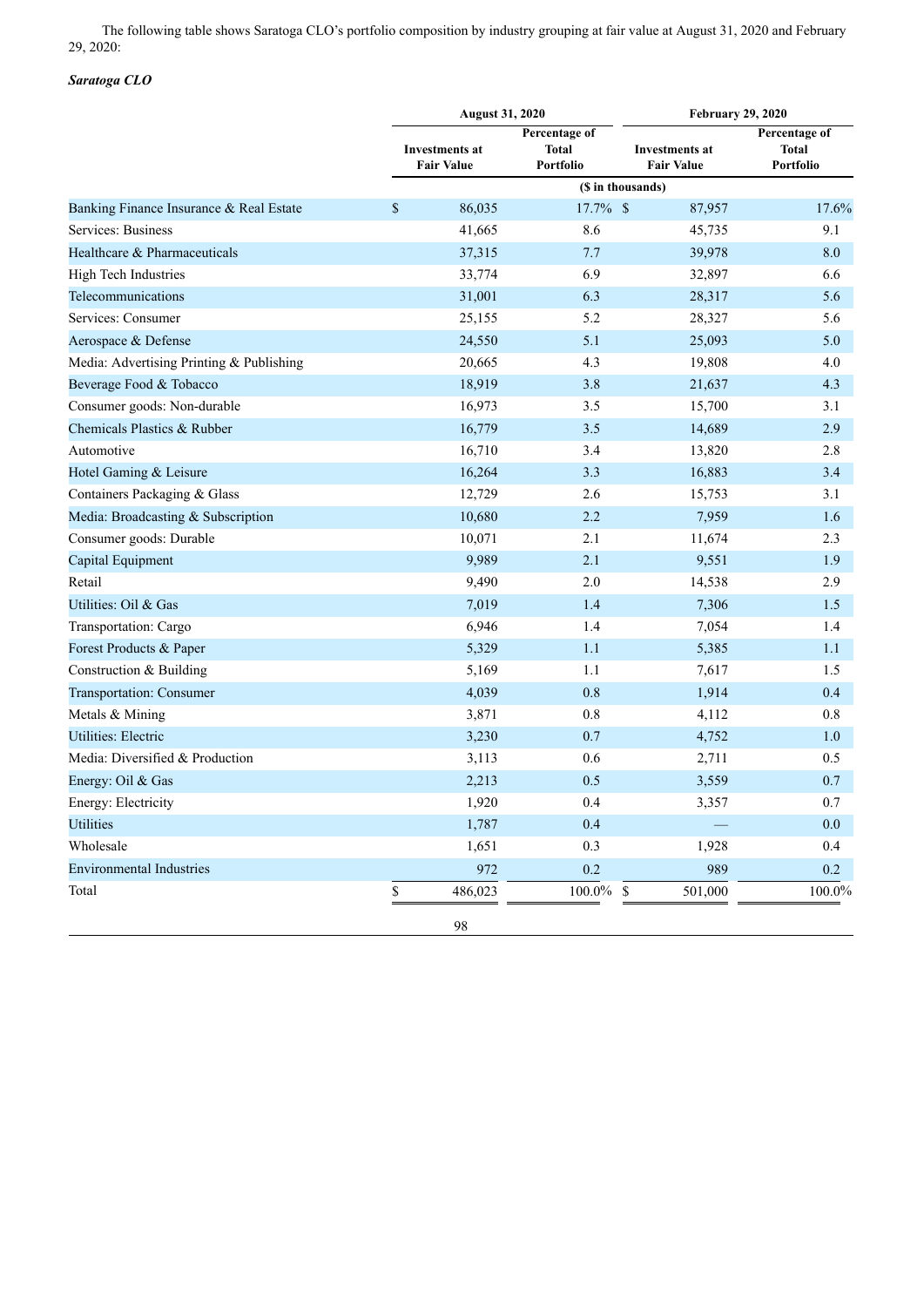The following table shows Saratoga CLO's portfolio composition by industry grouping at fair value at August 31, 2020 and February 29, 2020:

***Saratoga CLO***

| | August 31, 2020 | | February 29, 2020 | |
|---|---|---|---|---|
| | Investments at Fair Value | Percentage of Total Portfolio | Investments at Fair Value | Percentage of Total Portfolio |
| | ($ in thousands) | | | |
| Banking Finance Insurance & Real Estate | $ 86,035 | 17.7% | $ 87,957 | 17.6% |
| Services: Business | 41,665 | 8.6 | 45,735 | 9.1 |
| Healthcare & Pharmaceuticals | 37,315 | 7.7 | 39,978 | 8.0 |
| High Tech Industries | 33,774 | 6.9 | 32,897 | 6.6 |
| Telecommunications | 31,001 | 6.3 | 28,317 | 5.6 |
| Services: Consumer | 25,155 | 5.2 | 28,327 | 5.6 |
| Aerospace & Defense | 24,550 | 5.1 | 25,093 | 5.0 |
| Media: Advertising Printing & Publishing | 20,665 | 4.3 | 19,808 | 4.0 |
| Beverage Food & Tobacco | 18,919 | 3.8 | 21,637 | 4.3 |
| Consumer goods: Non-durable | 16,973 | 3.5 | 15,700 | 3.1 |
| Chemicals Plastics & Rubber | 16,779 | 3.5 | 14,689 | 2.9 |
| Automotive | 16,710 | 3.4 | 13,820 | 2.8 |
| Hotel Gaming & Leisure | 16,264 | 3.3 | 16,883 | 3.4 |
| Containers Packaging & Glass | 12,729 | 2.6 | 15,753 | 3.1 |
| Media: Broadcasting & Subscription | 10,680 | 2.2 | 7,959 | 1.6 |
| Consumer goods: Durable | 10,071 | 2.1 | 11,674 | 2.3 |
| Capital Equipment | 9,989 | 2.1 | 9,551 | 1.9 |
| Retail | 9,490 | 2.0 | 14,538 | 2.9 |
| Utilities: Oil & Gas | 7,019 | 1.4 | 7,306 | 1.5 |
| Transportation: Cargo | 6,946 | 1.4 | 7,054 | 1.4 |
| Forest Products & Paper | 5,329 | 1.1 | 5,385 | 1.1 |
| Construction & Building | 5,169 | 1.1 | 7,617 | 1.5 |
| Transportation: Consumer | 4,039 | 0.8 | 1,914 | 0.4 |
| Metals & Mining | 3,871 | 0.8 | 4,112 | 0.8 |
| Utilities: Electric | 3,230 | 0.7 | 4,752 | 1.0 |
| Media: Diversified & Production | 3,113 | 0.6 | 2,711 | 0.5 |
| Energy: Oil & Gas | 2,213 | 0.5 | 3,559 | 0.7 |
| Energy: Electricity | 1,920 | 0.4 | 3,357 | 0.7 |
| Utilities | 1,787 | 0.4 | — | 0.0 |
| Wholesale | 1,651 | 0.3 | 1,928 | 0.4 |
| Environmental Industries | 972 | 0.2 | 989 | 0.2 |
| Total | $ 486,023 | 100.0% | $ 501,000 | 100.0% |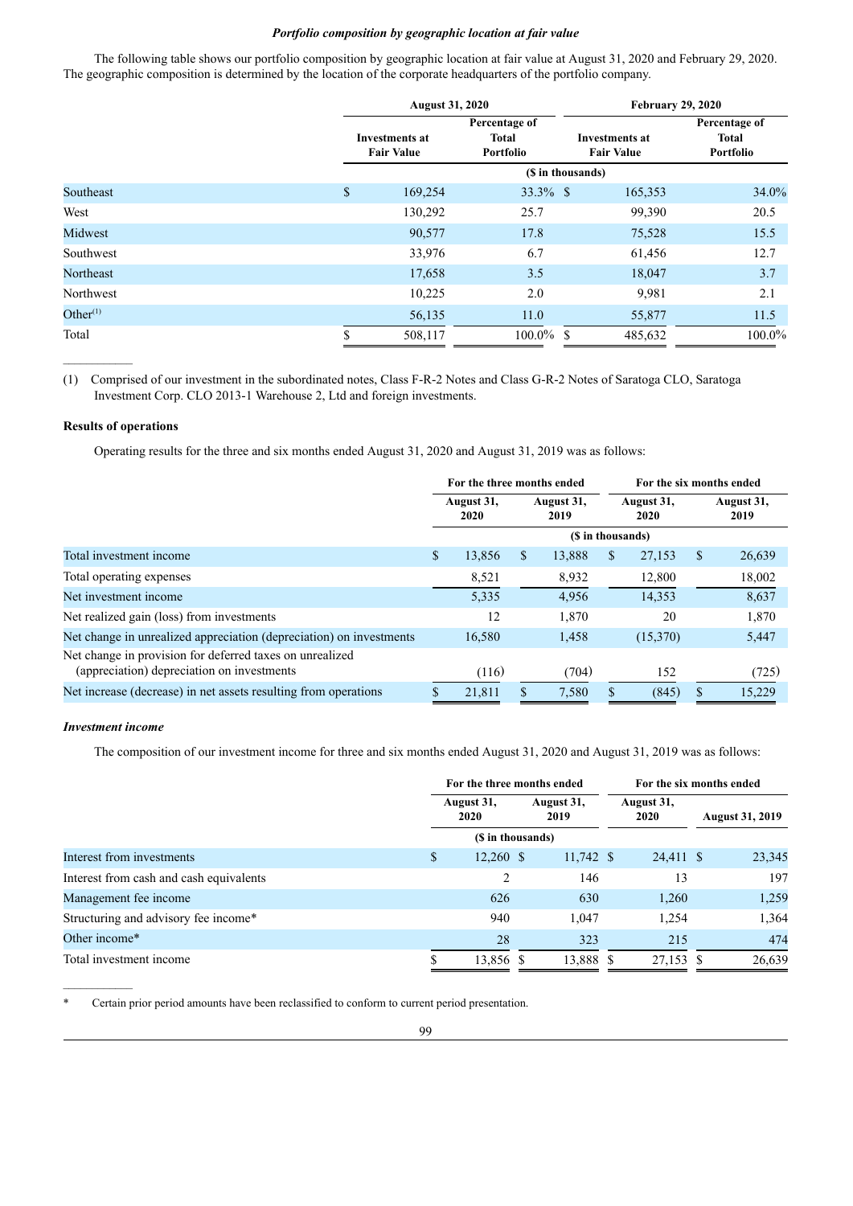***Portfolio composition by geographic location at fair value***

The following table shows our portfolio composition by geographic location at fair value at August 31, 2020 and February 29, 2020. The geographic composition is determined by the location of the corporate headquarters of the portfolio company.

| | August 31, 2020 | | February 29, 2020 | |
|---|---|---|---|---|
| | Investments at Fair Value | Percentage of Total Portfolio | Investments at Fair Value | Percentage of Total Portfolio |
| | ($ in thousands) | | | |
| Southeast | $ 169,254 | 33.3% | $ 165,353 | 34.0% |
| West | 130,292 | 25.7 | 99,390 | 20.5 |
| Midwest | 90,577 | 17.8 | 75,528 | 15.5 |
| Southwest | 33,976 | 6.7 | 61,456 | 12.7 |
| Northeast | 17,658 | 3.5 | 18,047 | 3.7 |
| Northwest | 10,225 | 2.0 | 9,981 | 2.1 |
| Other[(1)] | 56,135 | 11.0 | 55,877 | 11.5 |
| Total | $ 508,117 | 100.0% | $ 485,632 | 100.0% |

(1) Comprised of our investment in the subordinated notes, Class F-R-2 Notes and Class G-R-2 Notes of Saratoga CLO, Saratoga Investment Corp. CLO 2013-1 Warehouse 2, Ltd and foreign investments.

**Results of operations**

Operating results for the three and six months ended August 31, 2020 and August 31, 2019 was as follows:

| | For the three months ended | | For the six months ended | |
|---|---|---|---|---|
| | August 31, 2020 | August 31, 2019 | August 31, 2020 | August 31, 2019 |
| | ($ in thousands) | | | |
| Total investment income | $ 13,856 | $ 13,888 | $ 27,153 | $ 26,639 |
| Total operating expenses | 8,521 | 8,932 | 12,800 | 18,002 |
| Net investment income | 5,335 | 4,956 | 14,353 | 8,637 |
| Net realized gain (loss) from investments | 12 | 1,870 | 20 | 1,870 |
| Net change in unrealized appreciation (depreciation) on investments | 16,580 | 1,458 | (15,370) | 5,447 |
| Net change in provision for deferred taxes on unrealized (appreciation) depreciation on investments | (116) | (704) | 152 | (725) |
| Net increase (decrease) in net assets resulting from operations | $ 21,811 | $ 7,580 | $ (845) | $ 15,229 |

***Investment income***

The composition of our investment income for three and six months ended August 31, 2020 and August 31, 2019 was as follows:

| | For the three months ended | | For the six months ended | |
|---|---|---|---|---|
| | August 31, 2020 | August 31, 2019 | August 31, 2020 | August 31, 2019 |
| | ($ in thousands) | | | |
| Interest from investments | $ 12,260 | $ 11,742 | $ 24,411 | $ 23,345 |
| Interest from cash and cash equivalents | 2 | 146 | 13 | 197 |
| Management fee income | 626 | 630 | 1,260 | 1,259 |
| Structuring and advisory fee income* | 940 | 1,047 | 1,254 | 1,364 |
| Other income* | 28 | 323 | 215 | 474 |
| Total investment income | $ 13,856 | $ 13,888 | $ 27,153 | $ 26,639 |

\* Certain prior period amounts have been reclassified to conform to current period presentation.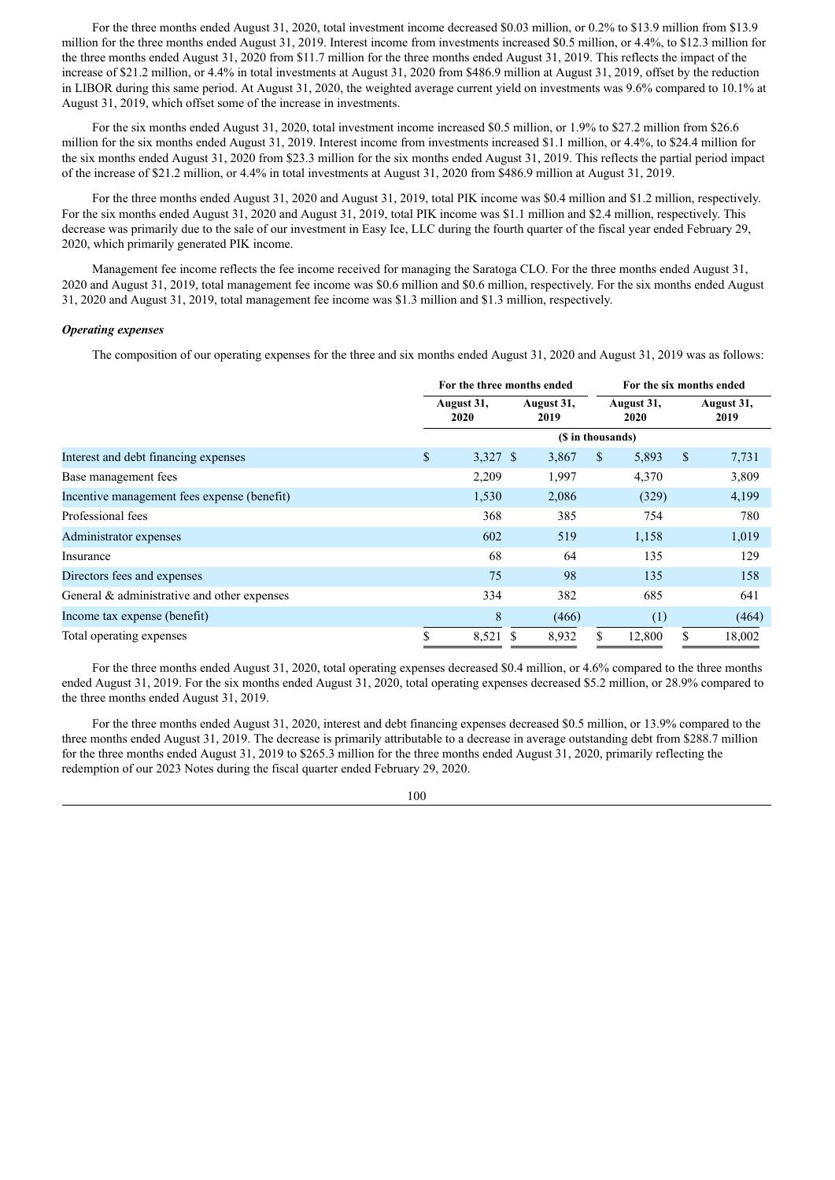For the three months ended August 31, 2020, total investment income decreased $0.03 million, or 0.2% to $13.9 million from $13.9 million for the three months ended August 31, 2019. Interest income from investments increased $0.5 million, or 4.4%, to $12.3 million for the three months ended August 31, 2020 from $11.7 million for the three months ended August 31, 2019. This reflects the impact of the increase of $21.2 million, or 4.4% in total investments at August 31, 2020 from $486.9 million at August 31, 2019, offset by the reduction in LIBOR during this same period. At August 31, 2020, the weighted average current yield on investments was 9.6% compared to 10.1% at August 31, 2019, which offset some of the increase in investments.

For the six months ended August 31, 2020, total investment income increased $0.5 million, or 1.9% to $27.2 million from $26.6 million for the six months ended August 31, 2019. Interest income from investments increased $1.1 million, or 4.4%, to $24.4 million for the six months ended August 31, 2020 from $23.3 million for the six months ended August 31, 2019. This reflects the partial period impact of the increase of $21.2 million, or 4.4% in total investments at August 31, 2020 from $486.9 million at August 31, 2019.

For the three months ended August 31, 2020 and August 31, 2019, total PIK income was $0.4 million and $1.2 million, respectively. For the six months ended August 31, 2020 and August 31, 2019, total PIK income was $1.1 million and $2.4 million, respectively. This decrease was primarily due to the sale of our investment in Easy Ice, LLC during the fourth quarter of the fiscal year ended February 29, 2020, which primarily generated PIK income.

Management fee income reflects the fee income received for managing the Saratoga CLO. For the three months ended August 31, 2020 and August 31, 2019, total management fee income was $0.6 million and $0.6 million, respectively. For the six months ended August 31, 2020 and August 31, 2019, total management fee income was $1.3 million and $1.3 million, respectively.

***Operating expenses***

The composition of our operating expenses for the three and six months ended August 31, 2020 and August 31, 2019 was as follows:

| | For the three months ended | | For the six months ended | |
|---|---|---|---|---|
| | August 31, 2020 | August 31, 2019 | August 31, 2020 | August 31, 2019 |
| | ($ in thousands) | | | |
| Interest and debt financing expenses | $ 3,327 | $ 3,867 | $ 5,893 | $ 7,731 |
| Base management fees | 2,209 | 1,997 | 4,370 | 3,809 |
| Incentive management fees expense (benefit) | 1,530 | 2,086 | (329) | 4,199 |
| Professional fees | 368 | 385 | 754 | 780 |
| Administrator expenses | 602 | 519 | 1,158 | 1,019 |
| Insurance | 68 | 64 | 135 | 129 |
| Directors fees and expenses | 75 | 98 | 135 | 158 |
| General & administrative and other expenses | 334 | 382 | 685 | 641 |
| Income tax expense (benefit) | 8 | (466) | (1) | (464) |
| Total operating expenses | $ 8,521 | $ 8,932 | $ 12,800 | $ 18,002 |

For the three months ended August 31, 2020, total operating expenses decreased $0.4 million, or 4.6% compared to the three months ended August 31, 2019. For the six months ended August 31, 2020, total operating expenses decreased $5.2 million, or 28.9% compared to the three months ended August 31, 2019.

For the three months ended August 31, 2020, interest and debt financing expenses decreased $0.5 million, or 13.9% compared to the three months ended August 31, 2019. The decrease is primarily attributable to a decrease in average outstanding debt from $288.7 million for the three months ended August 31, 2019 to $265.3 million for the three months ended August 31, 2020, primarily reflecting the redemption of our 2023 Notes during the fiscal quarter ended February 29, 2020.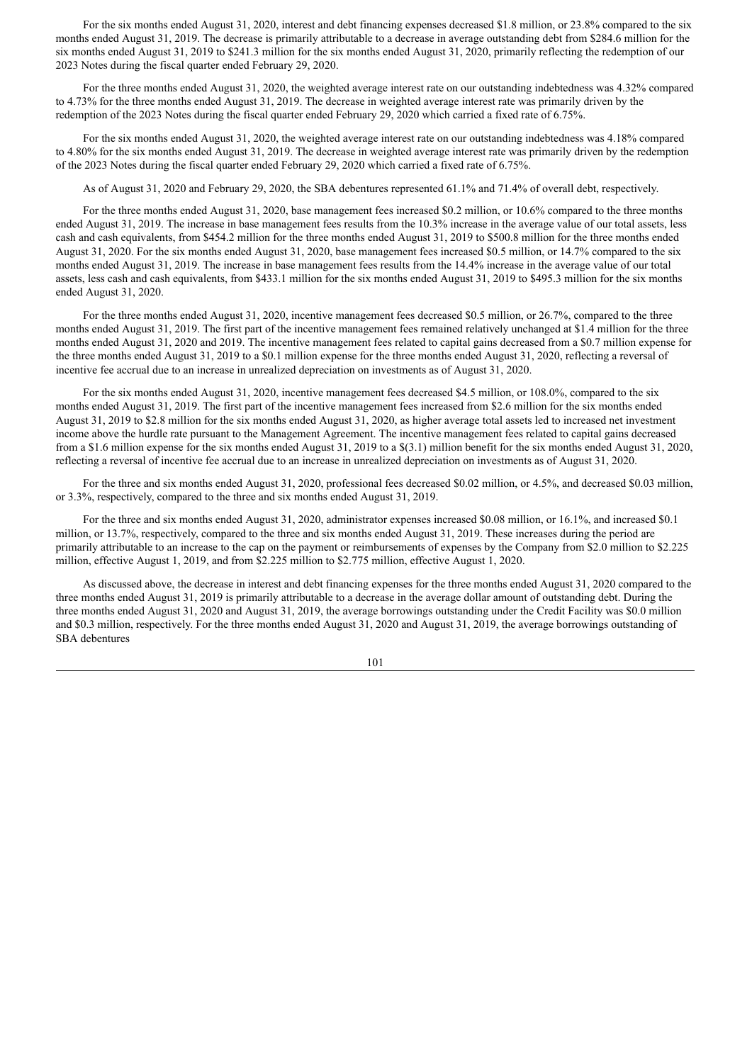For the six months ended August 31, 2020, interest and debt financing expenses decreased $1.8 million, or 23.8% compared to the six months ended August 31, 2019. The decrease is primarily attributable to a decrease in average outstanding debt from $284.6 million for the six months ended August 31, 2019 to $241.3 million for the six months ended August 31, 2020, primarily reflecting the redemption of our 2023 Notes during the fiscal quarter ended February 29, 2020.

For the three months ended August 31, 2020, the weighted average interest rate on our outstanding indebtedness was 4.32% compared to 4.73% for the three months ended August 31, 2019. The decrease in weighted average interest rate was primarily driven by the redemption of the 2023 Notes during the fiscal quarter ended February 29, 2020 which carried a fixed rate of 6.75%.

For the six months ended August 31, 2020, the weighted average interest rate on our outstanding indebtedness was 4.18% compared to 4.80% for the six months ended August 31, 2019. The decrease in weighted average interest rate was primarily driven by the redemption of the 2023 Notes during the fiscal quarter ended February 29, 2020 which carried a fixed rate of 6.75%.

As of August 31, 2020 and February 29, 2020, the SBA debentures represented 61.1% and 71.4% of overall debt, respectively.

For the three months ended August 31, 2020, base management fees increased $0.2 million, or 10.6% compared to the three months ended August 31, 2019. The increase in base management fees results from the 10.3% increase in the average value of our total assets, less cash and cash equivalents, from $454.2 million for the three months ended August 31, 2019 to $500.8 million for the three months ended August 31, 2020. For the six months ended August 31, 2020, base management fees increased $0.5 million, or 14.7% compared to the six months ended August 31, 2019. The increase in base management fees results from the 14.4% increase in the average value of our total assets, less cash and cash equivalents, from $433.1 million for the six months ended August 31, 2019 to $495.3 million for the six months ended August 31, 2020.

For the three months ended August 31, 2020, incentive management fees decreased $0.5 million, or 26.7%, compared to the three months ended August 31, 2019. The first part of the incentive management fees remained relatively unchanged at $1.4 million for the three months ended August 31, 2020 and 2019. The incentive management fees related to capital gains decreased from a $0.7 million expense for the three months ended August 31, 2019 to a $0.1 million expense for the three months ended August 31, 2020, reflecting a reversal of incentive fee accrual due to an increase in unrealized depreciation on investments as of August 31, 2020.

For the six months ended August 31, 2020, incentive management fees decreased $4.5 million, or 108.0%, compared to the six months ended August 31, 2019. The first part of the incentive management fees increased from $2.6 million for the six months ended August 31, 2019 to $2.8 million for the six months ended August 31, 2020, as higher average total assets led to increased net investment income above the hurdle rate pursuant to the Management Agreement. The incentive management fees related to capital gains decreased from a $1.6 million expense for the six months ended August 31, 2019 to a $(3.1) million benefit for the six months ended August 31, 2020, reflecting a reversal of incentive fee accrual due to an increase in unrealized depreciation on investments as of August 31, 2020.

For the three and six months ended August 31, 2020, professional fees decreased $0.02 million, or 4.5%, and decreased $0.03 million, or 3.3%, respectively, compared to the three and six months ended August 31, 2019.

For the three and six months ended August 31, 2020, administrator expenses increased $0.08 million, or 16.1%, and increased $0.1 million, or 13.7%, respectively, compared to the three and six months ended August 31, 2019. These increases during the period are primarily attributable to an increase to the cap on the payment or reimbursements of expenses by the Company from $2.0 million to $2.225 million, effective August 1, 2019, and from $2.225 million to $2.775 million, effective August 1, 2020.

As discussed above, the decrease in interest and debt financing expenses for the three months ended August 31, 2020 compared to the three months ended August 31, 2019 is primarily attributable to a decrease in the average dollar amount of outstanding debt. During the three months ended August 31, 2020 and August 31, 2019, the average borrowings outstanding under the Credit Facility was $0.0 million and $0.3 million, respectively. For the three months ended August 31, 2020 and August 31, 2019, the average borrowings outstanding of SBA debentures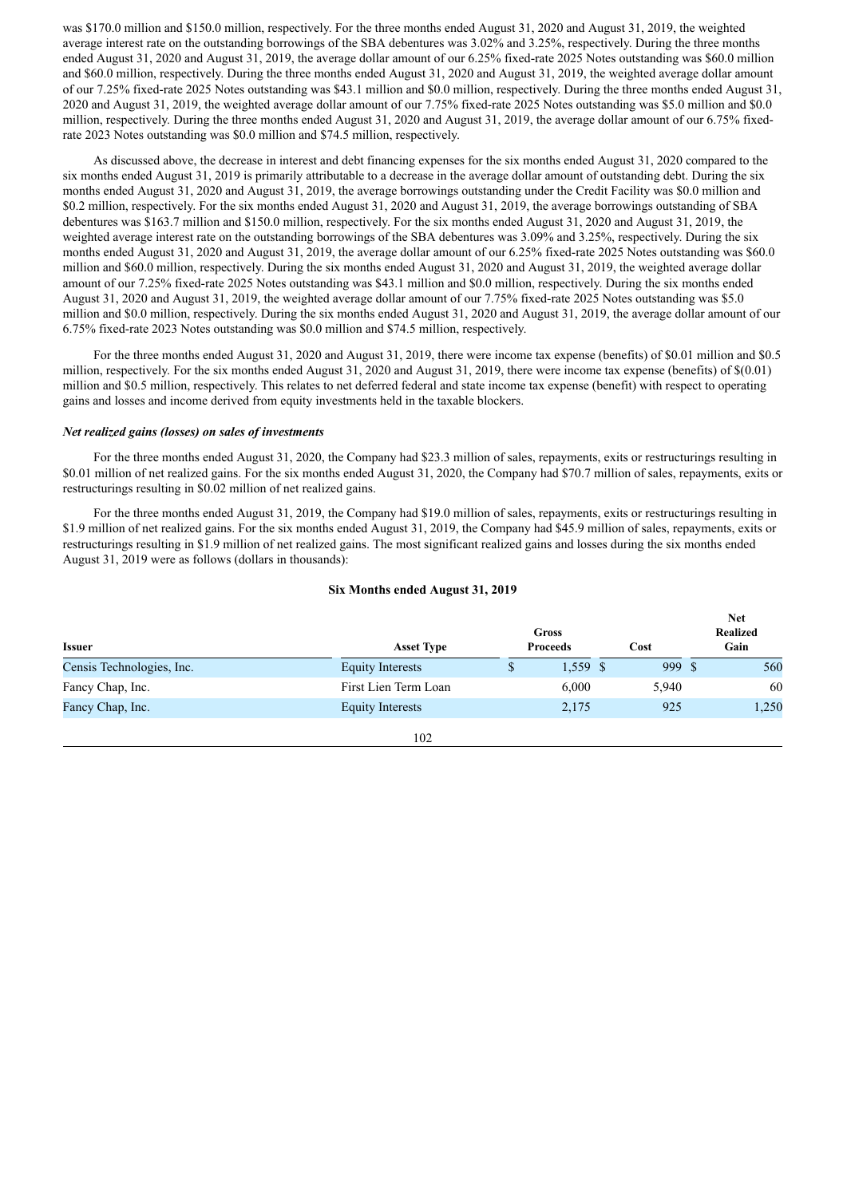was $170.0 million and $150.0 million, respectively. For the three months ended August 31, 2020 and August 31, 2019, the weighted average interest rate on the outstanding borrowings of the SBA debentures was 3.02% and 3.25%, respectively. During the three months ended August 31, 2020 and August 31, 2019, the average dollar amount of our 6.25% fixed-rate 2025 Notes outstanding was $60.0 million and $60.0 million, respectively. During the three months ended August 31, 2020 and August 31, 2019, the weighted average dollar amount of our 7.25% fixed-rate 2025 Notes outstanding was $43.1 million and $0.0 million, respectively. During the three months ended August 31, 2020 and August 31, 2019, the weighted average dollar amount of our 7.75% fixed-rate 2025 Notes outstanding was $5.0 million and $0.0 million, respectively. During the three months ended August 31, 2020 and August 31, 2019, the average dollar amount of our 6.75% fixed-rate 2023 Notes outstanding was $0.0 million and $74.5 million, respectively.

As discussed above, the decrease in interest and debt financing expenses for the six months ended August 31, 2020 compared to the six months ended August 31, 2019 is primarily attributable to a decrease in the average dollar amount of outstanding debt. During the six months ended August 31, 2020 and August 31, 2019, the average borrowings outstanding under the Credit Facility was $0.0 million and $0.2 million, respectively. For the six months ended August 31, 2020 and August 31, 2019, the average borrowings outstanding of SBA debentures was $163.7 million and $150.0 million, respectively. For the six months ended August 31, 2020 and August 31, 2019, the weighted average interest rate on the outstanding borrowings of the SBA debentures was 3.09% and 3.25%, respectively. During the six months ended August 31, 2020 and August 31, 2019, the average dollar amount of our 6.25% fixed-rate 2025 Notes outstanding was $60.0 million and $60.0 million, respectively. During the six months ended August 31, 2020 and August 31, 2019, the weighted average dollar amount of our 7.25% fixed-rate 2025 Notes outstanding was $43.1 million and $0.0 million, respectively. During the six months ended August 31, 2020 and August 31, 2019, the weighted average dollar amount of our 7.75% fixed-rate 2025 Notes outstanding was $5.0 million and $0.0 million, respectively. During the six months ended August 31, 2020 and August 31, 2019, the average dollar amount of our 6.75% fixed-rate 2023 Notes outstanding was $0.0 million and $74.5 million, respectively.

For the three months ended August 31, 2020 and August 31, 2019, there were income tax expense (benefits) of $0.01 million and $0.5 million, respectively. For the six months ended August 31, 2020 and August 31, 2019, there were income tax expense (benefits) of $(0.01) million and $0.5 million, respectively. This relates to net deferred federal and state income tax expense (benefit) with respect to operating gains and losses and income derived from equity investments held in the taxable blockers.

***Net realized gains (losses) on sales of investments***

For the three months ended August 31, 2020, the Company had $23.3 million of sales, repayments, exits or restructurings resulting in $0.01 million of net realized gains. For the six months ended August 31, 2020, the Company had $70.7 million of sales, repayments, exits or restructurings resulting in $0.02 million of net realized gains.

For the three months ended August 31, 2019, the Company had $19.0 million of sales, repayments, exits or restructurings resulting in $1.9 million of net realized gains. For the six months ended August 31, 2019, the Company had $45.9 million of sales, repayments, exits or restructurings resulting in $1.9 million of net realized gains. The most significant realized gains and losses during the six months ended August 31, 2019 were as follows (dollars in thousands):

**Six Months ended August 31, 2019**

| Issuer | Asset Type | Gross Proceeds | Cost | Net Realized Gain |
|---|---|---|---|---|
| Censis Technologies, Inc. | Equity Interests | $ 1,559 | $ 999 | $ 560 |
| Fancy Chap, Inc. | First Lien Term Loan | 6,000 | 5,940 | 60 |
| Fancy Chap, Inc. | Equity Interests | 2,175 | 925 | 1,250 |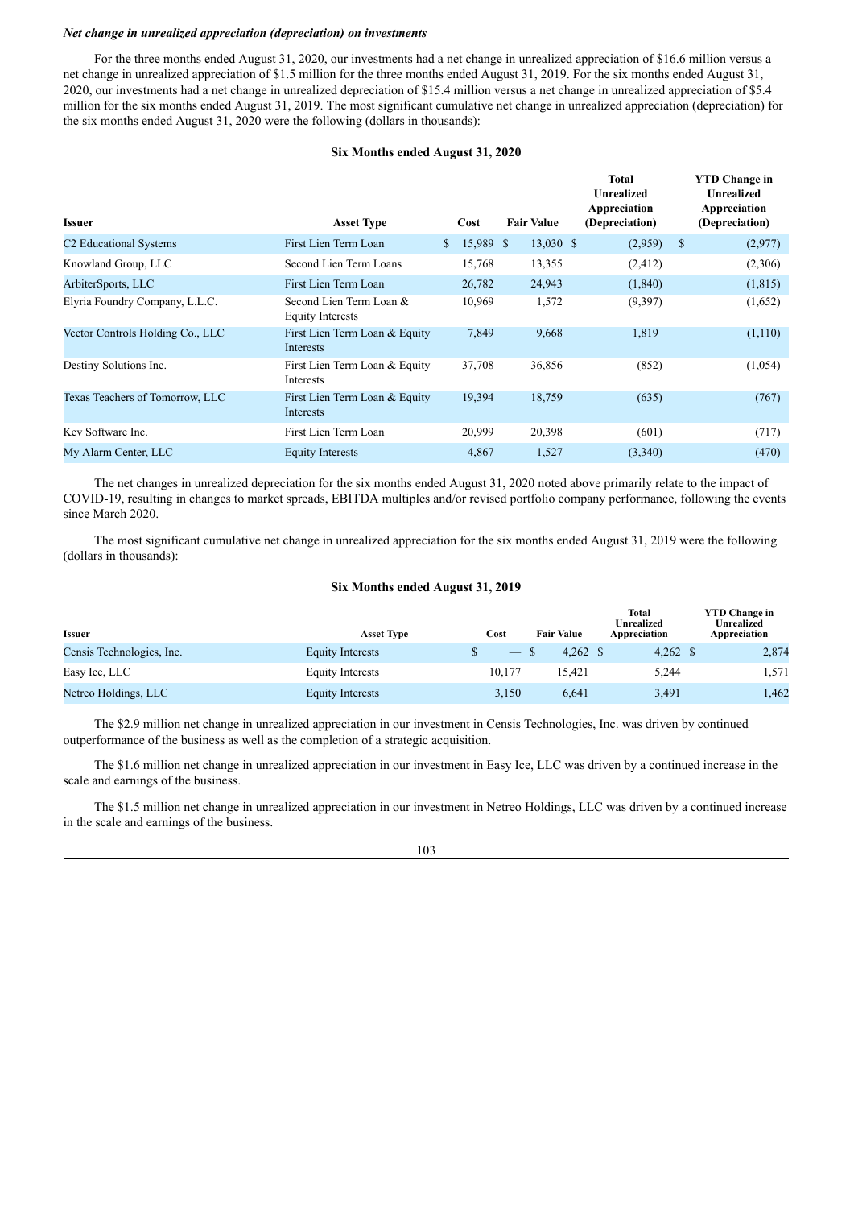***Net change in unrealized appreciation (depreciation) on investments***

For the three months ended August 31, 2020, our investments had a net change in unrealized appreciation of $16.6 million versus a net change in unrealized appreciation of $1.5 million for the three months ended August 31, 2019. For the six months ended August 31, 2020, our investments had a net change in unrealized depreciation of $15.4 million versus a net change in unrealized appreciation of $5.4 million for the six months ended August 31, 2019. The most significant cumulative net change in unrealized appreciation (depreciation) for the six months ended August 31, 2020 were the following (dollars in thousands):

**Six Months ended August 31, 2020**

| Issuer | Asset Type | Cost | Fair Value | Total Unrealized Appreciation (Depreciation) | YTD Change in Unrealized Appreciation (Depreciation) |
|---|---|---|---|---|---|
| C2 Educational Systems | First Lien Term Loan | $ 15,989 | $ 13,030 | $ (2,959) | $ (2,977) |
| Knowland Group, LLC | Second Lien Term Loans | 15,768 | 13,355 | (2,412) | (2,306) |
| ArbiterSports, LLC | First Lien Term Loan | 26,782 | 24,943 | (1,840) | (1,815) |
| Elyria Foundry Company, L.L.C. | Second Lien Term Loan & Equity Interests | 10,969 | 1,572 | (9,397) | (1,652) |
| Vector Controls Holding Co., LLC | First Lien Term Loan & Equity Interests | 7,849 | 9,668 | 1,819 | (1,110) |
| Destiny Solutions Inc. | First Lien Term Loan & Equity Interests | 37,708 | 36,856 | (852) | (1,054) |
| Texas Teachers of Tomorrow, LLC | First Lien Term Loan & Equity Interests | 19,394 | 18,759 | (635) | (767) |
| Kev Software Inc. | First Lien Term Loan | 20,999 | 20,398 | (601) | (717) |
| My Alarm Center, LLC | Equity Interests | 4,867 | 1,527 | (3,340) | (470) |

The net changes in unrealized depreciation for the six months ended August 31, 2020 noted above primarily relate to the impact of COVID-19, resulting in changes to market spreads, EBITDA multiples and/or revised portfolio company performance, following the events since March 2020.

The most significant cumulative net change in unrealized appreciation for the six months ended August 31, 2019 were the following (dollars in thousands):

**Six Months ended August 31, 2019**

| Issuer | Asset Type | Cost | Fair Value | Total Unrealized Appreciation | YTD Change in Unrealized Appreciation |
|---|---|---|---|---|---|
| Censis Technologies, Inc. | Equity Interests | $ — | $ 4,262 | $ 4,262 | $ 2,874 |
| Easy Ice, LLC | Equity Interests | 10,177 | 15,421 | 5,244 | 1,571 |
| Netreo Holdings, LLC | Equity Interests | 3,150 | 6,641 | 3,491 | 1,462 |

The $2.9 million net change in unrealized appreciation in our investment in Censis Technologies, Inc. was driven by continued outperformance of the business as well as the completion of a strategic acquisition.

The $1.6 million net change in unrealized appreciation in our investment in Easy Ice, LLC was driven by a continued increase in the scale and earnings of the business.

The $1.5 million net change in unrealized appreciation in our investment in Netreo Holdings, LLC was driven by a continued increase in the scale and earnings of the business.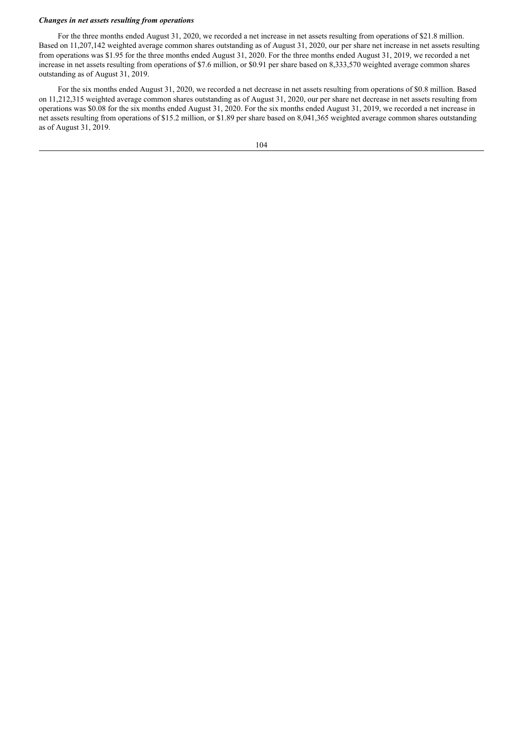***Changes in net assets resulting from operations***

For the three months ended August 31, 2020, we recorded a net increase in net assets resulting from operations of $21.8 million. Based on 11,207,142 weighted average common shares outstanding as of August 31, 2020, our per share net increase in net assets resulting from operations was $1.95 for the three months ended August 31, 2020. For the three months ended August 31, 2019, we recorded a net increase in net assets resulting from operations of $7.6 million, or $0.91 per share based on 8,333,570 weighted average common shares outstanding as of August 31, 2019.

For the six months ended August 31, 2020, we recorded a net decrease in net assets resulting from operations of $0.8 million. Based on 11,212,315 weighted average common shares outstanding as of August 31, 2020, our per share net decrease in net assets resulting from operations was $0.08 for the six months ended August 31, 2020. For the six months ended August 31, 2019, we recorded a net increase in net assets resulting from operations of $15.2 million, or $1.89 per share based on 8,041,365 weighted average common shares outstanding as of August 31, 2019.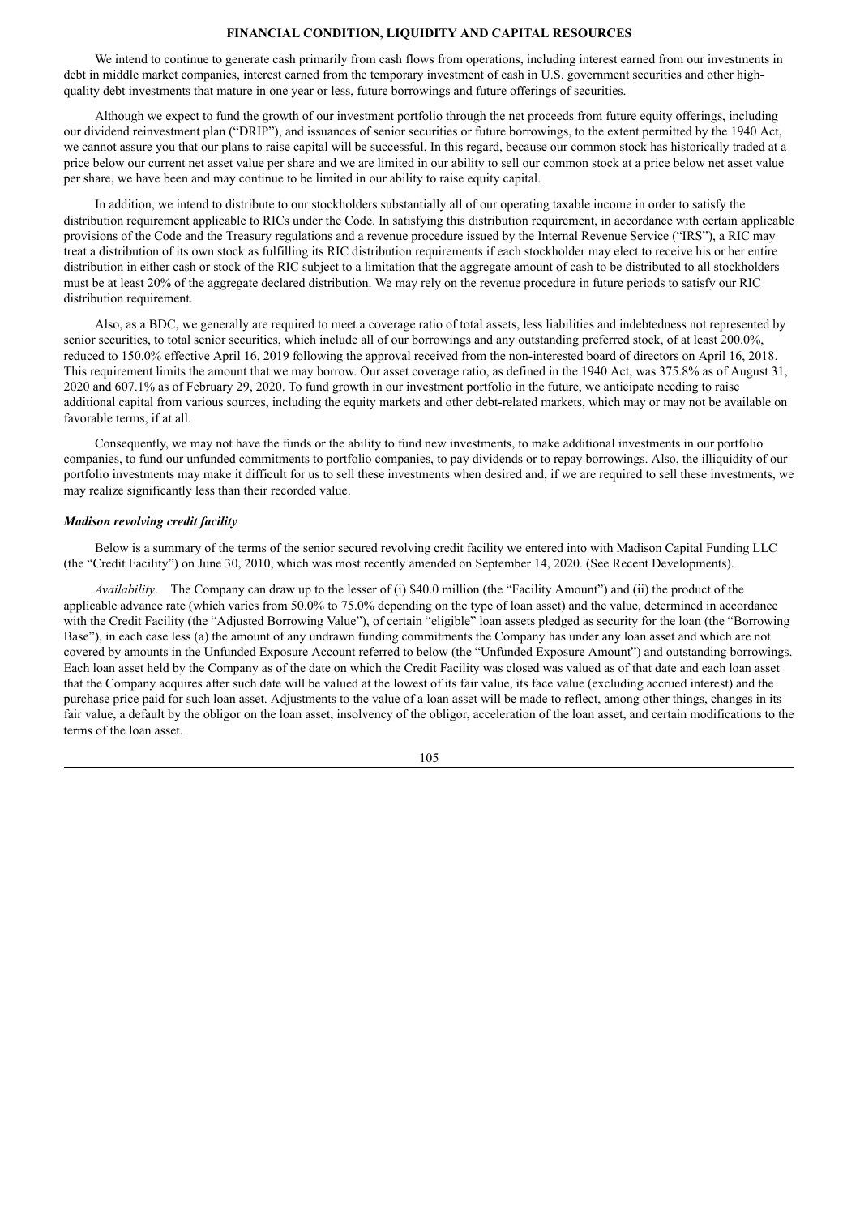## FINANCIAL CONDITION, LIQUIDITY AND CAPITAL RESOURCES

We intend to continue to generate cash primarily from cash flows from operations, including interest earned from our investments in debt in middle market companies, interest earned from the temporary investment of cash in U.S. government securities and other high-quality debt investments that mature in one year or less, future borrowings and future offerings of securities.

Although we expect to fund the growth of our investment portfolio through the net proceeds from future equity offerings, including our dividend reinvestment plan ("DRIP"), and issuances of senior securities or future borrowings, to the extent permitted by the 1940 Act, we cannot assure you that our plans to raise capital will be successful. In this regard, because our common stock has historically traded at a price below our current net asset value per share and we are limited in our ability to sell our common stock at a price below net asset value per share, we have been and may continue to be limited in our ability to raise equity capital.

In addition, we intend to distribute to our stockholders substantially all of our operating taxable income in order to satisfy the distribution requirement applicable to RICs under the Code. In satisfying this distribution requirement, in accordance with certain applicable provisions of the Code and the Treasury regulations and a revenue procedure issued by the Internal Revenue Service ("IRS"), a RIC may treat a distribution of its own stock as fulfilling its RIC distribution requirements if each stockholder may elect to receive his or her entire distribution in either cash or stock of the RIC subject to a limitation that the aggregate amount of cash to be distributed to all stockholders must be at least 20% of the aggregate declared distribution. We may rely on the revenue procedure in future periods to satisfy our RIC distribution requirement.

Also, as a BDC, we generally are required to meet a coverage ratio of total assets, less liabilities and indebtedness not represented by senior securities, to total senior securities, which include all of our borrowings and any outstanding preferred stock, of at least 200.0%, reduced to 150.0% effective April 16, 2019 following the approval received from the non-interested board of directors on April 16, 2018. This requirement limits the amount that we may borrow. Our asset coverage ratio, as defined in the 1940 Act, was 375.8% as of August 31, 2020 and 607.1% as of February 29, 2020. To fund growth in our investment portfolio in the future, we anticipate needing to raise additional capital from various sources, including the equity markets and other debt-related markets, which may or may not be available on favorable terms, if at all.

Consequently, we may not have the funds or the ability to fund new investments, to make additional investments in our portfolio companies, to fund our unfunded commitments to portfolio companies, to pay dividends or to repay borrowings. Also, the illiquidity of our portfolio investments may make it difficult for us to sell these investments when desired and, if we are required to sell these investments, we may realize significantly less than their recorded value.

### *Madison revolving credit facility*

Below is a summary of the terms of the senior secured revolving credit facility we entered into with Madison Capital Funding LLC (the "Credit Facility") on June 30, 2010, which was most recently amended on September 14, 2020. (See Recent Developments).

*Availability*. The Company can draw up to the lesser of (i) $40.0 million (the "Facility Amount") and (ii) the product of the applicable advance rate (which varies from 50.0% to 75.0% depending on the type of loan asset) and the value, determined in accordance with the Credit Facility (the "Adjusted Borrowing Value"), of certain "eligible" loan assets pledged as security for the loan (the "Borrowing Base"), in each case less (a) the amount of any undrawn funding commitments the Company has under any loan asset and which are not covered by amounts in the Unfunded Exposure Account referred to below (the "Unfunded Exposure Amount") and outstanding borrowings. Each loan asset held by the Company as of the date on which the Credit Facility was closed was valued as of that date and each loan asset that the Company acquires after such date will be valued at the lowest of its fair value, its face value (excluding accrued interest) and the purchase price paid for such loan asset. Adjustments to the value of a loan asset will be made to reflect, among other things, changes in its fair value, a default by the obligor on the loan asset, insolvency of the obligor, acceleration of the loan asset, and certain modifications to the terms of the loan asset.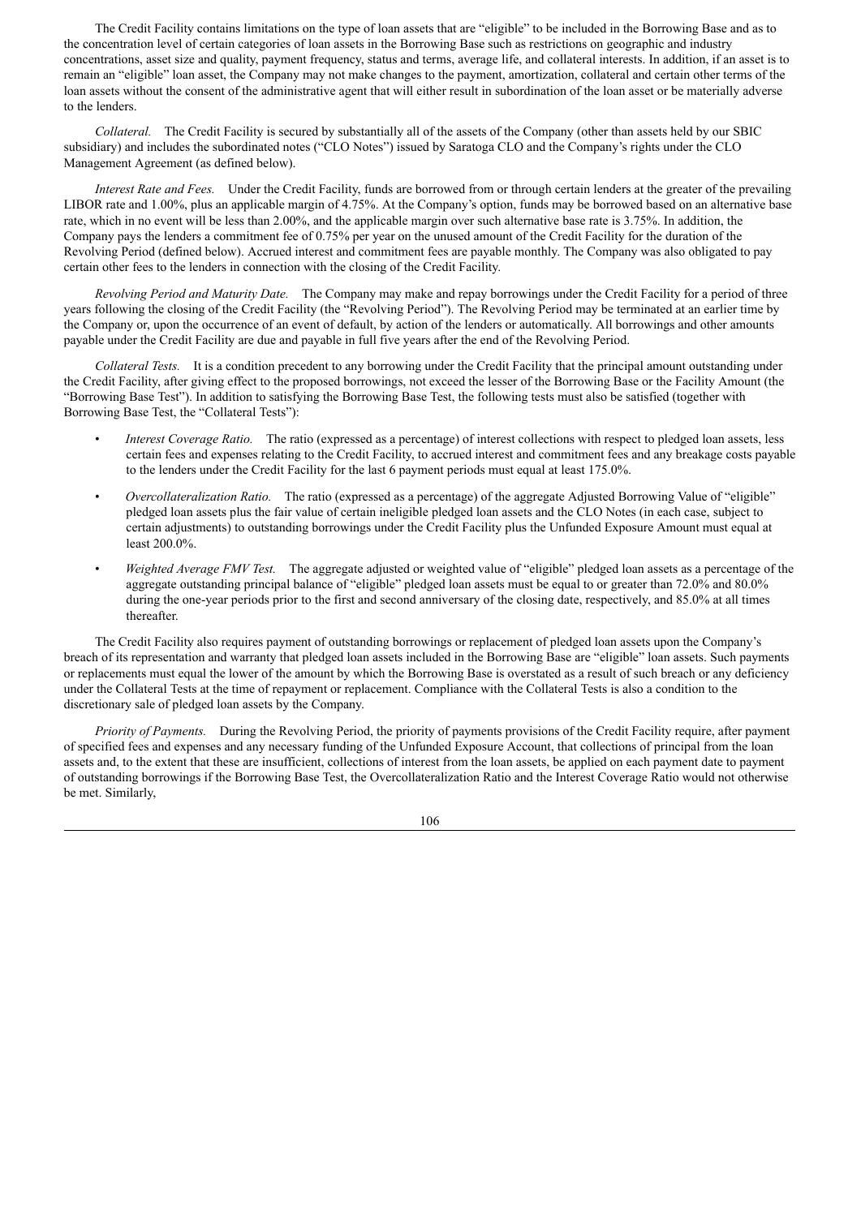The Credit Facility contains limitations on the type of loan assets that are "eligible" to be included in the Borrowing Base and as to the concentration level of certain categories of loan assets in the Borrowing Base such as restrictions on geographic and industry concentrations, asset size and quality, payment frequency, status and terms, average life, and collateral interests. In addition, if an asset is to remain an "eligible" loan asset, the Company may not make changes to the payment, amortization, collateral and certain other terms of the loan assets without the consent of the administrative agent that will either result in subordination of the loan asset or be materially adverse to the lenders.

*Collateral.* The Credit Facility is secured by substantially all of the assets of the Company (other than assets held by our SBIC subsidiary) and includes the subordinated notes ("CLO Notes") issued by Saratoga CLO and the Company's rights under the CLO Management Agreement (as defined below).

*Interest Rate and Fees.* Under the Credit Facility, funds are borrowed from or through certain lenders at the greater of the prevailing LIBOR rate and 1.00%, plus an applicable margin of 4.75%. At the Company's option, funds may be borrowed based on an alternative base rate, which in no event will be less than 2.00%, and the applicable margin over such alternative base rate is 3.75%. In addition, the Company pays the lenders a commitment fee of 0.75% per year on the unused amount of the Credit Facility for the duration of the Revolving Period (defined below). Accrued interest and commitment fees are payable monthly. The Company was also obligated to pay certain other fees to the lenders in connection with the closing of the Credit Facility.

*Revolving Period and Maturity Date.* The Company may make and repay borrowings under the Credit Facility for a period of three years following the closing of the Credit Facility (the "Revolving Period"). The Revolving Period may be terminated at an earlier time by the Company or, upon the occurrence of an event of default, by action of the lenders or automatically. All borrowings and other amounts payable under the Credit Facility are due and payable in full five years after the end of the Revolving Period.

*Collateral Tests.* It is a condition precedent to any borrowing under the Credit Facility that the principal amount outstanding under the Credit Facility, after giving effect to the proposed borrowings, not exceed the lesser of the Borrowing Base or the Facility Amount (the "Borrowing Base Test"). In addition to satisfying the Borrowing Base Test, the following tests must also be satisfied (together with Borrowing Base Test, the "Collateral Tests"):

- *Interest Coverage Ratio.* The ratio (expressed as a percentage) of interest collections with respect to pledged loan assets, less certain fees and expenses relating to the Credit Facility, to accrued interest and commitment fees and any breakage costs payable to the lenders under the Credit Facility for the last 6 payment periods must equal at least 175.0%.
- *Overcollateralization Ratio.* The ratio (expressed as a percentage) of the aggregate Adjusted Borrowing Value of "eligible" pledged loan assets plus the fair value of certain ineligible pledged loan assets and the CLO Notes (in each case, subject to certain adjustments) to outstanding borrowings under the Credit Facility plus the Unfunded Exposure Amount must equal at least 200.0%.
- *Weighted Average FMV Test.* The aggregate adjusted or weighted value of "eligible" pledged loan assets as a percentage of the aggregate outstanding principal balance of "eligible" pledged loan assets must be equal to or greater than 72.0% and 80.0% during the one-year periods prior to the first and second anniversary of the closing date, respectively, and 85.0% at all times thereafter.

The Credit Facility also requires payment of outstanding borrowings or replacement of pledged loan assets upon the Company's breach of its representation and warranty that pledged loan assets included in the Borrowing Base are "eligible" loan assets. Such payments or replacements must equal the lower of the amount by which the Borrowing Base is overstated as a result of such breach or any deficiency under the Collateral Tests at the time of repayment or replacement. Compliance with the Collateral Tests is also a condition to the discretionary sale of pledged loan assets by the Company.

*Priority of Payments.* During the Revolving Period, the priority of payments provisions of the Credit Facility require, after payment of specified fees and expenses and any necessary funding of the Unfunded Exposure Account, that collections of principal from the loan assets and, to the extent that these are insufficient, collections of interest from the loan assets, be applied on each payment date to payment of outstanding borrowings if the Borrowing Base Test, the Overcollateralization Ratio and the Interest Coverage Ratio would not otherwise be met. Similarly,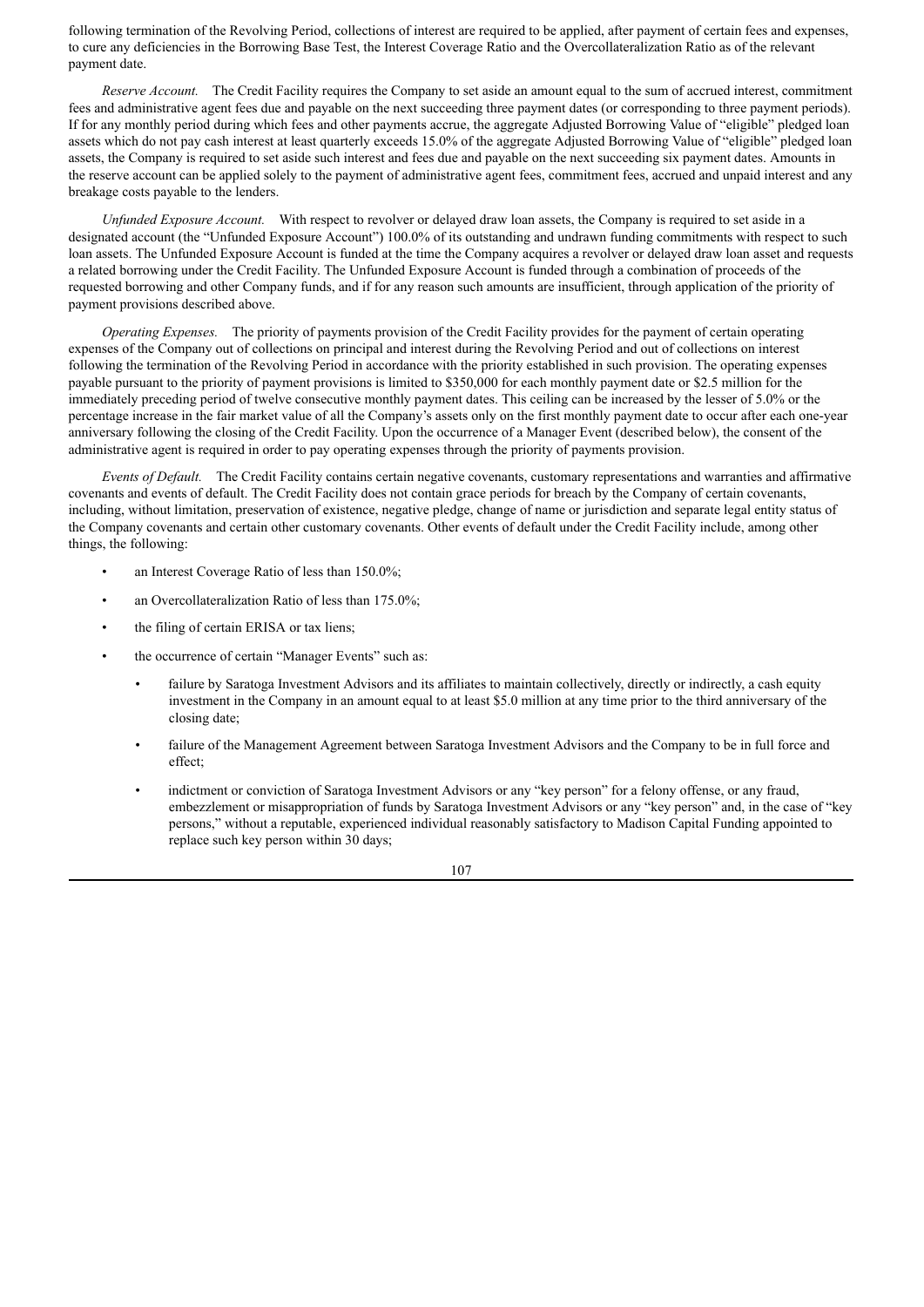following termination of the Revolving Period, collections of interest are required to be applied, after payment of certain fees and expenses, to cure any deficiencies in the Borrowing Base Test, the Interest Coverage Ratio and the Overcollateralization Ratio as of the relevant payment date.

*Reserve Account.* The Credit Facility requires the Company to set aside an amount equal to the sum of accrued interest, commitment fees and administrative agent fees due and payable on the next succeeding three payment dates (or corresponding to three payment periods). If for any monthly period during which fees and other payments accrue, the aggregate Adjusted Borrowing Value of "eligible" pledged loan assets which do not pay cash interest at least quarterly exceeds 15.0% of the aggregate Adjusted Borrowing Value of "eligible" pledged loan assets, the Company is required to set aside such interest and fees due and payable on the next succeeding six payment dates. Amounts in the reserve account can be applied solely to the payment of administrative agent fees, commitment fees, accrued and unpaid interest and any breakage costs payable to the lenders.

*Unfunded Exposure Account.* With respect to revolver or delayed draw loan assets, the Company is required to set aside in a designated account (the "Unfunded Exposure Account") 100.0% of its outstanding and undrawn funding commitments with respect to such loan assets. The Unfunded Exposure Account is funded at the time the Company acquires a revolver or delayed draw loan asset and requests a related borrowing under the Credit Facility. The Unfunded Exposure Account is funded through a combination of proceeds of the requested borrowing and other Company funds, and if for any reason such amounts are insufficient, through application of the priority of payment provisions described above.

*Operating Expenses.* The priority of payments provision of the Credit Facility provides for the payment of certain operating expenses of the Company out of collections on principal and interest during the Revolving Period and out of collections on interest following the termination of the Revolving Period in accordance with the priority established in such provision. The operating expenses payable pursuant to the priority of payment provisions is limited to $350,000 for each monthly payment date or $2.5 million for the immediately preceding period of twelve consecutive monthly payment dates. This ceiling can be increased by the lesser of 5.0% or the percentage increase in the fair market value of all the Company's assets only on the first monthly payment date to occur after each one-year anniversary following the closing of the Credit Facility. Upon the occurrence of a Manager Event (described below), the consent of the administrative agent is required in order to pay operating expenses through the priority of payments provision.

*Events of Default.* The Credit Facility contains certain negative covenants, customary representations and warranties and affirmative covenants and events of default. The Credit Facility does not contain grace periods for breach by the Company of certain covenants, including, without limitation, preservation of existence, negative pledge, change of name or jurisdiction and separate legal entity status of the Company covenants and certain other customary covenants. Other events of default under the Credit Facility include, among other things, the following:

- an Interest Coverage Ratio of less than 150.0%;
- an Overcollateralization Ratio of less than 175.0%;
- the filing of certain ERISA or tax liens;
- the occurrence of certain "Manager Events" such as:
  - failure by Saratoga Investment Advisors and its affiliates to maintain collectively, directly or indirectly, a cash equity investment in the Company in an amount equal to at least $5.0 million at any time prior to the third anniversary of the closing date;
  - failure of the Management Agreement between Saratoga Investment Advisors and the Company to be in full force and effect;
  - indictment or conviction of Saratoga Investment Advisors or any "key person" for a felony offense, or any fraud, embezzlement or misappropriation of funds by Saratoga Investment Advisors or any "key person" and, in the case of "key persons," without a reputable, experienced individual reasonably satisfactory to Madison Capital Funding appointed to replace such key person within 30 days;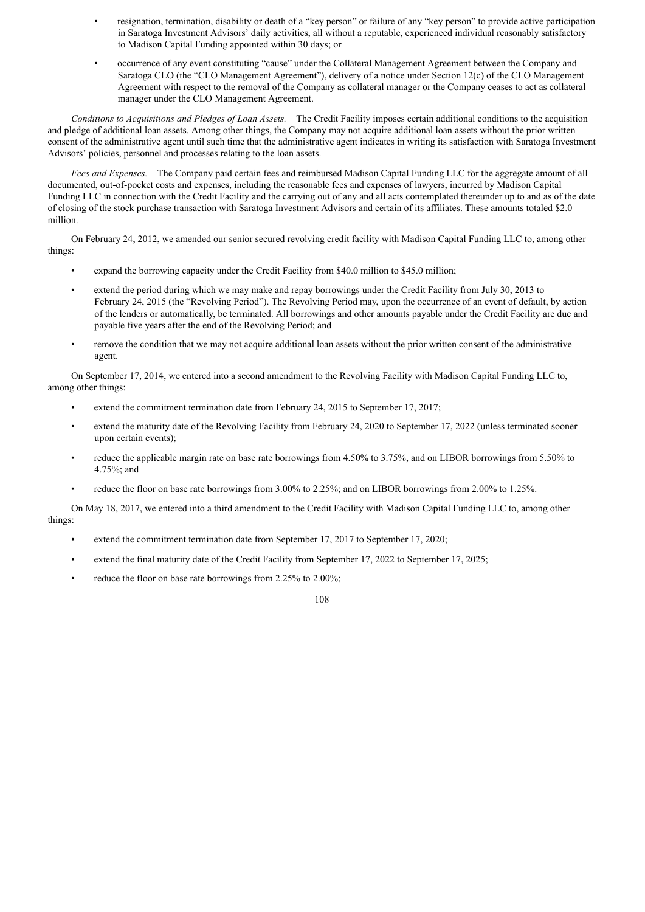- resignation, termination, disability or death of a "key person" or failure of any "key person" to provide active participation in Saratoga Investment Advisors' daily activities, all without a reputable, experienced individual reasonably satisfactory to Madison Capital Funding appointed within 30 days; or
- occurrence of any event constituting "cause" under the Collateral Management Agreement between the Company and Saratoga CLO (the "CLO Management Agreement"), delivery of a notice under Section 12(c) of the CLO Management Agreement with respect to the removal of the Company as collateral manager or the Company ceases to act as collateral manager under the CLO Management Agreement.

*Conditions to Acquisitions and Pledges of Loan Assets.* The Credit Facility imposes certain additional conditions to the acquisition and pledge of additional loan assets. Among other things, the Company may not acquire additional loan assets without the prior written consent of the administrative agent until such time that the administrative agent indicates in writing its satisfaction with Saratoga Investment Advisors' policies, personnel and processes relating to the loan assets.

*Fees and Expenses.* The Company paid certain fees and reimbursed Madison Capital Funding LLC for the aggregate amount of all documented, out-of-pocket costs and expenses, including the reasonable fees and expenses of lawyers, incurred by Madison Capital Funding LLC in connection with the Credit Facility and the carrying out of any and all acts contemplated thereunder up to and as of the date of closing of the stock purchase transaction with Saratoga Investment Advisors and certain of its affiliates. These amounts totaled $2.0 million.

On February 24, 2012, we amended our senior secured revolving credit facility with Madison Capital Funding LLC to, among other things:

- expand the borrowing capacity under the Credit Facility from $40.0 million to $45.0 million;
- extend the period during which we may make and repay borrowings under the Credit Facility from July 30, 2013 to February 24, 2015 (the "Revolving Period"). The Revolving Period may, upon the occurrence of an event of default, by action of the lenders or automatically, be terminated. All borrowings and other amounts payable under the Credit Facility are due and payable five years after the end of the Revolving Period; and
- remove the condition that we may not acquire additional loan assets without the prior written consent of the administrative agent.

On September 17, 2014, we entered into a second amendment to the Revolving Facility with Madison Capital Funding LLC to, among other things:

- extend the commitment termination date from February 24, 2015 to September 17, 2017;
- extend the maturity date of the Revolving Facility from February 24, 2020 to September 17, 2022 (unless terminated sooner upon certain events);
- reduce the applicable margin rate on base rate borrowings from 4.50% to 3.75%, and on LIBOR borrowings from 5.50% to 4.75%; and
- reduce the floor on base rate borrowings from 3.00% to 2.25%; and on LIBOR borrowings from 2.00% to 1.25%.

On May 18, 2017, we entered into a third amendment to the Credit Facility with Madison Capital Funding LLC to, among other things:

- extend the commitment termination date from September 17, 2017 to September 17, 2020;
- extend the final maturity date of the Credit Facility from September 17, 2022 to September 17, 2025;
- reduce the floor on base rate borrowings from 2.25% to 2.00%;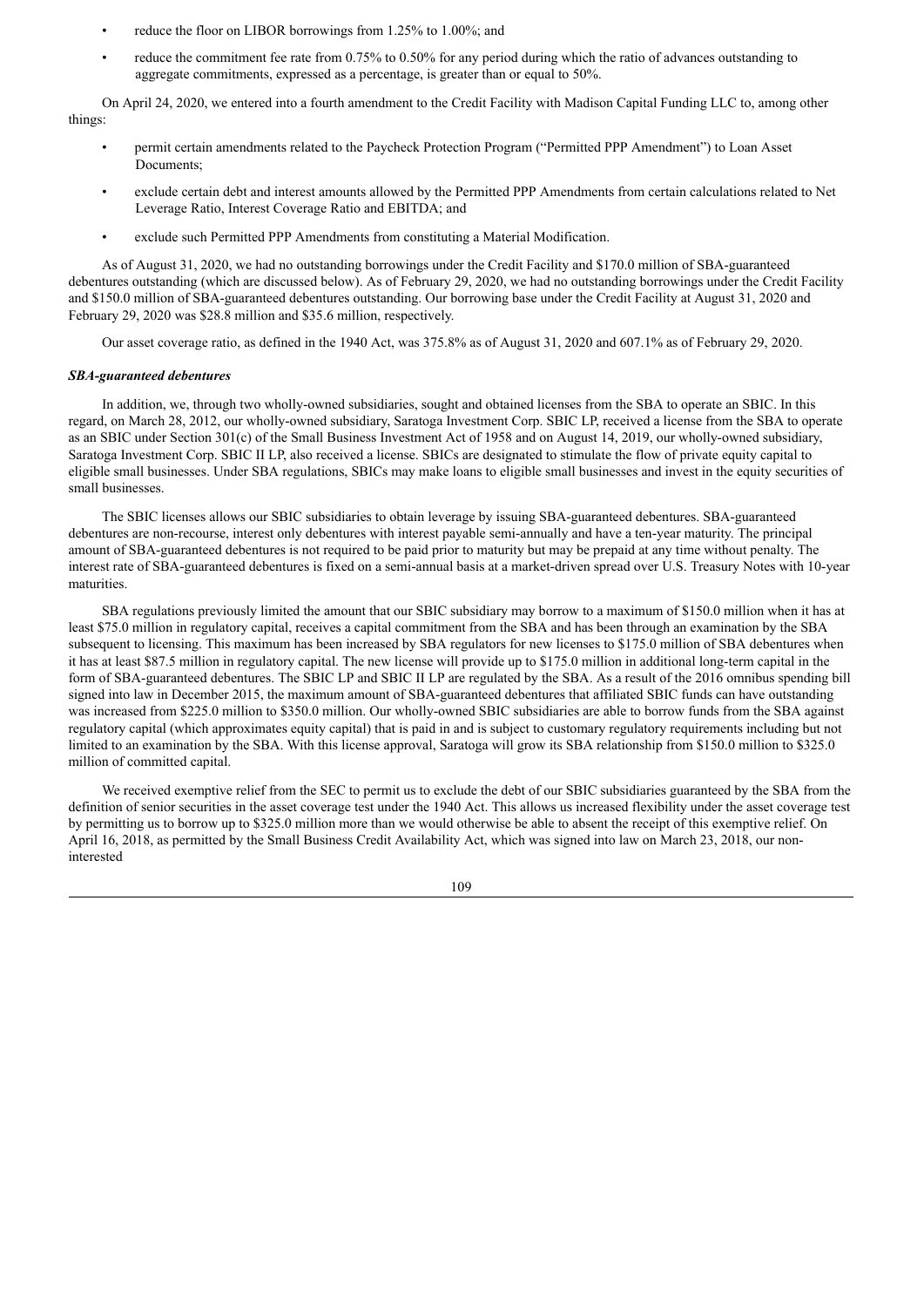- reduce the floor on LIBOR borrowings from 1.25% to 1.00%; and
- reduce the commitment fee rate from 0.75% to 0.50% for any period during which the ratio of advances outstanding to aggregate commitments, expressed as a percentage, is greater than or equal to 50%.

On April 24, 2020, we entered into a fourth amendment to the Credit Facility with Madison Capital Funding LLC to, among other things:

- permit certain amendments related to the Paycheck Protection Program ("Permitted PPP Amendment") to Loan Asset Documents;
- exclude certain debt and interest amounts allowed by the Permitted PPP Amendments from certain calculations related to Net Leverage Ratio, Interest Coverage Ratio and EBITDA; and
- exclude such Permitted PPP Amendments from constituting a Material Modification.

As of August 31, 2020, we had no outstanding borrowings under the Credit Facility and $170.0 million of SBA-guaranteed debentures outstanding (which are discussed below). As of February 29, 2020, we had no outstanding borrowings under the Credit Facility and $150.0 million of SBA-guaranteed debentures outstanding. Our borrowing base under the Credit Facility at August 31, 2020 and February 29, 2020 was $28.8 million and $35.6 million, respectively.

Our asset coverage ratio, as defined in the 1940 Act, was 375.8% as of August 31, 2020 and 607.1% as of February 29, 2020.

***SBA-guaranteed debentures***

In addition, we, through two wholly-owned subsidiaries, sought and obtained licenses from the SBA to operate an SBIC. In this regard, on March 28, 2012, our wholly-owned subsidiary, Saratoga Investment Corp. SBIC LP, received a license from the SBA to operate as an SBIC under Section 301(c) of the Small Business Investment Act of 1958 and on August 14, 2019, our wholly-owned subsidiary, Saratoga Investment Corp. SBIC II LP, also received a license. SBICs are designated to stimulate the flow of private equity capital to eligible small businesses. Under SBA regulations, SBICs may make loans to eligible small businesses and invest in the equity securities of small businesses.

The SBIC licenses allows our SBIC subsidiaries to obtain leverage by issuing SBA-guaranteed debentures. SBA-guaranteed debentures are non-recourse, interest only debentures with interest payable semi-annually and have a ten-year maturity. The principal amount of SBA-guaranteed debentures is not required to be paid prior to maturity but may be prepaid at any time without penalty. The interest rate of SBA-guaranteed debentures is fixed on a semi-annual basis at a market-driven spread over U.S. Treasury Notes with 10-year maturities.

SBA regulations previously limited the amount that our SBIC subsidiary may borrow to a maximum of $150.0 million when it has at least $75.0 million in regulatory capital, receives a capital commitment from the SBA and has been through an examination by the SBA subsequent to licensing. This maximum has been increased by SBA regulators for new licenses to $175.0 million of SBA debentures when it has at least $87.5 million in regulatory capital. The new license will provide up to $175.0 million in additional long-term capital in the form of SBA-guaranteed debentures. The SBIC LP and SBIC II LP are regulated by the SBA. As a result of the 2016 omnibus spending bill signed into law in December 2015, the maximum amount of SBA-guaranteed debentures that affiliated SBIC funds can have outstanding was increased from $225.0 million to $350.0 million. Our wholly-owned SBIC subsidiaries are able to borrow funds from the SBA against regulatory capital (which approximates equity capital) that is paid in and is subject to customary regulatory requirements including but not limited to an examination by the SBA. With this license approval, Saratoga will grow its SBA relationship from $150.0 million to $325.0 million of committed capital.

We received exemptive relief from the SEC to permit us to exclude the debt of our SBIC subsidiaries guaranteed by the SBA from the definition of senior securities in the asset coverage test under the 1940 Act. This allows us increased flexibility under the asset coverage test by permitting us to borrow up to $325.0 million more than we would otherwise be able to absent the receipt of this exemptive relief. On April 16, 2018, as permitted by the Small Business Credit Availability Act, which was signed into law on March 23, 2018, our non-interested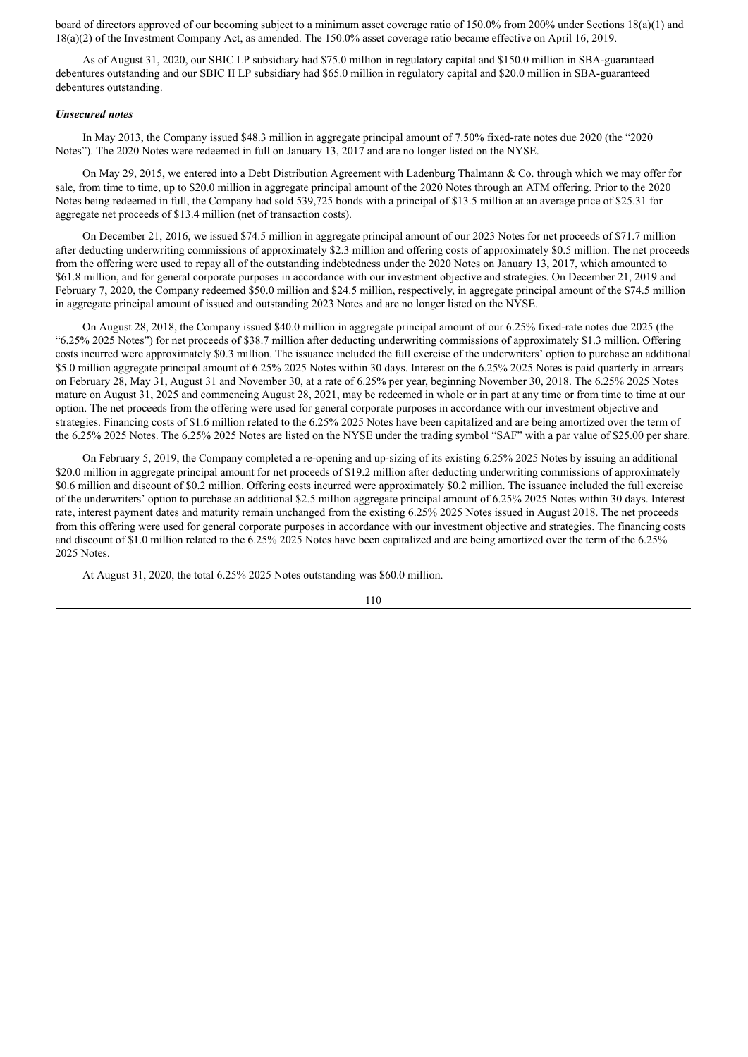board of directors approved of our becoming subject to a minimum asset coverage ratio of 150.0% from 200% under Sections 18(a)(1) and 18(a)(2) of the Investment Company Act, as amended. The 150.0% asset coverage ratio became effective on April 16, 2019.

As of August 31, 2020, our SBIC LP subsidiary had $75.0 million in regulatory capital and $150.0 million in SBA-guaranteed debentures outstanding and our SBIC II LP subsidiary had $65.0 million in regulatory capital and $20.0 million in SBA-guaranteed debentures outstanding.

***Unsecured notes***

In May 2013, the Company issued $48.3 million in aggregate principal amount of 7.50% fixed-rate notes due 2020 (the "2020 Notes"). The 2020 Notes were redeemed in full on January 13, 2017 and are no longer listed on the NYSE.

On May 29, 2015, we entered into a Debt Distribution Agreement with Ladenburg Thalmann & Co. through which we may offer for sale, from time to time, up to $20.0 million in aggregate principal amount of the 2020 Notes through an ATM offering. Prior to the 2020 Notes being redeemed in full, the Company had sold 539,725 bonds with a principal of $13.5 million at an average price of $25.31 for aggregate net proceeds of $13.4 million (net of transaction costs).

On December 21, 2016, we issued $74.5 million in aggregate principal amount of our 2023 Notes for net proceeds of $71.7 million after deducting underwriting commissions of approximately $2.3 million and offering costs of approximately $0.5 million. The net proceeds from the offering were used to repay all of the outstanding indebtedness under the 2020 Notes on January 13, 2017, which amounted to $61.8 million, and for general corporate purposes in accordance with our investment objective and strategies. On December 21, 2019 and February 7, 2020, the Company redeemed $50.0 million and $24.5 million, respectively, in aggregate principal amount of the $74.5 million in aggregate principal amount of issued and outstanding 2023 Notes and are no longer listed on the NYSE.

On August 28, 2018, the Company issued $40.0 million in aggregate principal amount of our 6.25% fixed-rate notes due 2025 (the "6.25% 2025 Notes") for net proceeds of $38.7 million after deducting underwriting commissions of approximately $1.3 million. Offering costs incurred were approximately $0.3 million. The issuance included the full exercise of the underwriters' option to purchase an additional $5.0 million aggregate principal amount of 6.25% 2025 Notes within 30 days. Interest on the 6.25% 2025 Notes is paid quarterly in arrears on February 28, May 31, August 31 and November 30, at a rate of 6.25% per year, beginning November 30, 2018. The 6.25% 2025 Notes mature on August 31, 2025 and commencing August 28, 2021, may be redeemed in whole or in part at any time or from time to time at our option. The net proceeds from the offering were used for general corporate purposes in accordance with our investment objective and strategies. Financing costs of $1.6 million related to the 6.25% 2025 Notes have been capitalized and are being amortized over the term of the 6.25% 2025 Notes. The 6.25% 2025 Notes are listed on the NYSE under the trading symbol "SAF" with a par value of $25.00 per share.

On February 5, 2019, the Company completed a re-opening and up-sizing of its existing 6.25% 2025 Notes by issuing an additional $20.0 million in aggregate principal amount for net proceeds of $19.2 million after deducting underwriting commissions of approximately $0.6 million and discount of $0.2 million. Offering costs incurred were approximately $0.2 million. The issuance included the full exercise of the underwriters' option to purchase an additional $2.5 million aggregate principal amount of 6.25% 2025 Notes within 30 days. Interest rate, interest payment dates and maturity remain unchanged from the existing 6.25% 2025 Notes issued in August 2018. The net proceeds from this offering were used for general corporate purposes in accordance with our investment objective and strategies. The financing costs and discount of $1.0 million related to the 6.25% 2025 Notes have been capitalized and are being amortized over the term of the 6.25% 2025 Notes.

At August 31, 2020, the total 6.25% 2025 Notes outstanding was $60.0 million.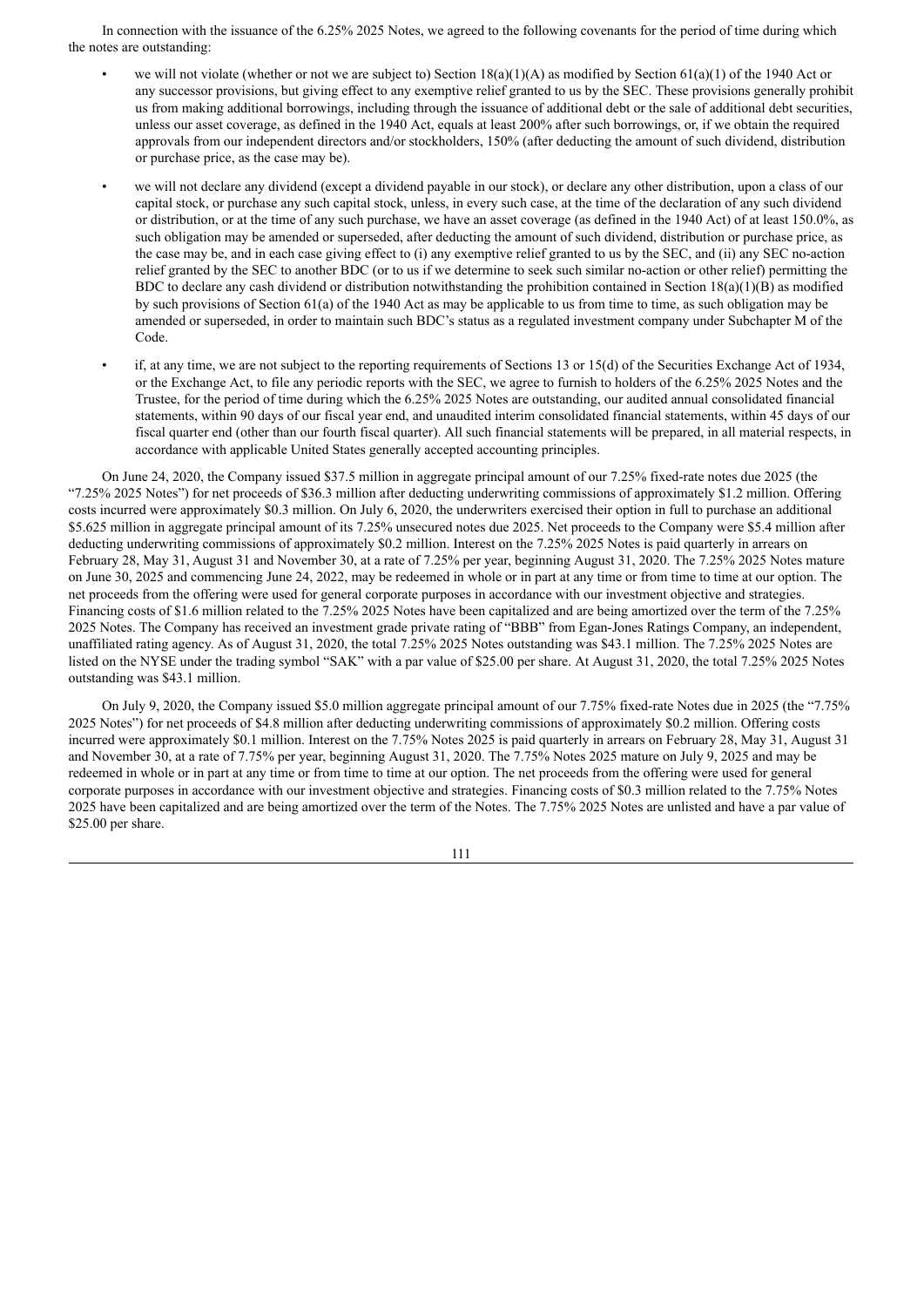In connection with the issuance of the 6.25% 2025 Notes, we agreed to the following covenants for the period of time during which the notes are outstanding:

- we will not violate (whether or not we are subject to) Section 18(a)(1)(A) as modified by Section 61(a)(1) of the 1940 Act or any successor provisions, but giving effect to any exemptive relief granted to us by the SEC. These provisions generally prohibit us from making additional borrowings, including through the issuance of additional debt or the sale of additional debt securities, unless our asset coverage, as defined in the 1940 Act, equals at least 200% after such borrowings, or, if we obtain the required approvals from our independent directors and/or stockholders, 150% (after deducting the amount of such dividend, distribution or purchase price, as the case may be).
- we will not declare any dividend (except a dividend payable in our stock), or declare any other distribution, upon a class of our capital stock, or purchase any such capital stock, unless, in every such case, at the time of the declaration of any such dividend or distribution, or at the time of any such purchase, we have an asset coverage (as defined in the 1940 Act) of at least 150.0%, as such obligation may be amended or superseded, after deducting the amount of such dividend, distribution or purchase price, as the case may be, and in each case giving effect to (i) any exemptive relief granted to us by the SEC, and (ii) any SEC no-action relief granted by the SEC to another BDC (or to us if we determine to seek such similar no-action or other relief) permitting the BDC to declare any cash dividend or distribution notwithstanding the prohibition contained in Section 18(a)(1)(B) as modified by such provisions of Section 61(a) of the 1940 Act as may be applicable to us from time to time, as such obligation may be amended or superseded, in order to maintain such BDC's status as a regulated investment company under Subchapter M of the Code.
- if, at any time, we are not subject to the reporting requirements of Sections 13 or 15(d) of the Securities Exchange Act of 1934, or the Exchange Act, to file any periodic reports with the SEC, we agree to furnish to holders of the 6.25% 2025 Notes and the Trustee, for the period of time during which the 6.25% 2025 Notes are outstanding, our audited annual consolidated financial statements, within 90 days of our fiscal year end, and unaudited interim consolidated financial statements, within 45 days of our fiscal quarter end (other than our fourth fiscal quarter). All such financial statements will be prepared, in all material respects, in accordance with applicable United States generally accepted accounting principles.

On June 24, 2020, the Company issued $37.5 million in aggregate principal amount of our 7.25% fixed-rate notes due 2025 (the "7.25% 2025 Notes") for net proceeds of $36.3 million after deducting underwriting commissions of approximately $1.2 million. Offering costs incurred were approximately $0.3 million. On July 6, 2020, the underwriters exercised their option in full to purchase an additional $5.625 million in aggregate principal amount of its 7.25% unsecured notes due 2025. Net proceeds to the Company were $5.4 million after deducting underwriting commissions of approximately $0.2 million. Interest on the 7.25% 2025 Notes is paid quarterly in arrears on February 28, May 31, August 31 and November 30, at a rate of 7.25% per year, beginning August 31, 2020. The 7.25% 2025 Notes mature on June 30, 2025 and commencing June 24, 2022, may be redeemed in whole or in part at any time or from time to time at our option. The net proceeds from the offering were used for general corporate purposes in accordance with our investment objective and strategies. Financing costs of $1.6 million related to the 7.25% 2025 Notes have been capitalized and are being amortized over the term of the 7.25% 2025 Notes. The Company has received an investment grade private rating of "BBB" from Egan-Jones Ratings Company, an independent, unaffiliated rating agency. As of August 31, 2020, the total 7.25% 2025 Notes outstanding was $43.1 million. The 7.25% 2025 Notes are listed on the NYSE under the trading symbol "SAK" with a par value of $25.00 per share. At August 31, 2020, the total 7.25% 2025 Notes outstanding was $43.1 million.

On July 9, 2020, the Company issued $5.0 million aggregate principal amount of our 7.75% fixed-rate Notes due in 2025 (the "7.75% 2025 Notes") for net proceeds of $4.8 million after deducting underwriting commissions of approximately $0.2 million. Offering costs incurred were approximately $0.1 million. Interest on the 7.75% Notes 2025 is paid quarterly in arrears on February 28, May 31, August 31 and November 30, at a rate of 7.75% per year, beginning August 31, 2020. The 7.75% Notes 2025 mature on July 9, 2025 and may be redeemed in whole or in part at any time or from time to time at our option. The net proceeds from the offering were used for general corporate purposes in accordance with our investment objective and strategies. Financing costs of $0.3 million related to the 7.75% Notes 2025 have been capitalized and are being amortized over the term of the Notes. The 7.75% 2025 Notes are unlisted and have a par value of $25.00 per share.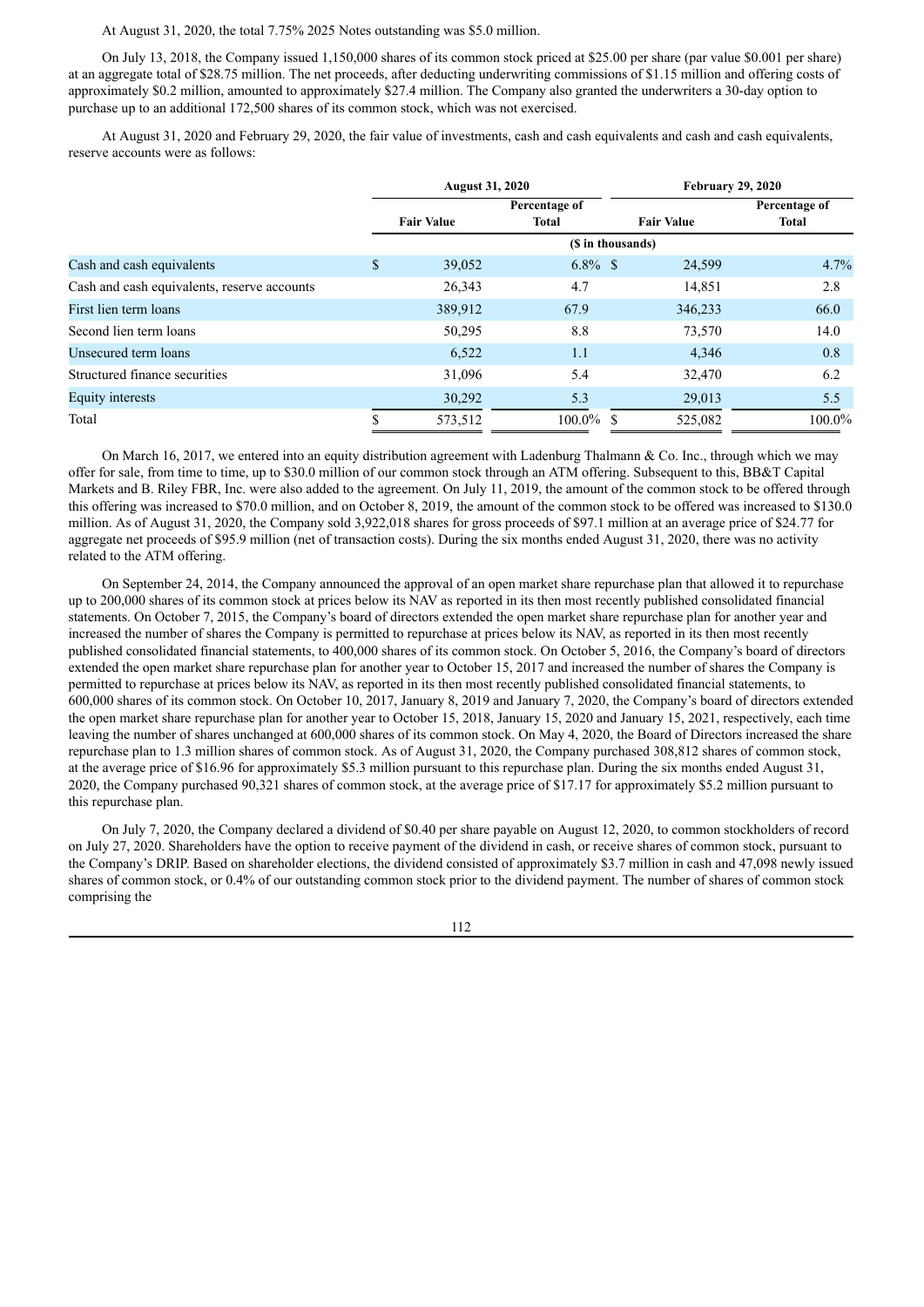At August 31, 2020, the total 7.75% 2025 Notes outstanding was $5.0 million.

On July 13, 2018, the Company issued 1,150,000 shares of its common stock priced at $25.00 per share (par value $0.001 per share) at an aggregate total of $28.75 million. The net proceeds, after deducting underwriting commissions of $1.15 million and offering costs of approximately $0.2 million, amounted to approximately $27.4 million. The Company also granted the underwriters a 30-day option to purchase up to an additional 172,500 shares of its common stock, which was not exercised.

At August 31, 2020 and February 29, 2020, the fair value of investments, cash and cash equivalents and cash and cash equivalents, reserve accounts were as follows:

| | August 31, 2020 | | February 29, 2020 | |
|---|---|---|---|---|
| | Fair Value | Percentage of Total | Fair Value | Percentage of Total |
| | ($ in thousands) | | | |
| Cash and cash equivalents | $ 39,052 | 6.8% | $ 24,599 | 4.7% |
| Cash and cash equivalents, reserve accounts | 26,343 | 4.7 | 14,851 | 2.8 |
| First lien term loans | 389,912 | 67.9 | 346,233 | 66.0 |
| Second lien term loans | 50,295 | 8.8 | 73,570 | 14.0 |
| Unsecured term loans | 6,522 | 1.1 | 4,346 | 0.8 |
| Structured finance securities | 31,096 | 5.4 | 32,470 | 6.2 |
| Equity interests | 30,292 | 5.3 | 29,013 | 5.5 |
| Total | $ 573,512 | 100.0% | $ 525,082 | 100.0% |

On March 16, 2017, we entered into an equity distribution agreement with Ladenburg Thalmann & Co. Inc., through which we may offer for sale, from time to time, up to $30.0 million of our common stock through an ATM offering. Subsequent to this, BB&T Capital Markets and B. Riley FBR, Inc. were also added to the agreement. On July 11, 2019, the amount of the common stock to be offered through this offering was increased to $70.0 million, and on October 8, 2019, the amount of the common stock to be offered was increased to $130.0 million. As of August 31, 2020, the Company sold 3,922,018 shares for gross proceeds of $97.1 million at an average price of $24.77 for aggregate net proceeds of $95.9 million (net of transaction costs). During the six months ended August 31, 2020, there was no activity related to the ATM offering.

On September 24, 2014, the Company announced the approval of an open market share repurchase plan that allowed it to repurchase up to 200,000 shares of its common stock at prices below its NAV as reported in its then most recently published consolidated financial statements. On October 7, 2015, the Company's board of directors extended the open market share repurchase plan for another year and increased the number of shares the Company is permitted to repurchase at prices below its NAV, as reported in its then most recently published consolidated financial statements, to 400,000 shares of its common stock. On October 5, 2016, the Company's board of directors extended the open market share repurchase plan for another year to October 15, 2017 and increased the number of shares the Company is permitted to repurchase at prices below its NAV, as reported in its then most recently published consolidated financial statements, to 600,000 shares of its common stock. On October 10, 2017, January 8, 2019 and January 7, 2020, the Company's board of directors extended the open market share repurchase plan for another year to October 15, 2018, January 15, 2020 and January 15, 2021, respectively, each time leaving the number of shares unchanged at 600,000 shares of its common stock. On May 4, 2020, the Board of Directors increased the share repurchase plan to 1.3 million shares of common stock. As of August 31, 2020, the Company purchased 308,812 shares of common stock, at the average price of $16.96 for approximately $5.3 million pursuant to this repurchase plan. During the six months ended August 31, 2020, the Company purchased 90,321 shares of common stock, at the average price of $17.17 for approximately $5.2 million pursuant to this repurchase plan.

On July 7, 2020, the Company declared a dividend of $0.40 per share payable on August 12, 2020, to common stockholders of record on July 27, 2020. Shareholders have the option to receive payment of the dividend in cash, or receive shares of common stock, pursuant to the Company's DRIP. Based on shareholder elections, the dividend consisted of approximately $3.7 million in cash and 47,098 newly issued shares of common stock, or 0.4% of our outstanding common stock prior to the dividend payment. The number of shares of common stock comprising the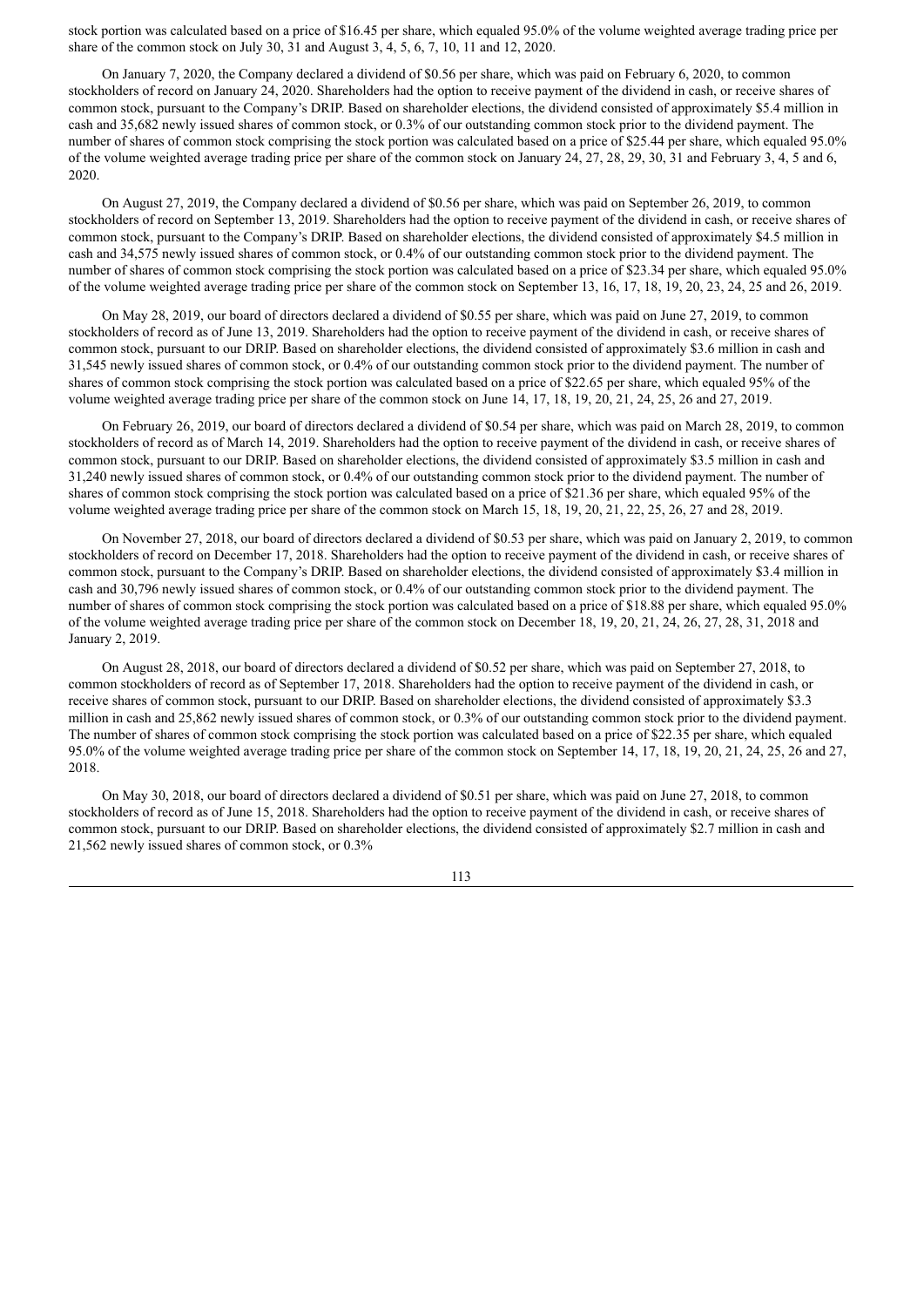stock portion was calculated based on a price of $16.45 per share, which equaled 95.0% of the volume weighted average trading price per share of the common stock on July 30, 31 and August 3, 4, 5, 6, 7, 10, 11 and 12, 2020.

On January 7, 2020, the Company declared a dividend of $0.56 per share, which was paid on February 6, 2020, to common stockholders of record on January 24, 2020. Shareholders had the option to receive payment of the dividend in cash, or receive shares of common stock, pursuant to the Company's DRIP. Based on shareholder elections, the dividend consisted of approximately $5.4 million in cash and 35,682 newly issued shares of common stock, or 0.3% of our outstanding common stock prior to the dividend payment. The number of shares of common stock comprising the stock portion was calculated based on a price of $25.44 per share, which equaled 95.0% of the volume weighted average trading price per share of the common stock on January 24, 27, 28, 29, 30, 31 and February 3, 4, 5 and 6, 2020.

On August 27, 2019, the Company declared a dividend of $0.56 per share, which was paid on September 26, 2019, to common stockholders of record on September 13, 2019. Shareholders had the option to receive payment of the dividend in cash, or receive shares of common stock, pursuant to the Company's DRIP. Based on shareholder elections, the dividend consisted of approximately $4.5 million in cash and 34,575 newly issued shares of common stock, or 0.4% of our outstanding common stock prior to the dividend payment. The number of shares of common stock comprising the stock portion was calculated based on a price of $23.34 per share, which equaled 95.0% of the volume weighted average trading price per share of the common stock on September 13, 16, 17, 18, 19, 20, 23, 24, 25 and 26, 2019.

On May 28, 2019, our board of directors declared a dividend of $0.55 per share, which was paid on June 27, 2019, to common stockholders of record as of June 13, 2019. Shareholders had the option to receive payment of the dividend in cash, or receive shares of common stock, pursuant to our DRIP. Based on shareholder elections, the dividend consisted of approximately $3.6 million in cash and 31,545 newly issued shares of common stock, or 0.4% of our outstanding common stock prior to the dividend payment. The number of shares of common stock comprising the stock portion was calculated based on a price of $22.65 per share, which equaled 95% of the volume weighted average trading price per share of the common stock on June 14, 17, 18, 19, 20, 21, 24, 25, 26 and 27, 2019.

On February 26, 2019, our board of directors declared a dividend of $0.54 per share, which was paid on March 28, 2019, to common stockholders of record as of March 14, 2019. Shareholders had the option to receive payment of the dividend in cash, or receive shares of common stock, pursuant to our DRIP. Based on shareholder elections, the dividend consisted of approximately $3.5 million in cash and 31,240 newly issued shares of common stock, or 0.4% of our outstanding common stock prior to the dividend payment. The number of shares of common stock comprising the stock portion was calculated based on a price of $21.36 per share, which equaled 95% of the volume weighted average trading price per share of the common stock on March 15, 18, 19, 20, 21, 22, 25, 26, 27 and 28, 2019.

On November 27, 2018, our board of directors declared a dividend of $0.53 per share, which was paid on January 2, 2019, to common stockholders of record on December 17, 2018. Shareholders had the option to receive payment of the dividend in cash, or receive shares of common stock, pursuant to the Company's DRIP. Based on shareholder elections, the dividend consisted of approximately $3.4 million in cash and 30,796 newly issued shares of common stock, or 0.4% of our outstanding common stock prior to the dividend payment. The number of shares of common stock comprising the stock portion was calculated based on a price of $18.88 per share, which equaled 95.0% of the volume weighted average trading price per share of the common stock on December 18, 19, 20, 21, 24, 26, 27, 28, 31, 2018 and January 2, 2019.

On August 28, 2018, our board of directors declared a dividend of $0.52 per share, which was paid on September 27, 2018, to common stockholders of record as of September 17, 2018. Shareholders had the option to receive payment of the dividend in cash, or receive shares of common stock, pursuant to our DRIP. Based on shareholder elections, the dividend consisted of approximately $3.3 million in cash and 25,862 newly issued shares of common stock, or 0.3% of our outstanding common stock prior to the dividend payment. The number of shares of common stock comprising the stock portion was calculated based on a price of $22.35 per share, which equaled 95.0% of the volume weighted average trading price per share of the common stock on September 14, 17, 18, 19, 20, 21, 24, 25, 26 and 27, 2018.

On May 30, 2018, our board of directors declared a dividend of $0.51 per share, which was paid on June 27, 2018, to common stockholders of record as of June 15, 2018. Shareholders had the option to receive payment of the dividend in cash, or receive shares of common stock, pursuant to our DRIP. Based on shareholder elections, the dividend consisted of approximately $2.7 million in cash and 21,562 newly issued shares of common stock, or 0.3%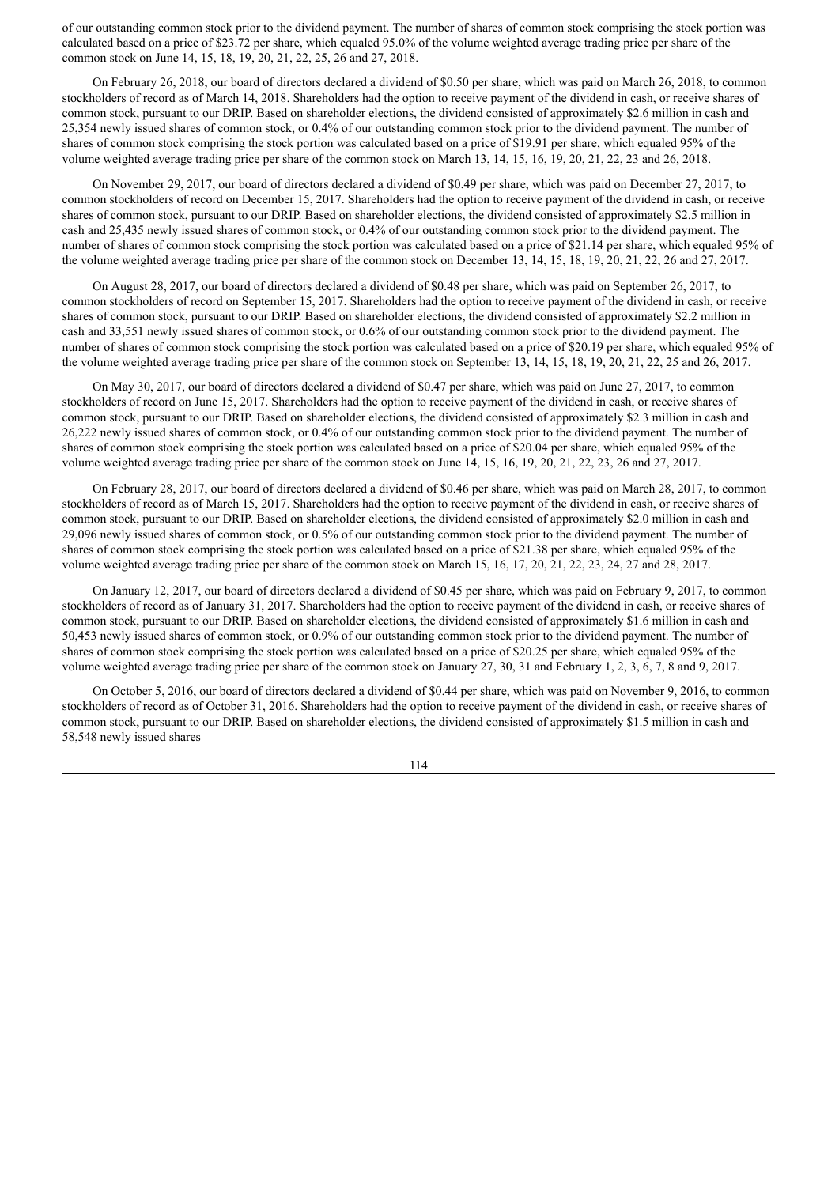of our outstanding common stock prior to the dividend payment. The number of shares of common stock comprising the stock portion was calculated based on a price of $23.72 per share, which equaled 95.0% of the volume weighted average trading price per share of the common stock on June 14, 15, 18, 19, 20, 21, 22, 25, 26 and 27, 2018.

On February 26, 2018, our board of directors declared a dividend of $0.50 per share, which was paid on March 26, 2018, to common stockholders of record as of March 14, 2018. Shareholders had the option to receive payment of the dividend in cash, or receive shares of common stock, pursuant to our DRIP. Based on shareholder elections, the dividend consisted of approximately $2.6 million in cash and 25,354 newly issued shares of common stock, or 0.4% of our outstanding common stock prior to the dividend payment. The number of shares of common stock comprising the stock portion was calculated based on a price of $19.91 per share, which equaled 95% of the volume weighted average trading price per share of the common stock on March 13, 14, 15, 16, 19, 20, 21, 22, 23 and 26, 2018.

On November 29, 2017, our board of directors declared a dividend of $0.49 per share, which was paid on December 27, 2017, to common stockholders of record on December 15, 2017. Shareholders had the option to receive payment of the dividend in cash, or receive shares of common stock, pursuant to our DRIP. Based on shareholder elections, the dividend consisted of approximately $2.5 million in cash and 25,435 newly issued shares of common stock, or 0.4% of our outstanding common stock prior to the dividend payment. The number of shares of common stock comprising the stock portion was calculated based on a price of $21.14 per share, which equaled 95% of the volume weighted average trading price per share of the common stock on December 13, 14, 15, 18, 19, 20, 21, 22, 26 and 27, 2017.

On August 28, 2017, our board of directors declared a dividend of $0.48 per share, which was paid on September 26, 2017, to common stockholders of record on September 15, 2017. Shareholders had the option to receive payment of the dividend in cash, or receive shares of common stock, pursuant to our DRIP. Based on shareholder elections, the dividend consisted of approximately $2.2 million in cash and 33,551 newly issued shares of common stock, or 0.6% of our outstanding common stock prior to the dividend payment. The number of shares of common stock comprising the stock portion was calculated based on a price of $20.19 per share, which equaled 95% of the volume weighted average trading price per share of the common stock on September 13, 14, 15, 18, 19, 20, 21, 22, 25 and 26, 2017.

On May 30, 2017, our board of directors declared a dividend of $0.47 per share, which was paid on June 27, 2017, to common stockholders of record on June 15, 2017. Shareholders had the option to receive payment of the dividend in cash, or receive shares of common stock, pursuant to our DRIP. Based on shareholder elections, the dividend consisted of approximately $2.3 million in cash and 26,222 newly issued shares of common stock, or 0.4% of our outstanding common stock prior to the dividend payment. The number of shares of common stock comprising the stock portion was calculated based on a price of $20.04 per share, which equaled 95% of the volume weighted average trading price per share of the common stock on June 14, 15, 16, 19, 20, 21, 22, 23, 26 and 27, 2017.

On February 28, 2017, our board of directors declared a dividend of $0.46 per share, which was paid on March 28, 2017, to common stockholders of record as of March 15, 2017. Shareholders had the option to receive payment of the dividend in cash, or receive shares of common stock, pursuant to our DRIP. Based on shareholder elections, the dividend consisted of approximately $2.0 million in cash and 29,096 newly issued shares of common stock, or 0.5% of our outstanding common stock prior to the dividend payment. The number of shares of common stock comprising the stock portion was calculated based on a price of $21.38 per share, which equaled 95% of the volume weighted average trading price per share of the common stock on March 15, 16, 17, 20, 21, 22, 23, 24, 27 and 28, 2017.

On January 12, 2017, our board of directors declared a dividend of $0.45 per share, which was paid on February 9, 2017, to common stockholders of record as of January 31, 2017. Shareholders had the option to receive payment of the dividend in cash, or receive shares of common stock, pursuant to our DRIP. Based on shareholder elections, the dividend consisted of approximately $1.6 million in cash and 50,453 newly issued shares of common stock, or 0.9% of our outstanding common stock prior to the dividend payment. The number of shares of common stock comprising the stock portion was calculated based on a price of $20.25 per share, which equaled 95% of the volume weighted average trading price per share of the common stock on January 27, 30, 31 and February 1, 2, 3, 6, 7, 8 and 9, 2017.

On October 5, 2016, our board of directors declared a dividend of $0.44 per share, which was paid on November 9, 2016, to common stockholders of record as of October 31, 2016. Shareholders had the option to receive payment of the dividend in cash, or receive shares of common stock, pursuant to our DRIP. Based on shareholder elections, the dividend consisted of approximately $1.5 million in cash and 58,548 newly issued shares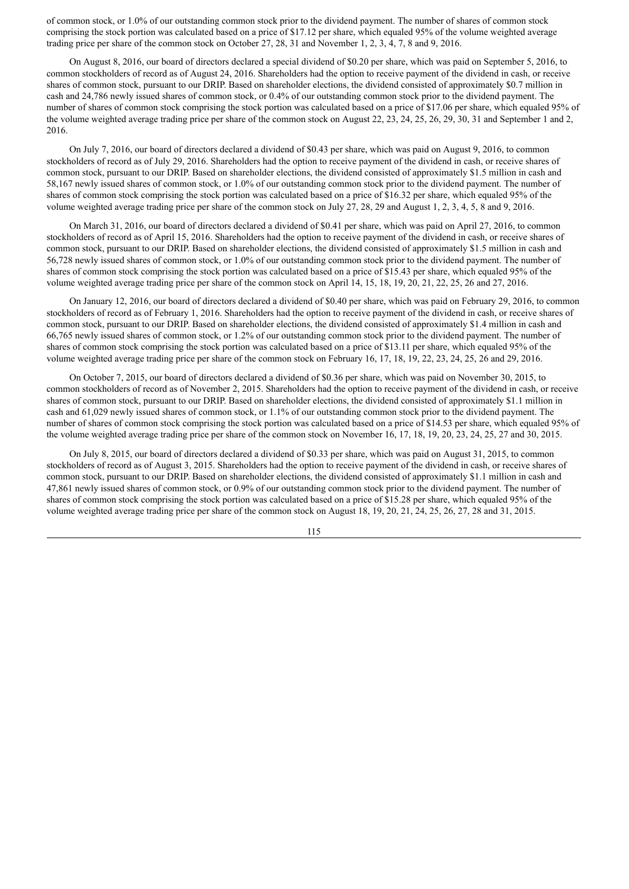of common stock, or 1.0% of our outstanding common stock prior to the dividend payment. The number of shares of common stock comprising the stock portion was calculated based on a price of $17.12 per share, which equaled 95% of the volume weighted average trading price per share of the common stock on October 27, 28, 31 and November 1, 2, 3, 4, 7, 8 and 9, 2016.

On August 8, 2016, our board of directors declared a special dividend of $0.20 per share, which was paid on September 5, 2016, to common stockholders of record as of August 24, 2016. Shareholders had the option to receive payment of the dividend in cash, or receive shares of common stock, pursuant to our DRIP. Based on shareholder elections, the dividend consisted of approximately $0.7 million in cash and 24,786 newly issued shares of common stock, or 0.4% of our outstanding common stock prior to the dividend payment. The number of shares of common stock comprising the stock portion was calculated based on a price of $17.06 per share, which equaled 95% of the volume weighted average trading price per share of the common stock on August 22, 23, 24, 25, 26, 29, 30, 31 and September 1 and 2, 2016.

On July 7, 2016, our board of directors declared a dividend of $0.43 per share, which was paid on August 9, 2016, to common stockholders of record as of July 29, 2016. Shareholders had the option to receive payment of the dividend in cash, or receive shares of common stock, pursuant to our DRIP. Based on shareholder elections, the dividend consisted of approximately $1.5 million in cash and 58,167 newly issued shares of common stock, or 1.0% of our outstanding common stock prior to the dividend payment. The number of shares of common stock comprising the stock portion was calculated based on a price of $16.32 per share, which equaled 95% of the volume weighted average trading price per share of the common stock on July 27, 28, 29 and August 1, 2, 3, 4, 5, 8 and 9, 2016.

On March 31, 2016, our board of directors declared a dividend of $0.41 per share, which was paid on April 27, 2016, to common stockholders of record as of April 15, 2016. Shareholders had the option to receive payment of the dividend in cash, or receive shares of common stock, pursuant to our DRIP. Based on shareholder elections, the dividend consisted of approximately $1.5 million in cash and 56,728 newly issued shares of common stock, or 1.0% of our outstanding common stock prior to the dividend payment. The number of shares of common stock comprising the stock portion was calculated based on a price of $15.43 per share, which equaled 95% of the volume weighted average trading price per share of the common stock on April 14, 15, 18, 19, 20, 21, 22, 25, 26 and 27, 2016.

On January 12, 2016, our board of directors declared a dividend of $0.40 per share, which was paid on February 29, 2016, to common stockholders of record as of February 1, 2016. Shareholders had the option to receive payment of the dividend in cash, or receive shares of common stock, pursuant to our DRIP. Based on shareholder elections, the dividend consisted of approximately $1.4 million in cash and 66,765 newly issued shares of common stock, or 1.2% of our outstanding common stock prior to the dividend payment. The number of shares of common stock comprising the stock portion was calculated based on a price of $13.11 per share, which equaled 95% of the volume weighted average trading price per share of the common stock on February 16, 17, 18, 19, 22, 23, 24, 25, 26 and 29, 2016.

On October 7, 2015, our board of directors declared a dividend of $0.36 per share, which was paid on November 30, 2015, to common stockholders of record as of November 2, 2015. Shareholders had the option to receive payment of the dividend in cash, or receive shares of common stock, pursuant to our DRIP. Based on shareholder elections, the dividend consisted of approximately $1.1 million in cash and 61,029 newly issued shares of common stock, or 1.1% of our outstanding common stock prior to the dividend payment. The number of shares of common stock comprising the stock portion was calculated based on a price of $14.53 per share, which equaled 95% of the volume weighted average trading price per share of the common stock on November 16, 17, 18, 19, 20, 23, 24, 25, 27 and 30, 2015.

On July 8, 2015, our board of directors declared a dividend of $0.33 per share, which was paid on August 31, 2015, to common stockholders of record as of August 3, 2015. Shareholders had the option to receive payment of the dividend in cash, or receive shares of common stock, pursuant to our DRIP. Based on shareholder elections, the dividend consisted of approximately $1.1 million in cash and 47,861 newly issued shares of common stock, or 0.9% of our outstanding common stock prior to the dividend payment. The number of shares of common stock comprising the stock portion was calculated based on a price of $15.28 per share, which equaled 95% of the volume weighted average trading price per share of the common stock on August 18, 19, 20, 21, 24, 25, 26, 27, 28 and 31, 2015.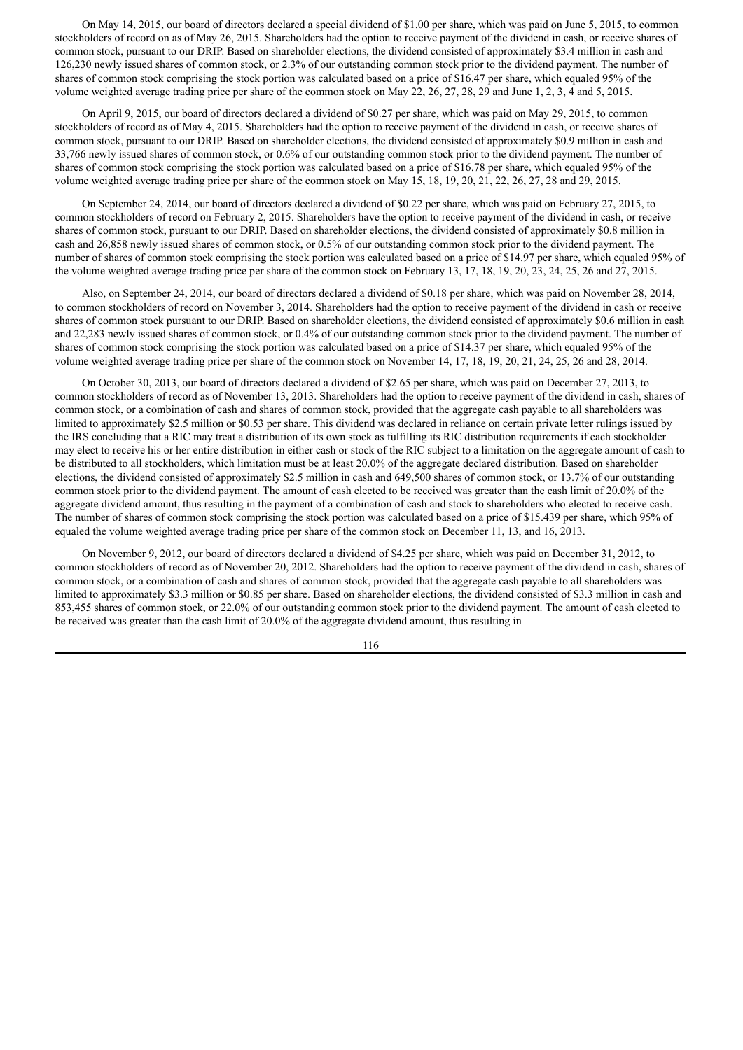On May 14, 2015, our board of directors declared a special dividend of $1.00 per share, which was paid on June 5, 2015, to common stockholders of record on as of May 26, 2015. Shareholders had the option to receive payment of the dividend in cash, or receive shares of common stock, pursuant to our DRIP. Based on shareholder elections, the dividend consisted of approximately $3.4 million in cash and 126,230 newly issued shares of common stock, or 2.3% of our outstanding common stock prior to the dividend payment. The number of shares of common stock comprising the stock portion was calculated based on a price of $16.47 per share, which equaled 95% of the volume weighted average trading price per share of the common stock on May 22, 26, 27, 28, 29 and June 1, 2, 3, 4 and 5, 2015.

On April 9, 2015, our board of directors declared a dividend of $0.27 per share, which was paid on May 29, 2015, to common stockholders of record as of May 4, 2015. Shareholders had the option to receive payment of the dividend in cash, or receive shares of common stock, pursuant to our DRIP. Based on shareholder elections, the dividend consisted of approximately $0.9 million in cash and 33,766 newly issued shares of common stock, or 0.6% of our outstanding common stock prior to the dividend payment. The number of shares of common stock comprising the stock portion was calculated based on a price of $16.78 per share, which equaled 95% of the volume weighted average trading price per share of the common stock on May 15, 18, 19, 20, 21, 22, 26, 27, 28 and 29, 2015.

On September 24, 2014, our board of directors declared a dividend of $0.22 per share, which was paid on February 27, 2015, to common stockholders of record on February 2, 2015. Shareholders have the option to receive payment of the dividend in cash, or receive shares of common stock, pursuant to our DRIP. Based on shareholder elections, the dividend consisted of approximately $0.8 million in cash and 26,858 newly issued shares of common stock, or 0.5% of our outstanding common stock prior to the dividend payment. The number of shares of common stock comprising the stock portion was calculated based on a price of $14.97 per share, which equaled 95% of the volume weighted average trading price per share of the common stock on February 13, 17, 18, 19, 20, 23, 24, 25, 26 and 27, 2015.

Also, on September 24, 2014, our board of directors declared a dividend of $0.18 per share, which was paid on November 28, 2014, to common stockholders of record on November 3, 2014. Shareholders had the option to receive payment of the dividend in cash or receive shares of common stock pursuant to our DRIP. Based on shareholder elections, the dividend consisted of approximately $0.6 million in cash and 22,283 newly issued shares of common stock, or 0.4% of our outstanding common stock prior to the dividend payment. The number of shares of common stock comprising the stock portion was calculated based on a price of $14.37 per share, which equaled 95% of the volume weighted average trading price per share of the common stock on November 14, 17, 18, 19, 20, 21, 24, 25, 26 and 28, 2014.

On October 30, 2013, our board of directors declared a dividend of $2.65 per share, which was paid on December 27, 2013, to common stockholders of record as of November 13, 2013. Shareholders had the option to receive payment of the dividend in cash, shares of common stock, or a combination of cash and shares of common stock, provided that the aggregate cash payable to all shareholders was limited to approximately $2.5 million or $0.53 per share. This dividend was declared in reliance on certain private letter rulings issued by the IRS concluding that a RIC may treat a distribution of its own stock as fulfilling its RIC distribution requirements if each stockholder may elect to receive his or her entire distribution in either cash or stock of the RIC subject to a limitation on the aggregate amount of cash to be distributed to all stockholders, which limitation must be at least 20.0% of the aggregate declared distribution. Based on shareholder elections, the dividend consisted of approximately $2.5 million in cash and 649,500 shares of common stock, or 13.7% of our outstanding common stock prior to the dividend payment. The amount of cash elected to be received was greater than the cash limit of 20.0% of the aggregate dividend amount, thus resulting in the payment of a combination of cash and stock to shareholders who elected to receive cash. The number of shares of common stock comprising the stock portion was calculated based on a price of $15.439 per share, which 95% of equaled the volume weighted average trading price per share of the common stock on December 11, 13, and 16, 2013.

On November 9, 2012, our board of directors declared a dividend of $4.25 per share, which was paid on December 31, 2012, to common stockholders of record as of November 20, 2012. Shareholders had the option to receive payment of the dividend in cash, shares of common stock, or a combination of cash and shares of common stock, provided that the aggregate cash payable to all shareholders was limited to approximately $3.3 million or $0.85 per share. Based on shareholder elections, the dividend consisted of $3.3 million in cash and 853,455 shares of common stock, or 22.0% of our outstanding common stock prior to the dividend payment. The amount of cash elected to be received was greater than the cash limit of 20.0% of the aggregate dividend amount, thus resulting in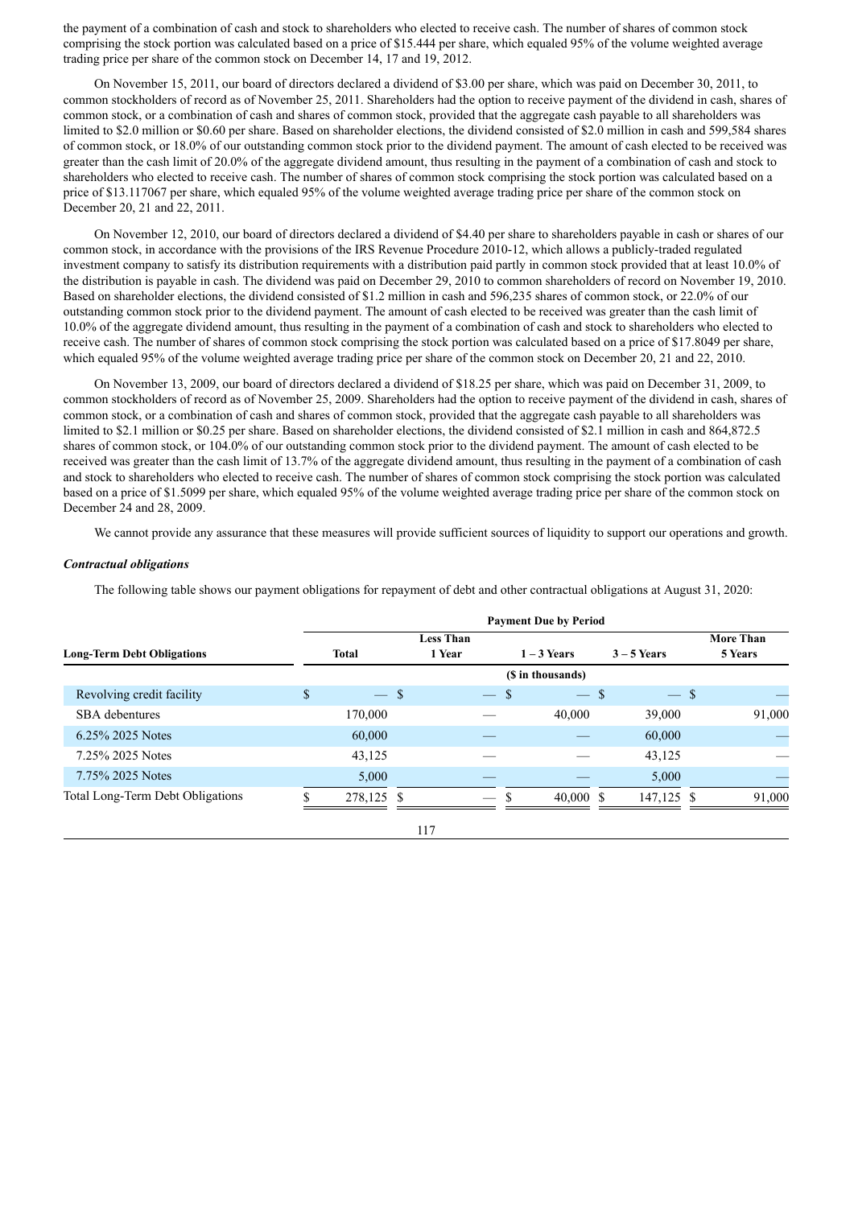the payment of a combination of cash and stock to shareholders who elected to receive cash. The number of shares of common stock comprising the stock portion was calculated based on a price of $15.444 per share, which equaled 95% of the volume weighted average trading price per share of the common stock on December 14, 17 and 19, 2012.

On November 15, 2011, our board of directors declared a dividend of $3.00 per share, which was paid on December 30, 2011, to common stockholders of record as of November 25, 2011. Shareholders had the option to receive payment of the dividend in cash, shares of common stock, or a combination of cash and shares of common stock, provided that the aggregate cash payable to all shareholders was limited to $2.0 million or $0.60 per share. Based on shareholder elections, the dividend consisted of $2.0 million in cash and 599,584 shares of common stock, or 18.0% of our outstanding common stock prior to the dividend payment. The amount of cash elected to be received was greater than the cash limit of 20.0% of the aggregate dividend amount, thus resulting in the payment of a combination of cash and stock to shareholders who elected to receive cash. The number of shares of common stock comprising the stock portion was calculated based on a price of $13.117067 per share, which equaled 95% of the volume weighted average trading price per share of the common stock on December 20, 21 and 22, 2011.

On November 12, 2010, our board of directors declared a dividend of $4.40 per share to shareholders payable in cash or shares of our common stock, in accordance with the provisions of the IRS Revenue Procedure 2010-12, which allows a publicly-traded regulated investment company to satisfy its distribution requirements with a distribution paid partly in common stock provided that at least 10.0% of the distribution is payable in cash. The dividend was paid on December 29, 2010 to common shareholders of record on November 19, 2010. Based on shareholder elections, the dividend consisted of $1.2 million in cash and 596,235 shares of common stock, or 22.0% of our outstanding common stock prior to the dividend payment. The amount of cash elected to be received was greater than the cash limit of 10.0% of the aggregate dividend amount, thus resulting in the payment of a combination of cash and stock to shareholders who elected to receive cash. The number of shares of common stock comprising the stock portion was calculated based on a price of $17.8049 per share, which equaled 95% of the volume weighted average trading price per share of the common stock on December 20, 21 and 22, 2010.

On November 13, 2009, our board of directors declared a dividend of $18.25 per share, which was paid on December 31, 2009, to common stockholders of record as of November 25, 2009. Shareholders had the option to receive payment of the dividend in cash, shares of common stock, or a combination of cash and shares of common stock, provided that the aggregate cash payable to all shareholders was limited to $2.1 million or $0.25 per share. Based on shareholder elections, the dividend consisted of $2.1 million in cash and 864,872.5 shares of common stock, or 104.0% of our outstanding common stock prior to the dividend payment. The amount of cash elected to be received was greater than the cash limit of 13.7% of the aggregate dividend amount, thus resulting in the payment of a combination of cash and stock to shareholders who elected to receive cash. The number of shares of common stock comprising the stock portion was calculated based on a price of $1.5099 per share, which equaled 95% of the volume weighted average trading price per share of the common stock on December 24 and 28, 2009.

We cannot provide any assurance that these measures will provide sufficient sources of liquidity to support our operations and growth.

***Contractual obligations***

The following table shows our payment obligations for repayment of debt and other contractual obligations at August 31, 2020:

| | Payment Due by Period | | | | |
|---|---|---|---|---|---|
| **Long-Term Debt Obligations** | **Total** | **Less Than 1 Year** | **1 – 3 Years** | **3 – 5 Years** | **More Than 5 Years** |
| | ($ in thousands) | | | | |
| Revolving credit facility | $ — | $ — | $ — | $ — | $ — |
| SBA debentures | 170,000 | — | 40,000 | 39,000 | 91,000 |
| 6.25% 2025 Notes | 60,000 | — | — | 60,000 | — |
| 7.25% 2025 Notes | 43,125 | — | — | 43,125 | — |
| 7.75% 2025 Notes | 5,000 | — | — | 5,000 | — |
| Total Long-Term Debt Obligations | $ 278,125 | $ — | $ 40,000 | $ 147,125 | $ 91,000 |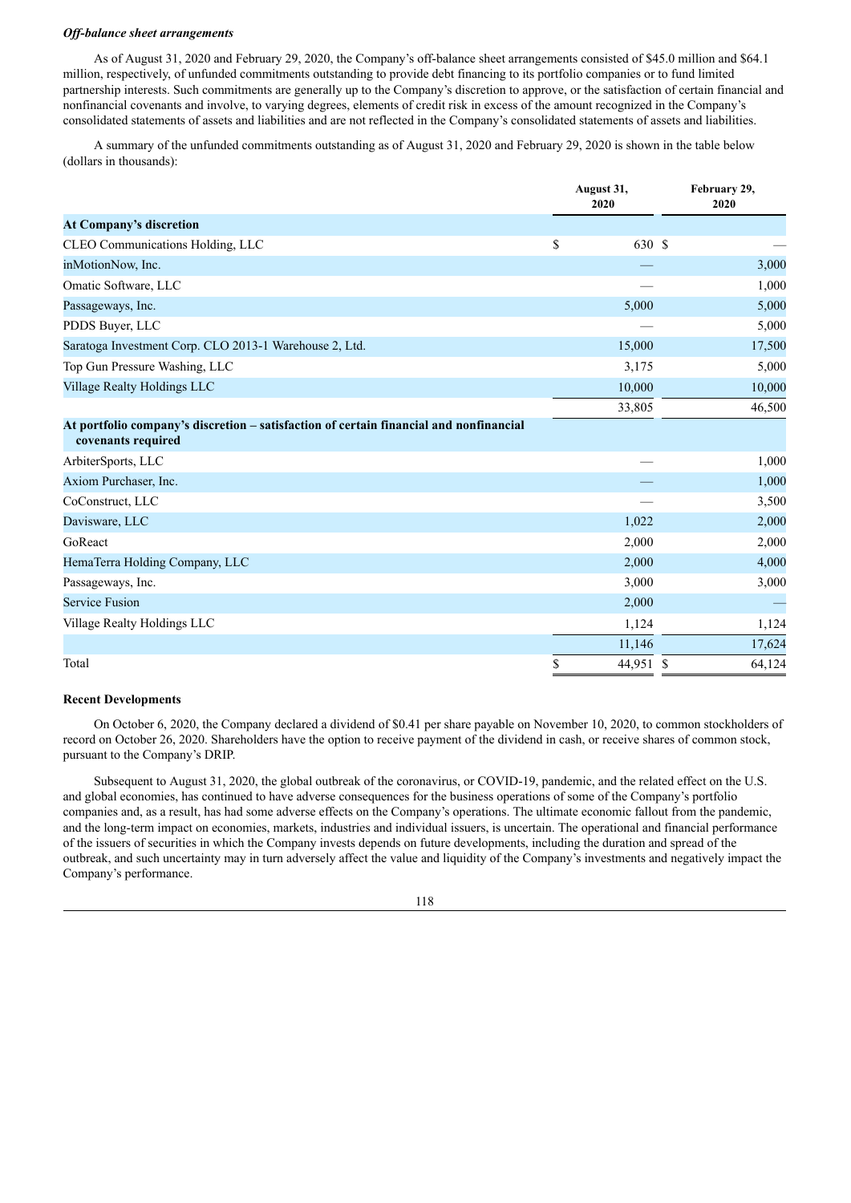***Off-balance sheet arrangements***

As of August 31, 2020 and February 29, 2020, the Company's off-balance sheet arrangements consisted of $45.0 million and $64.1 million, respectively, of unfunded commitments outstanding to provide debt financing to its portfolio companies or to fund limited partnership interests. Such commitments are generally up to the Company's discretion to approve, or the satisfaction of certain financial and nonfinancial covenants and involve, to varying degrees, elements of credit risk in excess of the amount recognized in the Company's consolidated statements of assets and liabilities and are not reflected in the Company's consolidated statements of assets and liabilities.

A summary of the unfunded commitments outstanding as of August 31, 2020 and February 29, 2020 is shown in the table below (dollars in thousands):

| | August 31, 2020 | February 29, 2020 |
|---|---|---|
| **At Company's discretion** | | |
| CLEO Communications Holding, LLC | $ 630 | $ — |
| inMotionNow, Inc. | — | 3,000 |
| Omatic Software, LLC | — | 1,000 |
| Passageways, Inc. | 5,000 | 5,000 |
| PDDS Buyer, LLC | — | 5,000 |
| Saratoga Investment Corp. CLO 2013-1 Warehouse 2, Ltd. | 15,000 | 17,500 |
| Top Gun Pressure Washing, LLC | 3,175 | 5,000 |
| Village Realty Holdings LLC | 10,000 | 10,000 |
| | 33,805 | 46,500 |
| **At portfolio company's discretion – satisfaction of certain financial and nonfinancial covenants required** | | |
| ArbiterSports, LLC | — | 1,000 |
| Axiom Purchaser, Inc. | — | 1,000 |
| CoConstruct, LLC | — | 3,500 |
| Davisware, LLC | 1,022 | 2,000 |
| GoReact | 2,000 | 2,000 |
| HemaTerra Holding Company, LLC | 2,000 | 4,000 |
| Passageways, Inc. | 3,000 | 3,000 |
| Service Fusion | 2,000 | — |
| Village Realty Holdings LLC | 1,124 | 1,124 |
| | 11,146 | 17,624 |
| Total | $ 44,951 | $ 64,124 |

**Recent Developments**

On October 6, 2020, the Company declared a dividend of $0.41 per share payable on November 10, 2020, to common stockholders of record on October 26, 2020. Shareholders have the option to receive payment of the dividend in cash, or receive shares of common stock, pursuant to the Company's DRIP.

Subsequent to August 31, 2020, the global outbreak of the coronavirus, or COVID-19, pandemic, and the related effect on the U.S. and global economies, has continued to have adverse consequences for the business operations of some of the Company's portfolio companies and, as a result, has had some adverse effects on the Company's operations. The ultimate economic fallout from the pandemic, and the long-term impact on economies, markets, industries and individual issuers, is uncertain. The operational and financial performance of the issuers of securities in which the Company invests depends on future developments, including the duration and spread of the outbreak, and such uncertainty may in turn adversely affect the value and liquidity of the Company's investments and negatively impact the Company's performance.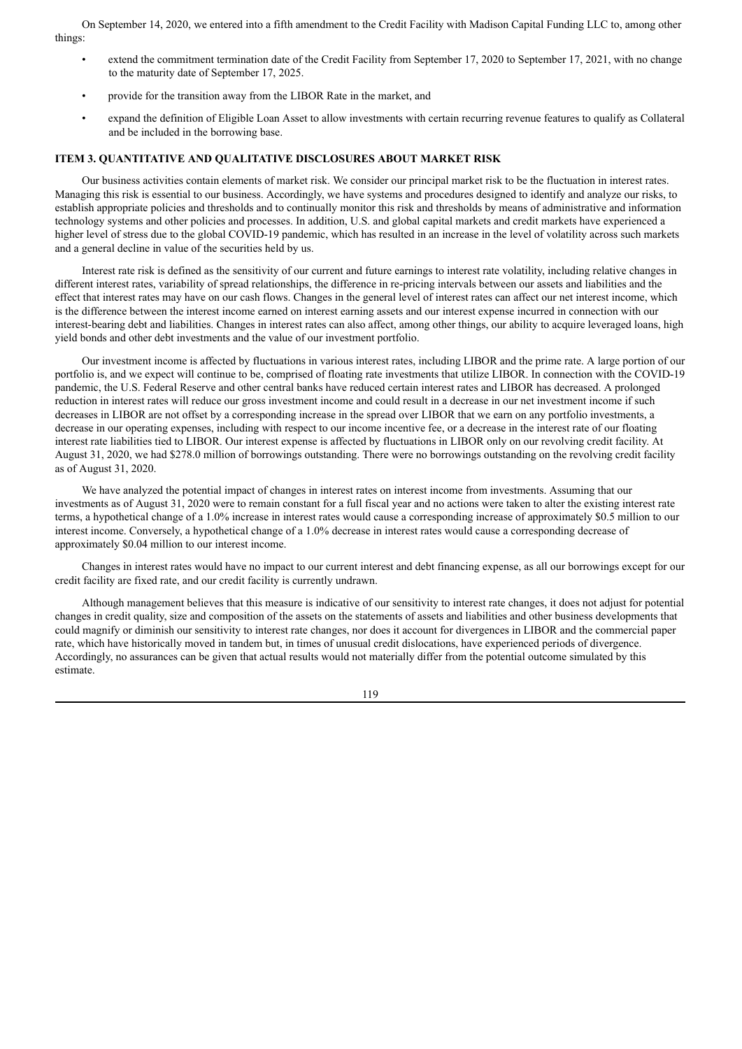On September 14, 2020, we entered into a fifth amendment to the Credit Facility with Madison Capital Funding LLC to, among other things:

- extend the commitment termination date of the Credit Facility from September 17, 2020 to September 17, 2021, with no change to the maturity date of September 17, 2025.
- provide for the transition away from the LIBOR Rate in the market, and
- expand the definition of Eligible Loan Asset to allow investments with certain recurring revenue features to qualify as Collateral and be included in the borrowing base.

## ITEM 3. QUANTITATIVE AND QUALITATIVE DISCLOSURES ABOUT MARKET RISK

Our business activities contain elements of market risk. We consider our principal market risk to be the fluctuation in interest rates. Managing this risk is essential to our business. Accordingly, we have systems and procedures designed to identify and analyze our risks, to establish appropriate policies and thresholds and to continually monitor this risk and thresholds by means of administrative and information technology systems and other policies and processes. In addition, U.S. and global capital markets and credit markets have experienced a higher level of stress due to the global COVID-19 pandemic, which has resulted in an increase in the level of volatility across such markets and a general decline in value of the securities held by us.

Interest rate risk is defined as the sensitivity of our current and future earnings to interest rate volatility, including relative changes in different interest rates, variability of spread relationships, the difference in re-pricing intervals between our assets and liabilities and the effect that interest rates may have on our cash flows. Changes in the general level of interest rates can affect our net interest income, which is the difference between the interest income earned on interest earning assets and our interest expense incurred in connection with our interest-bearing debt and liabilities. Changes in interest rates can also affect, among other things, our ability to acquire leveraged loans, high yield bonds and other debt investments and the value of our investment portfolio.

Our investment income is affected by fluctuations in various interest rates, including LIBOR and the prime rate. A large portion of our portfolio is, and we expect will continue to be, comprised of floating rate investments that utilize LIBOR. In connection with the COVID-19 pandemic, the U.S. Federal Reserve and other central banks have reduced certain interest rates and LIBOR has decreased. A prolonged reduction in interest rates will reduce our gross investment income and could result in a decrease in our net investment income if such decreases in LIBOR are not offset by a corresponding increase in the spread over LIBOR that we earn on any portfolio investments, a decrease in our operating expenses, including with respect to our income incentive fee, or a decrease in the interest rate of our floating interest rate liabilities tied to LIBOR. Our interest expense is affected by fluctuations in LIBOR only on our revolving credit facility. At August 31, 2020, we had $278.0 million of borrowings outstanding. There were no borrowings outstanding on the revolving credit facility as of August 31, 2020.

We have analyzed the potential impact of changes in interest rates on interest income from investments. Assuming that our investments as of August 31, 2020 were to remain constant for a full fiscal year and no actions were taken to alter the existing interest rate terms, a hypothetical change of a 1.0% increase in interest rates would cause a corresponding increase of approximately $0.5 million to our interest income. Conversely, a hypothetical change of a 1.0% decrease in interest rates would cause a corresponding decrease of approximately $0.04 million to our interest income.

Changes in interest rates would have no impact to our current interest and debt financing expense, as all our borrowings except for our credit facility are fixed rate, and our credit facility is currently undrawn.

Although management believes that this measure is indicative of our sensitivity to interest rate changes, it does not adjust for potential changes in credit quality, size and composition of the assets on the statements of assets and liabilities and other business developments that could magnify or diminish our sensitivity to interest rate changes, nor does it account for divergences in LIBOR and the commercial paper rate, which have historically moved in tandem but, in times of unusual credit dislocations, have experienced periods of divergence. Accordingly, no assurances can be given that actual results would not materially differ from the potential outcome simulated by this estimate.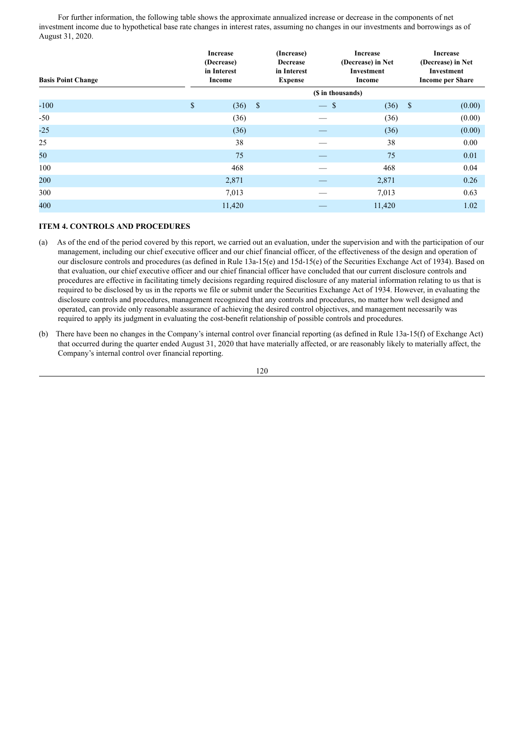For further information, the following table shows the approximate annualized increase or decrease in the components of net investment income due to hypothetical base rate changes in interest rates, assuming no changes in our investments and borrowings as of August 31, 2020.

| Basis Point Change | Increase (Decrease) in Interest Income | (Increase) Decrease in Interest Expense | Increase (Decrease) in Net Investment Income | Increase (Decrease) in Net Investment Income per Share |
|---|---|---|---|---|
| | ($ in thousands) | | | |
| -100 | $ (36) | $ — | $ (36) | $ (0.00) |
| -50 | (36) | — | (36) | (0.00) |
| -25 | (36) | — | (36) | (0.00) |
| 25 | 38 | — | 38 | 0.00 |
| 50 | 75 | — | 75 | 0.01 |
| 100 | 468 | — | 468 | 0.04 |
| 200 | 2,871 | — | 2,871 | 0.26 |
| 300 | 7,013 | — | 7,013 | 0.63 |
| 400 | 11,420 | — | 11,420 | 1.02 |

### ITEM 4. CONTROLS AND PROCEDURES

(a) As of the end of the period covered by this report, we carried out an evaluation, under the supervision and with the participation of our management, including our chief executive officer and our chief financial officer, of the effectiveness of the design and operation of our disclosure controls and procedures (as defined in Rule 13a-15(e) and 15d-15(e) of the Securities Exchange Act of 1934). Based on that evaluation, our chief executive officer and our chief financial officer have concluded that our current disclosure controls and procedures are effective in facilitating timely decisions regarding required disclosure of any material information relating to us that is required to be disclosed by us in the reports we file or submit under the Securities Exchange Act of 1934. However, in evaluating the disclosure controls and procedures, management recognized that any controls and procedures, no matter how well designed and operated, can provide only reasonable assurance of achieving the desired control objectives, and management necessarily was required to apply its judgment in evaluating the cost-benefit relationship of possible controls and procedures.

(b) There have been no changes in the Company's internal control over financial reporting (as defined in Rule 13a-15(f) of Exchange Act) that occurred during the quarter ended August 31, 2020 that have materially affected, or are reasonably likely to materially affect, the Company's internal control over financial reporting.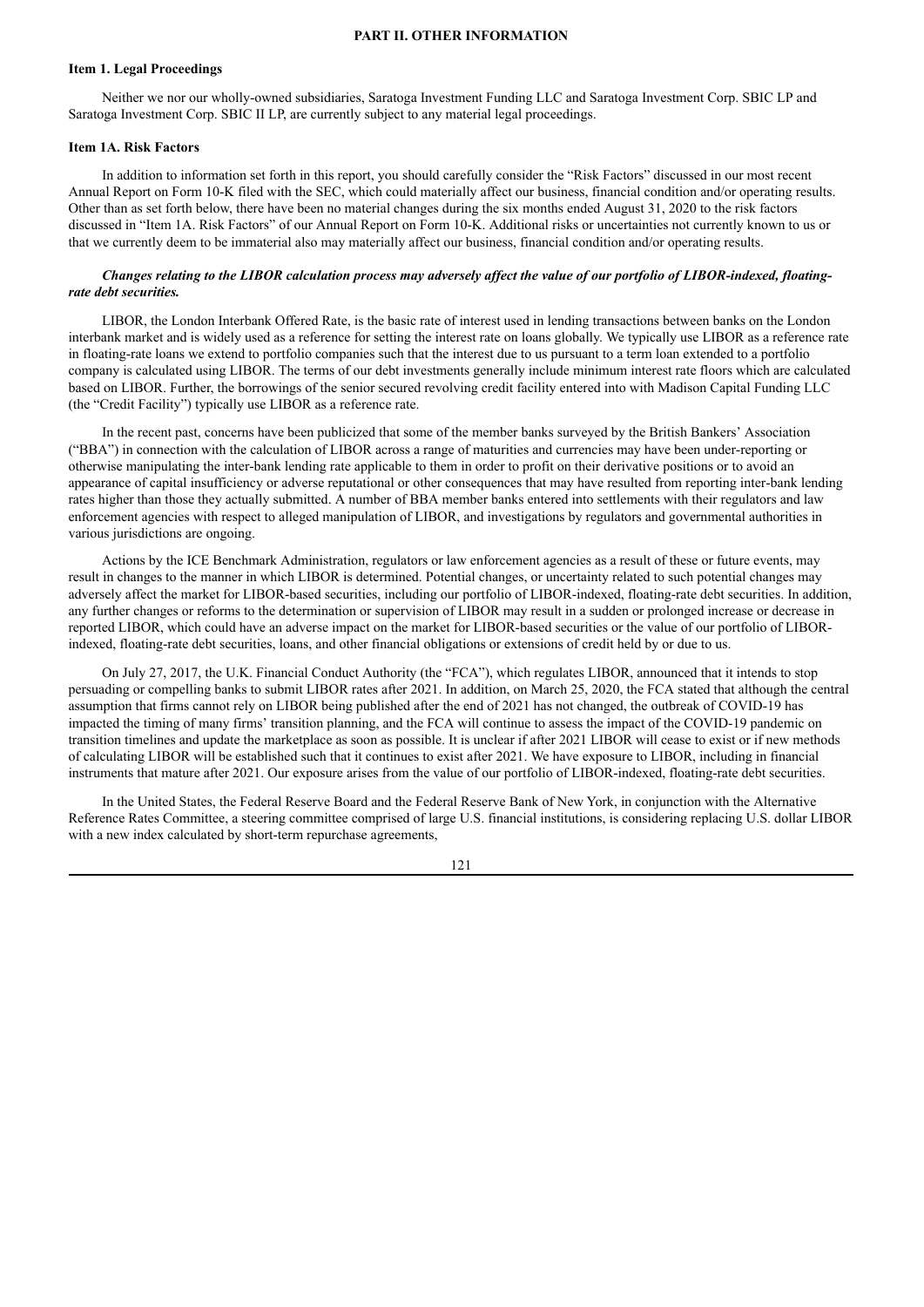# PART II. OTHER INFORMATION

## Item 1. Legal Proceedings

Neither we nor our wholly-owned subsidiaries, Saratoga Investment Funding LLC and Saratoga Investment Corp. SBIC LP and Saratoga Investment Corp. SBIC II LP, are currently subject to any material legal proceedings.

## Item 1A. Risk Factors

In addition to information set forth in this report, you should carefully consider the "Risk Factors" discussed in our most recent Annual Report on Form 10-K filed with the SEC, which could materially affect our business, financial condition and/or operating results. Other than as set forth below, there have been no material changes during the six months ended August 31, 2020 to the risk factors discussed in "Item 1A. Risk Factors" of our Annual Report on Form 10-K. Additional risks or uncertainties not currently known to us or that we currently deem to be immaterial also may materially affect our business, financial condition and/or operating results.

***Changes relating to the LIBOR calculation process may adversely affect the value of our portfolio of LIBOR-indexed, floating-rate debt securities.***

LIBOR, the London Interbank Offered Rate, is the basic rate of interest used in lending transactions between banks on the London interbank market and is widely used as a reference for setting the interest rate on loans globally. We typically use LIBOR as a reference rate in floating-rate loans we extend to portfolio companies such that the interest due to us pursuant to a term loan extended to a portfolio company is calculated using LIBOR. The terms of our debt investments generally include minimum interest rate floors which are calculated based on LIBOR. Further, the borrowings of the senior secured revolving credit facility entered into with Madison Capital Funding LLC (the "Credit Facility") typically use LIBOR as a reference rate.

In the recent past, concerns have been publicized that some of the member banks surveyed by the British Bankers' Association ("BBA") in connection with the calculation of LIBOR across a range of maturities and currencies may have been under-reporting or otherwise manipulating the inter-bank lending rate applicable to them in order to profit on their derivative positions or to avoid an appearance of capital insufficiency or adverse reputational or other consequences that may have resulted from reporting inter-bank lending rates higher than those they actually submitted. A number of BBA member banks entered into settlements with their regulators and law enforcement agencies with respect to alleged manipulation of LIBOR, and investigations by regulators and governmental authorities in various jurisdictions are ongoing.

Actions by the ICE Benchmark Administration, regulators or law enforcement agencies as a result of these or future events, may result in changes to the manner in which LIBOR is determined. Potential changes, or uncertainty related to such potential changes may adversely affect the market for LIBOR-based securities, including our portfolio of LIBOR-indexed, floating-rate debt securities. In addition, any further changes or reforms to the determination or supervision of LIBOR may result in a sudden or prolonged increase or decrease in reported LIBOR, which could have an adverse impact on the market for LIBOR-based securities or the value of our portfolio of LIBOR-indexed, floating-rate debt securities, loans, and other financial obligations or extensions of credit held by or due to us.

On July 27, 2017, the U.K. Financial Conduct Authority (the "FCA"), which regulates LIBOR, announced that it intends to stop persuading or compelling banks to submit LIBOR rates after 2021. In addition, on March 25, 2020, the FCA stated that although the central assumption that firms cannot rely on LIBOR being published after the end of 2021 has not changed, the outbreak of COVID-19 has impacted the timing of many firms' transition planning, and the FCA will continue to assess the impact of the COVID-19 pandemic on transition timelines and update the marketplace as soon as possible. It is unclear if after 2021 LIBOR will cease to exist or if new methods of calculating LIBOR will be established such that it continues to exist after 2021. We have exposure to LIBOR, including in financial instruments that mature after 2021. Our exposure arises from the value of our portfolio of LIBOR-indexed, floating-rate debt securities.

In the United States, the Federal Reserve Board and the Federal Reserve Bank of New York, in conjunction with the Alternative Reference Rates Committee, a steering committee comprised of large U.S. financial institutions, is considering replacing U.S. dollar LIBOR with a new index calculated by short-term repurchase agreements,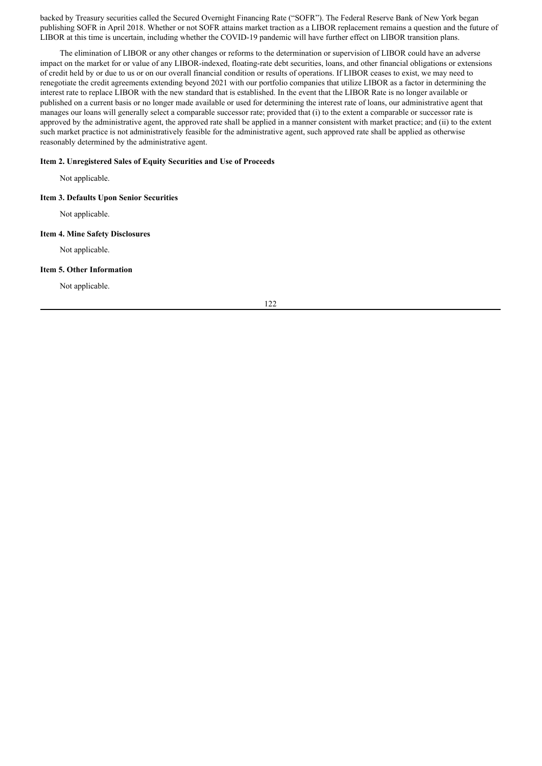backed by Treasury securities called the Secured Overnight Financing Rate ("SOFR"). The Federal Reserve Bank of New York began publishing SOFR in April 2018. Whether or not SOFR attains market traction as a LIBOR replacement remains a question and the future of LIBOR at this time is uncertain, including whether the COVID-19 pandemic will have further effect on LIBOR transition plans.

The elimination of LIBOR or any other changes or reforms to the determination or supervision of LIBOR could have an adverse impact on the market for or value of any LIBOR-indexed, floating-rate debt securities, loans, and other financial obligations or extensions of credit held by or due to us or on our overall financial condition or results of operations. If LIBOR ceases to exist, we may need to renegotiate the credit agreements extending beyond 2021 with our portfolio companies that utilize LIBOR as a factor in determining the interest rate to replace LIBOR with the new standard that is established. In the event that the LIBOR Rate is no longer available or published on a current basis or no longer made available or used for determining the interest rate of loans, our administrative agent that manages our loans will generally select a comparable successor rate; provided that (i) to the extent a comparable or successor rate is approved by the administrative agent, the approved rate shall be applied in a manner consistent with market practice; and (ii) to the extent such market practice is not administratively feasible for the administrative agent, such approved rate shall be applied as otherwise reasonably determined by the administrative agent.

**Item 2. Unregistered Sales of Equity Securities and Use of Proceeds**

Not applicable.

**Item 3. Defaults Upon Senior Securities**

Not applicable.

**Item 4. Mine Safety Disclosures**

Not applicable.

**Item 5. Other Information**

Not applicable.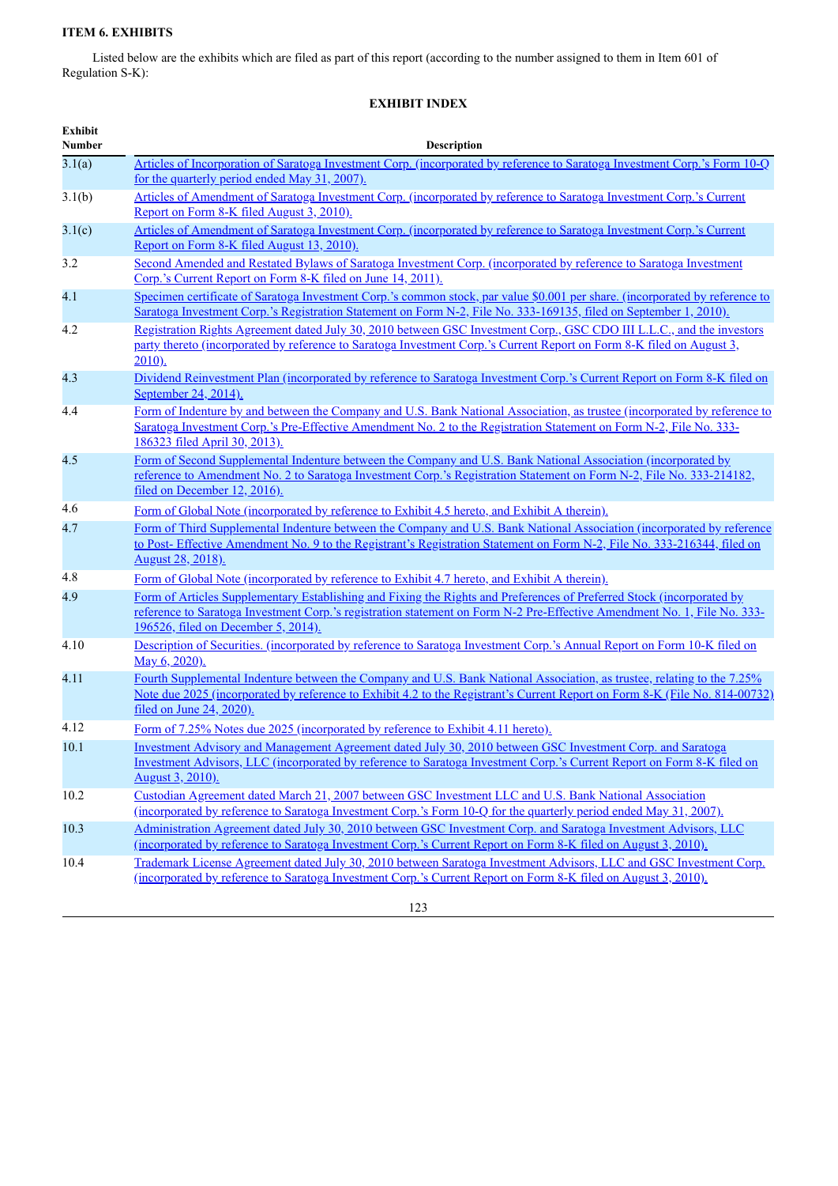### ITEM 6. EXHIBITS

Listed below are the exhibits which are filed as part of this report (according to the number assigned to them in Item 601 of Regulation S-K):

**EXHIBIT INDEX**

| Exhibit Number | Description |
|---|---|
| 3.1(a) | Articles of Incorporation of Saratoga Investment Corp. (incorporated by reference to Saratoga Investment Corp.'s Form 10-Q for the quarterly period ended May 31, 2007). |
| 3.1(b) | Articles of Amendment of Saratoga Investment Corp. (incorporated by reference to Saratoga Investment Corp.'s Current Report on Form 8-K filed August 3, 2010). |
| 3.1(c) | Articles of Amendment of Saratoga Investment Corp. (incorporated by reference to Saratoga Investment Corp.'s Current Report on Form 8-K filed August 13, 2010). |
| 3.2 | Second Amended and Restated Bylaws of Saratoga Investment Corp. (incorporated by reference to Saratoga Investment Corp.'s Current Report on Form 8-K filed on June 14, 2011). |
| 4.1 | Specimen certificate of Saratoga Investment Corp.'s common stock, par value $0.001 per share. (incorporated by reference to Saratoga Investment Corp.'s Registration Statement on Form N-2, File No. 333-169135, filed on September 1, 2010). |
| 4.2 | Registration Rights Agreement dated July 30, 2010 between GSC Investment Corp., GSC CDO III L.L.C., and the investors party thereto (incorporated by reference to Saratoga Investment Corp.'s Current Report on Form 8-K filed on August 3, 2010). |
| 4.3 | Dividend Reinvestment Plan (incorporated by reference to Saratoga Investment Corp.'s Current Report on Form 8-K filed on September 24, 2014). |
| 4.4 | Form of Indenture by and between the Company and U.S. Bank National Association, as trustee (incorporated by reference to Saratoga Investment Corp.'s Pre-Effective Amendment No. 2 to the Registration Statement on Form N-2, File No. 333-186323 filed April 30, 2013). |
| 4.5 | Form of Second Supplemental Indenture between the Company and U.S. Bank National Association (incorporated by reference to Amendment No. 2 to Saratoga Investment Corp.'s Registration Statement on Form N-2, File No. 333-214182, filed on December 12, 2016). |
| 4.6 | Form of Global Note (incorporated by reference to Exhibit 4.5 hereto, and Exhibit A therein). |
| 4.7 | Form of Third Supplemental Indenture between the Company and U.S. Bank National Association (incorporated by reference to Post- Effective Amendment No. 9 to the Registrant's Registration Statement on Form N-2, File No. 333-216344, filed on August 28, 2018). |
| 4.8 | Form of Global Note (incorporated by reference to Exhibit 4.7 hereto, and Exhibit A therein). |
| 4.9 | Form of Articles Supplementary Establishing and Fixing the Rights and Preferences of Preferred Stock (incorporated by reference to Saratoga Investment Corp.'s registration statement on Form N-2 Pre-Effective Amendment No. 1, File No. 333-196526, filed on December 5, 2014). |
| 4.10 | Description of Securities. (incorporated by reference to Saratoga Investment Corp.'s Annual Report on Form 10-K filed on May 6, 2020). |
| 4.11 | Fourth Supplemental Indenture between the Company and U.S. Bank National Association, as trustee, relating to the 7.25% Note due 2025 (incorporated by reference to Exhibit 4.2 to the Registrant's Current Report on Form 8-K (File No. 814-00732) filed on June 24, 2020). |
| 4.12 | Form of 7.25% Notes due 2025 (incorporated by reference to Exhibit 4.11 hereto). |
| 10.1 | Investment Advisory and Management Agreement dated July 30, 2010 between GSC Investment Corp. and Saratoga Investment Advisors, LLC (incorporated by reference to Saratoga Investment Corp.'s Current Report on Form 8-K filed on August 3, 2010). |
| 10.2 | Custodian Agreement dated March 21, 2007 between GSC Investment LLC and U.S. Bank National Association (incorporated by reference to Saratoga Investment Corp.'s Form 10-Q for the quarterly period ended May 31, 2007). |
| 10.3 | Administration Agreement dated July 30, 2010 between GSC Investment Corp. and Saratoga Investment Advisors, LLC (incorporated by reference to Saratoga Investment Corp.'s Current Report on Form 8-K filed on August 3, 2010). |
| 10.4 | Trademark License Agreement dated July 30, 2010 between Saratoga Investment Advisors, LLC and GSC Investment Corp. (incorporated by reference to Saratoga Investment Corp.'s Current Report on Form 8-K filed on August 3, 2010). |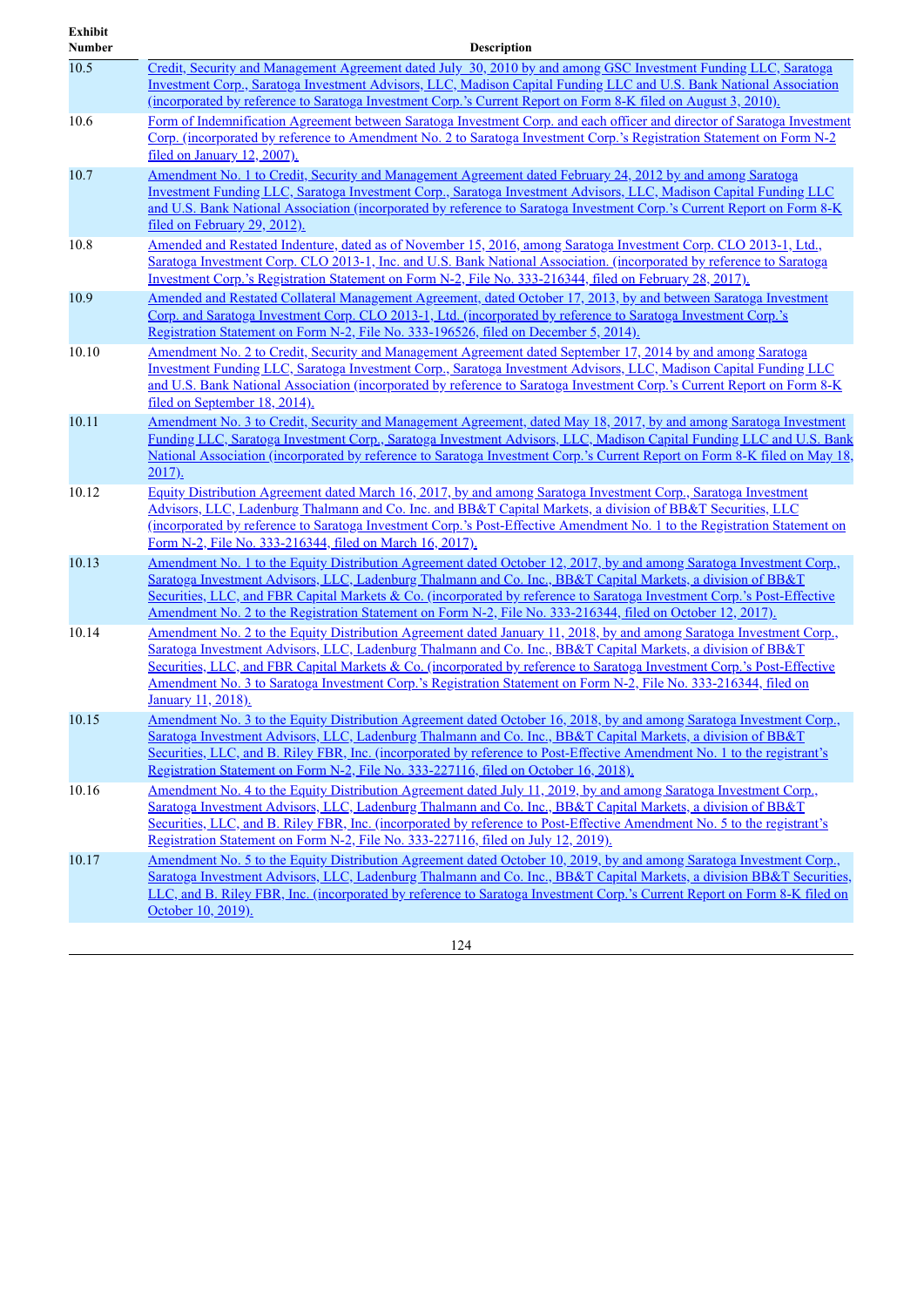| Exhibit Number | Description |
|---|---|
| 10.5 | Credit, Security and Management Agreement dated July 30, 2010 by and among GSC Investment Funding LLC, Saratoga Investment Corp., Saratoga Investment Advisors, LLC, Madison Capital Funding LLC and U.S. Bank National Association (incorporated by reference to Saratoga Investment Corp.'s Current Report on Form 8-K filed on August 3, 2010). |
| 10.6 | Form of Indemnification Agreement between Saratoga Investment Corp. and each officer and director of Saratoga Investment Corp. (incorporated by reference to Amendment No. 2 to Saratoga Investment Corp.'s Registration Statement on Form N-2 filed on January 12, 2007). |
| 10.7 | Amendment No. 1 to Credit, Security and Management Agreement dated February 24, 2012 by and among Saratoga Investment Funding LLC, Saratoga Investment Corp., Saratoga Investment Advisors, LLC, Madison Capital Funding LLC and U.S. Bank National Association (incorporated by reference to Saratoga Investment Corp.'s Current Report on Form 8-K filed on February 29, 2012). |
| 10.8 | Amended and Restated Indenture, dated as of November 15, 2016, among Saratoga Investment Corp. CLO 2013-1, Ltd., Saratoga Investment Corp. CLO 2013-1, Inc. and U.S. Bank National Association. (incorporated by reference to Saratoga Investment Corp.'s Registration Statement on Form N-2, File No. 333-216344, filed on February 28, 2017). |
| 10.9 | Amended and Restated Collateral Management Agreement, dated October 17, 2013, by and between Saratoga Investment Corp. and Saratoga Investment Corp. CLO 2013-1, Ltd. (incorporated by reference to Saratoga Investment Corp.'s Registration Statement on Form N-2, File No. 333-196526, filed on December 5, 2014). |
| 10.10 | Amendment No. 2 to Credit, Security and Management Agreement dated September 17, 2014 by and among Saratoga Investment Funding LLC, Saratoga Investment Corp., Saratoga Investment Advisors, LLC, Madison Capital Funding LLC and U.S. Bank National Association (incorporated by reference to Saratoga Investment Corp.'s Current Report on Form 8-K filed on September 18, 2014). |
| 10.11 | Amendment No. 3 to Credit, Security and Management Agreement, dated May 18, 2017, by and among Saratoga Investment Funding LLC, Saratoga Investment Corp., Saratoga Investment Advisors, LLC, Madison Capital Funding LLC and U.S. Bank National Association (incorporated by reference to Saratoga Investment Corp.'s Current Report on Form 8-K filed on May 18, 2017). |
| 10.12 | Equity Distribution Agreement dated March 16, 2017, by and among Saratoga Investment Corp., Saratoga Investment Advisors, LLC, Ladenburg Thalmann and Co. Inc. and BB&T Capital Markets, a division of BB&T Securities, LLC (incorporated by reference to Saratoga Investment Corp.'s Post-Effective Amendment No. 1 to the Registration Statement on Form N-2, File No. 333-216344, filed on March 16, 2017). |
| 10.13 | Amendment No. 1 to the Equity Distribution Agreement dated October 12, 2017, by and among Saratoga Investment Corp., Saratoga Investment Advisors, LLC, Ladenburg Thalmann and Co. Inc., BB&T Capital Markets, a division of BB&T Securities, LLC, and FBR Capital Markets & Co. (incorporated by reference to Saratoga Investment Corp.'s Post-Effective Amendment No. 2 to the Registration Statement on Form N-2, File No. 333-216344, filed on October 12, 2017). |
| 10.14 | Amendment No. 2 to the Equity Distribution Agreement dated January 11, 2018, by and among Saratoga Investment Corp., Saratoga Investment Advisors, LLC, Ladenburg Thalmann and Co. Inc., BB&T Capital Markets, a division of BB&T Securities, LLC, and FBR Capital Markets & Co. (incorporated by reference to Saratoga Investment Corp.'s Post-Effective Amendment No. 3 to Saratoga Investment Corp.'s Registration Statement on Form N-2, File No. 333-216344, filed on January 11, 2018). |
| 10.15 | Amendment No. 3 to the Equity Distribution Agreement dated October 16, 2018, by and among Saratoga Investment Corp., Saratoga Investment Advisors, LLC, Ladenburg Thalmann and Co. Inc., BB&T Capital Markets, a division of BB&T Securities, LLC, and B. Riley FBR, Inc. (incorporated by reference to Post-Effective Amendment No. 1 to the registrant's Registration Statement on Form N-2, File No. 333-227116, filed on October 16, 2018). |
| 10.16 | Amendment No. 4 to the Equity Distribution Agreement dated July 11, 2019, by and among Saratoga Investment Corp., Saratoga Investment Advisors, LLC, Ladenburg Thalmann and Co. Inc., BB&T Capital Markets, a division of BB&T Securities, LLC, and B. Riley FBR, Inc. (incorporated by reference to Post-Effective Amendment No. 5 to the registrant's Registration Statement on Form N-2, File No. 333-227116, filed on July 12, 2019). |
| 10.17 | Amendment No. 5 to the Equity Distribution Agreement dated October 10, 2019, by and among Saratoga Investment Corp., Saratoga Investment Advisors, LLC, Ladenburg Thalmann and Co. Inc., BB&T Capital Markets, a division BB&T Securities, LLC, and B. Riley FBR, Inc. (incorporated by reference to Saratoga Investment Corp.'s Current Report on Form 8-K filed on October 10, 2019). |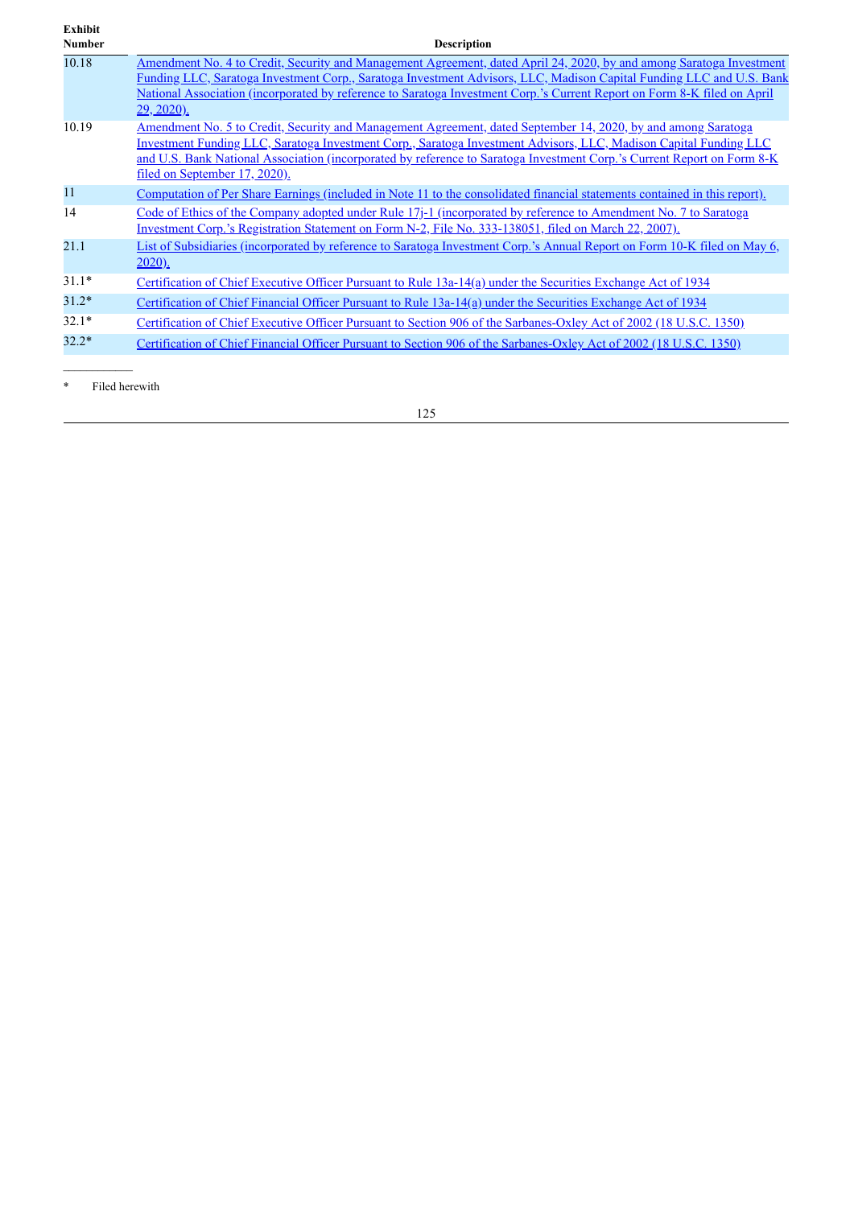| Exhibit Number | Description |
|---|---|
| 10.18 | Amendment No. 4 to Credit, Security and Management Agreement, dated April 24, 2020, by and among Saratoga Investment Funding LLC, Saratoga Investment Corp., Saratoga Investment Advisors, LLC, Madison Capital Funding LLC and U.S. Bank National Association (incorporated by reference to Saratoga Investment Corp.'s Current Report on Form 8-K filed on April 29, 2020). |
| 10.19 | Amendment No. 5 to Credit, Security and Management Agreement, dated September 14, 2020, by and among Saratoga Investment Funding LLC, Saratoga Investment Corp., Saratoga Investment Advisors, LLC, Madison Capital Funding LLC and U.S. Bank National Association (incorporated by reference to Saratoga Investment Corp.'s Current Report on Form 8-K filed on September 17, 2020). |
| 11 | Computation of Per Share Earnings (included in Note 11 to the consolidated financial statements contained in this report). |
| 14 | Code of Ethics of the Company adopted under Rule 17j-1 (incorporated by reference to Amendment No. 7 to Saratoga Investment Corp.'s Registration Statement on Form N-2, File No. 333-138051, filed on March 22, 2007). |
| 21.1 | List of Subsidiaries (incorporated by reference to Saratoga Investment Corp.'s Annual Report on Form 10-K filed on May 6, 2020). |
| 31.1* | Certification of Chief Executive Officer Pursuant to Rule 13a-14(a) under the Securities Exchange Act of 1934 |
| 31.2* | Certification of Chief Financial Officer Pursuant to Rule 13a-14(a) under the Securities Exchange Act of 1934 |
| 32.1* | Certification of Chief Executive Officer Pursuant to Section 906 of the Sarbanes-Oxley Act of 2002 (18 U.S.C. 1350) |
| 32.2* | Certification of Chief Financial Officer Pursuant to Section 906 of the Sarbanes-Oxley Act of 2002 (18 U.S.C. 1350) |

* Filed herewith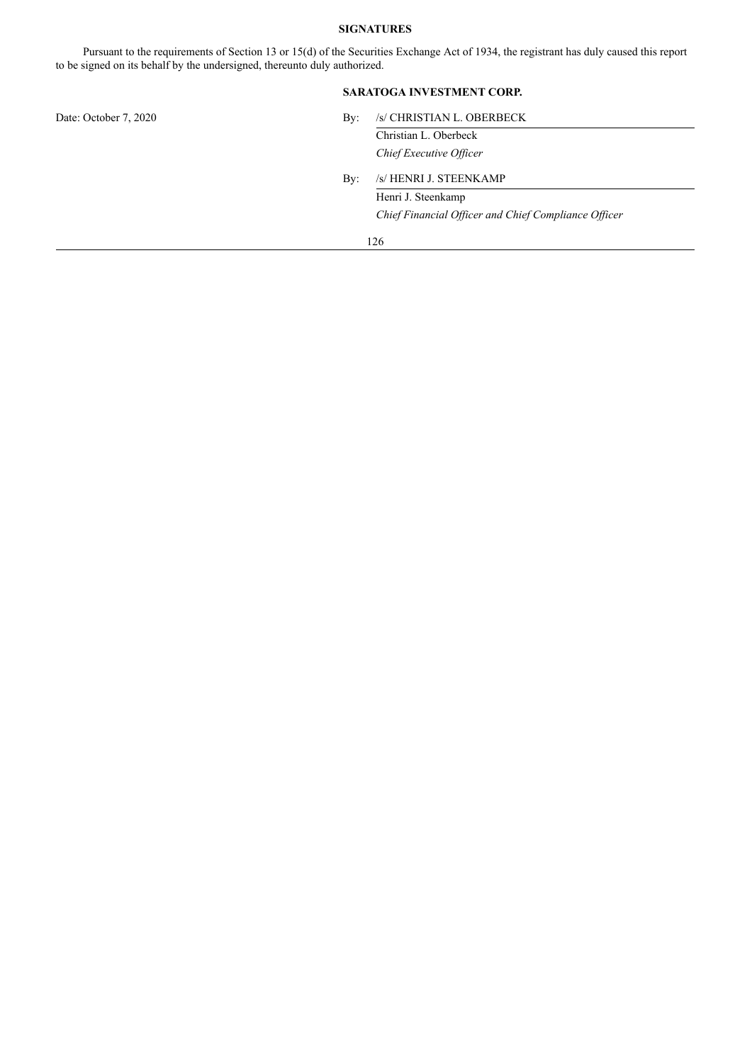**SIGNATURES**

Pursuant to the requirements of Section 13 or 15(d) of the Securities Exchange Act of 1934, the registrant has duly caused this report to be signed on its behalf by the undersigned, thereunto duly authorized.

**SARATOGA INVESTMENT CORP.**

Date: October 7, 2020

By: /s/ CHRISTIAN L. OBERBECK
Christian L. Oberbeck
*Chief Executive Officer*

By: /s/ HENRI J. STEENKAMP
Henri J. Steenkamp
*Chief Financial Officer and Chief Compliance Officer*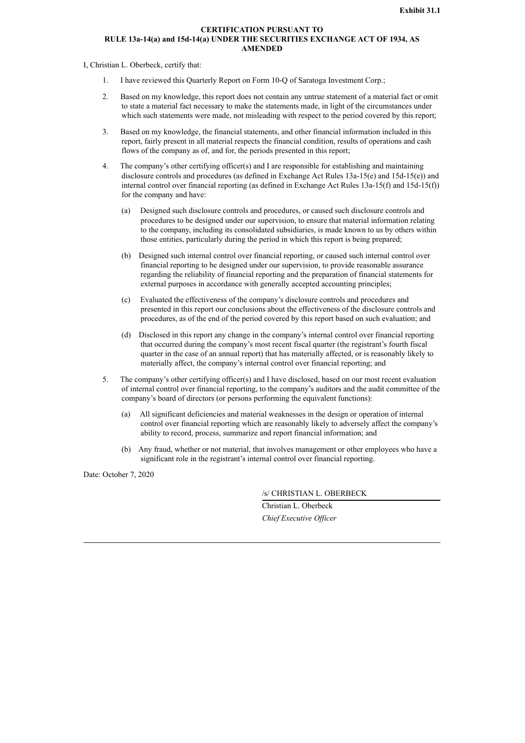**Exhibit 31.1**

**CERTIFICATION PURSUANT TO**
**RULE 13a-14(a) and 15d-14(a) UNDER THE SECURITIES EXCHANGE ACT OF 1934, AS AMENDED**

I, Christian L. Oberbeck, certify that:

1. I have reviewed this Quarterly Report on Form 10-Q of Saratoga Investment Corp.;

2. Based on my knowledge, this report does not contain any untrue statement of a material fact or omit to state a material fact necessary to make the statements made, in light of the circumstances under which such statements were made, not misleading with respect to the period covered by this report;

3. Based on my knowledge, the financial statements, and other financial information included in this report, fairly present in all material respects the financial condition, results of operations and cash flows of the company as of, and for, the periods presented in this report;

4. The company's other certifying officer(s) and I are responsible for establishing and maintaining disclosure controls and procedures (as defined in Exchange Act Rules 13a-15(e) and 15d-15(e)) and internal control over financial reporting (as defined in Exchange Act Rules 13a-15(f) and 15d-15(f)) for the company and have:

   (a) Designed such disclosure controls and procedures, or caused such disclosure controls and procedures to be designed under our supervision, to ensure that material information relating to the company, including its consolidated subsidiaries, is made known to us by others within those entities, particularly during the period in which this report is being prepared;

   (b) Designed such internal control over financial reporting, or caused such internal control over financial reporting to be designed under our supervision, to provide reasonable assurance regarding the reliability of financial reporting and the preparation of financial statements for external purposes in accordance with generally accepted accounting principles;

   (c) Evaluated the effectiveness of the company's disclosure controls and procedures and presented in this report our conclusions about the effectiveness of the disclosure controls and procedures, as of the end of the period covered by this report based on such evaluation; and

   (d) Disclosed in this report any change in the company's internal control over financial reporting that occurred during the company's most recent fiscal quarter (the registrant's fourth fiscal quarter in the case of an annual report) that has materially affected, or is reasonably likely to materially affect, the company's internal control over financial reporting; and

5. The company's other certifying officer(s) and I have disclosed, based on our most recent evaluation of internal control over financial reporting, to the company's auditors and the audit committee of the company's board of directors (or persons performing the equivalent functions):

   (a) All significant deficiencies and material weaknesses in the design or operation of internal control over financial reporting which are reasonably likely to adversely affect the company's ability to record, process, summarize and report financial information; and

   (b) Any fraud, whether or not material, that involves management or other employees who have a significant role in the registrant's internal control over financial reporting.

Date: October 7, 2020

/s/ CHRISTIAN L. OBERBECK

Christian L. Oberbeck

*Chief Executive Officer*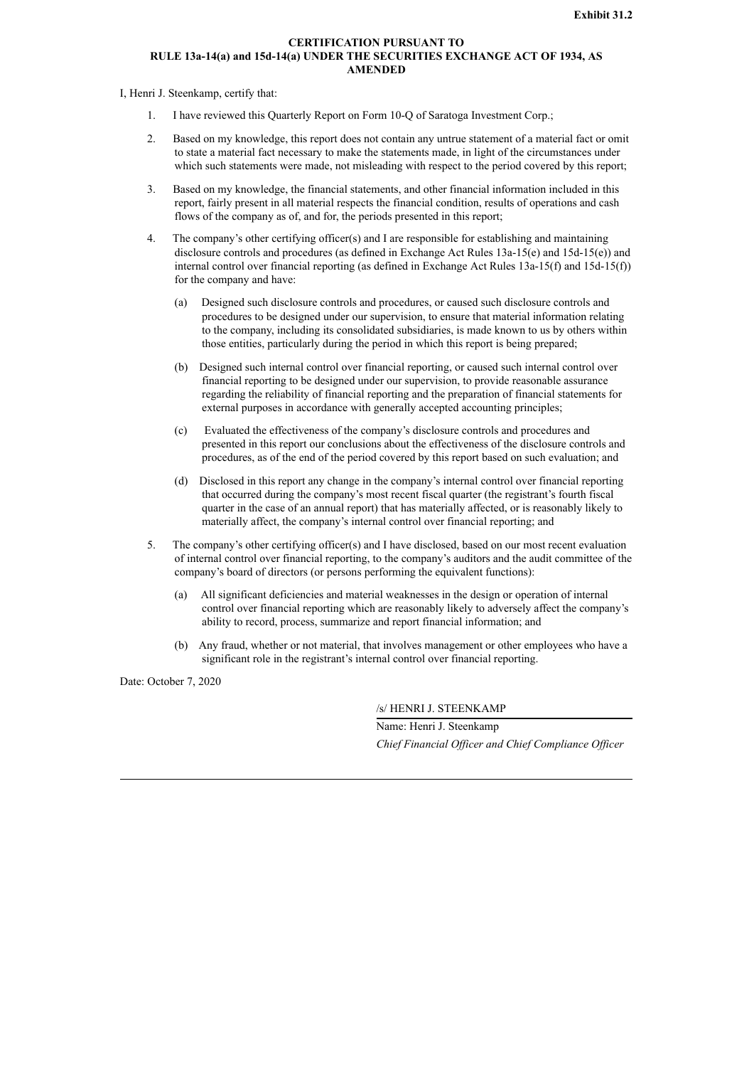**Exhibit 31.2**

**CERTIFICATION PURSUANT TO RULE 13a-14(a) and 15d-14(a) UNDER THE SECURITIES EXCHANGE ACT OF 1934, AS AMENDED**

I, Henri J. Steenkamp, certify that:

1. I have reviewed this Quarterly Report on Form 10-Q of Saratoga Investment Corp.;

2. Based on my knowledge, this report does not contain any untrue statement of a material fact or omit to state a material fact necessary to make the statements made, in light of the circumstances under which such statements were made, not misleading with respect to the period covered by this report;

3. Based on my knowledge, the financial statements, and other financial information included in this report, fairly present in all material respects the financial condition, results of operations and cash flows of the company as of, and for, the periods presented in this report;

4. The company's other certifying officer(s) and I are responsible for establishing and maintaining disclosure controls and procedures (as defined in Exchange Act Rules 13a-15(e) and 15d-15(e)) and internal control over financial reporting (as defined in Exchange Act Rules 13a-15(f) and 15d-15(f)) for the company and have:

   (a) Designed such disclosure controls and procedures, or caused such disclosure controls and procedures to be designed under our supervision, to ensure that material information relating to the company, including its consolidated subsidiaries, is made known to us by others within those entities, particularly during the period in which this report is being prepared;

   (b) Designed such internal control over financial reporting, or caused such internal control over financial reporting to be designed under our supervision, to provide reasonable assurance regarding the reliability of financial reporting and the preparation of financial statements for external purposes in accordance with generally accepted accounting principles;

   (c) Evaluated the effectiveness of the company's disclosure controls and procedures and presented in this report our conclusions about the effectiveness of the disclosure controls and procedures, as of the end of the period covered by this report based on such evaluation; and

   (d) Disclosed in this report any change in the company's internal control over financial reporting that occurred during the company's most recent fiscal quarter (the registrant's fourth fiscal quarter in the case of an annual report) that has materially affected, or is reasonably likely to materially affect, the company's internal control over financial reporting; and

5. The company's other certifying officer(s) and I have disclosed, based on our most recent evaluation of internal control over financial reporting, to the company's auditors and the audit committee of the company's board of directors (or persons performing the equivalent functions):

   (a) All significant deficiencies and material weaknesses in the design or operation of internal control over financial reporting which are reasonably likely to adversely affect the company's ability to record, process, summarize and report financial information; and

   (b) Any fraud, whether or not material, that involves management or other employees who have a significant role in the registrant's internal control over financial reporting.

Date: October 7, 2020

/s/ HENRI J. STEENKAMP

Name: Henri J. Steenkamp

*Chief Financial Officer and Chief Compliance Officer*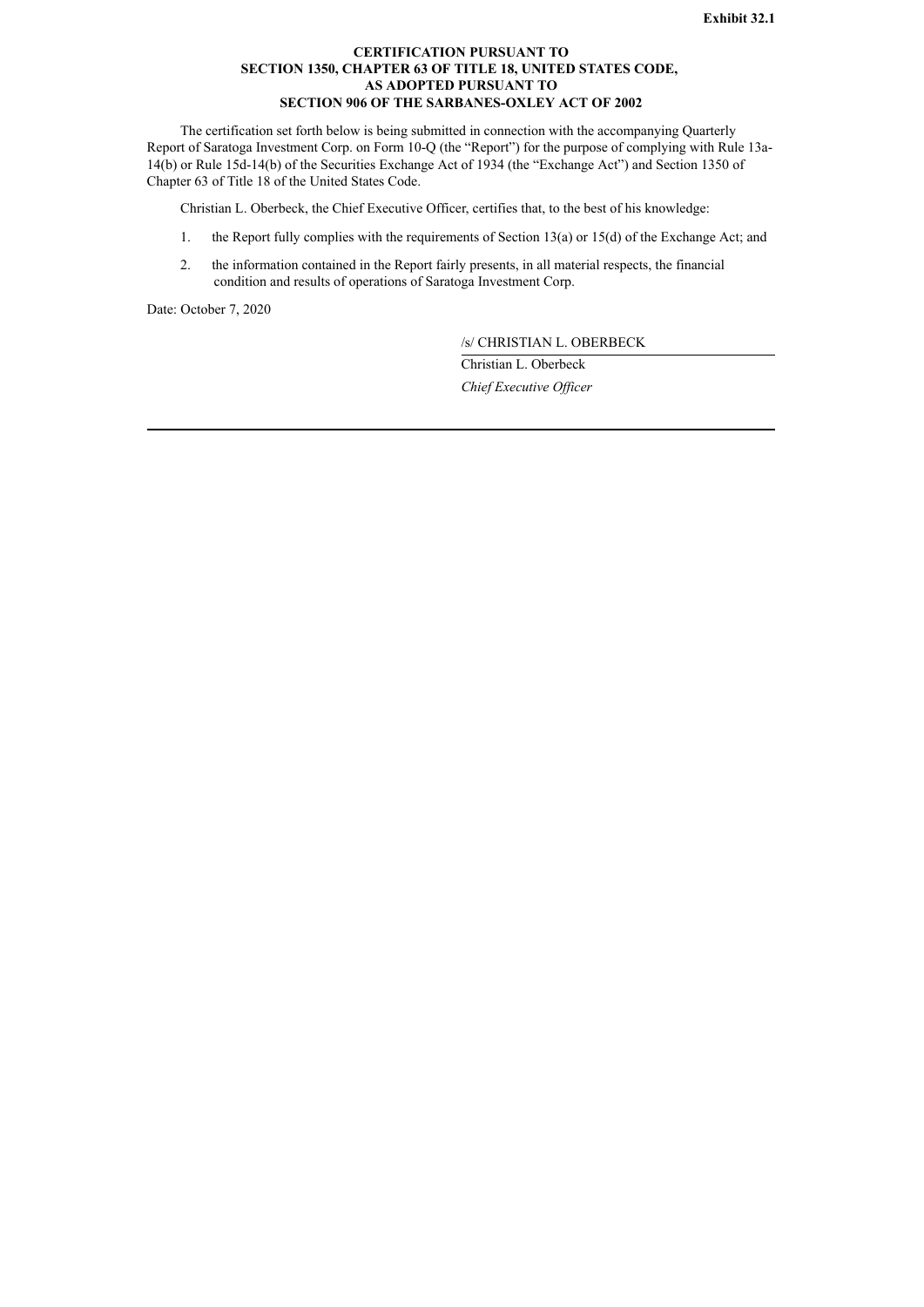**Exhibit 32.1**

**CERTIFICATION PURSUANT TO**
**SECTION 1350, CHAPTER 63 OF TITLE 18, UNITED STATES CODE,**
**AS ADOPTED PURSUANT TO**
**SECTION 906 OF THE SARBANES-OXLEY ACT OF 2002**

The certification set forth below is being submitted in connection with the accompanying Quarterly Report of Saratoga Investment Corp. on Form 10-Q (the "Report") for the purpose of complying with Rule 13a-14(b) or Rule 15d-14(b) of the Securities Exchange Act of 1934 (the "Exchange Act") and Section 1350 of Chapter 63 of Title 18 of the United States Code.

Christian L. Oberbeck, the Chief Executive Officer, certifies that, to the best of his knowledge:

1. the Report fully complies with the requirements of Section 13(a) or 15(d) of the Exchange Act; and
2. the information contained in the Report fairly presents, in all material respects, the financial condition and results of operations of Saratoga Investment Corp.

Date: October 7, 2020

/s/ CHRISTIAN L. OBERBECK

Christian L. Oberbeck

*Chief Executive Officer*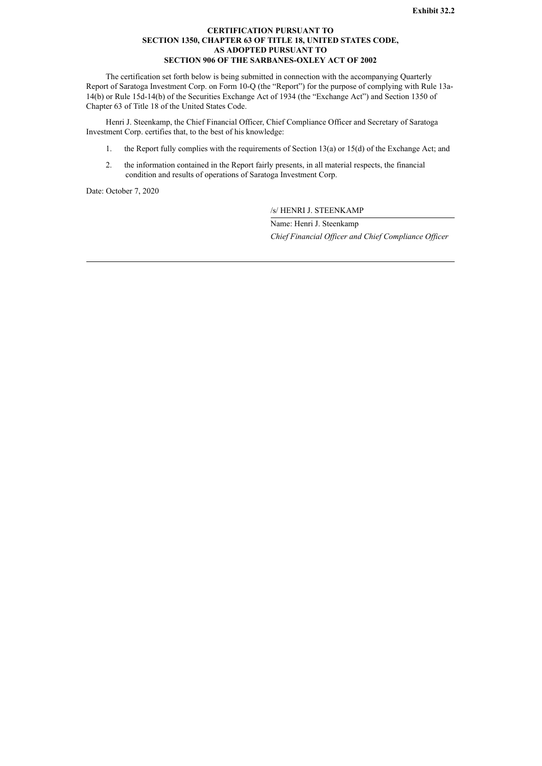**Exhibit 32.2**

**CERTIFICATION PURSUANT TO SECTION 1350, CHAPTER 63 OF TITLE 18, UNITED STATES CODE, AS ADOPTED PURSUANT TO SECTION 906 OF THE SARBANES-OXLEY ACT OF 2002**

The certification set forth below is being submitted in connection with the accompanying Quarterly Report of Saratoga Investment Corp. on Form 10-Q (the "Report") for the purpose of complying with Rule 13a-14(b) or Rule 15d-14(b) of the Securities Exchange Act of 1934 (the "Exchange Act") and Section 1350 of Chapter 63 of Title 18 of the United States Code.

Henri J. Steenkamp, the Chief Financial Officer, Chief Compliance Officer and Secretary of Saratoga Investment Corp. certifies that, to the best of his knowledge:

1. the Report fully complies with the requirements of Section 13(a) or 15(d) of the Exchange Act; and
2. the information contained in the Report fairly presents, in all material respects, the financial condition and results of operations of Saratoga Investment Corp.

Date: October 7, 2020

/s/ HENRI J. STEENKAMP

Name: Henri J. Steenkamp

*Chief Financial Officer and Chief Compliance Officer*